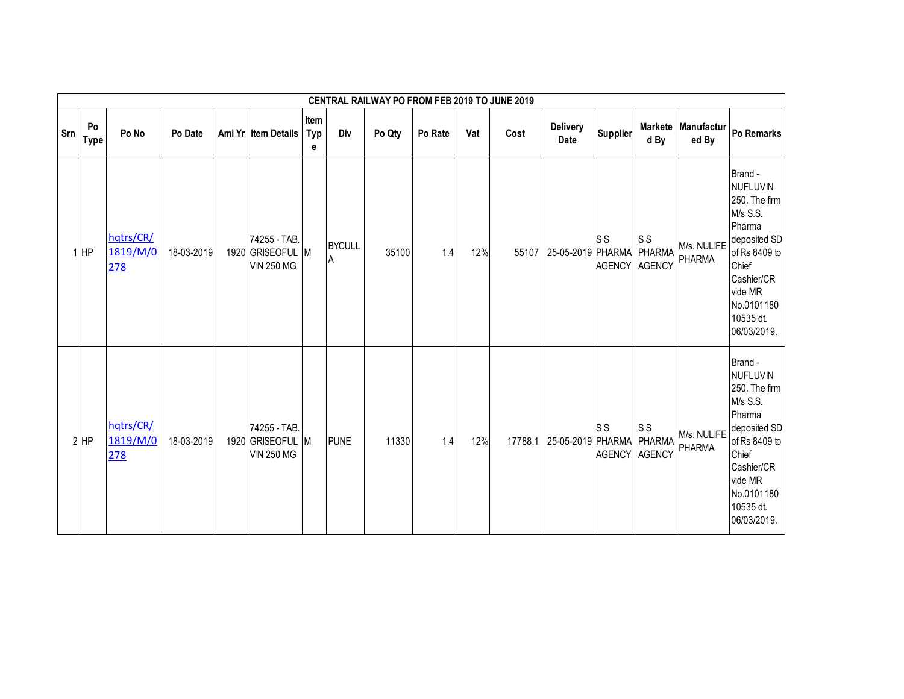| CENTRAL RAILWAY PO FROM FEB 2019 TO JUNE 2019 | | | | | | | | | | | | | | | | | |
|---|---|---|---|---|---|---|---|---|---|---|---|---|---|---|---|---|---|
| Srn | Po Type | Po No | Po Date | Ami Yr | Item Details | Item Type | Div | Po Qty | Po Rate | Vat | Cost | Delivery Date | Supplier | Marketed By | Manufactured By | Po Remarks |
| 1 | HP | hqtrs/CR/1819/M/0278 | 18-03-2019 | 1920 | 74255 - TAB. GRISEOFULVIN 250 MG | M | BYCULLA | 35100 | 1.4 | 12% | 55107 | 25-05-2019 | S S PHARMA AGENCY | S S PHARMA AGENCY | M/s. NULIFE PHARMA | Brand - NUFLUVIN 250. The firm M/s S.S. Pharma deposited SD of Rs 8409 to Chief Cashier/CR vide MR No.010118010535 dt. 06/03/2019. |
| 2 | HP | hqtrs/CR/1819/M/0278 | 18-03-2019 | 1920 | 74255 - TAB. GRISEOFULVIN 250 MG | M | PUNE | 11330 | 1.4 | 12% | 17788.1 | 25-05-2019 | S S PHARMA AGENCY | S S PHARMA AGENCY | M/s. NULIFE PHARMA | Brand - NUFLUVIN 250. The firm M/s S.S. Pharma deposited SD of Rs 8409 to Chief Cashier/CR vide MR No.010118010535 dt. 06/03/2019. |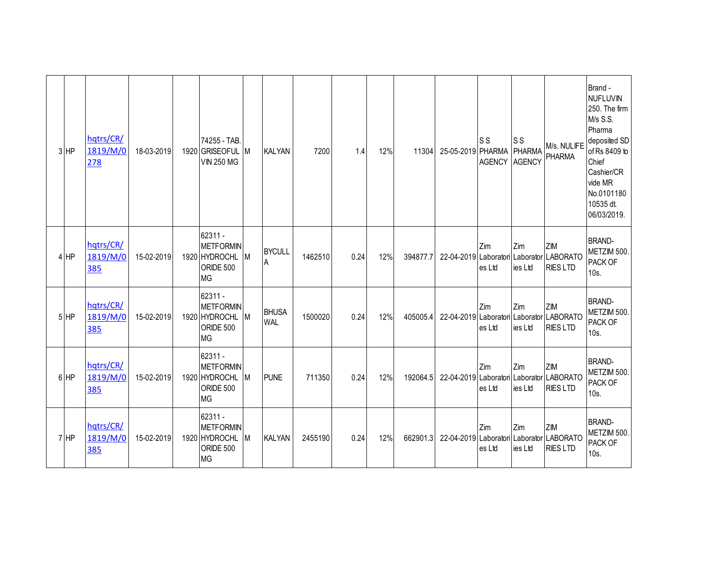| 3 | HP | hqtrs/CR/1819/M/0278 | 18-03-2019 | 1920 | 74255 - TAB. GRISEOFULVIN 250 MG | M | KALYAN | 7200 | 1.4 | 12% | 11304 | 25-05-2019 | S S PHARMA AGENCY | S S PHARMA AGENCY | M/s. NULIFE PHARMA | Brand - NUFLUVIN 250. The firm M/s S.S. Pharma deposited SD of Rs 8409 to Chief Cashier/CR vide MR No.010118010535 dt. 06/03/2019. |
|---|---|---|---|---|---|---|---|---|---|---|---|---|---|---|---|---|
| 4 | HP | hqtrs/CR/1819/M/0385 | 15-02-2019 | 1920 | 62311 - METFORMIN HYDROCHLORIDE 500 MG | M | BYCULLA | 1462510 | 0.24 | 12% | 394877.7 | 22-04-2019 | Zim Laboratories Ltd | Zim Laboratories Ltd | ZIM LABORATORIES LTD | BRAND- METZIM 500. PACK OF 10s. |
| 5 | HP | hqtrs/CR/1819/M/0385 | 15-02-2019 | 1920 | 62311 - METFORMIN HYDROCHLORIDE 500 MG | M | BHUSAWAL | 1500020 | 0.24 | 12% | 405005.4 | 22-04-2019 | Zim Laboratories Ltd | Zim Laboratories Ltd | ZIM LABORATORIES LTD | BRAND- METZIM 500. PACK OF 10s. |
| 6 | HP | hqtrs/CR/1819/M/0385 | 15-02-2019 | 1920 | 62311 - METFORMIN HYDROCHLORIDE 500 MG | M | PUNE | 711350 | 0.24 | 12% | 192064.5 | 22-04-2019 | Zim Laboratories Ltd | Zim Laboratories Ltd | ZIM LABORATORIES LTD | BRAND- METZIM 500. PACK OF 10s. |
| 7 | HP | hqtrs/CR/1819/M/0385 | 15-02-2019 | 1920 | 62311 - METFORMIN HYDROCHLORIDE 500 MG | M | KALYAN | 2455190 | 0.24 | 12% | 662901.3 | 22-04-2019 | Zim Laboratories Ltd | Zim Laboratories Ltd | ZIM LABORATORIES LTD | BRAND- METZIM 500. PACK OF 10s. |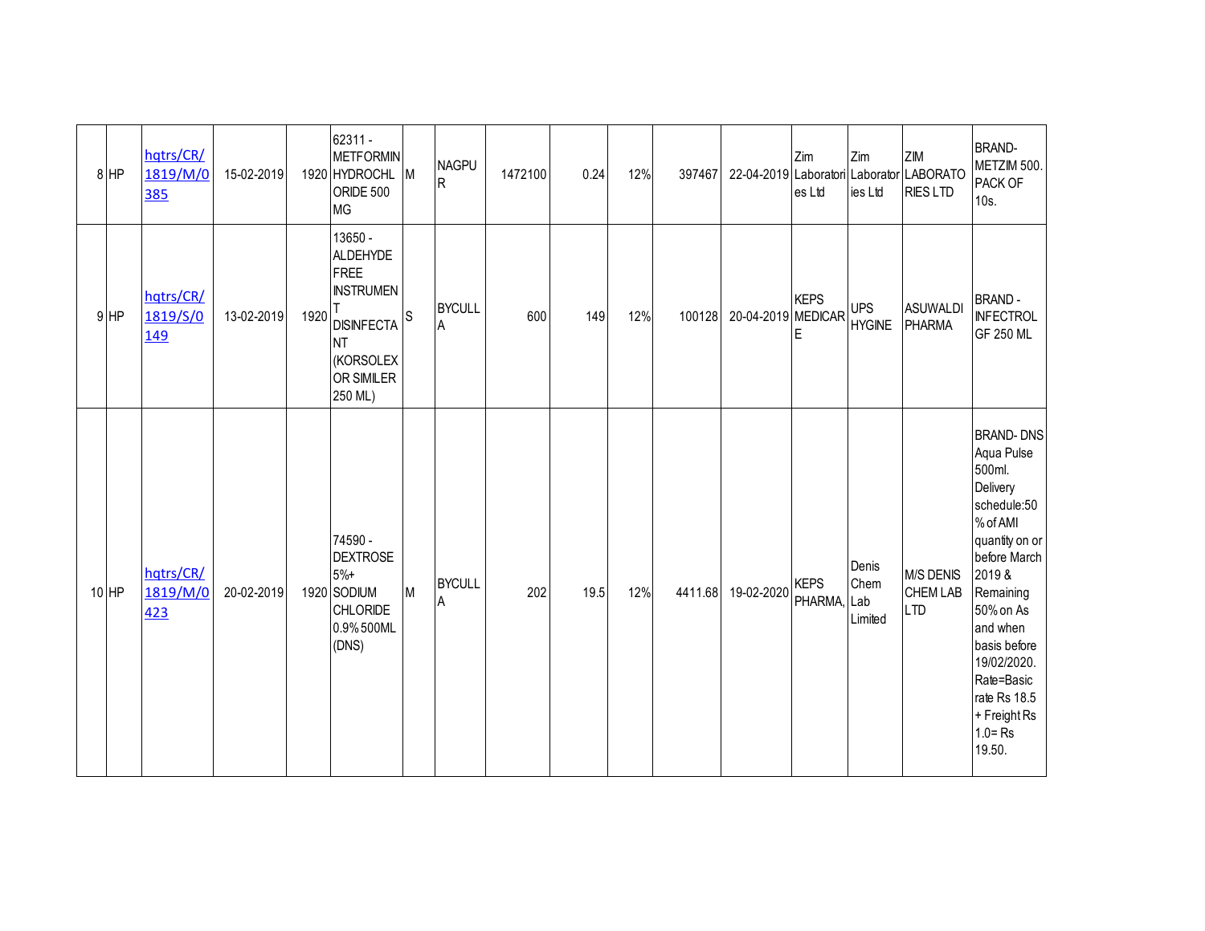| 8 | HP | hqtrs/CR/1819/M/0385 | 15-02-2019 | 1920 | 62311 - METFORMIN HYDROCHLORIDE 500 MG | M | NAGPUR | 1472100 | 0.24 | 12% | 397467 | 22-04-2019 | Zim Laboratories Ltd | Zim Laboratories Ltd | ZIM LABORATORIES LTD | BRAND- METZIM 500. PACK OF 10s. |
|---|---|---|---|---|---|---|---|---|---|---|---|---|---|---|---|---|
| 9 | HP | hqtrs/CR/1819/S/0149 | 13-02-2019 | 1920 | 13650 - ALDEHYDE FREE INSTRUMENT DISINFECTANT (KORSOLEX OR SIMILER 250 ML) | S | BYCULLA | 600 | 149 | 12% | 100128 | 20-04-2019 | KEPS MEDICARE | UPS HYGINE | ASUWALDI PHARMA | BRAND - INFECTROL GF 250 ML |
| 10 | HP | hqtrs/CR/1819/M/0423 | 20-02-2019 | 1920 | 74590 - DEXTROSE 5%+ SODIUM CHLORIDE 0.9% 500ML (DNS) | M | BYCULLA | 202 | 19.5 | 12% | 4411.68 | 19-02-2020 | KEPS PHARMA, | Denis Chem Lab Limited | M/S DENIS CHEM LAB LTD | BRAND- DNS Aqua Pulse 500ml. Delivery schedule:50 % of AMI quantity on or before March 2019 & Remaining 50% on As and when basis before 19/02/2020. Rate=Basic rate Rs 18.5 + Freight Rs 1.0= Rs 19.50. |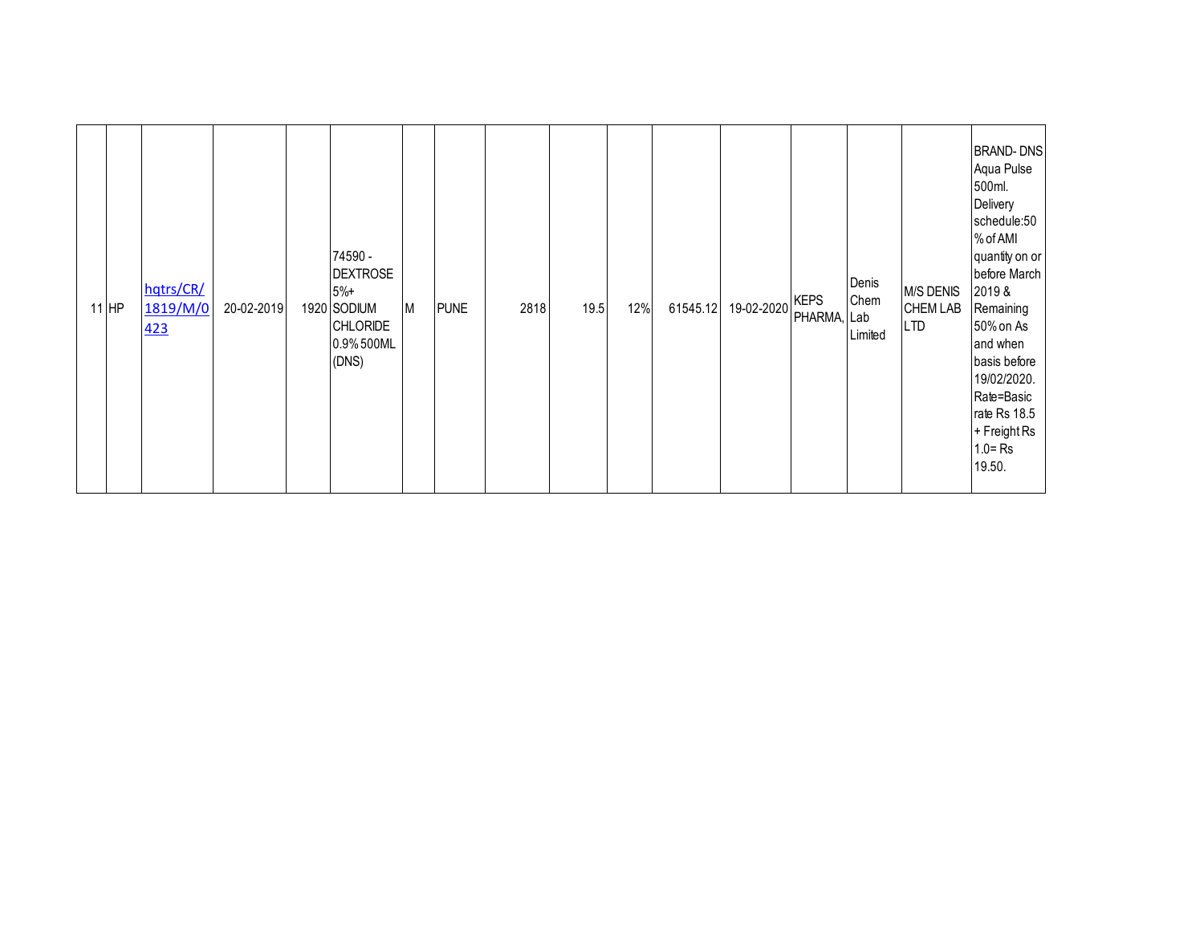| | | | | | | | | | | | | | | | | |
|---|---|---|---|---|---|---|---|---|---|---|---|---|---|---|---|---|
| 11 | HP | hqtrs/CR/1819/M/0423 | 20-02-2019 | 1920 | 74590 - DEXTROSE 5%+ SODIUM CHLORIDE 0.9% 500ML (DNS) | M | PUNE | 2818 | 19.5 | 12% | 61545.12 | 19-02-2020 | KEPS PHARMA, | Denis Chem Lab Limited | M/S DENIS CHEM LAB LTD | BRAND- DNS Aqua Pulse 500ml. Delivery schedule:50 % of AMI quantity on or before March 2019 & Remaining 50% on As and when basis before 19/02/2020. Rate=Basic rate Rs 18.5 + Freight Rs 1.0= Rs 19.50. |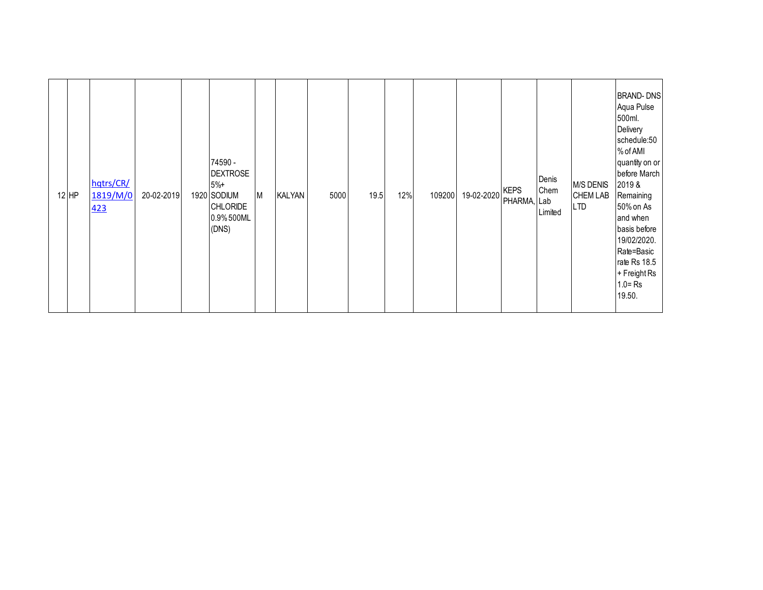| | | | | | | | | | | | | | | | | |
|---|---|---|---|---|---|---|---|---|---|---|---|---|---|---|---|---|
| 12 | HP | hqtrs/CR/1819/M/0423 | 20-02-2019 | 1920 | 74590 - DEXTROSE 5%+ SODIUM CHLORIDE 0.9% 500ML (DNS) | M | KALYAN | 5000 | 19.5 | 12% | 109200 | 19-02-2020 | KEPS PHARMA, | Denis Chem Lab Limited | M/S DENIS CHEM LAB LTD | BRAND- DNS Aqua Pulse 500ml. Delivery schedule:50 % of AMI quantity on or before March 2019 & Remaining 50% on As and when basis before 19/02/2020. Rate=Basic rate Rs 18.5 + Freight Rs 1.0= Rs 19.50. |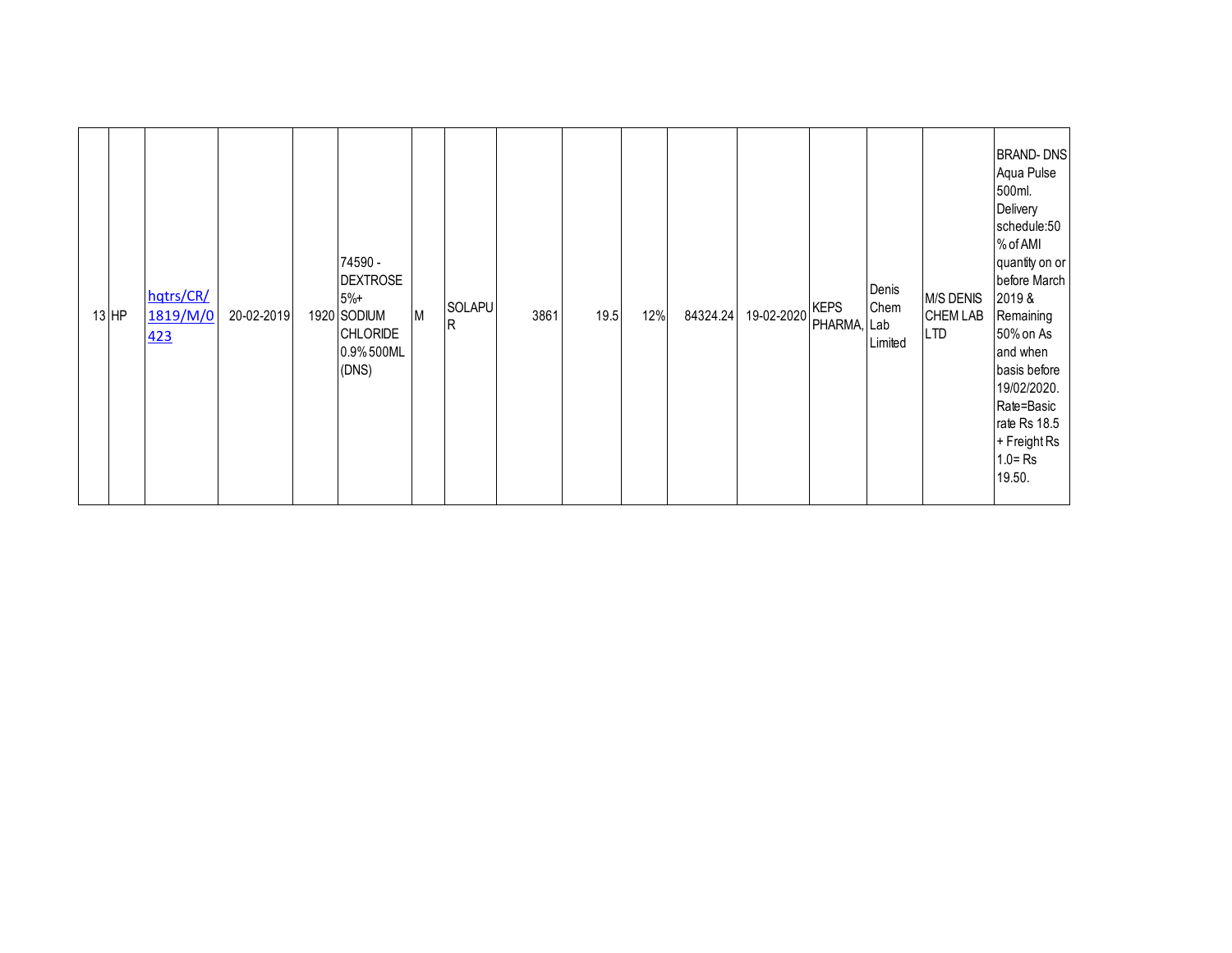| | | | | | | | | | | | | | | | | |
|---|---|---|---|---|---|---|---|---|---|---|---|---|---|---|---|---|
| 13 | HP | hqtrs/CR/1819/M/0423 | 20-02-2019 | 1920 | 74590 - DEXTROSE 5%+ SODIUM CHLORIDE 0.9% 500ML (DNS) | M | SOLAPUR | 3861 | 19.5 | 12% | 84324.24 | 19-02-2020 | KEPS PHARMA, | Denis Chem Lab Limited | M/S DENIS CHEM LAB LTD | BRAND- DNS Aqua Pulse 500ml. Delivery schedule:50 % of AMI quantity on or before March 2019 & Remaining 50% on As and when basis before 19/02/2020. Rate=Basic rate Rs 18.5 + Freight Rs 1.0= Rs 19.50. |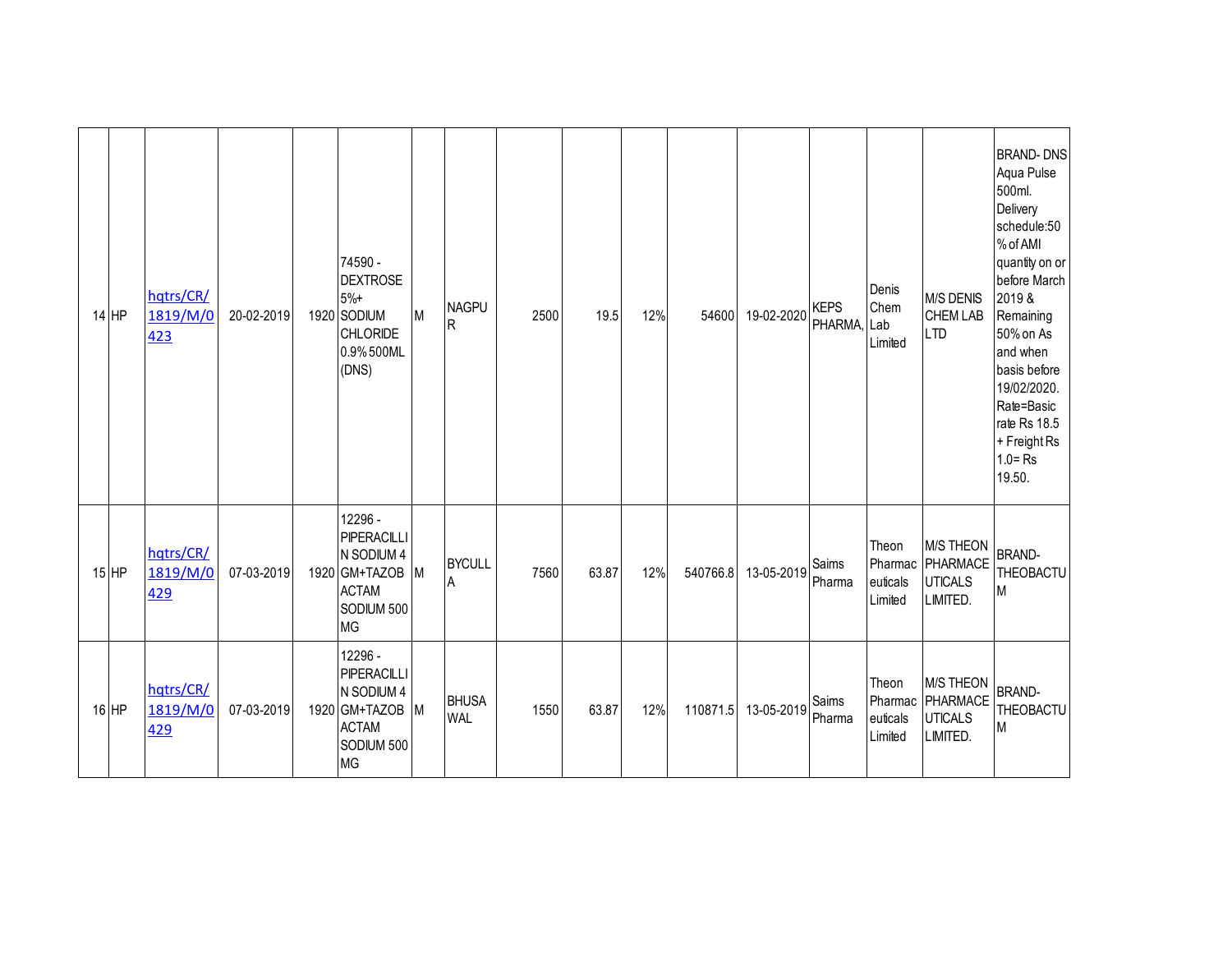| | | | | | | | | | | | | | | | | |
|---|---|---|---|---|---|---|---|---|---|---|---|---|---|---|---|---|
| 14 | HP | hqtrs/CR/1819/M/0423 | 20-02-2019 | 1920 | 74590 - DEXTROSE 5%+ SODIUM CHLORIDE 0.9% 500ML (DNS) | M | NAGPUR | 2500 | 19.5 | 12% | 54600 | 19-02-2020 | KEPS PHARMA, | Denis Chem Lab Limited | M/S DENIS CHEM LAB LTD | BRAND- DNS Aqua Pulse 500ml. Delivery schedule:50 % of AMI quantity on or before March 2019 & Remaining 50% on As and when basis before 19/02/2020. Rate=Basic rate Rs 18.5 + Freight Rs 1.0= Rs 19.50. |
| 15 | HP | hqtrs/CR/1819/M/0429 | 07-03-2019 | 1920 | 12296 - PIPERACILLIN SODIUM 4 GM+TAZOBACTAM SODIUM 500 MG | M | BYCULLA | 7560 | 63.87 | 12% | 540766.8 | 13-05-2019 | Saims Pharma | Theon Pharmaceuticals Limited | M/S THEON PHARMACEUTICALS LIMITED. | BRAND- THEOBACTUM |
| 16 | HP | hqtrs/CR/1819/M/0429 | 07-03-2019 | 1920 | 12296 - PIPERACILLIN SODIUM 4 GM+TAZOBACTAM SODIUM 500 MG | M | BHUSAWAL | 1550 | 63.87 | 12% | 110871.5 | 13-05-2019 | Saims Pharma | Theon Pharmaceuticals Limited | M/S THEON PHARMACEUTICALS LIMITED. | BRAND- THEOBACTUM |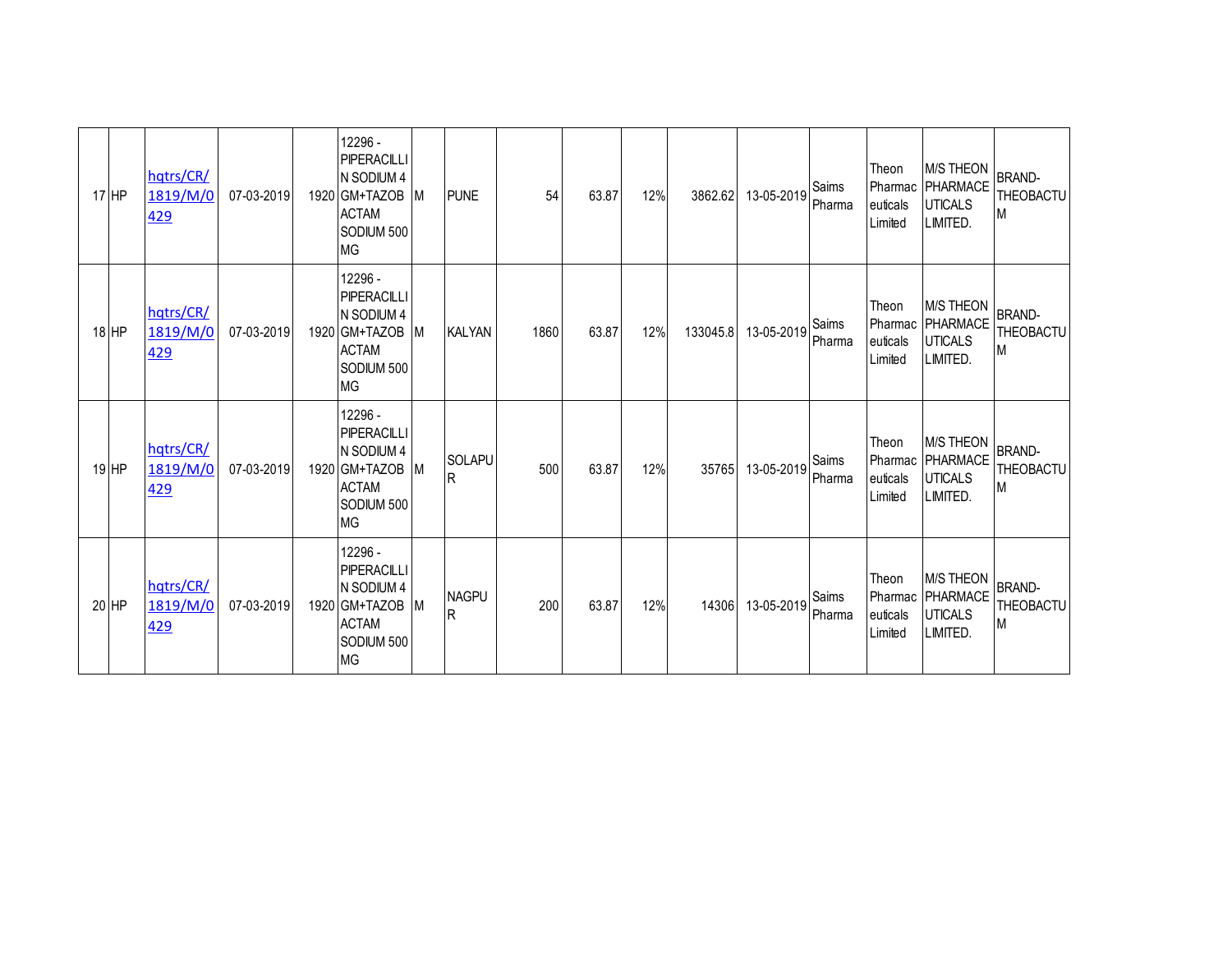| 17 | HP | hqtrs/CR/1819/M/0429 | 07-03-2019 | 1920 | 12296 - PIPERACILLIN SODIUM 4 GM+TAZOBACTAM SODIUM 500 MG | M | PUNE | 54 | 63.87 | 12% | 3862.62 | 13-05-2019 | Saims Pharma | Theon Pharmaceuticals Limited | M/S THEON PHARMACEUTICALS LIMITED. | BRAND-THEOBACTUM |
|---|---|---|---|---|---|---|---|---|---|---|---|---|---|---|---|---|
| 18 | HP | hqtrs/CR/1819/M/0429 | 07-03-2019 | 1920 | 12296 - PIPERACILLIN SODIUM 4 GM+TAZOBACTAM SODIUM 500 MG | M | KALYAN | 1860 | 63.87 | 12% | 133045.8 | 13-05-2019 | Saims Pharma | Theon Pharmaceuticals Limited | M/S THEON PHARMACEUTICALS LIMITED. | BRAND-THEOBACTUM |
| 19 | HP | hqtrs/CR/1819/M/0429 | 07-03-2019 | 1920 | 12296 - PIPERACILLIN SODIUM 4 GM+TAZOBACTAM SODIUM 500 MG | M | SOLAPUR | 500 | 63.87 | 12% | 35765 | 13-05-2019 | Saims Pharma | Theon Pharmaceuticals Limited | M/S THEON PHARMACEUTICALS LIMITED. | BRAND-THEOBACTUM |
| 20 | HP | hqtrs/CR/1819/M/0429 | 07-03-2019 | 1920 | 12296 - PIPERACILLIN SODIUM 4 GM+TAZOBACTAM SODIUM 500 MG | M | NAGPUR | 200 | 63.87 | 12% | 14306 | 13-05-2019 | Saims Pharma | Theon Pharmaceuticals Limited | M/S THEON PHARMACEUTICALS LIMITED. | BRAND-THEOBACTUM |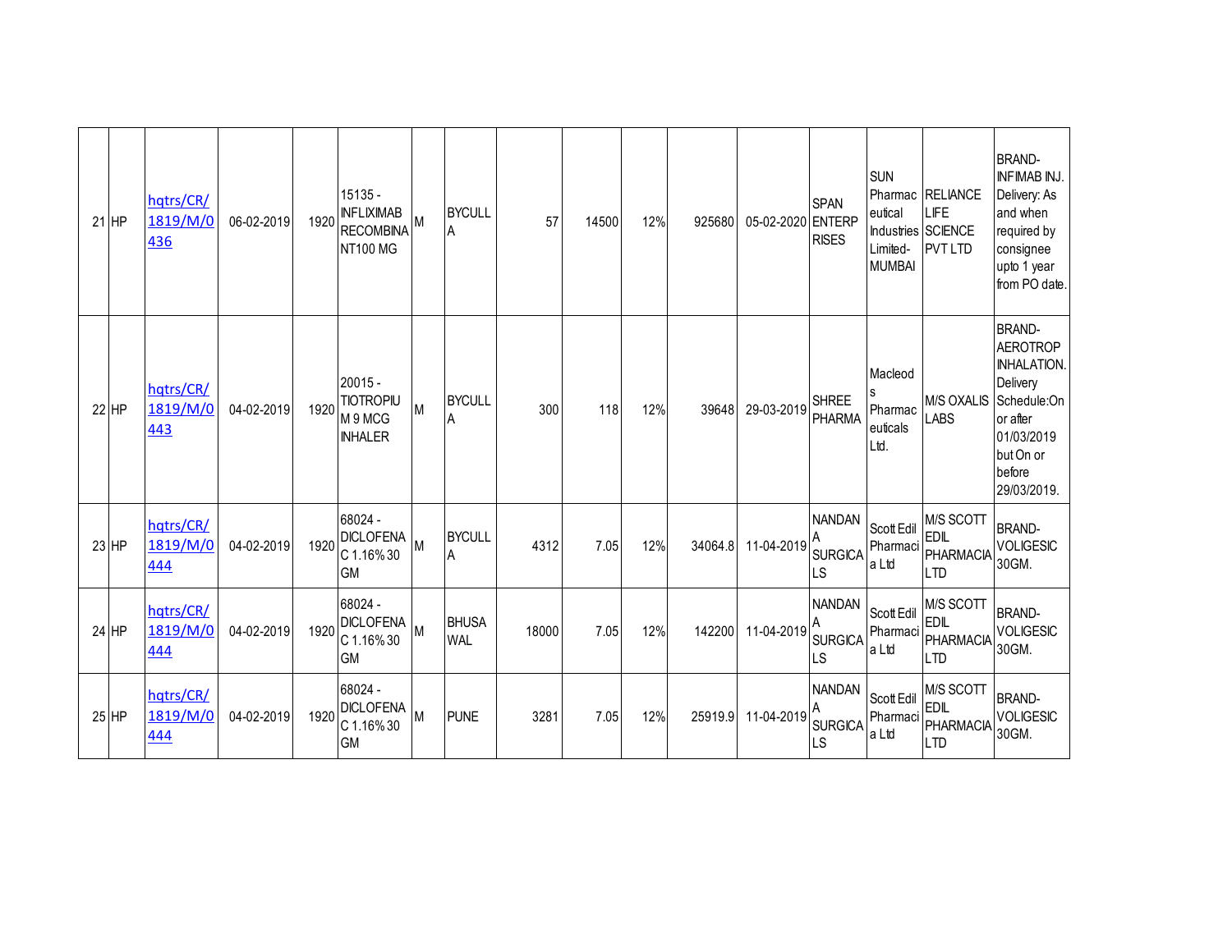| | | | | | | | | | | | | | | | | |
|---|---|---|---|---|---|---|---|---|---|---|---|---|---|---|---|---|
| 21 | HP | hqtrs/CR/1819/M/0436 | 06-02-2019 | 1920 | 15135 - INFLIXIMAB RECOMBINANT100 MG | M | BYCULLA | 57 | 14500 | 12% | 925680 | 05-02-2020 | SPAN ENTERPRISES | SUN Pharmaceutical Industries Limited-MUMBAI | RELIANCE LIFE SCIENCE PVT LTD | BRAND-INFIMAB INJ. Delivery: As and when required by consignee upto 1 year from PO date. |
| 22 | HP | hqtrs/CR/1819/M/0443 | 04-02-2019 | 1920 | 20015 - TIOTROPIUM 9 MCG INHALER | M | BYCULLA | 300 | 118 | 12% | 39648 | 29-03-2019 | SHREE PHARMA | Macleods Pharmaceuticals Ltd. | M/S OXALIS LABS | BRAND-AEROTROP INHALATION. Delivery Schedule:On or after 01/03/2019 but On or before 29/03/2019. |
| 23 | HP | hqtrs/CR/1819/M/0444 | 04-02-2019 | 1920 | 68024 - DICLOFENAC 1.16% 30 GM | M | BYCULLA | 4312 | 7.05 | 12% | 34064.8 | 11-04-2019 | NANDANA SURGICALS | Scott Edil Pharmacia Ltd | M/S SCOTT EDIL PHARMACIA LTD | BRAND-VOLIGESIC 30GM. |
| 24 | HP | hqtrs/CR/1819/M/0444 | 04-02-2019 | 1920 | 68024 - DICLOFENAC 1.16% 30 GM | M | BHUSAWAL | 18000 | 7.05 | 12% | 142200 | 11-04-2019 | NANDANA SURGICALS | Scott Edil Pharmacia Ltd | M/S SCOTT EDIL PHARMACIA LTD | BRAND-VOLIGESIC 30GM. |
| 25 | HP | hqtrs/CR/1819/M/0444 | 04-02-2019 | 1920 | 68024 - DICLOFENAC 1.16% 30 GM | M | PUNE | 3281 | 7.05 | 12% | 25919.9 | 11-04-2019 | NANDANA SURGICALS | Scott Edil Pharmacia Ltd | M/S SCOTT EDIL PHARMACIA LTD | BRAND-VOLIGESIC 30GM. |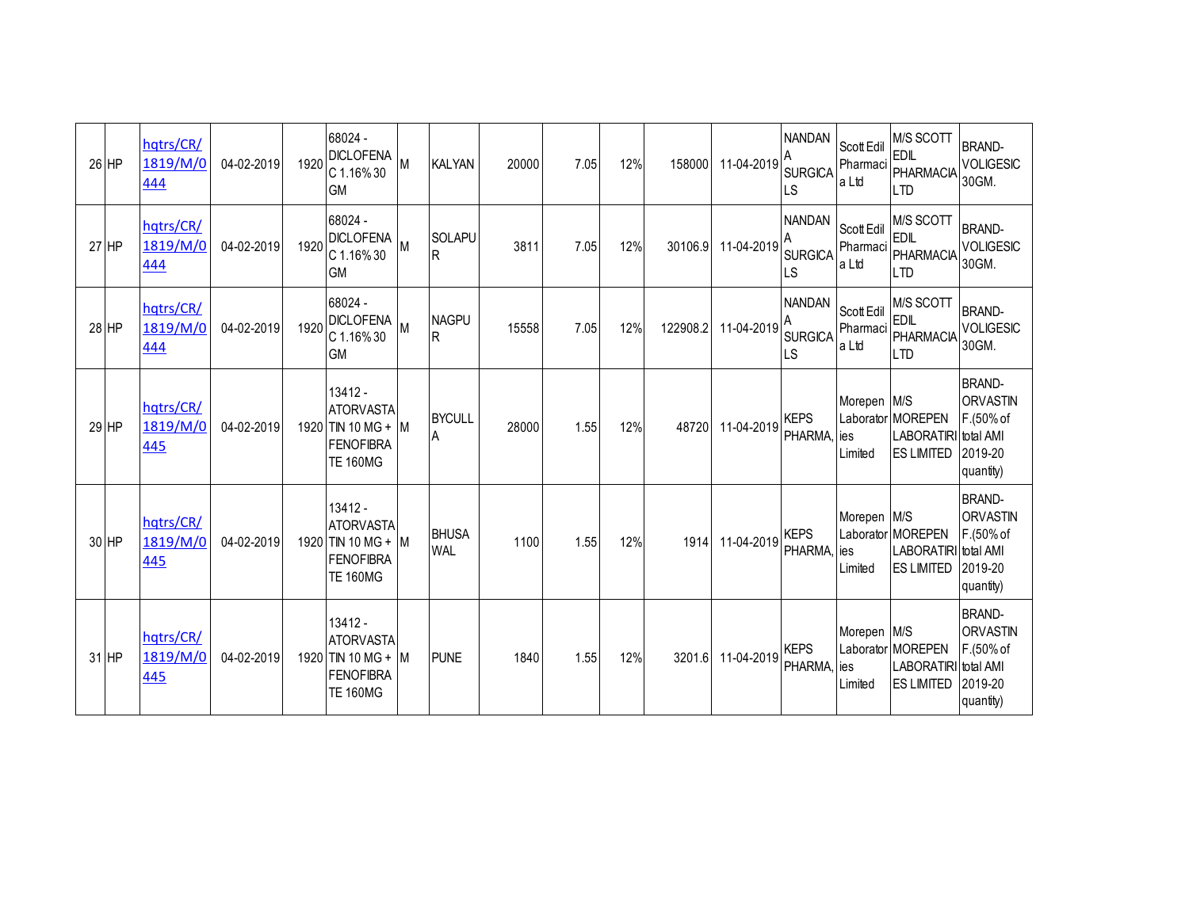| 26 | HP | hqtrs/CR/1819/M/0444 | 04-02-2019 | 1920 | 68024 - DICLOFENAC 1.16% 30 GM | M | KALYAN | 20000 | 7.05 | 12% | 158000 | 11-04-2019 | NANDANA SURGICALS | Scott Edil Pharmacia Ltd | M/S SCOTT EDIL PHARMACIA LTD | BRAND- VOLIGESIC 30GM. |
|---|---|---|---|---|---|---|---|---|---|---|---|---|---|---|---|---|
| 27 | HP | hqtrs/CR/1819/M/0444 | 04-02-2019 | 1920 | 68024 - DICLOFENAC 1.16% 30 GM | M | SOLAPUR | 3811 | 7.05 | 12% | 30106.9 | 11-04-2019 | NANDANA SURGICALS | Scott Edil Pharmacia Ltd | M/S SCOTT EDIL PHARMACIA LTD | BRAND- VOLIGESIC 30GM. |
| 28 | HP | hqtrs/CR/1819/M/0444 | 04-02-2019 | 1920 | 68024 - DICLOFENAC 1.16% 30 GM | M | NAGPUR | 15558 | 7.05 | 12% | 122908.2 | 11-04-2019 | NANDANA SURGICALS | Scott Edil Pharmacia Ltd | M/S SCOTT EDIL PHARMACIA LTD | BRAND- VOLIGESIC 30GM. |
| 29 | HP | hqtrs/CR/1819/M/0445 | 04-02-2019 | 1920 | 13412 - ATORVASTATIN 10 MG + FENOFIBRATE 160MG | M | BYCULLA | 28000 | 1.55 | 12% | 48720 | 11-04-2019 | KEPS PHARMA, | Morepen Laboratories Limited | M/S MOREPEN LABORATIRIES LIMITED | BRAND- ORVASTIN F.(50% of total AMI 2019-20 quantity) |
| 30 | HP | hqtrs/CR/1819/M/0445 | 04-02-2019 | 1920 | 13412 - ATORVASTATIN 10 MG + FENOFIBRATE 160MG | M | BHUSAWAL | 1100 | 1.55 | 12% | 1914 | 11-04-2019 | KEPS PHARMA, | Morepen Laboratories Limited | M/S MOREPEN LABORATIRIES LIMITED | BRAND- ORVASTIN F.(50% of total AMI 2019-20 quantity) |
| 31 | HP | hqtrs/CR/1819/M/0445 | 04-02-2019 | 1920 | 13412 - ATORVASTATIN 10 MG + FENOFIBRATE 160MG | M | PUNE | 1840 | 1.55 | 12% | 3201.6 | 11-04-2019 | KEPS PHARMA, | Morepen Laboratories Limited | M/S MOREPEN LABORATIRIES LIMITED | BRAND- ORVASTIN F.(50% of total AMI 2019-20 quantity) |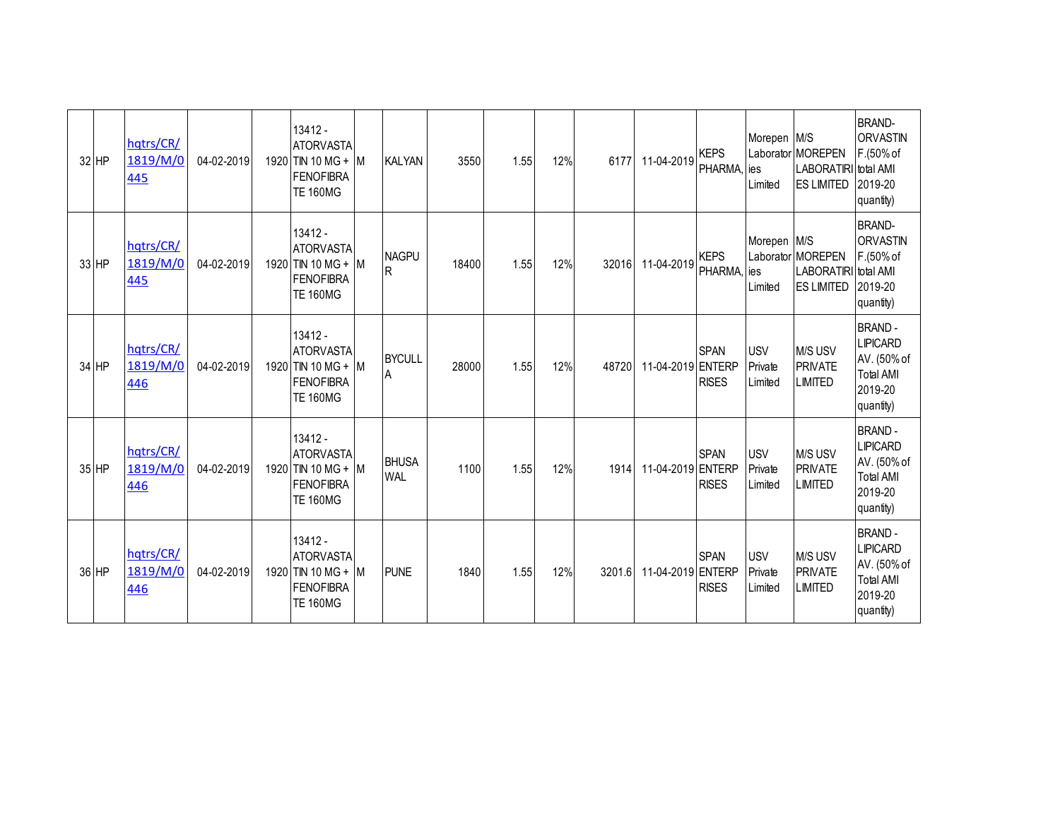| 32 | HP | hqtrs/CR/1819/M/0445 | 04-02-2019 | 1920 | 13412 - ATORVASTATIN 10 MG + FENOFIBRATE 160MG | M | KALYAN | 3550 | 1.55 | 12% | 6177 | 11-04-2019 | KEPS PHARMA, | Morepen Laboratories Limited | M/S MOREPEN LABORATIRIES LIMITED | BRAND-ORVASTIN F.(50% of total AMI 2019-20 quantity) |
|---|---|---|---|---|---|---|---|---|---|---|---|---|---|---|---|---|
| 33 | HP | hqtrs/CR/1819/M/0445 | 04-02-2019 | 1920 | 13412 - ATORVASTATIN 10 MG + FENOFIBRATE 160MG | M | NAGPUR | 18400 | 1.55 | 12% | 32016 | 11-04-2019 | KEPS PHARMA, | Morepen Laboratories Limited | M/S MOREPEN LABORATIRIES LIMITED | BRAND-ORVASTIN F.(50% of total AMI 2019-20 quantity) |
| 34 | HP | hqtrs/CR/1819/M/0446 | 04-02-2019 | 1920 | 13412 - ATORVASTATIN 10 MG + FENOFIBRATE 160MG | M | BYCULLA | 28000 | 1.55 | 12% | 48720 | 11-04-2019 | SPAN ENTERPRISES | USV Private Limited | M/S USV PRIVATE LIMITED | BRAND - LIPICARD AV. (50% of Total AMI 2019-20 quantity) |
| 35 | HP | hqtrs/CR/1819/M/0446 | 04-02-2019 | 1920 | 13412 - ATORVASTATIN 10 MG + FENOFIBRATE 160MG | M | BHUSAWAL | 1100 | 1.55 | 12% | 1914 | 11-04-2019 | SPAN ENTERPRISES | USV Private Limited | M/S USV PRIVATE LIMITED | BRAND - LIPICARD AV. (50% of Total AMI 2019-20 quantity) |
| 36 | HP | hqtrs/CR/1819/M/0446 | 04-02-2019 | 1920 | 13412 - ATORVASTATIN 10 MG + FENOFIBRATE 160MG | M | PUNE | 1840 | 1.55 | 12% | 3201.6 | 11-04-2019 | SPAN ENTERPRISES | USV Private Limited | M/S USV PRIVATE LIMITED | BRAND - LIPICARD AV. (50% of Total AMI 2019-20 quantity) |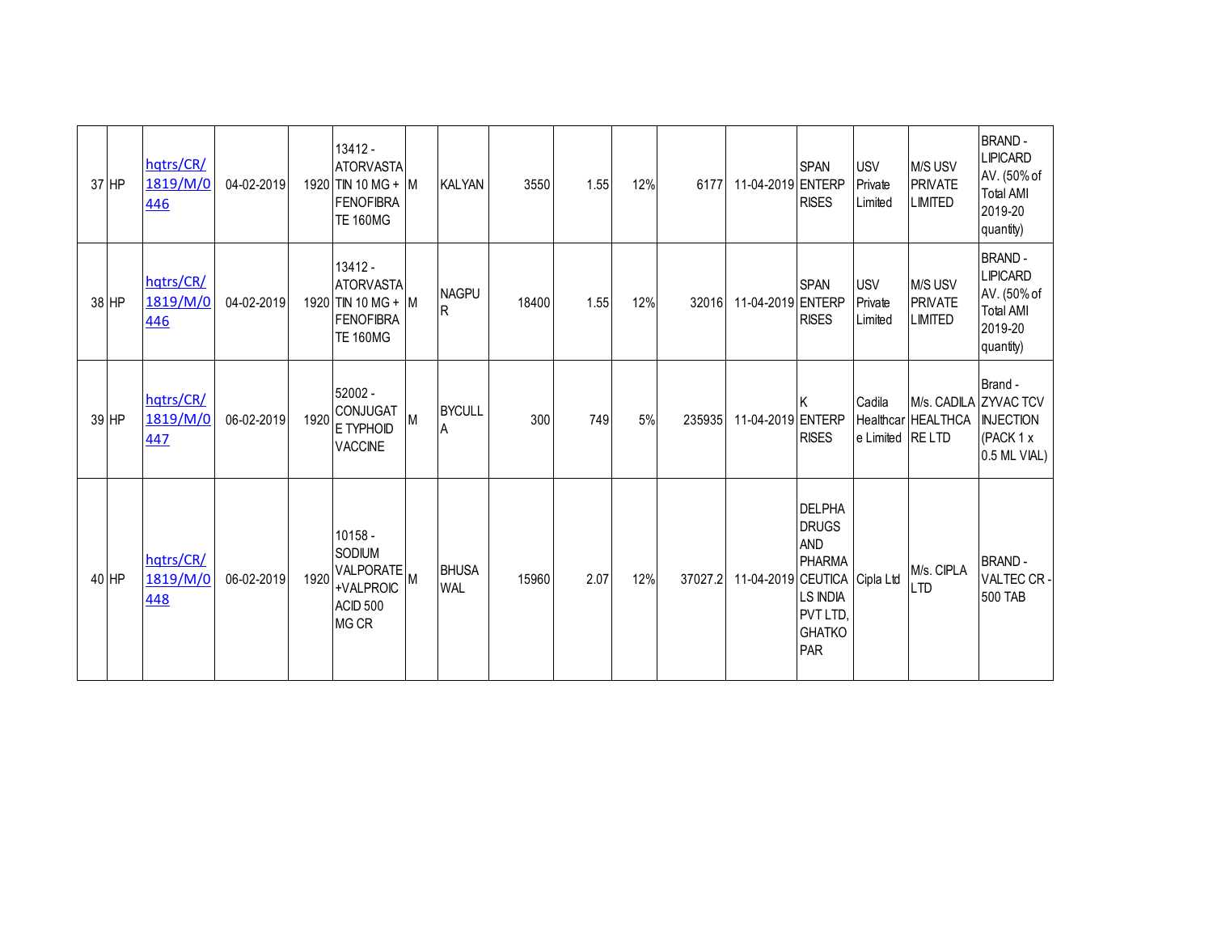| | | | | | | | | | | | | | | | | |
|---|---|---|---|---|---|---|---|---|---|---|---|---|---|---|---|---|
| 37 | HP | hqtrs/CR/1819/M/0446 | 04-02-2019 | 1920 | 13412 - ATORVASTATIN 10 MG + FENOFIBRATE 160MG | M | KALYAN | 3550 | 1.55 | 12% | 6177 | 11-04-2019 | SPAN ENTERPRISES | USV Private Limited | M/S USV PRIVATE LIMITED | BRAND - LIPICARD AV. (50% of Total AMI 2019-20 quantity) |
| 38 | HP | hqtrs/CR/1819/M/0446 | 04-02-2019 | 1920 | 13412 - ATORVASTATIN 10 MG + FENOFIBRATE 160MG | M | NAGPUR | 18400 | 1.55 | 12% | 32016 | 11-04-2019 | SPAN ENTERPRISES | USV Private Limited | M/S USV PRIVATE LIMITED | BRAND - LIPICARD AV. (50% of Total AMI 2019-20 quantity) |
| 39 | HP | hqtrs/CR/1819/M/0447 | 06-02-2019 | 1920 | 52002 - CONJUGATE TYPHOID VACCINE | M | BYCULLA | 300 | 749 | 5% | 235935 | 11-04-2019 | K ENTERPRISES | Cadila Healthcare Limited | M/s. CADILA HEALTHCARE LTD | Brand - ZYVAC TCV INJECTION (PACK 1 x 0.5 ML VIAL) |
| 40 | HP | hqtrs/CR/1819/M/0448 | 06-02-2019 | 1920 | 10158 - SODIUM VALPORATE +VALPROIC ACID 500 MG CR | M | BHUSAWAL | 15960 | 2.07 | 12% | 37027.2 | 11-04-2019 | DELPHA DRUGS AND PHARMACEUTICALS INDIA PVT LTD, GHATKOPAR | Cipla Ltd | M/s. CIPLA LTD | BRAND - VALTEC CR - 500 TAB |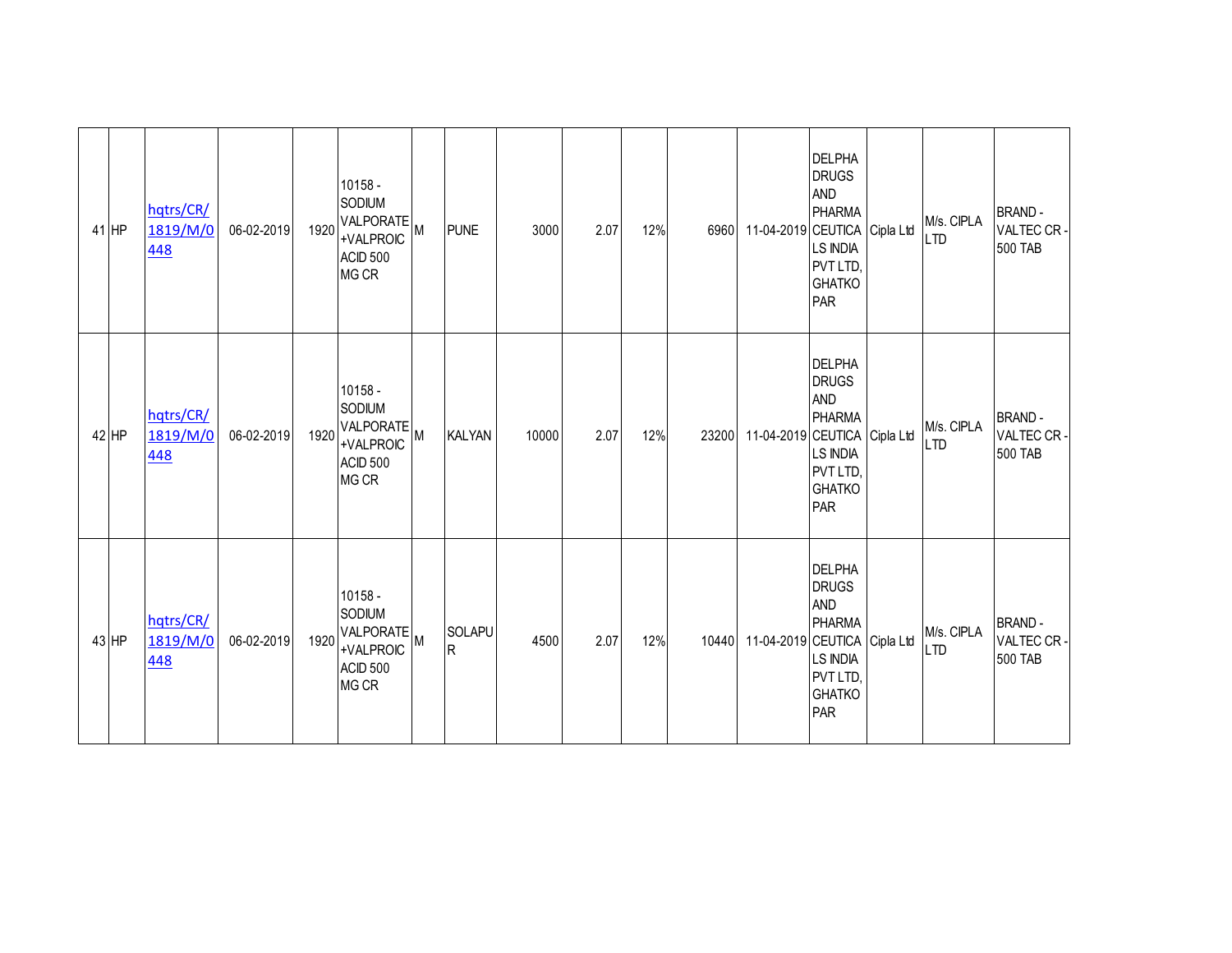| | | | | | | | | | | | | | | | |
|---|---|---|---|---|---|---|---|---|---|---|---|---|---|---|---|
| 41 | HP | hqtrs/CR/1819/M/0448 | 06-02-2019 | 1920 | 10158 - SODIUM VALPORATE +VALPROIC ACID 500 MG CR | M | PUNE | 3000 | 2.07 | 12% | 6960 | 11-04-2019 | DELPHA DRUGS AND PHARMACEUTICALS INDIA PVT LTD, GHATKOPAR | Cipla Ltd | M/s. CIPLA LTD | BRAND - VALTEC CR - 500 TAB |
| 42 | HP | hqtrs/CR/1819/M/0448 | 06-02-2019 | 1920 | 10158 - SODIUM VALPORATE +VALPROIC ACID 500 MG CR | M | KALYAN | 10000 | 2.07 | 12% | 23200 | 11-04-2019 | DELPHA DRUGS AND PHARMACEUTICALS INDIA PVT LTD, GHATKOPAR | Cipla Ltd | M/s. CIPLA LTD | BRAND - VALTEC CR - 500 TAB |
| 43 | HP | hqtrs/CR/1819/M/0448 | 06-02-2019 | 1920 | 10158 - SODIUM VALPORATE +VALPROIC ACID 500 MG CR | M | SOLAPUR | 4500 | 2.07 | 12% | 10440 | 11-04-2019 | DELPHA DRUGS AND PHARMACEUTICALS INDIA PVT LTD, GHATKOPAR | Cipla Ltd | M/s. CIPLA LTD | BRAND - VALTEC CR - 500 TAB |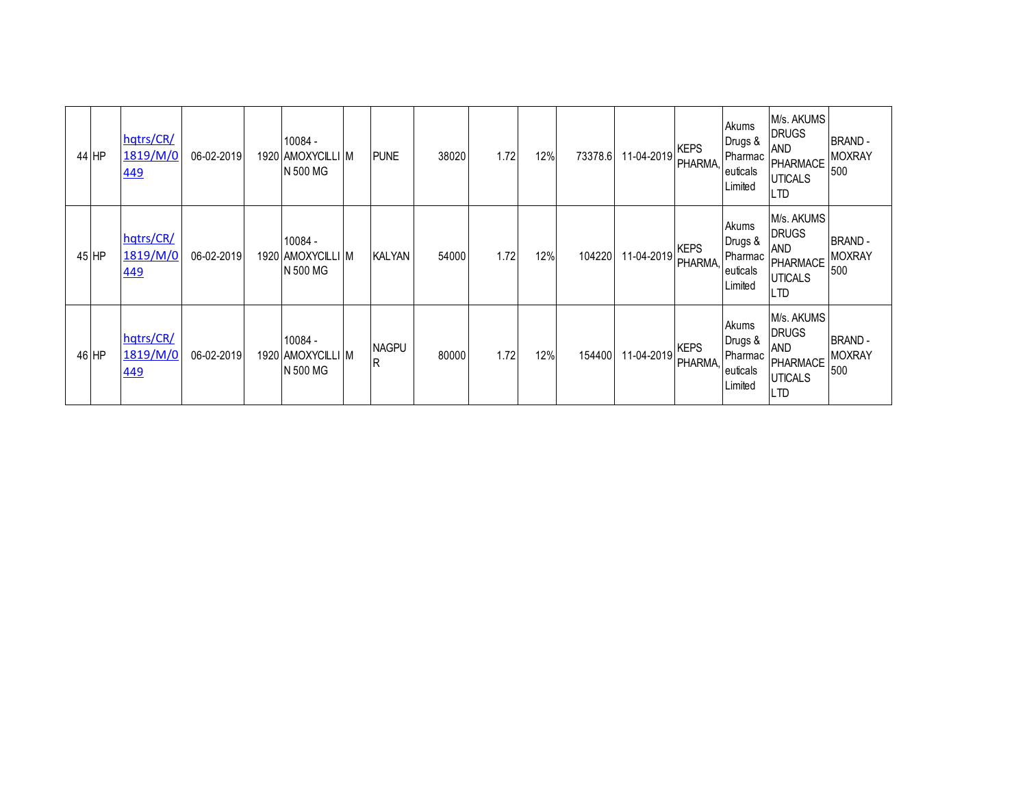| 44 | HP | hqtrs/CR/1819/M/0449 | 06-02-2019 | 1920 | 10084 - AMOXYCILLIN 500 MG | M | PUNE | 38020 | 1.72 | 12% | 73378.6 | 11-04-2019 | KEPS PHARMA, | Akums Drugs & Pharmaceuticals Limited | M/s. AKUMS DRUGS AND PHARMACEUTICALS LTD | BRAND - MOXRAY 500 |
|---|---|---|---|---|---|---|---|---|---|---|---|---|---|---|---|---|
| 45 | HP | hqtrs/CR/1819/M/0449 | 06-02-2019 | 1920 | 10084 - AMOXYCILLIN 500 MG | M | KALYAN | 54000 | 1.72 | 12% | 104220 | 11-04-2019 | KEPS PHARMA, | Akums Drugs & Pharmaceuticals Limited | M/s. AKUMS DRUGS AND PHARMACEUTICALS LTD | BRAND - MOXRAY 500 |
| 46 | HP | hqtrs/CR/1819/M/0449 | 06-02-2019 | 1920 | 10084 - AMOXYCILLIN 500 MG | M | NAGPUR | 80000 | 1.72 | 12% | 154400 | 11-04-2019 | KEPS PHARMA, | Akums Drugs & Pharmaceuticals Limited | M/s. AKUMS DRUGS AND PHARMACEUTICALS LTD | BRAND - MOXRAY 500 |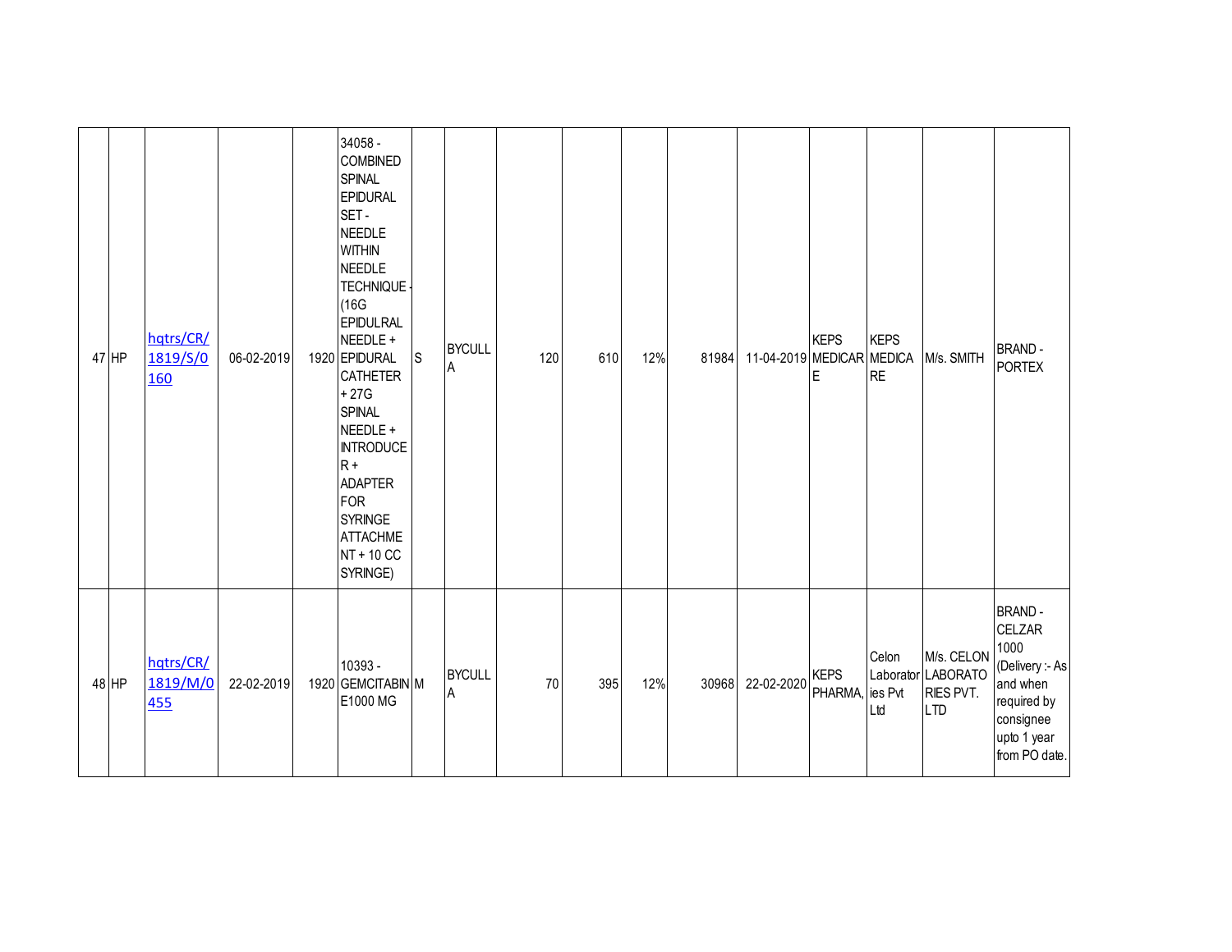| | | | | | | | | | | | | | | | | |
|---|---|---|---|---|---|---|---|---|---|---|---|---|---|---|---|---|
| 47 | HP | hqtrs/CR/1819/S/0160 | 06-02-2019 | 1920 | 34058 - COMBINED SPINAL EPIDURAL SET - NEEDLE WITHIN NEEDLE TECHNIQUE - (16G EPIDULRAL NEEDLE + EPIDURAL CATHETER + 27G SPINAL NEEDLE + INTRODUCER + ADAPTER FOR SYRINGE ATTACHMENT + 10 CC SYRINGE) | S | BYCULLA | 120 | 610 | 12% | 81984 | 11-04-2019 | KEPS MEDICARE | KEPS MEDICARE | M/s. SMITH | BRAND - PORTEX |
| 48 | HP | hqtrs/CR/1819/M/0455 | 22-02-2019 | 1920 | 10393 - GEMCITABINE1000 MG | M | BYCULLA | 70 | 395 | 12% | 30968 | 22-02-2020 | KEPS PHARMA, | Celon Laboratories Pvt Ltd | M/s. CELON LABORATORIES PVT. LTD | BRAND - CELZAR 1000 (Delivery :- As and when required by consignee upto 1 year from PO date. |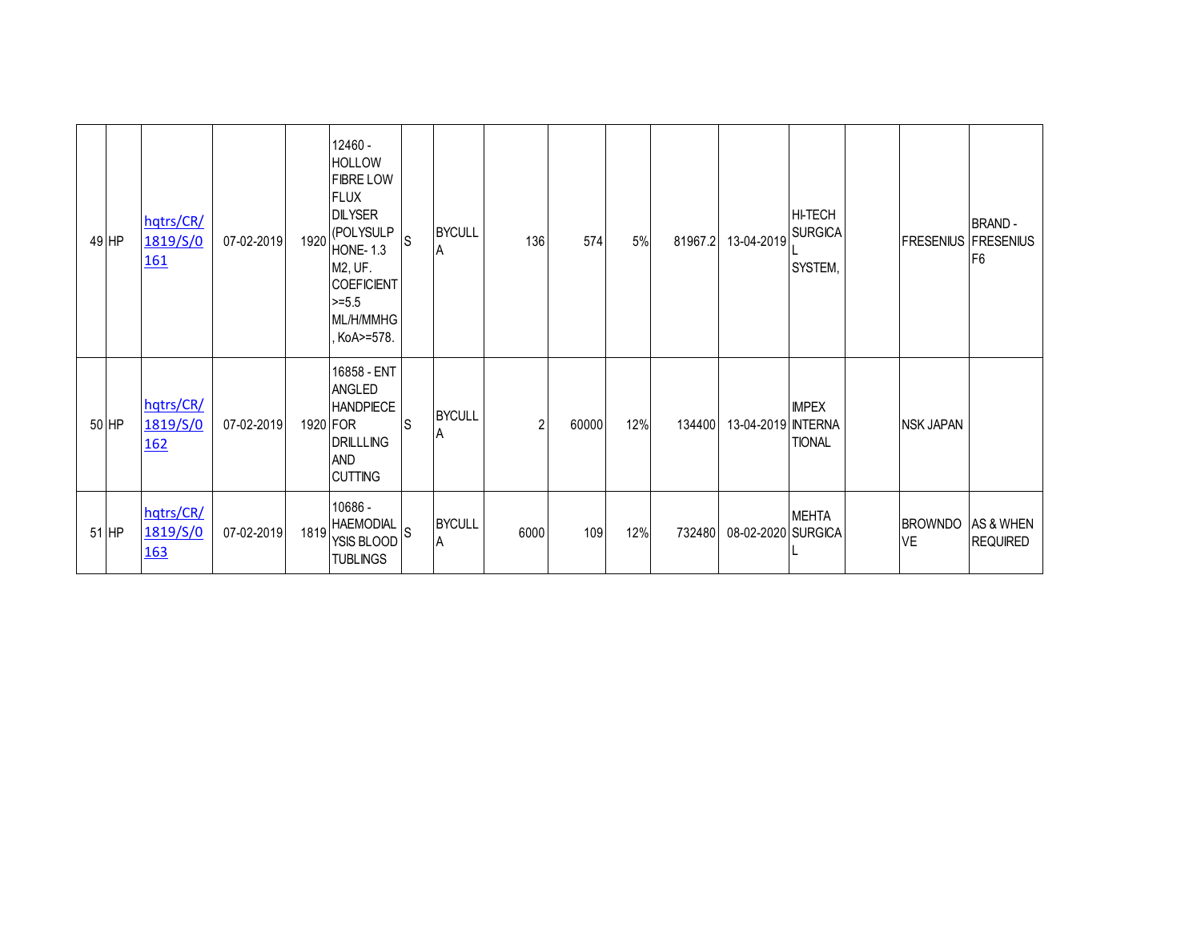| | | | | | | | | | | | | | | | | |
|---|---|---|---|---|---|---|---|---|---|---|---|---|---|---|---|---|
| 49 | HP | hqtrs/CR/1819/S/0161 | 07-02-2019 | 1920 | 12460 - HOLLOW FIBRE LOW FLUX DILYSER (POLYSULPHONE- 1.3 M2, UF. COEFICIENT >=5.5 ML/H/MMHG, KoA>=578. | S | BYCULLA | 136 | 574 | 5% | 81967.2 | 13-04-2019 | HI-TECH SURGICAL SYSTEM, | | FRESENIUS | BRAND - FRESENIUS F6 |
| 50 | HP | hqtrs/CR/1819/S/0162 | 07-02-2019 | 1920 | 16858 - ENT ANGLED HANDPIECE FOR DRILLLING AND CUTTING | S | BYCULLA | 2 | 60000 | 12% | 134400 | 13-04-2019 | IMPEX INTERNATIONAL | | NSK JAPAN | |
| 51 | HP | hqtrs/CR/1819/S/0163 | 07-02-2019 | 1819 | 10686 - HAEMODIALYSIS BLOOD TUBLINGS | S | BYCULLA | 6000 | 109 | 12% | 732480 | 08-02-2020 | MEHTA SURGICAL | | BROWNDOVE | AS & WHEN REQUIRED |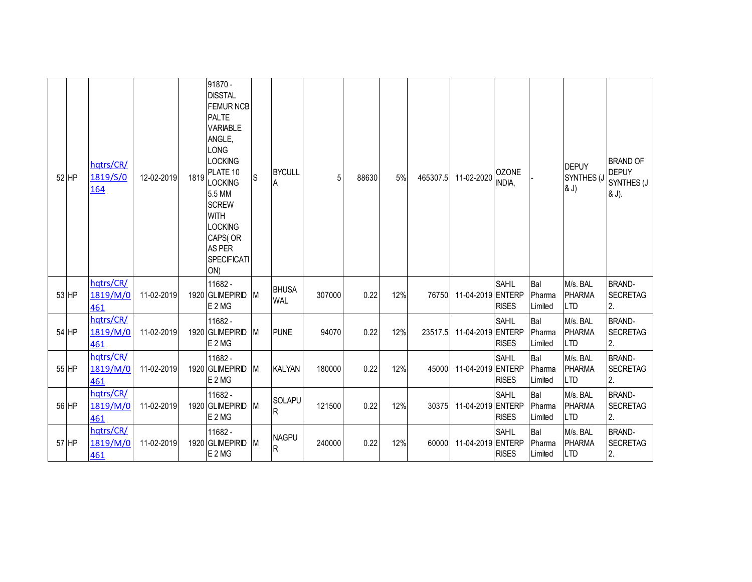| 52 | HP | hqtrs/CR/1819/S/0164 | 12-02-2019 | 1819 | 91870 - DISSTAL FEMUR NCB PALTE VARIABLE ANGLE, LONG LOCKING PLATE 10 LOCKING 5.5 MM SCREW WITH LOCKING CAPS( OR AS PER SPECIFICATION) | S | BYCULLA | 5 | 88630 | 5% | 465307.5 | 11-02-2020 | OZONE INDIA, | - | DEPUY SYNTHES (J & J) | BRAND OF DEPUY SYNTHES (J & J). |
|---|---|---|---|---|---|---|---|---|---|---|---|---|---|---|---|---|
| 53 | HP | hqtrs/CR/1819/M/0461 | 11-02-2019 | 1920 | 11682 - GLIMEPIRIDE 2 MG | M | BHUSAWAL | 307000 | 0.22 | 12% | 76750 | 11-04-2019 | SAHIL ENTERPRISES | Bal Pharma Limited | M/s. BAL PHARMA LTD | BRAND-SECRETAG 2. |
| 54 | HP | hqtrs/CR/1819/M/0461 | 11-02-2019 | 1920 | 11682 - GLIMEPIRIDE 2 MG | M | PUNE | 94070 | 0.22 | 12% | 23517.5 | 11-04-2019 | SAHIL ENTERPRISES | Bal Pharma Limited | M/s. BAL PHARMA LTD | BRAND-SECRETAG 2. |
| 55 | HP | hqtrs/CR/1819/M/0461 | 11-02-2019 | 1920 | 11682 - GLIMEPIRIDE 2 MG | M | KALYAN | 180000 | 0.22 | 12% | 45000 | 11-04-2019 | SAHIL ENTERPRISES | Bal Pharma Limited | M/s. BAL PHARMA LTD | BRAND-SECRETAG 2. |
| 56 | HP | hqtrs/CR/1819/M/0461 | 11-02-2019 | 1920 | 11682 - GLIMEPIRIDE 2 MG | M | SOLAPUR | 121500 | 0.22 | 12% | 30375 | 11-04-2019 | SAHIL ENTERPRISES | Bal Pharma Limited | M/s. BAL PHARMA LTD | BRAND-SECRETAG 2. |
| 57 | HP | hqtrs/CR/1819/M/0461 | 11-02-2019 | 1920 | 11682 - GLIMEPIRIDE 2 MG | M | NAGPUR | 240000 | 0.22 | 12% | 60000 | 11-04-2019 | SAHIL ENTERPRISES | Bal Pharma Limited | M/s. BAL PHARMA LTD | BRAND-SECRETAG 2. |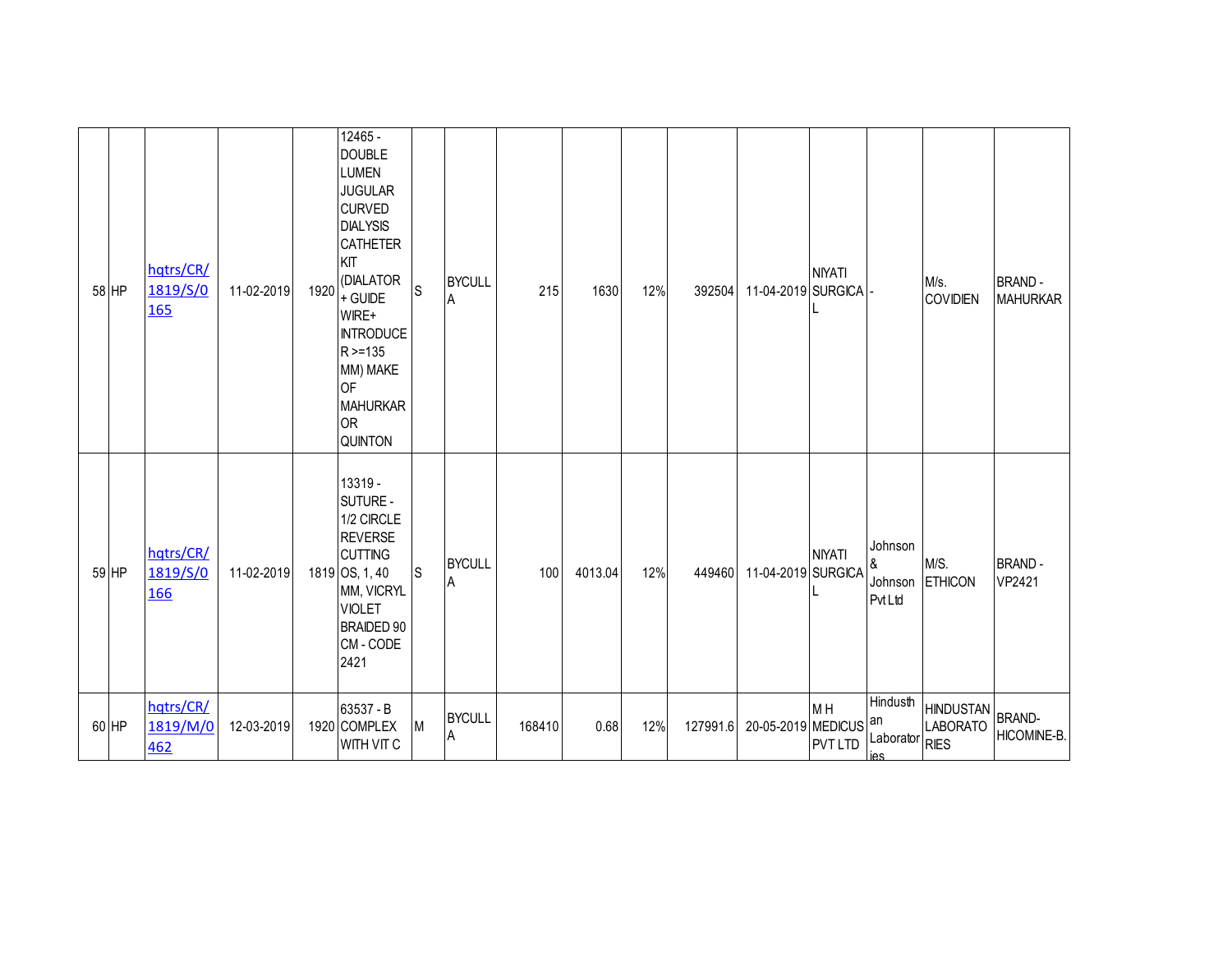| | | | | | | | | | | | | | | | | |
|---|---|---|---|---|---|---|---|---|---|---|---|---|---|---|---|---|
| 58 | HP | hqtrs/CR/1819/S/0165 | 11-02-2019 | 1920 | 12465 - DOUBLE LUMEN JUGULAR CURVED DIALYSIS CATHETER KIT (DIALATOR + GUIDE WIRE+ INTRODUCER >=135 MM) MAKE OF MAHURKAR OR QUINTON | S | BYCULLA | 215 | 1630 | 12% | 392504 | 11-04-2019 | NIYATI SURGICAL | - | M/s. COVIDIEN | BRAND - MAHURKAR |
| 59 | HP | hqtrs/CR/1819/S/0166 | 11-02-2019 | 1819 | 13319 - SUTURE - 1/2 CIRCLE REVERSE CUTTING OS, 1, 40 MM, VICRYL VIOLET BRAIDED 90 CM - CODE 2421 | S | BYCULLA | 100 | 4013.04 | 12% | 449460 | 11-04-2019 | NIYATI SURGICAL | Johnson & Johnson Pvt Ltd | M/S. ETHICON | BRAND - VP2421 |
| 60 | HP | hqtrs/CR/1819/M/0462 | 12-03-2019 | 1920 | 63537 - B COMPLEX WITH VIT C | M | BYCULLA | 168410 | 0.68 | 12% | 127991.6 | 20-05-2019 | M H MEDICUS PVT LTD | Hindusthan Laboratories | HINDUSTAN LABORATORIES | BRAND- HICOMINE-B. |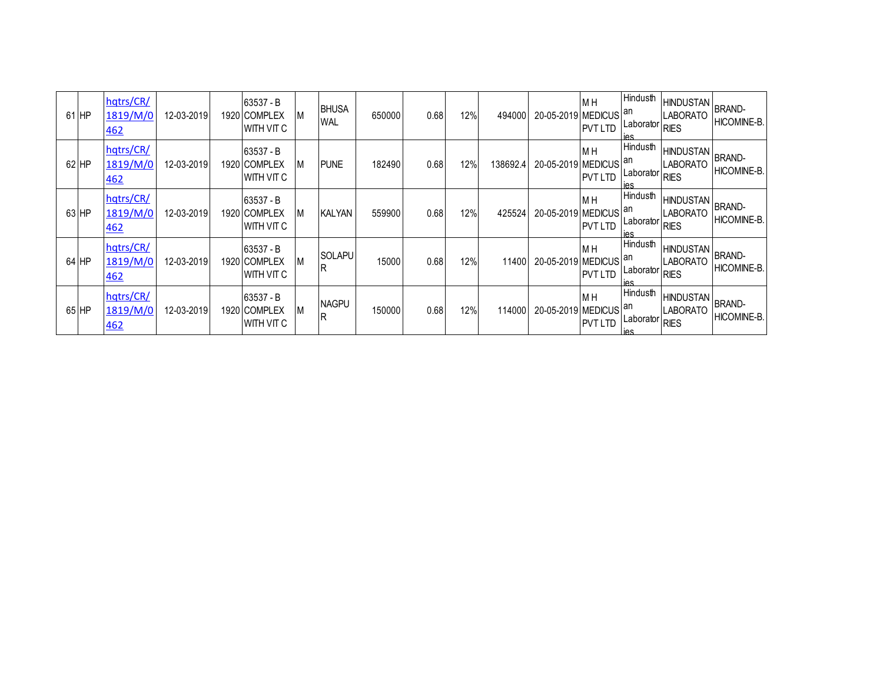| | | | | | | | | | | | | | | | |
|---|---|---|---|---|---|---|---|---|---|---|---|---|---|---|---|
| 61 | HP | hqtrs/CR/1819/M/0462 | 12-03-2019 | 1920 | 63537 - B COMPLEX WITH VIT C | M | BHUSAWAL | 650000 | 0.68 | 12% | 494000 | 20-05-2019 | M H MEDICUS PVT LTD | Hindusthan Laboratories | HINDUSTAN LABORATORIES | BRAND-HICOMINE-B. |
| 62 | HP | hqtrs/CR/1819/M/0462 | 12-03-2019 | 1920 | 63537 - B COMPLEX WITH VIT C | M | PUNE | 182490 | 0.68 | 12% | 138692.4 | 20-05-2019 | M H MEDICUS PVT LTD | Hindusthan Laboratories | HINDUSTAN LABORATORIES | BRAND-HICOMINE-B. |
| 63 | HP | hqtrs/CR/1819/M/0462 | 12-03-2019 | 1920 | 63537 - B COMPLEX WITH VIT C | M | KALYAN | 559900 | 0.68 | 12% | 425524 | 20-05-2019 | M H MEDICUS PVT LTD | Hindusthan Laboratories | HINDUSTAN LABORATORIES | BRAND-HICOMINE-B. |
| 64 | HP | hqtrs/CR/1819/M/0462 | 12-03-2019 | 1920 | 63537 - B COMPLEX WITH VIT C | M | SOLAPUR | 15000 | 0.68 | 12% | 11400 | 20-05-2019 | M H MEDICUS PVT LTD | Hindusthan Laboratories | HINDUSTAN LABORATORIES | BRAND-HICOMINE-B. |
| 65 | HP | hqtrs/CR/1819/M/0462 | 12-03-2019 | 1920 | 63537 - B COMPLEX WITH VIT C | M | NAGPUR | 150000 | 0.68 | 12% | 114000 | 20-05-2019 | M H MEDICUS PVT LTD | Hindusthan Laboratories | HINDUSTAN LABORATORIES | BRAND-HICOMINE-B. |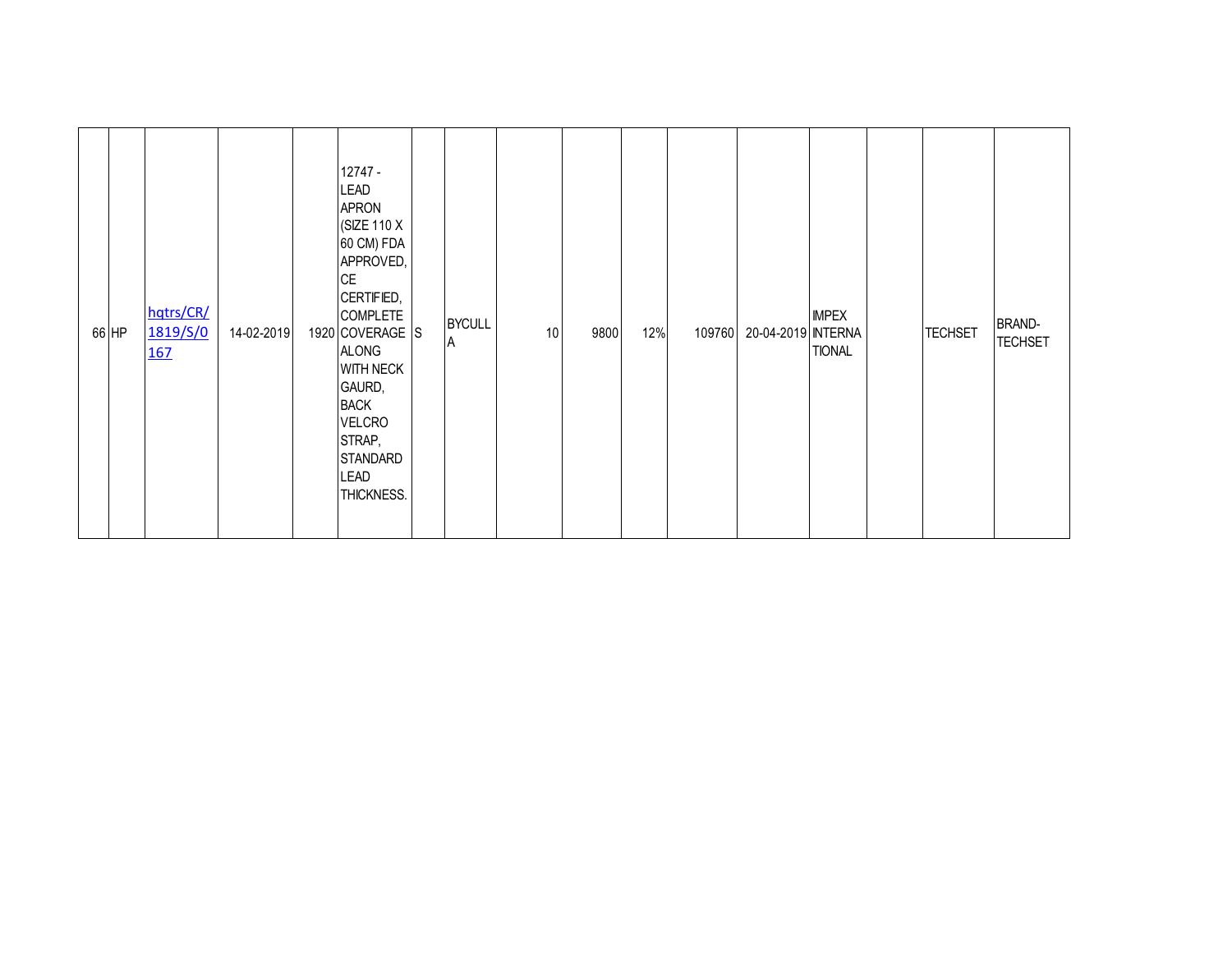| 66 | HP | hqtrs/CR/1819/S/0167 | 14-02-2019 | 1920 | 12747 - LEAD APRON (SIZE 110 X 60 CM) FDA APPROVED, CE CERTIFIED, COMPLETE COVERAGE ALONG WITH NECK GAURD, BACK VELCRO STRAP, STANDARD LEAD THICKNESS. | S | BYCULLA | 10 | 9800 | 12% | 109760 | 20-04-2019 | IMPEX INTERNATIONAL | | TECHSET | BRAND-TECHSET |
|---|---|---|---|---|---|---|---|---|---|---|---|---|---|---|---|---|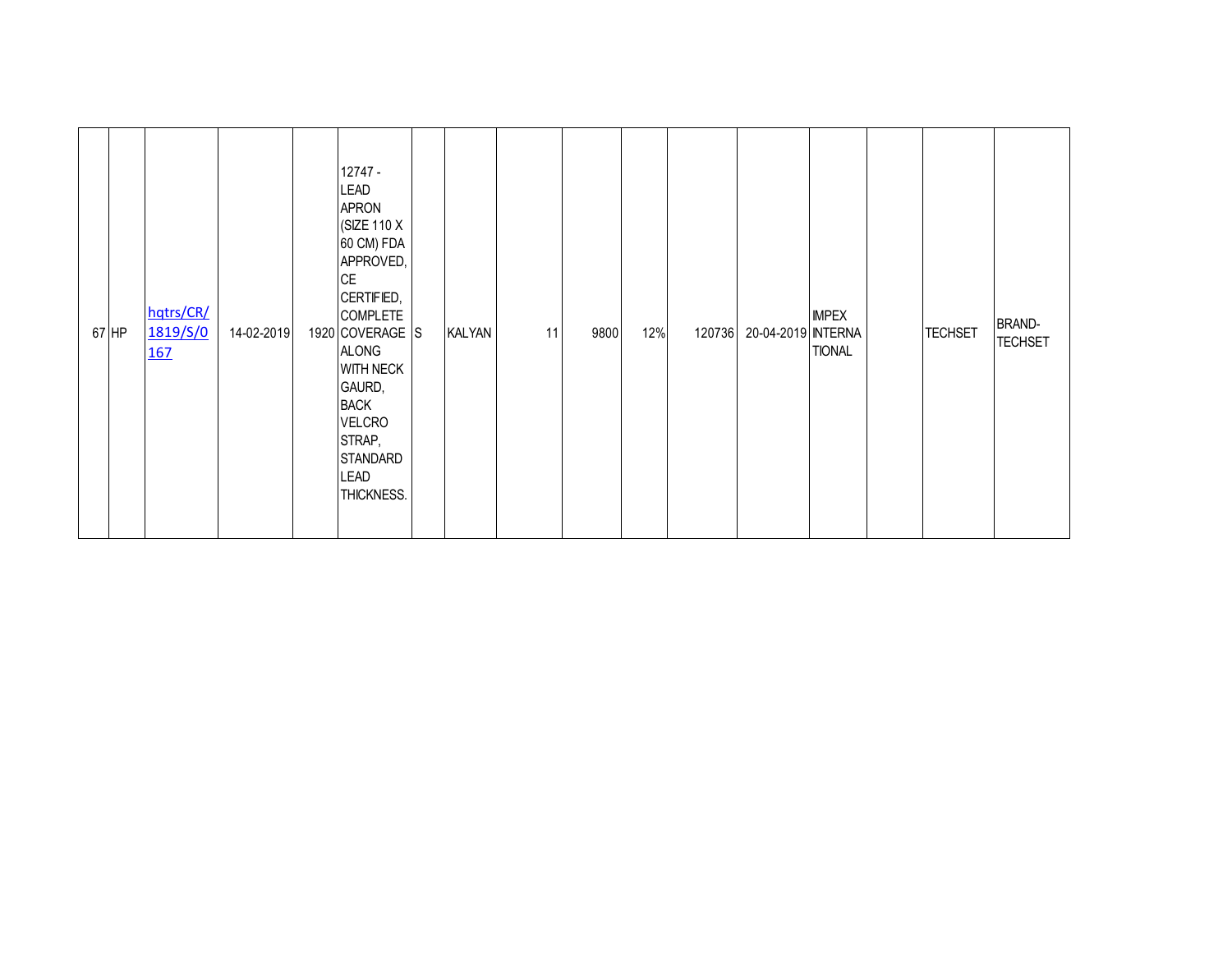| | | | | | | | | | | | | | | | | | |
|---|---|---|---|---|---|---|---|---|---|---|---|---|---|---|---|---|---|
| 67 | HP | hqtrs/CR/1819/S/0167 | 14-02-2019 | 1920 | 12747 - LEAD APRON (SIZE 110 X 60 CM) FDA APPROVED, CE CERTIFIED, COMPLETE COVERAGE ALONG WITH NECK GAURD, BACK VELCRO STRAP, STANDARD LEAD THICKNESS. | S | KALYAN | 11 | 9800 | 12% | 120736 | 20-04-2019 | IMPEX INTERNATIONAL | | TECHSET | BRAND-TECHSET |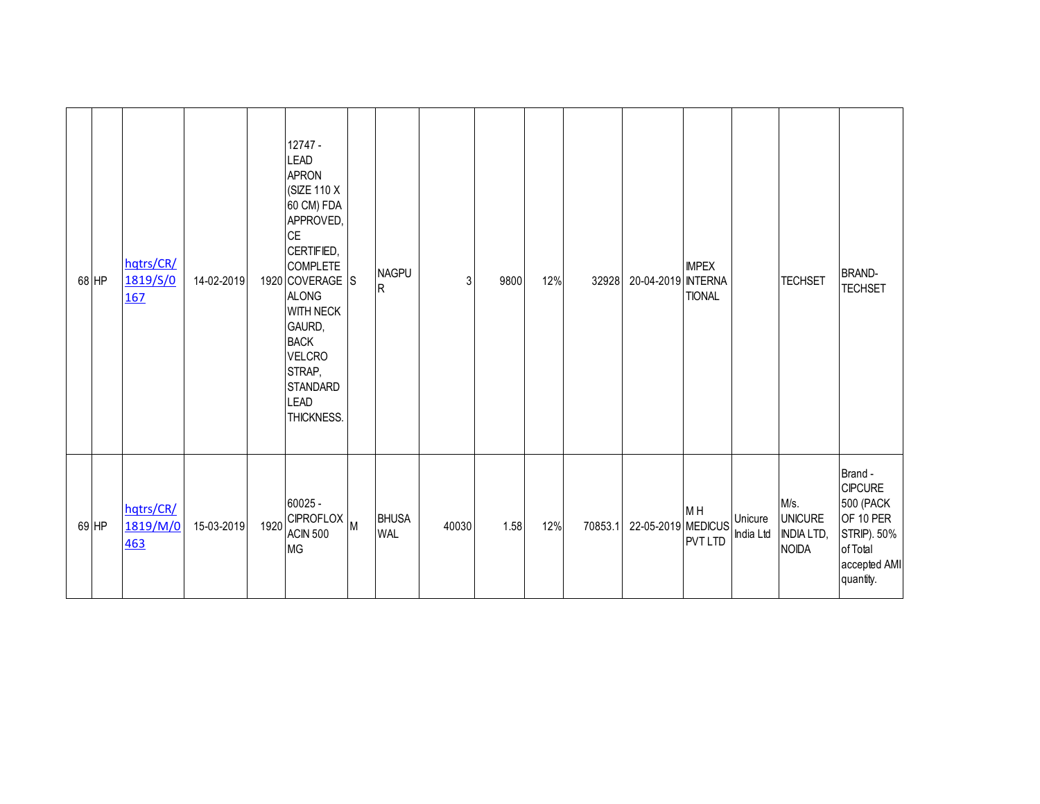| | | | | | | | | | | | | | | | | |
|---|---|---|---|---|---|---|---|---|---|---|---|---|---|---|---|---|
| 68 | HP | hqtrs/CR/1819/S/0167 | 14-02-2019 | 1920 | 12747 - LEAD APRON (SIZE 110 X 60 CM) FDA APPROVED, CE CERTIFIED, COMPLETE COVERAGE ALONG WITH NECK GAURD, BACK VELCRO STRAP, STANDARD LEAD THICKNESS. | S | NAGPUR | 3 | 9800 | 12% | 32928 | 20-04-2019 | IMPEX INTERNATIONAL | | TECHSET | BRAND-TECHSET |
| 69 | HP | hqtrs/CR/1819/M/0463 | 15-03-2019 | 1920 | 60025 - CIPROFLOXACIN 500 MG | M | BHUSAWAL | 40030 | 1.58 | 12% | 70853.1 | 22-05-2019 | M H MEDICUS PVT LTD | Unicure India Ltd | M/s. UNICURE INDIA LTD, NOIDA | Brand - CIPCURE 500 (PACK OF 10 PER STRIP). 50% of Total accepted AMI quantity. |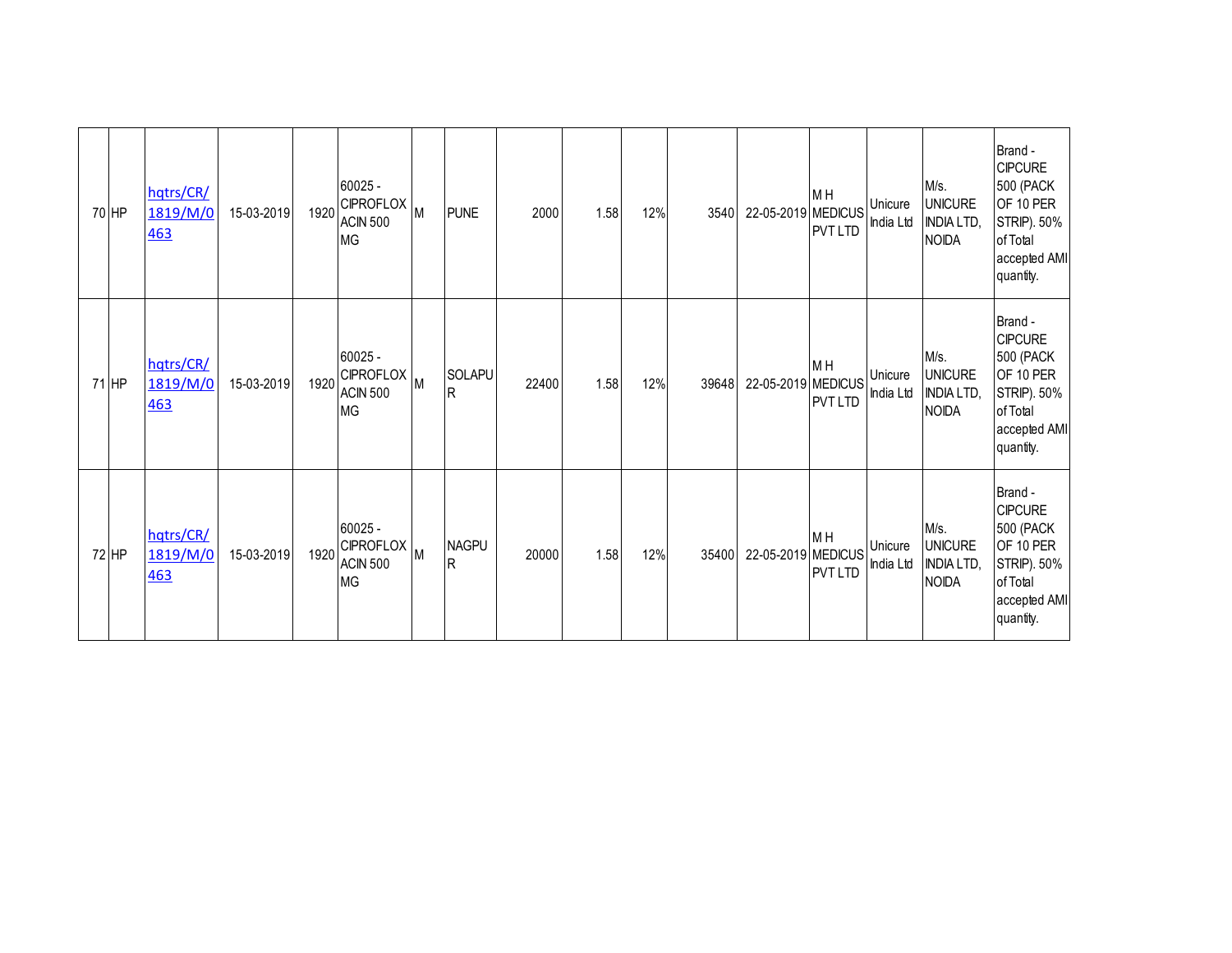| | | | | | | | | | | | | | | | |
|---|---|---|---|---|---|---|---|---|---|---|---|---|---|---|---|
| 70 | HP | hqtrs/CR/1819/M/0463 | 15-03-2019 | 1920 | 60025 - CIPROFLOXACIN 500 MG | M | PUNE | 2000 | 1.58 | 12% | 3540 | 22-05-2019 | M H MEDICUS PVT LTD | Unicure India Ltd | M/s. UNICURE INDIA LTD, NOIDA | Brand - CIPCURE 500 (PACK OF 10 PER STRIP). 50% of Total accepted AMI quantity. |
| 71 | HP | hqtrs/CR/1819/M/0463 | 15-03-2019 | 1920 | 60025 - CIPROFLOXACIN 500 MG | M | SOLAPUR | 22400 | 1.58 | 12% | 39648 | 22-05-2019 | M H MEDICUS PVT LTD | Unicure India Ltd | M/s. UNICURE INDIA LTD, NOIDA | Brand - CIPCURE 500 (PACK OF 10 PER STRIP). 50% of Total accepted AMI quantity. |
| 72 | HP | hqtrs/CR/1819/M/0463 | 15-03-2019 | 1920 | 60025 - CIPROFLOXACIN 500 MG | M | NAGPUR | 20000 | 1.58 | 12% | 35400 | 22-05-2019 | M H MEDICUS PVT LTD | Unicure India Ltd | M/s. UNICURE INDIA LTD, NOIDA | Brand - CIPCURE 500 (PACK OF 10 PER STRIP). 50% of Total accepted AMI quantity. |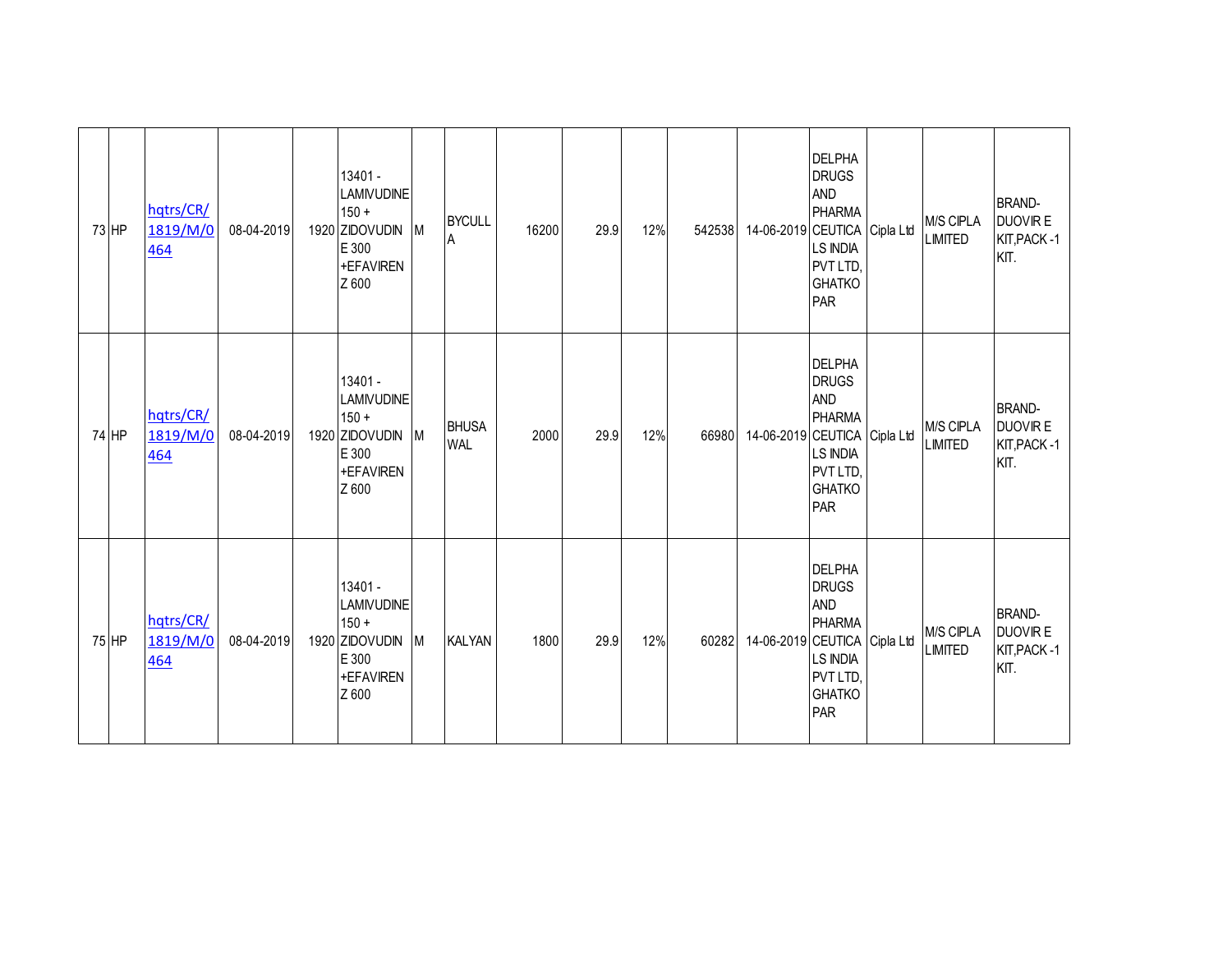| | | | | | | | | | | | | | | | | |
|---|---|---|---|---|---|---|---|---|---|---|---|---|---|---|---|---|
| 73 | HP | hqtrs/CR/1819/M/0464 | 08-04-2019 | 1920 | 13401 - LAMIVUDINE 150 + ZIDOVUDINE 300 +EFAVIRENZ 600 | M | BYCULLA | 16200 | 29.9 | 12% | 542538 | 14-06-2019 | DELPHA DRUGS AND PHARMACEUTICALS INDIA PVT LTD, GHATKOPAR | Cipla Ltd | M/S CIPLA LIMITED | BRAND- DUOVIR E KIT,PACK -1 KIT. |
| 74 | HP | hqtrs/CR/1819/M/0464 | 08-04-2019 | 1920 | 13401 - LAMIVUDINE 150 + ZIDOVUDINE 300 +EFAVIRENZ 600 | M | BHUSAWAL | 2000 | 29.9 | 12% | 66980 | 14-06-2019 | DELPHA DRUGS AND PHARMACEUTICALS INDIA PVT LTD, GHATKOPAR | Cipla Ltd | M/S CIPLA LIMITED | BRAND- DUOVIR E KIT,PACK -1 KIT. |
| 75 | HP | hqtrs/CR/1819/M/0464 | 08-04-2019 | 1920 | 13401 - LAMIVUDINE 150 + ZIDOVUDINE 300 +EFAVIRENZ 600 | M | KALYAN | 1800 | 29.9 | 12% | 60282 | 14-06-2019 | DELPHA DRUGS AND PHARMACEUTICALS INDIA PVT LTD, GHATKOPAR | Cipla Ltd | M/S CIPLA LIMITED | BRAND- DUOVIR E KIT,PACK -1 KIT. |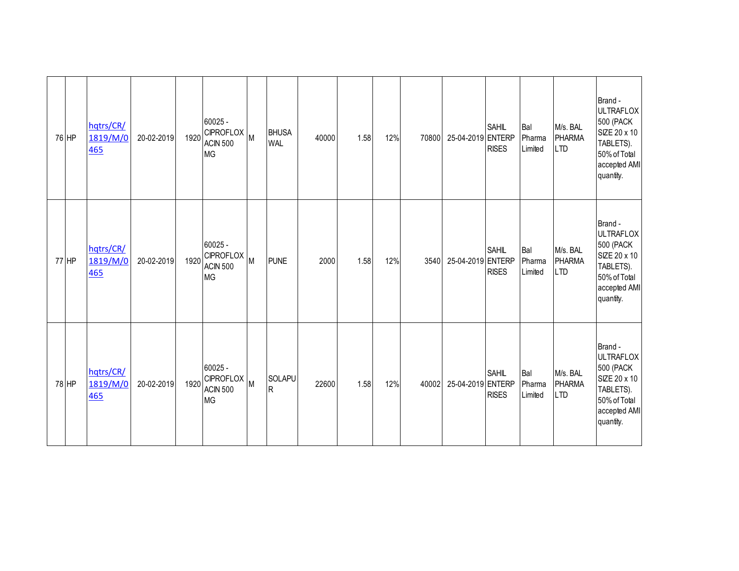| | | | | | | | | | | | | | | | | |
|---|---|---|---|---|---|---|---|---|---|---|---|---|---|---|---|---|
| 76 | HP | hqtrs/CR/1819/M/0465 | 20-02-2019 | 1920 | 60025 - CIPROFLOXACIN 500 MG | M | BHUSAWAL | 40000 | 1.58 | 12% | 70800 | 25-04-2019 | SAHIL ENTERPRISES | Bal Pharma Limited | M/s. BAL PHARMA LTD | Brand - ULTRAFLOX 500 (PACK SIZE 20 x 10 TABLETS). 50% of Total accepted AMI quantity. |
| 77 | HP | hqtrs/CR/1819/M/0465 | 20-02-2019 | 1920 | 60025 - CIPROFLOXACIN 500 MG | M | PUNE | 2000 | 1.58 | 12% | 3540 | 25-04-2019 | SAHIL ENTERPRISES | Bal Pharma Limited | M/s. BAL PHARMA LTD | Brand - ULTRAFLOX 500 (PACK SIZE 20 x 10 TABLETS). 50% of Total accepted AMI quantity. |
| 78 | HP | hqtrs/CR/1819/M/0465 | 20-02-2019 | 1920 | 60025 - CIPROFLOXACIN 500 MG | M | SOLAPUR | 22600 | 1.58 | 12% | 40002 | 25-04-2019 | SAHIL ENTERPRISES | Bal Pharma Limited | M/s. BAL PHARMA LTD | Brand - ULTRAFLOX 500 (PACK SIZE 20 x 10 TABLETS). 50% of Total accepted AMI quantity. |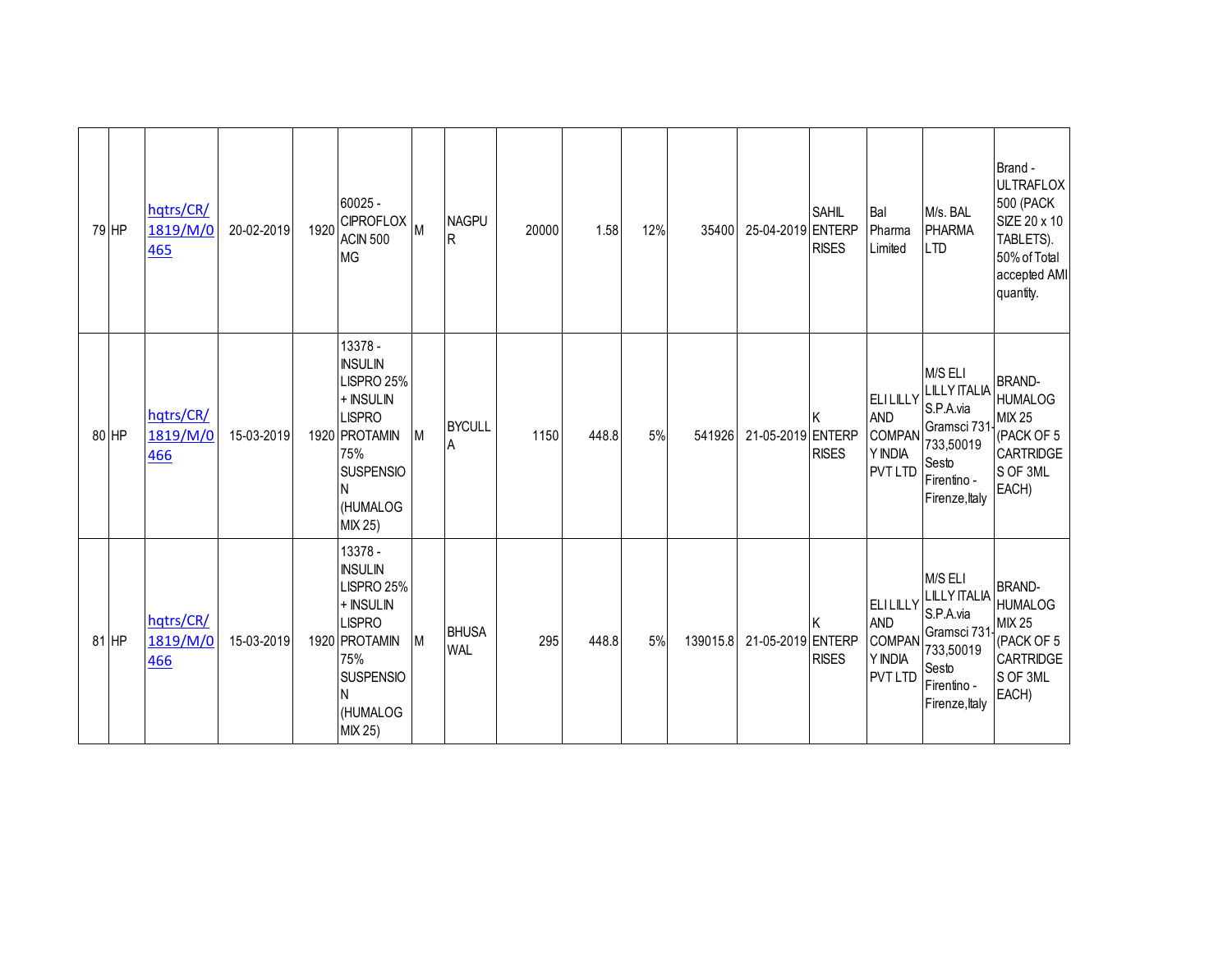| | | | | | | | | | | | | | | | | |
|---|---|---|---|---|---|---|---|---|---|---|---|---|---|---|---|---|
| 79 | HP | hqtrs/CR/1819/M/0465 | 20-02-2019 | 1920 | 60025 - CIPROFLOXACIN 500 MG | M | NAGPUR | 20000 | 1.58 | 12% | 35400 | 25-04-2019 | SAHIL ENTERPRISES | Bal Pharma Limited | M/s. BAL PHARMA LTD | Brand - ULTRAFLOX 500 (PACK SIZE 20 x 10 TABLETS). 50% of Total accepted AMI quantity. |
| 80 | HP | hqtrs/CR/1819/M/0466 | 15-03-2019 | 1920 | 13378 - INSULIN LISPRO 25% + INSULIN LISPRO PROTAMIN 75% SUSPENSION (HUMALOG MIX 25) | M | BYCULLA | 1150 | 448.8 | 5% | 541926 | 21-05-2019 | K ENTERPRISES | ELI LILLY AND COMPANY INDIA PVT LTD | M/S ELI LILLY ITALIA S.P.A.via Gramsci 731-733,50019 Sesto Firentino - Firenze,Italy | BRAND- HUMALOG MIX 25 (PACK OF 5 CARTRIDGES OF 3ML EACH) |
| 81 | HP | hqtrs/CR/1819/M/0466 | 15-03-2019 | 1920 | 13378 - INSULIN LISPRO 25% + INSULIN LISPRO PROTAMIN 75% SUSPENSION (HUMALOG MIX 25) | M | BHUSAWAL | 295 | 448.8 | 5% | 139015.8 | 21-05-2019 | K ENTERPRISES | ELI LILLY AND COMPANY INDIA PVT LTD | M/S ELI LILLY ITALIA S.P.A.via Gramsci 731-733,50019 Sesto Firentino - Firenze,Italy | BRAND- HUMALOG MIX 25 (PACK OF 5 CARTRIDGES OF 3ML EACH) |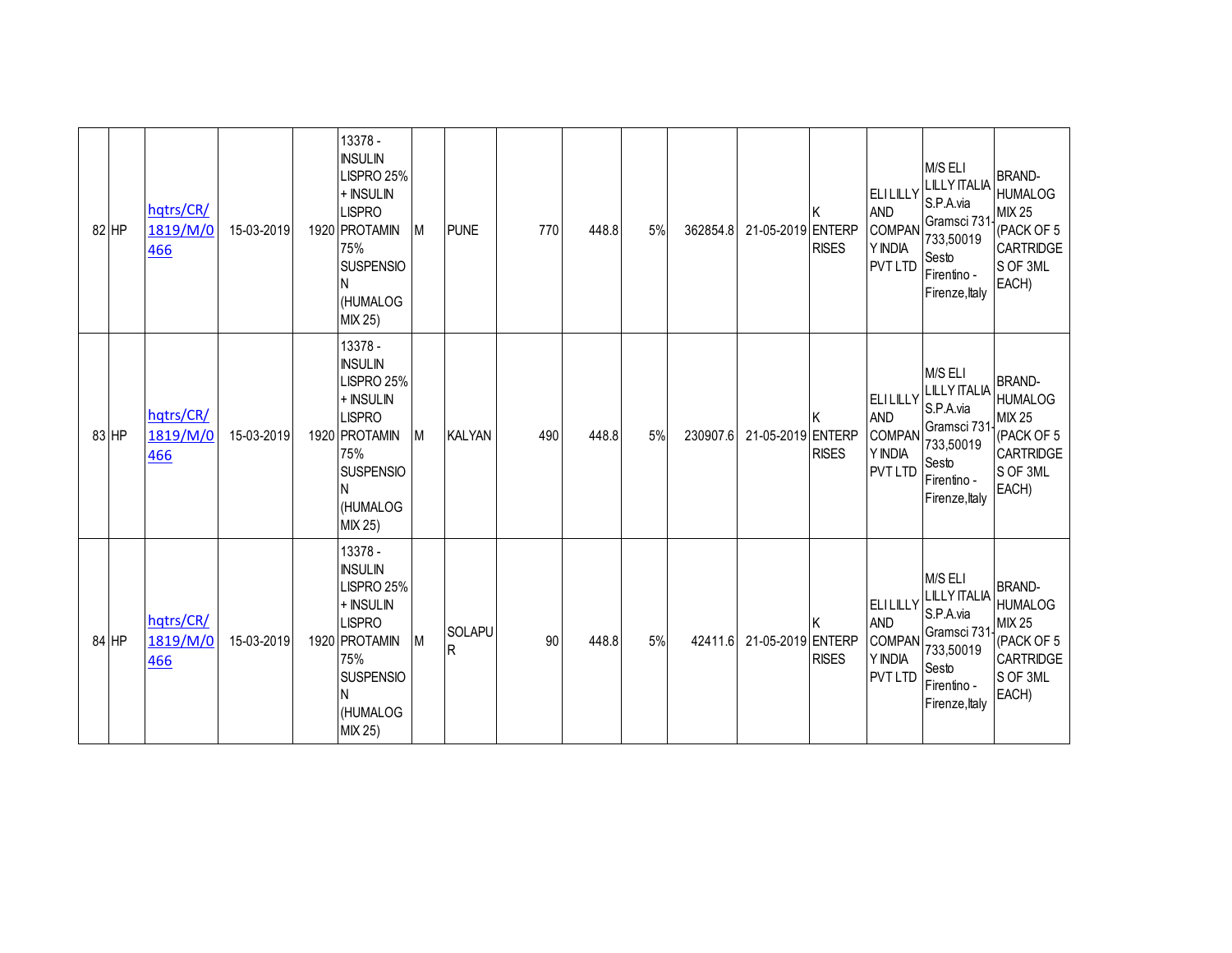| | | | | | | | | | | | | | | | |
|---|---|---|---|---|---|---|---|---|---|---|---|---|---|---|---|
| 82 | HP | hqtrs/CR/1819/M/0466 | 15-03-2019 | 1920 | 13378 - INSULIN LISPRO 25% + INSULIN LISPRO PROTAMIN 75% SUSPENSION (HUMALOG MIX 25) | M | PUNE | 770 | 448.8 | 5% | 362854.8 | 21-05-2019 | K ENTERPRISES | ELI LILLY AND COMPANY INDIA PVT LTD | M/S ELI LILLY ITALIA S.P.A.via Gramsci 731-733,50019 Sesto Firentino - Firenze,Italy | BRAND- HUMALOG MIX 25 (PACK OF 5 CARTRIDGES OF 3ML EACH) |
| 83 | HP | hqtrs/CR/1819/M/0466 | 15-03-2019 | 1920 | 13378 - INSULIN LISPRO 25% + INSULIN LISPRO PROTAMIN 75% SUSPENSION (HUMALOG MIX 25) | M | KALYAN | 490 | 448.8 | 5% | 230907.6 | 21-05-2019 | K ENTERPRISES | ELI LILLY AND COMPANY INDIA PVT LTD | M/S ELI LILLY ITALIA S.P.A.via Gramsci 731-733,50019 Sesto Firentino - Firenze,Italy | BRAND- HUMALOG MIX 25 (PACK OF 5 CARTRIDGES OF 3ML EACH) |
| 84 | HP | hqtrs/CR/1819/M/0466 | 15-03-2019 | 1920 | 13378 - INSULIN LISPRO 25% + INSULIN LISPRO PROTAMIN 75% SUSPENSION (HUMALOG MIX 25) | M | SOLAPUR | 90 | 448.8 | 5% | 42411.6 | 21-05-2019 | K ENTERPRISES | ELI LILLY AND COMPANY INDIA PVT LTD | M/S ELI LILLY ITALIA S.P.A.via Gramsci 731-733,50019 Sesto Firentino - Firenze,Italy | BRAND- HUMALOG MIX 25 (PACK OF 5 CARTRIDGES OF 3ML EACH) |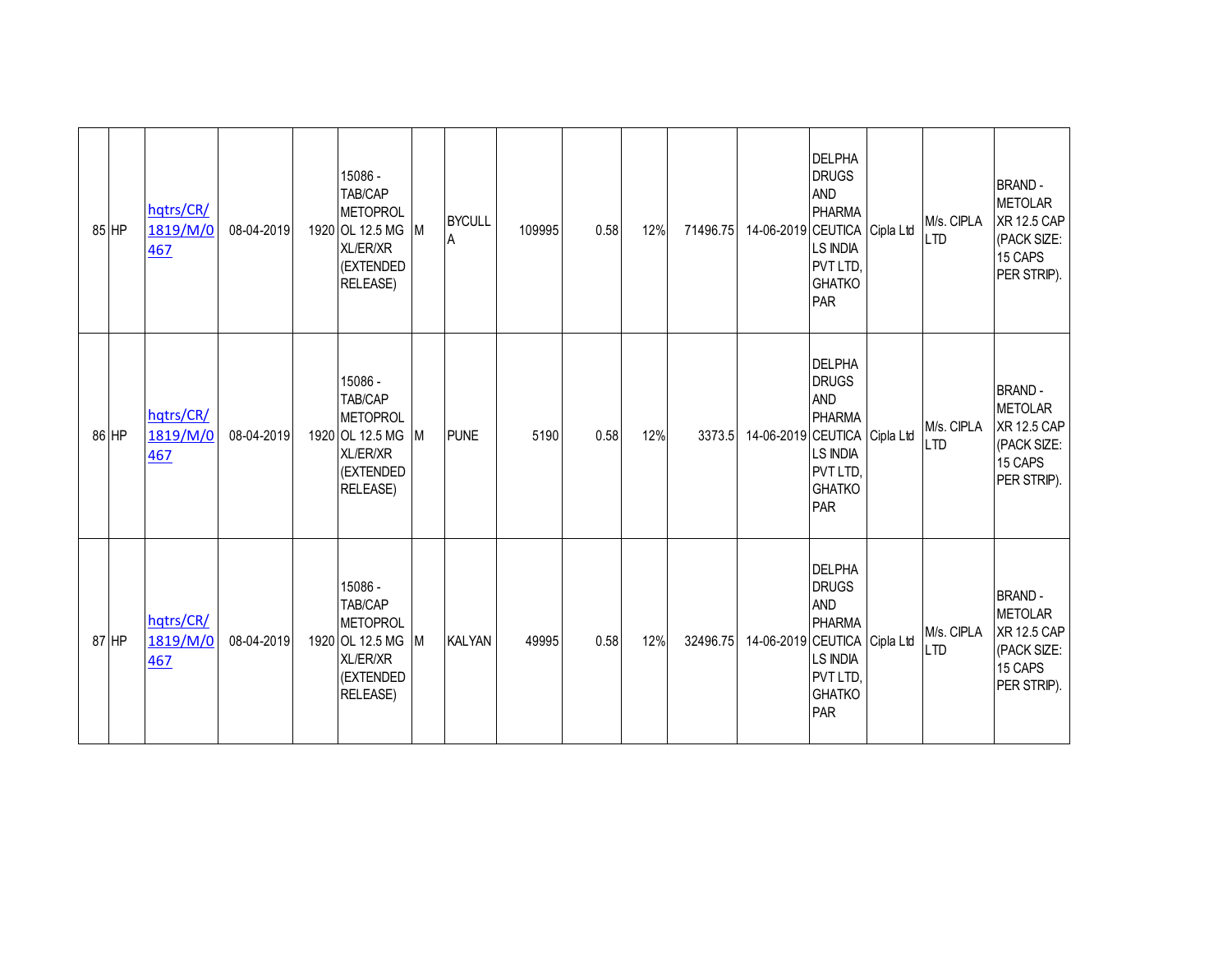| 85 | HP | hqtrs/CR/1819/M/0467 | 08-04-2019 | 1920 | 15086 - TAB/CAP METOPROLOL 12.5 MG XL/ER/XR (EXTENDED RELEASE) | M | BYCULLA | 109995 | 0.58 | 12% | 71496.75 | 14-06-2019 | DELPHA DRUGS AND PHARMACEUTICALS INDIA PVT LTD, GHATKOPAR | Cipla Ltd | M/s. CIPLA LTD | BRAND - METOLAR XR 12.5 CAP (PACK SIZE: 15 CAPS PER STRIP). |
|---|---|---|---|---|---|---|---|---|---|---|---|---|---|---|---|---|
| 86 | HP | hqtrs/CR/1819/M/0467 | 08-04-2019 | 1920 | 15086 - TAB/CAP METOPROLOL 12.5 MG XL/ER/XR (EXTENDED RELEASE) | M | PUNE | 5190 | 0.58 | 12% | 3373.5 | 14-06-2019 | DELPHA DRUGS AND PHARMACEUTICALS INDIA PVT LTD, GHATKOPAR | Cipla Ltd | M/s. CIPLA LTD | BRAND - METOLAR XR 12.5 CAP (PACK SIZE: 15 CAPS PER STRIP). |
| 87 | HP | hqtrs/CR/1819/M/0467 | 08-04-2019 | 1920 | 15086 - TAB/CAP METOPROLOL 12.5 MG XL/ER/XR (EXTENDED RELEASE) | M | KALYAN | 49995 | 0.58 | 12% | 32496.75 | 14-06-2019 | DELPHA DRUGS AND PHARMACEUTICALS INDIA PVT LTD, GHATKOPAR | Cipla Ltd | M/s. CIPLA LTD | BRAND - METOLAR XR 12.5 CAP (PACK SIZE: 15 CAPS PER STRIP). |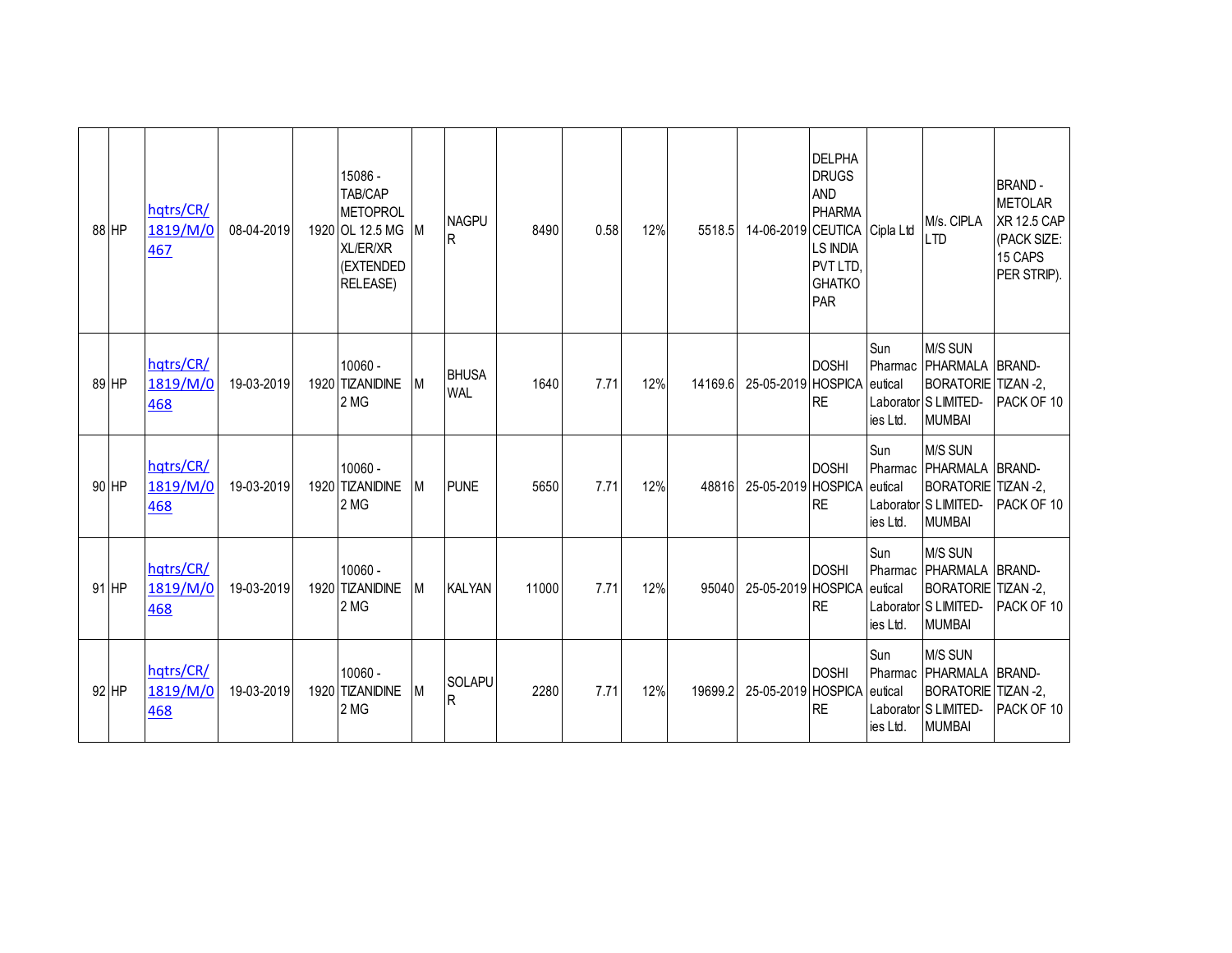| 88 | HP | hqtrs/CR/1819/M/0467 | 08-04-2019 | 1920 | 15086 - TAB/CAP METOPROLOL 12.5 MG XL/ER/XR (EXTENDED RELEASE) | M | NAGPUR | 8490 | 0.58 | 12% | 5518.5 | 14-06-2019 | DELPHA DRUGS AND PHARMACEUTICALS INDIA PVT LTD, GHATKOPAR | Cipla Ltd | M/s. CIPLA LTD | BRAND - METOLAR XR 12.5 CAP (PACK SIZE: 15 CAPS PER STRIP). |
|---|---|---|---|---|---|---|---|---|---|---|---|---|---|---|---|---|
| 89 | HP | hqtrs/CR/1819/M/0468 | 19-03-2019 | 1920 | 10060 - TIZANIDINE 2 MG | M | BHUSAWAL | 1640 | 7.71 | 12% | 14169.6 | 25-05-2019 | DOSHI HOSPICARE | Sun Pharmaceutical Laboratories Ltd. | M/S SUN PHARMALABORATORIES LIMITED-MUMBAI | BRAND- TIZAN -2, PACK OF 10 |
| 90 | HP | hqtrs/CR/1819/M/0468 | 19-03-2019 | 1920 | 10060 - TIZANIDINE 2 MG | M | PUNE | 5650 | 7.71 | 12% | 48816 | 25-05-2019 | DOSHI HOSPICARE | Sun Pharmaceutical Laboratories Ltd. | M/S SUN PHARMALABORATORIES LIMITED-MUMBAI | BRAND- TIZAN -2, PACK OF 10 |
| 91 | HP | hqtrs/CR/1819/M/0468 | 19-03-2019 | 1920 | 10060 - TIZANIDINE 2 MG | M | KALYAN | 11000 | 7.71 | 12% | 95040 | 25-05-2019 | DOSHI HOSPICARE | Sun Pharmaceutical Laboratories Ltd. | M/S SUN PHARMALABORATORIES LIMITED-MUMBAI | BRAND- TIZAN -2, PACK OF 10 |
| 92 | HP | hqtrs/CR/1819/M/0468 | 19-03-2019 | 1920 | 10060 - TIZANIDINE 2 MG | M | SOLAPUR | 2280 | 7.71 | 12% | 19699.2 | 25-05-2019 | DOSHI HOSPICARE | Sun Pharmaceutical Laboratories Ltd. | M/S SUN PHARMALABORATORIES LIMITED-MUMBAI | BRAND- TIZAN -2, PACK OF 10 |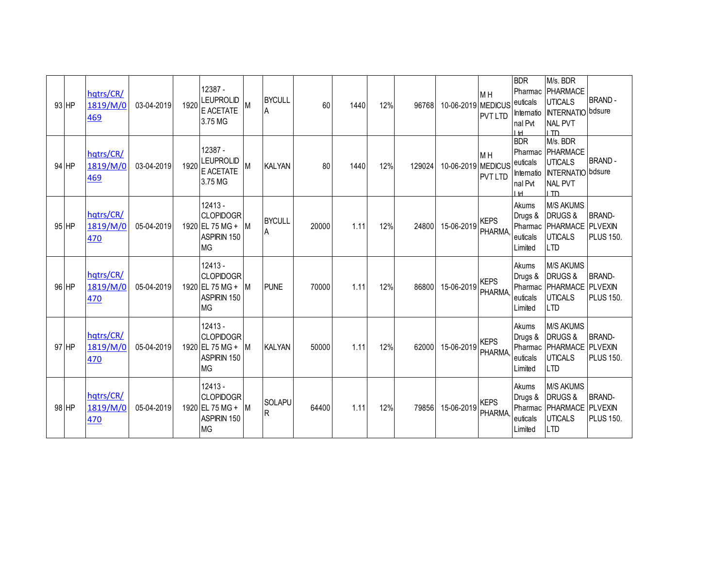| 93 | HP | hqtrs/CR/1819/M/0469 | 03-04-2019 | 1920 | 12387 - LEUPROLIDE ACETATE 3.75 MG | M | BYCULLA | 60 | 1440 | 12% | 96768 | 10-06-2019 | M H MEDICUS PVT LTD | BDR Pharmaceuticals International Pvt Ltd | M/s. BDR PHARMACEUTICALS INTERNATIONAL PVT LTD | BRAND - bdsure |
|---|---|---|---|---|---|---|---|---|---|---|---|---|---|---|---|---|
| 94 | HP | hqtrs/CR/1819/M/0469 | 03-04-2019 | 1920 | 12387 - LEUPROLIDE ACETATE 3.75 MG | M | KALYAN | 80 | 1440 | 12% | 129024 | 10-06-2019 | M H MEDICUS PVT LTD | BDR Pharmaceuticals International Pvt Ltd | M/s. BDR PHARMACEUTICALS INTERNATIONAL PVT LTD | BRAND - bdsure |
| 95 | HP | hqtrs/CR/1819/M/0470 | 05-04-2019 | 1920 | 12413 - CLOPIDOGREL 75 MG + ASPIRIN 150 MG | M | BYCULLA | 20000 | 1.11 | 12% | 24800 | 15-06-2019 | KEPS PHARMA, | Akums Drugs & Pharmaceuticals Limited | M/S AKUMS DRUGS & PHARMACEUTICALS LTD | BRAND- PLVEXIN PLUS 150. |
| 96 | HP | hqtrs/CR/1819/M/0470 | 05-04-2019 | 1920 | 12413 - CLOPIDOGREL 75 MG + ASPIRIN 150 MG | M | PUNE | 70000 | 1.11 | 12% | 86800 | 15-06-2019 | KEPS PHARMA, | Akums Drugs & Pharmaceuticals Limited | M/S AKUMS DRUGS & PHARMACEUTICALS LTD | BRAND- PLVEXIN PLUS 150. |
| 97 | HP | hqtrs/CR/1819/M/0470 | 05-04-2019 | 1920 | 12413 - CLOPIDOGREL 75 MG + ASPIRIN 150 MG | M | KALYAN | 50000 | 1.11 | 12% | 62000 | 15-06-2019 | KEPS PHARMA, | Akums Drugs & Pharmaceuticals Limited | M/S AKUMS DRUGS & PHARMACEUTICALS LTD | BRAND- PLVEXIN PLUS 150. |
| 98 | HP | hqtrs/CR/1819/M/0470 | 05-04-2019 | 1920 | 12413 - CLOPIDOGREL 75 MG + ASPIRIN 150 MG | M | SOLAPUR | 64400 | 1.11 | 12% | 79856 | 15-06-2019 | KEPS PHARMA, | Akums Drugs & Pharmaceuticals Limited | M/S AKUMS DRUGS & PHARMACEUTICALS LTD | BRAND- PLVEXIN PLUS 150. |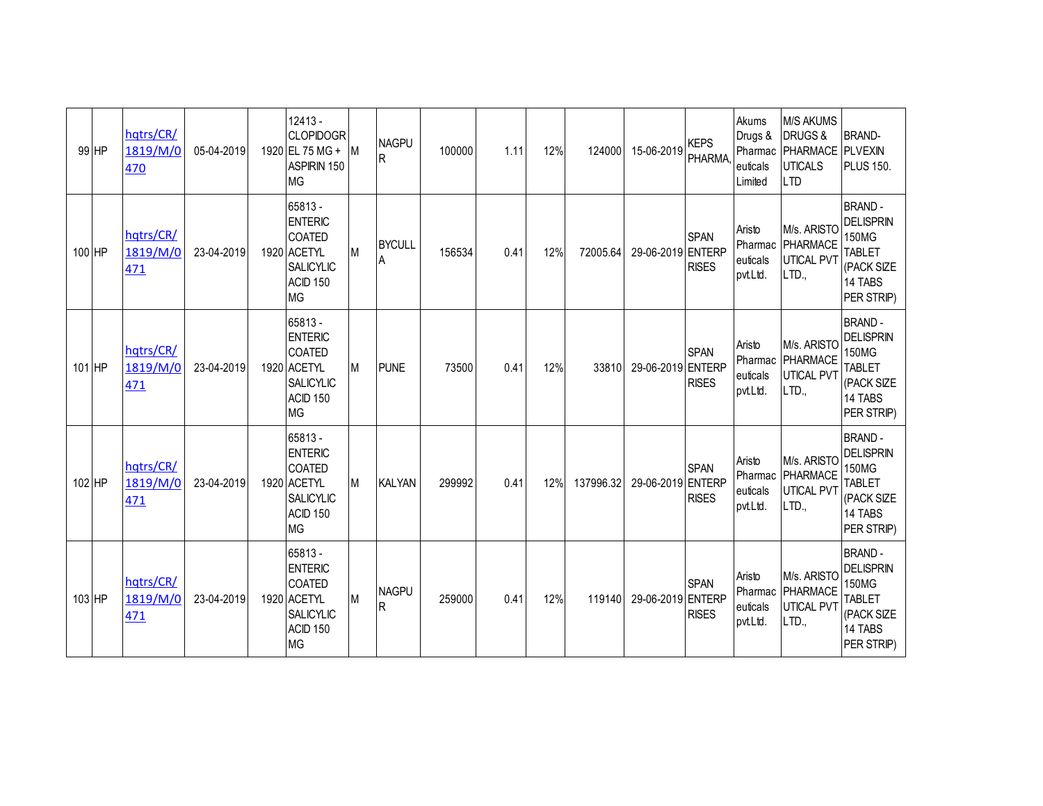| 99 | HP | hqtrs/CR/1819/M/0470 | 05-04-2019 | 1920 | 12413 - CLOPIDOGREL 75 MG + ASPIRIN 150 MG | M | NAGPUR | 100000 | 1.11 | 12% | 124000 | 15-06-2019 | KEPS PHARMA, | Akums Drugs & Pharmaceuticals Limited | M/S AKUMS DRUGS & PHARMACEUTICALS LTD | BRAND- PLVEXIN PLUS 150. |
|---|---|---|---|---|---|---|---|---|---|---|---|---|---|---|---|---|
| 100 | HP | hqtrs/CR/1819/M/0471 | 23-04-2019 | 1920 | 65813 - ENTERIC COATED ACETYL SALICYLIC ACID 150 MG | M | BYCULLA | 156534 | 0.41 | 12% | 72005.64 | 29-06-2019 | SPAN ENTERPRISES | Aristo Pharmaceuticals pvt.Ltd. | M/s. ARISTO PHARMACEUTICAL PVT LTD., | BRAND - DELISPRIN 150MG TABLET (PACK SIZE 14 TABS PER STRIP) |
| 101 | HP | hqtrs/CR/1819/M/0471 | 23-04-2019 | 1920 | 65813 - ENTERIC COATED ACETYL SALICYLIC ACID 150 MG | M | PUNE | 73500 | 0.41 | 12% | 33810 | 29-06-2019 | SPAN ENTERPRISES | Aristo Pharmaceuticals pvt.Ltd. | M/s. ARISTO PHARMACEUTICAL PVT LTD., | BRAND - DELISPRIN 150MG TABLET (PACK SIZE 14 TABS PER STRIP) |
| 102 | HP | hqtrs/CR/1819/M/0471 | 23-04-2019 | 1920 | 65813 - ENTERIC COATED ACETYL SALICYLIC ACID 150 MG | M | KALYAN | 299992 | 0.41 | 12% | 137996.32 | 29-06-2019 | SPAN ENTERPRISES | Aristo Pharmaceuticals pvt.Ltd. | M/s. ARISTO PHARMACEUTICAL PVT LTD., | BRAND - DELISPRIN 150MG TABLET (PACK SIZE 14 TABS PER STRIP) |
| 103 | HP | hqtrs/CR/1819/M/0471 | 23-04-2019 | 1920 | 65813 - ENTERIC COATED ACETYL SALICYLIC ACID 150 MG | M | NAGPUR | 259000 | 0.41 | 12% | 119140 | 29-06-2019 | SPAN ENTERPRISES | Aristo Pharmaceuticals pvt.Ltd. | M/s. ARISTO PHARMACEUTICAL PVT LTD., | BRAND - DELISPRIN 150MG TABLET (PACK SIZE 14 TABS PER STRIP) |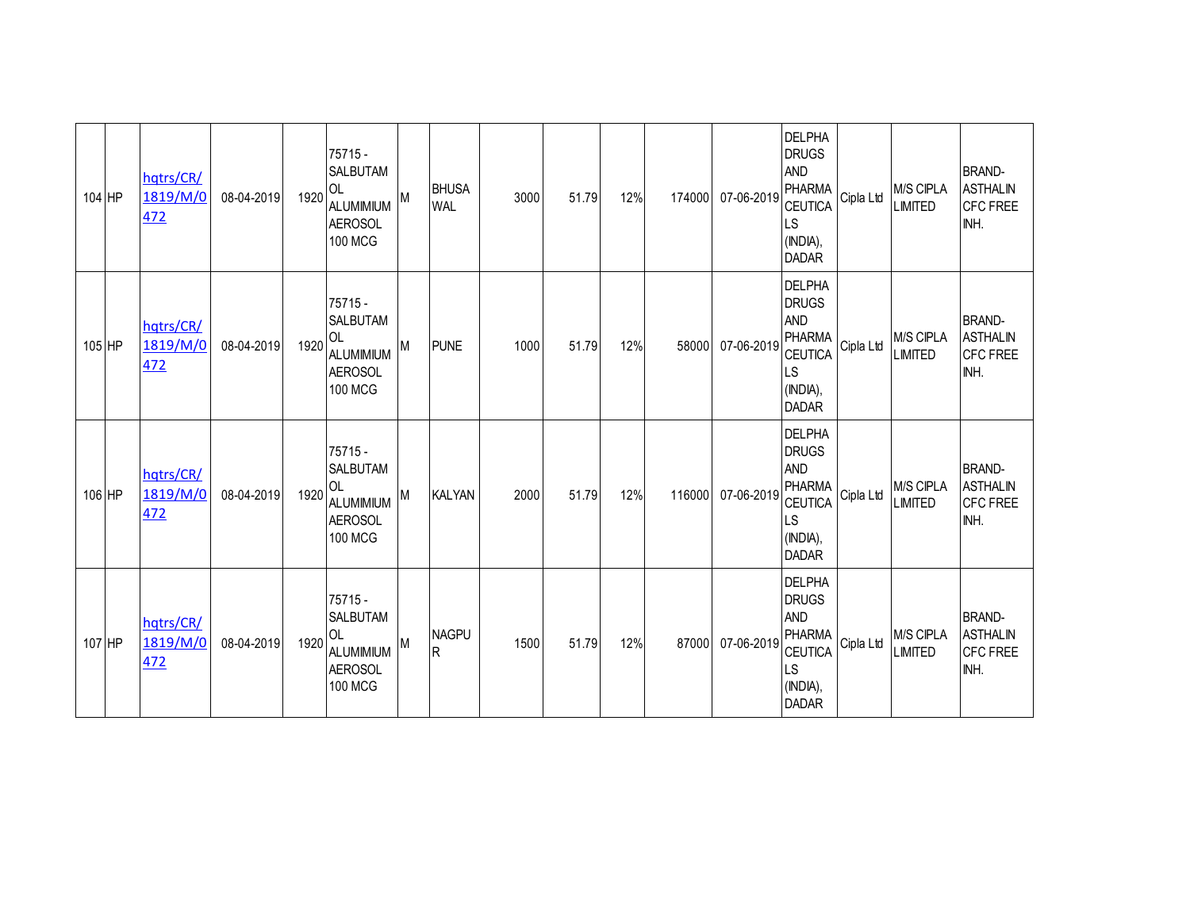| | | | | | | | | | | | | | | | |
|---|---|---|---|---|---|---|---|---|---|---|---|---|---|---|---|
| 104 | HP | hqtrs/CR/1819/M/0472 | 08-04-2019 | 1920 | 75715 - SALBUTAMOL ALUMIMIUM AEROSOL 100 MCG | M | BHUSAWAL | 3000 | 51.79 | 12% | 174000 | 07-06-2019 | DELPHA DRUGS AND PHARMACEUTICALS (INDIA), DADAR | Cipla Ltd | M/S CIPLA LIMITED | BRAND- ASTHALIN CFC FREE INH. |
| 105 | HP | hqtrs/CR/1819/M/0472 | 08-04-2019 | 1920 | 75715 - SALBUTAMOL ALUMIMIUM AEROSOL 100 MCG | M | PUNE | 1000 | 51.79 | 12% | 58000 | 07-06-2019 | DELPHA DRUGS AND PHARMACEUTICALS (INDIA), DADAR | Cipla Ltd | M/S CIPLA LIMITED | BRAND- ASTHALIN CFC FREE INH. |
| 106 | HP | hqtrs/CR/1819/M/0472 | 08-04-2019 | 1920 | 75715 - SALBUTAMOL ALUMIMIUM AEROSOL 100 MCG | M | KALYAN | 2000 | 51.79 | 12% | 116000 | 07-06-2019 | DELPHA DRUGS AND PHARMACEUTICALS (INDIA), DADAR | Cipla Ltd | M/S CIPLA LIMITED | BRAND- ASTHALIN CFC FREE INH. |
| 107 | HP | hqtrs/CR/1819/M/0472 | 08-04-2019 | 1920 | 75715 - SALBUTAMOL ALUMIMIUM AEROSOL 100 MCG | M | NAGPUR | 1500 | 51.79 | 12% | 87000 | 07-06-2019 | DELPHA DRUGS AND PHARMACEUTICALS (INDIA), DADAR | Cipla Ltd | M/S CIPLA LIMITED | BRAND- ASTHALIN CFC FREE INH. |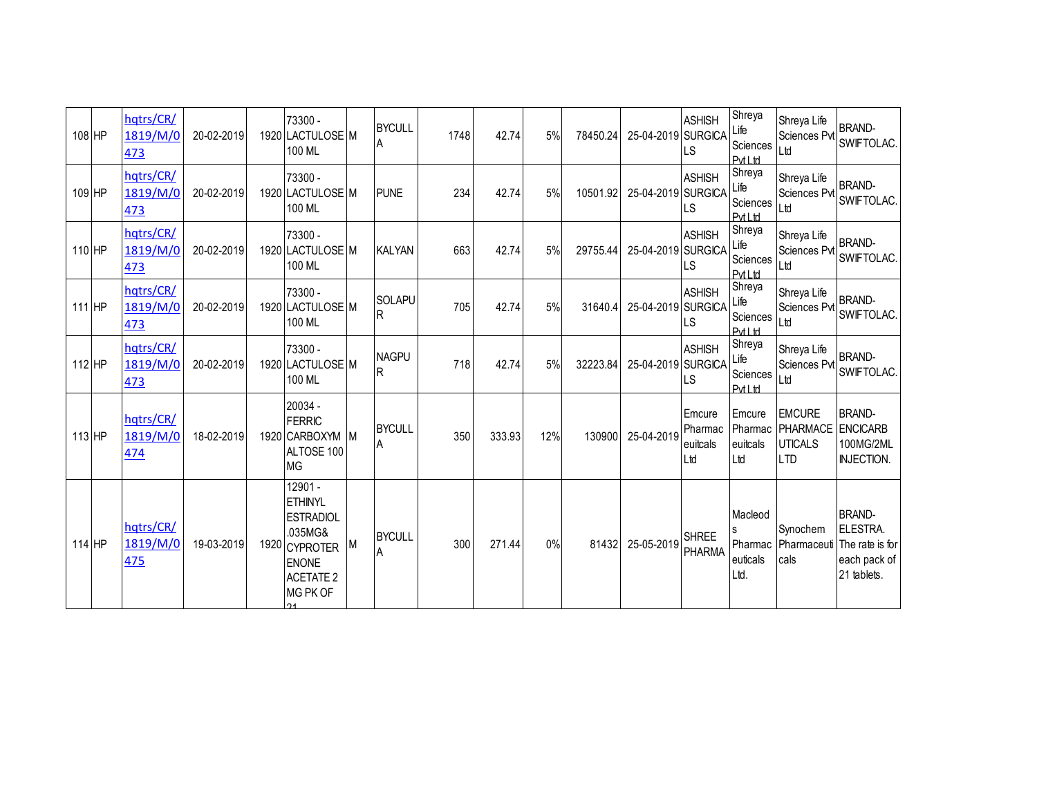| | | | | | | | | | | | | | | | | |
|---|---|---|---|---|---|---|---|---|---|---|---|---|---|---|---|---|
| 108 | HP | hqtrs/CR/1819/M/0473 | 20-02-2019 | 1920 | 73300 - LACTULOSE 100 ML | M | BYCULLA | 1748 | 42.74 | 5% | 78450.24 | 25-04-2019 | ASHISH SURGICALS | Shreya Life Sciences Pvt Ltd | Shreya Life Sciences Pvt Ltd | BRAND- SWIFTOLAC. |
| 109 | HP | hqtrs/CR/1819/M/0473 | 20-02-2019 | 1920 | 73300 - LACTULOSE 100 ML | M | PUNE | 234 | 42.74 | 5% | 10501.92 | 25-04-2019 | ASHISH SURGICALS | Shreya Life Sciences Pvt Ltd | Shreya Life Sciences Pvt Ltd | BRAND- SWIFTOLAC. |
| 110 | HP | hqtrs/CR/1819/M/0473 | 20-02-2019 | 1920 | 73300 - LACTULOSE 100 ML | M | KALYAN | 663 | 42.74 | 5% | 29755.44 | 25-04-2019 | ASHISH SURGICALS | Shreya Life Sciences Pvt Ltd | Shreya Life Sciences Pvt Ltd | BRAND- SWIFTOLAC. |
| 111 | HP | hqtrs/CR/1819/M/0473 | 20-02-2019 | 1920 | 73300 - LACTULOSE 100 ML | M | SOLAPUR | 705 | 42.74 | 5% | 31640.4 | 25-04-2019 | ASHISH SURGICALS | Shreya Life Sciences Pvt Ltd | Shreya Life Sciences Pvt Ltd | BRAND- SWIFTOLAC. |
| 112 | HP | hqtrs/CR/1819/M/0473 | 20-02-2019 | 1920 | 73300 - LACTULOSE 100 ML | M | NAGPUR | 718 | 42.74 | 5% | 32223.84 | 25-04-2019 | ASHISH SURGICALS | Shreya Life Sciences Pvt Ltd | Shreya Life Sciences Pvt Ltd | BRAND- SWIFTOLAC. |
| 113 | HP | hqtrs/CR/1819/M/0474 | 18-02-2019 | 1920 | 20034 - FERRIC CARBOXYMALTOSE 100 MG | M | BYCULLA | 350 | 333.93 | 12% | 130900 | 25-04-2019 | Emcure Pharmaceuitcals Ltd | Emcure Pharmaceuitcals Ltd | EMCURE PHARMACEUTICALS LTD | BRAND- ENCICARB 100MG/2ML INJECTION. |
| 114 | HP | hqtrs/CR/1819/M/0475 | 19-03-2019 | 1920 | 12901 - ETHINYL ESTRADIOL .035MG& CYPROTERENONE ACETATE 2 MG PK OF 21 | M | BYCULLA | 300 | 271.44 | 0% | 81432 | 25-05-2019 | SHREE PHARMA | Macleods Pharmaceuticals Ltd. | Synochem Pharmaceuticals | BRAND- ELESTRA. The rate is for each pack of 21 tablets. |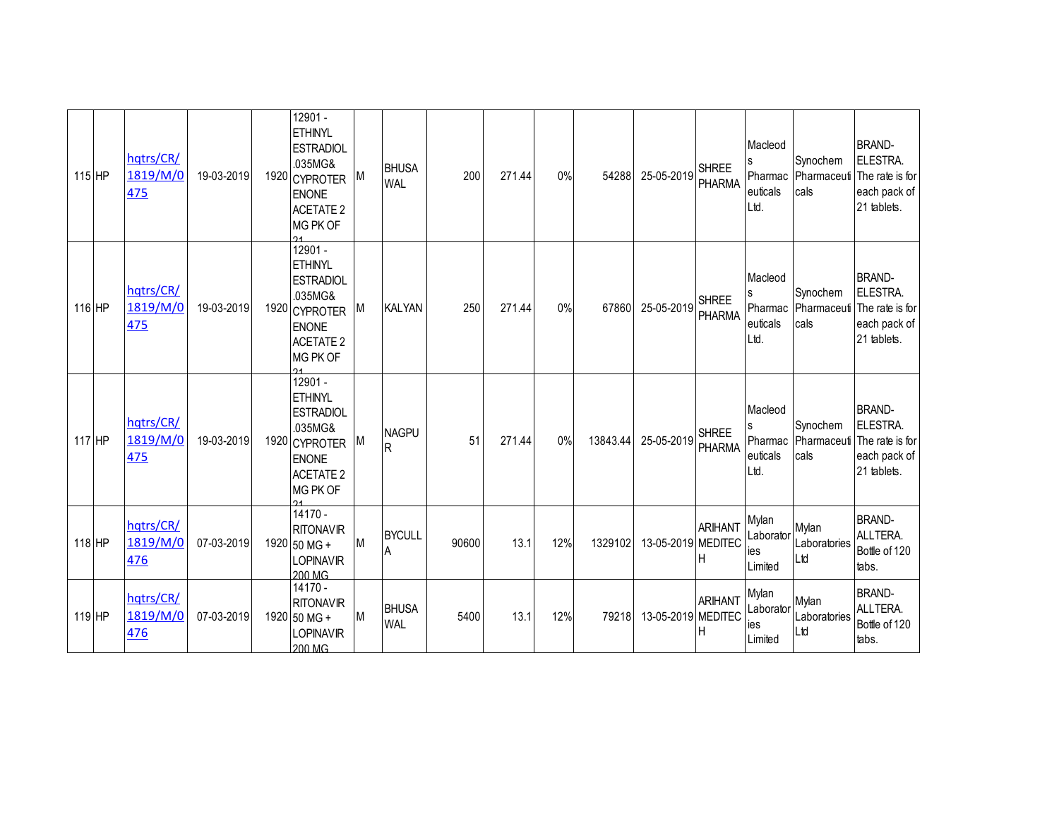| 115 | HP | hqtrs/CR/1819/M/0475 | 19-03-2019 | 1920 | 12901 - ETHINYL ESTRADIOL .035MG& CYPROTERENONE ACETATE 2 MG PK OF 21 | M | BHUSAWAL | 200 | 271.44 | 0% | 54288 | 25-05-2019 | SHREE PHARMA | Macleods Pharmaceuticals Ltd. | Synochem Pharmaceuticals | BRAND-ELESTRA. The rate is for each pack of 21 tablets. |
|---|---|---|---|---|---|---|---|---|---|---|---|---|---|---|---|---|
| 116 | HP | hqtrs/CR/1819/M/0475 | 19-03-2019 | 1920 | 12901 - ETHINYL ESTRADIOL .035MG& CYPROTERENONE ACETATE 2 MG PK OF 21 | M | KALYAN | 250 | 271.44 | 0% | 67860 | 25-05-2019 | SHREE PHARMA | Macleods Pharmaceuticals Ltd. | Synochem Pharmaceuticals | BRAND-ELESTRA. The rate is for each pack of 21 tablets. |
| 117 | HP | hqtrs/CR/1819/M/0475 | 19-03-2019 | 1920 | 12901 - ETHINYL ESTRADIOL .035MG& CYPROTERENONE ACETATE 2 MG PK OF 21 | M | NAGPUR | 51 | 271.44 | 0% | 13843.44 | 25-05-2019 | SHREE PHARMA | Macleods Pharmaceuticals Ltd. | Synochem Pharmaceuticals | BRAND-ELESTRA. The rate is for each pack of 21 tablets. |
| 118 | HP | hqtrs/CR/1819/M/0476 | 07-03-2019 | 1920 | 14170 - RITONAVIR 50 MG + LOPINAVIR 200 MG | M | BYCULLA | 90600 | 13.1 | 12% | 1329102 | 13-05-2019 | ARIHANT MEDITECH | Mylan Laboratories Limited | Mylan Laboratories Ltd | BRAND-ALLTERA. Bottle of 120 tabs. |
| 119 | HP | hqtrs/CR/1819/M/0476 | 07-03-2019 | 1920 | 14170 - RITONAVIR 50 MG + LOPINAVIR 200 MG | M | BHUSAWAL | 5400 | 13.1 | 12% | 79218 | 13-05-2019 | ARIHANT MEDITECH | Mylan Laboratories Limited | Mylan Laboratories Ltd | BRAND-ALLTERA. Bottle of 120 tabs. |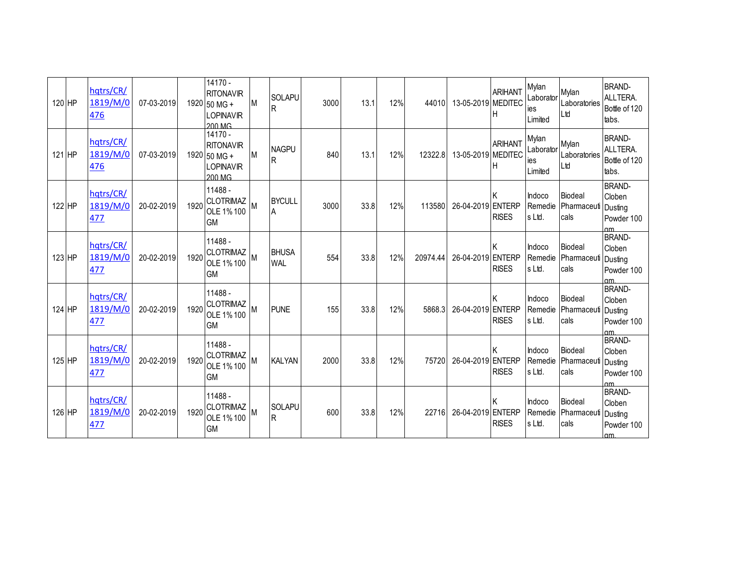| | | | | | | | | | | | | | | | | |
|---|---|---|---|---|---|---|---|---|---|---|---|---|---|---|---|---|
| 120 | HP | hqtrs/CR/1819/M/0476 | 07-03-2019 | 1920 | 14170 - RITONAVIR 50 MG + LOPINAVIR 200 MG | M | SOLAPUR | 3000 | 13.1 | 12% | 44010 | 13-05-2019 | ARIHANT MEDITECH | Mylan Laboratories Limited | Mylan Laboratories Ltd | BRAND- ALLTERA. Bottle of 120 tabs. |
| 121 | HP | hqtrs/CR/1819/M/0476 | 07-03-2019 | 1920 | 14170 - RITONAVIR 50 MG + LOPINAVIR 200 MG | M | NAGPUR | 840 | 13.1 | 12% | 12322.8 | 13-05-2019 | ARIHANT MEDITECH | Mylan Laboratories Limited | Mylan Laboratories Ltd | BRAND- ALLTERA. Bottle of 120 tabs. |
| 122 | HP | hqtrs/CR/1819/M/0477 | 20-02-2019 | 1920 | 11488 - CLOTRIMAZOLE 1% 100 GM | M | BYCULLA | 3000 | 33.8 | 12% | 113580 | 26-04-2019 | K ENTERPRISES | Indoco Remedies Ltd. | Biodeal Pharmaceuticals | BRAND- Cloben Dusting Powder 100 gm. |
| 123 | HP | hqtrs/CR/1819/M/0477 | 20-02-2019 | 1920 | 11488 - CLOTRIMAZOLE 1% 100 GM | M | BHUSAWAL | 554 | 33.8 | 12% | 20974.44 | 26-04-2019 | K ENTERPRISES | Indoco Remedies Ltd. | Biodeal Pharmaceuticals | BRAND- Cloben Dusting Powder 100 gm. |
| 124 | HP | hqtrs/CR/1819/M/0477 | 20-02-2019 | 1920 | 11488 - CLOTRIMAZOLE 1% 100 GM | M | PUNE | 155 | 33.8 | 12% | 5868.3 | 26-04-2019 | K ENTERPRISES | Indoco Remedies Ltd. | Biodeal Pharmaceuticals | BRAND- Cloben Dusting Powder 100 gm. |
| 125 | HP | hqtrs/CR/1819/M/0477 | 20-02-2019 | 1920 | 11488 - CLOTRIMAZOLE 1% 100 GM | M | KALYAN | 2000 | 33.8 | 12% | 75720 | 26-04-2019 | K ENTERPRISES | Indoco Remedies Ltd. | Biodeal Pharmaceuticals | BRAND- Cloben Dusting Powder 100 gm. |
| 126 | HP | hqtrs/CR/1819/M/0477 | 20-02-2019 | 1920 | 11488 - CLOTRIMAZOLE 1% 100 GM | M | SOLAPUR | 600 | 33.8 | 12% | 22716 | 26-04-2019 | K ENTERPRISES | Indoco Remedies Ltd. | Biodeal Pharmaceuticals | BRAND- Cloben Dusting Powder 100 gm. |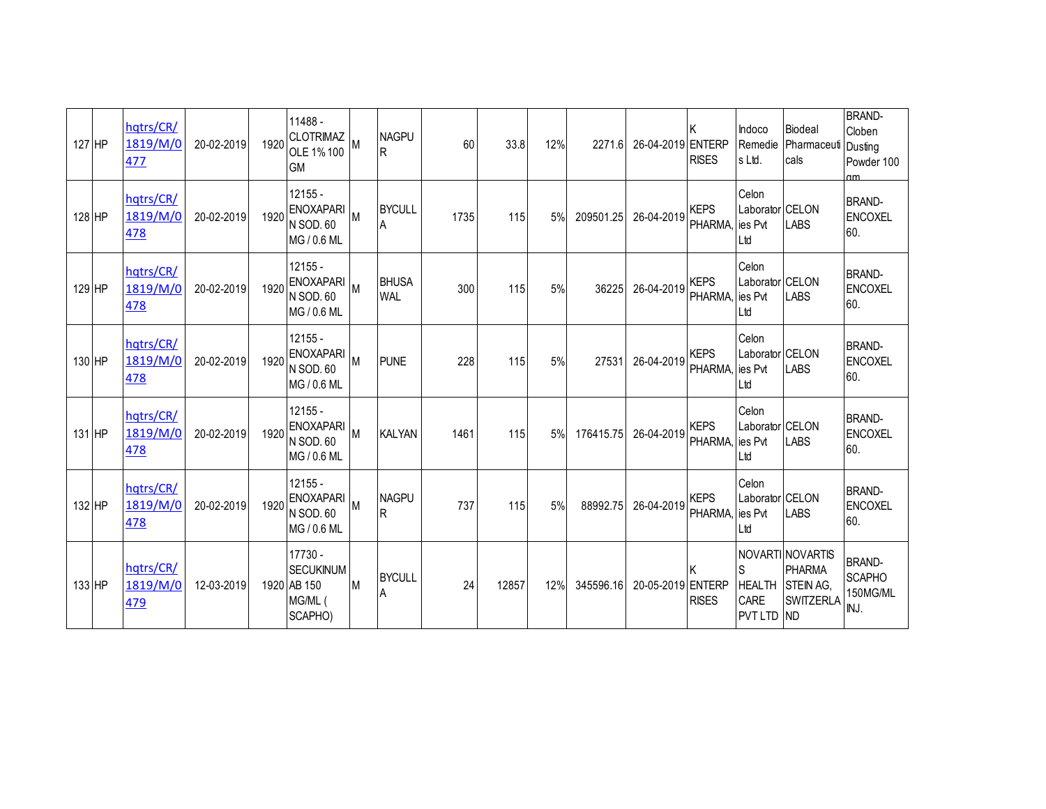| 127 | HP | hqtrs/CR/1819/M/0477 | 20-02-2019 | 1920 | 11488 - CLOTRIMAZOLE 1% 100 GM | M | NAGPUR | 60 | 33.8 | 12% | 2271.6 | 26-04-2019 | K ENTERPRISES | Indoco Remedies Ltd. | Biodeal Pharmaceuticals | BRAND- Cloben Dusting Powder 100 gm |
|---|---|---|---|---|---|---|---|---|---|---|---|---|---|---|---|---|
| 128 | HP | hqtrs/CR/1819/M/0478 | 20-02-2019 | 1920 | 12155 - ENOXAPARIN SOD. 60 MG / 0.6 ML | M | BYCULLA | 1735 | 115 | 5% | 209501.25 | 26-04-2019 | KEPS PHARMA, | Celon Laboratories Pvt Ltd | CELON LABS | BRAND- ENCOXEL 60. |
| 129 | HP | hqtrs/CR/1819/M/0478 | 20-02-2019 | 1920 | 12155 - ENOXAPARIN SOD. 60 MG / 0.6 ML | M | BHUSAWAL | 300 | 115 | 5% | 36225 | 26-04-2019 | KEPS PHARMA, | Celon Laboratories Pvt Ltd | CELON LABS | BRAND- ENCOXEL 60. |
| 130 | HP | hqtrs/CR/1819/M/0478 | 20-02-2019 | 1920 | 12155 - ENOXAPARIN SOD. 60 MG / 0.6 ML | M | PUNE | 228 | 115 | 5% | 27531 | 26-04-2019 | KEPS PHARMA, | Celon Laboratories Pvt Ltd | CELON LABS | BRAND- ENCOXEL 60. |
| 131 | HP | hqtrs/CR/1819/M/0478 | 20-02-2019 | 1920 | 12155 - ENOXAPARIN SOD. 60 MG / 0.6 ML | M | KALYAN | 1461 | 115 | 5% | 176415.75 | 26-04-2019 | KEPS PHARMA, | Celon Laboratories Pvt Ltd | CELON LABS | BRAND- ENCOXEL 60. |
| 132 | HP | hqtrs/CR/1819/M/0478 | 20-02-2019 | 1920 | 12155 - ENOXAPARIN SOD. 60 MG / 0.6 ML | M | NAGPUR | 737 | 115 | 5% | 88992.75 | 26-04-2019 | KEPS PHARMA, | Celon Laboratories Pvt Ltd | CELON LABS | BRAND- ENCOXEL 60. |
| 133 | HP | hqtrs/CR/1819/M/0479 | 12-03-2019 | 1920 | 17730 - SECUKINUMAB 150 MG/ML ( SCAPHO) | M | BYCULLA | 24 | 12857 | 12% | 345596.16 | 20-05-2019 | K ENTERPRISES | NOVARTIS HEALTH CARE PVT LTD | NOVARTIS PHARMA STEIN AG, SWITZERLAND | BRAND- SCAPHO 150MG/ML INJ. |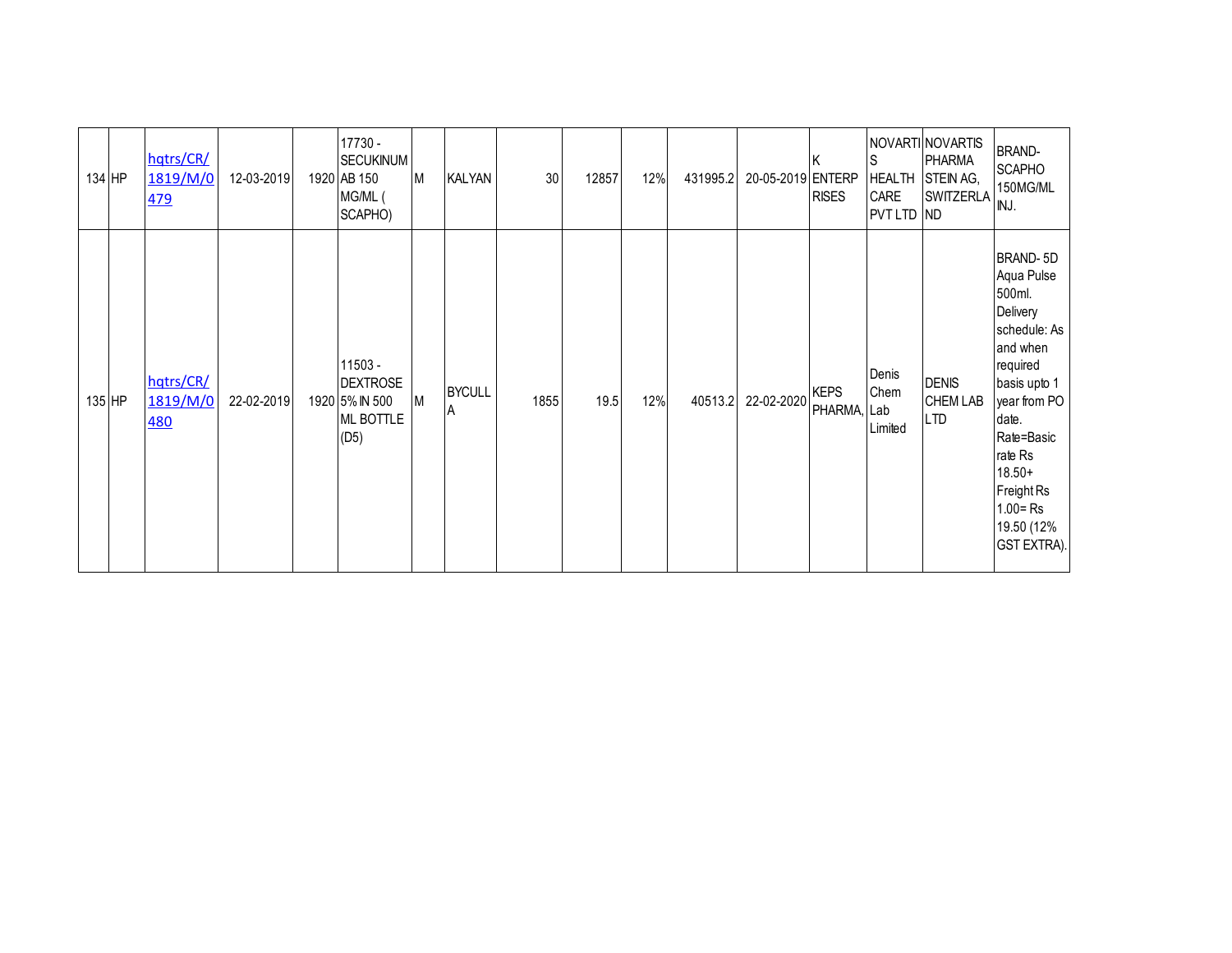| | | | | | | | | | | | | | | | | |
|---|---|---|---|---|---|---|---|---|---|---|---|---|---|---|---|---|
| 134 | HP | hqtrs/CR/1819/M/0479 | 12-03-2019 | 1920 | 17730 - SECUKINUMAB 150 MG/ML ( SCAPHO) | M | KALYAN | 30 | 12857 | 12% | 431995.2 | 20-05-2019 | K ENTERPRISES | NOVARTIS HEALTH CARE PVT LTD | NOVARTIS PHARMA STEIN AG, SWITZERLAND | BRAND- SCAPHO 150MG/ML INJ. |
| 135 | HP | hqtrs/CR/1819/M/0480 | 22-02-2019 | 1920 | 11503 - DEXTROSE 5% IN 500 ML BOTTLE (D5) | M | BYCULLA | 1855 | 19.5 | 12% | 40513.2 | 22-02-2020 | KEPS PHARMA, | Denis Chem Lab Limited | DENIS CHEM LAB LTD | BRAND- 5D Aqua Pulse 500ml. Delivery schedule: As and when required basis upto 1 year from PO date. Rate=Basic rate Rs 18.50+ Freight Rs 1.00= Rs 19.50 (12% GST EXTRA). |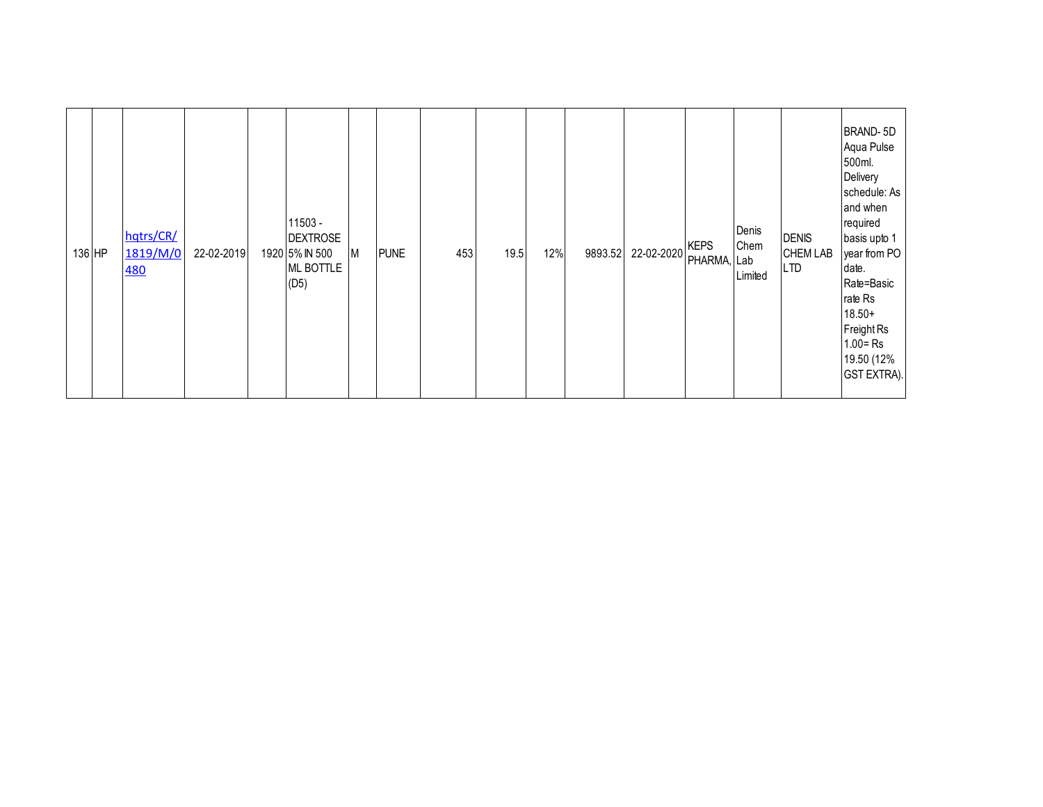| | | | | | | | | | | | | | | | | |
|---|---|---|---|---|---|---|---|---|---|---|---|---|---|---|---|---|
| 136 | HP | hqtrs/CR/1819/M/0480 | 22-02-2019 | 1920 | 11503 - DEXTROSE 5% IN 500 ML BOTTLE (D5) | M | PUNE | 453 | 19.5 | 12% | 9893.52 | 22-02-2020 | KEPS PHARMA, | Denis Chem Lab Limited | DENIS CHEM LAB LTD | BRAND- 5D Aqua Pulse 500ml. Delivery schedule: As and when required basis upto 1 year from PO date. Rate=Basic rate Rs 18.50+ Freight Rs 1.00= Rs 19.50 (12% GST EXTRA). |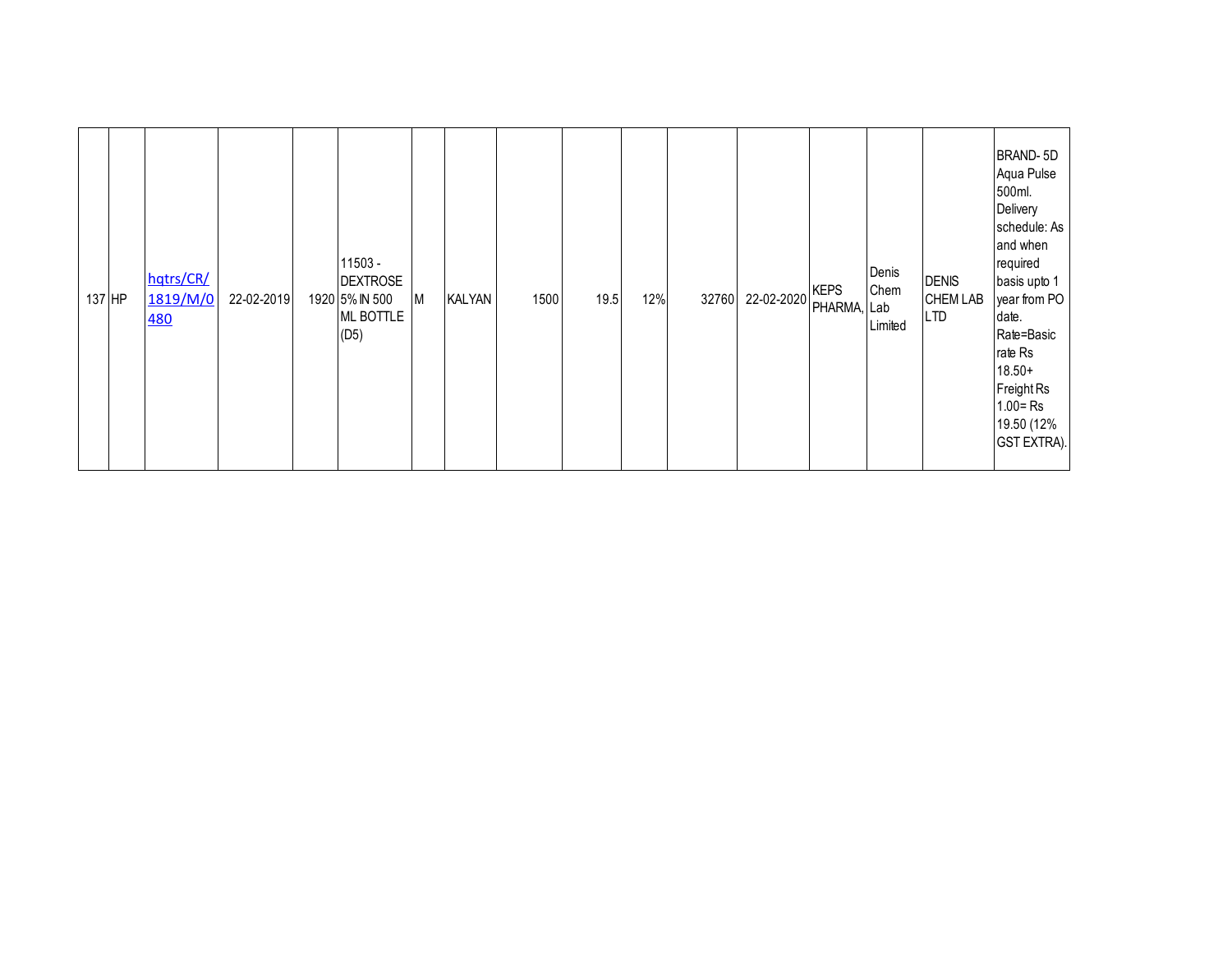| 137 | HP | hqtrs/CR/1819/M/0480 | 22-02-2019 | 1920 | 11503 - DEXTROSE 5% IN 500 ML BOTTLE (D5) | M | KALYAN | 1500 | 19.5 | 12% | 32760 | 22-02-2020 | KEPS PHARMA, | Denis Chem Lab Limited | DENIS CHEM LAB LTD | BRAND- 5D Aqua Pulse 500ml. Delivery schedule: As and when required basis upto 1 year from PO date. Rate=Basic rate Rs 18.50+ Freight Rs 1.00= Rs 19.50 (12% GST EXTRA). |
|---|---|---|---|---|---|---|---|---|---|---|---|---|---|---|---|---|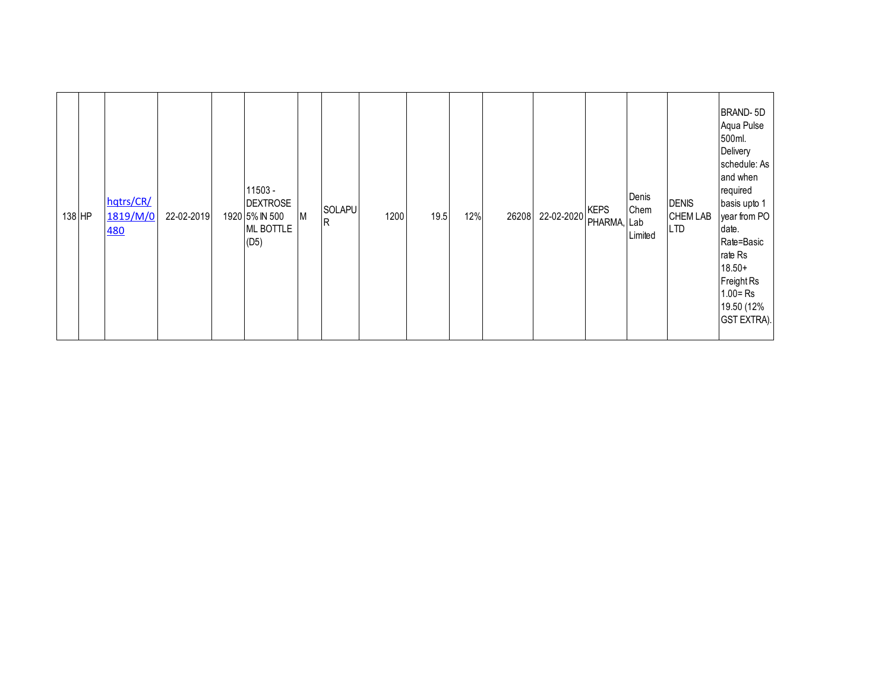| | | | | | | | | | | | | | | | | |
|---|---|---|---|---|---|---|---|---|---|---|---|---|---|---|---|---|
| 138 | HP | hqtrs/CR/1819/M/0480 | 22-02-2019 | 1920 | 11503 - DEXTROSE 5% IN 500 ML BOTTLE (D5) | M | SOLAPUR | 1200 | 19.5 | 12% | 26208 | 22-02-2020 | KEPS PHARMA, | Denis Chem Lab Limited | DENIS CHEM LAB LTD | BRAND- 5D Aqua Pulse 500ml. Delivery schedule: As and when required basis upto 1 year from PO date. Rate=Basic rate Rs 18.50+ Freight Rs 1.00= Rs 19.50 (12% GST EXTRA). |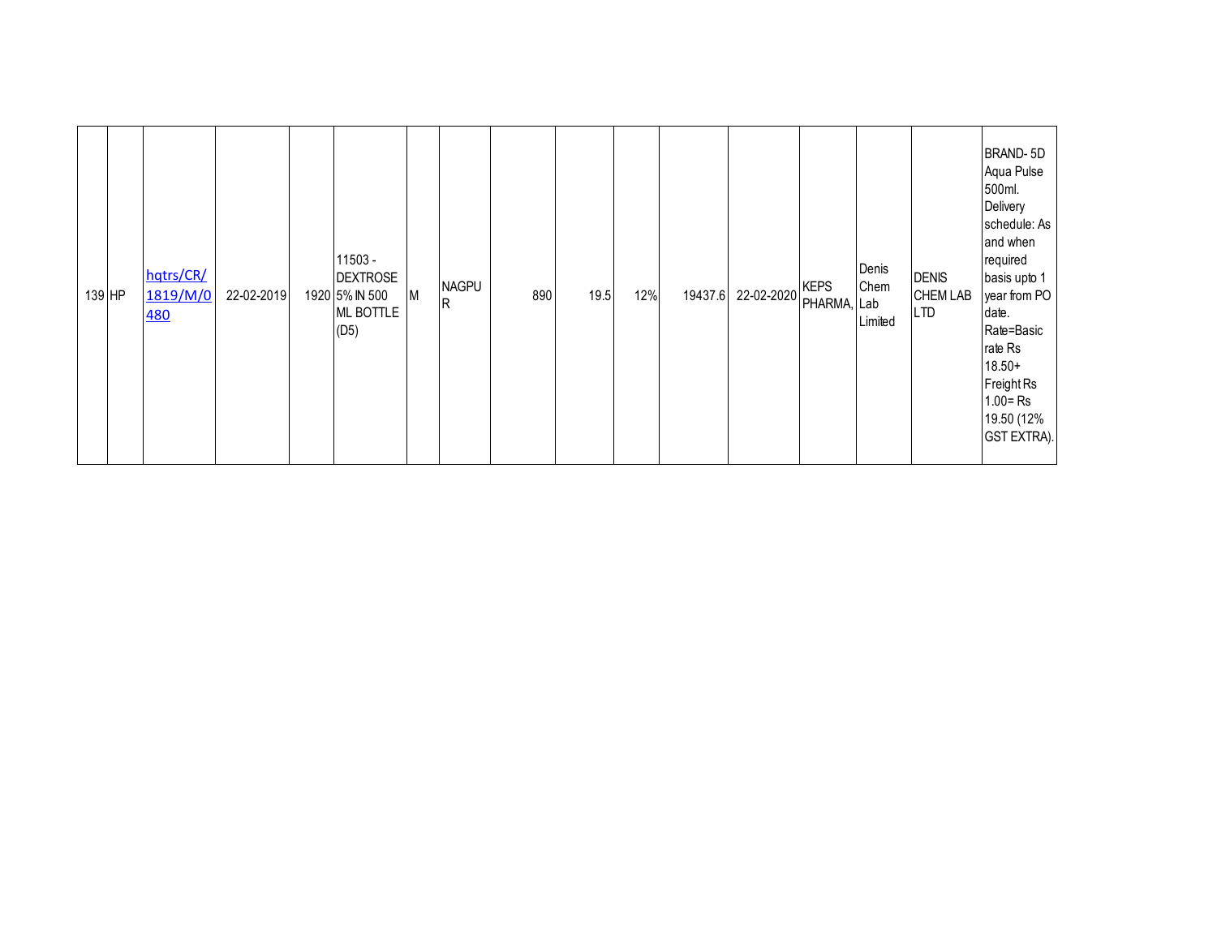| | | | | | | | | | | | | | | | | |
|---|---|---|---|---|---|---|---|---|---|---|---|---|---|---|---|---|
| 139 | HP | hqtrs/CR/1819/M/0480 | 22-02-2019 | 1920 | 11503 - DEXTROSE 5% IN 500 ML BOTTLE (D5) | M | NAGPUR | 890 | 19.5 | 12% | 19437.6 | 22-02-2020 | KEPS PHARMA, | Denis Chem Lab Limited | DENIS CHEM LAB LTD | BRAND- 5D Aqua Pulse 500ml. Delivery schedule: As and when required basis upto 1 year from PO date. Rate=Basic rate Rs 18.50+ Freight Rs 1.00= Rs 19.50 (12% GST EXTRA). |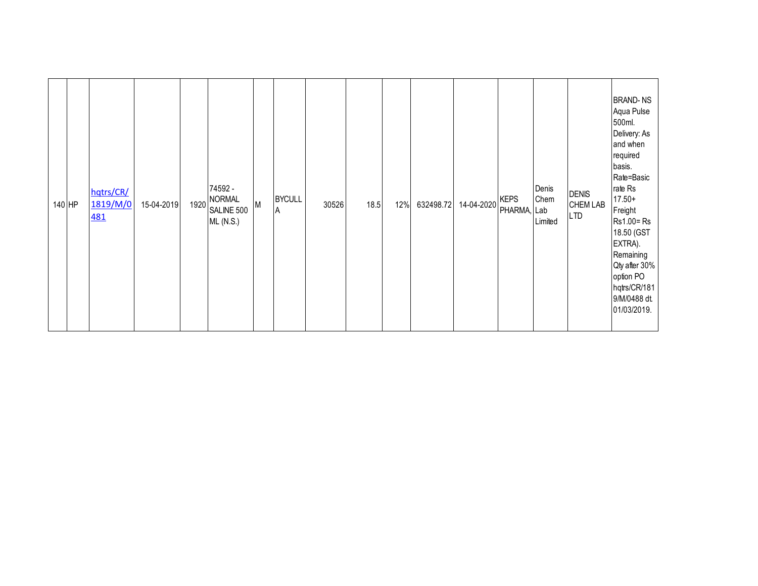| | | | | | | | | | | | | | | | | |
|---|---|---|---|---|---|---|---|---|---|---|---|---|---|---|---|---|
| 140 | HP | hqtrs/CR/1819/M/0481 | 15-04-2019 | 1920 | 74592 - NORMAL SALINE 500 ML (N.S.) | M | BYCULLA | 30526 | 18.5 | 12% | 632498.72 | 14-04-2020 | KEPS PHARMA, | Denis Chem Lab Limited | DENIS CHEM LAB LTD | BRAND- NS Aqua Pulse 500ml. Delivery: As and when required basis. Rate=Basic rate Rs 17.50+ Freight Rs1.00= Rs 18.50 (GST EXTRA). Remaining Qty after 30% option PO hqtrs/CR/1819/M/0488 dt. 01/03/2019. |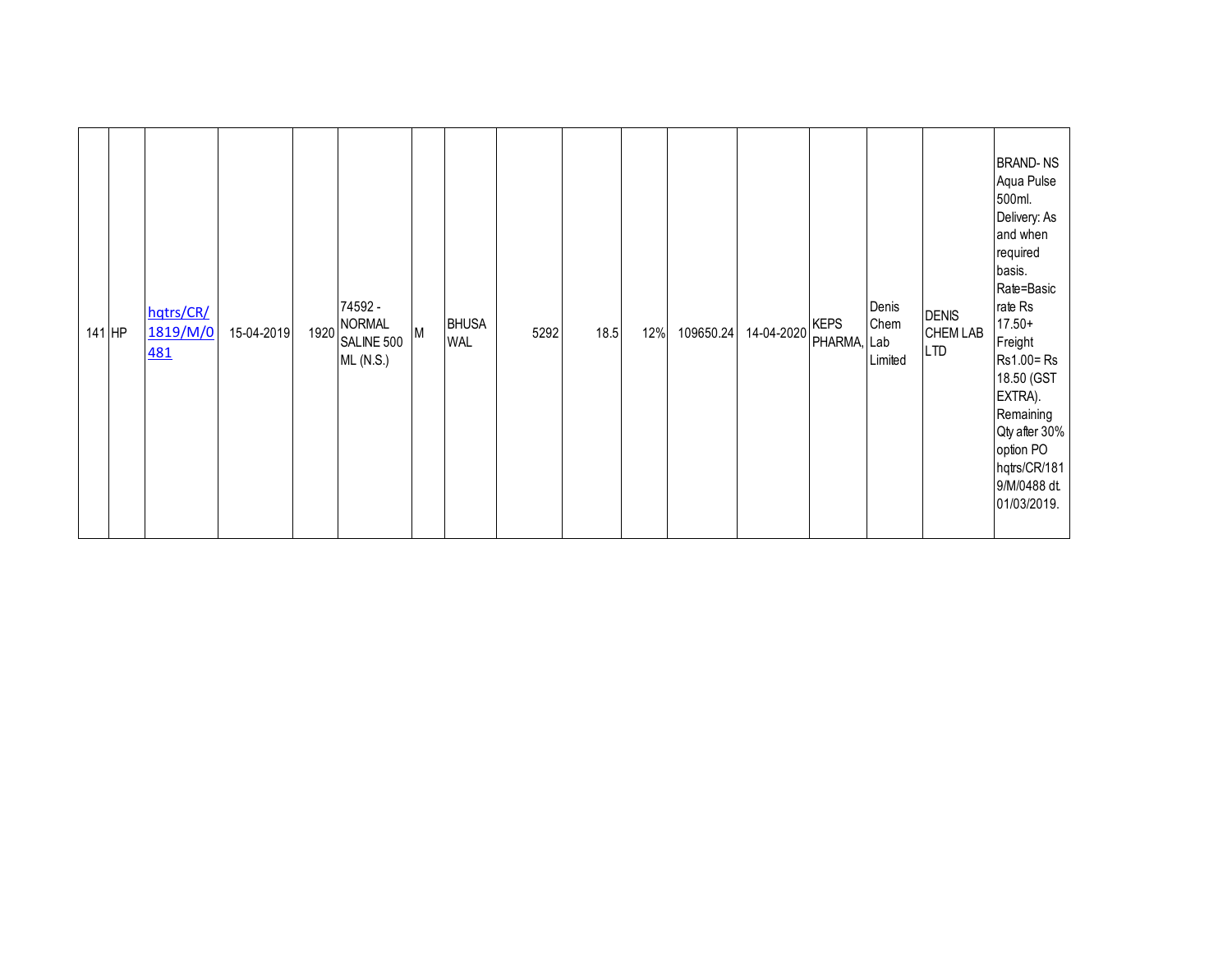| | | | | | | | | | | | | | | | | |
|---|---|---|---|---|---|---|---|---|---|---|---|---|---|---|---|---|
| 141 | HP | hqtrs/CR/1819/M/0481 | 15-04-2019 | 1920 | 74592 - NORMAL SALINE 500 ML (N.S.) | M | BHUSAWAL | 5292 | 18.5 | 12% | 109650.24 | 14-04-2020 | KEPS PHARMA, | Denis Chem Lab Limited | DENIS CHEM LAB LTD | BRAND- NS Aqua Pulse 500ml. Delivery: As and when required basis. Rate=Basic rate Rs 17.50+ Freight Rs1.00= Rs 18.50 (GST EXTRA). Remaining Qty after 30% option PO hqtrs/CR/1819/M/0488 dt. 01/03/2019. |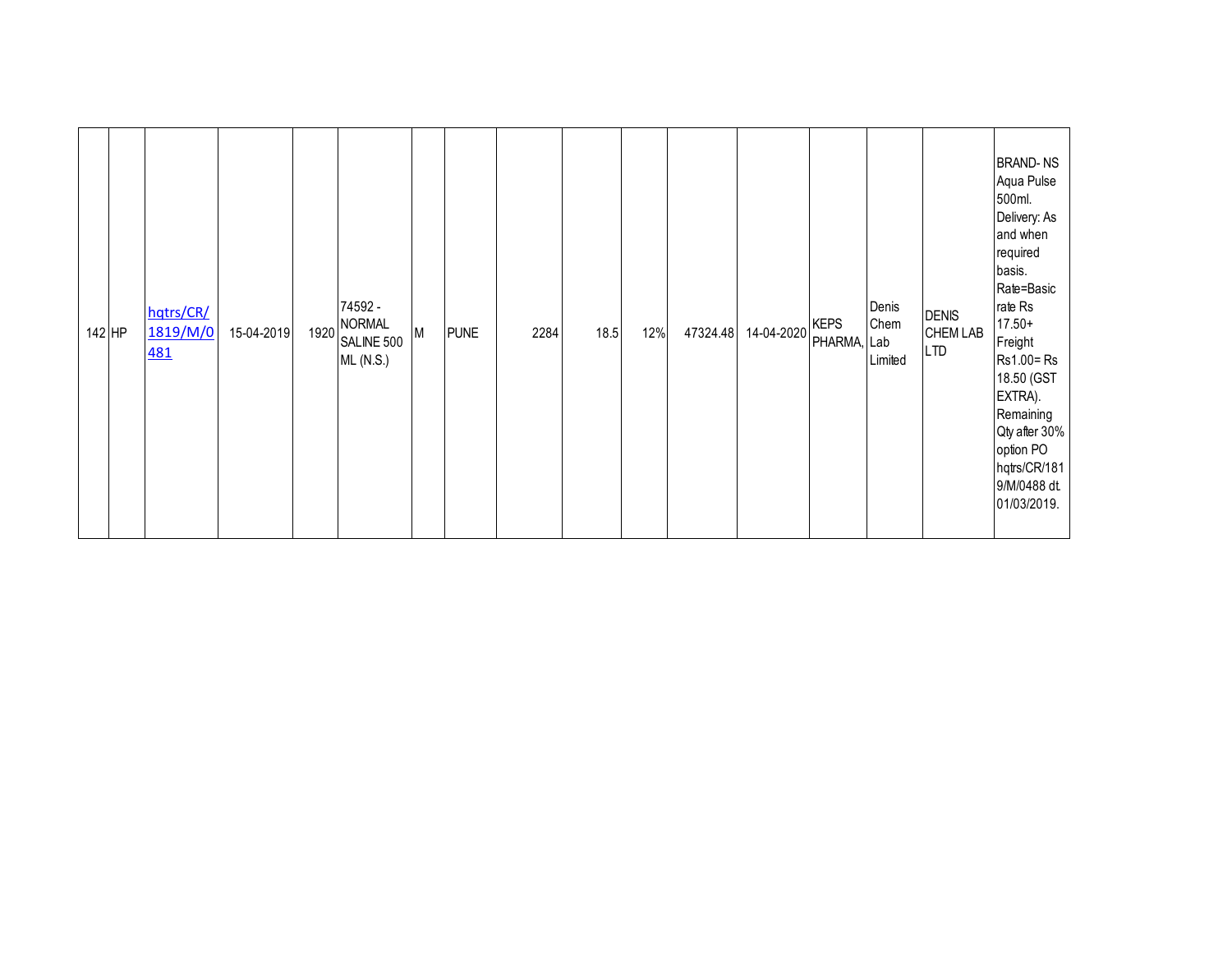| | | | | | | | | | | | | | | | | |
|---|---|---|---|---|---|---|---|---|---|---|---|---|---|---|---|---|
| 142 | HP | hqtrs/CR/1819/M/0481 | 15-04-2019 | 1920 | 74592 - NORMAL SALINE 500 ML (N.S.) | M | PUNE | 2284 | 18.5 | 12% | 47324.48 | 14-04-2020 | KEPS PHARMA, | Denis Chem Lab Limited | DENIS CHEM LAB LTD | BRAND- NS Aqua Pulse 500ml. Delivery: As and when required basis. Rate=Basic rate Rs 17.50+ Freight Rs1.00= Rs 18.50 (GST EXTRA). Remaining Qty after 30% option PO hqtrs/CR/1819/M/0488 dt. 01/03/2019. |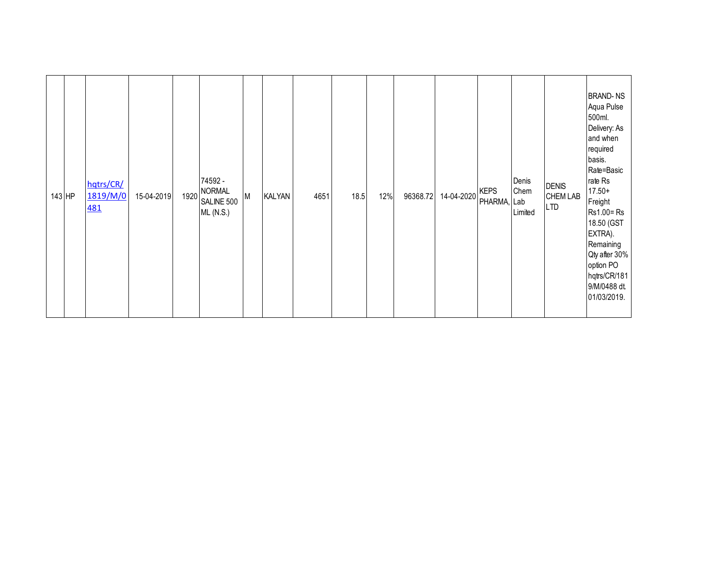| | | | | | | | | | | | | | | | | |
|---|---|---|---|---|---|---|---|---|---|---|---|---|---|---|---|---|
| 143 | HP | hqtrs/CR/1819/M/0481 | 15-04-2019 | 1920 | 74592 - NORMAL SALINE 500 ML (N.S.) | M | KALYAN | 4651 | 18.5 | 12% | 96368.72 | 14-04-2020 | KEPS PHARMA, | Denis Chem Lab Limited | DENIS CHEM LAB LTD | BRAND- NS Aqua Pulse 500ml. Delivery: As and when required basis. Rate=Basic rate Rs 17.50+ Freight Rs1.00= Rs 18.50 (GST EXTRA). Remaining Qty after 30% option PO hqtrs/CR/1819/M/0488 dt. 01/03/2019. |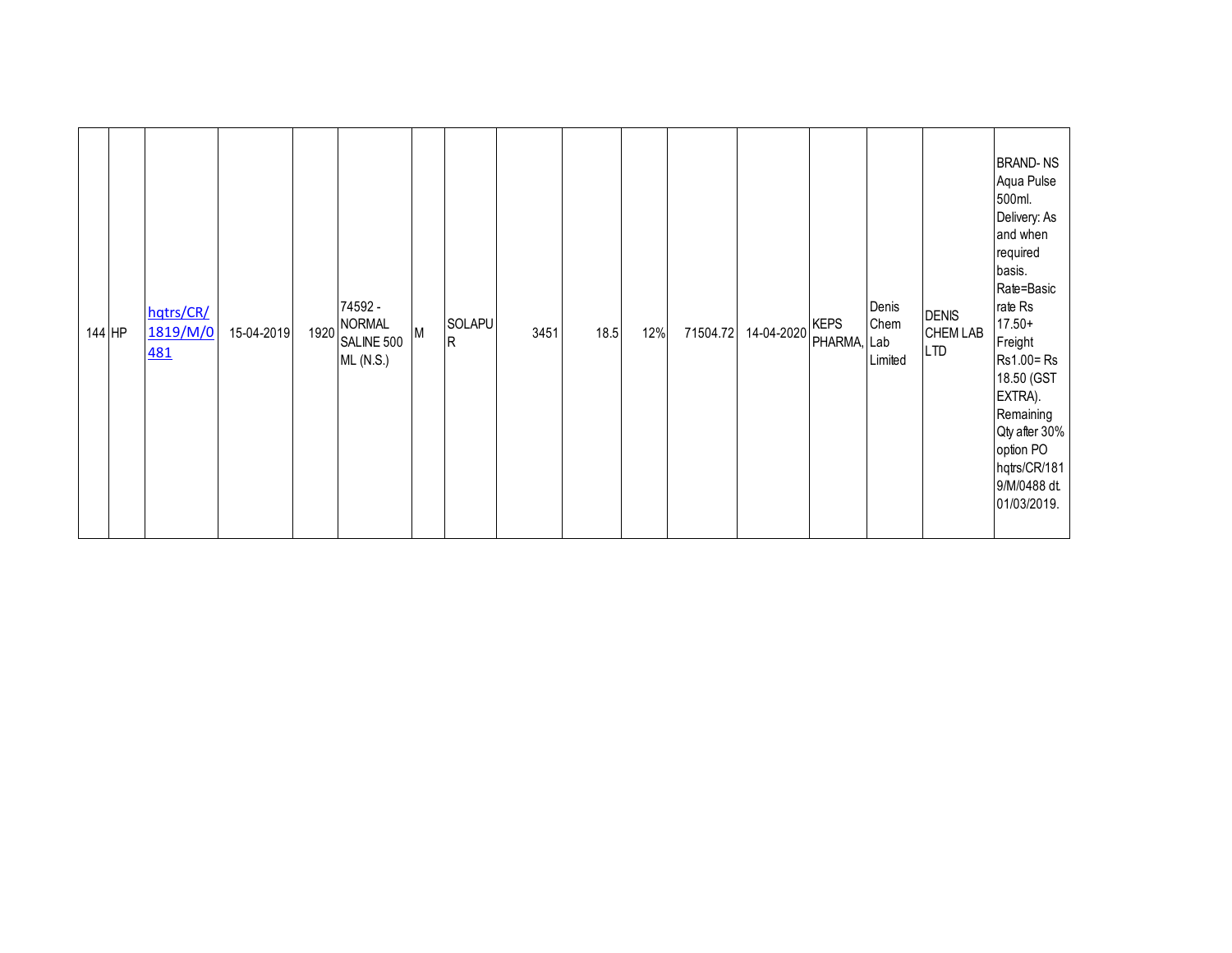| | | | | | | | | | | | | | | | | |
|---|---|---|---|---|---|---|---|---|---|---|---|---|---|---|---|---|
| 144 | HP | hqtrs/CR/1819/M/0481 | 15-04-2019 | 1920 | 74592 - NORMAL SALINE 500 ML (N.S.) | M | SOLAPUR | 3451 | 18.5 | 12% | 71504.72 | 14-04-2020 | KEPS PHARMA, | Denis Chem Lab Limited | DENIS CHEM LAB LTD | BRAND- NS Aqua Pulse 500ml. Delivery: As and when required basis. Rate=Basic rate Rs 17.50+ Freight Rs1.00= Rs 18.50 (GST EXTRA). Remaining Qty after 30% option PO hqtrs/CR/1819/M/0488 dt. 01/03/2019. |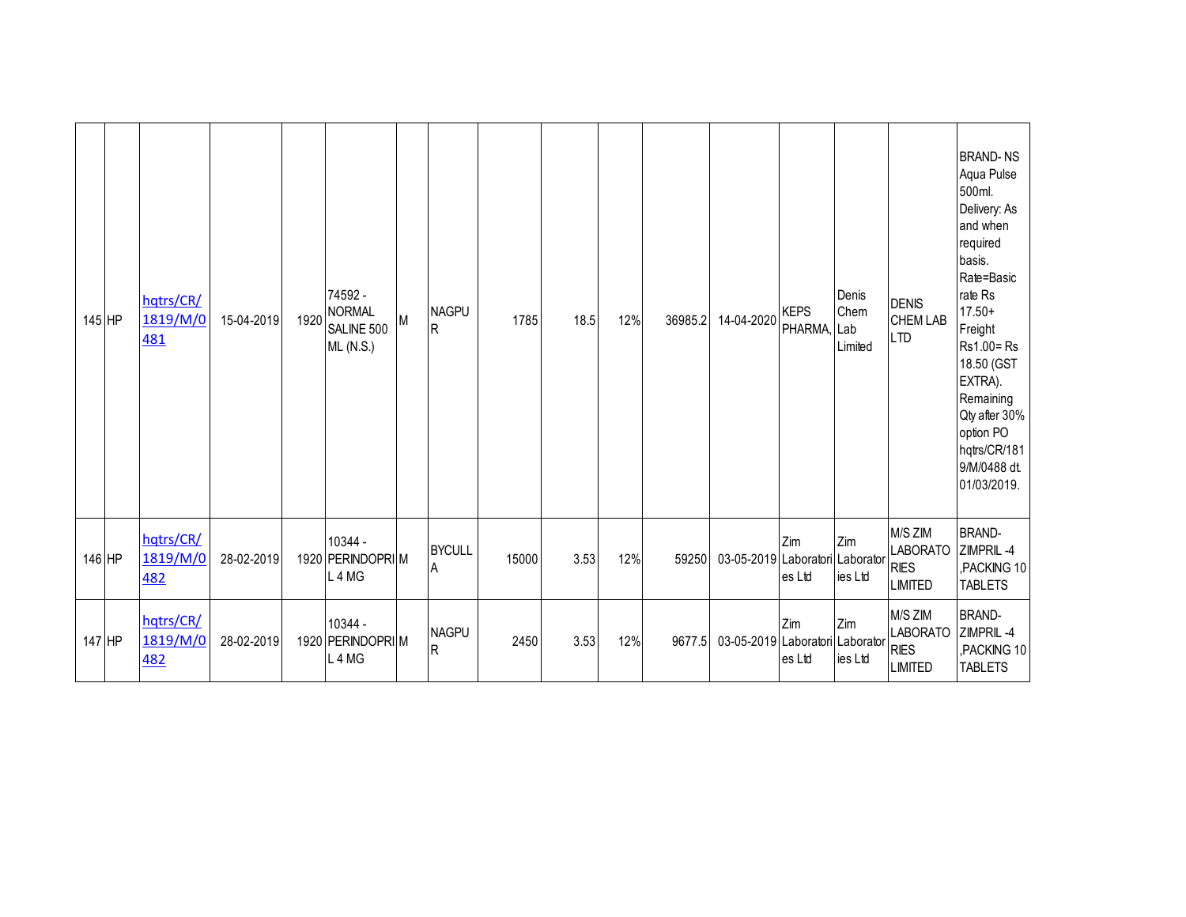| | | | | | | | | | | | | | | | | |
|---|---|---|---|---|---|---|---|---|---|---|---|---|---|---|---|---|
| 145 | HP | hqtrs/CR/1819/M/0481 | 15-04-2019 | 1920 | 74592 - NORMAL SALINE 500 ML (N.S.) | M | NAGPUR | 1785 | 18.5 | 12% | 36985.2 | 14-04-2020 | KEPS PHARMA, | Denis Chem Lab Limited | DENIS CHEM LAB LTD | BRAND- NS Aqua Pulse 500ml. Delivery: As and when required basis. Rate=Basic rate Rs 17.50+ Freight Rs1.00= Rs 18.50 (GST EXTRA). Remaining Qty after 30% option PO hqtrs/CR/1819/M/0488 dt. 01/03/2019. |
| 146 | HP | hqtrs/CR/1819/M/0482 | 28-02-2019 | 1920 | 10344 - PERINDOPRIL 4 MG | M | BYCULLA | 15000 | 3.53 | 12% | 59250 | 03-05-2019 | Zim Laboratories Ltd | Zim Laboratories Ltd | M/S ZIM LABORATORIES LIMITED | BRAND- ZIMPRIL -4 ,PACKING 10 TABLETS |
| 147 | HP | hqtrs/CR/1819/M/0482 | 28-02-2019 | 1920 | 10344 - PERINDOPRIL 4 MG | M | NAGPUR | 2450 | 3.53 | 12% | 9677.5 | 03-05-2019 | Zim Laboratories Ltd | Zim Laboratories Ltd | M/S ZIM LABORATORIES LIMITED | BRAND- ZIMPRIL -4 ,PACKING 10 TABLETS |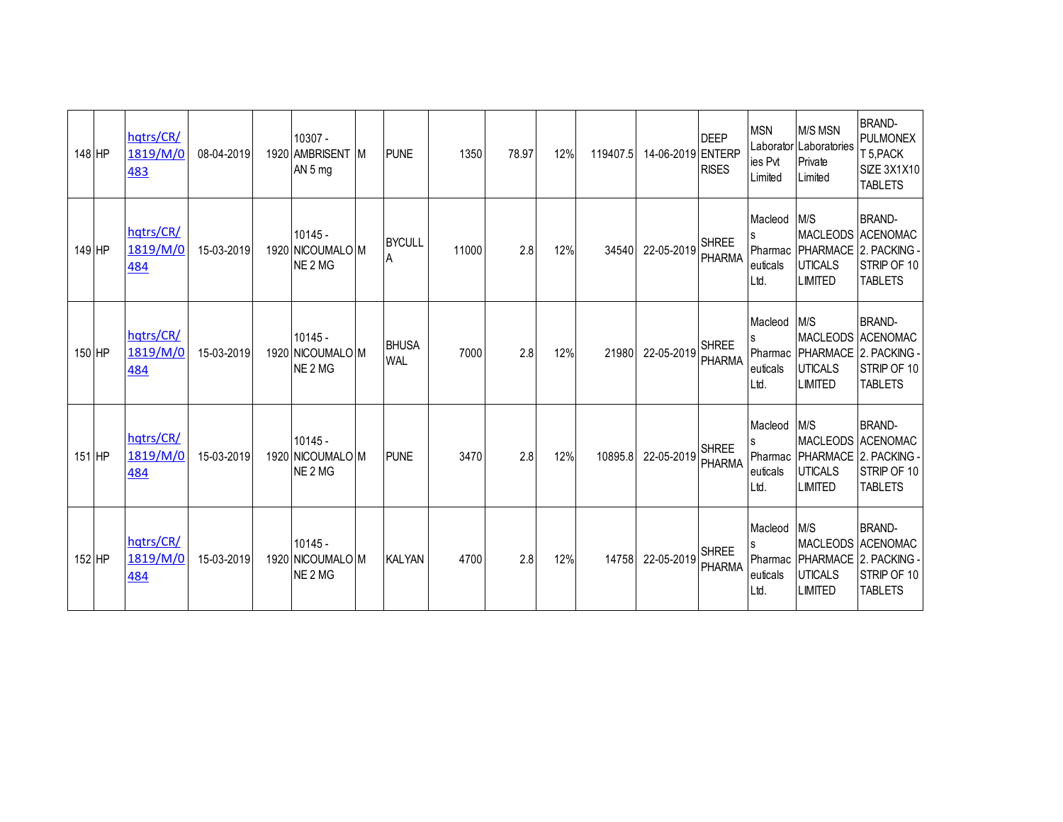| | | | | | | | | | | | | | | | | |
|---|---|---|---|---|---|---|---|---|---|---|---|---|---|---|---|---|
| 148 | HP | hqtrs/CR/1819/M/0483 | 08-04-2019 | 1920 | 10307 - AMBRISENTAN 5 mg | M | PUNE | 1350 | 78.97 | 12% | 119407.5 | 14-06-2019 | DEEP ENTERPRISES | MSN Laboratories Pvt Limited | M/S MSN Laboratories Private Limited | BRAND-PULMONEXT 5,PACK SIZE 3X1X10 TABLETS |
| 149 | HP | hqtrs/CR/1819/M/0484 | 15-03-2019 | 1920 | 10145 - NICOUMALONE 2 MG | M | BYCULLA | 11000 | 2.8 | 12% | 34540 | 22-05-2019 | SHREE PHARMA | Macleods Pharmaceuticals Ltd. | M/S MACLEODS PHARMACEUTICALS LIMITED | BRAND-ACENOMAC 2. PACKING - STRIP OF 10 TABLETS |
| 150 | HP | hqtrs/CR/1819/M/0484 | 15-03-2019 | 1920 | 10145 - NICOUMALONE 2 MG | M | BHUSAWAL | 7000 | 2.8 | 12% | 21980 | 22-05-2019 | SHREE PHARMA | Macleods Pharmaceuticals Ltd. | M/S MACLEODS PHARMACEUTICALS LIMITED | BRAND-ACENOMAC 2. PACKING - STRIP OF 10 TABLETS |
| 151 | HP | hqtrs/CR/1819/M/0484 | 15-03-2019 | 1920 | 10145 - NICOUMALONE 2 MG | M | PUNE | 3470 | 2.8 | 12% | 10895.8 | 22-05-2019 | SHREE PHARMA | Macleods Pharmaceuticals Ltd. | M/S MACLEODS PHARMACEUTICALS LIMITED | BRAND-ACENOMAC 2. PACKING - STRIP OF 10 TABLETS |
| 152 | HP | hqtrs/CR/1819/M/0484 | 15-03-2019 | 1920 | 10145 - NICOUMALONE 2 MG | M | KALYAN | 4700 | 2.8 | 12% | 14758 | 22-05-2019 | SHREE PHARMA | Macleods Pharmaceuticals Ltd. | M/S MACLEODS PHARMACEUTICALS LIMITED | BRAND-ACENOMAC 2. PACKING - STRIP OF 10 TABLETS |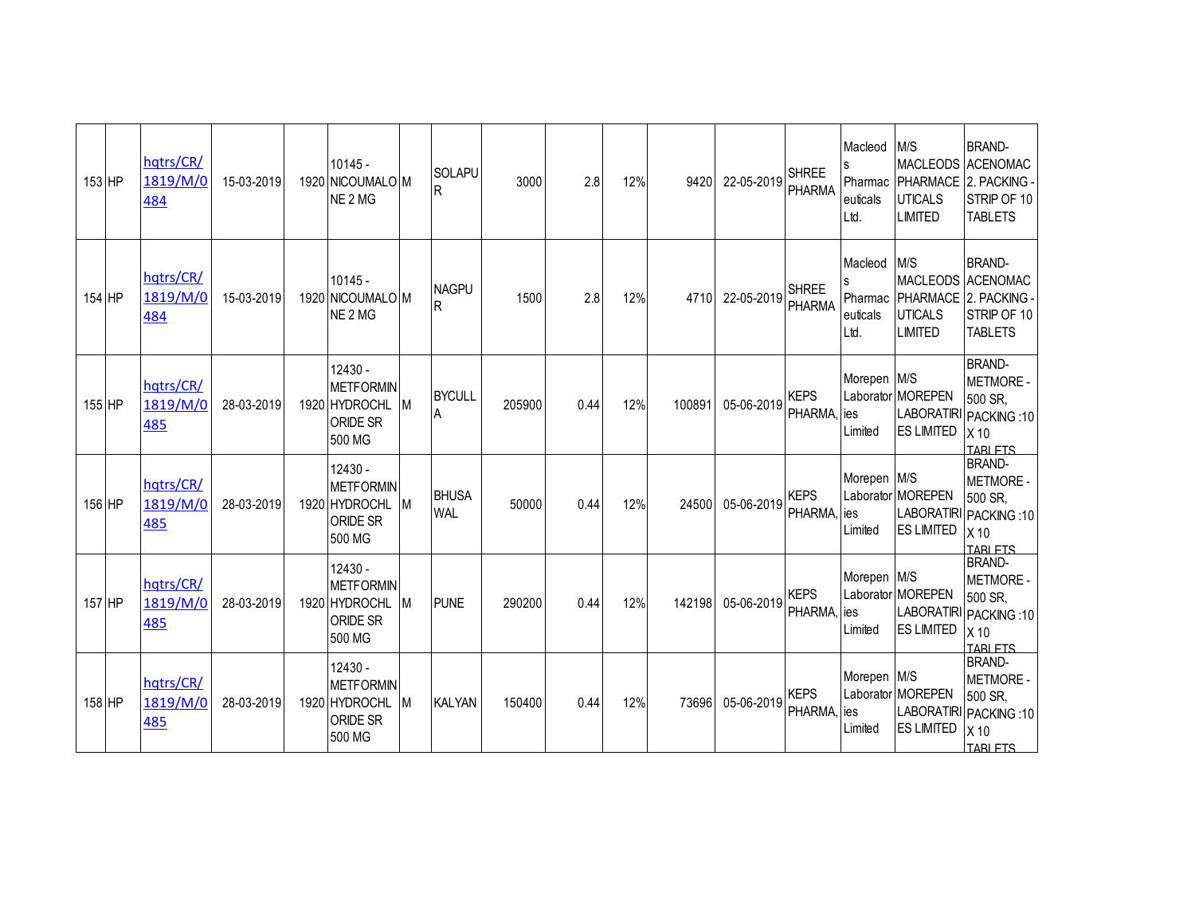| | | | | | | | | | | | | | | | | |
|---|---|---|---|---|---|---|---|---|---|---|---|---|---|---|---|---|
| 153 | HP | hqtrs/CR/1819/M/0484 | 15-03-2019 | 1920 | 10145 - NICOUMALONE 2 MG | M | SOLAPUR | 3000 | 2.8 | 12% | 9420 | 22-05-2019 | SHREE PHARMA | Macleods Pharmaceuticals Ltd. | M/S MACLEODS PHARMACEUTICALS LIMITED | BRAND-ACENOMAC 2. PACKING - STRIP OF 10 TABLETS |
| 154 | HP | hqtrs/CR/1819/M/0484 | 15-03-2019 | 1920 | 10145 - NICOUMALONE 2 MG | M | NAGPUR | 1500 | 2.8 | 12% | 4710 | 22-05-2019 | SHREE PHARMA | Macleods Pharmaceuticals Ltd. | M/S MACLEODS PHARMACEUTICALS LIMITED | BRAND-ACENOMAC 2. PACKING - STRIP OF 10 TABLETS |
| 155 | HP | hqtrs/CR/1819/M/0485 | 28-03-2019 | 1920 | 12430 - METFORMIN HYDROCHLORIDE SR 500 MG | M | BYCULLA | 205900 | 0.44 | 12% | 100891 | 05-06-2019 | KEPS PHARMA, | Morepen Laboratories Limited | M/S MOREPEN LABORATIRIES LIMITED | BRAND-METMORE - 500 SR, PACKING :10 X 10 TABLETS |
| 156 | HP | hqtrs/CR/1819/M/0485 | 28-03-2019 | 1920 | 12430 - METFORMIN HYDROCHLORIDE SR 500 MG | M | BHUSAWAL | 50000 | 0.44 | 12% | 24500 | 05-06-2019 | KEPS PHARMA, | Morepen Laboratories Limited | M/S MOREPEN LABORATIRIES LIMITED | BRAND-METMORE - 500 SR, PACKING :10 X 10 TABLETS |
| 157 | HP | hqtrs/CR/1819/M/0485 | 28-03-2019 | 1920 | 12430 - METFORMIN HYDROCHLORIDE SR 500 MG | M | PUNE | 290200 | 0.44 | 12% | 142198 | 05-06-2019 | KEPS PHARMA, | Morepen Laboratories Limited | M/S MOREPEN LABORATIRIES LIMITED | BRAND-METMORE - 500 SR, PACKING :10 X 10 TABLETS |
| 158 | HP | hqtrs/CR/1819/M/0485 | 28-03-2019 | 1920 | 12430 - METFORMIN HYDROCHLORIDE SR 500 MG | M | KALYAN | 150400 | 0.44 | 12% | 73696 | 05-06-2019 | KEPS PHARMA, | Morepen Laboratories Limited | M/S MOREPEN LABORATIRIES LIMITED | BRAND-METMORE - 500 SR, PACKING :10 X 10 TABLETS |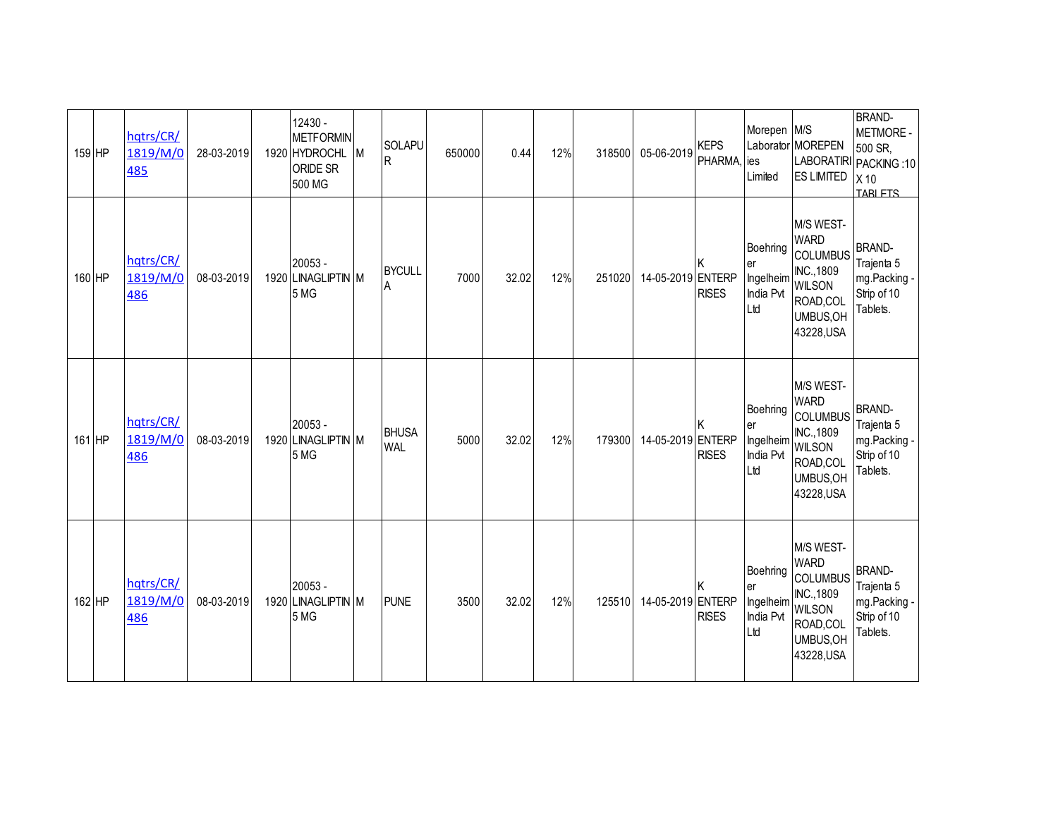| | | | | | | | | | | | | | | | | |
|---|---|---|---|---|---|---|---|---|---|---|---|---|---|---|---|---|
| 159 | HP | hqtrs/CR/1819/M/0485 | 28-03-2019 | 1920 | 12430 - METFORMIN HYDROCHLORIDE SR 500 MG | M | SOLAPUR | 650000 | 0.44 | 12% | 318500 | 05-06-2019 | KEPS PHARMA, | Morepen Laboratories Limited | M/S MOREPEN LABORATIRIES LIMITED | BRAND- METMORE - 500 SR, PACKING :10 X 10 TABLETS |
| 160 | HP | hqtrs/CR/1819/M/0486 | 08-03-2019 | 1920 | 20053 - LINAGLIPTIN 5 MG | M | BYCULLA | 7000 | 32.02 | 12% | 251020 | 14-05-2019 | K ENTERPRISES | Boehringer Ingelheim India Pvt Ltd | M/S WEST-WARD COLUMBUS INC.,1809 WILSON ROAD,COLUMBUS,OH 43228,USA | BRAND- Trajenta 5 mg.Packing - Strip of 10 Tablets. |
| 161 | HP | hqtrs/CR/1819/M/0486 | 08-03-2019 | 1920 | 20053 - LINAGLIPTIN 5 MG | M | BHUSAWAL | 5000 | 32.02 | 12% | 179300 | 14-05-2019 | K ENTERPRISES | Boehringer Ingelheim India Pvt Ltd | M/S WEST-WARD COLUMBUS INC.,1809 WILSON ROAD,COLUMBUS,OH 43228,USA | BRAND- Trajenta 5 mg.Packing - Strip of 10 Tablets. |
| 162 | HP | hqtrs/CR/1819/M/0486 | 08-03-2019 | 1920 | 20053 - LINAGLIPTIN 5 MG | M | PUNE | 3500 | 32.02 | 12% | 125510 | 14-05-2019 | K ENTERPRISES | Boehringer Ingelheim India Pvt Ltd | M/S WEST-WARD COLUMBUS INC.,1809 WILSON ROAD,COLUMBUS,OH 43228,USA | BRAND- Trajenta 5 mg.Packing - Strip of 10 Tablets. |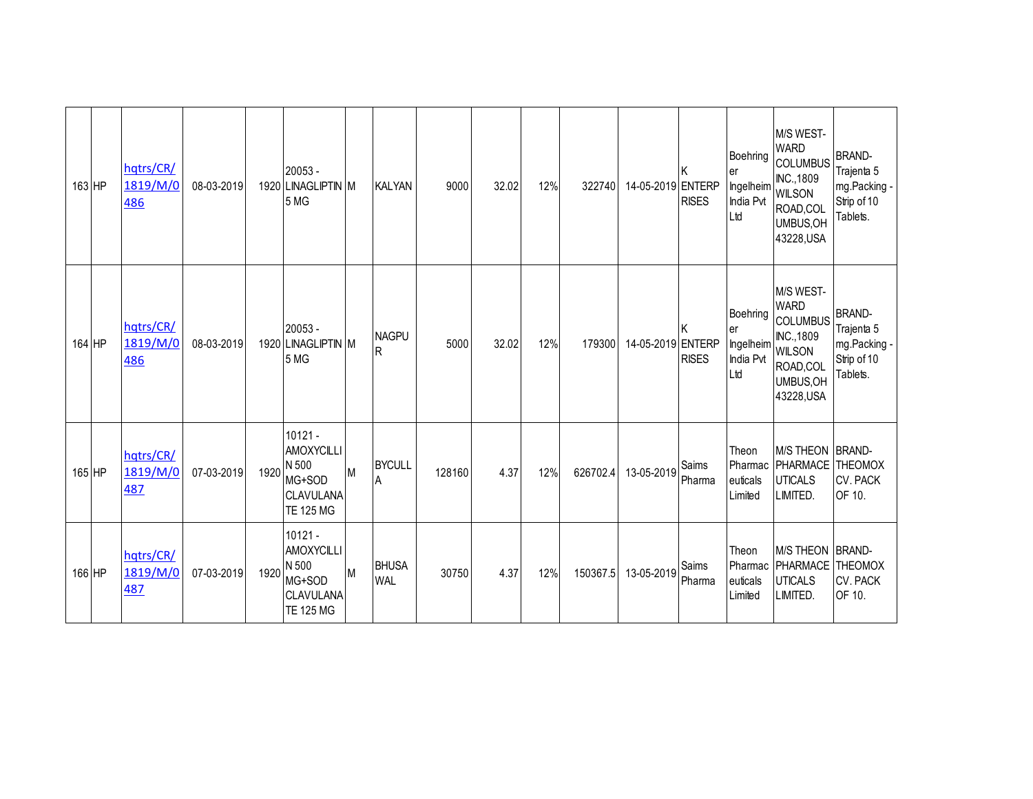| | | | | | | | | | | | | | | | | |
|---|---|---|---|---|---|---|---|---|---|---|---|---|---|---|---|---|
| 163 | HP | hqtrs/CR/1819/M/0486 | 08-03-2019 | 1920 | 20053 - LINAGLIPTIN 5 MG | M | KALYAN | 9000 | 32.02 | 12% | 322740 | 14-05-2019 | K ENTERPRISES | Boehringer Ingelheim India Pvt Ltd | M/S WEST-WARD COLUMBUS INC.,1809 WILSON ROAD,COLUMBUS,OH 43228,USA | BRAND- Trajenta 5 mg.Packing - Strip of 10 Tablets. |
| 164 | HP | hqtrs/CR/1819/M/0486 | 08-03-2019 | 1920 | 20053 - LINAGLIPTIN 5 MG | M | NAGPUR | 5000 | 32.02 | 12% | 179300 | 14-05-2019 | K ENTERPRISES | Boehringer Ingelheim India Pvt Ltd | M/S WEST-WARD COLUMBUS INC.,1809 WILSON ROAD,COLUMBUS,OH 43228,USA | BRAND- Trajenta 5 mg.Packing - Strip of 10 Tablets. |
| 165 | HP | hqtrs/CR/1819/M/0487 | 07-03-2019 | 1920 | 10121 - AMOXYCILLIN 500 MG+SOD CLAVULANATE 125 MG | M | BYCULLA | 128160 | 4.37 | 12% | 626702.4 | 13-05-2019 | Saims Pharma | Theon Pharmaceuticals Limited | M/S THEON PHARMACEUTICALS LIMITED. | BRAND- THEOMOX CV. PACK OF 10. |
| 166 | HP | hqtrs/CR/1819/M/0487 | 07-03-2019 | 1920 | 10121 - AMOXYCILLIN 500 MG+SOD CLAVULANATE 125 MG | M | BHUSAWAL | 30750 | 4.37 | 12% | 150367.5 | 13-05-2019 | Saims Pharma | Theon Pharmaceuticals Limited | M/S THEON PHARMACEUTICALS LIMITED. | BRAND- THEOMOX CV. PACK OF 10. |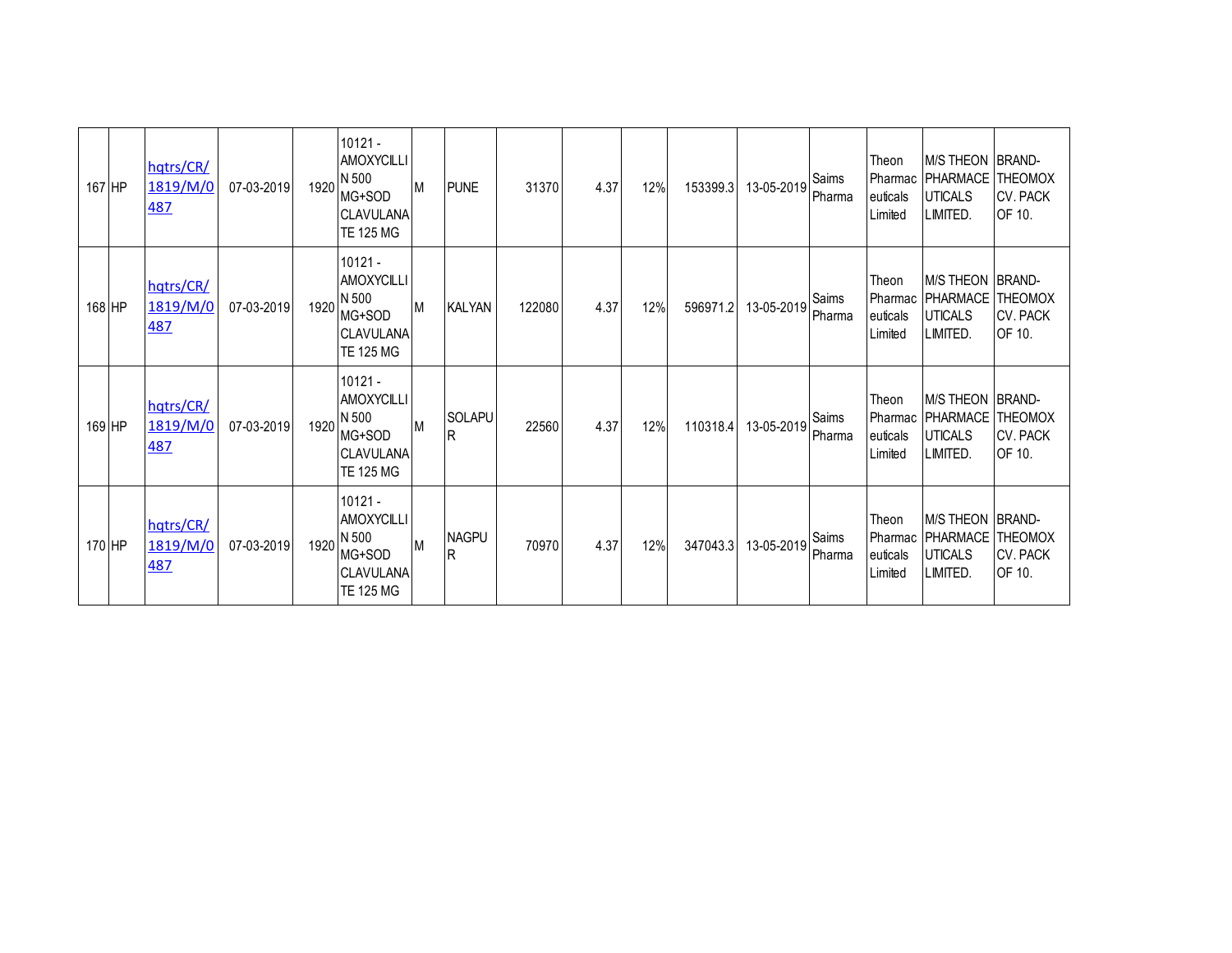| 167 | HP | hqtrs/CR/1819/M/0487 | 07-03-2019 | 1920 | 10121 - AMOXYCILLIN 500 MG+SOD CLAVULANATE 125 MG | M | PUNE | 31370 | 4.37 | 12% | 153399.3 | 13-05-2019 | Saims Pharma | Theon Pharmaceuticals Limited | M/S THEON PHARMACEUTICALS LIMITED. | BRAND- THEOMOX CV. PACK OF 10. |
|---|---|---|---|---|---|---|---|---|---|---|---|---|---|---|---|---|
| 168 | HP | hqtrs/CR/1819/M/0487 | 07-03-2019 | 1920 | 10121 - AMOXYCILLIN 500 MG+SOD CLAVULANATE 125 MG | M | KALYAN | 122080 | 4.37 | 12% | 596971.2 | 13-05-2019 | Saims Pharma | Theon Pharmaceuticals Limited | M/S THEON PHARMACEUTICALS LIMITED. | BRAND- THEOMOX CV. PACK OF 10. |
| 169 | HP | hqtrs/CR/1819/M/0487 | 07-03-2019 | 1920 | 10121 - AMOXYCILLIN 500 MG+SOD CLAVULANATE 125 MG | M | SOLAPUR | 22560 | 4.37 | 12% | 110318.4 | 13-05-2019 | Saims Pharma | Theon Pharmaceuticals Limited | M/S THEON PHARMACEUTICALS LIMITED. | BRAND- THEOMOX CV. PACK OF 10. |
| 170 | HP | hqtrs/CR/1819/M/0487 | 07-03-2019 | 1920 | 10121 - AMOXYCILLIN 500 MG+SOD CLAVULANATE 125 MG | M | NAGPUR | 70970 | 4.37 | 12% | 347043.3 | 13-05-2019 | Saims Pharma | Theon Pharmaceuticals Limited | M/S THEON PHARMACEUTICALS LIMITED. | BRAND- THEOMOX CV. PACK OF 10. |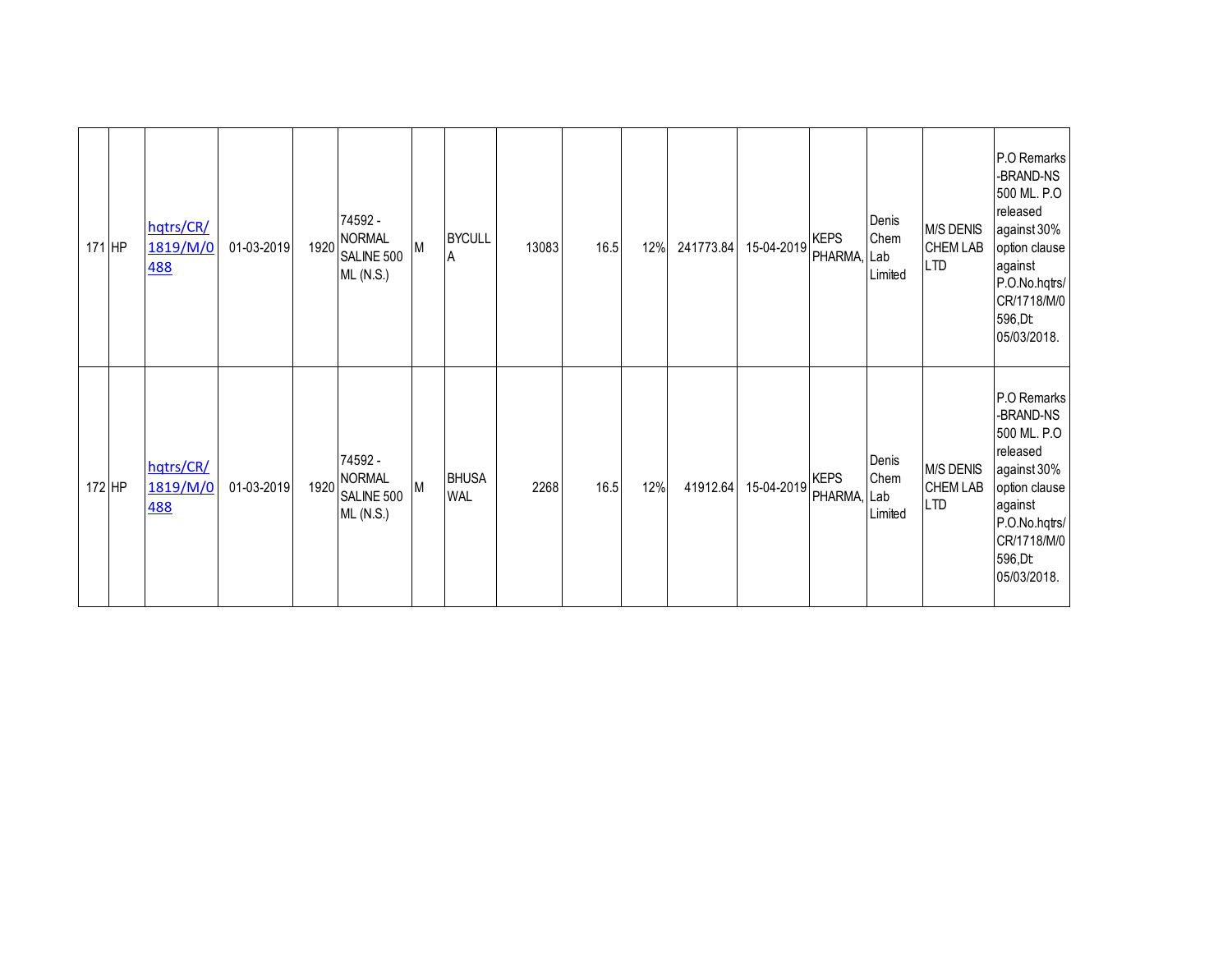| | | | | | | | | | | | | | | | | |
|---|---|---|---|---|---|---|---|---|---|---|---|---|---|---|---|---|
| 171 | HP | hqtrs/CR/1819/M/0488 | 01-03-2019 | 1920 | 74592 - NORMAL SALINE 500 ML (N.S.) | M | BYCULLA | 13083 | 16.5 | 12% | 241773.84 | 15-04-2019 | KEPS PHARMA, | Denis Chem Lab Limited | M/S DENIS CHEM LAB LTD | P.O Remarks -BRAND-NS 500 ML. P.O released against 30% option clause against P.O.No.hqtrs/CR/1718/M/0596,Dt: 05/03/2018. |
| 172 | HP | hqtrs/CR/1819/M/0488 | 01-03-2019 | 1920 | 74592 - NORMAL SALINE 500 ML (N.S.) | M | BHUSAWAL | 2268 | 16.5 | 12% | 41912.64 | 15-04-2019 | KEPS PHARMA, | Denis Chem Lab Limited | M/S DENIS CHEM LAB LTD | P.O Remarks -BRAND-NS 500 ML. P.O released against 30% option clause against P.O.No.hqtrs/CR/1718/M/0596,Dt: 05/03/2018. |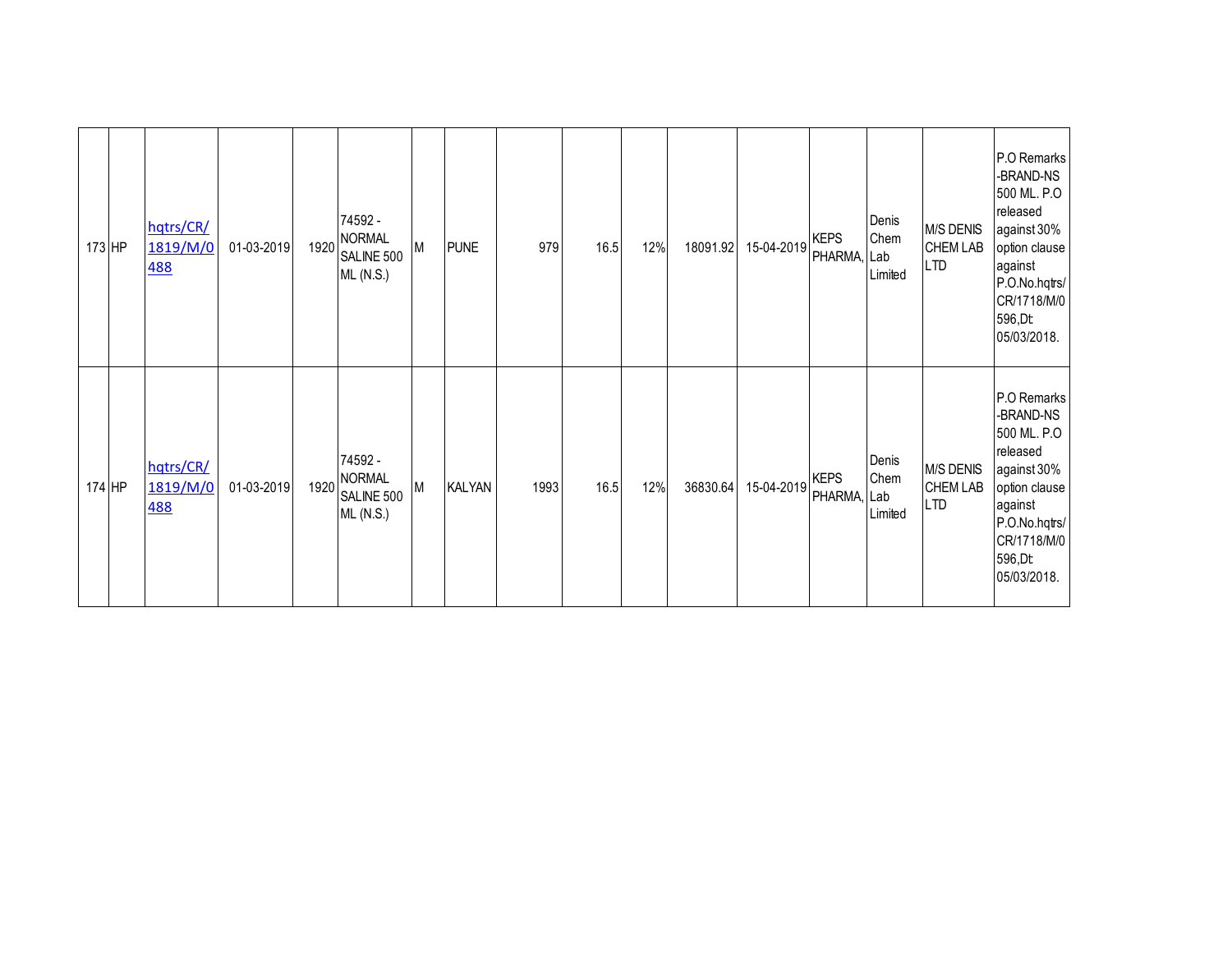| | | | | | | | | | | | | | | | | |
|---|---|---|---|---|---|---|---|---|---|---|---|---|---|---|---|---|
| 173 | HP | hqtrs/CR/1819/M/0488 | 01-03-2019 | 1920 | 74592 - NORMAL SALINE 500 ML (N.S.) | M | PUNE | 979 | 16.5 | 12% | 18091.92 | 15-04-2019 | KEPS PHARMA, | Denis Chem Lab Limited | M/S DENIS CHEM LAB LTD | P.O Remarks -BRAND-NS 500 ML. P.O released against 30% option clause against P.O.No.hqtrs/CR/1718/M/0596,Dt: 05/03/2018. |
| 174 | HP | hqtrs/CR/1819/M/0488 | 01-03-2019 | 1920 | 74592 - NORMAL SALINE 500 ML (N.S.) | M | KALYAN | 1993 | 16.5 | 12% | 36830.64 | 15-04-2019 | KEPS PHARMA, | Denis Chem Lab Limited | M/S DENIS CHEM LAB LTD | P.O Remarks -BRAND-NS 500 ML. P.O released against 30% option clause against P.O.No.hqtrs/CR/1718/M/0596,Dt: 05/03/2018. |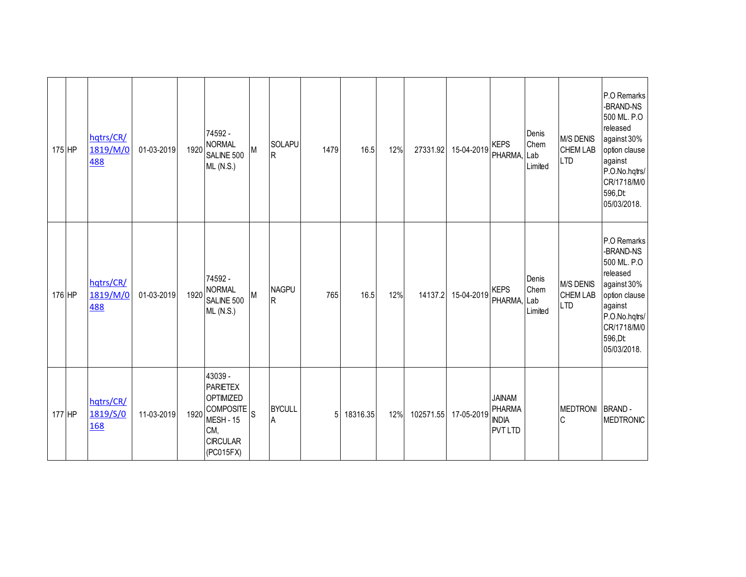| | | | | | | | | | | | | | | | | |
|---|---|---|---|---|---|---|---|---|---|---|---|---|---|---|---|---|
| 175 | HP | hqtrs/CR/1819/M/0488 | 01-03-2019 | 1920 | 74592 - NORMAL SALINE 500 ML (N.S.) | M | SOLAPUR | 1479 | 16.5 | 12% | 27331.92 | 15-04-2019 | KEPS PHARMA, | Denis Chem Lab Limited | M/S DENIS CHEM LAB LTD | P.O Remarks -BRAND-NS 500 ML. P.O released against 30% option clause against P.O.No.hqtrs/CR/1718/M/0596,Dt: 05/03/2018. |
| 176 | HP | hqtrs/CR/1819/M/0488 | 01-03-2019 | 1920 | 74592 - NORMAL SALINE 500 ML (N.S.) | M | NAGPUR | 765 | 16.5 | 12% | 14137.2 | 15-04-2019 | KEPS PHARMA, | Denis Chem Lab Limited | M/S DENIS CHEM LAB LTD | P.O Remarks -BRAND-NS 500 ML. P.O released against 30% option clause against P.O.No.hqtrs/CR/1718/M/0596,Dt: 05/03/2018. |
| 177 | HP | hqtrs/CR/1819/S/0168 | 11-03-2019 | 1920 | 43039 - PARIETEX OPTIMIZED COMPOSITE MESH - 15 CM, CIRCULAR (PC015FX) | S | BYCULLA | 5 | 18316.35 | 12% | 102571.55 | 17-05-2019 | JAINAM PHARMA INDIA PVT LTD | | MEDTRONIC | BRAND - MEDTRONIC |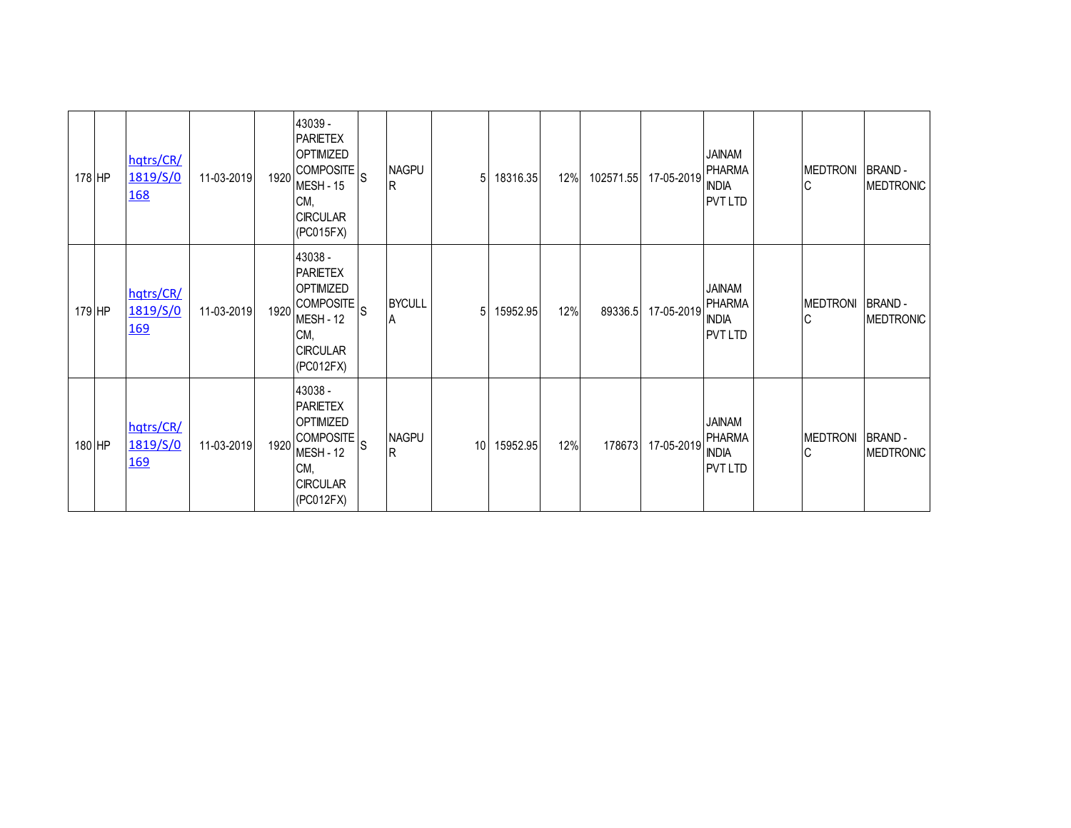| | | | | | | | | | | | | | | | | | |
|---|---|---|---|---|---|---|---|---|---|---|---|---|---|---|---|---|---|
| 178 | HP | hqtrs/CR/1819/S/0168 | 11-03-2019 | 1920 | 43039 - PARIETEX OPTIMIZED COMPOSITE MESH - 15 CM, CIRCULAR (PC015FX) | S | NAGPUR | | 5 | 18316.35 | 12% | 102571.55 | 17-05-2019 | JAINAM PHARMA INDIA PVT LTD | | MEDTRONIC | BRAND - MEDTRONIC |
| 179 | HP | hqtrs/CR/1819/S/0169 | 11-03-2019 | 1920 | 43038 - PARIETEX OPTIMIZED COMPOSITE MESH - 12 CM, CIRCULAR (PC012FX) | S | BYCULLA | | 5 | 15952.95 | 12% | 89336.5 | 17-05-2019 | JAINAM PHARMA INDIA PVT LTD | | MEDTRONIC | BRAND - MEDTRONIC |
| 180 | HP | hqtrs/CR/1819/S/0169 | 11-03-2019 | 1920 | 43038 - PARIETEX OPTIMIZED COMPOSITE MESH - 12 CM, CIRCULAR (PC012FX) | S | NAGPUR | | 10 | 15952.95 | 12% | 178673 | 17-05-2019 | JAINAM PHARMA INDIA PVT LTD | | MEDTRONIC | BRAND - MEDTRONIC |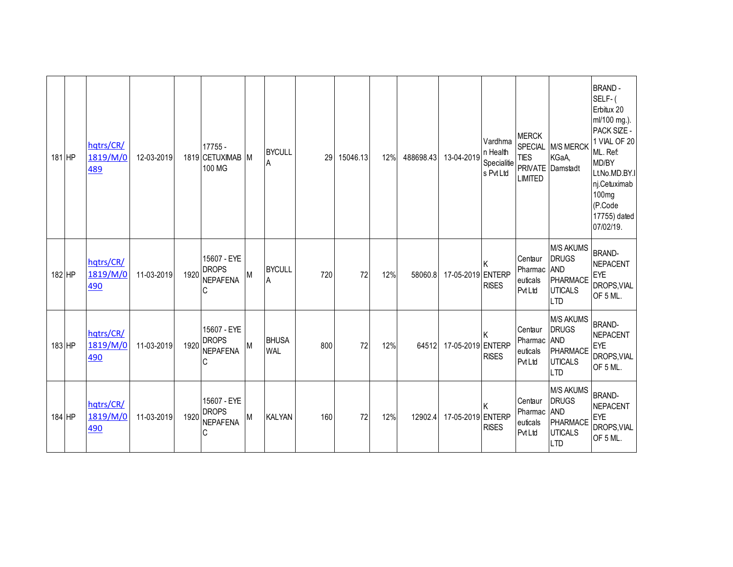| | | | | | | | | | | | | | | | | |
|---|---|---|---|---|---|---|---|---|---|---|---|---|---|---|---|---|
| 181 | HP | hqtrs/CR/1819/M/0489 | 12-03-2019 | 1819 | 17755 - CETUXIMAB 100 MG | M | BYCULLA | 29 | 15046.13 | 12% | 488698.43 | 13-04-2019 | Vardhman Health Specialities Pvt Ltd | MERCK SPECIALTIES PRIVATE LIMITED | M/S MERCK KGaA, Damstadt | BRAND - SELF- ( Erbitux 20 ml/100 mg.). PACK SIZE - 1 VIAL OF 20 ML. Ref: MD/BY Lt.No.MD.BY.Inj.Cetuximab 100mg (P.Code 17755) dated 07/02/19. |
| 182 | HP | hqtrs/CR/1819/M/0490 | 11-03-2019 | 1920 | 15607 - EYE DROPS NEPAFENAC | M | BYCULLA | 720 | 72 | 12% | 58060.8 | 17-05-2019 | K ENTERPRISES | Centaur Pharmaceuticals Pvt Ltd | M/S AKUMS DRUGS AND PHARMACEUTICALS LTD | BRAND- NEPACENT EYE DROPS,VIAL OF 5 ML. |
| 183 | HP | hqtrs/CR/1819/M/0490 | 11-03-2019 | 1920 | 15607 - EYE DROPS NEPAFENAC | M | BHUSAWAL | 800 | 72 | 12% | 64512 | 17-05-2019 | K ENTERPRISES | Centaur Pharmaceuticals Pvt Ltd | M/S AKUMS DRUGS AND PHARMACEUTICALS LTD | BRAND- NEPACENT EYE DROPS,VIAL OF 5 ML. |
| 184 | HP | hqtrs/CR/1819/M/0490 | 11-03-2019 | 1920 | 15607 - EYE DROPS NEPAFENAC | M | KALYAN | 160 | 72 | 12% | 12902.4 | 17-05-2019 | K ENTERPRISES | Centaur Pharmaceuticals Pvt Ltd | M/S AKUMS DRUGS AND PHARMACEUTICALS LTD | BRAND- NEPACENT EYE DROPS,VIAL OF 5 ML. |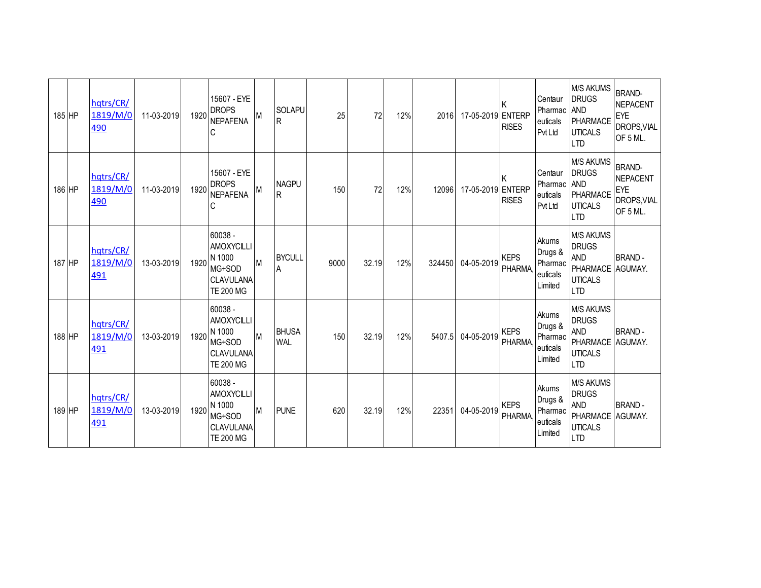| 185 | HP | hqtrs/CR/1819/M/0490 | 11-03-2019 | 1920 | 15607 - EYE DROPS NEPAFENAC | M | SOLAPUR | 25 | 72 | 12% | 2016 | 17-05-2019 | K ENTERPRISES | Centaur Pharmaceuticals Pvt Ltd | M/S AKUMS DRUGS AND PHARMACEUTICALS LTD | BRAND- NEPACENT EYE DROPS,VIAL OF 5 ML. |
|---|---|---|---|---|---|---|---|---|---|---|---|---|---|---|---|---|
| 186 | HP | hqtrs/CR/1819/M/0490 | 11-03-2019 | 1920 | 15607 - EYE DROPS NEPAFENAC | M | NAGPUR | 150 | 72 | 12% | 12096 | 17-05-2019 | K ENTERPRISES | Centaur Pharmaceuticals Pvt Ltd | M/S AKUMS DRUGS AND PHARMACEUTICALS LTD | BRAND- NEPACENT EYE DROPS,VIAL OF 5 ML. |
| 187 | HP | hqtrs/CR/1819/M/0491 | 13-03-2019 | 1920 | 60038 - AMOXYCILLIN 1000 MG+SOD CLAVULANATE 200 MG | M | BYCULLA | 9000 | 32.19 | 12% | 324450 | 04-05-2019 | KEPS PHARMA, | Akums Drugs & Pharmaceuticals Limited | M/S AKUMS DRUGS AND PHARMACEUTICALS LTD | BRAND - AGUMAY. |
| 188 | HP | hqtrs/CR/1819/M/0491 | 13-03-2019 | 1920 | 60038 - AMOXYCILLIN 1000 MG+SOD CLAVULANATE 200 MG | M | BHUSAWAL | 150 | 32.19 | 12% | 5407.5 | 04-05-2019 | KEPS PHARMA, | Akums Drugs & Pharmaceuticals Limited | M/S AKUMS DRUGS AND PHARMACEUTICALS LTD | BRAND - AGUMAY. |
| 189 | HP | hqtrs/CR/1819/M/0491 | 13-03-2019 | 1920 | 60038 - AMOXYCILLIN 1000 MG+SOD CLAVULANATE 200 MG | M | PUNE | 620 | 32.19 | 12% | 22351 | 04-05-2019 | KEPS PHARMA, | Akums Drugs & Pharmaceuticals Limited | M/S AKUMS DRUGS AND PHARMACEUTICALS LTD | BRAND - AGUMAY. |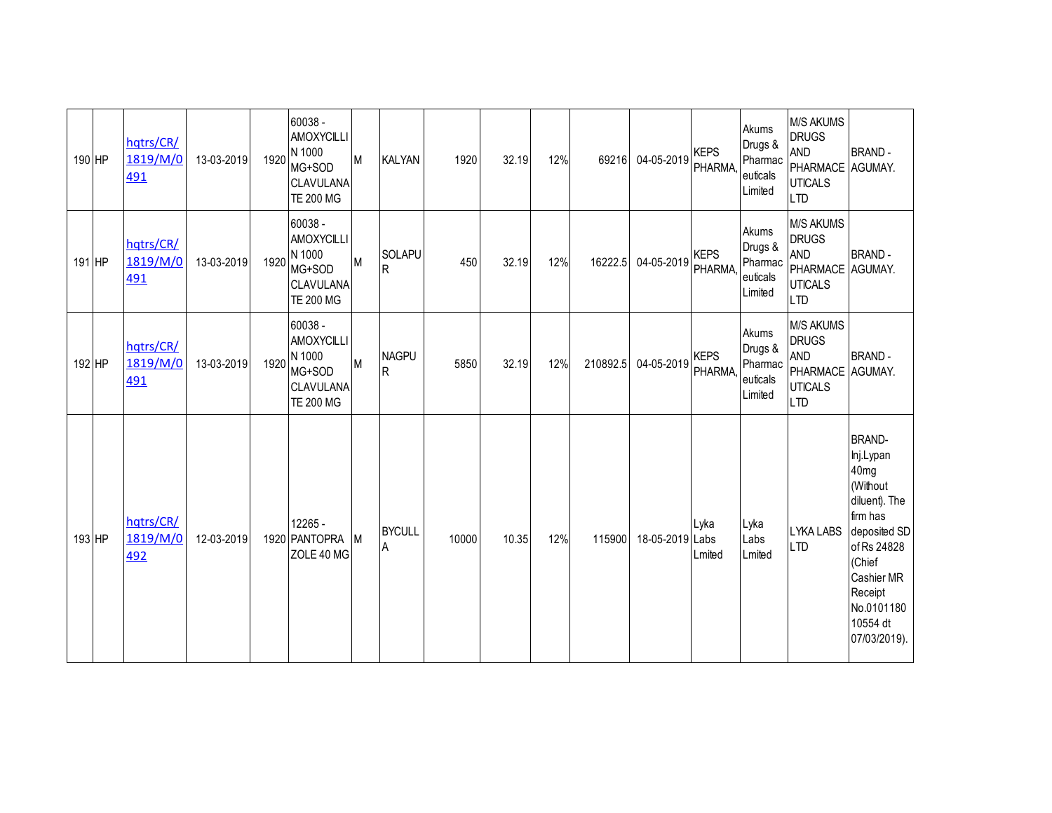| 190 | HP | hqtrs/CR/1819/M/0491 | 13-03-2019 | 1920 | 60038 - AMOXYCILLIN 1000 MG+SOD CLAVULANATE 200 MG | M | KALYAN | 1920 | 32.19 | 12% | 69216 | 04-05-2019 | KEPS PHARMA, | Akums Drugs & Pharmaceuticals Limited | M/S AKUMS DRUGS AND PHARMACEUTICALS LTD | BRAND - AGUMAY. |
|---|---|---|---|---|---|---|---|---|---|---|---|---|---|---|---|---|
| 191 | HP | hqtrs/CR/1819/M/0491 | 13-03-2019 | 1920 | 60038 - AMOXYCILLIN 1000 MG+SOD CLAVULANATE 200 MG | M | SOLAPUR | 450 | 32.19 | 12% | 16222.5 | 04-05-2019 | KEPS PHARMA, | Akums Drugs & Pharmaceuticals Limited | M/S AKUMS DRUGS AND PHARMACEUTICALS LTD | BRAND - AGUMAY. |
| 192 | HP | hqtrs/CR/1819/M/0491 | 13-03-2019 | 1920 | 60038 - AMOXYCILLIN 1000 MG+SOD CLAVULANATE 200 MG | M | NAGPUR | 5850 | 32.19 | 12% | 210892.5 | 04-05-2019 | KEPS PHARMA, | Akums Drugs & Pharmaceuticals Limited | M/S AKUMS DRUGS AND PHARMACEUTICALS LTD | BRAND - AGUMAY. |
| 193 | HP | hqtrs/CR/1819/M/0492 | 12-03-2019 | 1920 | 12265 - PANTOPRAZOLE 40 MG | M | BYCULLA | 10000 | 10.35 | 12% | 115900 | 18-05-2019 | Lyka Labs Lmited | Lyka Labs Lmited | LYKA LABS LTD | BRAND-Inj.Lypan 40mg (Without diluent). The firm has deposited SD of Rs 24828 (Chief Cashier MR Receipt No.010118010554 dt 07/03/2019). |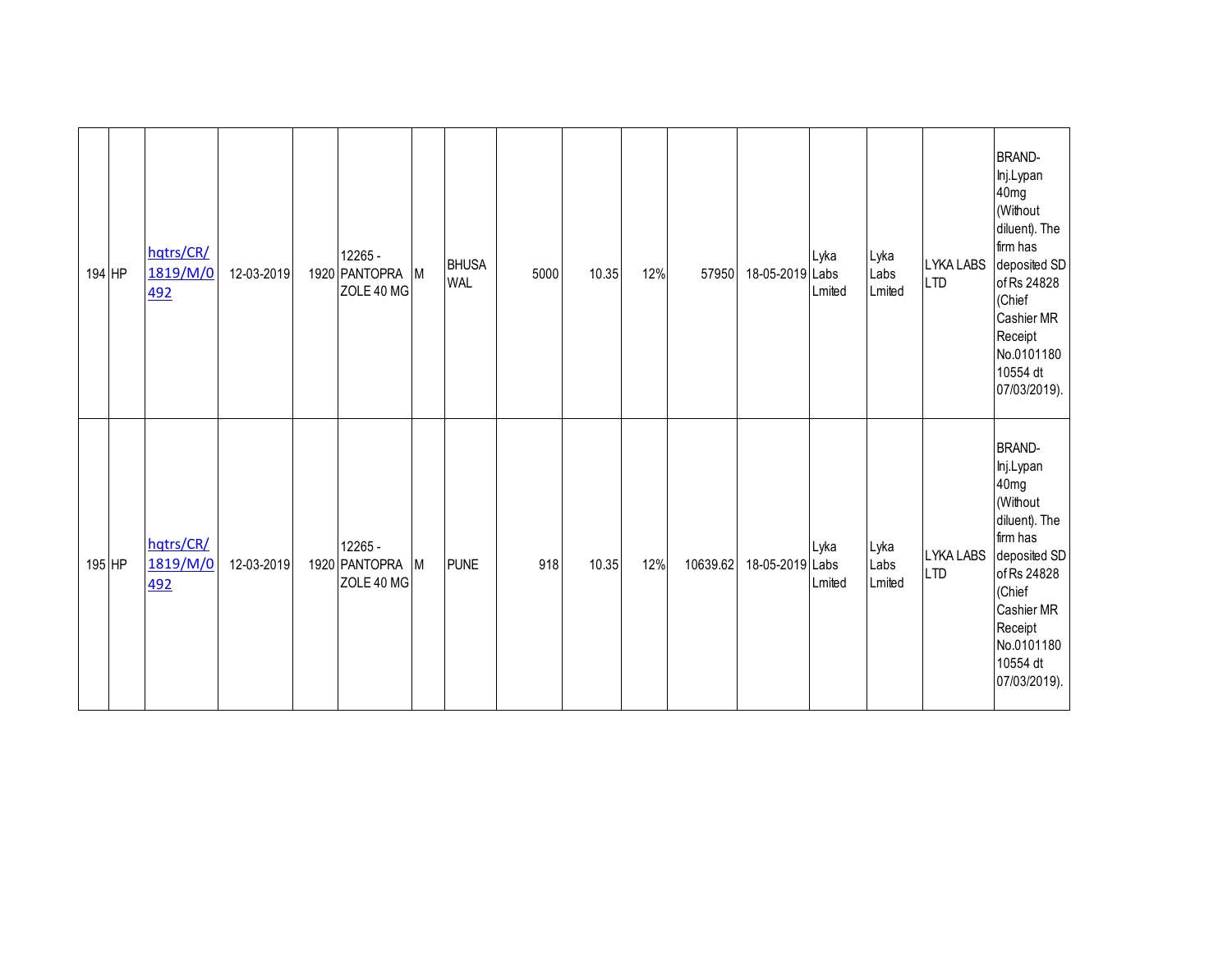| | | | | | | | | | | | | | | | | |
|---|---|---|---|---|---|---|---|---|---|---|---|---|---|---|---|---|
| 194 | HP | hqtrs/CR/1819/M/0492 | 12-03-2019 | 1920 | 12265 - PANTOPRAZOLE 40 MG | M | BHUSAWAL | 5000 | 10.35 | 12% | 57950 | 18-05-2019 | Lyka Labs Lmited | Lyka Labs Lmited | LYKA LABS LTD | BRAND- Inj.Lypan 40mg (Without diluent). The firm has deposited SD of Rs 24828 (Chief Cashier MR Receipt No.010118010554 dt 07/03/2019). |
| 195 | HP | hqtrs/CR/1819/M/0492 | 12-03-2019 | 1920 | 12265 - PANTOPRAZOLE 40 MG | M | PUNE | 918 | 10.35 | 12% | 10639.62 | 18-05-2019 | Lyka Labs Lmited | Lyka Labs Lmited | LYKA LABS LTD | BRAND- Inj.Lypan 40mg (Without diluent). The firm has deposited SD of Rs 24828 (Chief Cashier MR Receipt No.010118010554 dt 07/03/2019). |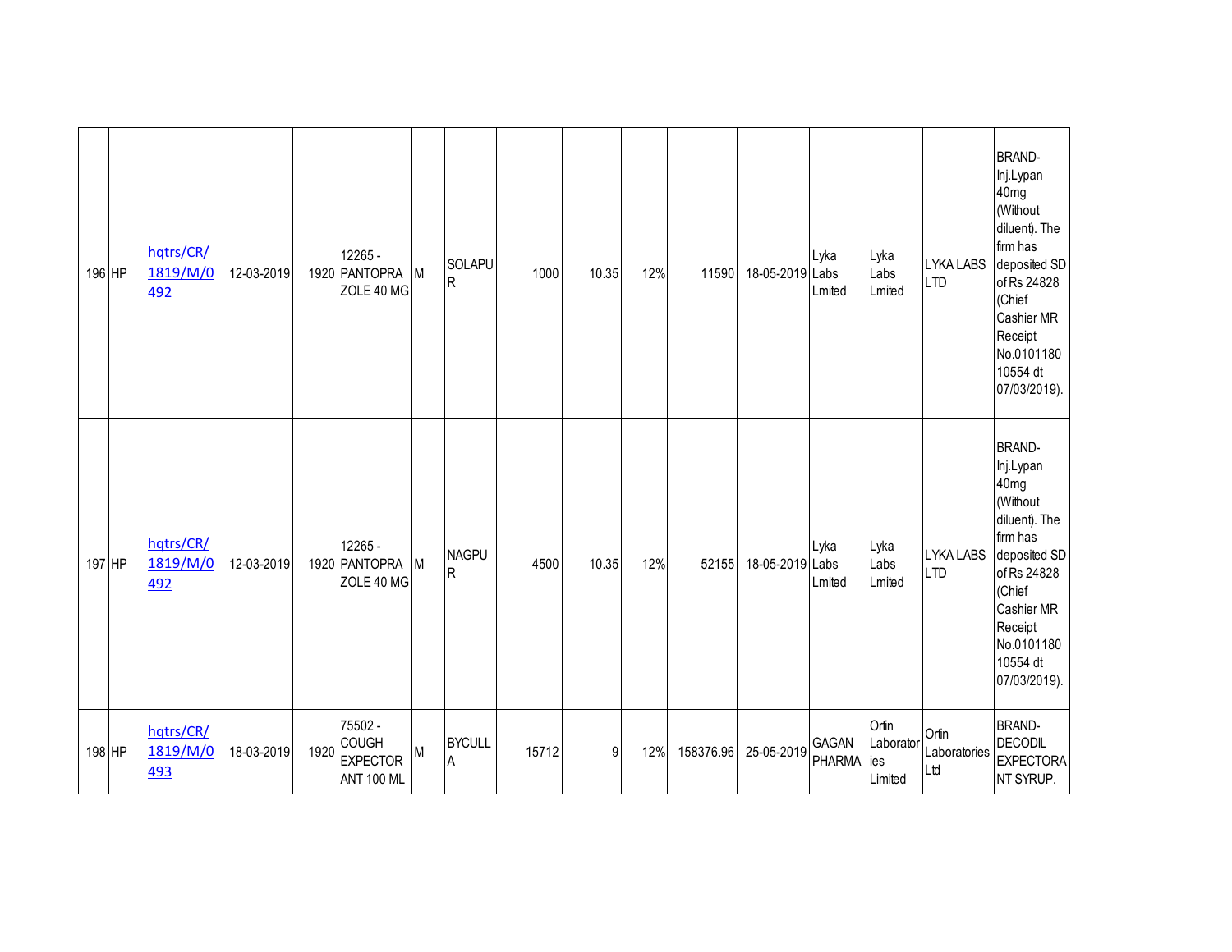| | | | | | | | | | | | | | | | | |
|---|---|---|---|---|---|---|---|---|---|---|---|---|---|---|---|---|
| 196 | HP | hqtrs/CR/1819/M/0492 | 12-03-2019 | 1920 | 12265 - PANTOPRAZOLE 40 MG | M | SOLAPUR | 1000 | 10.35 | 12% | 11590 | 18-05-2019 | Lyka Labs Lmited | Lyka Labs Lmited | LYKA LABS LTD | BRAND- Inj.Lypan 40mg (Without diluent). The firm has deposited SD of Rs 24828 (Chief Cashier MR Receipt No.010118010554 dt 07/03/2019). |
| 197 | HP | hqtrs/CR/1819/M/0492 | 12-03-2019 | 1920 | 12265 - PANTOPRAZOLE 40 MG | M | NAGPUR | 4500 | 10.35 | 12% | 52155 | 18-05-2019 | Lyka Labs Lmited | Lyka Labs Lmited | LYKA LABS LTD | BRAND- Inj.Lypan 40mg (Without diluent). The firm has deposited SD of Rs 24828 (Chief Cashier MR Receipt No.010118010554 dt 07/03/2019). |
| 198 | HP | hqtrs/CR/1819/M/0493 | 18-03-2019 | 1920 | 75502 - COUGH EXPECTORANT 100 ML | M | BYCULLA | 15712 | 9 | 12% | 158376.96 | 25-05-2019 | GAGAN PHARMA | Ortin Laboratories Limited | Ortin Laboratories Ltd | BRAND- DECODIL EXPECTORANT SYRUP. |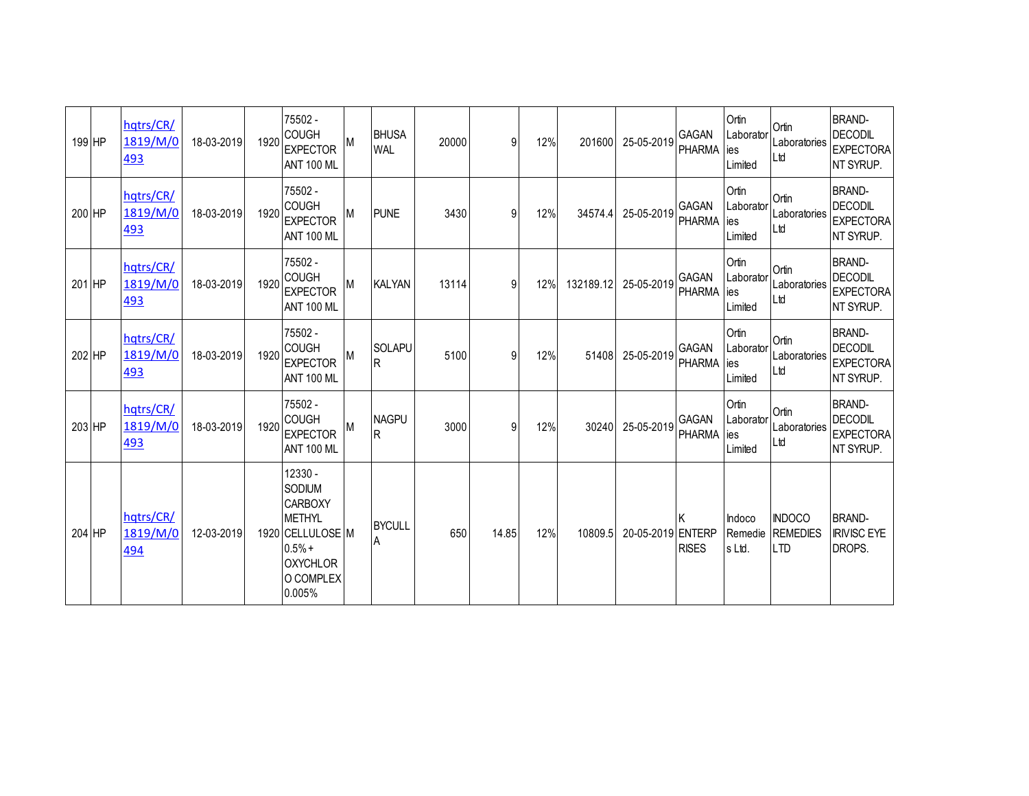| | | | | | | | | | | | | | | | | |
|---|---|---|---|---|---|---|---|---|---|---|---|---|---|---|---|---|
| 199 | HP | hqtrs/CR/1819/M/0493 | 18-03-2019 | 1920 | 75502 - COUGH EXPECTORANT 100 ML | M | BHUSAWAL | 20000 | 9 | 12% | 201600 | 25-05-2019 | GAGAN PHARMA | Ortin Laboratories Limited | Ortin Laboratories Ltd | BRAND- DECODIL EXPECTORANT SYRUP. |
| 200 | HP | hqtrs/CR/1819/M/0493 | 18-03-2019 | 1920 | 75502 - COUGH EXPECTORANT 100 ML | M | PUNE | 3430 | 9 | 12% | 34574.4 | 25-05-2019 | GAGAN PHARMA | Ortin Laboratories Limited | Ortin Laboratories Ltd | BRAND- DECODIL EXPECTORANT SYRUP. |
| 201 | HP | hqtrs/CR/1819/M/0493 | 18-03-2019 | 1920 | 75502 - COUGH EXPECTORANT 100 ML | M | KALYAN | 13114 | 9 | 12% | 132189.12 | 25-05-2019 | GAGAN PHARMA | Ortin Laboratories Limited | Ortin Laboratories Ltd | BRAND- DECODIL EXPECTORANT SYRUP. |
| 202 | HP | hqtrs/CR/1819/M/0493 | 18-03-2019 | 1920 | 75502 - COUGH EXPECTORANT 100 ML | M | SOLAPUR | 5100 | 9 | 12% | 51408 | 25-05-2019 | GAGAN PHARMA | Ortin Laboratories Limited | Ortin Laboratories Ltd | BRAND- DECODIL EXPECTORANT SYRUP. |
| 203 | HP | hqtrs/CR/1819/M/0493 | 18-03-2019 | 1920 | 75502 - COUGH EXPECTORANT 100 ML | M | NAGPUR | 3000 | 9 | 12% | 30240 | 25-05-2019 | GAGAN PHARMA | Ortin Laboratories Limited | Ortin Laboratories Ltd | BRAND- DECODIL EXPECTORANT SYRUP. |
| 204 | HP | hqtrs/CR/1819/M/0494 | 12-03-2019 | 1920 | 12330 - SODIUM CARBOXY METHYL CELLULOSE 0.5% + OXYCHLORO COMPLEX 0.005% | M | BYCULLA | 650 | 14.85 | 12% | 10809.5 | 20-05-2019 | K ENTERPRISES | Indoco Remedies Ltd. | INDOCO REMEDIES LTD | BRAND- IRIVISC EYE DROPS. |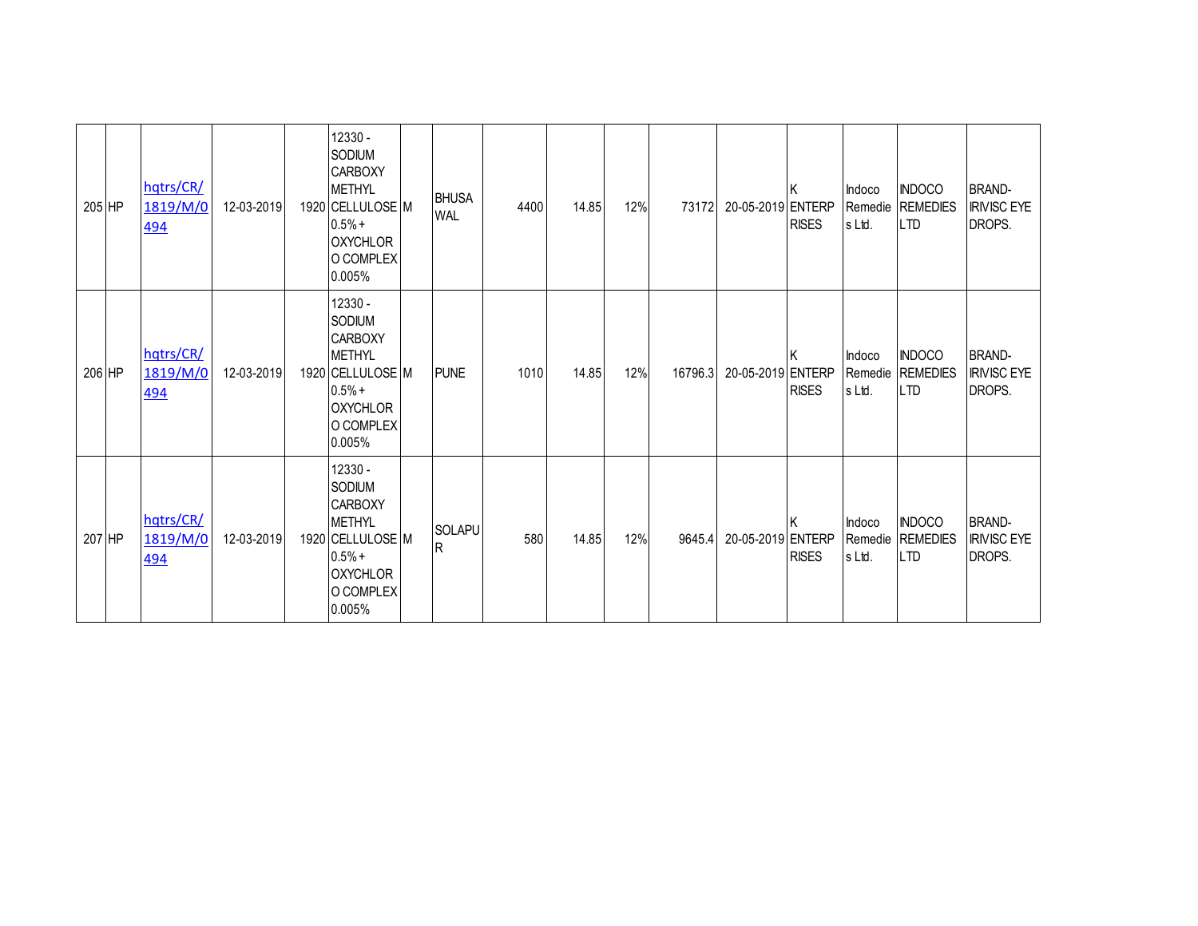| 205 | HP | hqtrs/CR/1819/M/0494 | 12-03-2019 | 1920 | 12330 - SODIUM CARBOXY METHYL CELLULOSE 0.5% + OXYCHLORO COMPLEX 0.005% | M | BHUSAWAL | 4400 | 14.85 | 12% | 73172 | 20-05-2019 | K ENTERPRISES | Indoco Remedies Ltd. | INDOCO REMEDIES LTD | BRAND-IRIVISC EYE DROPS. |
|---|---|---|---|---|---|---|---|---|---|---|---|---|---|---|---|---|
| 206 | HP | hqtrs/CR/1819/M/0494 | 12-03-2019 | 1920 | 12330 - SODIUM CARBOXY METHYL CELLULOSE 0.5% + OXYCHLORO COMPLEX 0.005% | M | PUNE | 1010 | 14.85 | 12% | 16796.3 | 20-05-2019 | K ENTERPRISES | Indoco Remedies Ltd. | INDOCO REMEDIES LTD | BRAND-IRIVISC EYE DROPS. |
| 207 | HP | hqtrs/CR/1819/M/0494 | 12-03-2019 | 1920 | 12330 - SODIUM CARBOXY METHYL CELLULOSE 0.5% + OXYCHLORO COMPLEX 0.005% | M | SOLAPUR | 580 | 14.85 | 12% | 9645.4 | 20-05-2019 | K ENTERPRISES | Indoco Remedies Ltd. | INDOCO REMEDIES LTD | BRAND-IRIVISC EYE DROPS. |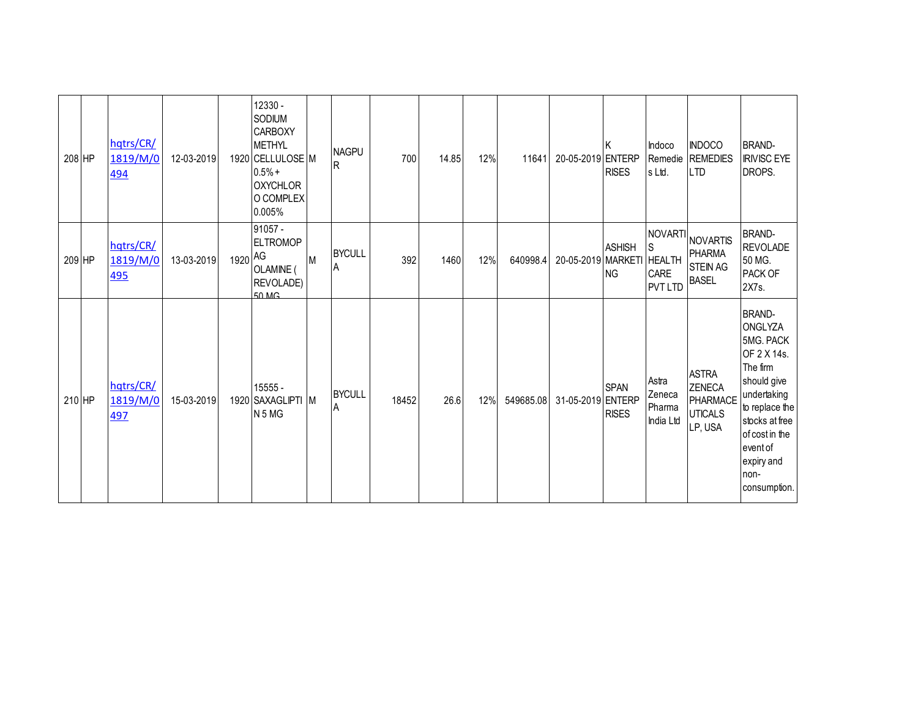| | | | | | | | | | | | | | | | | |
|---|---|---|---|---|---|---|---|---|---|---|---|---|---|---|---|---|
| 208 | HP | hqtrs/CR/1819/M/0494 | 12-03-2019 | 1920 | 12330 - SODIUM CARBOXY METHYL CELLULOSE 0.5% + OXYCHLORO COMPLEX 0.005% | M | NAGPUR | 700 | 14.85 | 12% | 11641 | 20-05-2019 | K ENTERPRISES | Indoco Remedies Ltd. | INDOCO REMEDIES LTD | BRAND- IRIVISC EYE DROPS. |
| 209 | HP | hqtrs/CR/1819/M/0495 | 13-03-2019 | 1920 | 91057 - ELTROMOPAG OLAMINE ( REVOLADE) 50 MG | M | BYCULLA | 392 | 1460 | 12% | 640998.4 | 20-05-2019 | ASHISH MARKETING | NOVARTIS HEALTH CARE PVT LTD | NOVARTIS PHARMA STEIN AG BASEL | BRAND- REVOLADE 50 MG. PACK OF 2X7s. |
| 210 | HP | hqtrs/CR/1819/M/0497 | 15-03-2019 | 1920 | 15555 - SAXAGLIPTIN 5 MG | M | BYCULLA | 18452 | 26.6 | 12% | 549685.08 | 31-05-2019 | SPAN ENTERPRISES | Astra Zeneca Pharma India Ltd | ASTRA ZENECA PHARMACEUTICALS LP, USA | BRAND- ONGLYZA 5MG. PACK OF 2 X 14s. The firm should give undertaking to replace the stocks at free of cost in the event of expiry and non-consumption. |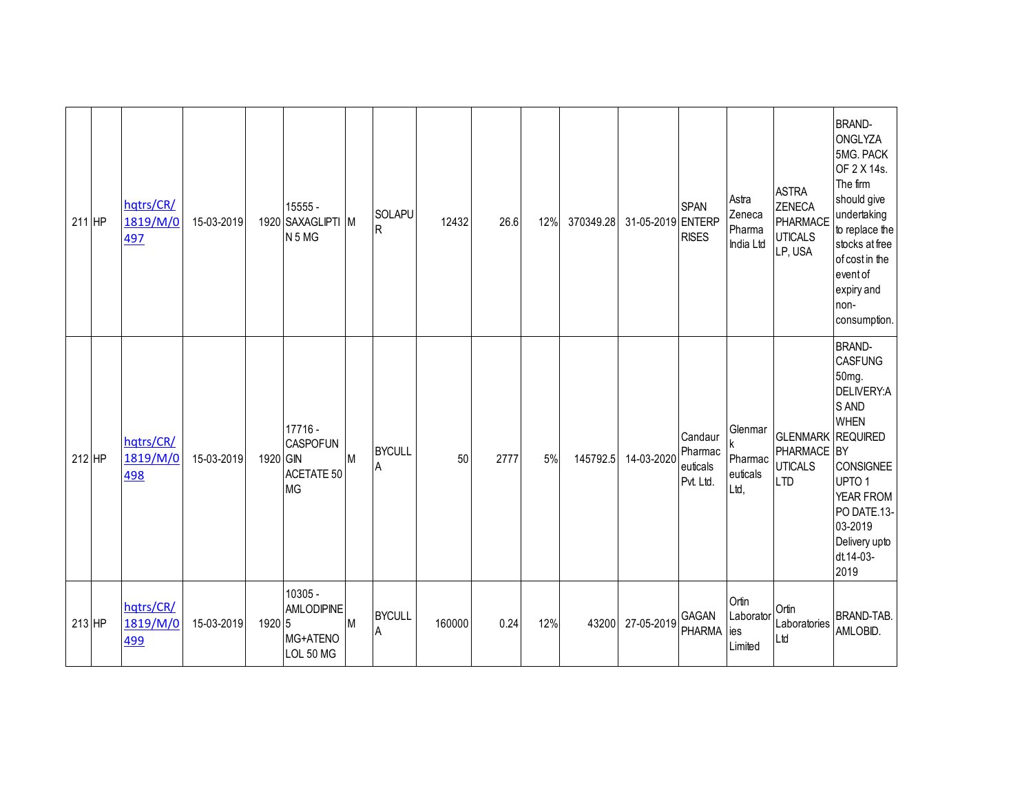| 211 | HP | hqtrs/CR/1819/M/0497 | 15-03-2019 | 1920 | 15555 - SAXAGLIPTIN 5 MG | M | SOLAPUR | 12432 | 26.6 | 12% | 370349.28 | 31-05-2019 | SPAN ENTERPRISES | Astra Zeneca Pharma India Ltd | ASTRA ZENECA PHARMACEUTICALS LP, USA | BRAND-ONGLYZA 5MG. PACK OF 2 X 14s. The firm should give undertaking to replace the stocks at free of cost in the event of expiry and non-consumption. |
|---|---|---|---|---|---|---|---|---|---|---|---|---|---|---|---|---|
| 212 | HP | hqtrs/CR/1819/M/0498 | 15-03-2019 | 1920 | 17716 - CASPOFUNGIN ACETATE 50 MG | M | BYCULLA | 50 | 2777 | 5% | 145792.5 | 14-03-2020 | Candaur Pharmaceuticals Pvt. Ltd. | Glenmark Pharmaceuticals Ltd, | GLENMARK PHARMACEUTICALS LTD | BRAND-CASFUNG 50mg. DELIVERY:AS AND WHEN REQUIRED BY CONSIGNEE UPTO 1 YEAR FROM PO DATE.13-03-2019 Delivery upto dt.14-03-2019 |
| 213 | HP | hqtrs/CR/1819/M/0499 | 15-03-2019 | 1920 | 10305 - AMLODIPINE 5 MG+ATENOLOL 50 MG | M | BYCULLA | 160000 | 0.24 | 12% | 43200 | 27-05-2019 | GAGAN PHARMA | Ortin Laboratories Limited | Ortin Laboratories Ltd | BRAND-TAB. AMLOBID. |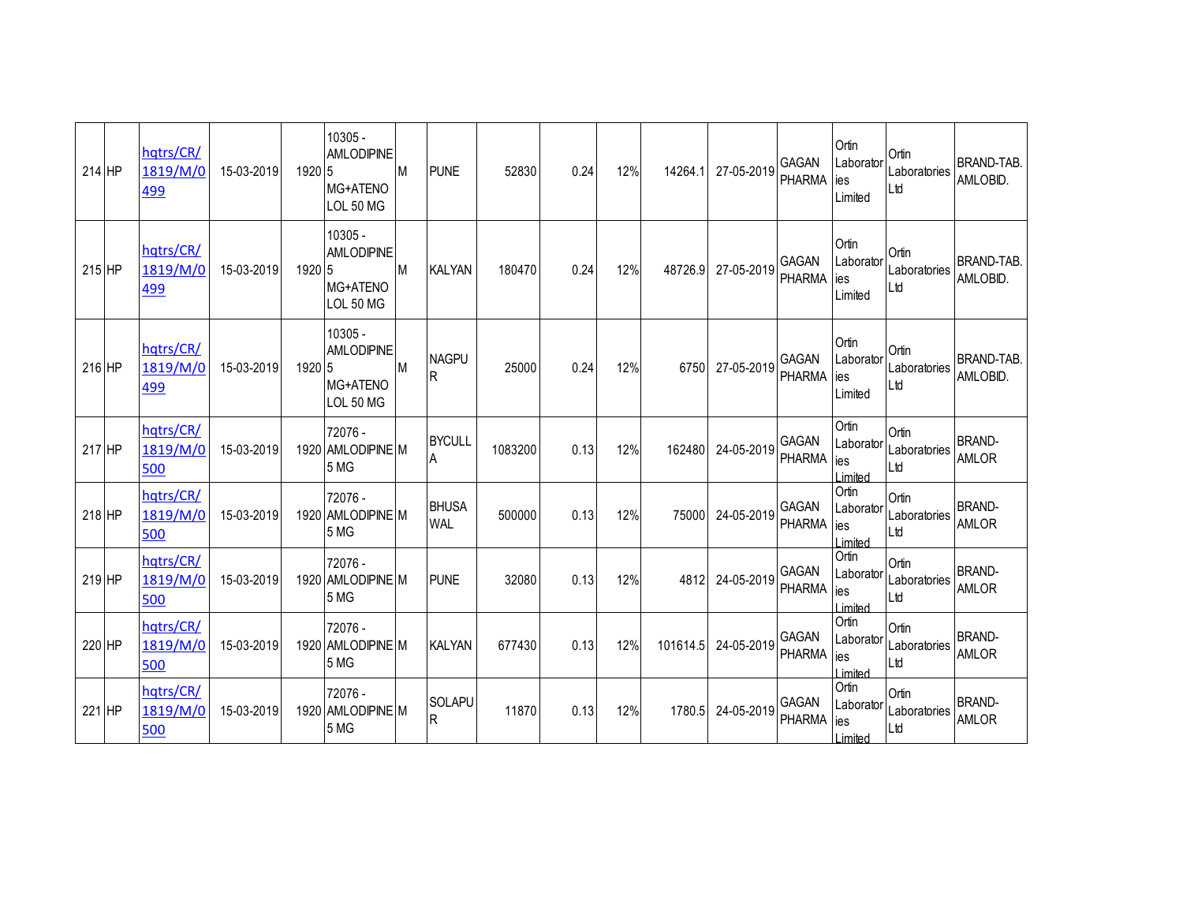| | | | | | | | | | | | | | | | |
|---|---|---|---|---|---|---|---|---|---|---|---|---|---|---|---|
| 214 | HP | hqtrs/CR/1819/M/0499 | 15-03-2019 | 1920 | 10305 - AMLODIPINE 5 MG+ATENOLOL 50 MG | M | PUNE | 52830 | 0.24 | 12% | 14264.1 | 27-05-2019 | GAGAN PHARMA | Ortin Laboratories Limited | Ortin Laboratories Ltd | BRAND-TAB. AMLOBID. |
| 215 | HP | hqtrs/CR/1819/M/0499 | 15-03-2019 | 1920 | 10305 - AMLODIPINE 5 MG+ATENOLOL 50 MG | M | KALYAN | 180470 | 0.24 | 12% | 48726.9 | 27-05-2019 | GAGAN PHARMA | Ortin Laboratories Limited | Ortin Laboratories Ltd | BRAND-TAB. AMLOBID. |
| 216 | HP | hqtrs/CR/1819/M/0499 | 15-03-2019 | 1920 | 10305 - AMLODIPINE 5 MG+ATENOLOL 50 MG | M | NAGPUR | 25000 | 0.24 | 12% | 6750 | 27-05-2019 | GAGAN PHARMA | Ortin Laboratories Limited | Ortin Laboratories Ltd | BRAND-TAB. AMLOBID. |
| 217 | HP | hqtrs/CR/1819/M/0500 | 15-03-2019 | 1920 | 72076 - AMLODIPINE 5 MG | M | BYCULLA | 1083200 | 0.13 | 12% | 162480 | 24-05-2019 | GAGAN PHARMA | Ortin Laboratories Limited | Ortin Laboratories Ltd | BRAND-AMLOR |
| 218 | HP | hqtrs/CR/1819/M/0500 | 15-03-2019 | 1920 | 72076 - AMLODIPINE 5 MG | M | BHUSAWAL | 500000 | 0.13 | 12% | 75000 | 24-05-2019 | GAGAN PHARMA | Ortin Laboratories Limited | Ortin Laboratories Ltd | BRAND-AMLOR |
| 219 | HP | hqtrs/CR/1819/M/0500 | 15-03-2019 | 1920 | 72076 - AMLODIPINE 5 MG | M | PUNE | 32080 | 0.13 | 12% | 4812 | 24-05-2019 | GAGAN PHARMA | Ortin Laboratories Limited | Ortin Laboratories Ltd | BRAND-AMLOR |
| 220 | HP | hqtrs/CR/1819/M/0500 | 15-03-2019 | 1920 | 72076 - AMLODIPINE 5 MG | M | KALYAN | 677430 | 0.13 | 12% | 101614.5 | 24-05-2019 | GAGAN PHARMA | Ortin Laboratories Limited | Ortin Laboratories Ltd | BRAND-AMLOR |
| 221 | HP | hqtrs/CR/1819/M/0500 | 15-03-2019 | 1920 | 72076 - AMLODIPINE 5 MG | M | SOLAPUR | 11870 | 0.13 | 12% | 1780.5 | 24-05-2019 | GAGAN PHARMA | Ortin Laboratories Limited | Ortin Laboratories Ltd | BRAND-AMLOR |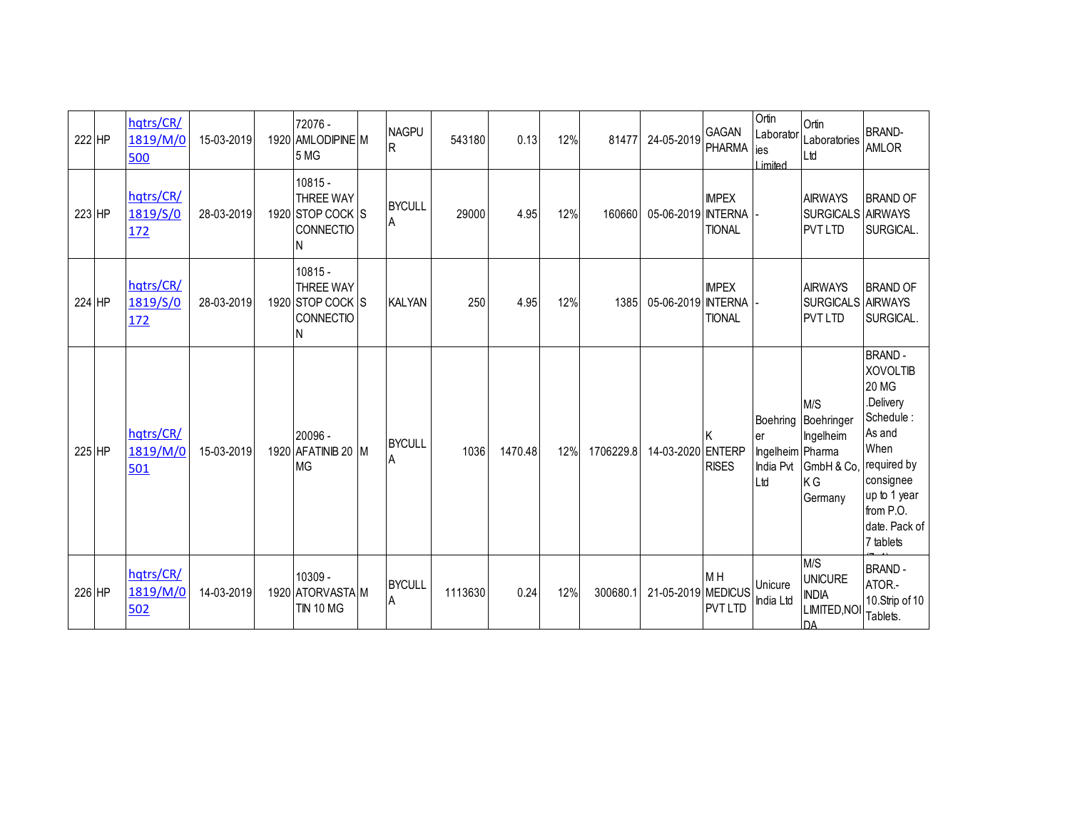| 222 | HP | hqtrs/CR/1819/M/0500 | 15-03-2019 | 1920 | 72076 - AMLODIPINE 5 MG | M | NAGPUR | 543180 | 0.13 | 12% | 81477 | 24-05-2019 | GAGAN PHARMA | Ortin Laboratories Limited | Ortin Laboratories Ltd | BRAND-AMLOR |
|---|---|---|---|---|---|---|---|---|---|---|---|---|---|---|---|---|
| 223 | HP | hqtrs/CR/1819/S/0172 | 28-03-2019 | 1920 | 10815 - THREE WAY STOP COCK CONNECTION | S | BYCULLA | 29000 | 4.95 | 12% | 160660 | 05-06-2019 | IMPEX INTERNATIONAL | - | AIRWAYS SURGICALS PVT LTD | BRAND OF AIRWAYS SURGICAL. |
| 224 | HP | hqtrs/CR/1819/S/0172 | 28-03-2019 | 1920 | 10815 - THREE WAY STOP COCK CONNECTION | S | KALYAN | 250 | 4.95 | 12% | 1385 | 05-06-2019 | IMPEX INTERNATIONAL | - | AIRWAYS SURGICALS PVT LTD | BRAND OF AIRWAYS SURGICAL. |
| 225 | HP | hqtrs/CR/1819/M/0501 | 15-03-2019 | 1920 | 20096 - AFATINIB 20 MG | M | BYCULLA | 1036 | 1470.48 | 12% | 1706229.8 | 14-03-2020 | K ENTERPRISES | Boehringer Ingelheim India Pvt Ltd | M/S Boehringer Ingelheim Pharma GmbH & Co, K G Germany | BRAND - XOVOLTIB 20 MG .Delivery Schedule : As and When required by consignee up to 1 year from P.O. date. Pack of 7 tablets |
| 226 | HP | hqtrs/CR/1819/M/0502 | 14-03-2019 | 1920 | 10309 - ATORVASTATIN 10 MG | M | BYCULLA | 1113630 | 0.24 | 12% | 300680.1 | 21-05-2019 | M H MEDICUS PVT LTD | Unicure India Ltd | M/S UNICURE INDIA LIMITED,NOIDA | BRAND - ATOR.- 10.Strip of 10 Tablets. |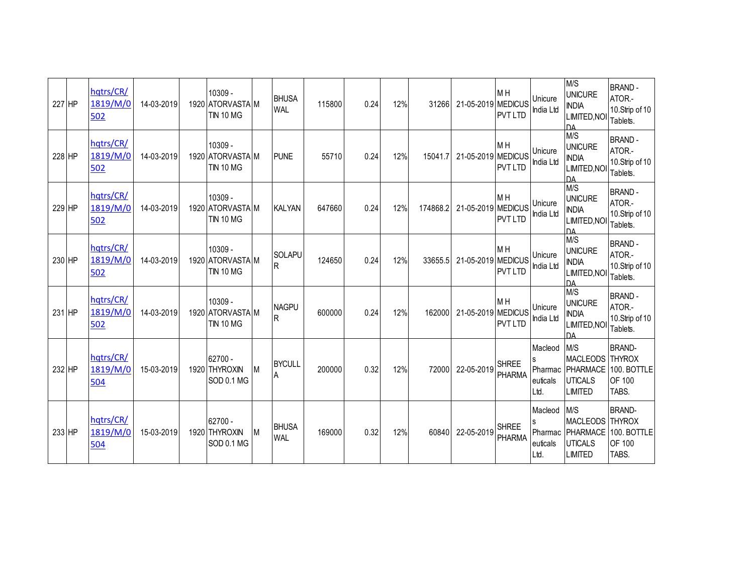| 227 | HP | hqtrs/CR/1819/M/0502 | 14-03-2019 | 1920 | 10309 - ATORVASTATIN 10 MG | M | BHUSAWAL | 115800 | 0.24 | 12% | 31266 | 21-05-2019 | M H MEDICUS PVT LTD | Unicure India Ltd | M/S UNICURE INDIA LIMITED,NOIDA | BRAND - ATOR.-10.Strip of 10 Tablets. |
|---|---|---|---|---|---|---|---|---|---|---|---|---|---|---|---|---|
| 228 | HP | hqtrs/CR/1819/M/0502 | 14-03-2019 | 1920 | 10309 - ATORVASTATIN 10 MG | M | PUNE | 55710 | 0.24 | 12% | 15041.7 | 21-05-2019 | M H MEDICUS PVT LTD | Unicure India Ltd | M/S UNICURE INDIA LIMITED,NOIDA | BRAND - ATOR.-10.Strip of 10 Tablets. |
| 229 | HP | hqtrs/CR/1819/M/0502 | 14-03-2019 | 1920 | 10309 - ATORVASTATIN 10 MG | M | KALYAN | 647660 | 0.24 | 12% | 174868.2 | 21-05-2019 | M H MEDICUS PVT LTD | Unicure India Ltd | M/S UNICURE INDIA LIMITED,NOIDA | BRAND - ATOR.-10.Strip of 10 Tablets. |
| 230 | HP | hqtrs/CR/1819/M/0502 | 14-03-2019 | 1920 | 10309 - ATORVASTATIN 10 MG | M | SOLAPUR | 124650 | 0.24 | 12% | 33655.5 | 21-05-2019 | M H MEDICUS PVT LTD | Unicure India Ltd | M/S UNICURE INDIA LIMITED,NOIDA | BRAND - ATOR.-10.Strip of 10 Tablets. |
| 231 | HP | hqtrs/CR/1819/M/0502 | 14-03-2019 | 1920 | 10309 - ATORVASTATIN 10 MG | M | NAGPUR | 600000 | 0.24 | 12% | 162000 | 21-05-2019 | M H MEDICUS PVT LTD | Unicure India Ltd | M/S UNICURE INDIA LIMITED,NOIDA | BRAND - ATOR.-10.Strip of 10 Tablets. |
| 232 | HP | hqtrs/CR/1819/M/0504 | 15-03-2019 | 1920 | 62700 - THYROXIN SOD 0.1 MG | M | BYCULLA | 200000 | 0.32 | 12% | 72000 | 22-05-2019 | SHREE PHARMA | Macleods Pharmaceuticals Ltd. | M/S MACLEODS PHARMACEUTICALS LIMITED | BRAND-THYROX 100. BOTTLE OF 100 TABS. |
| 233 | HP | hqtrs/CR/1819/M/0504 | 15-03-2019 | 1920 | 62700 - THYROXIN SOD 0.1 MG | M | BHUSAWAL | 169000 | 0.32 | 12% | 60840 | 22-05-2019 | SHREE PHARMA | Macleods Pharmaceuticals Ltd. | M/S MACLEODS PHARMACEUTICALS LIMITED | BRAND-THYROX 100. BOTTLE OF 100 TABS. |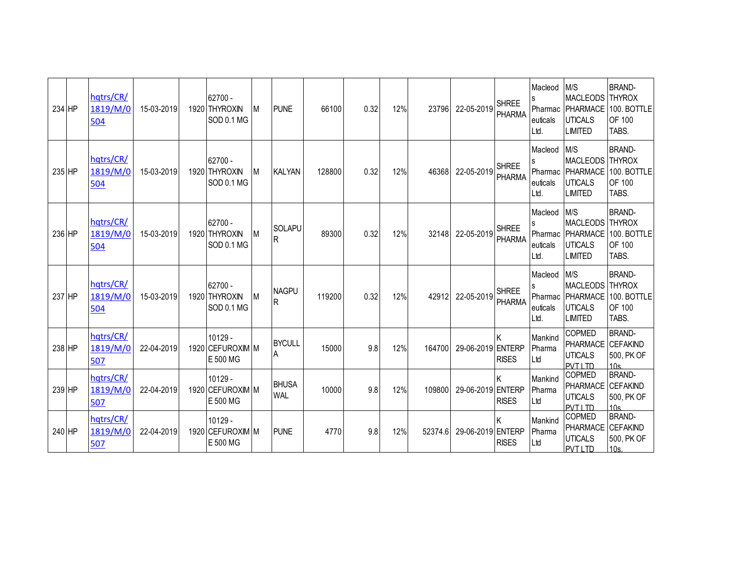| | | | | | | | | | | | | | | | | |
|---|---|---|---|---|---|---|---|---|---|---|---|---|---|---|---|---|
| 234 | HP | hqtrs/CR/1819/M/0504 | 15-03-2019 | 1920 | 62700 - THYROXIN SOD 0.1 MG | M | PUNE | 66100 | 0.32 | 12% | 23796 | 22-05-2019 | SHREE PHARMA | Macleods Pharmaceuticals Ltd. | M/S MACLEODS PHARMACEUTICALS LIMITED | BRAND- THYROX 100. BOTTLE OF 100 TABS. |
| 235 | HP | hqtrs/CR/1819/M/0504 | 15-03-2019 | 1920 | 62700 - THYROXIN SOD 0.1 MG | M | KALYAN | 128800 | 0.32 | 12% | 46368 | 22-05-2019 | SHREE PHARMA | Macleods Pharmaceuticals Ltd. | M/S MACLEODS PHARMACEUTICALS LIMITED | BRAND- THYROX 100. BOTTLE OF 100 TABS. |
| 236 | HP | hqtrs/CR/1819/M/0504 | 15-03-2019 | 1920 | 62700 - THYROXIN SOD 0.1 MG | M | SOLAPUR | 89300 | 0.32 | 12% | 32148 | 22-05-2019 | SHREE PHARMA | Macleods Pharmaceuticals Ltd. | M/S MACLEODS PHARMACEUTICALS LIMITED | BRAND- THYROX 100. BOTTLE OF 100 TABS. |
| 237 | HP | hqtrs/CR/1819/M/0504 | 15-03-2019 | 1920 | 62700 - THYROXIN SOD 0.1 MG | M | NAGPUR | 119200 | 0.32 | 12% | 42912 | 22-05-2019 | SHREE PHARMA | Macleods Pharmaceuticals Ltd. | M/S MACLEODS PHARMACEUTICALS LIMITED | BRAND- THYROX 100. BOTTLE OF 100 TABS. |
| 238 | HP | hqtrs/CR/1819/M/0507 | 22-04-2019 | 1920 | 10129 - CEFUROXIME 500 MG | M | BYCULLA | 15000 | 9.8 | 12% | 164700 | 29-06-2019 | K ENTERPRISES | Mankind Pharma Ltd | COPMED PHARMACEUTICALS PVT LTD | BRAND- CEFAKIND 500, PK OF 10s. |
| 239 | HP | hqtrs/CR/1819/M/0507 | 22-04-2019 | 1920 | 10129 - CEFUROXIME 500 MG | M | BHUSAWAL | 10000 | 9.8 | 12% | 109800 | 29-06-2019 | K ENTERPRISES | Mankind Pharma Ltd | COPMED PHARMACEUTICALS PVT LTD | BRAND- CEFAKIND 500, PK OF 10s. |
| 240 | HP | hqtrs/CR/1819/M/0507 | 22-04-2019 | 1920 | 10129 - CEFUROXIME 500 MG | M | PUNE | 4770 | 9.8 | 12% | 52374.6 | 29-06-2019 | K ENTERPRISES | Mankind Pharma Ltd | COPMED PHARMACEUTICALS PVT LTD | BRAND- CEFAKIND 500, PK OF 10s. |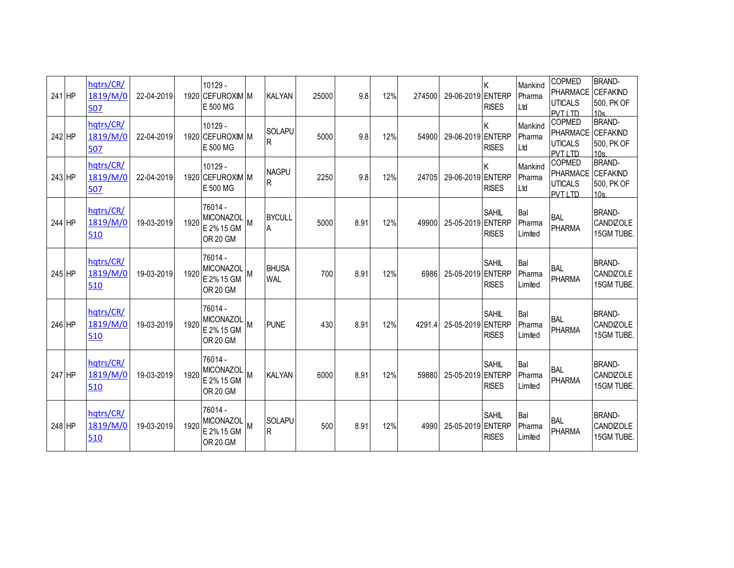| 241 | HP | hqtrs/CR/1819/M/0507 | 22-04-2019 | 1920 | 10129 - CEFUROXIME 500 MG | M | KALYAN | 25000 | 9.8 | 12% | 274500 | 29-06-2019 | K ENTERPRISES | Mankind Pharma Ltd | COPMED PHARMACEUTICALS PVT LTD | BRAND- CEFAKIND 500, PK OF 10s. |
|---|---|---|---|---|---|---|---|---|---|---|---|---|---|---|---|---|
| 242 | HP | hqtrs/CR/1819/M/0507 | 22-04-2019 | 1920 | 10129 - CEFUROXIME 500 MG | M | SOLAPUR | 5000 | 9.8 | 12% | 54900 | 29-06-2019 | K ENTERPRISES | Mankind Pharma Ltd | COPMED PHARMACEUTICALS PVT LTD | BRAND- CEFAKIND 500, PK OF 10s. |
| 243 | HP | hqtrs/CR/1819/M/0507 | 22-04-2019 | 1920 | 10129 - CEFUROXIME 500 MG | M | NAGPUR | 2250 | 9.8 | 12% | 24705 | 29-06-2019 | K ENTERPRISES | Mankind Pharma Ltd | COPMED PHARMACEUTICALS PVT LTD | BRAND- CEFAKIND 500, PK OF 10s. |
| 244 | HP | hqtrs/CR/1819/M/0510 | 19-03-2019 | 1920 | 76014 - MICONAZOLE 2% 15 GM OR 20 GM | M | BYCULLA | 5000 | 8.91 | 12% | 49900 | 25-05-2019 | SAHIL ENTERPRISES | Bal Pharma Limited | BAL PHARMA | BRAND- CANDIZOLE 15GM TUBE. |
| 245 | HP | hqtrs/CR/1819/M/0510 | 19-03-2019 | 1920 | 76014 - MICONAZOLE 2% 15 GM OR 20 GM | M | BHUSAWAL | 700 | 8.91 | 12% | 6986 | 25-05-2019 | SAHIL ENTERPRISES | Bal Pharma Limited | BAL PHARMA | BRAND- CANDIZOLE 15GM TUBE. |
| 246 | HP | hqtrs/CR/1819/M/0510 | 19-03-2019 | 1920 | 76014 - MICONAZOLE 2% 15 GM OR 20 GM | M | PUNE | 430 | 8.91 | 12% | 4291.4 | 25-05-2019 | SAHIL ENTERPRISES | Bal Pharma Limited | BAL PHARMA | BRAND- CANDIZOLE 15GM TUBE. |
| 247 | HP | hqtrs/CR/1819/M/0510 | 19-03-2019 | 1920 | 76014 - MICONAZOLE 2% 15 GM OR 20 GM | M | KALYAN | 6000 | 8.91 | 12% | 59880 | 25-05-2019 | SAHIL ENTERPRISES | Bal Pharma Limited | BAL PHARMA | BRAND- CANDIZOLE 15GM TUBE. |
| 248 | HP | hqtrs/CR/1819/M/0510 | 19-03-2019 | 1920 | 76014 - MICONAZOLE 2% 15 GM OR 20 GM | M | SOLAPUR | 500 | 8.91 | 12% | 4990 | 25-05-2019 | SAHIL ENTERPRISES | Bal Pharma Limited | BAL PHARMA | BRAND- CANDIZOLE 15GM TUBE. |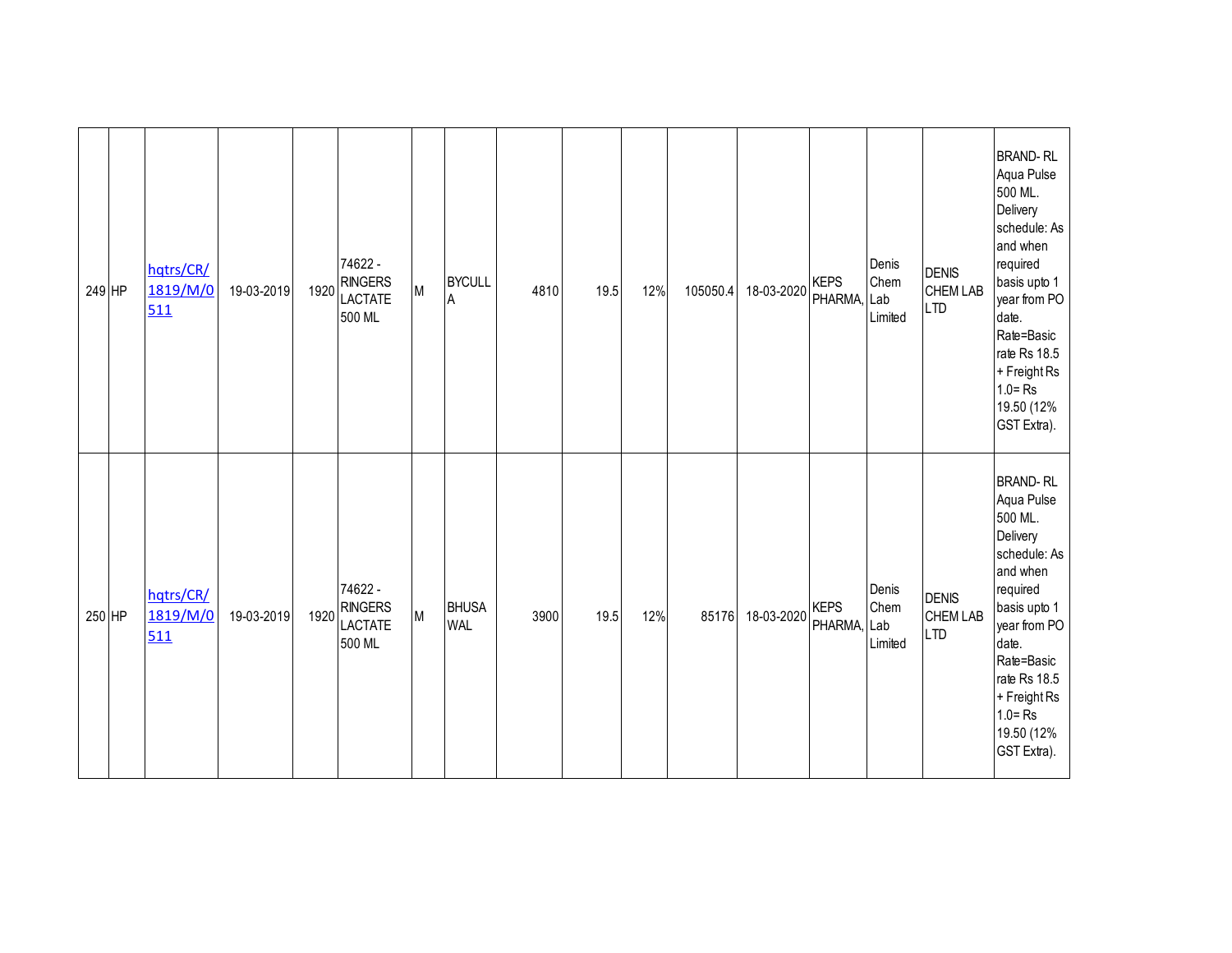| | | | | | | | | | | | | | | | | |
|---|---|---|---|---|---|---|---|---|---|---|---|---|---|---|---|---|
| 249 | HP | hqtrs/CR/1819/M/0511 | 19-03-2019 | 1920 | 74622 - RINGERS LACTATE 500 ML | M | BYCULLA | 4810 | 19.5 | 12% | 105050.4 | 18-03-2020 | KEPS PHARMA, | Denis Chem Lab Limited | DENIS CHEM LAB LTD | BRAND- RL Aqua Pulse 500 ML. Delivery schedule: As and when required basis upto 1 year from PO date. Rate=Basic rate Rs 18.5 + Freight Rs 1.0= Rs 19.50 (12% GST Extra). |
| 250 | HP | hqtrs/CR/1819/M/0511 | 19-03-2019 | 1920 | 74622 - RINGERS LACTATE 500 ML | M | BHUSAWAL | 3900 | 19.5 | 12% | 85176 | 18-03-2020 | KEPS PHARMA, | Denis Chem Lab Limited | DENIS CHEM LAB LTD | BRAND- RL Aqua Pulse 500 ML. Delivery schedule: As and when required basis upto 1 year from PO date. Rate=Basic rate Rs 18.5 + Freight Rs 1.0= Rs 19.50 (12% GST Extra). |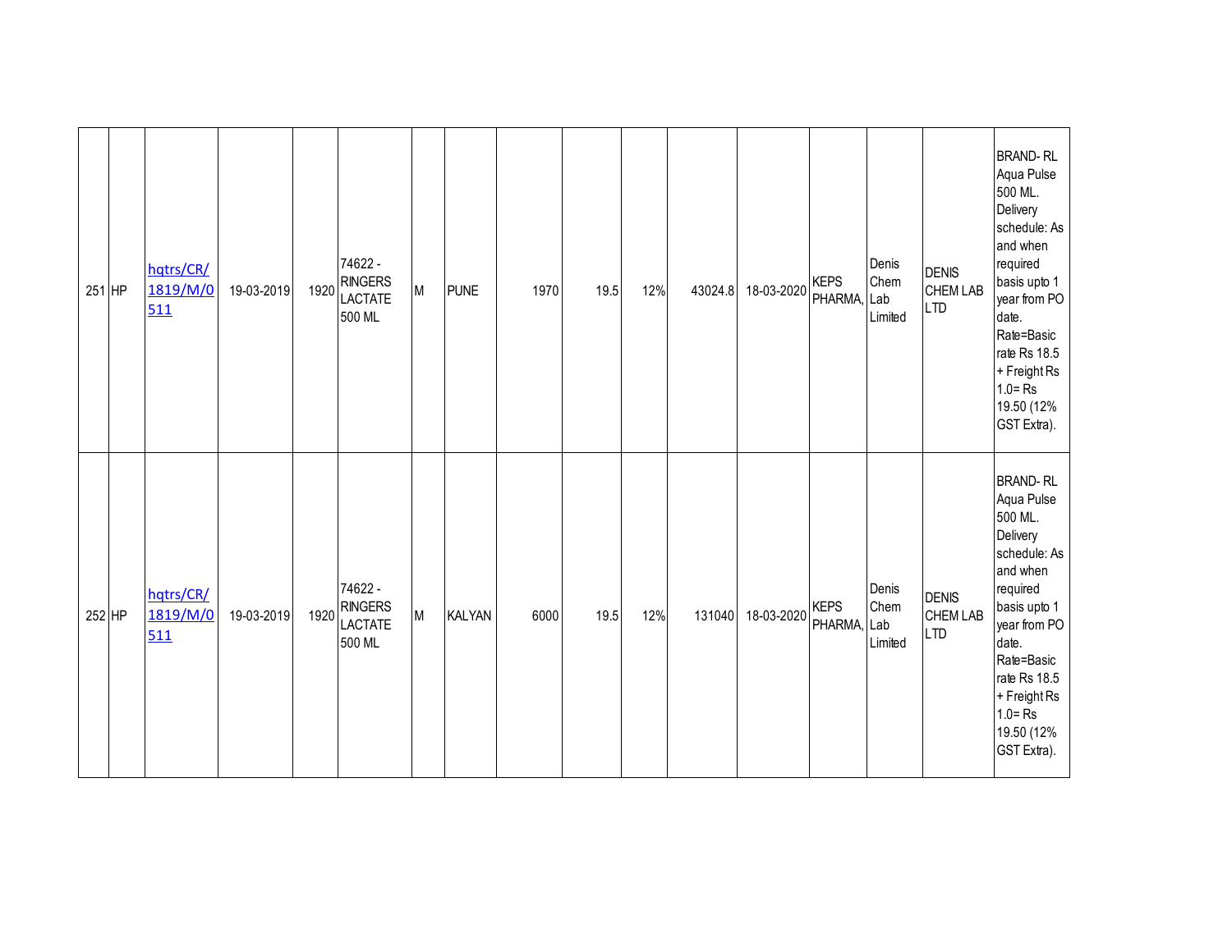| | | | | | | | | | | | | | | | | |
|---|---|---|---|---|---|---|---|---|---|---|---|---|---|---|---|---|
| 251 | HP | hqtrs/CR/1819/M/0511 | 19-03-2019 | 1920 | 74622 - RINGERS LACTATE 500 ML | M | PUNE | 1970 | 19.5 | 12% | 43024.8 | 18-03-2020 | KEPS PHARMA, | Denis Chem Lab Limited | DENIS CHEM LAB LTD | BRAND- RL Aqua Pulse 500 ML. Delivery schedule: As and when required basis upto 1 year from PO date. Rate=Basic rate Rs 18.5 + Freight Rs 1.0= Rs 19.50 (12% GST Extra). |
| 252 | HP | hqtrs/CR/1819/M/0511 | 19-03-2019 | 1920 | 74622 - RINGERS LACTATE 500 ML | M | KALYAN | 6000 | 19.5 | 12% | 131040 | 18-03-2020 | KEPS PHARMA, | Denis Chem Lab Limited | DENIS CHEM LAB LTD | BRAND- RL Aqua Pulse 500 ML. Delivery schedule: As and when required basis upto 1 year from PO date. Rate=Basic rate Rs 18.5 + Freight Rs 1.0= Rs 19.50 (12% GST Extra). |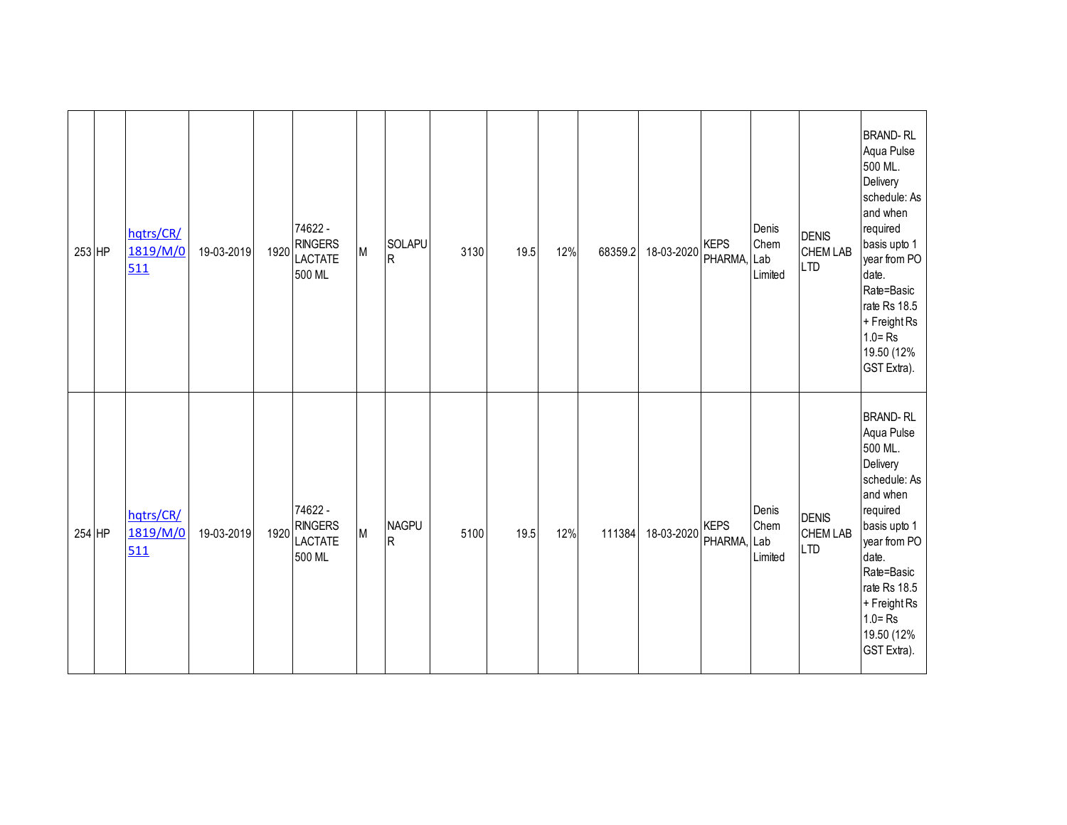| | | | | | | | | | | | | | | | | |
|---|---|---|---|---|---|---|---|---|---|---|---|---|---|---|---|---|
| 253 | HP | hqtrs/CR/1819/M/0511 | 19-03-2019 | 1920 | 74622 - RINGERS LACTATE 500 ML | M | SOLAPUR | 3130 | 19.5 | 12% | 68359.2 | 18-03-2020 | KEPS PHARMA, | Denis Chem Lab Limited | DENIS CHEM LAB LTD | BRAND- RL Aqua Pulse 500 ML. Delivery schedule: As and when required basis upto 1 year from PO date. Rate=Basic rate Rs 18.5 + Freight Rs 1.0= Rs 19.50 (12% GST Extra). |
| 254 | HP | hqtrs/CR/1819/M/0511 | 19-03-2019 | 1920 | 74622 - RINGERS LACTATE 500 ML | M | NAGPUR | 5100 | 19.5 | 12% | 111384 | 18-03-2020 | KEPS PHARMA, | Denis Chem Lab Limited | DENIS CHEM LAB LTD | BRAND- RL Aqua Pulse 500 ML. Delivery schedule: As and when required basis upto 1 year from PO date. Rate=Basic rate Rs 18.5 + Freight Rs 1.0= Rs 19.50 (12% GST Extra). |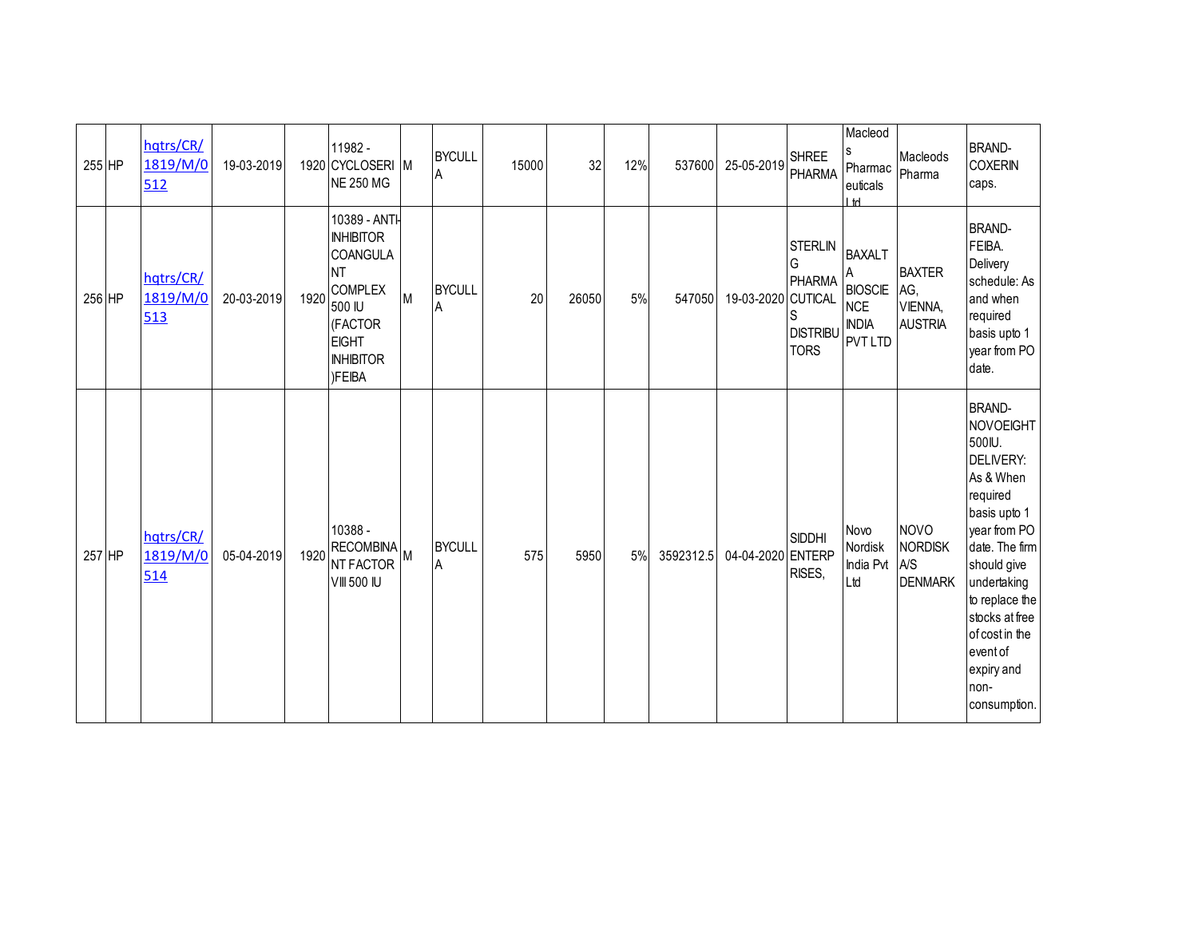| | | | | | | | | | | | | | | | | |
|---|---|---|---|---|---|---|---|---|---|---|---|---|---|---|---|---|
| 255 | HP | hqtrs/CR/1819/M/0512 | 19-03-2019 | 1920 | 11982 - CYCLOSERINE 250 MG | M | BYCULLA | 15000 | 32 | 12% | 537600 | 25-05-2019 | SHREE PHARMA | Macleods Pharmaceuticals Ltd | Macleods Pharma | BRAND- COXERIN caps. |
| 256 | HP | hqtrs/CR/1819/M/0513 | 20-03-2019 | 1920 | 10389 - ANTI-INHIBITOR COANGULANT COMPLEX 500 IU (FACTOR EIGHT INHIBITOR )FEIBA | M | BYCULLA | 20 | 26050 | 5% | 547050 | 19-03-2020 | STERLING PHARMACUTICALS DISTRIBUTORS | BAXALTA BIOSCIENCE INDIA PVT LTD | BAXTER AG, VIENNA, AUSTRIA | BRAND- FEIBA. Delivery schedule: As and when required basis upto 1 year from PO date. |
| 257 | HP | hqtrs/CR/1819/M/0514 | 05-04-2019 | 1920 | 10388 - RECOMBINANT FACTOR VIII 500 IU | M | BYCULLA | 575 | 5950 | 5% | 3592312.5 | 04-04-2020 | SIDDHI ENTERPRISES, | Novo Nordisk India Pvt Ltd | NOVO NORDISK A/S DENMARK | BRAND- NOVOEIGHT 500IU. DELIVERY: As & When required basis upto 1 year from PO date. The firm should give undertaking to replace the stocks at free of cost in the event of expiry and non-consumption. |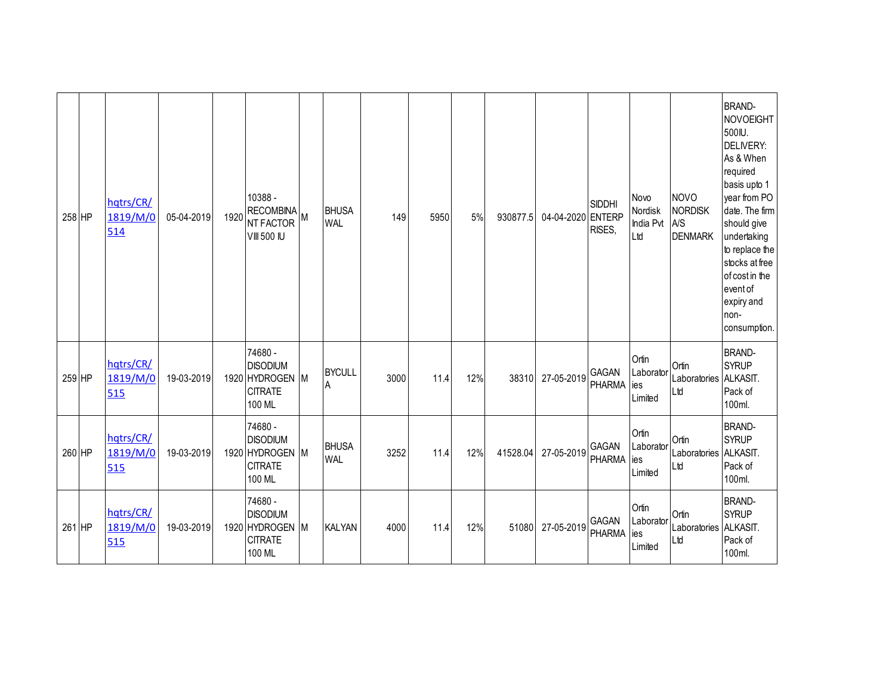| 258 | HP | hqtrs/CR/1819/M/0514 | 05-04-2019 | 1920 | 10388 - RECOMBINANT FACTOR VIII 500 IU | M | BHUSAWAL | 149 | 5950 | 5% | 930877.5 | 04-04-2020 | SIDDHI ENTERPRISES, | Novo Nordisk India Pvt Ltd | NOVO NORDISK A/S DENMARK | BRAND- NOVOEIGHT 500IU. DELIVERY: As & When required basis upto 1 year from PO date. The firm should give undertaking to replace the stocks at free of cost in the event of expiry and non-consumption. |
|---|---|---|---|---|---|---|---|---|---|---|---|---|---|---|---|---|
| 259 | HP | hqtrs/CR/1819/M/0515 | 19-03-2019 | 1920 | 74680 - DISODIUM HYDROGEN CITRATE 100 ML | M | BYCULLA | 3000 | 11.4 | 12% | 38310 | 27-05-2019 | GAGAN PHARMA | Ortin Laboratories Limited | Ortin Laboratories Ltd | BRAND- SYRUP ALKASIT. Pack of 100ml. |
| 260 | HP | hqtrs/CR/1819/M/0515 | 19-03-2019 | 1920 | 74680 - DISODIUM HYDROGEN CITRATE 100 ML | M | BHUSAWAL | 3252 | 11.4 | 12% | 41528.04 | 27-05-2019 | GAGAN PHARMA | Ortin Laboratories Limited | Ortin Laboratories Ltd | BRAND- SYRUP ALKASIT. Pack of 100ml. |
| 261 | HP | hqtrs/CR/1819/M/0515 | 19-03-2019 | 1920 | 74680 - DISODIUM HYDROGEN CITRATE 100 ML | M | KALYAN | 4000 | 11.4 | 12% | 51080 | 27-05-2019 | GAGAN PHARMA | Ortin Laboratories Limited | Ortin Laboratories Ltd | BRAND- SYRUP ALKASIT. Pack of 100ml. |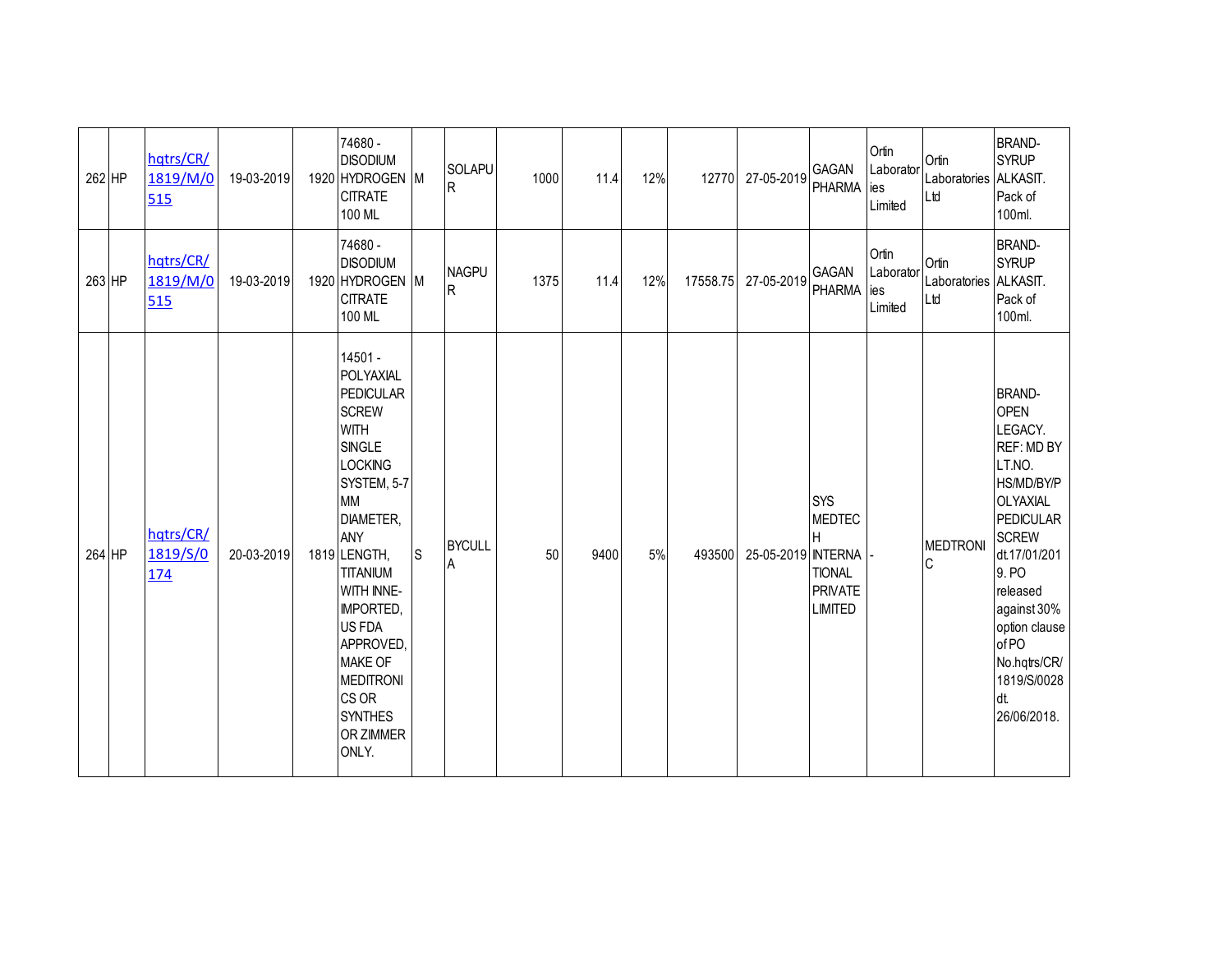| 262 | HP | hqtrs/CR/1819/M/0515 | 19-03-2019 | 1920 | 74680 - DISODIUM HYDROGEN CITRATE 100 ML | M | SOLAPUR | 1000 | 11.4 | 12% | 12770 | 27-05-2019 | GAGAN PHARMA | Ortin Laboratories Limited | Ortin Laboratories Ltd | BRAND-SYRUP ALKASIT. Pack of 100ml. |
|---|---|---|---|---|---|---|---|---|---|---|---|---|---|---|---|---|
| 263 | HP | hqtrs/CR/1819/M/0515 | 19-03-2019 | 1920 | 74680 - DISODIUM HYDROGEN CITRATE 100 ML | M | NAGPUR | 1375 | 11.4 | 12% | 17558.75 | 27-05-2019 | GAGAN PHARMA | Ortin Laboratories Limited | Ortin Laboratories Ltd | BRAND-SYRUP ALKASIT. Pack of 100ml. |
| 264 | HP | hqtrs/CR/1819/S/0174 | 20-03-2019 | 1819 | 14501 - POLYAXIAL PEDICULAR SCREW WITH SINGLE LOCKING SYSTEM, 5-7 MM DIAMETER, ANY LENGTH, TITANIUM WITH INNE-IMPORTED, US FDA APPROVED, MAKE OF MEDITRONICS OR SYNTHES OR ZIMMER ONLY. | S | BYCULLA | 50 | 9400 | 5% | 493500 | 25-05-2019 | SYS MEDTECH INTERNATIONAL PRIVATE LIMITED | - | MEDTRONIC | BRAND-OPEN LEGACY. REF: MD BY LT.NO. HS/MD/BY/POLYAXIAL PEDICULAR SCREW dt.17/01/2019. PO released against 30% option clause of PO No.hqtrs/CR/1819/S/0028 dt. 26/06/2018. |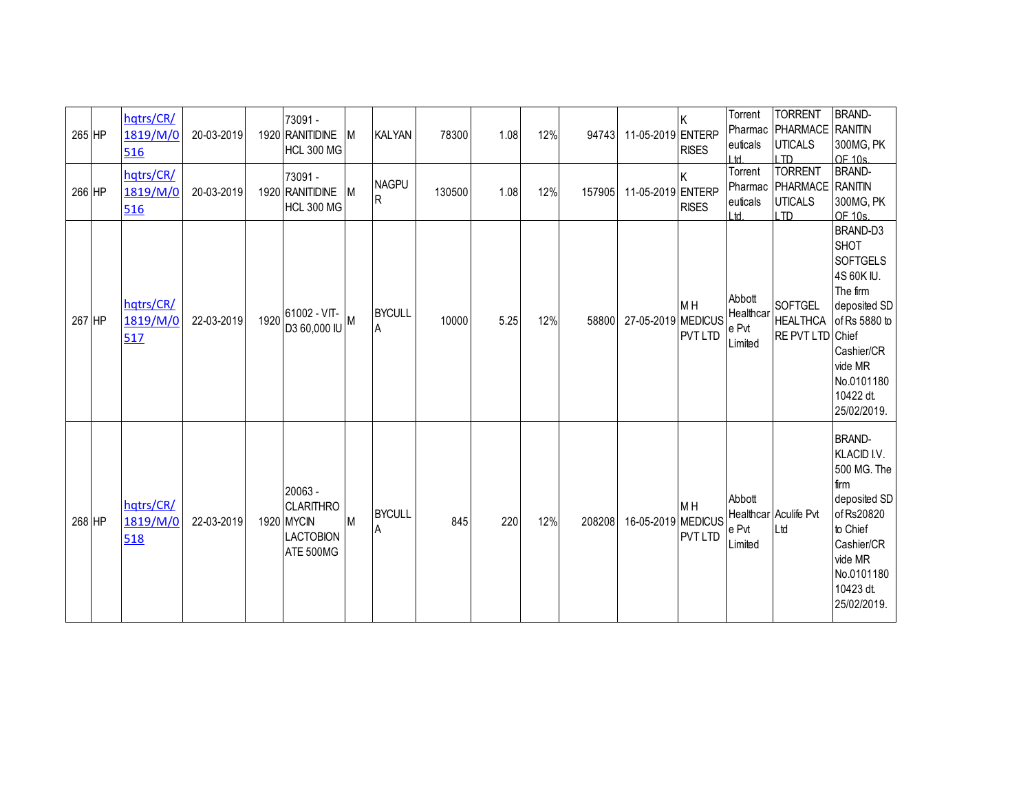| 265 | HP | hqtrs/CR/1819/M/0516 | 20-03-2019 | 1920 | 73091 - RANITIDINE HCL 300 MG | M | KALYAN | 78300 | 1.08 | 12% | 94743 | 11-05-2019 | K ENTERPRISES | Torrent Pharmaceuticals Ltd. | TORRENT PHARMACEUTICALS LTD | BRAND-RANITIN 300MG, PK OF 10s. |
|---|---|---|---|---|---|---|---|---|---|---|---|---|---|---|---|---|
| 266 | HP | hqtrs/CR/1819/M/0516 | 20-03-2019 | 1920 | 73091 - RANITIDINE HCL 300 MG | M | NAGPUR | 130500 | 1.08 | 12% | 157905 | 11-05-2019 | K ENTERPRISES | Torrent Pharmaceuticals Ltd. | TORRENT PHARMACEUTICALS LTD | BRAND-RANITIN 300MG, PK OF 10s. |
| 267 | HP | hqtrs/CR/1819/M/0517 | 22-03-2019 | 1920 | 61002 - VIT-D3 60,000 IU | M | BYCULLA | 10000 | 5.25 | 12% | 58800 | 27-05-2019 | M H MEDICUS PVT LTD | Abbott Healthcare Pvt Limited | SOFTGEL HEALTHCARE PVT LTD | BRAND-D3 SHOT SOFTGELS 4S 60K IU. The firm deposited SD of Rs 5880 to Chief Cashier/CR vide MR No.010118010422 dt. 25/02/2019. |
| 268 | HP | hqtrs/CR/1819/M/0518 | 22-03-2019 | 1920 | 20063 - CLARITHROMYCIN LACTOBIONATE 500MG | M | BYCULLA | 845 | 220 | 12% | 208208 | 16-05-2019 | M H MEDICUS PVT LTD | Abbott Healthcare Pvt Limited | Aculife Pvt Ltd | BRAND-KLACID I.V. 500 MG. The firm deposited SD of Rs20820 to Chief Cashier/CR vide MR No.010118010423 dt. 25/02/2019. |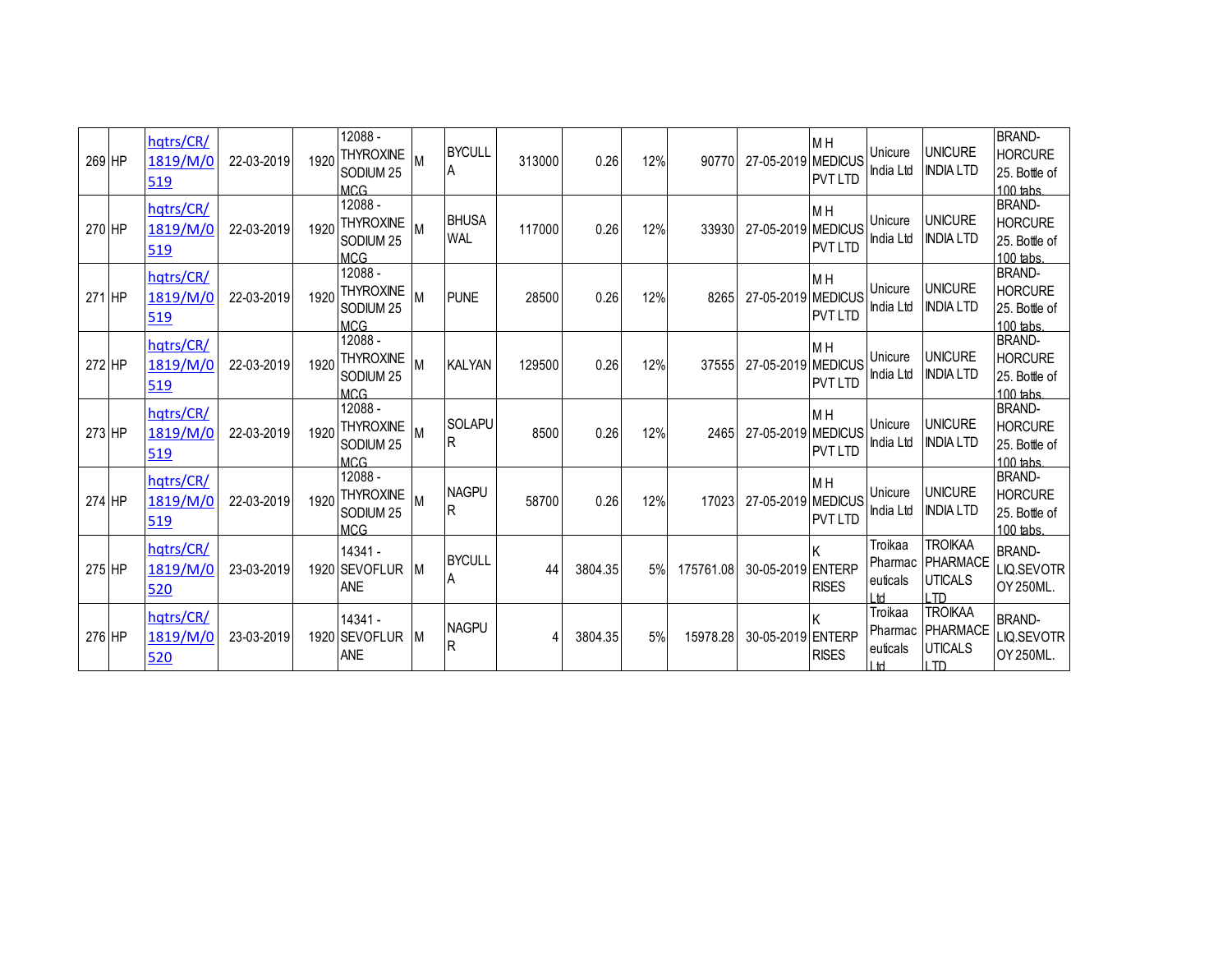| 269 | HP | hqtrs/CR/1819/M/0519 | 22-03-2019 | 1920 | 12088 - THYROXINE SODIUM 25 MCG | M | BYCULLA | 313000 | 0.26 | 12% | 90770 | 27-05-2019 | M H MEDICUS PVT LTD | Unicure India Ltd | UNICURE INDIA LTD | BRAND- HORCURE 25. Bottle of 100 tabs. |
|---|---|---|---|---|---|---|---|---|---|---|---|---|---|---|---|---|
| 270 | HP | hqtrs/CR/1819/M/0519 | 22-03-2019 | 1920 | 12088 - THYROXINE SODIUM 25 MCG | M | BHUSAWAL | 117000 | 0.26 | 12% | 33930 | 27-05-2019 | M H MEDICUS PVT LTD | Unicure India Ltd | UNICURE INDIA LTD | BRAND- HORCURE 25. Bottle of 100 tabs. |
| 271 | HP | hqtrs/CR/1819/M/0519 | 22-03-2019 | 1920 | 12088 - THYROXINE SODIUM 25 MCG | M | PUNE | 28500 | 0.26 | 12% | 8265 | 27-05-2019 | M H MEDICUS PVT LTD | Unicure India Ltd | UNICURE INDIA LTD | BRAND- HORCURE 25. Bottle of 100 tabs. |
| 272 | HP | hqtrs/CR/1819/M/0519 | 22-03-2019 | 1920 | 12088 - THYROXINE SODIUM 25 MCG | M | KALYAN | 129500 | 0.26 | 12% | 37555 | 27-05-2019 | M H MEDICUS PVT LTD | Unicure India Ltd | UNICURE INDIA LTD | BRAND- HORCURE 25. Bottle of 100 tabs. |
| 273 | HP | hqtrs/CR/1819/M/0519 | 22-03-2019 | 1920 | 12088 - THYROXINE SODIUM 25 MCG | M | SOLAPUR | 8500 | 0.26 | 12% | 2465 | 27-05-2019 | M H MEDICUS PVT LTD | Unicure India Ltd | UNICURE INDIA LTD | BRAND- HORCURE 25. Bottle of 100 tabs. |
| 274 | HP | hqtrs/CR/1819/M/0519 | 22-03-2019 | 1920 | 12088 - THYROXINE SODIUM 25 MCG | M | NAGPUR | 58700 | 0.26 | 12% | 17023 | 27-05-2019 | M H MEDICUS PVT LTD | Unicure India Ltd | UNICURE INDIA LTD | BRAND- HORCURE 25. Bottle of 100 tabs. |
| 275 | HP | hqtrs/CR/1819/M/0520 | 23-03-2019 | 1920 | 14341 - SEVOFLURANE | M | BYCULLA | 44 | 3804.35 | 5% | 175761.08 | 30-05-2019 | K ENTERPRISES | Troikaa Pharmaceuticals Ltd | TROIKAA PHARMACEUTICALS LTD | BRAND- LIQ.SEVOTROY 250ML. |
| 276 | HP | hqtrs/CR/1819/M/0520 | 23-03-2019 | 1920 | 14341 - SEVOFLURANE | M | NAGPUR | 4 | 3804.35 | 5% | 15978.28 | 30-05-2019 | K ENTERPRISES | Troikaa Pharmaceuticals Ltd | TROIKAA PHARMACEUTICALS LTD | BRAND- LIQ.SEVOTROY 250ML. |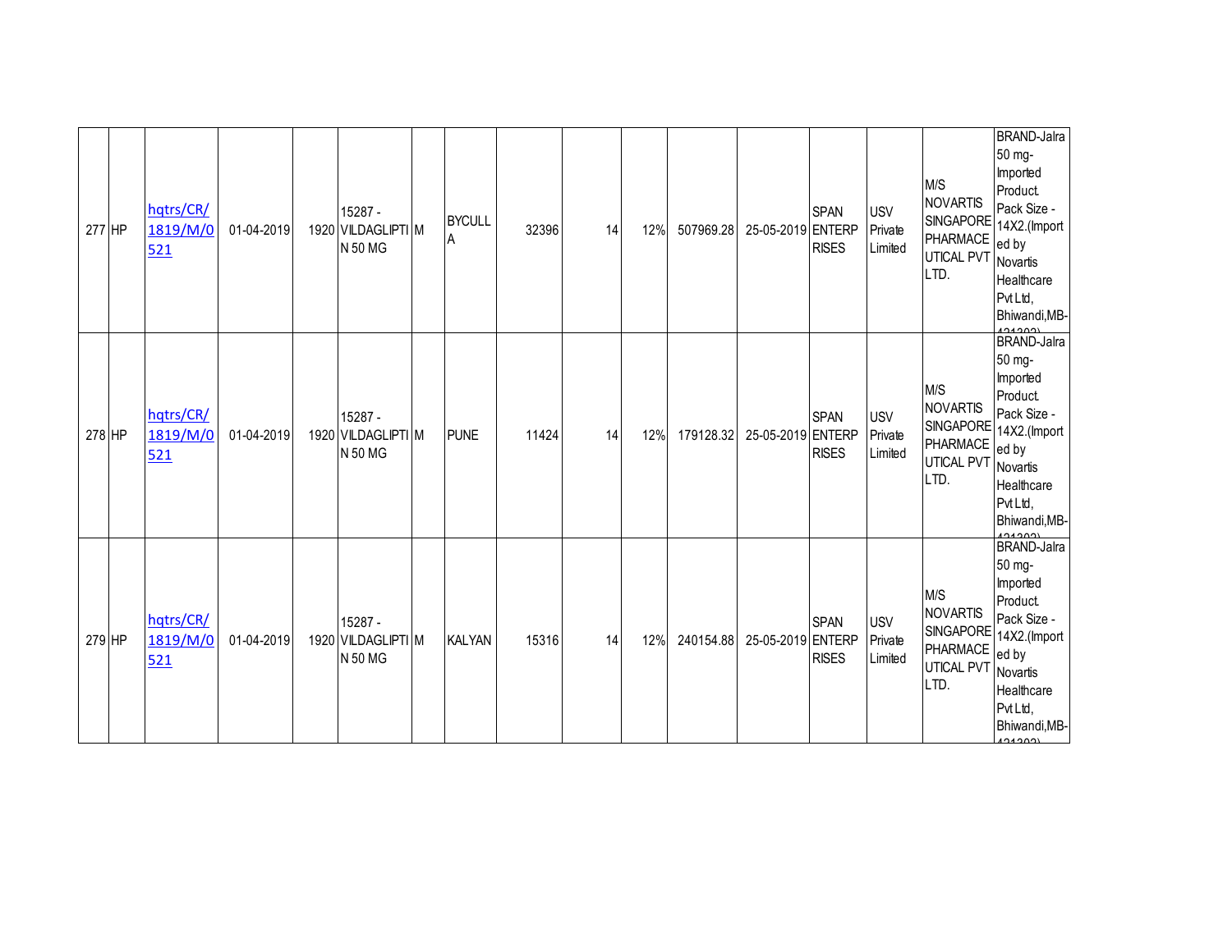| 277 | HP | hqtrs/CR/1819/M/0521 | 01-04-2019 | 1920 | 15287 - VILDAGLIPTIN 50 MG | M | BYCULLA | 32396 | 14 | 12% | 507969.28 | 25-05-2019 | SPAN ENTERPRISES | USV Private Limited | M/S NOVARTIS SINGAPORE PHARMACEUTICAL PVT LTD. | BRAND-Jalra 50 mg-Imported Product. Pack Size - 14X2.(Imported by Novartis Healthcare Pvt Ltd, Bhiwandi,MB-421302) |
|---|---|---|---|---|---|---|---|---|---|---|---|---|---|---|---|---|
| 278 | HP | hqtrs/CR/1819/M/0521 | 01-04-2019 | 1920 | 15287 - VILDAGLIPTIN 50 MG | M | PUNE | 11424 | 14 | 12% | 179128.32 | 25-05-2019 | SPAN ENTERPRISES | USV Private Limited | M/S NOVARTIS SINGAPORE PHARMACEUTICAL PVT LTD. | BRAND-Jalra 50 mg-Imported Product. Pack Size - 14X2.(Imported by Novartis Healthcare Pvt Ltd, Bhiwandi,MB-421302) |
| 279 | HP | hqtrs/CR/1819/M/0521 | 01-04-2019 | 1920 | 15287 - VILDAGLIPTIN 50 MG | M | KALYAN | 15316 | 14 | 12% | 240154.88 | 25-05-2019 | SPAN ENTERPRISES | USV Private Limited | M/S NOVARTIS SINGAPORE PHARMACEUTICAL PVT LTD. | BRAND-Jalra 50 mg-Imported Product. Pack Size - 14X2.(Imported by Novartis Healthcare Pvt Ltd, Bhiwandi,MB-421302) |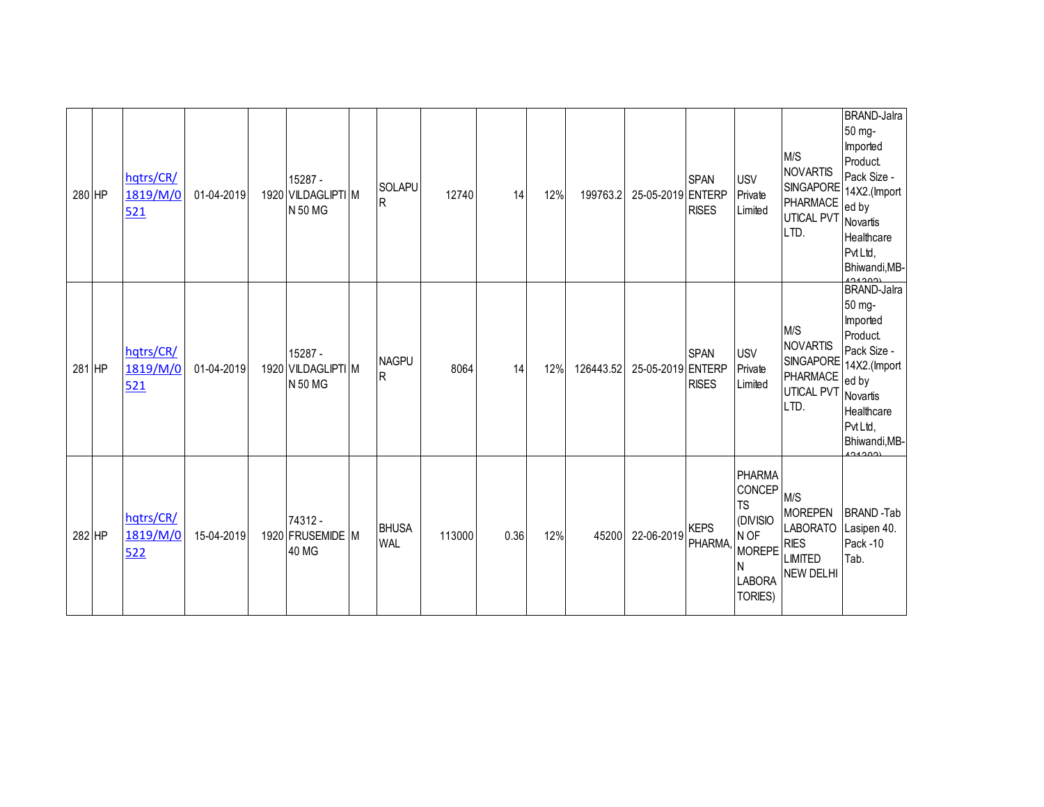| | | | | | | | | | | | | | | | | | |
|---|---|---|---|---|---|---|---|---|---|---|---|---|---|---|---|---|---|
| 280 | HP | hqtrs/CR/1819/M/0521 | 01-04-2019 | 1920 | 15287 - VILDAGLIPTIN 50 MG | M | SOLAPUR | 12740 | 14 | 12% | 199763.2 | 25-05-2019 | SPAN ENTERPRISES | USV Private Limited | M/S NOVARTIS SINGAPORE PHARMACEUTICAL PVT LTD. | BRAND-Jalra 50 mg- Imported Product. Pack Size - 14X2.(Imported by Novartis Healthcare Pvt Ltd, Bhiwandi,MB-421302) |
| 281 | HP | hqtrs/CR/1819/M/0521 | 01-04-2019 | 1920 | 15287 - VILDAGLIPTIN 50 MG | M | NAGPUR | 8064 | 14 | 12% | 126443.52 | 25-05-2019 | SPAN ENTERPRISES | USV Private Limited | M/S NOVARTIS SINGAPORE PHARMACEUTICAL PVT LTD. | BRAND-Jalra 50 mg- Imported Product. Pack Size - 14X2.(Imported by Novartis Healthcare Pvt Ltd, Bhiwandi,MB-421302) |
| 282 | HP | hqtrs/CR/1819/M/0522 | 15-04-2019 | 1920 | 74312 - FRUSEMIDE 40 MG | M | BHUSAWAL | 113000 | 0.36 | 12% | 45200 | 22-06-2019 | KEPS PHARMA, | PHARMA CONCEPTS (DIVISION OF MOREPEN LABORATORIES) | M/S MOREPEN LABORATORIES LIMITED NEW DELHI | BRAND -Tab Lasipen 40. Pack -10 Tab. |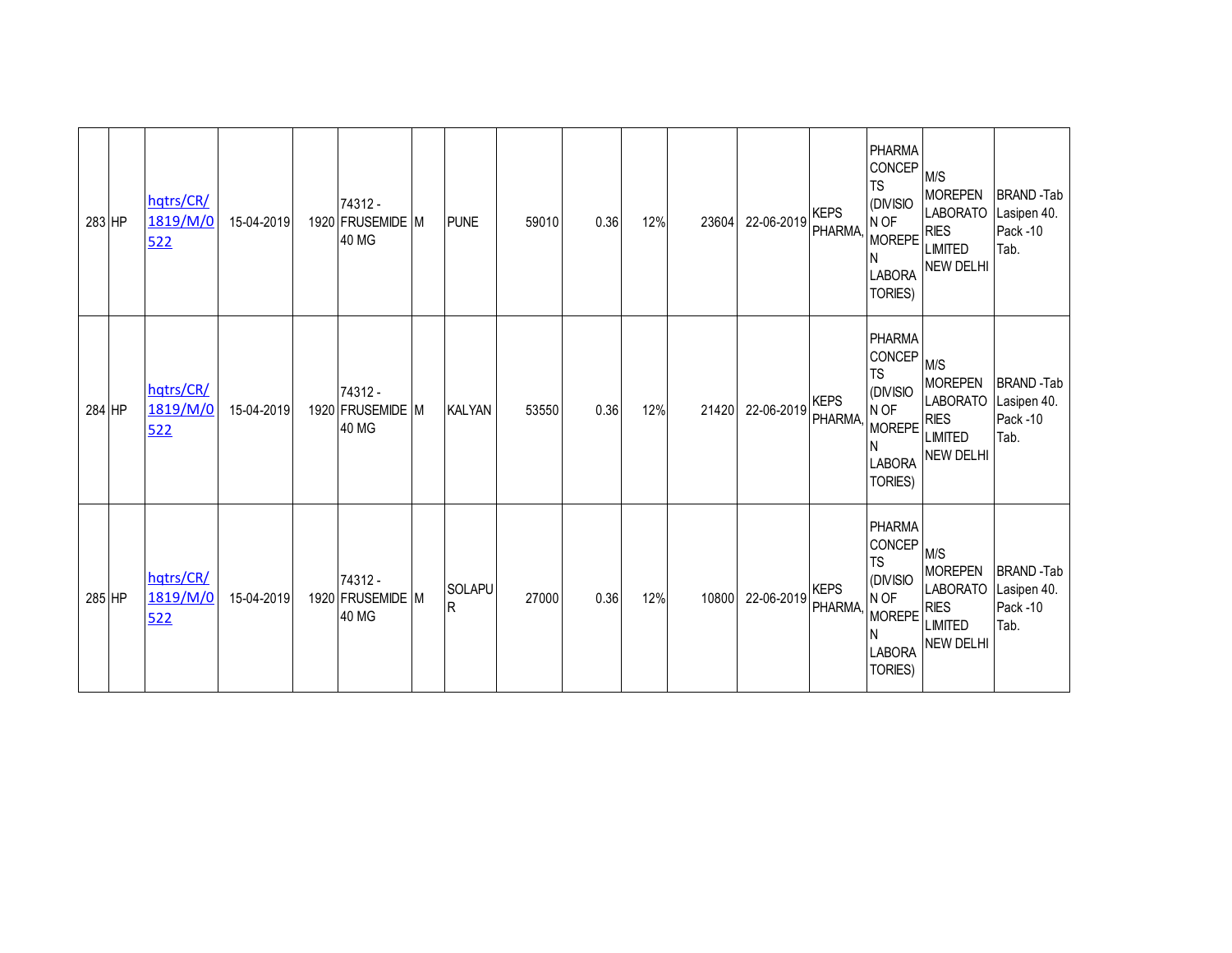| 283 | HP | hqtrs/CR/1819/M/0522 | 15-04-2019 | 1920 | 74312 - FRUSEMIDE 40 MG | M | PUNE | 59010 | 0.36 | 12% | 23604 | 22-06-2019 | KEPS PHARMA, | PHARMA CONCEPTS (DIVISION OF MOREPEN LABORATORIES) | M/S MOREPEN LABORATORIES LIMITED NEW DELHI | BRAND -Tab Lasipen 40. Pack -10 Tab. |
|---|---|---|---|---|---|---|---|---|---|---|---|---|---|---|---|---|
| 284 | HP | hqtrs/CR/1819/M/0522 | 15-04-2019 | 1920 | 74312 - FRUSEMIDE 40 MG | M | KALYAN | 53550 | 0.36 | 12% | 21420 | 22-06-2019 | KEPS PHARMA, | PHARMA CONCEPTS (DIVISION OF MOREPEN LABORATORIES) | M/S MOREPEN LABORATORIES LIMITED NEW DELHI | BRAND -Tab Lasipen 40. Pack -10 Tab. |
| 285 | HP | hqtrs/CR/1819/M/0522 | 15-04-2019 | 1920 | 74312 - FRUSEMIDE 40 MG | M | SOLAPUR | 27000 | 0.36 | 12% | 10800 | 22-06-2019 | KEPS PHARMA, | PHARMA CONCEPTS (DIVISION OF MOREPEN LABORATORIES) | M/S MOREPEN LABORATORIES LIMITED NEW DELHI | BRAND -Tab Lasipen 40. Pack -10 Tab. |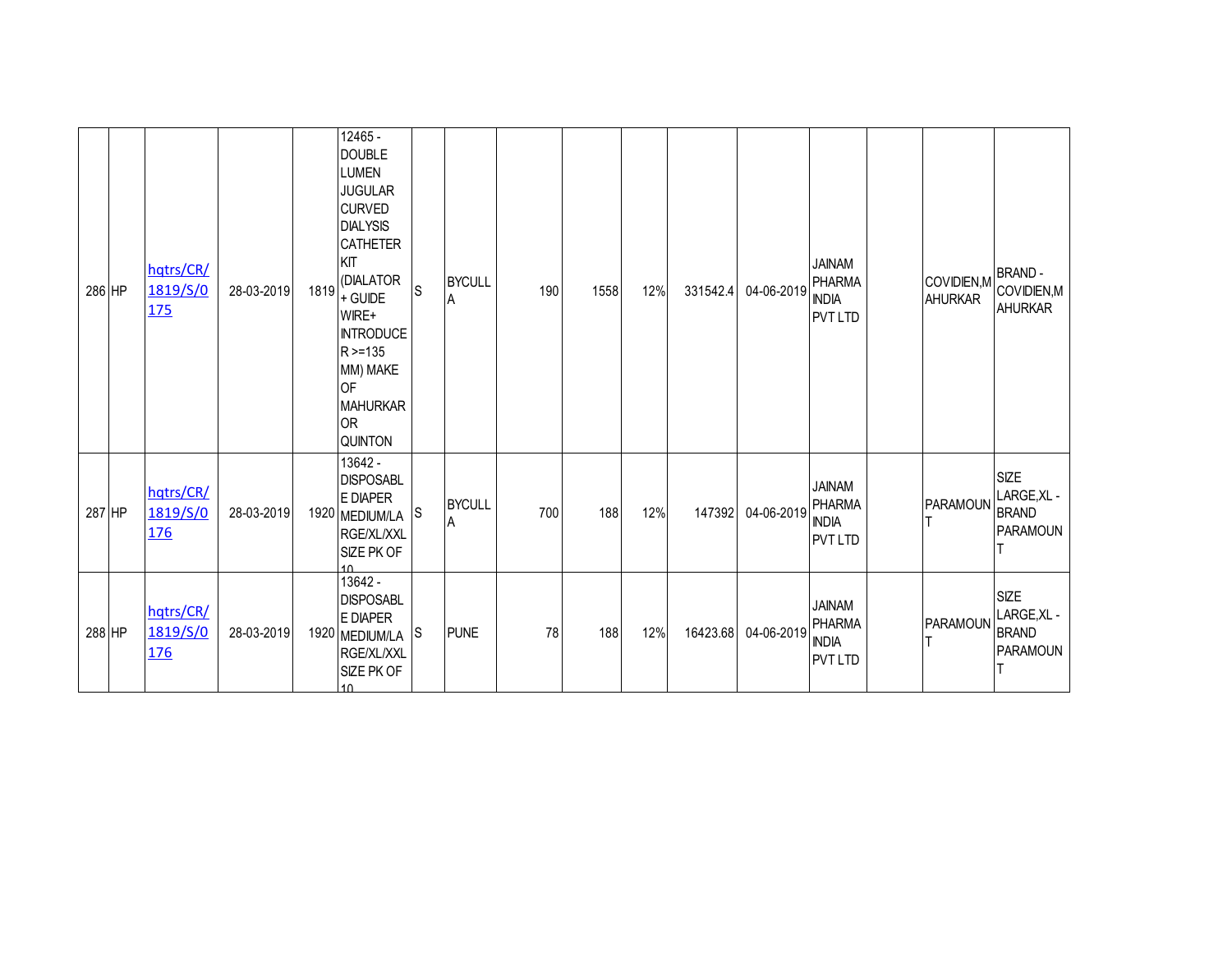| 286 | HP | hqtrs/CR/1819/S/0175 | 28-03-2019 | 1819 | 12465 - DOUBLE LUMEN JUGULAR CURVED DIALYSIS CATHETER KIT (DIALATOR + GUIDE WIRE+ INTRODUCER >=135 MM) MAKE OF MAHURKAR OR QUINTON | S | BYCULLA | 190 | 1558 | 12% | 331542.4 | 04-06-2019 | JAINAM PHARMA INDIA PVT LTD | | COVIDIEN,MAHURKAR | BRAND - COVIDIEN,MAHURKAR |
|---|---|---|---|---|---|---|---|---|---|---|---|---|---|---|---|---|
| 287 | HP | hqtrs/CR/1819/S/0176 | 28-03-2019 | 1920 | 13642 - DISPOSABLE DIAPER MEDIUM/LARGE/XL/XXL SIZE PK OF 10 | S | BYCULLA | 700 | 188 | 12% | 147392 | 04-06-2019 | JAINAM PHARMA INDIA PVT LTD | | PARAMOUNT | SIZE LARGE,XL - BRAND PARAMOUNT |
| 288 | HP | hqtrs/CR/1819/S/0176 | 28-03-2019 | 1920 | 13642 - DISPOSABLE DIAPER MEDIUM/LARGE/XL/XXL SIZE PK OF 10 | S | PUNE | 78 | 188 | 12% | 16423.68 | 04-06-2019 | JAINAM PHARMA INDIA PVT LTD | | PARAMOUNT | SIZE LARGE,XL - BRAND PARAMOUNT |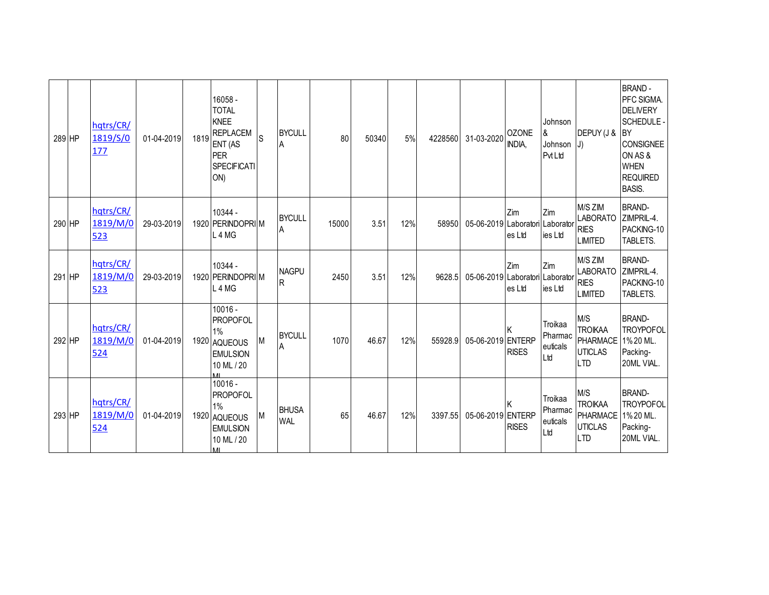| | | | | | | | | | | | | | | | | |
|---|---|---|---|---|---|---|---|---|---|---|---|---|---|---|---|---|
| 289 | HP | hqtrs/CR/1819/S/0177 | 01-04-2019 | 1819 | 16058 - TOTAL KNEE REPLACEMENT (AS PER SPECIFICATION) | S | BYCULLA | 80 | 50340 | 5% | 4228560 | 31-03-2020 | OZONE INDIA, | Johnson & Johnson Pvt Ltd | DEPUY (J & J) | BRAND - PFC SIGMA. DELIVERY SCHEDULE - BY CONSIGNEE ON AS & WHEN REQUIRED BASIS. |
| 290 | HP | hqtrs/CR/1819/M/0523 | 29-03-2019 | 1920 | 10344 - PERINDOPRIL 4 MG | M | BYCULLA | 15000 | 3.51 | 12% | 58950 | 05-06-2019 | Zim Laboratories Ltd | Zim Laboratories Ltd | M/S ZIM LABORATORIES LIMITED | BRAND- ZIMPRIL-4. PACKING-10 TABLETS. |
| 291 | HP | hqtrs/CR/1819/M/0523 | 29-03-2019 | 1920 | 10344 - PERINDOPRIL 4 MG | M | NAGPUR | 2450 | 3.51 | 12% | 9628.5 | 05-06-2019 | Zim Laboratories Ltd | Zim Laboratories Ltd | M/S ZIM LABORATORIES LIMITED | BRAND- ZIMPRIL-4. PACKING-10 TABLETS. |
| 292 | HP | hqtrs/CR/1819/M/0524 | 01-04-2019 | 1920 | 10016 - PROPOFOL 1% AQUEOUS EMULSION 10 ML / 20 ML | M | BYCULLA | 1070 | 46.67 | 12% | 55928.9 | 05-06-2019 | K ENTERPRISES | Troikaa Pharmaceuticals Ltd | M/S TROIKAA PHARMACEUTICLAS LTD | BRAND- TROYPOFOL 1% 20 ML. Packing- 20ML VIAL. |
| 293 | HP | hqtrs/CR/1819/M/0524 | 01-04-2019 | 1920 | 10016 - PROPOFOL 1% AQUEOUS EMULSION 10 ML / 20 ML | M | BHUSAWAL | 65 | 46.67 | 12% | 3397.55 | 05-06-2019 | K ENTERPRISES | Troikaa Pharmaceuticals Ltd | M/S TROIKAA PHARMACEUTICLAS LTD | BRAND- TROYPOFOL 1% 20 ML. Packing- 20ML VIAL. |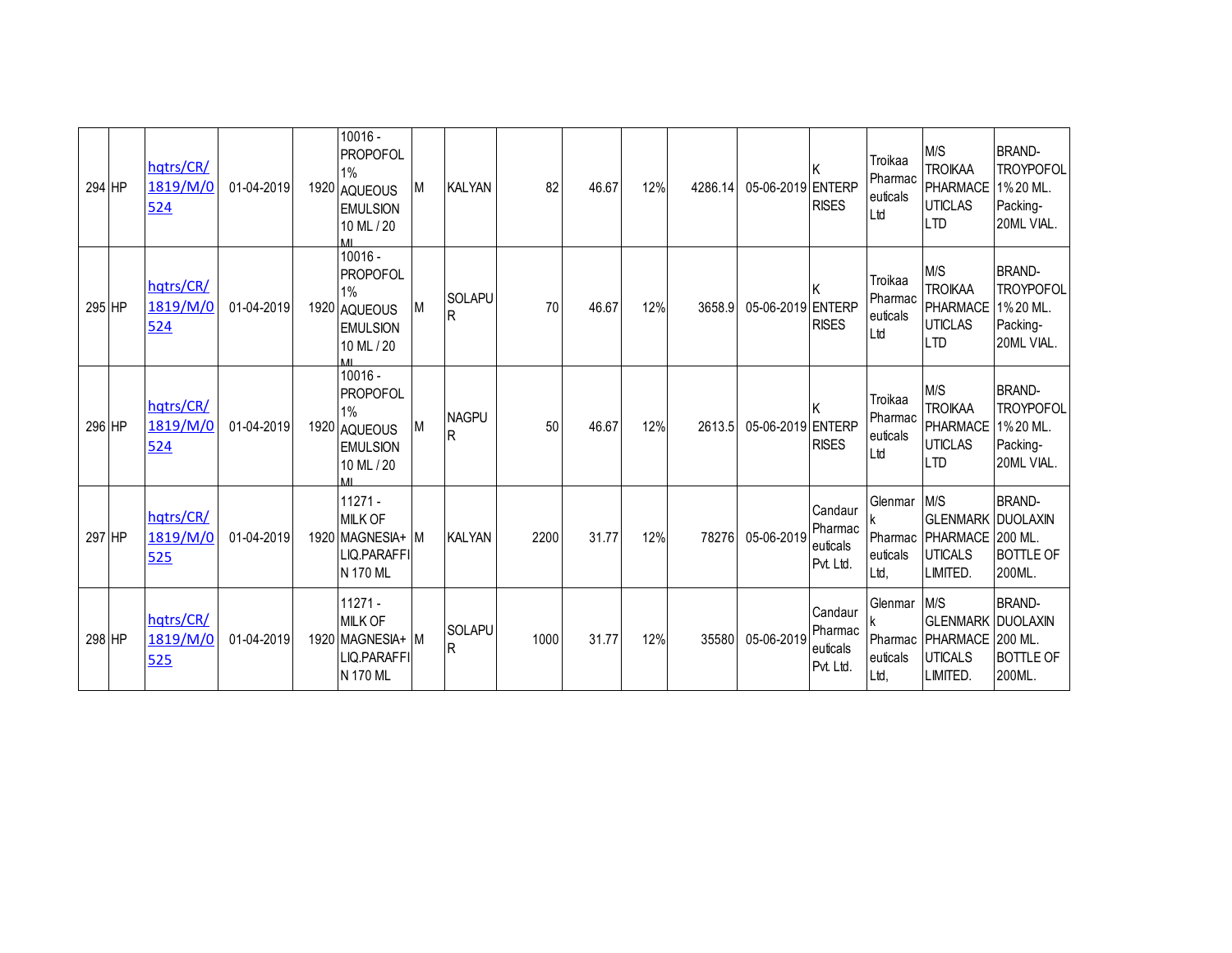| | | | | | | | | | | | | | | | |
|---|---|---|---|---|---|---|---|---|---|---|---|---|---|---|---|
| 294 | HP | hqtrs/CR/1819/M/0524 | 01-04-2019 | 1920 | 10016 - PROPOFOL 1% AQUEOUS EMULSION 10 ML / 20 ML | M | KALYAN | 82 | 46.67 | 12% | 4286.14 | 05-06-2019 | K ENTERPRISES | Troikaa Pharmaceuticals Ltd | M/S TROIKAA PHARMACEUTICLAS LTD | BRAND-TROYPOFOL 1% 20 ML. Packing-20ML VIAL. |
| 295 | HP | hqtrs/CR/1819/M/0524 | 01-04-2019 | 1920 | 10016 - PROPOFOL 1% AQUEOUS EMULSION 10 ML / 20 ML | M | SOLAPUR | 70 | 46.67 | 12% | 3658.9 | 05-06-2019 | K ENTERPRISES | Troikaa Pharmaceuticals Ltd | M/S TROIKAA PHARMACEUTICLAS LTD | BRAND-TROYPOFOL 1% 20 ML. Packing-20ML VIAL. |
| 296 | HP | hqtrs/CR/1819/M/0524 | 01-04-2019 | 1920 | 10016 - PROPOFOL 1% AQUEOUS EMULSION 10 ML / 20 ML | M | NAGPUR | 50 | 46.67 | 12% | 2613.5 | 05-06-2019 | K ENTERPRISES | Troikaa Pharmaceuticals Ltd | M/S TROIKAA PHARMACEUTICLAS LTD | BRAND-TROYPOFOL 1% 20 ML. Packing-20ML VIAL. |
| 297 | HP | hqtrs/CR/1819/M/0525 | 01-04-2019 | 1920 | 11271 - MILK OF MAGNESIA+ LIQ.PARAFFIN 170 ML | M | KALYAN | 2200 | 31.77 | 12% | 78276 | 05-06-2019 | Candaur Pharmaceuticals Pvt. Ltd. | Glenmark Pharmaceuticals Ltd, | M/S GLENMARK PHARMACEUTICALS LIMITED. | BRAND-DUOLAXIN 200 ML. BOTTLE OF 200ML. |
| 298 | HP | hqtrs/CR/1819/M/0525 | 01-04-2019 | 1920 | 11271 - MILK OF MAGNESIA+ LIQ.PARAFFIN 170 ML | M | SOLAPUR | 1000 | 31.77 | 12% | 35580 | 05-06-2019 | Candaur Pharmaceuticals Pvt. Ltd. | Glenmark Pharmaceuticals Ltd, | M/S GLENMARK PHARMACEUTICALS LIMITED. | BRAND-DUOLAXIN 200 ML. BOTTLE OF 200ML. |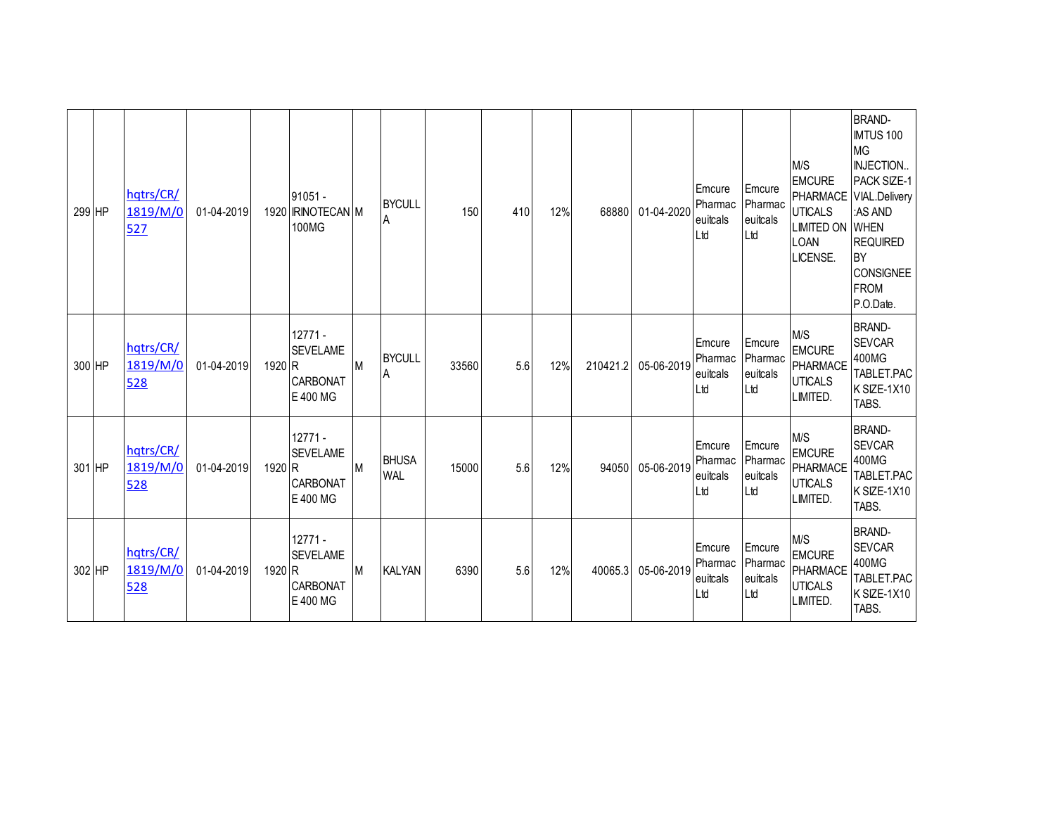| 299 | HP | hqtrs/CR/1819/M/0527 | 01-04-2019 | 1920 | 91051 - IRINOTECAN 100MG | M | BYCULLA | 150 | 410 | 12% | 68880 | 01-04-2020 | Emcure Pharmaceuitcals Ltd | Emcure Pharmaceuitcals Ltd | M/S EMCURE PHARMACEUTICALS LIMITED ON LOAN LICENSE. | BRAND- IMTUS 100 MG INJECTION.. PACK SIZE-1 VIAL.Delivery :AS AND WHEN REQUIRED BY CONSIGNEE FROM P.O.Date. |
|---|---|---|---|---|---|---|---|---|---|---|---|---|---|---|---|---|
| 300 | HP | hqtrs/CR/1819/M/0528 | 01-04-2019 | 1920 | 12771 - SEVELAMER CARBONATE 400 MG | M | BYCULLA | 33560 | 5.6 | 12% | 210421.2 | 05-06-2019 | Emcure Pharmaceuitcals Ltd | Emcure Pharmaceuitcals Ltd | M/S EMCURE PHARMACEUTICALS LIMITED. | BRAND- SEVCAR 400MG TABLET.PACK SIZE-1X10 TABS. |
| 301 | HP | hqtrs/CR/1819/M/0528 | 01-04-2019 | 1920 | 12771 - SEVELAMER CARBONATE 400 MG | M | BHUSAWAL | 15000 | 5.6 | 12% | 94050 | 05-06-2019 | Emcure Pharmaceuitcals Ltd | Emcure Pharmaceuitcals Ltd | M/S EMCURE PHARMACEUTICALS LIMITED. | BRAND- SEVCAR 400MG TABLET.PACK SIZE-1X10 TABS. |
| 302 | HP | hqtrs/CR/1819/M/0528 | 01-04-2019 | 1920 | 12771 - SEVELAMER CARBONATE 400 MG | M | KALYAN | 6390 | 5.6 | 12% | 40065.3 | 05-06-2019 | Emcure Pharmaceuitcals Ltd | Emcure Pharmaceuitcals Ltd | M/S EMCURE PHARMACEUTICALS LIMITED. | BRAND- SEVCAR 400MG TABLET.PACK SIZE-1X10 TABS. |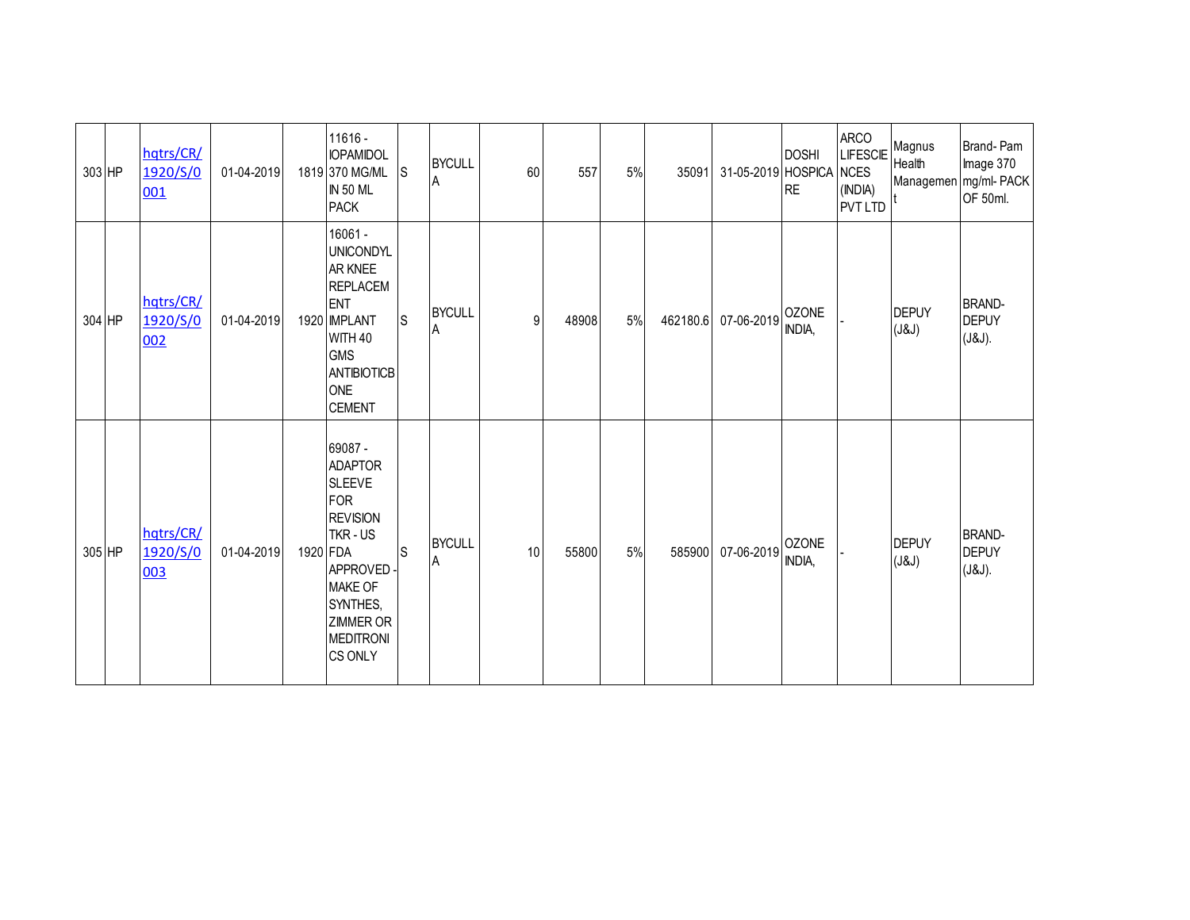| 303 | HP | hqtrs/CR/1920/S/0001 | 01-04-2019 | 1819 | 11616 - IOPAMIDOL 370 MG/ML IN 50 ML PACK | S | BYCULLA | 60 | 557 | 5% | 35091 | 31-05-2019 | DOSHI HOSPICARE | ARCO LIFESCIENCES (INDIA) PVT LTD | Magnus Health Management | Brand- Pam Image 370 mg/ml- PACK OF 50ml. |
|---|---|---|---|---|---|---|---|---|---|---|---|---|---|---|---|---|
| 304 | HP | hqtrs/CR/1920/S/0002 | 01-04-2019 | 1920 | 16061 - UNICONDYLAR KNEE REPLACEMENT IMPLANT WITH 40 GMS ANTIBIOTICBONE CEMENT | S | BYCULLA | 9 | 48908 | 5% | 462180.6 | 07-06-2019 | OZONE INDIA, | - | DEPUY (J&J) | BRAND- DEPUY (J&J). |
| 305 | HP | hqtrs/CR/1920/S/0003 | 01-04-2019 | 1920 | 69087 - ADAPTOR SLEEVE FOR REVISION TKR - US FDA APPROVED - MAKE OF SYNTHES, ZIMMER OR MEDITRONICS ONLY | S | BYCULLA | 10 | 55800 | 5% | 585900 | 07-06-2019 | OZONE INDIA, | - | DEPUY (J&J) | BRAND- DEPUY (J&J). |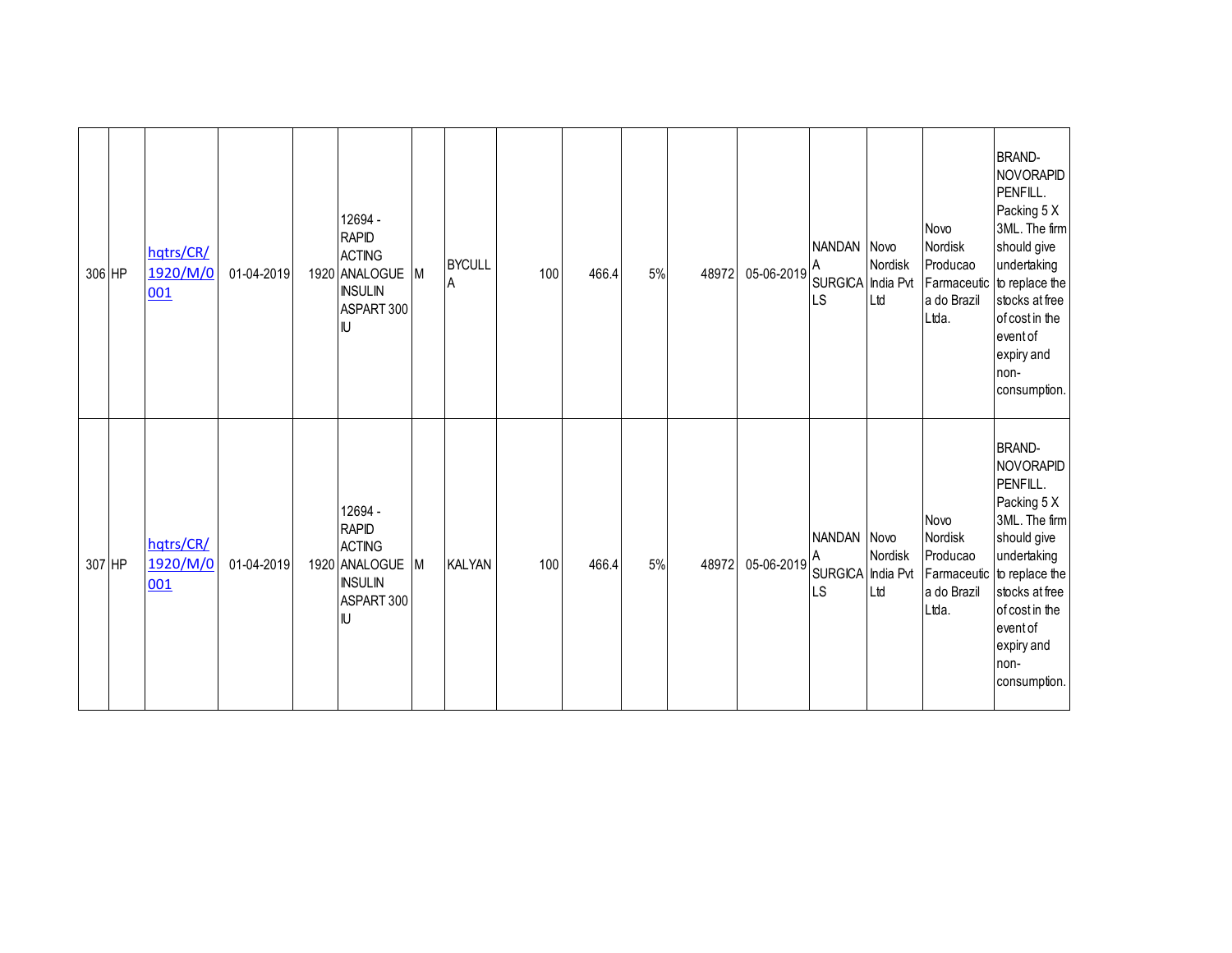| | | | | | | | | | | | | | | | | |
|---|---|---|---|---|---|---|---|---|---|---|---|---|---|---|---|---|
| 306 | HP | hqtrs/CR/1920/M/0001 | 01-04-2019 | 1920 | 12694 - RAPID ACTING ANALOGUE INSULIN ASPART 300 IU | M | BYCULLA | 100 | 466.4 | 5% | 48972 | 05-06-2019 | NANDANA SURGICALS | Novo Nordisk India Pvt Ltd | Novo Nordisk Producao Farmaceutica do Brazil Ltda. | BRAND- NOVORAPID PENFILL. Packing 5 X 3ML. The firm should give undertaking to replace the stocks at free of cost in the event of expiry and non-consumption. |
| 307 | HP | hqtrs/CR/1920/M/0001 | 01-04-2019 | 1920 | 12694 - RAPID ACTING ANALOGUE INSULIN ASPART 300 IU | M | KALYAN | 100 | 466.4 | 5% | 48972 | 05-06-2019 | NANDANA SURGICALS | Novo Nordisk India Pvt Ltd | Novo Nordisk Producao Farmaceutica do Brazil Ltda. | BRAND- NOVORAPID PENFILL. Packing 5 X 3ML. The firm should give undertaking to replace the stocks at free of cost in the event of expiry and non-consumption. |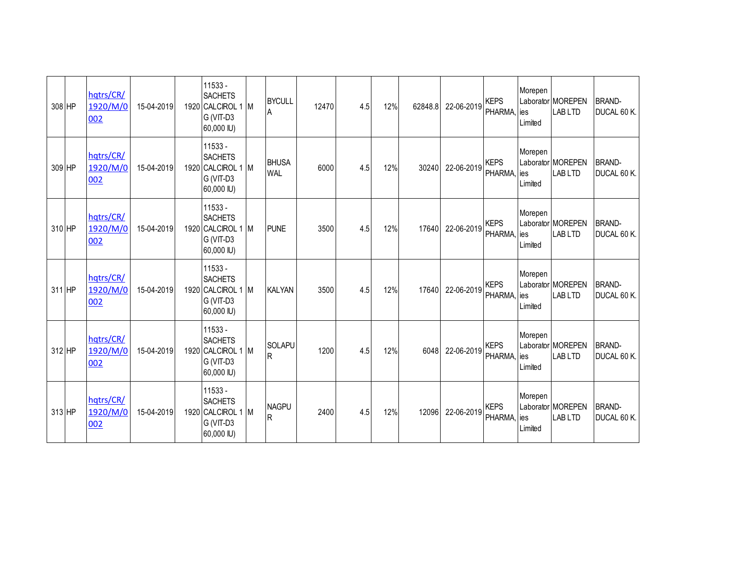| | | | | | | | | | | | | | | | | |
|---|---|---|---|---|---|---|---|---|---|---|---|---|---|---|---|---|
| 308 | HP | hqtrs/CR/1920/M/0002 | 15-04-2019 | 1920 | 11533 - SACHETS CALCIROL 1 G (VIT-D3 60,000 IU) | M | BYCULLA | 12470 | 4.5 | 12% | 62848.8 | 22-06-2019 | KEPS PHARMA, | Morepen Laboratories Limited | MOREPEN LAB LTD | BRAND-DUCAL 60 K. |
| 309 | HP | hqtrs/CR/1920/M/0002 | 15-04-2019 | 1920 | 11533 - SACHETS CALCIROL 1 G (VIT-D3 60,000 IU) | M | BHUSAWAL | 6000 | 4.5 | 12% | 30240 | 22-06-2019 | KEPS PHARMA, | Morepen Laboratories Limited | MOREPEN LAB LTD | BRAND-DUCAL 60 K. |
| 310 | HP | hqtrs/CR/1920/M/0002 | 15-04-2019 | 1920 | 11533 - SACHETS CALCIROL 1 G (VIT-D3 60,000 IU) | M | PUNE | 3500 | 4.5 | 12% | 17640 | 22-06-2019 | KEPS PHARMA, | Morepen Laboratories Limited | MOREPEN LAB LTD | BRAND-DUCAL 60 K. |
| 311 | HP | hqtrs/CR/1920/M/0002 | 15-04-2019 | 1920 | 11533 - SACHETS CALCIROL 1 G (VIT-D3 60,000 IU) | M | KALYAN | 3500 | 4.5 | 12% | 17640 | 22-06-2019 | KEPS PHARMA, | Morepen Laboratories Limited | MOREPEN LAB LTD | BRAND-DUCAL 60 K. |
| 312 | HP | hqtrs/CR/1920/M/0002 | 15-04-2019 | 1920 | 11533 - SACHETS CALCIROL 1 G (VIT-D3 60,000 IU) | M | SOLAPUR | 1200 | 4.5 | 12% | 6048 | 22-06-2019 | KEPS PHARMA, | Morepen Laboratories Limited | MOREPEN LAB LTD | BRAND-DUCAL 60 K. |
| 313 | HP | hqtrs/CR/1920/M/0002 | 15-04-2019 | 1920 | 11533 - SACHETS CALCIROL 1 G (VIT-D3 60,000 IU) | M | NAGPUR | 2400 | 4.5 | 12% | 12096 | 22-06-2019 | KEPS PHARMA, | Morepen Laboratories Limited | MOREPEN LAB LTD | BRAND-DUCAL 60 K. |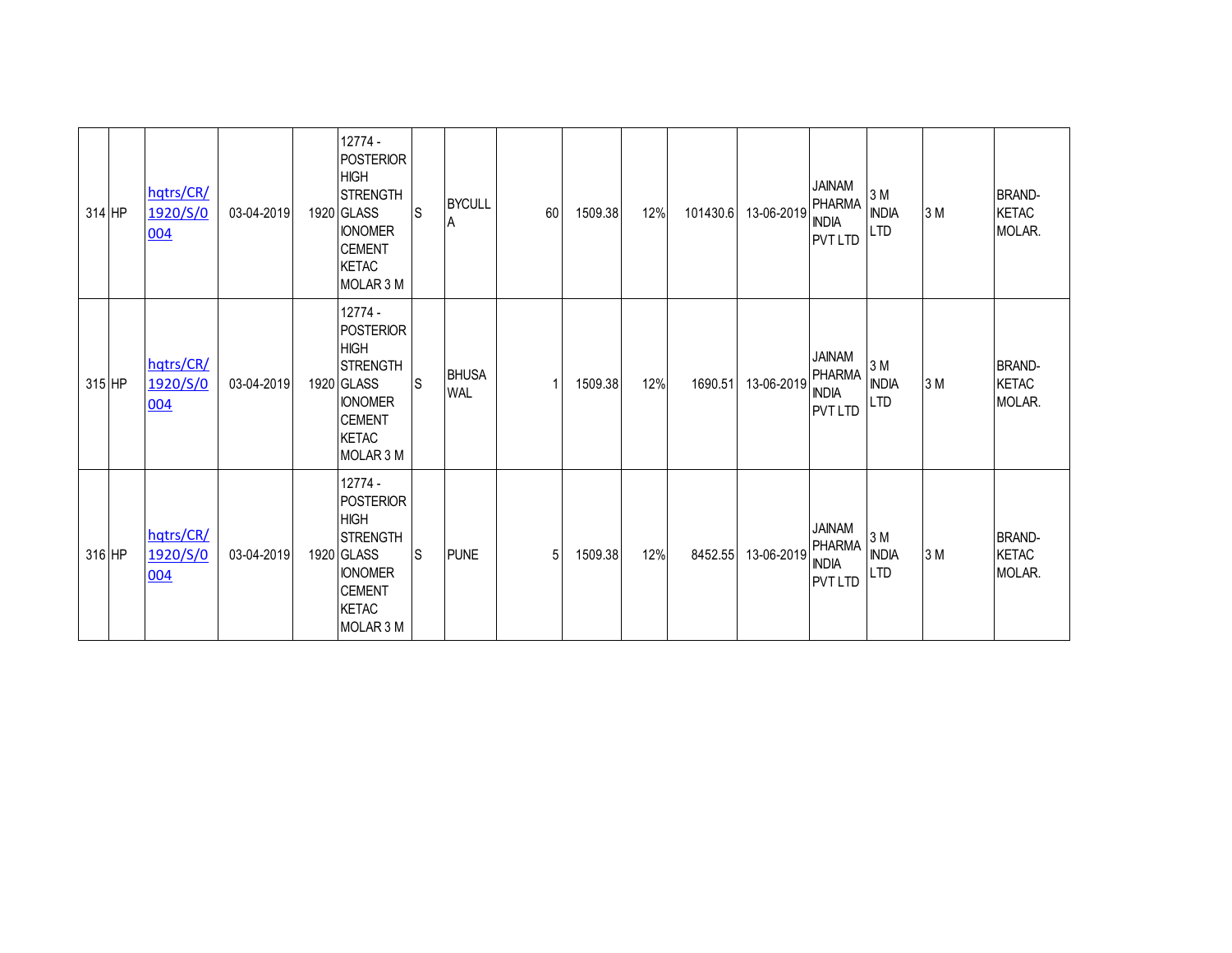| 314 | HP | hqtrs/CR/1920/S/0004 | 03-04-2019 | 1920 | 12774 - POSTERIOR HIGH STRENGTH GLASS IONOMER CEMENT KETAC MOLAR 3 M | S | BYCULLA | 60 | 1509.38 | 12% | 101430.6 | 13-06-2019 | JAINAM PHARMA INDIA PVT LTD | 3 M INDIA LTD | 3 M | BRAND-KETAC MOLAR. |
|---|---|---|---|---|---|---|---|---|---|---|---|---|---|---|---|---|
| 315 | HP | hqtrs/CR/1920/S/0004 | 03-04-2019 | 1920 | 12774 - POSTERIOR HIGH STRENGTH GLASS IONOMER CEMENT KETAC MOLAR 3 M | S | BHUSAWAL | 1 | 1509.38 | 12% | 1690.51 | 13-06-2019 | JAINAM PHARMA INDIA PVT LTD | 3 M INDIA LTD | 3 M | BRAND-KETAC MOLAR. |
| 316 | HP | hqtrs/CR/1920/S/0004 | 03-04-2019 | 1920 | 12774 - POSTERIOR HIGH STRENGTH GLASS IONOMER CEMENT KETAC MOLAR 3 M | S | PUNE | 5 | 1509.38 | 12% | 8452.55 | 13-06-2019 | JAINAM PHARMA INDIA PVT LTD | 3 M INDIA LTD | 3 M | BRAND-KETAC MOLAR. |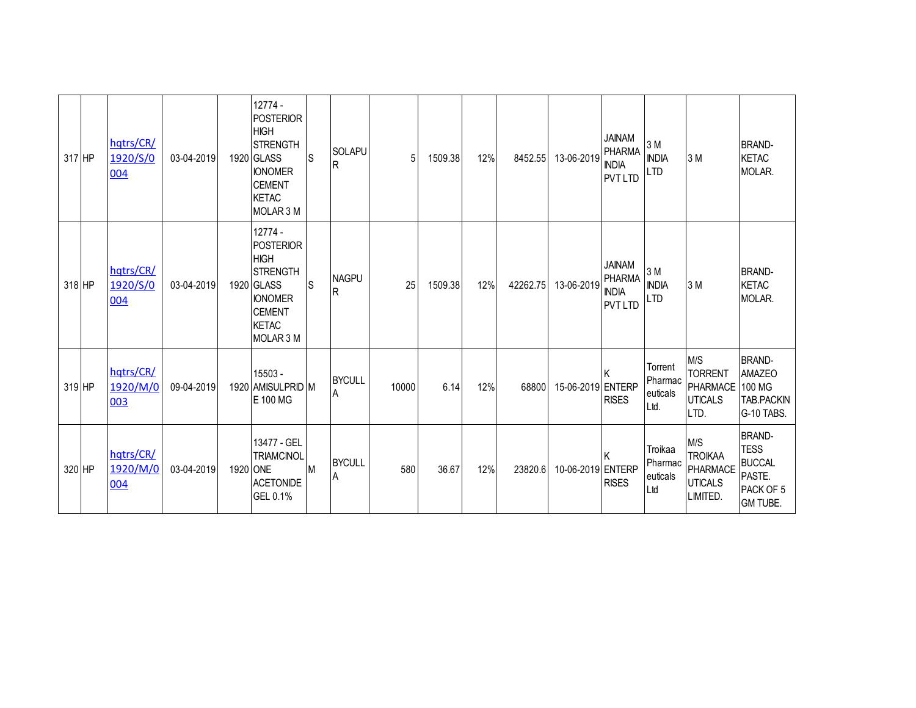| 317 | HP | hqtrs/CR/1920/S/0004 | 03-04-2019 | 1920 | 12774 - POSTERIOR HIGH STRENGTH GLASS IONOMER CEMENT KETAC MOLAR 3 M | S | SOLAPUR | 5 | 1509.38 | 12% | 8452.55 | 13-06-2019 | JAINAM PHARMA INDIA PVT LTD | 3 M INDIA LTD | 3 M | BRAND-KETAC MOLAR. |
|---|---|---|---|---|---|---|---|---|---|---|---|---|---|---|---|---|
| 318 | HP | hqtrs/CR/1920/S/0004 | 03-04-2019 | 1920 | 12774 - POSTERIOR HIGH STRENGTH GLASS IONOMER CEMENT KETAC MOLAR 3 M | S | NAGPUR | 25 | 1509.38 | 12% | 42262.75 | 13-06-2019 | JAINAM PHARMA INDIA PVT LTD | 3 M INDIA LTD | 3 M | BRAND-KETAC MOLAR. |
| 319 | HP | hqtrs/CR/1920/M/0003 | 09-04-2019 | 1920 | 15503 - AMISULPRIDE 100 MG | M | BYCULLA | 10000 | 6.14 | 12% | 68800 | 15-06-2019 | K ENTERPRISES | Torrent Pharmaceuticals Ltd. | M/S TORRENT PHARMACEUTICALS LTD. | BRAND-AMAZEO 100 MG TAB.PACKING-10 TABS. |
| 320 | HP | hqtrs/CR/1920/M/0004 | 03-04-2019 | 1920 | 13477 - GEL TRIAMCINOLONE ACETONIDE GEL 0.1% | M | BYCULLA | 580 | 36.67 | 12% | 23820.6 | 10-06-2019 | K ENTERPRISES | Troikaa Pharmaceuticals Ltd | M/S TROIKAA PHARMACEUTICALS LIMITED. | BRAND-TESS BUCCAL PASTE. PACK OF 5 GM TUBE. |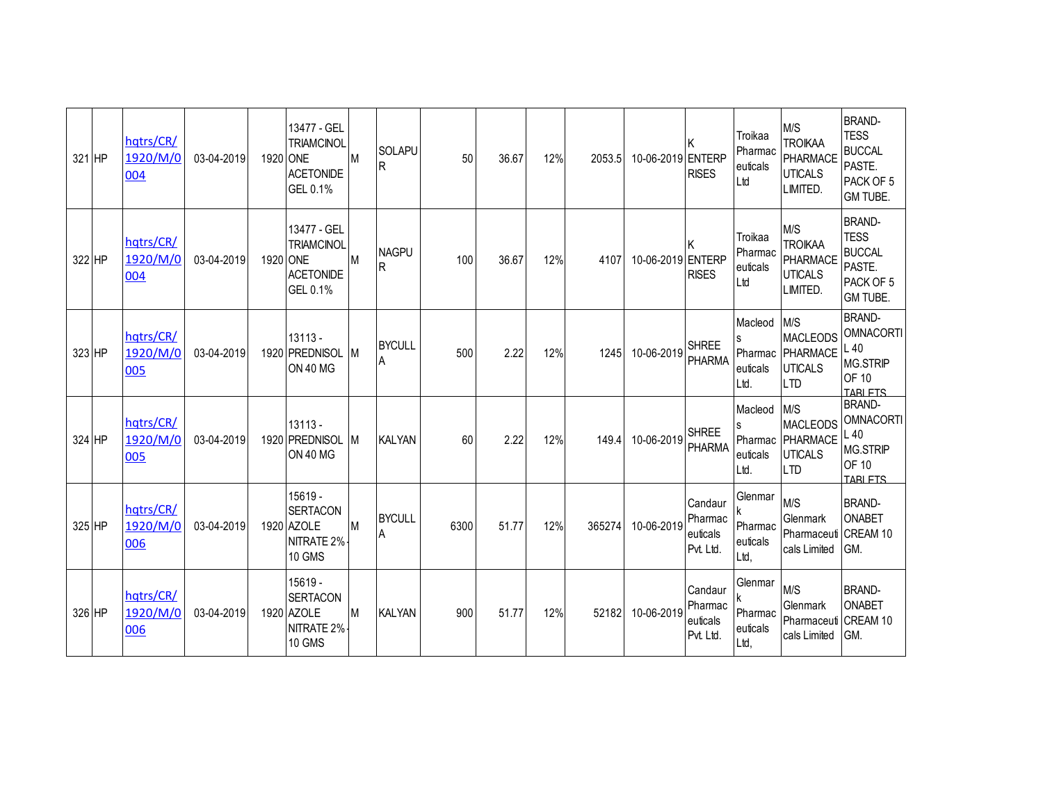| 321 | HP | hqtrs/CR/1920/M/0004 | 03-04-2019 | 1920 | 13477 - GEL TRIAMCINOLONE ACETONIDE GEL 0.1% | M | SOLAPUR | 50 | 36.67 | 12% | 2053.5 | 10-06-2019 | K ENTERPRISES | Troikaa Pharmaceuticals Ltd | M/S TROIKAA PHARMACEUTICALS LIMITED. | BRAND- TESS BUCCAL PASTE. PACK OF 5 GM TUBE. |
|---|---|---|---|---|---|---|---|---|---|---|---|---|---|---|---|---|
| 322 | HP | hqtrs/CR/1920/M/0004 | 03-04-2019 | 1920 | 13477 - GEL TRIAMCINOLONE ACETONIDE GEL 0.1% | M | NAGPUR | 100 | 36.67 | 12% | 4107 | 10-06-2019 | K ENTERPRISES | Troikaa Pharmaceuticals Ltd | M/S TROIKAA PHARMACEUTICALS LIMITED. | BRAND- TESS BUCCAL PASTE. PACK OF 5 GM TUBE. |
| 323 | HP | hqtrs/CR/1920/M/0005 | 03-04-2019 | 1920 | 13113 - PREDNISOLON 40 MG | M | BYCULLA | 500 | 2.22 | 12% | 1245 | 10-06-2019 | SHREE PHARMA | Macleods Pharmaceuticals Ltd. | M/S MACLEODS PHARMACEUTICALS LTD | BRAND- OMNACORTIL 40 MG.STRIP OF 10 TABLETS |
| 324 | HP | hqtrs/CR/1920/M/0005 | 03-04-2019 | 1920 | 13113 - PREDNISOLON 40 MG | M | KALYAN | 60 | 2.22 | 12% | 149.4 | 10-06-2019 | SHREE PHARMA | Macleods Pharmaceuticals Ltd. | M/S MACLEODS PHARMACEUTICALS LTD | BRAND- OMNACORTIL 40 MG.STRIP OF 10 TABLETS |
| 325 | HP | hqtrs/CR/1920/M/0006 | 03-04-2019 | 1920 | 15619 - SERTACONAZOLE NITRATE 2% - 10 GMS | M | BYCULLA | 6300 | 51.77 | 12% | 365274 | 10-06-2019 | Candaur Pharmaceuticals Pvt. Ltd. | Glenmark Pharmaceuticals Ltd, | M/S Glenmark Pharmaceuticals Limited | BRAND- ONABET CREAM 10 GM. |
| 326 | HP | hqtrs/CR/1920/M/0006 | 03-04-2019 | 1920 | 15619 - SERTACONAZOLE NITRATE 2% - 10 GMS | M | KALYAN | 900 | 51.77 | 12% | 52182 | 10-06-2019 | Candaur Pharmaceuticals Pvt. Ltd. | Glenmark Pharmaceuticals Ltd, | M/S Glenmark Pharmaceuticals Limited | BRAND- ONABET CREAM 10 GM. |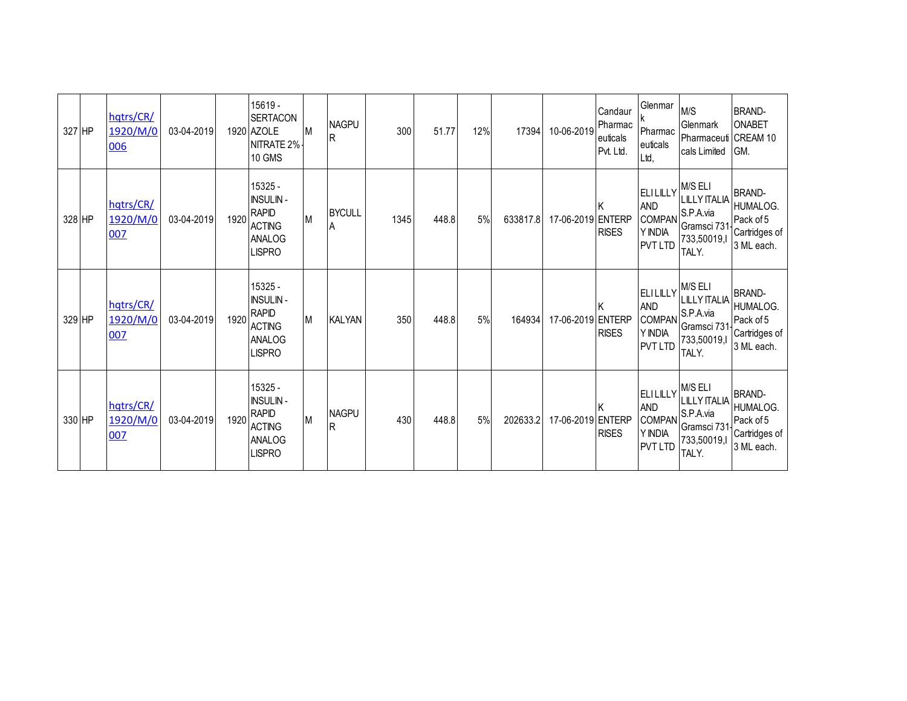| 327 | HP | hqtrs/CR/1920/M/0006 | 03-04-2019 | 1920 | 15619 - SERTACONAZOLE NITRATE 2% - 10 GMS | M | NAGPUR | 300 | 51.77 | 12% | 17394 | 10-06-2019 | Candaur Pharmaceuticals Pvt. Ltd. | Glenmark Pharmaceuticals Ltd, | M/S Glenmark Pharmaceuticals Limited | BRAND-ONABET CREAM 10 GM. |
|---|---|---|---|---|---|---|---|---|---|---|---|---|---|---|---|---|
| 328 | HP | hqtrs/CR/1920/M/0007 | 03-04-2019 | 1920 | 15325 - INSULIN - RAPID ACTING ANALOG LISPRO | M | BYCULLA | 1345 | 448.8 | 5% | 633817.8 | 17-06-2019 | K ENTERPRISES | ELI LILLY AND COMPANY INDIA PVT LTD | M/S ELI LILLY ITALIA S.P.A.via Gramsci 731-733,50019,ITALY. | BRAND-HUMALOG. Pack of 5 Cartridges of 3 ML each. |
| 329 | HP | hqtrs/CR/1920/M/0007 | 03-04-2019 | 1920 | 15325 - INSULIN - RAPID ACTING ANALOG LISPRO | M | KALYAN | 350 | 448.8 | 5% | 164934 | 17-06-2019 | K ENTERPRISES | ELI LILLY AND COMPANY INDIA PVT LTD | M/S ELI LILLY ITALIA S.P.A.via Gramsci 731-733,50019,ITALY. | BRAND-HUMALOG. Pack of 5 Cartridges of 3 ML each. |
| 330 | HP | hqtrs/CR/1920/M/0007 | 03-04-2019 | 1920 | 15325 - INSULIN - RAPID ACTING ANALOG LISPRO | M | NAGPUR | 430 | 448.8 | 5% | 202633.2 | 17-06-2019 | K ENTERPRISES | ELI LILLY AND COMPANY INDIA PVT LTD | M/S ELI LILLY ITALIA S.P.A.via Gramsci 731-733,50019,ITALY. | BRAND-HUMALOG. Pack of 5 Cartridges of 3 ML each. |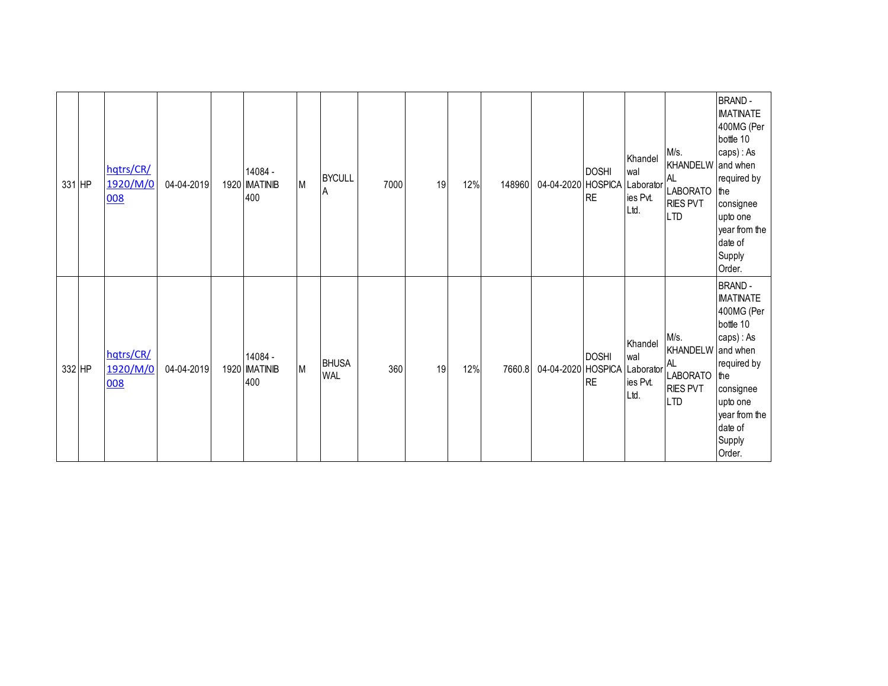| | | | | | | | | | | | | | | | | |
|---|---|---|---|---|---|---|---|---|---|---|---|---|---|---|---|---|
| 331 | HP | hqtrs/CR/1920/M/0008 | 04-04-2019 | 1920 | 14084 - IMATINIB 400 | M | BYCULLA | 7000 | 19 | 12% | 148960 | 04-04-2020 | DOSHI HOSPICARE | Khandelwal Laboratories Pvt. Ltd. | M/s. KHANDELWAL LABORATORIES PVT LTD | BRAND - IMATINATE 400MG (Per bottle 10 caps) : As and when required by the consignee upto one year from the date of Supply Order. |
| 332 | HP | hqtrs/CR/1920/M/0008 | 04-04-2019 | 1920 | 14084 - IMATINIB 400 | M | BHUSAWAL | 360 | 19 | 12% | 7660.8 | 04-04-2020 | DOSHI HOSPICARE | Khandelwal Laboratories Pvt. Ltd. | M/s. KHANDELWAL LABORATORIES PVT LTD | BRAND - IMATINATE 400MG (Per bottle 10 caps) : As and when required by the consignee upto one year from the date of Supply Order. |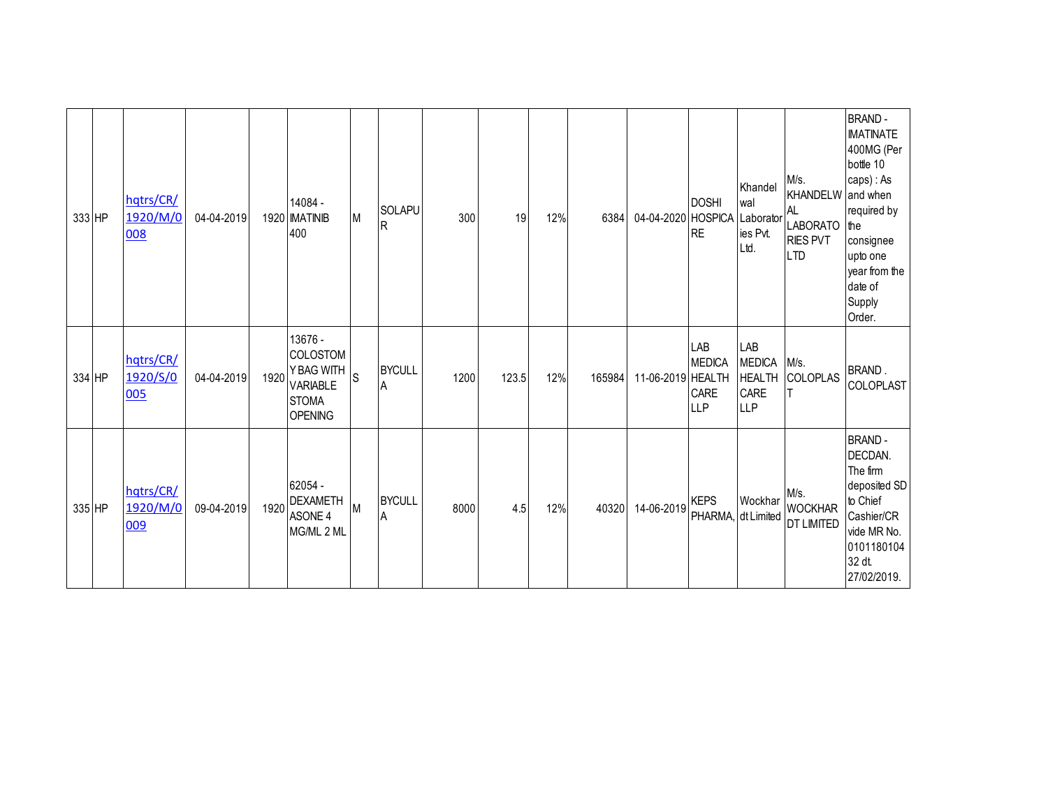| | | | | | | | | | | | | | | | | |
|---|---|---|---|---|---|---|---|---|---|---|---|---|---|---|---|---|
| 333 | HP | hqtrs/CR/1920/M/0008 | 04-04-2019 | 1920 | 14084 - IMATINIB 400 | M | SOLAPUR | 300 | 19 | 12% | 6384 | 04-04-2020 | DOSHI HOSPICARE | Khandelwal Laboratories Pvt. Ltd. | M/s. KHANDELWAL LABORATORIES PVT LTD | BRAND - IMATINATE 400MG (Per bottle 10 caps) : As and when required by the consignee upto one year from the date of Supply Order. |
| 334 | HP | hqtrs/CR/1920/S/0005 | 04-04-2019 | 1920 | 13676 - COLOSTOMY BAG WITH VARIABLE STOMA OPENING | S | BYCULLA | 1200 | 123.5 | 12% | 165984 | 11-06-2019 | LAB MEDICA HEALTH CARE LLP | LAB MEDICA HEALTH CARE LLP | M/s. COLOPLAST | BRAND . COLOPLAST |
| 335 | HP | hqtrs/CR/1920/M/0009 | 09-04-2019 | 1920 | 62054 - DEXAMETHASONE 4 MG/ML 2 ML | M | BYCULLA | 8000 | 4.5 | 12% | 40320 | 14-06-2019 | KEPS PHARMA, | Wockhardt Limited | M/s. WOCKHARDT LIMITED | BRAND - DECDAN. The firm deposited SD to Chief Cashier/CR vide MR No. 010118010432 dt. 27/02/2019. |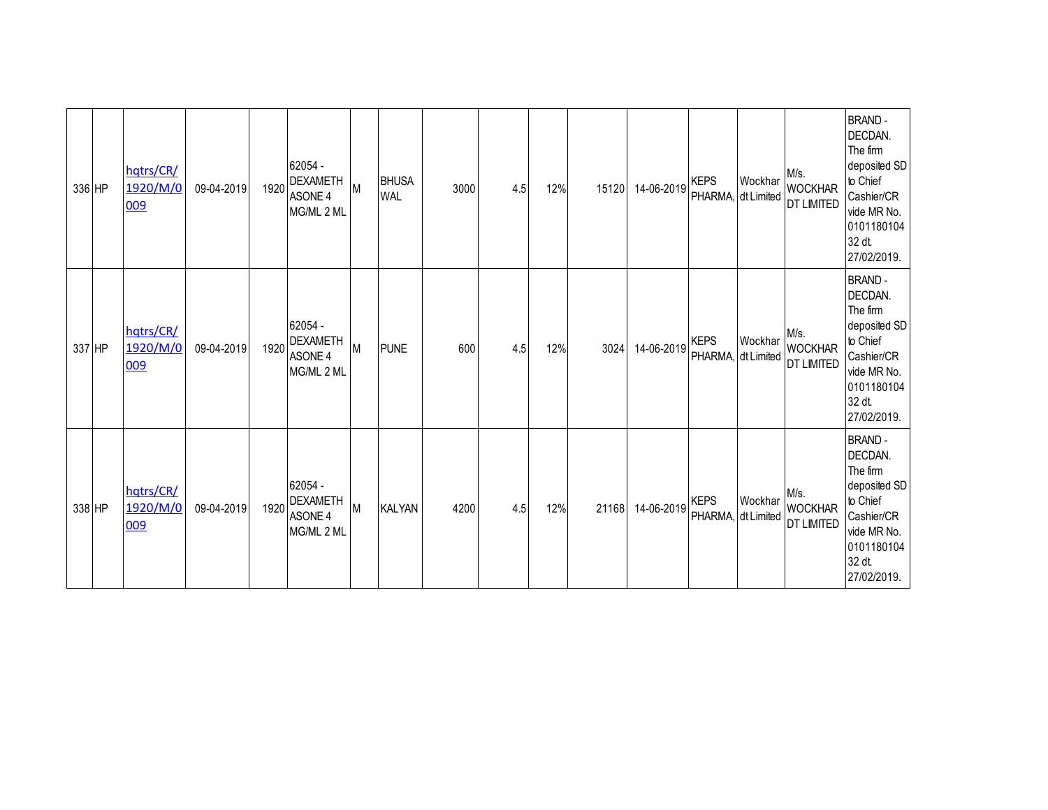| | | | | | | | | | | | | | | | | |
|---|---|---|---|---|---|---|---|---|---|---|---|---|---|---|---|---|
| 336 | HP | hqtrs/CR/1920/M/0009 | 09-04-2019 | 1920 | 62054 - DEXAMETHASONE 4 MG/ML 2 ML | M | BHUSAWAL | 3000 | 4.5 | 12% | 15120 | 14-06-2019 | KEPS PHARMA, | Wockhardt Limited | M/s. WOCKHARDT LIMITED | BRAND - DECDAN. The firm deposited SD to Chief Cashier/CR vide MR No. 010118010432 dt. 27/02/2019. |
| 337 | HP | hqtrs/CR/1920/M/0009 | 09-04-2019 | 1920 | 62054 - DEXAMETHASONE 4 MG/ML 2 ML | M | PUNE | 600 | 4.5 | 12% | 3024 | 14-06-2019 | KEPS PHARMA, | Wockhardt Limited | M/s. WOCKHARDT LIMITED | BRAND - DECDAN. The firm deposited SD to Chief Cashier/CR vide MR No. 010118010432 dt. 27/02/2019. |
| 338 | HP | hqtrs/CR/1920/M/0009 | 09-04-2019 | 1920 | 62054 - DEXAMETHASONE 4 MG/ML 2 ML | M | KALYAN | 4200 | 4.5 | 12% | 21168 | 14-06-2019 | KEPS PHARMA, | Wockhardt Limited | M/s. WOCKHARDT LIMITED | BRAND - DECDAN. The firm deposited SD to Chief Cashier/CR vide MR No. 010118010432 dt. 27/02/2019. |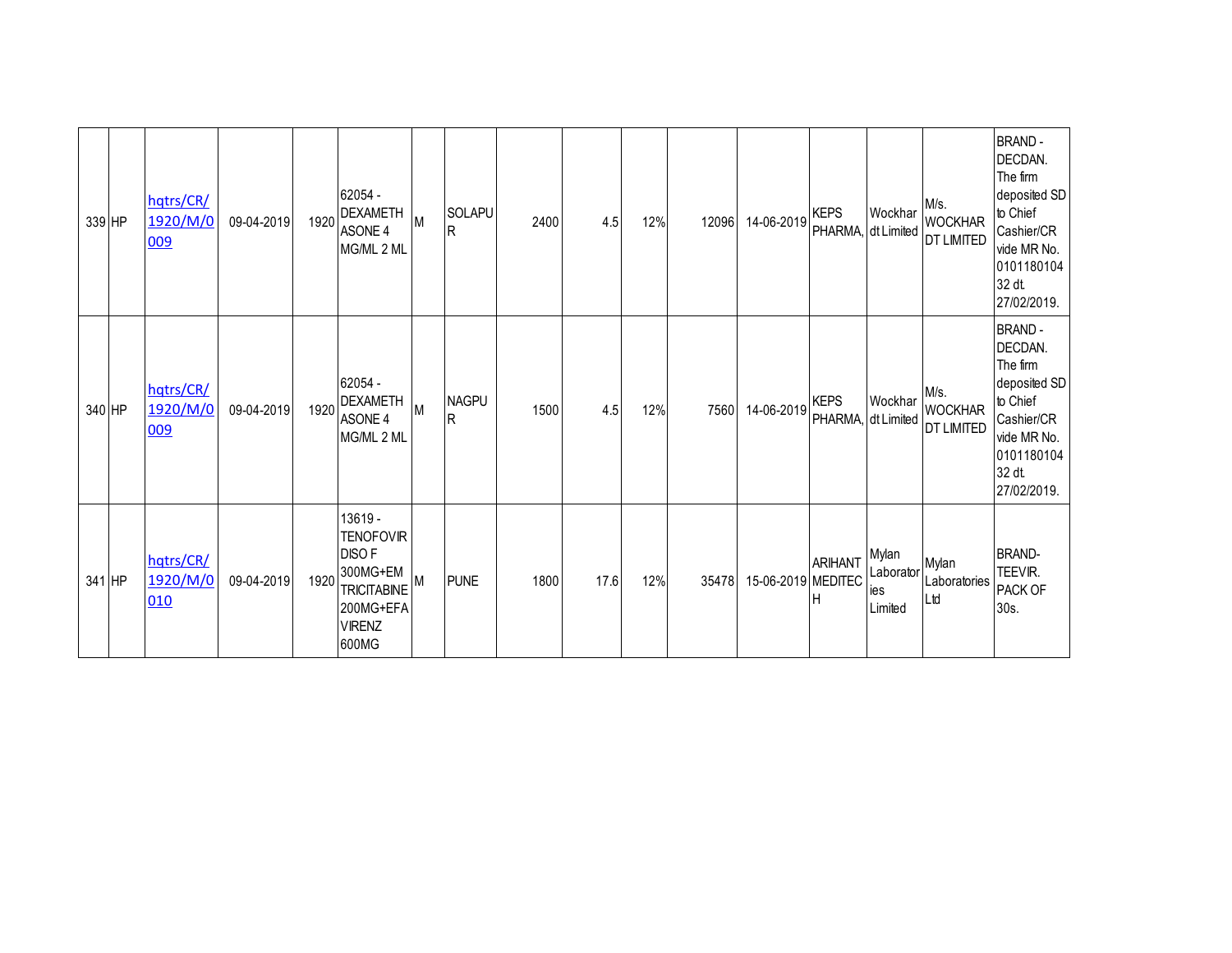| | | | | | | | | | | | | | | | |
|---|---|---|---|---|---|---|---|---|---|---|---|---|---|---|---|
| 339 | HP | hqtrs/CR/1920/M/0009 | 09-04-2019 | 1920 | 62054 - DEXAMETHASONE 4 MG/ML 2 ML | M | SOLAPUR | 2400 | 4.5 | 12% | 12096 | 14-06-2019 | KEPS PHARMA, | Wockhardt Limited | M/s. WOCKHARDT LIMITED | BRAND - DECDAN. The firm deposited SD to Chief Cashier/CR vide MR No. 010118010432 dt. 27/02/2019. |
| 340 | HP | hqtrs/CR/1920/M/0009 | 09-04-2019 | 1920 | 62054 - DEXAMETHASONE 4 MG/ML 2 ML | M | NAGPUR | 1500 | 4.5 | 12% | 7560 | 14-06-2019 | KEPS PHARMA, | Wockhardt Limited | M/s. WOCKHARDT LIMITED | BRAND - DECDAN. The firm deposited SD to Chief Cashier/CR vide MR No. 010118010432 dt. 27/02/2019. |
| 341 | HP | hqtrs/CR/1920/M/0010 | 09-04-2019 | 1920 | 13619 - TENOFOVIR DISO F 300MG+EMTRICITABINE 200MG+EFAVIRENZ 600MG | M | PUNE | 1800 | 17.6 | 12% | 35478 | 15-06-2019 | ARIHANT MEDITECH | Mylan Laboratories Limited | Mylan Laboratories Ltd | BRAND- TEEVIR. PACK OF 30s. |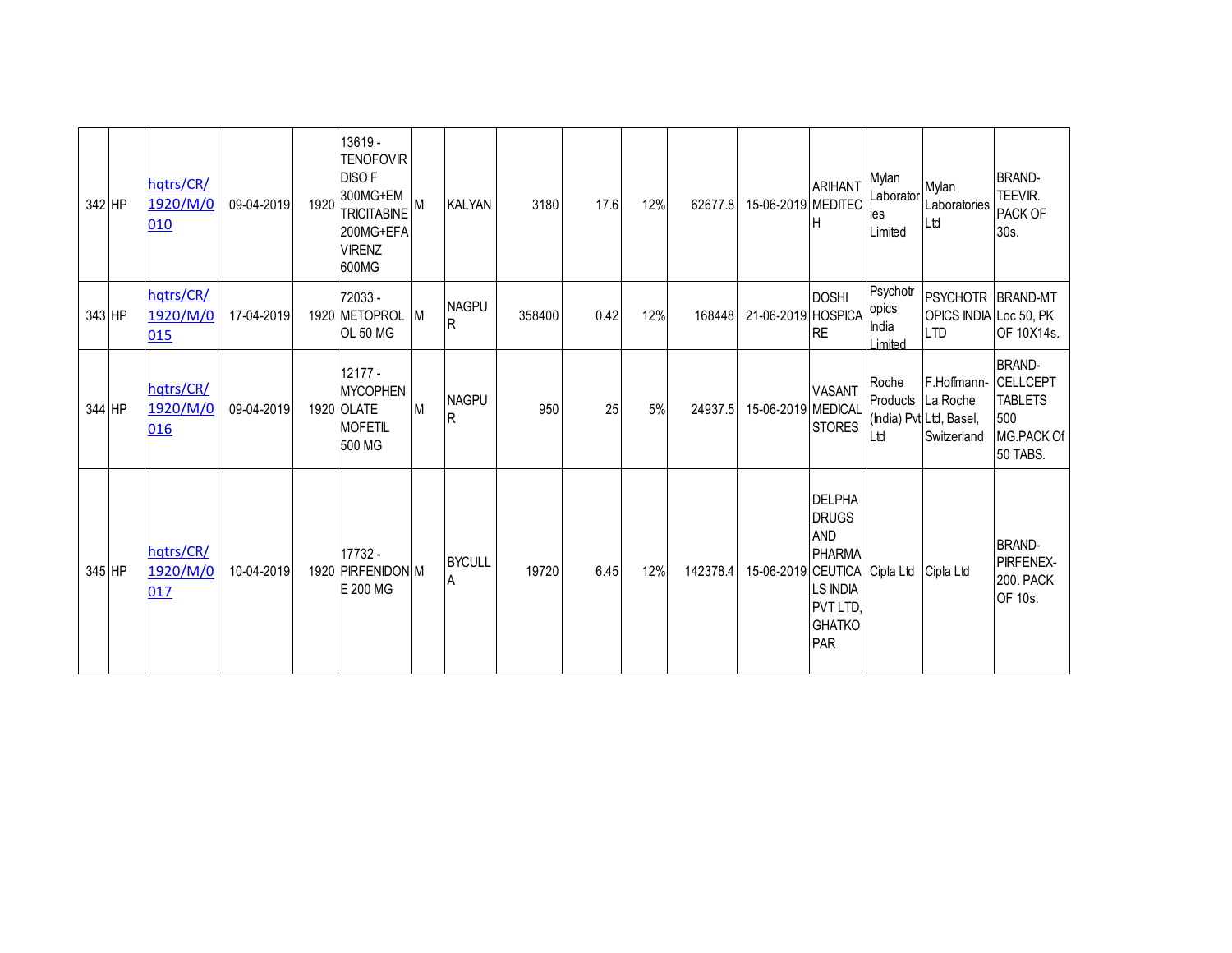| | | | | | | | | | | | | | | | | |
|---|---|---|---|---|---|---|---|---|---|---|---|---|---|---|---|---|
| 342 | HP | hqtrs/CR/1920/M/0010 | 09-04-2019 | 1920 | 13619 - TENOFOVIR DISO F 300MG+EMTRICITABINE 200MG+EFAVIRENZ 600MG | M | KALYAN | 3180 | 17.6 | 12% | 62677.8 | 15-06-2019 | ARIHANT MEDITECH | Mylan Laboratories Limited | Mylan Laboratories Ltd | BRAND-TEEVIR. PACK OF 30s. |
| 343 | HP | hqtrs/CR/1920/M/0015 | 17-04-2019 | 1920 | 72033 - METOPROLOL 50 MG | M | NAGPUR | 358400 | 0.42 | 12% | 168448 | 21-06-2019 | DOSHI HOSPICARE | Psychotropics India Limited | PSYCHOTROPICS INDIA LTD | BRAND-MT Loc 50, PK OF 10X14s. |
| 344 | HP | hqtrs/CR/1920/M/0016 | 09-04-2019 | 1920 | 12177 - MYCOPHENOLATE MOFETIL 500 MG | M | NAGPUR | 950 | 25 | 5% | 24937.5 | 15-06-2019 | VASANT MEDICAL STORES | Roche Products (India) Pvt Ltd | F.Hoffmann-La Roche Ltd, Basel, Switzerland | BRAND-CELLCEPT TABLETS 500 MG.PACK Of 50 TABS. |
| 345 | HP | hqtrs/CR/1920/M/0017 | 10-04-2019 | 1920 | 17732 - PIRFENIDONE 200 MG | M | BYCULLA | 19720 | 6.45 | 12% | 142378.4 | 15-06-2019 | DELPHA DRUGS AND PHARMACEUTICALS INDIA PVT LTD, GHATKOPAR | Cipla Ltd | Cipla Ltd | BRAND-PIRFENEX-200. PACK OF 10s. |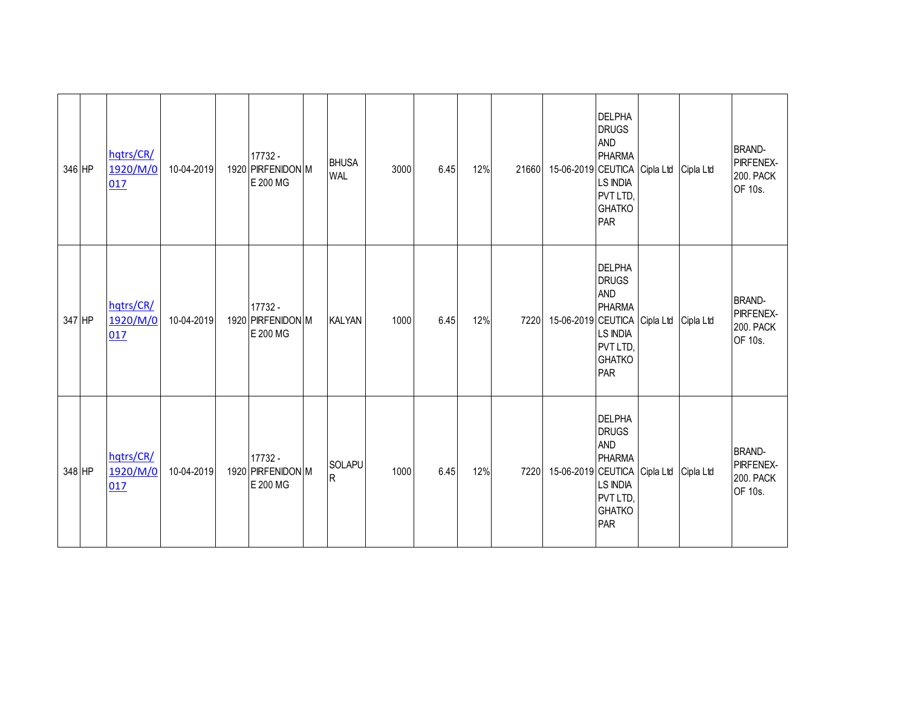| | | | | | | | | | | | | | | | | |
|---|---|---|---|---|---|---|---|---|---|---|---|---|---|---|---|---|
| 346 | HP | hqtrs/CR/1920/M/0017 | 10-04-2019 | 1920 | 17732 - PIRFENIDONE 200 MG | M | BHUSAWAL | 3000 | 6.45 | 12% | 21660 | 15-06-2019 | DELPHA DRUGS AND PHARMACEUTICALS INDIA PVT LTD, GHATKOPAR | Cipla Ltd | Cipla Ltd | BRAND-PIRFENEX-200. PACK OF 10s. |
| 347 | HP | hqtrs/CR/1920/M/0017 | 10-04-2019 | 1920 | 17732 - PIRFENIDONE 200 MG | M | KALYAN | 1000 | 6.45 | 12% | 7220 | 15-06-2019 | DELPHA DRUGS AND PHARMACEUTICALS INDIA PVT LTD, GHATKOPAR | Cipla Ltd | Cipla Ltd | BRAND-PIRFENEX-200. PACK OF 10s. |
| 348 | HP | hqtrs/CR/1920/M/0017 | 10-04-2019 | 1920 | 17732 - PIRFENIDONE 200 MG | M | SOLAPUR | 1000 | 6.45 | 12% | 7220 | 15-06-2019 | DELPHA DRUGS AND PHARMACEUTICALS INDIA PVT LTD, GHATKOPAR | Cipla Ltd | Cipla Ltd | BRAND-PIRFENEX-200. PACK OF 10s. |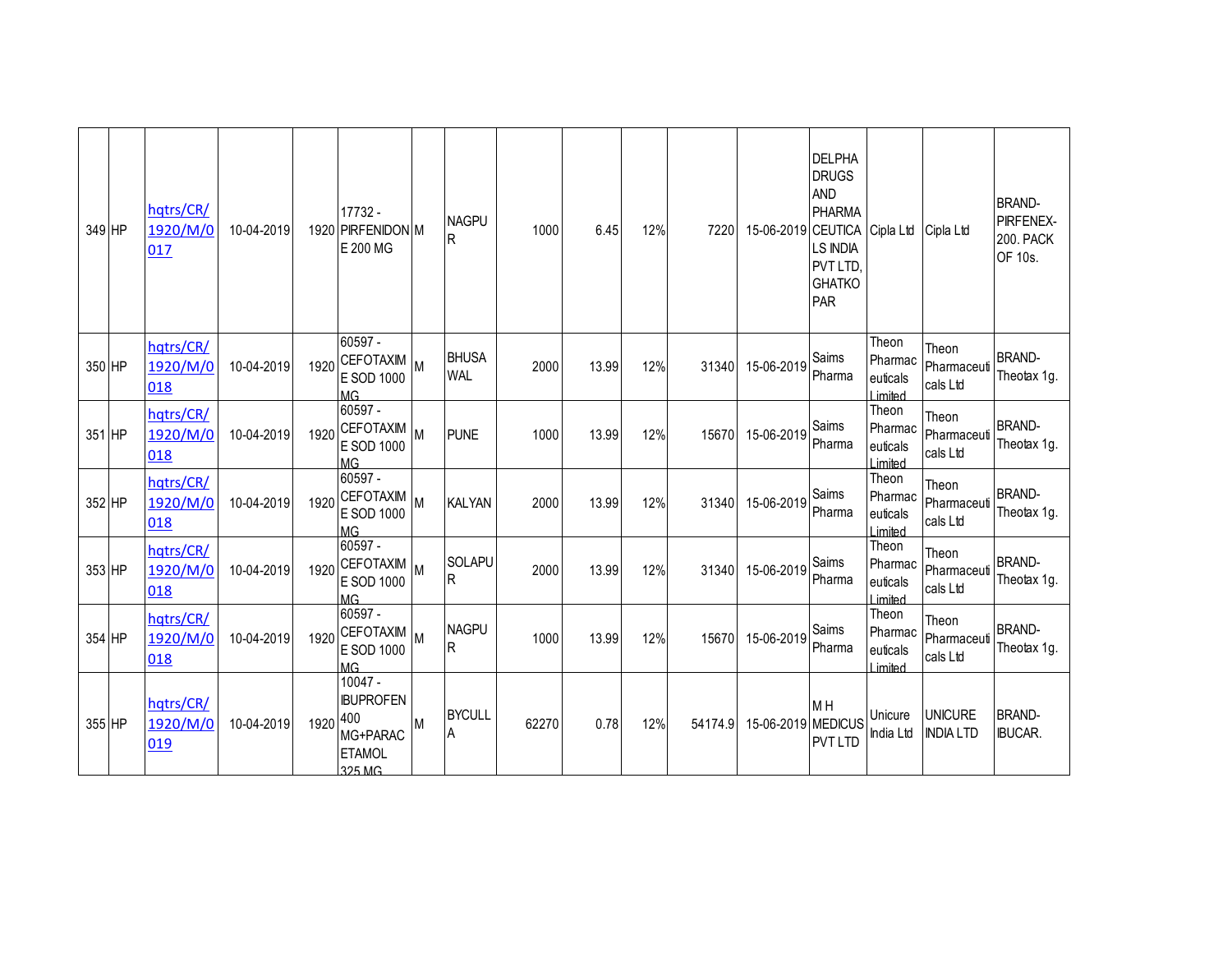| | | | | | | | | | | | | | | | | |
|---|---|---|---|---|---|---|---|---|---|---|---|---|---|---|---|---|
| 349 | HP | hqtrs/CR/1920/M/0017 | 10-04-2019 | 1920 | 17732 - PIRFENIDONE 200 MG | M | NAGPUR | 1000 | 6.45 | 12% | 7220 | 15-06-2019 | DELPHA DRUGS AND PHARMACEUTICALS INDIA PVT LTD, GHATKOPAR | Cipla Ltd | Cipla Ltd | BRAND-PIRFENEX-200. PACK OF 10s. |
| 350 | HP | hqtrs/CR/1920/M/0018 | 10-04-2019 | 1920 | 60597 - CEFOTAXIME SOD 1000 MG | M | BHUSAWAL | 2000 | 13.99 | 12% | 31340 | 15-06-2019 | Saims Pharma | Theon Pharmaceuticals Limited | Theon Pharmaceuticals Ltd | BRAND-Theotax 1g. |
| 351 | HP | hqtrs/CR/1920/M/0018 | 10-04-2019 | 1920 | 60597 - CEFOTAXIME SOD 1000 MG | M | PUNE | 1000 | 13.99 | 12% | 15670 | 15-06-2019 | Saims Pharma | Theon Pharmaceuticals Limited | Theon Pharmaceuticals Ltd | BRAND-Theotax 1g. |
| 352 | HP | hqtrs/CR/1920/M/0018 | 10-04-2019 | 1920 | 60597 - CEFOTAXIME SOD 1000 MG | M | KALYAN | 2000 | 13.99 | 12% | 31340 | 15-06-2019 | Saims Pharma | Theon Pharmaceuticals Limited | Theon Pharmaceuticals Ltd | BRAND-Theotax 1g. |
| 353 | HP | hqtrs/CR/1920/M/0018 | 10-04-2019 | 1920 | 60597 - CEFOTAXIME SOD 1000 MG | M | SOLAPUR | 2000 | 13.99 | 12% | 31340 | 15-06-2019 | Saims Pharma | Theon Pharmaceuticals Limited | Theon Pharmaceuticals Ltd | BRAND-Theotax 1g. |
| 354 | HP | hqtrs/CR/1920/M/0018 | 10-04-2019 | 1920 | 60597 - CEFOTAXIME SOD 1000 MG | M | NAGPUR | 1000 | 13.99 | 12% | 15670 | 15-06-2019 | Saims Pharma | Theon Pharmaceuticals Limited | Theon Pharmaceuticals Ltd | BRAND-Theotax 1g. |
| 355 | HP | hqtrs/CR/1920/M/0019 | 10-04-2019 | 1920 | 10047 - IBUPROFEN 400 MG+PARACETAMOL 325 MG | M | BYCULLA | 62270 | 0.78 | 12% | 54174.9 | 15-06-2019 | M H MEDICUS PVT LTD | Unicure India Ltd | UNICURE INDIA LTD | BRAND-IBUCAR. |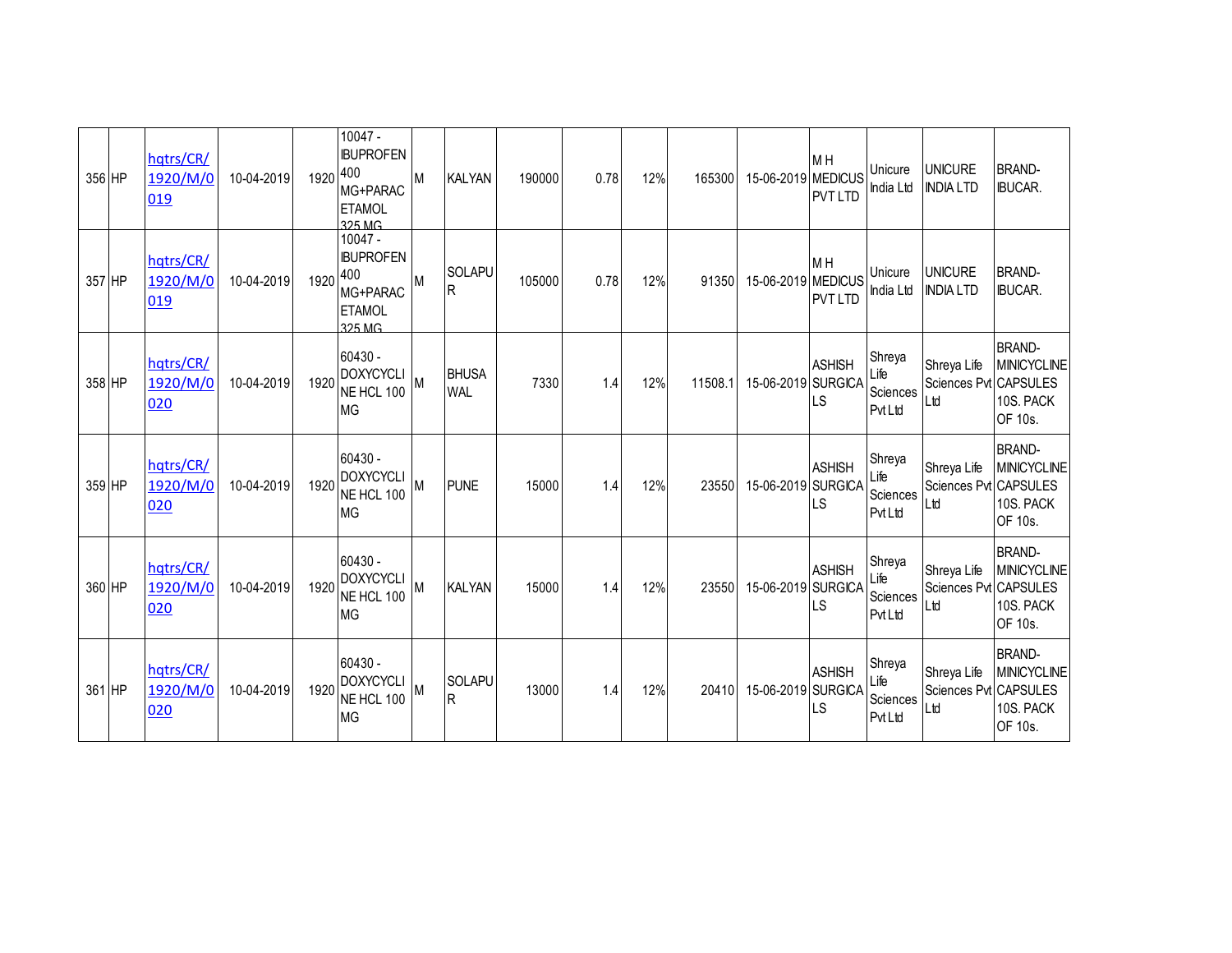| 356 | HP | hqtrs/CR/1920/M/0019 | 10-04-2019 | 1920 | 10047 - IBUPROFEN 400 MG+PARACETAMOL 325 MG | M | KALYAN | 190000 | 0.78 | 12% | 165300 | 15-06-2019 | M H MEDICUS PVT LTD | Unicure India Ltd | UNICURE INDIA LTD | BRAND- IBUCAR. |
|---|---|---|---|---|---|---|---|---|---|---|---|---|---|---|---|---|
| 357 | HP | hqtrs/CR/1920/M/0019 | 10-04-2019 | 1920 | 10047 - IBUPROFEN 400 MG+PARACETAMOL 325 MG | M | SOLAPUR | 105000 | 0.78 | 12% | 91350 | 15-06-2019 | M H MEDICUS PVT LTD | Unicure India Ltd | UNICURE INDIA LTD | BRAND- IBUCAR. |
| 358 | HP | hqtrs/CR/1920/M/0020 | 10-04-2019 | 1920 | 60430 - DOXYCYCLINE HCL 100 MG | M | BHUSAWAL | 7330 | 1.4 | 12% | 11508.1 | 15-06-2019 | ASHISH SURGICALS | Shreya Life Sciences Pvt Ltd | Shreya Life Sciences Pvt Ltd | BRAND- MINICYCLINE CAPSULES 10S. PACK OF 10s. |
| 359 | HP | hqtrs/CR/1920/M/0020 | 10-04-2019 | 1920 | 60430 - DOXYCYCLINE HCL 100 MG | M | PUNE | 15000 | 1.4 | 12% | 23550 | 15-06-2019 | ASHISH SURGICALS | Shreya Life Sciences Pvt Ltd | Shreya Life Sciences Pvt Ltd | BRAND- MINICYCLINE CAPSULES 10S. PACK OF 10s. |
| 360 | HP | hqtrs/CR/1920/M/0020 | 10-04-2019 | 1920 | 60430 - DOXYCYCLINE HCL 100 MG | M | KALYAN | 15000 | 1.4 | 12% | 23550 | 15-06-2019 | ASHISH SURGICALS | Shreya Life Sciences Pvt Ltd | Shreya Life Sciences Pvt Ltd | BRAND- MINICYCLINE CAPSULES 10S. PACK OF 10s. |
| 361 | HP | hqtrs/CR/1920/M/0020 | 10-04-2019 | 1920 | 60430 - DOXYCYCLINE HCL 100 MG | M | SOLAPUR | 13000 | 1.4 | 12% | 20410 | 15-06-2019 | ASHISH SURGICALS | Shreya Life Sciences Pvt Ltd | Shreya Life Sciences Pvt Ltd | BRAND- MINICYCLINE CAPSULES 10S. PACK OF 10s. |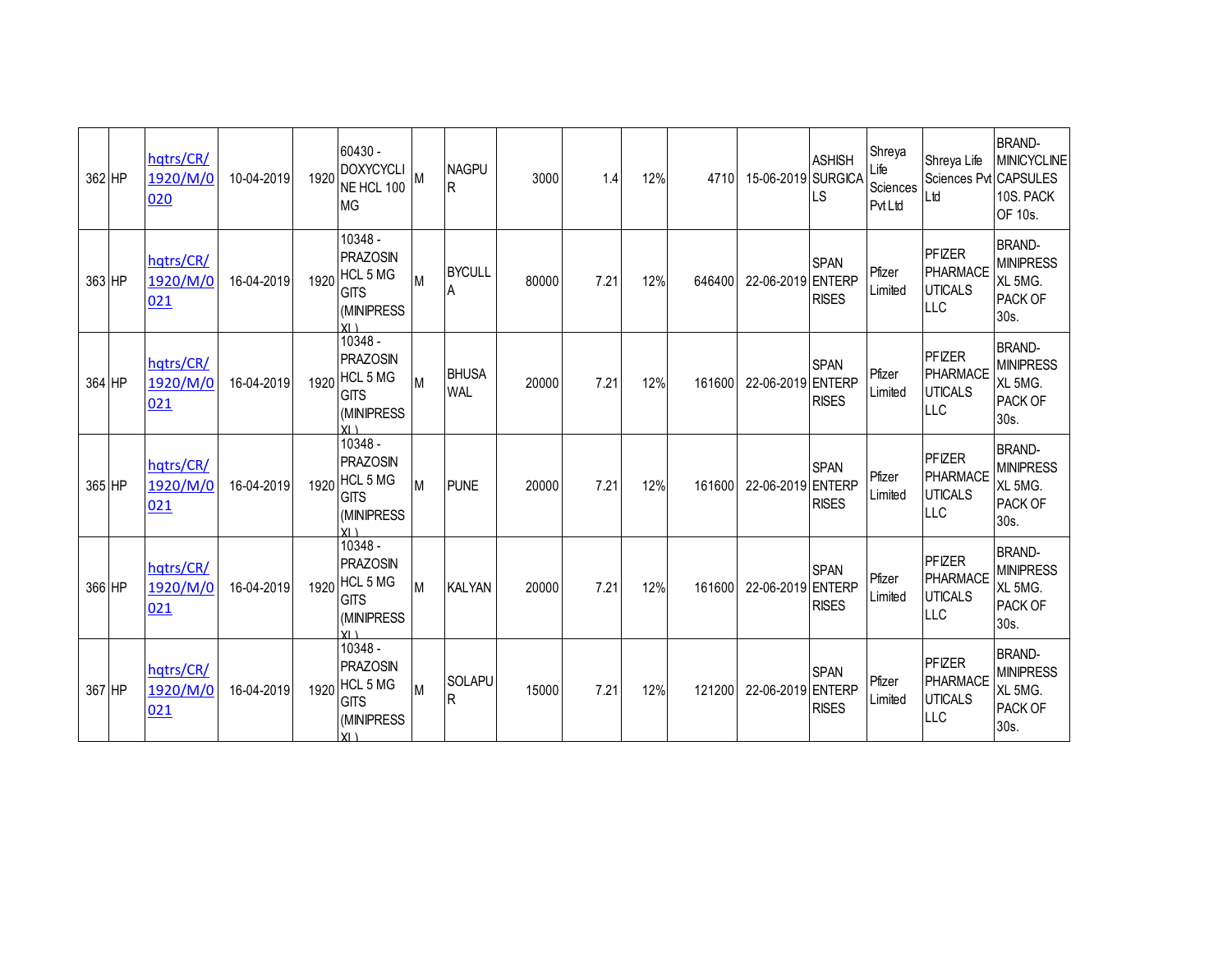| 362 | HP | hqtrs/CR/1920/M/0020 | 10-04-2019 | 1920 | 60430 - DOXYCYCLINE HCL 100 MG | M | NAGPUR | 3000 | 1.4 | 12% | 4710 | 15-06-2019 | ASHISH SURGICALS | Shreya Life Sciences Pvt Ltd | Shreya Life Sciences Pvt Ltd | BRAND- MINICYCLINE CAPSULES 10S. PACK OF 10s. |
|---|---|---|---|---|---|---|---|---|---|---|---|---|---|---|---|---|
| 363 | HP | hqtrs/CR/1920/M/0021 | 16-04-2019 | 1920 | 10348 - PRAZOSIN HCL 5 MG GITS (MINIPRESS XL) | M | BYCULLA | 80000 | 7.21 | 12% | 646400 | 22-06-2019 | SPAN ENTERPRISES | Pfizer Limited | PFIZER PHARMACEUTICALS LLC | BRAND- MINIPRESS XL 5MG. PACK OF 30s. |
| 364 | HP | hqtrs/CR/1920/M/0021 | 16-04-2019 | 1920 | 10348 - PRAZOSIN HCL 5 MG GITS (MINIPRESS XL) | M | BHUSAWAL | 20000 | 7.21 | 12% | 161600 | 22-06-2019 | SPAN ENTERPRISES | Pfizer Limited | PFIZER PHARMACEUTICALS LLC | BRAND- MINIPRESS XL 5MG. PACK OF 30s. |
| 365 | HP | hqtrs/CR/1920/M/0021 | 16-04-2019 | 1920 | 10348 - PRAZOSIN HCL 5 MG GITS (MINIPRESS XL) | M | PUNE | 20000 | 7.21 | 12% | 161600 | 22-06-2019 | SPAN ENTERPRISES | Pfizer Limited | PFIZER PHARMACEUTICALS LLC | BRAND- MINIPRESS XL 5MG. PACK OF 30s. |
| 366 | HP | hqtrs/CR/1920/M/0021 | 16-04-2019 | 1920 | 10348 - PRAZOSIN HCL 5 MG GITS (MINIPRESS XL) | M | KALYAN | 20000 | 7.21 | 12% | 161600 | 22-06-2019 | SPAN ENTERPRISES | Pfizer Limited | PFIZER PHARMACEUTICALS LLC | BRAND- MINIPRESS XL 5MG. PACK OF 30s. |
| 367 | HP | hqtrs/CR/1920/M/0021 | 16-04-2019 | 1920 | 10348 - PRAZOSIN HCL 5 MG GITS (MINIPRESS XL) | M | SOLAPUR | 15000 | 7.21 | 12% | 121200 | 22-06-2019 | SPAN ENTERPRISES | Pfizer Limited | PFIZER PHARMACEUTICALS LLC | BRAND- MINIPRESS XL 5MG. PACK OF 30s. |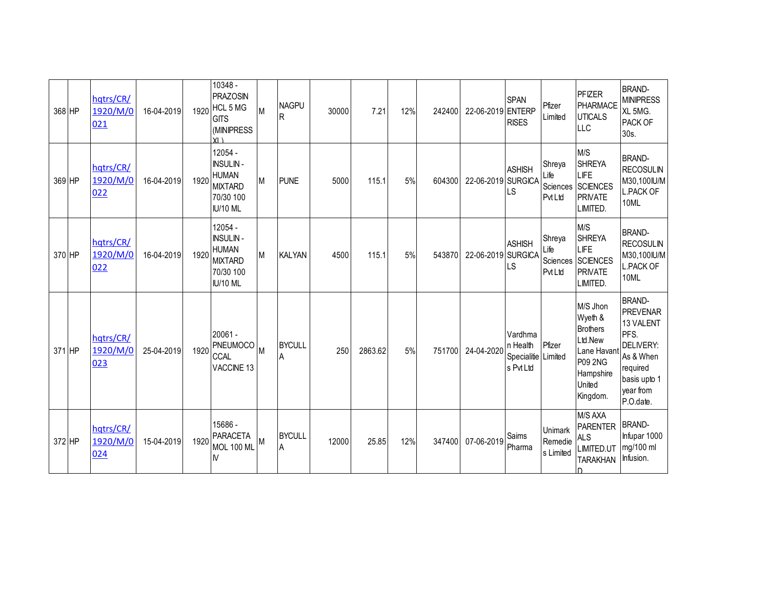| 368 | HP | hqtrs/CR/1920/M/0021 | 16-04-2019 | 1920 | 10348 - PRAZOSIN HCL 5 MG GITS (MINIPRESS XL) | M | NAGPUR | 30000 | 7.21 | 12% | 242400 | 22-06-2019 | SPAN ENTERPRISES | Pfizer Limited | PFIZER PHARMACEUTICALS LLC | BRAND- MINIPRESS XL 5MG. PACK OF 30s. |
|---|---|---|---|---|---|---|---|---|---|---|---|---|---|---|---|---|
| 369 | HP | hqtrs/CR/1920/M/0022 | 16-04-2019 | 1920 | 12054 - INSULIN - HUMAN MIXTARD 70/30 100 IU/10 ML | M | PUNE | 5000 | 115.1 | 5% | 604300 | 22-06-2019 | ASHISH SURGICALS | Shreya Life Sciences Pvt Ltd | M/S SHREYA LIFE SCIENCES PRIVATE LIMITED. | BRAND- RECOSULIN M30,100IU/ML.PACK OF 10ML |
| 370 | HP | hqtrs/CR/1920/M/0022 | 16-04-2019 | 1920 | 12054 - INSULIN - HUMAN MIXTARD 70/30 100 IU/10 ML | M | KALYAN | 4500 | 115.1 | 5% | 543870 | 22-06-2019 | ASHISH SURGICALS | Shreya Life Sciences Pvt Ltd | M/S SHREYA LIFE SCIENCES PRIVATE LIMITED. | BRAND- RECOSULIN M30,100IU/ML.PACK OF 10ML |
| 371 | HP | hqtrs/CR/1920/M/0023 | 25-04-2019 | 1920 | 20061 - PNEUMOCOCCAL VACCINE 13 | M | BYCULLA | 250 | 2863.62 | 5% | 751700 | 24-04-2020 | Vardhman Health Specialities Pvt Ltd | Pfizer Limited | M/S Jhon Wyeth & Brothers Ltd.New Lane Havant P09 2NG Hampshire United Kingdom. | BRAND- PREVENAR 13 VALENT PFS. DELIVERY: As & When required basis upto 1 year from P.O.date. |
| 372 | HP | hqtrs/CR/1920/M/0024 | 15-04-2019 | 1920 | 15686 - PARACETAMOL 100 ML IV | M | BYCULLA | 12000 | 25.85 | 12% | 347400 | 07-06-2019 | Saims Pharma | Unimark Remedies Limited | M/S AXA PARENTERALS LIMITED.UTTARAKHAND | BRAND- Infupar 1000 mg/100 ml Infusion. |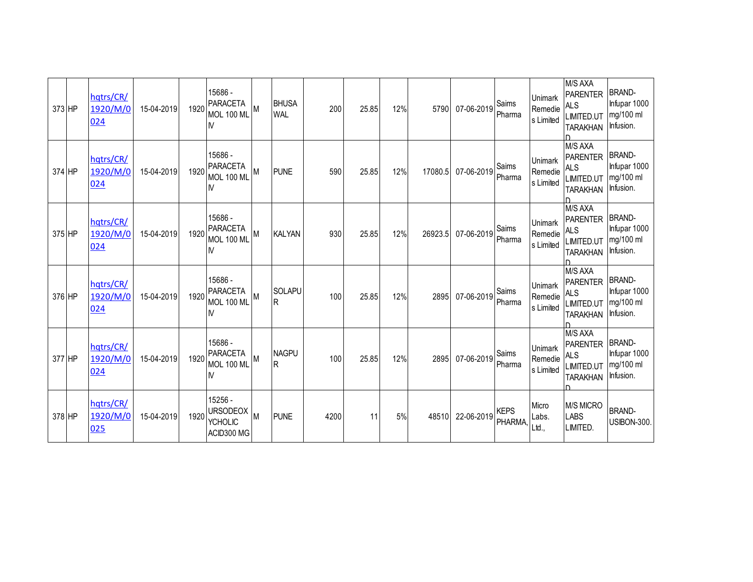| 373 | HP | hqtrs/CR/1920/M/0024 | 15-04-2019 | 1920 | 15686 - PARACETAMOL 100 ML IV | M | BHUSAWAL | 200 | 25.85 | 12% | 5790 | 07-06-2019 | Saims Pharma | Unimark Remedies Limited | M/S AXA PARENTERALS LIMITED.UTTARAKHAND | BRAND- Infupar 1000 mg/100 ml Infusion. |
|---|---|---|---|---|---|---|---|---|---|---|---|---|---|---|---|---|
| 374 | HP | hqtrs/CR/1920/M/0024 | 15-04-2019 | 1920 | 15686 - PARACETAMOL 100 ML IV | M | PUNE | 590 | 25.85 | 12% | 17080.5 | 07-06-2019 | Saims Pharma | Unimark Remedies Limited | M/S AXA PARENTERALS LIMITED.UTTARAKHAND | BRAND- Infupar 1000 mg/100 ml Infusion. |
| 375 | HP | hqtrs/CR/1920/M/0024 | 15-04-2019 | 1920 | 15686 - PARACETAMOL 100 ML IV | M | KALYAN | 930 | 25.85 | 12% | 26923.5 | 07-06-2019 | Saims Pharma | Unimark Remedies Limited | M/S AXA PARENTERALS LIMITED.UTTARAKHAND | BRAND- Infupar 1000 mg/100 ml Infusion. |
| 376 | HP | hqtrs/CR/1920/M/0024 | 15-04-2019 | 1920 | 15686 - PARACETAMOL 100 ML IV | M | SOLAPUR | 100 | 25.85 | 12% | 2895 | 07-06-2019 | Saims Pharma | Unimark Remedies Limited | M/S AXA PARENTERALS LIMITED.UTTARAKHAND | BRAND- Infupar 1000 mg/100 ml Infusion. |
| 377 | HP | hqtrs/CR/1920/M/0024 | 15-04-2019 | 1920 | 15686 - PARACETAMOL 100 ML IV | M | NAGPUR | 100 | 25.85 | 12% | 2895 | 07-06-2019 | Saims Pharma | Unimark Remedies Limited | M/S AXA PARENTERALS LIMITED.UTTARAKHAND | BRAND- Infupar 1000 mg/100 ml Infusion. |
| 378 | HP | hqtrs/CR/1920/M/0025 | 15-04-2019 | 1920 | 15256 - URSODEOXYCHOLIC ACID300 MG | M | PUNE | 4200 | 11 | 5% | 48510 | 22-06-2019 | KEPS PHARMA, | Micro Labs. Ltd., | M/S MICRO LABS LIMITED. | BRAND- USIBON-300. |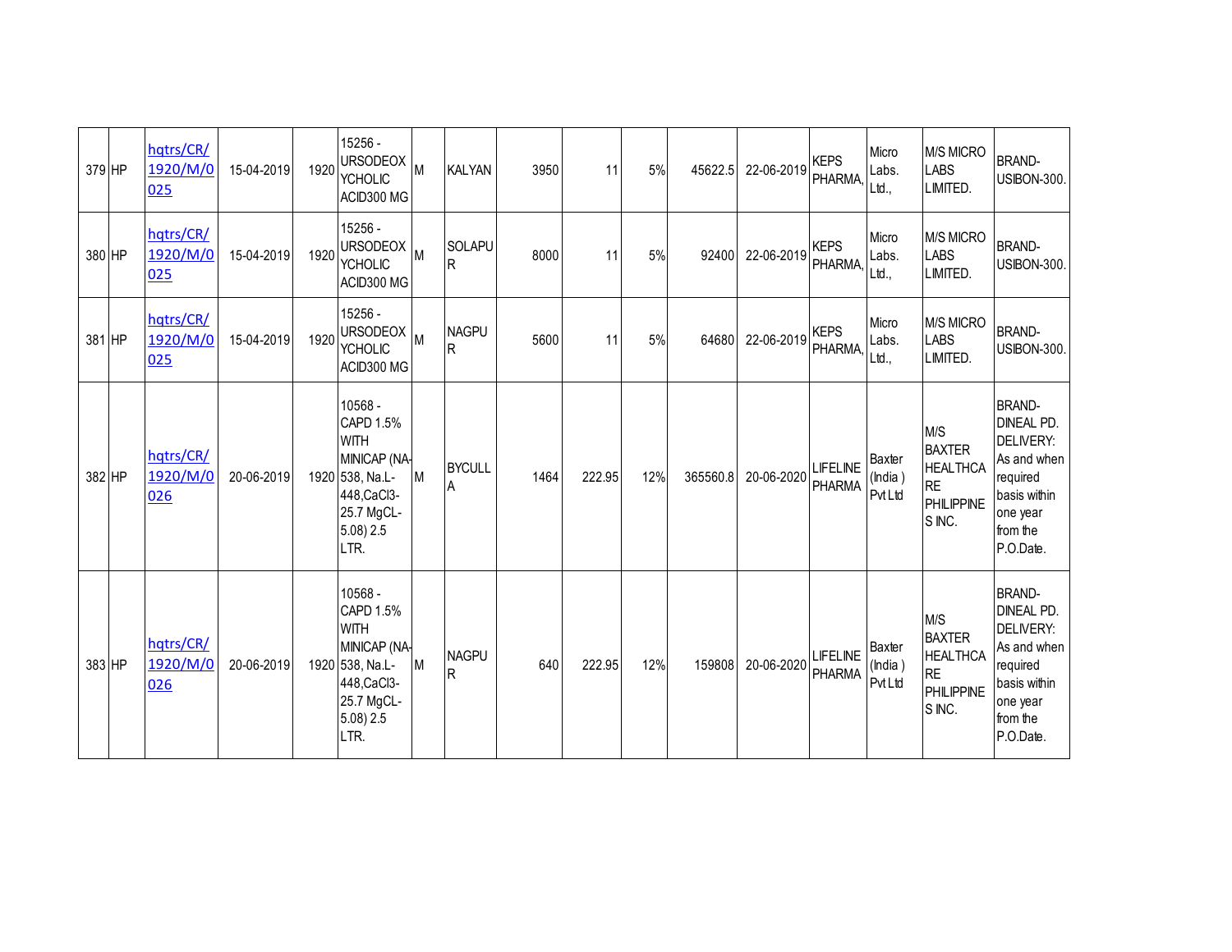| | | | | | | | | | | | | | | | | |
|---|---|---|---|---|---|---|---|---|---|---|---|---|---|---|---|---|
| 379 | HP | hqtrs/CR/1920/M/0025 | 15-04-2019 | 1920 | 15256 - URSODEOXYCHOLIC ACID300 MG | M | KALYAN | 3950 | 11 | 5% | 45622.5 | 22-06-2019 | KEPS PHARMA, | Micro Labs. Ltd., | M/S MICRO LABS LIMITED. | BRAND- USIBON-300. |
| 380 | HP | hqtrs/CR/1920/M/0025 | 15-04-2019 | 1920 | 15256 - URSODEOXYCHOLIC ACID300 MG | M | SOLAPUR | 8000 | 11 | 5% | 92400 | 22-06-2019 | KEPS PHARMA, | Micro Labs. Ltd., | M/S MICRO LABS LIMITED. | BRAND- USIBON-300. |
| 381 | HP | hqtrs/CR/1920/M/0025 | 15-04-2019 | 1920 | 15256 - URSODEOXYCHOLIC ACID300 MG | M | NAGPUR | 5600 | 11 | 5% | 64680 | 22-06-2019 | KEPS PHARMA, | Micro Labs. Ltd., | M/S MICRO LABS LIMITED. | BRAND- USIBON-300. |
| 382 | HP | hqtrs/CR/1920/M/0026 | 20-06-2019 | 1920 | 10568 - CAPD 1.5% WITH MINICAP (NA-538, Na.L-448,CaCl3-25.7 MgCL-5.08) 2.5 LTR. | M | BYCULLA | 1464 | 222.95 | 12% | 365560.8 | 20-06-2020 | LIFELINE PHARMA | Baxter (India ) Pvt Ltd | M/S BAXTER HEALTHCARE PHILIPPINES INC. | BRAND- DINEAL PD. DELIVERY: As and when required basis within one year from the P.O.Date. |
| 383 | HP | hqtrs/CR/1920/M/0026 | 20-06-2019 | 1920 | 10568 - CAPD 1.5% WITH MINICAP (NA-538, Na.L-448,CaCl3-25.7 MgCL-5.08) 2.5 LTR. | M | NAGPUR | 640 | 222.95 | 12% | 159808 | 20-06-2020 | LIFELINE PHARMA | Baxter (India ) Pvt Ltd | M/S BAXTER HEALTHCARE PHILIPPINES INC. | BRAND- DINEAL PD. DELIVERY: As and when required basis within one year from the P.O.Date. |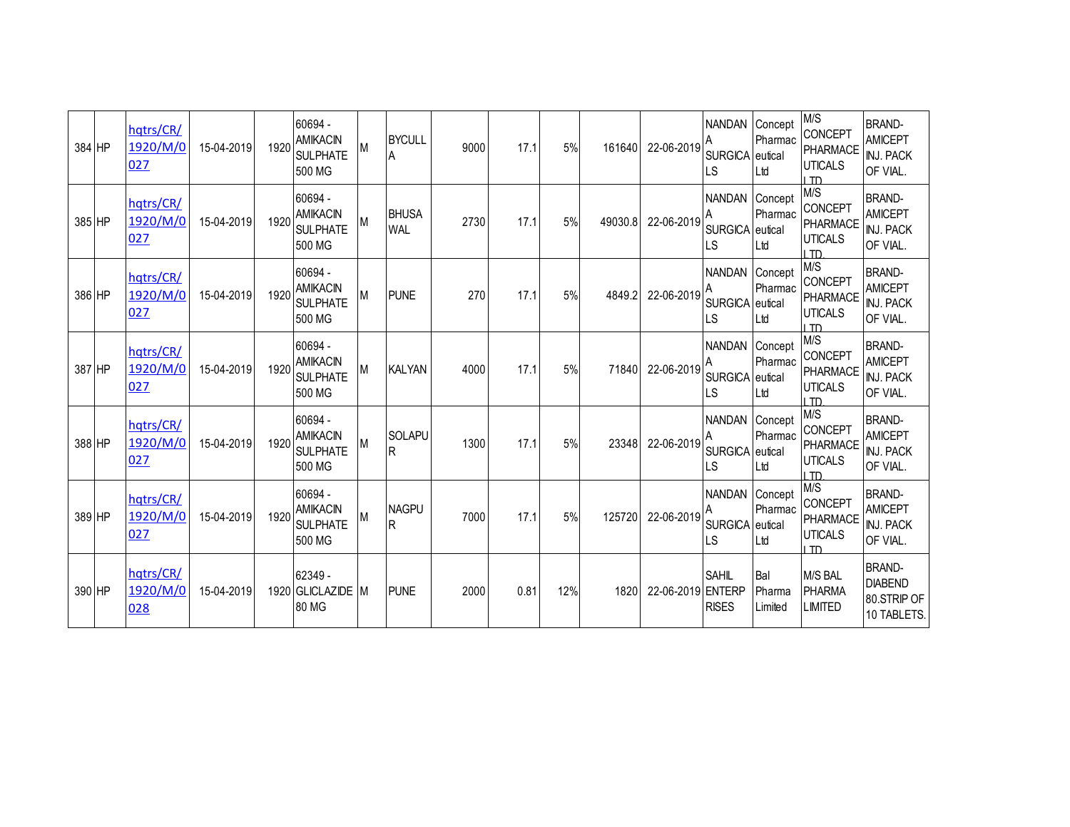| 384 | HP | hqtrs/CR/1920/M/0027 | 15-04-2019 | 1920 | 60694 - AMIKACIN SULPHATE 500 MG | M | BYCULLA | 9000 | 17.1 | 5% | 161640 | 22-06-2019 | NANDANA SURGICALS | Concept Pharmaceutical Ltd | M/S CONCEPT PHARMACEUTICALS LTD. | BRAND-AMICEPT INJ. PACK OF VIAL. |
|---|---|---|---|---|---|---|---|---|---|---|---|---|---|---|---|---|
| 385 | HP | hqtrs/CR/1920/M/0027 | 15-04-2019 | 1920 | 60694 - AMIKACIN SULPHATE 500 MG | M | BHUSAWAL | 2730 | 17.1 | 5% | 49030.8 | 22-06-2019 | NANDANA SURGICALS | Concept Pharmaceutical Ltd | M/S CONCEPT PHARMACEUTICALS LTD. | BRAND-AMICEPT INJ. PACK OF VIAL. |
| 386 | HP | hqtrs/CR/1920/M/0027 | 15-04-2019 | 1920 | 60694 - AMIKACIN SULPHATE 500 MG | M | PUNE | 270 | 17.1 | 5% | 4849.2 | 22-06-2019 | NANDANA SURGICALS | Concept Pharmaceutical Ltd | M/S CONCEPT PHARMACEUTICALS LTD. | BRAND-AMICEPT INJ. PACK OF VIAL. |
| 387 | HP | hqtrs/CR/1920/M/0027 | 15-04-2019 | 1920 | 60694 - AMIKACIN SULPHATE 500 MG | M | KALYAN | 4000 | 17.1 | 5% | 71840 | 22-06-2019 | NANDANA SURGICALS | Concept Pharmaceutical Ltd | M/S CONCEPT PHARMACEUTICALS LTD. | BRAND-AMICEPT INJ. PACK OF VIAL. |
| 388 | HP | hqtrs/CR/1920/M/0027 | 15-04-2019 | 1920 | 60694 - AMIKACIN SULPHATE 500 MG | M | SOLAPUR | 1300 | 17.1 | 5% | 23348 | 22-06-2019 | NANDANA SURGICALS | Concept Pharmaceutical Ltd | M/S CONCEPT PHARMACEUTICALS LTD. | BRAND-AMICEPT INJ. PACK OF VIAL. |
| 389 | HP | hqtrs/CR/1920/M/0027 | 15-04-2019 | 1920 | 60694 - AMIKACIN SULPHATE 500 MG | M | NAGPUR | 7000 | 17.1 | 5% | 125720 | 22-06-2019 | NANDANA SURGICALS | Concept Pharmaceutical Ltd | M/S CONCEPT PHARMACEUTICALS LTD. | BRAND-AMICEPT INJ. PACK OF VIAL. |
| 390 | HP | hqtrs/CR/1920/M/0028 | 15-04-2019 | 1920 | 62349 - GLICLAZIDE 80 MG | M | PUNE | 2000 | 0.81 | 12% | 1820 | 22-06-2019 | SAHIL ENTERPRISES | Bal Pharma Limited | M/S BAL PHARMA LIMITED | BRAND-DIABEND 80.STRIP OF 10 TABLETS. |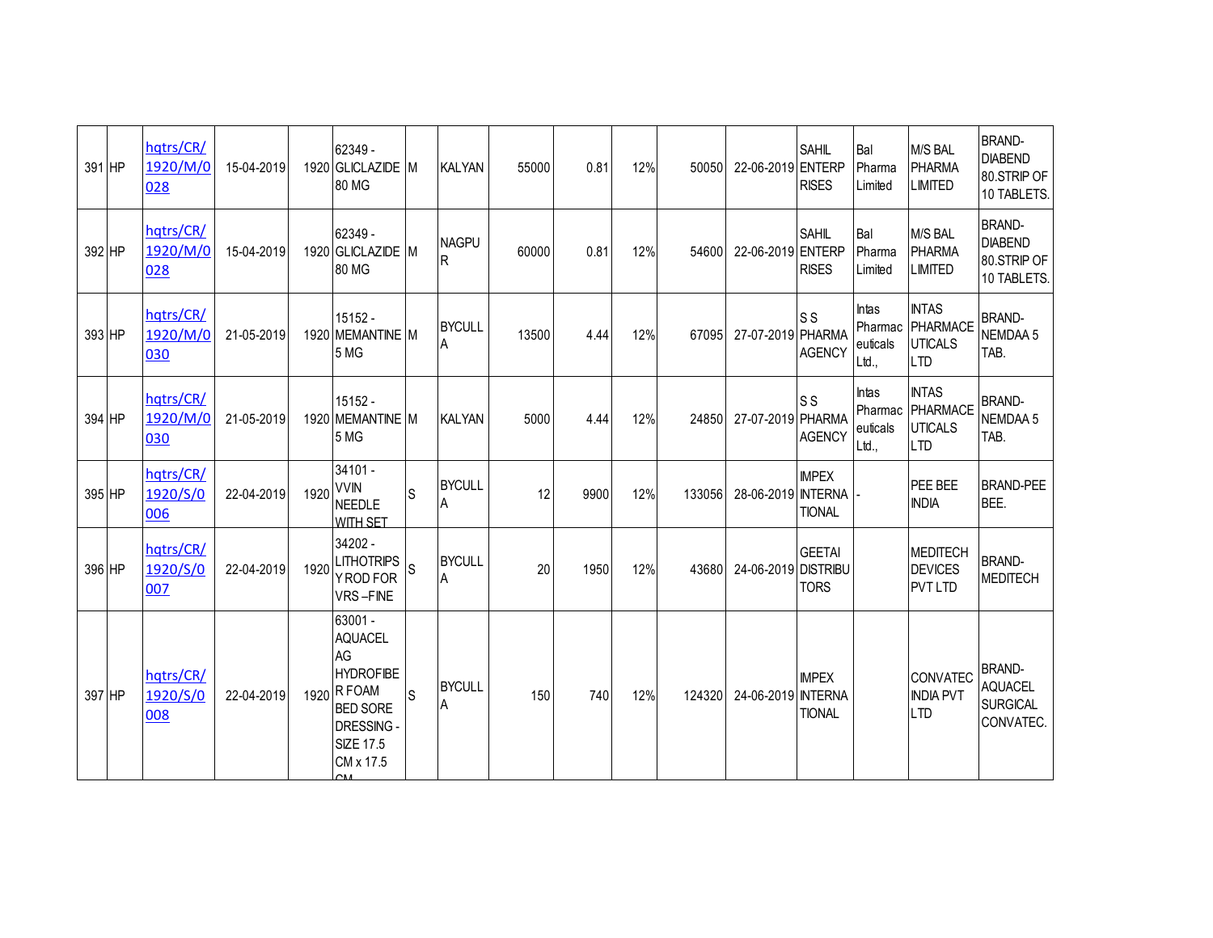| | | | | | | | | | | | | | | | | |
|---|---|---|---|---|---|---|---|---|---|---|---|---|---|---|---|---|
| 391 | HP | hqtrs/CR/1920/M/0028 | 15-04-2019 | 1920 | 62349 - GLICLAZIDE 80 MG | M | KALYAN | 55000 | 0.81 | 12% | 50050 | 22-06-2019 | SAHIL ENTERPRISES | Bal Pharma Limited | M/S BAL PHARMA LIMITED | BRAND-DIABEND 80.STRIP OF 10 TABLETS. |
| 392 | HP | hqtrs/CR/1920/M/0028 | 15-04-2019 | 1920 | 62349 - GLICLAZIDE 80 MG | M | NAGPUR | 60000 | 0.81 | 12% | 54600 | 22-06-2019 | SAHIL ENTERPRISES | Bal Pharma Limited | M/S BAL PHARMA LIMITED | BRAND-DIABEND 80.STRIP OF 10 TABLETS. |
| 393 | HP | hqtrs/CR/1920/M/0030 | 21-05-2019 | 1920 | 15152 - MEMANTINE 5 MG | M | BYCULLA | 13500 | 4.44 | 12% | 67095 | 27-07-2019 | S S PHARMA AGENCY | Intas Pharmaceuticals Ltd., | INTAS PHARMACEUTICALS LTD | BRAND-NEMDAA 5 TAB. |
| 394 | HP | hqtrs/CR/1920/M/0030 | 21-05-2019 | 1920 | 15152 - MEMANTINE 5 MG | M | KALYAN | 5000 | 4.44 | 12% | 24850 | 27-07-2019 | S S PHARMA AGENCY | Intas Pharmaceuticals Ltd., | INTAS PHARMACEUTICALS LTD | BRAND-NEMDAA 5 TAB. |
| 395 | HP | hqtrs/CR/1920/S/0006 | 22-04-2019 | 1920 | 34101 - VVIN NEEDLE WITH SET | S | BYCULLA | 12 | 9900 | 12% | 133056 | 28-06-2019 | IMPEX INTERNATIONAL | - | PEE BEE INDIA | BRAND-PEE BEE. |
| 396 | HP | hqtrs/CR/1920/S/0007 | 22-04-2019 | 1920 | 34202 - LITHOTRIPSY ROD FOR VRS –FINE | S | BYCULLA | 20 | 1950 | 12% | 43680 | 24-06-2019 | GEETAI DISTRIBUTORS | | MEDITECH DEVICES PVT LTD | BRAND-MEDITECH |
| 397 | HP | hqtrs/CR/1920/S/0008 | 22-04-2019 | 1920 | 63001 - AQUACEL AG HYDROFIBER FOAM BED SORE DRESSING - SIZE 17.5 CM x 17.5 CM | S | BYCULLA | 150 | 740 | 12% | 124320 | 24-06-2019 | IMPEX INTERNATIONAL | | CONVATEC INDIA PVT LTD | BRAND-AQUACEL SURGICAL CONVATEC. |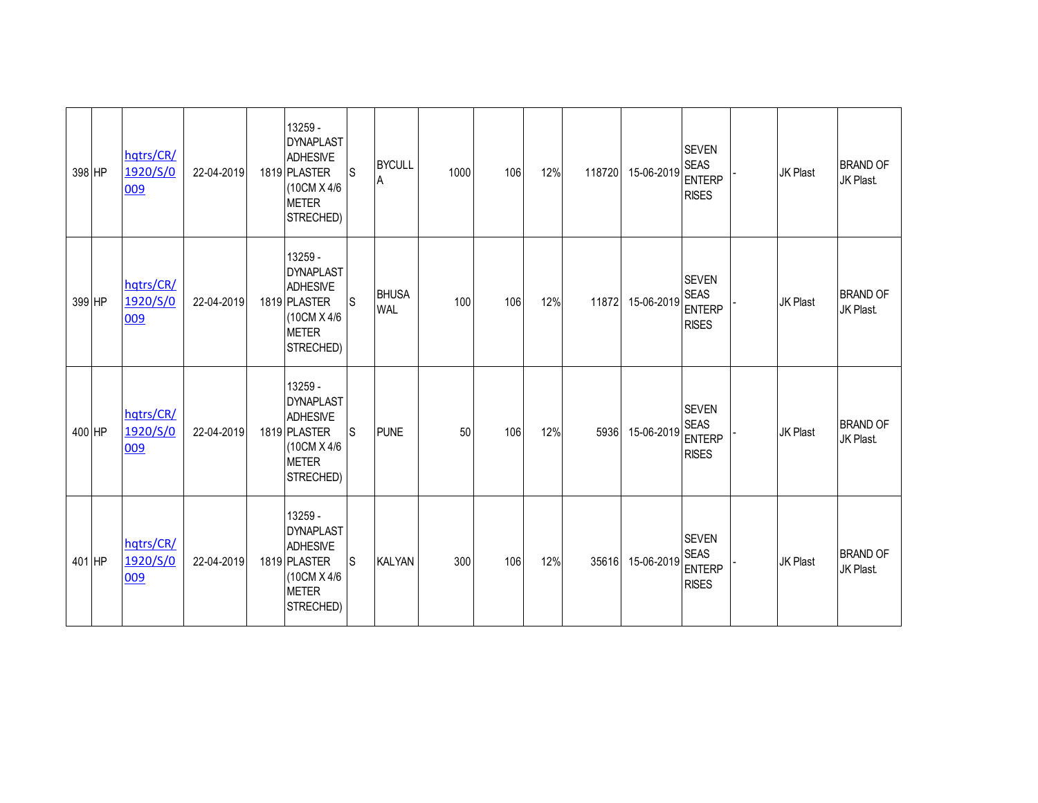| 398 | HP | hqtrs/CR/1920/S/0009 | 22-04-2019 | 1819 | 13259 - DYNAPLAST ADHESIVE PLASTER (10CM X 4/6 METER STRECHED) | S | BYCULLA | 1000 | 106 | 12% | 118720 | 15-06-2019 | SEVEN SEAS ENTERPRISES | - | JK Plast | BRAND OF JK Plast. |
|---|---|---|---|---|---|---|---|---|---|---|---|---|---|---|---|---|
| 399 | HP | hqtrs/CR/1920/S/0009 | 22-04-2019 | 1819 | 13259 - DYNAPLAST ADHESIVE PLASTER (10CM X 4/6 METER STRECHED) | S | BHUSAWAL | 100 | 106 | 12% | 11872 | 15-06-2019 | SEVEN SEAS ENTERPRISES | - | JK Plast | BRAND OF JK Plast. |
| 400 | HP | hqtrs/CR/1920/S/0009 | 22-04-2019 | 1819 | 13259 - DYNAPLAST ADHESIVE PLASTER (10CM X 4/6 METER STRECHED) | S | PUNE | 50 | 106 | 12% | 5936 | 15-06-2019 | SEVEN SEAS ENTERPRISES | - | JK Plast | BRAND OF JK Plast. |
| 401 | HP | hqtrs/CR/1920/S/0009 | 22-04-2019 | 1819 | 13259 - DYNAPLAST ADHESIVE PLASTER (10CM X 4/6 METER STRECHED) | S | KALYAN | 300 | 106 | 12% | 35616 | 15-06-2019 | SEVEN SEAS ENTERPRISES | - | JK Plast | BRAND OF JK Plast. |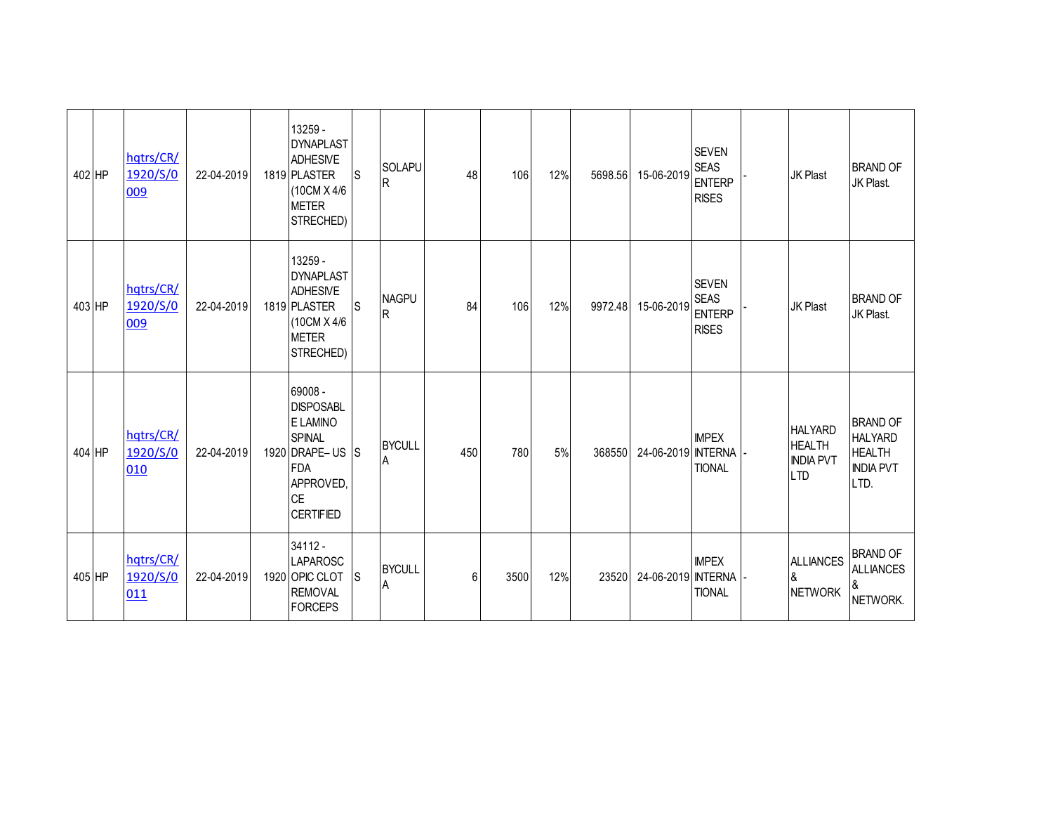| | | | | | | | | | | | | | | | | |
|---|---|---|---|---|---|---|---|---|---|---|---|---|---|---|---|---|
| 402 | HP | hqtrs/CR/1920/S/0009 | 22-04-2019 | 1819 | 13259 - DYNAPLAST ADHESIVE PLASTER (10CM X 4/6 METER STRECHED) | S | SOLAPUR | 48 | 106 | 12% | 5698.56 | 15-06-2019 | SEVEN SEAS ENTERPRISES | - | JK Plast | BRAND OF JK Plast. |
| 403 | HP | hqtrs/CR/1920/S/0009 | 22-04-2019 | 1819 | 13259 - DYNAPLAST ADHESIVE PLASTER (10CM X 4/6 METER STRECHED) | S | NAGPUR | 84 | 106 | 12% | 9972.48 | 15-06-2019 | SEVEN SEAS ENTERPRISES | - | JK Plast | BRAND OF JK Plast. |
| 404 | HP | hqtrs/CR/1920/S/0010 | 22-04-2019 | 1920 | 69008 - DISPOSABLE LAMINO SPINAL DRAPE– US FDA APPROVED, CE CERTIFIED | S | BYCULLA | 450 | 780 | 5% | 368550 | 24-06-2019 | IMPEX INTERNATIONAL | - | HALYARD HEALTH INDIA PVT LTD | BRAND OF HALYARD HEALTH INDIA PVT LTD. |
| 405 | HP | hqtrs/CR/1920/S/0011 | 22-04-2019 | 1920 | 34112 - LAPAROSCOPIC CLOT REMOVAL FORCEPS | S | BYCULLA | 6 | 3500 | 12% | 23520 | 24-06-2019 | IMPEX INTERNATIONAL | - | ALLIANCES & NETWORK | BRAND OF ALLIANCES & NETWORK. |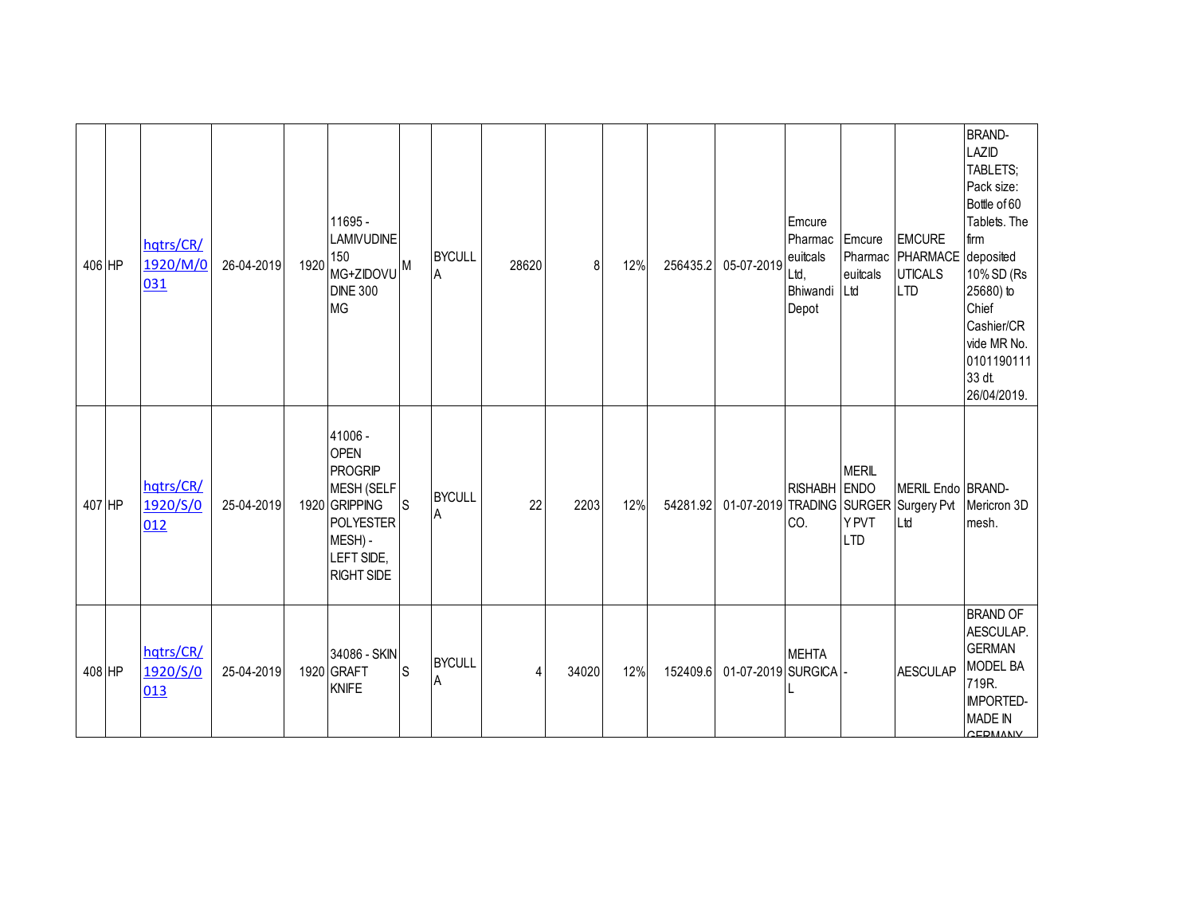| | | | | | | | | | | | | | | | | |
|---|---|---|---|---|---|---|---|---|---|---|---|---|---|---|---|---|
| 406 | HP | hqtrs/CR/1920/M/0031 | 26-04-2019 | 1920 | 11695 - LAMIVUDINE 150 MG+ZIDOVUDINE 300 MG | M | BYCULLA | 28620 | 8 | 12% | 256435.2 | 05-07-2019 | Emcure Pharmaceuitcals Ltd, Bhiwandi Depot | Emcure Pharmaceuitcals Ltd | EMCURE PHARMACEUTICALS LTD | BRAND-LAZID TABLETS; Pack size: Bottle of 60 Tablets. The firm deposited 10% SD (Rs 25680) to Chief Cashier/CR vide MR No. 010119011133 dt. 26/04/2019. |
| 407 | HP | hqtrs/CR/1920/S/0012 | 25-04-2019 | 1920 | 41006 - OPEN PROGRIP MESH (SELF GRIPPING POLYESTER MESH) - LEFT SIDE, RIGHT SIDE | S | BYCULLA | 22 | 2203 | 12% | 54281.92 | 01-07-2019 | RISHABH TRADING CO. | MERIL ENDO SURGERY PVT LTD | MERIL Endo Surgery Pvt Ltd | BRAND-Mericron 3D mesh. |
| 408 | HP | hqtrs/CR/1920/S/0013 | 25-04-2019 | 1920 | 34086 - SKIN GRAFT KNIFE | S | BYCULLA | 4 | 34020 | 12% | 152409.6 | 01-07-2019 | MEHTA SURGICAL | - | AESCULAP | BRAND OF AESCULAP. GERMAN MODEL BA 719R. IMPORTED-MADE IN GERMANY |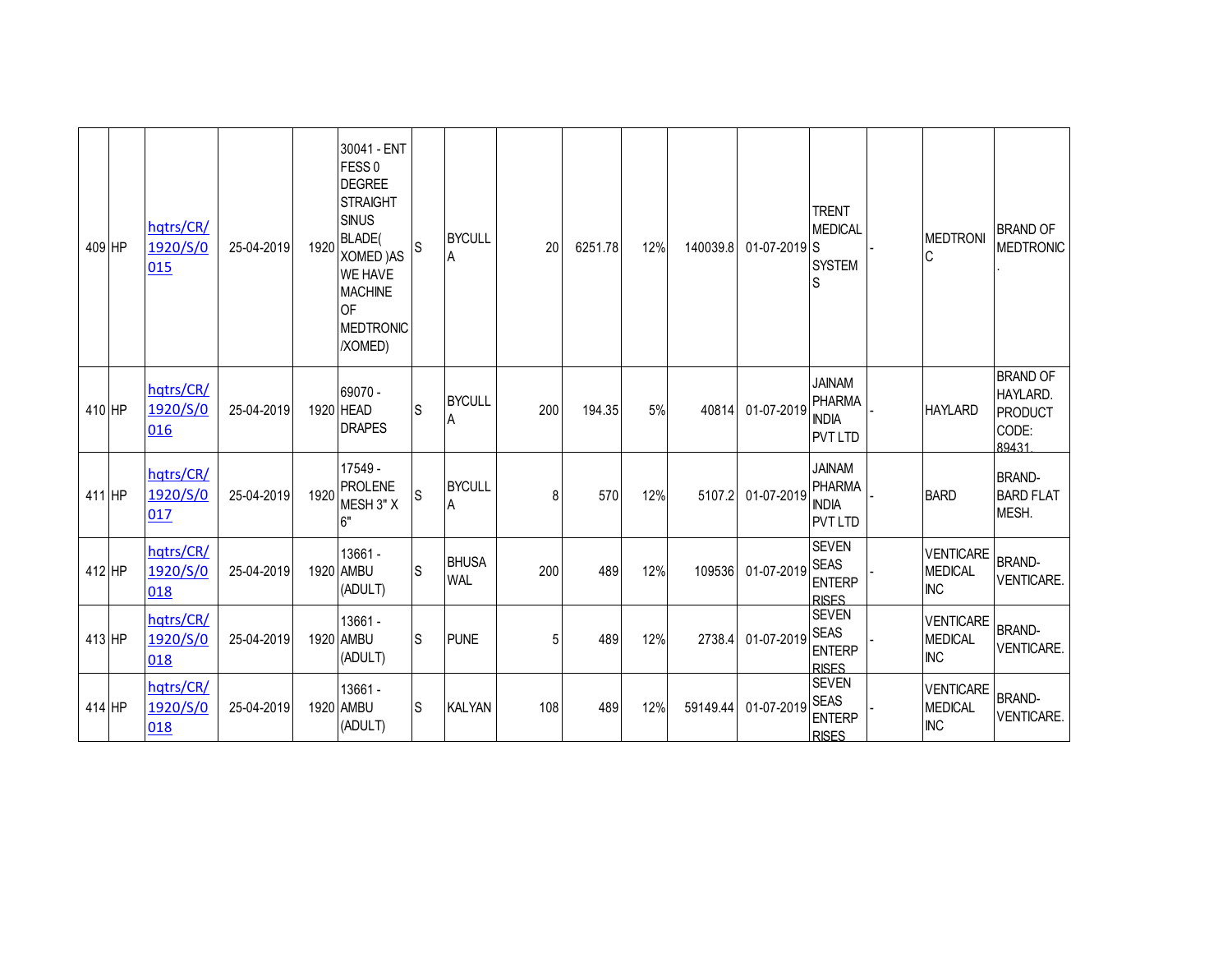| 409 | HP | hqtrs/CR/1920/S/0015 | 25-04-2019 | 1920 | 30041 - ENT FESS 0 DEGREE STRAIGHT SINUS BLADE( XOMED )AS WE HAVE MACHINE OF MEDTRONIC /XOMED) | S | BYCULLA | 20 | 6251.78 | 12% | 140039.8 | 01-07-2019 | TRENT MEDICALS SYSTEMS | - | MEDTRONIC | BRAND OF MEDTRONIC. |
|---|---|---|---|---|---|---|---|---|---|---|---|---|---|---|---|---|
| 410 | HP | hqtrs/CR/1920/S/0016 | 25-04-2019 | 1920 | 69070 - HEAD DRAPES | S | BYCULLA | 200 | 194.35 | 5% | 40814 | 01-07-2019 | JAINAM PHARMA INDIA PVT LTD | - | HAYLARD | BRAND OF HAYLARD. PRODUCT CODE: 89431. |
| 411 | HP | hqtrs/CR/1920/S/0017 | 25-04-2019 | 1920 | 17549 - PROLENE MESH 3" X 6" | S | BYCULLA | 8 | 570 | 12% | 5107.2 | 01-07-2019 | JAINAM PHARMA INDIA PVT LTD | - | BARD | BRAND-BARD FLAT MESH. |
| 412 | HP | hqtrs/CR/1920/S/0018 | 25-04-2019 | 1920 | 13661 - AMBU (ADULT) | S | BHUSAWAL | 200 | 489 | 12% | 109536 | 01-07-2019 | SEVEN SEAS ENTERPRISES | - | VENTICARE MEDICAL INC | BRAND-VENTICARE. |
| 413 | HP | hqtrs/CR/1920/S/0018 | 25-04-2019 | 1920 | 13661 - AMBU (ADULT) | S | PUNE | 5 | 489 | 12% | 2738.4 | 01-07-2019 | SEVEN SEAS ENTERPRISES | - | VENTICARE MEDICAL INC | BRAND-VENTICARE. |
| 414 | HP | hqtrs/CR/1920/S/0018 | 25-04-2019 | 1920 | 13661 - AMBU (ADULT) | S | KALYAN | 108 | 489 | 12% | 59149.44 | 01-07-2019 | SEVEN SEAS ENTERPRISES | - | VENTICARE MEDICAL INC | BRAND-VENTICARE. |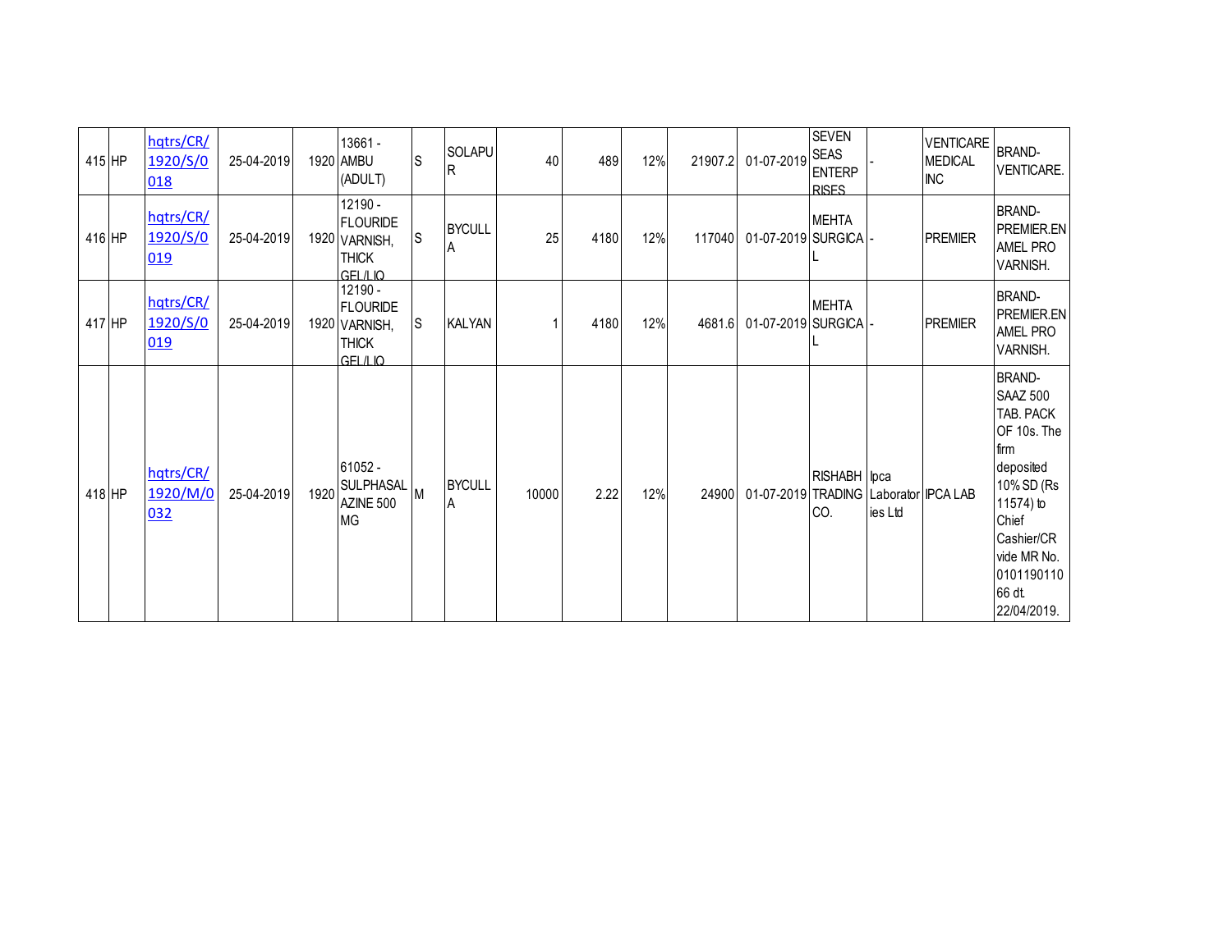| | | | | | | | | | | | | | | | | |
|---|---|---|---|---|---|---|---|---|---|---|---|---|---|---|---|---|
| 415 | HP | hqtrs/CR/1920/S/0018 | 25-04-2019 | 1920 | 13661 - AMBU (ADULT) | S | SOLAPUR | 40 | 489 | 12% | 21907.2 | 01-07-2019 | SEVEN SEAS ENTERPRISES | - | VENTICARE MEDICAL INC | BRAND-VENTICARE. |
| 416 | HP | hqtrs/CR/1920/S/0019 | 25-04-2019 | 1920 | 12190 - FLOURIDE VARNISH, THICK GEL/LIQ | S | BYCULLA | 25 | 4180 | 12% | 117040 | 01-07-2019 | MEHTA SURGICAL | - | PREMIER | BRAND-PREMIER.ENAMEL PRO VARNISH. |
| 417 | HP | hqtrs/CR/1920/S/0019 | 25-04-2019 | 1920 | 12190 - FLOURIDE VARNISH, THICK GEL/LIQ | S | KALYAN | 1 | 4180 | 12% | 4681.6 | 01-07-2019 | MEHTA SURGICAL | - | PREMIER | BRAND-PREMIER.ENAMEL PRO VARNISH. |
| 418 | HP | hqtrs/CR/1920/M/0032 | 25-04-2019 | 1920 | 61052 - SULPHASALAZINE 500 MG | M | BYCULLA | 10000 | 2.22 | 12% | 24900 | 01-07-2019 | RISHABH TRADING CO. | Ipca Laboratories Ltd | IPCA LAB | BRAND-SAAZ 500 TAB. PACK OF 10s. The firm deposited 10% SD (Rs 11574) to Chief Cashier/CR vide MR No. 010119011066 dt. 22/04/2019. |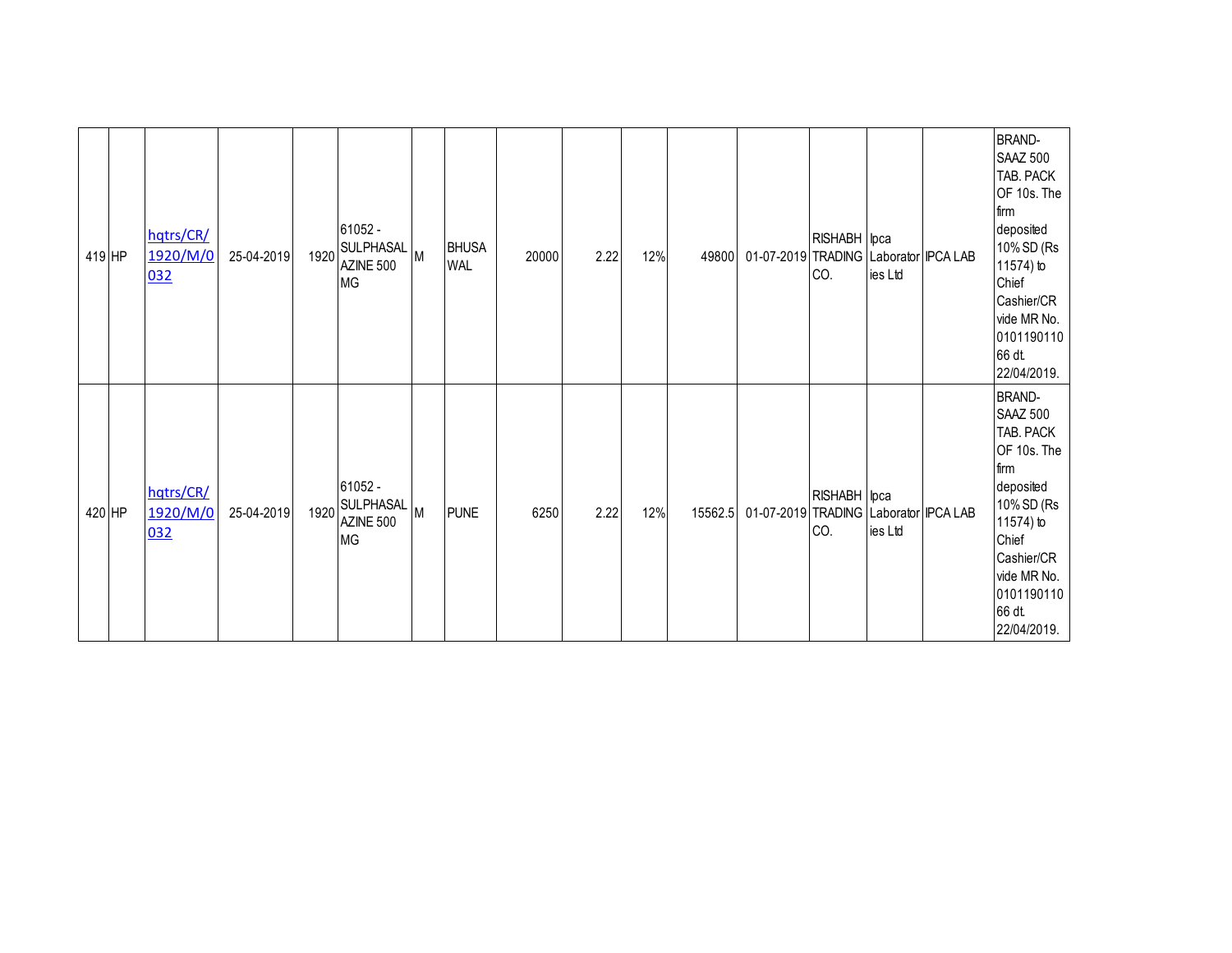| | | | | | | | | | | | | | | | | |
|---|---|---|---|---|---|---|---|---|---|---|---|---|---|---|---|---|
| 419 | HP | hqtrs/CR/1920/M/0032 | 25-04-2019 | 1920 | 61052 - SULPHASALAZINE 500 MG | M | BHUSAWAL | 20000 | 2.22 | 12% | 49800 | 01-07-2019 | RISHABH TRADING CO. | Ipca Laboratories Ltd | IPCA LAB | BRAND- SAAZ 500 TAB. PACK OF 10s. The firm deposited 10% SD (Rs 11574) to Chief Cashier/CR vide MR No. 010119011066 dt. 22/04/2019. |
| 420 | HP | hqtrs/CR/1920/M/0032 | 25-04-2019 | 1920 | 61052 - SULPHASALAZINE 500 MG | M | PUNE | 6250 | 2.22 | 12% | 15562.5 | 01-07-2019 | RISHABH TRADING CO. | Ipca Laboratories Ltd | IPCA LAB | BRAND- SAAZ 500 TAB. PACK OF 10s. The firm deposited 10% SD (Rs 11574) to Chief Cashier/CR vide MR No. 010119011066 dt. 22/04/2019. |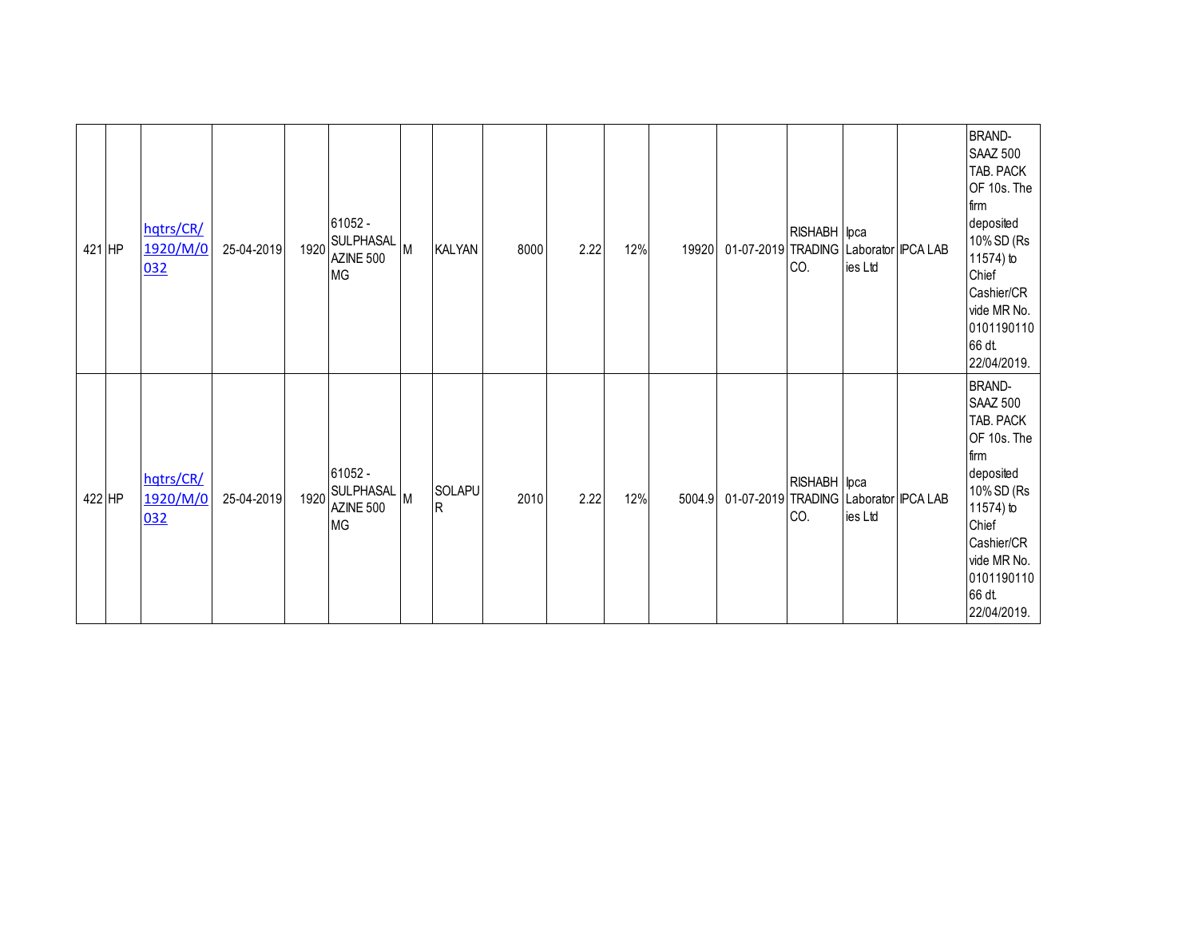| | | | | | | | | | | | | | | | | |
|---|---|---|---|---|---|---|---|---|---|---|---|---|---|---|---|---|
| 421 | HP | hqtrs/CR/1920/M/0032 | 25-04-2019 | 1920 | 61052 - SULPHASALAZINE 500 MG | M | KALYAN | 8000 | 2.22 | 12% | 19920 | 01-07-2019 | RISHABH TRADING CO. | Ipca Laboratories Ltd | IPCA LAB | BRAND- SAAZ 500 TAB. PACK OF 10s. The firm deposited 10% SD (Rs 11574) to Chief Cashier/CR vide MR No. 010119011066 dt. 22/04/2019. |
| 422 | HP | hqtrs/CR/1920/M/0032 | 25-04-2019 | 1920 | 61052 - SULPHASALAZINE 500 MG | M | SOLAPUR | 2010 | 2.22 | 12% | 5004.9 | 01-07-2019 | RISHABH TRADING CO. | Ipca Laboratories Ltd | IPCA LAB | BRAND- SAAZ 500 TAB. PACK OF 10s. The firm deposited 10% SD (Rs 11574) to Chief Cashier/CR vide MR No. 010119011066 dt. 22/04/2019. |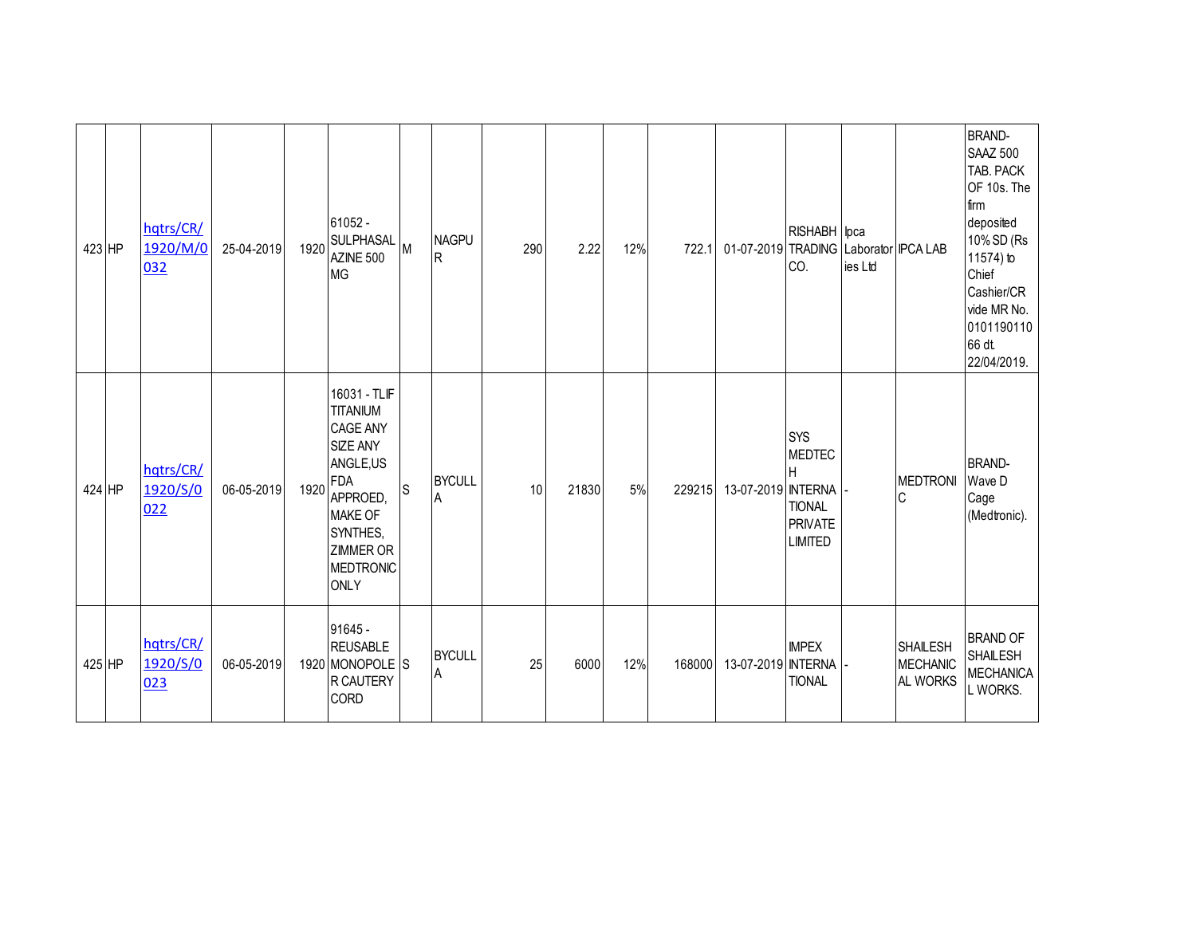| 423 | HP | hqtrs/CR/1920/M/0032 | 25-04-2019 | 1920 | 61052 - SULPHASALAZINE 500 MG | M | NAGPUR | 290 | 2.22 | 12% | 722.1 | 01-07-2019 | RISHABH TRADING CO. | Ipca Laboratories Ltd | IPCA LAB | BRAND- SAAZ 500 TAB. PACK OF 10s. The firm deposited 10% SD (Rs 11574) to Chief Cashier/CR vide MR No. 010119011066 dt. 22/04/2019. |
|---|---|---|---|---|---|---|---|---|---|---|---|---|---|---|---|---|
| 424 | HP | hqtrs/CR/1920/S/0022 | 06-05-2019 | 1920 | 16031 - TLIF TITANIUM CAGE ANY SIZE ANY ANGLE,US FDA APPROED, MAKE OF SYNTHES, ZIMMER OR MEDTRONIC ONLY | S | BYCULLA | 10 | 21830 | 5% | 229215 | 13-07-2019 | SYS MEDTECH INTERNATIONAL PRIVATE LIMITED | - | MEDTRONIC | BRAND- Wave D Cage (Medtronic). |
| 425 | HP | hqtrs/CR/1920/S/0023 | 06-05-2019 | 1920 | 91645 - REUSABLE MONOPOLER CAUTERY CORD | S | BYCULLA | 25 | 6000 | 12% | 168000 | 13-07-2019 | IMPEX INTERNATIONAL | - | SHAILESH MECHANICAL WORKS | BRAND OF SHAILESH MECHANICAL WORKS. |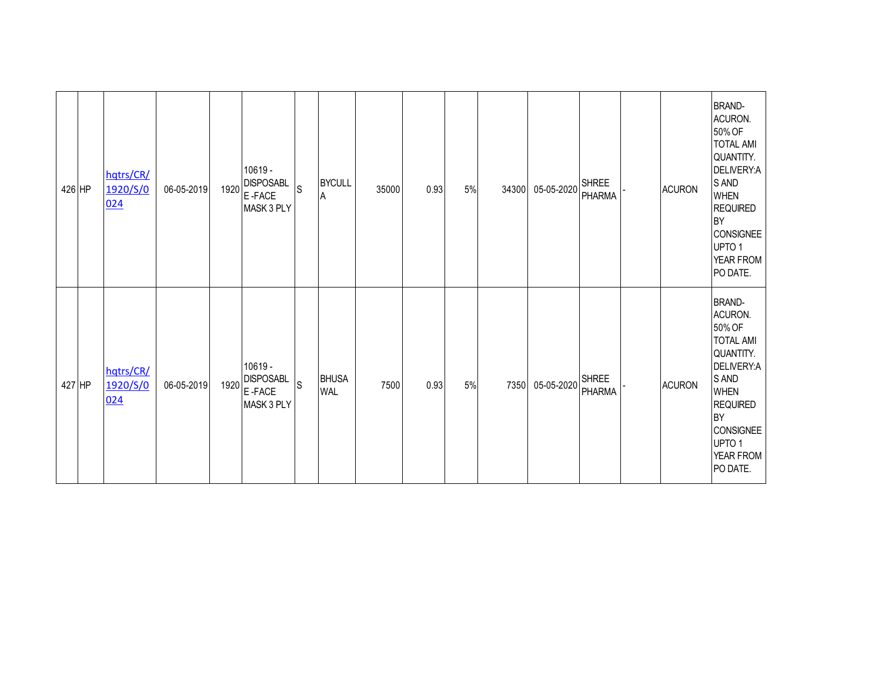| | | | | | | | | | | | | | | | | |
|---|---|---|---|---|---|---|---|---|---|---|---|---|---|---|---|---|
| 426 | HP | hqtrs/CR/1920/S/0024 | 06-05-2019 | 1920 | 10619 - DISPOSABLE -FACE MASK 3 PLY | S | BYCULLA | 35000 | 0.93 | 5% | 34300 | 05-05-2020 | SHREE PHARMA | - | ACURON | BRAND-ACURON. 50% OF TOTAL AMI QUANTITY. DELIVERY:AS AND WHEN REQUIRED BY CONSIGNEE UPTO 1 YEAR FROM PO DATE. |
| 427 | HP | hqtrs/CR/1920/S/0024 | 06-05-2019 | 1920 | 10619 - DISPOSABLE -FACE MASK 3 PLY | S | BHUSAWAL | 7500 | 0.93 | 5% | 7350 | 05-05-2020 | SHREE PHARMA | - | ACURON | BRAND-ACURON. 50% OF TOTAL AMI QUANTITY. DELIVERY:AS AND WHEN REQUIRED BY CONSIGNEE UPTO 1 YEAR FROM PO DATE. |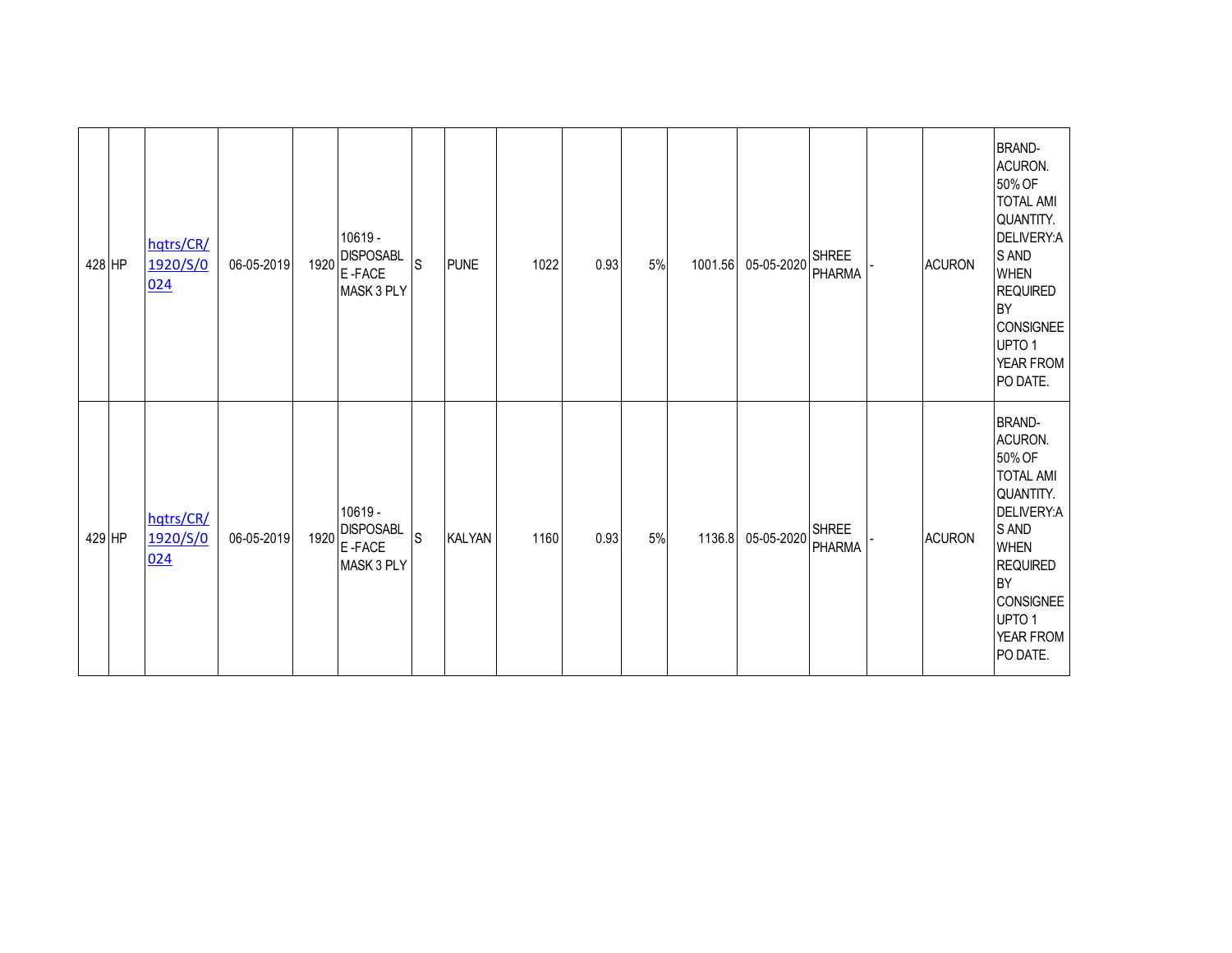| | | | | | | | | | | | | | | | | |
|---|---|---|---|---|---|---|---|---|---|---|---|---|---|---|---|---|
| 428 | HP | hqtrs/CR/1920/S/0024 | 06-05-2019 | 1920 | 10619 - DISPOSABLE -FACE MASK 3 PLY | S | PUNE | 1022 | 0.93 | 5% | 1001.56 | 05-05-2020 | SHREE PHARMA | - | ACURON | BRAND-ACURON. 50% OF TOTAL AMI QUANTITY. DELIVERY:AS AND WHEN REQUIRED BY CONSIGNEE UPTO 1 YEAR FROM PO DATE. |
| 429 | HP | hqtrs/CR/1920/S/0024 | 06-05-2019 | 1920 | 10619 - DISPOSABLE -FACE MASK 3 PLY | S | KALYAN | 1160 | 0.93 | 5% | 1136.8 | 05-05-2020 | SHREE PHARMA | - | ACURON | BRAND-ACURON. 50% OF TOTAL AMI QUANTITY. DELIVERY:AS AND WHEN REQUIRED BY CONSIGNEE UPTO 1 YEAR FROM PO DATE. |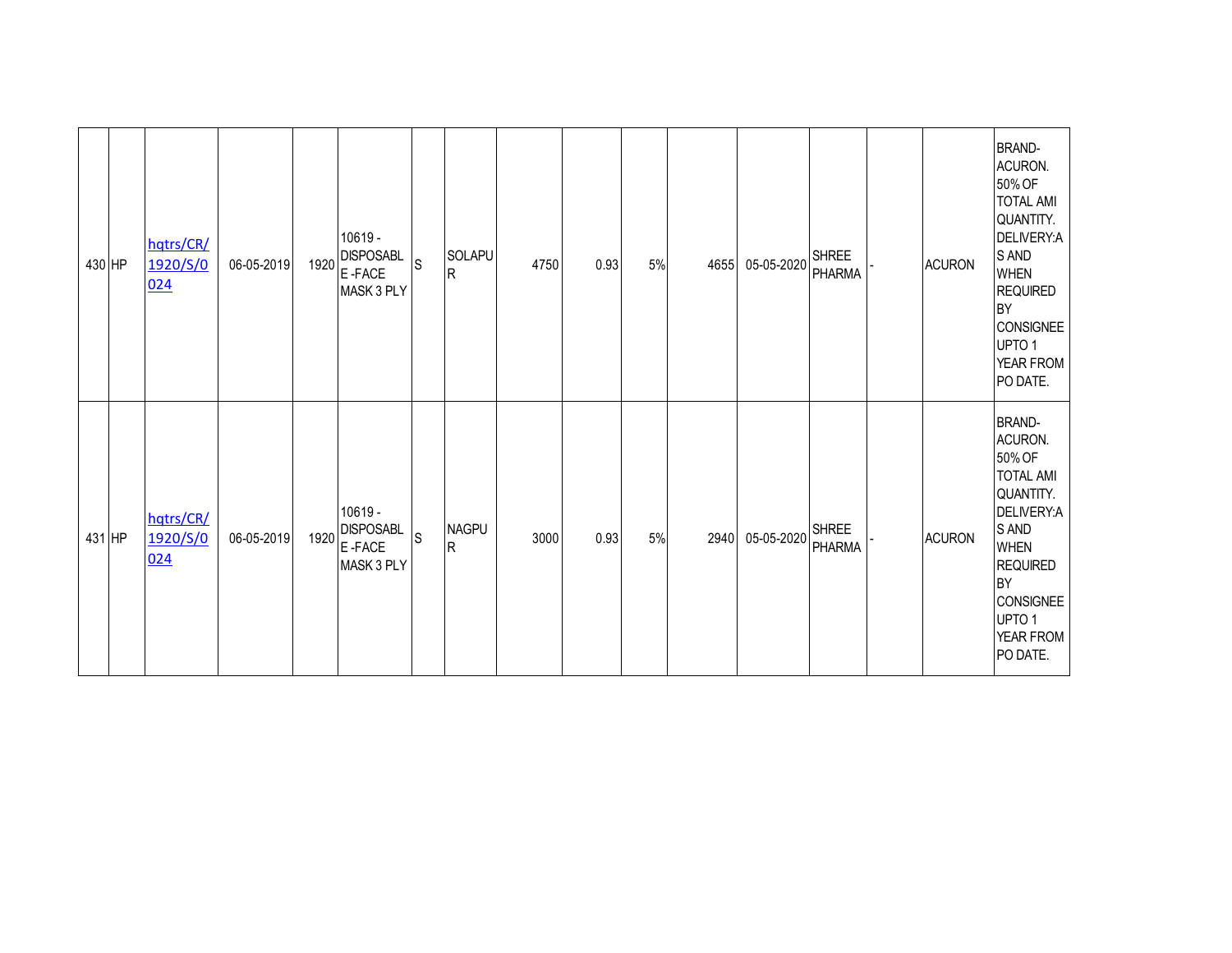| | | | | | | | | | | | | | | | | |
|---|---|---|---|---|---|---|---|---|---|---|---|---|---|---|---|---|
| 430 | HP | hqtrs/CR/1920/S/0024 | 06-05-2019 | 1920 | 10619 - DISPOSABLE -FACE MASK 3 PLY | S | SOLAPUR | 4750 | 0.93 | 5% | 4655 | 05-05-2020 | SHREE PHARMA | - | ACURON | BRAND-ACURON. 50% OF TOTAL AMI QUANTITY. DELIVERY:AS AND WHEN REQUIRED BY CONSIGNEE UPTO 1 YEAR FROM PO DATE. |
| 431 | HP | hqtrs/CR/1920/S/0024 | 06-05-2019 | 1920 | 10619 - DISPOSABLE -FACE MASK 3 PLY | S | NAGPUR | 3000 | 0.93 | 5% | 2940 | 05-05-2020 | SHREE PHARMA | - | ACURON | BRAND-ACURON. 50% OF TOTAL AMI QUANTITY. DELIVERY:AS AND WHEN REQUIRED BY CONSIGNEE UPTO 1 YEAR FROM PO DATE. |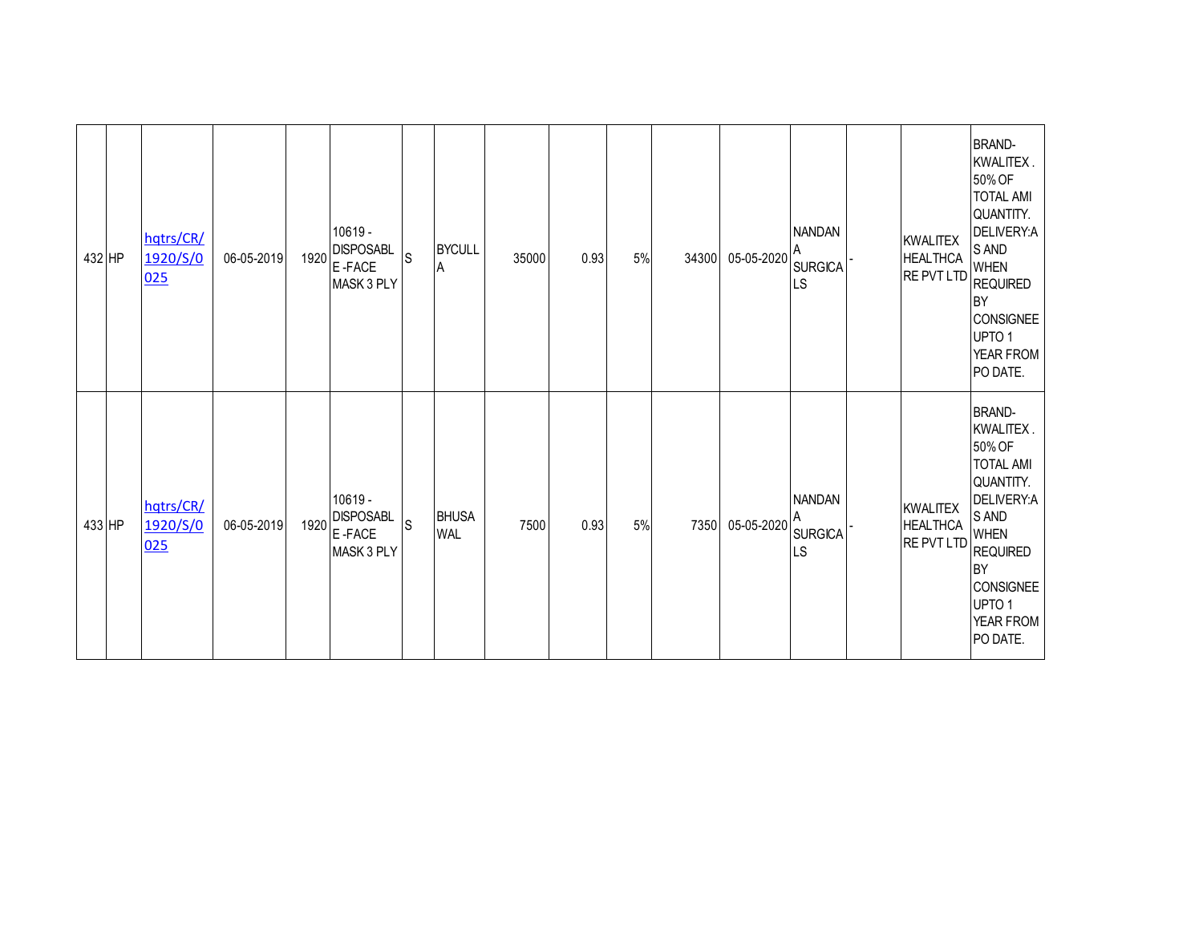| | | | | | | | | | | | | | | | | |
|---|---|---|---|---|---|---|---|---|---|---|---|---|---|---|---|---|
| 432 | HP | hqtrs/CR/1920/S/0025 | 06-05-2019 | 1920 | 10619 - DISPOSABLE -FACE MASK 3 PLY | S | BYCULLA | 35000 | 0.93 | 5% | 34300 | 05-05-2020 | NANDANA SURGICALS | - | KWALITEX HEALTHCARE PVT LTD | BRAND- KWALITEX . 50% OF TOTAL AMI QUANTITY. DELIVERY:AS AND WHEN REQUIRED BY CONSIGNEE UPTO 1 YEAR FROM PO DATE. |
| 433 | HP | hqtrs/CR/1920/S/0025 | 06-05-2019 | 1920 | 10619 - DISPOSABLE -FACE MASK 3 PLY | S | BHUSAWAL | 7500 | 0.93 | 5% | 7350 | 05-05-2020 | NANDANA SURGICALS | - | KWALITEX HEALTHCARE PVT LTD | BRAND- KWALITEX . 50% OF TOTAL AMI QUANTITY. DELIVERY:AS AND WHEN REQUIRED BY CONSIGNEE UPTO 1 YEAR FROM PO DATE. |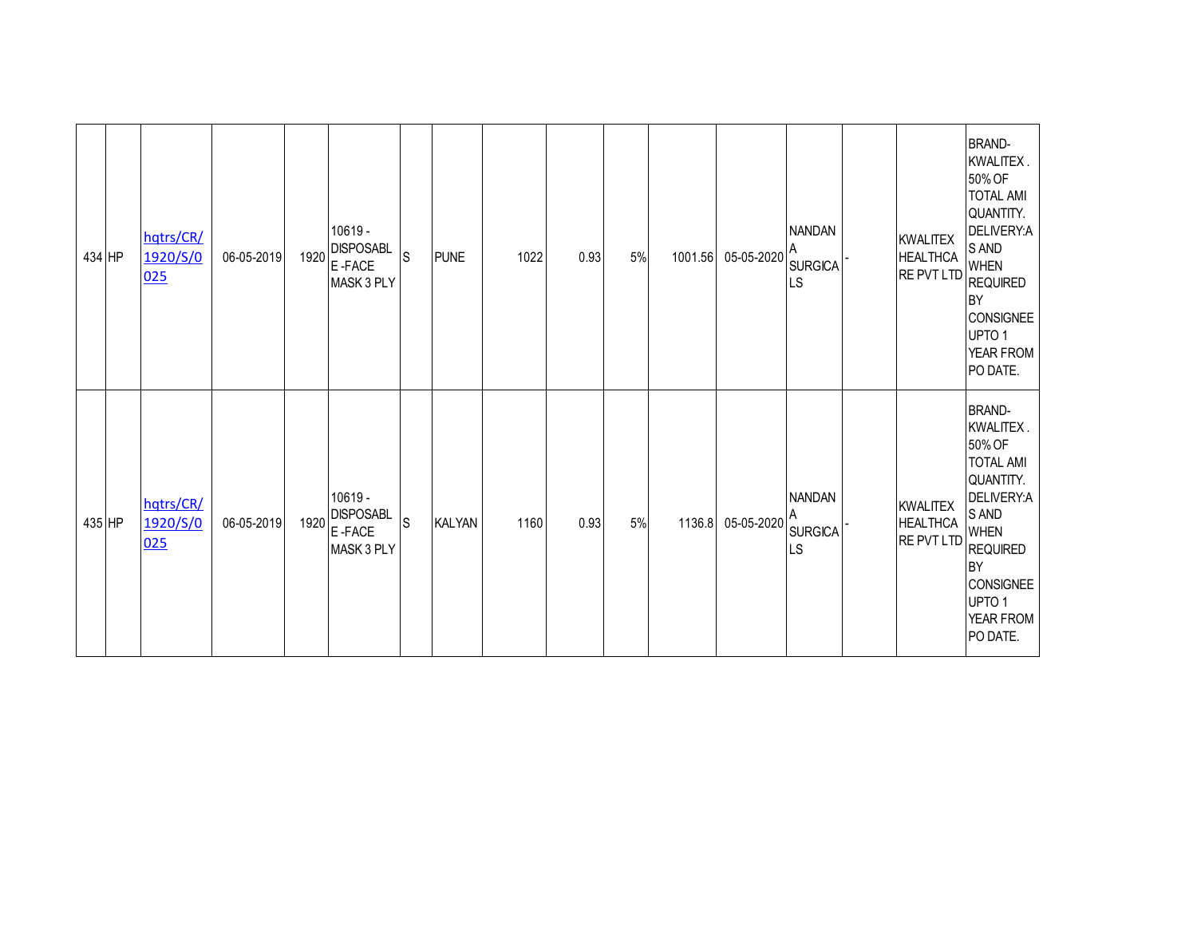| | | | | | | | | | | | | | | | | |
|---|---|---|---|---|---|---|---|---|---|---|---|---|---|---|---|---|
| 434 | HP | hqtrs/CR/1920/S/0025 | 06-05-2019 | 1920 | 10619 - DISPOSABLE -FACE MASK 3 PLY | S | PUNE | 1022 | 0.93 | 5% | 1001.56 | 05-05-2020 | NANDANA SURGICALS | - | | KWALITEX HEALTHCARE PVT LTD | BRAND-KWALITEX . 50% OF TOTAL AMI QUANTITY. DELIVERY:AS AND WHEN REQUIRED BY CONSIGNEE UPTO 1 YEAR FROM PO DATE. |
| 435 | HP | hqtrs/CR/1920/S/0025 | 06-05-2019 | 1920 | 10619 - DISPOSABLE -FACE MASK 3 PLY | S | KALYAN | 1160 | 0.93 | 5% | 1136.8 | 05-05-2020 | NANDANA SURGICALS | - | | KWALITEX HEALTHCARE PVT LTD | BRAND-KWALITEX . 50% OF TOTAL AMI QUANTITY. DELIVERY:AS AND WHEN REQUIRED BY CONSIGNEE UPTO 1 YEAR FROM PO DATE. |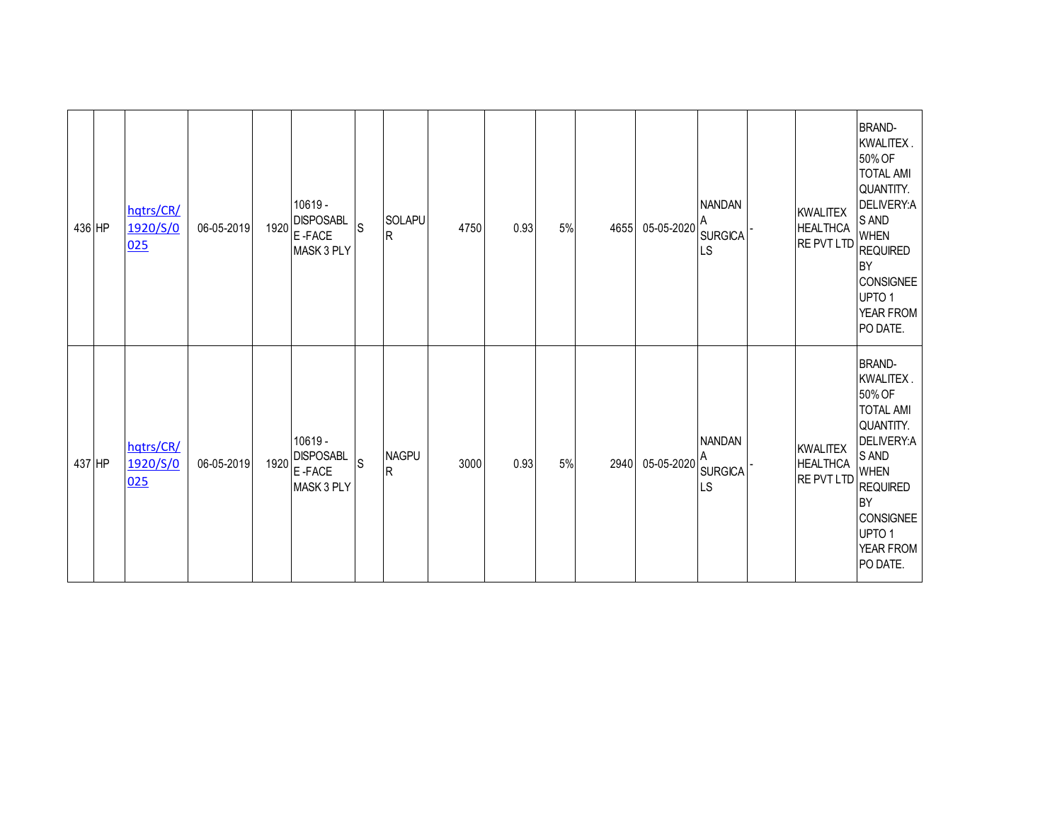| | | | | | | | | | | | | | | | | |
|---|---|---|---|---|---|---|---|---|---|---|---|---|---|---|---|---|
| 436 | HP | hqtrs/CR/1920/S/0025 | 06-05-2019 | 1920 | 10619 - DISPOSABLE -FACE MASK 3 PLY | S | SOLAPUR | 4750 | 0.93 | 5% | 4655 | 05-05-2020 | NANDANA SURGICALS | - | KWALITEX HEALTHCARE PVT LTD | BRAND-KWALITEX . 50% OF TOTAL AMI QUANTITY. DELIVERY:AS AND WHEN REQUIRED BY CONSIGNEE UPTO 1 YEAR FROM PO DATE. |
| 437 | HP | hqtrs/CR/1920/S/0025 | 06-05-2019 | 1920 | 10619 - DISPOSABLE -FACE MASK 3 PLY | S | NAGPUR | 3000 | 0.93 | 5% | 2940 | 05-05-2020 | NANDANA SURGICALS | - | KWALITEX HEALTHCARE PVT LTD | BRAND-KWALITEX . 50% OF TOTAL AMI QUANTITY. DELIVERY:AS AND WHEN REQUIRED BY CONSIGNEE UPTO 1 YEAR FROM PO DATE. |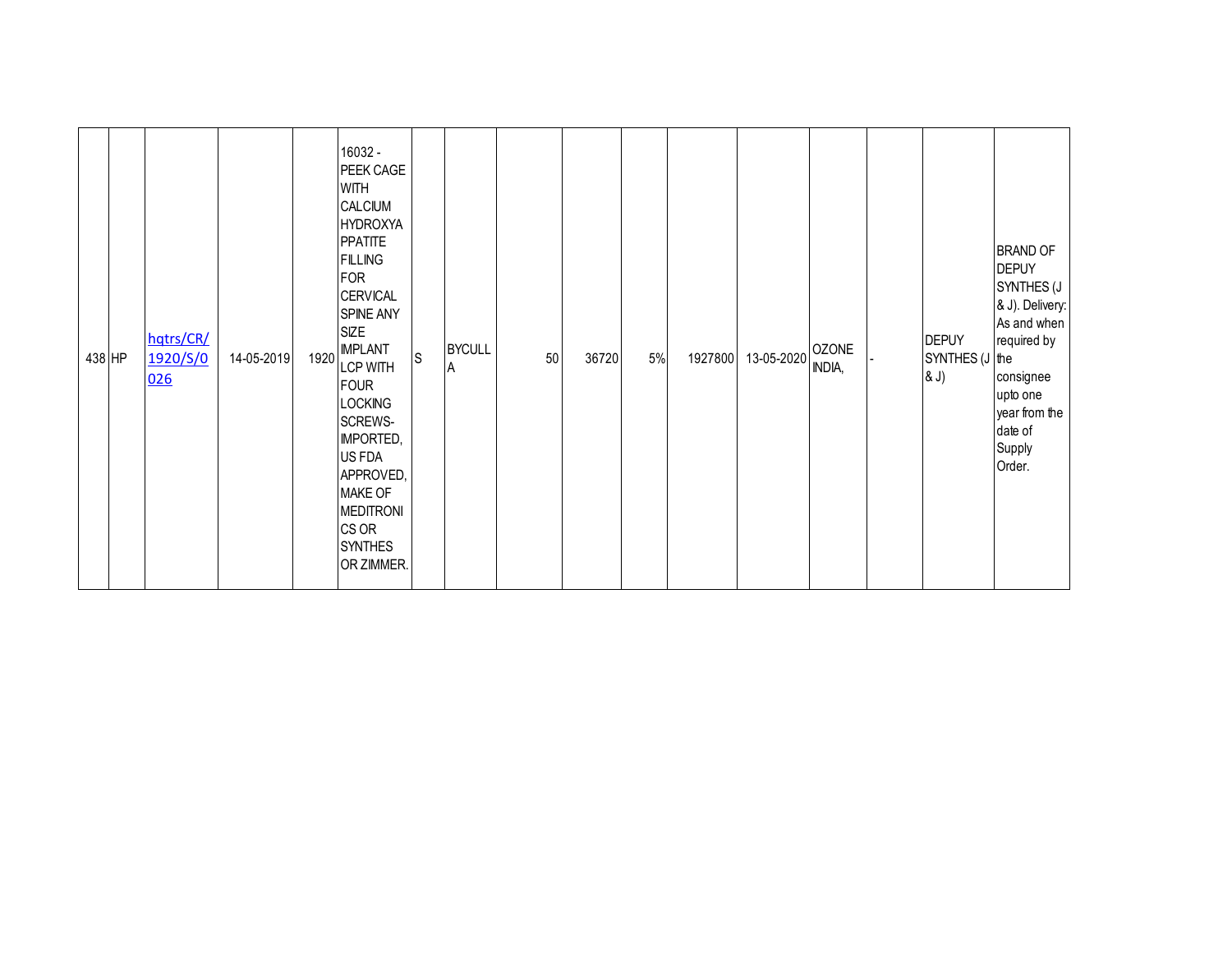| | | | | | | | | | | | | | | | | |
|---|---|---|---|---|---|---|---|---|---|---|---|---|---|---|---|---|
| 438 | HP | hqtrs/CR/1920/S/0026 | 14-05-2019 | 1920 | 16032 - PEEK CAGE WITH CALCIUM HYDROXYAPPATITE FILLING FOR CERVICAL SPINE ANY SIZE IMPLANT LCP WITH FOUR LOCKING SCREWS- IMPORTED, US FDA APPROVED, MAKE OF MEDITRONICS OR SYNTHES OR ZIMMER. | S | BYCULLA | 50 | 36720 | 5% | 1927800 | 13-05-2020 | OZONE INDIA, | - | DEPUY SYNTHES (J & J) | BRAND OF DEPUY SYNTHES (J & J). Delivery: As and when required by the consignee upto one year from the date of Supply Order. |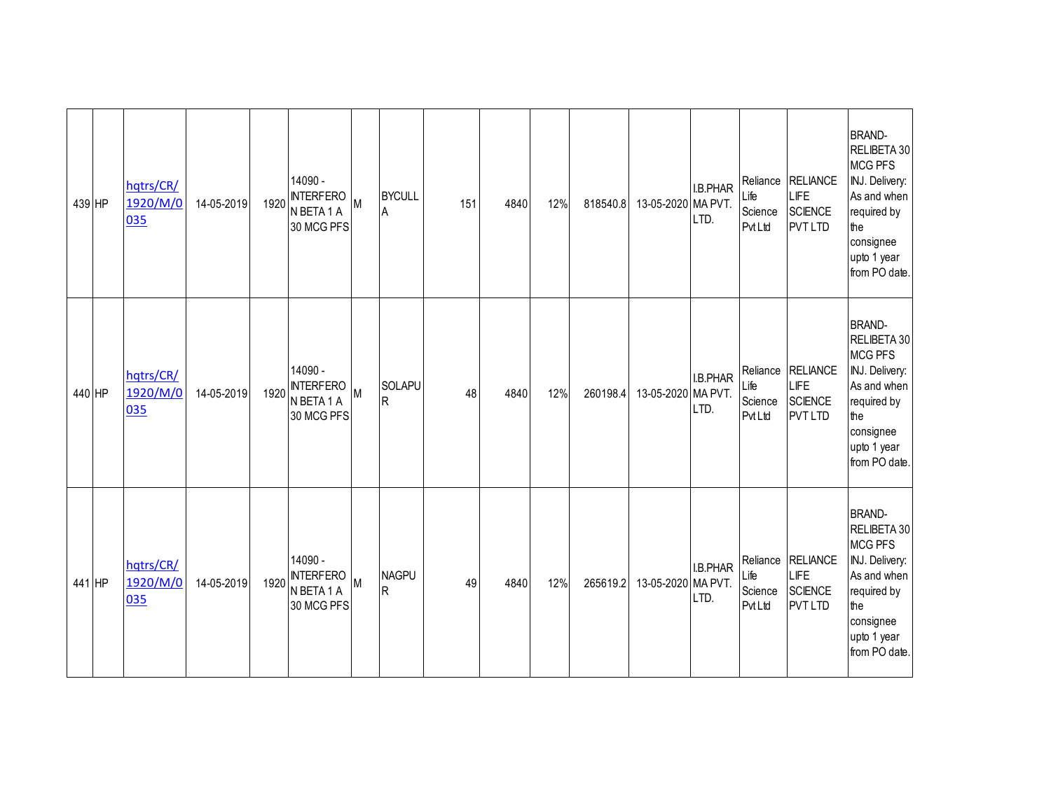| | | | | | | | | | | | | | | | | |
|---|---|---|---|---|---|---|---|---|---|---|---|---|---|---|---|---|
| 439 | HP | hqtrs/CR/1920/M/0035 | 14-05-2019 | 1920 | 14090 - INTERFERON BETA 1 A 30 MCG PFS | M | BYCULLA | 151 | 4840 | 12% | 818540.8 | 13-05-2020 | I.B.PHARMA PVT. LTD. | Reliance Life Science Pvt Ltd | RELIANCE LIFE SCIENCE PVT LTD | BRAND- RELIBETA 30 MCG PFS INJ. Delivery: As and when required by the consignee upto 1 year from PO date. |
| 440 | HP | hqtrs/CR/1920/M/0035 | 14-05-2019 | 1920 | 14090 - INTERFERON BETA 1 A 30 MCG PFS | M | SOLAPUR | 48 | 4840 | 12% | 260198.4 | 13-05-2020 | I.B.PHARMA PVT. LTD. | Reliance Life Science Pvt Ltd | RELIANCE LIFE SCIENCE PVT LTD | BRAND- RELIBETA 30 MCG PFS INJ. Delivery: As and when required by the consignee upto 1 year from PO date. |
| 441 | HP | hqtrs/CR/1920/M/0035 | 14-05-2019 | 1920 | 14090 - INTERFERON BETA 1 A 30 MCG PFS | M | NAGPUR | 49 | 4840 | 12% | 265619.2 | 13-05-2020 | I.B.PHARMA PVT. LTD. | Reliance Life Science Pvt Ltd | RELIANCE LIFE SCIENCE PVT LTD | BRAND- RELIBETA 30 MCG PFS INJ. Delivery: As and when required by the consignee upto 1 year from PO date. |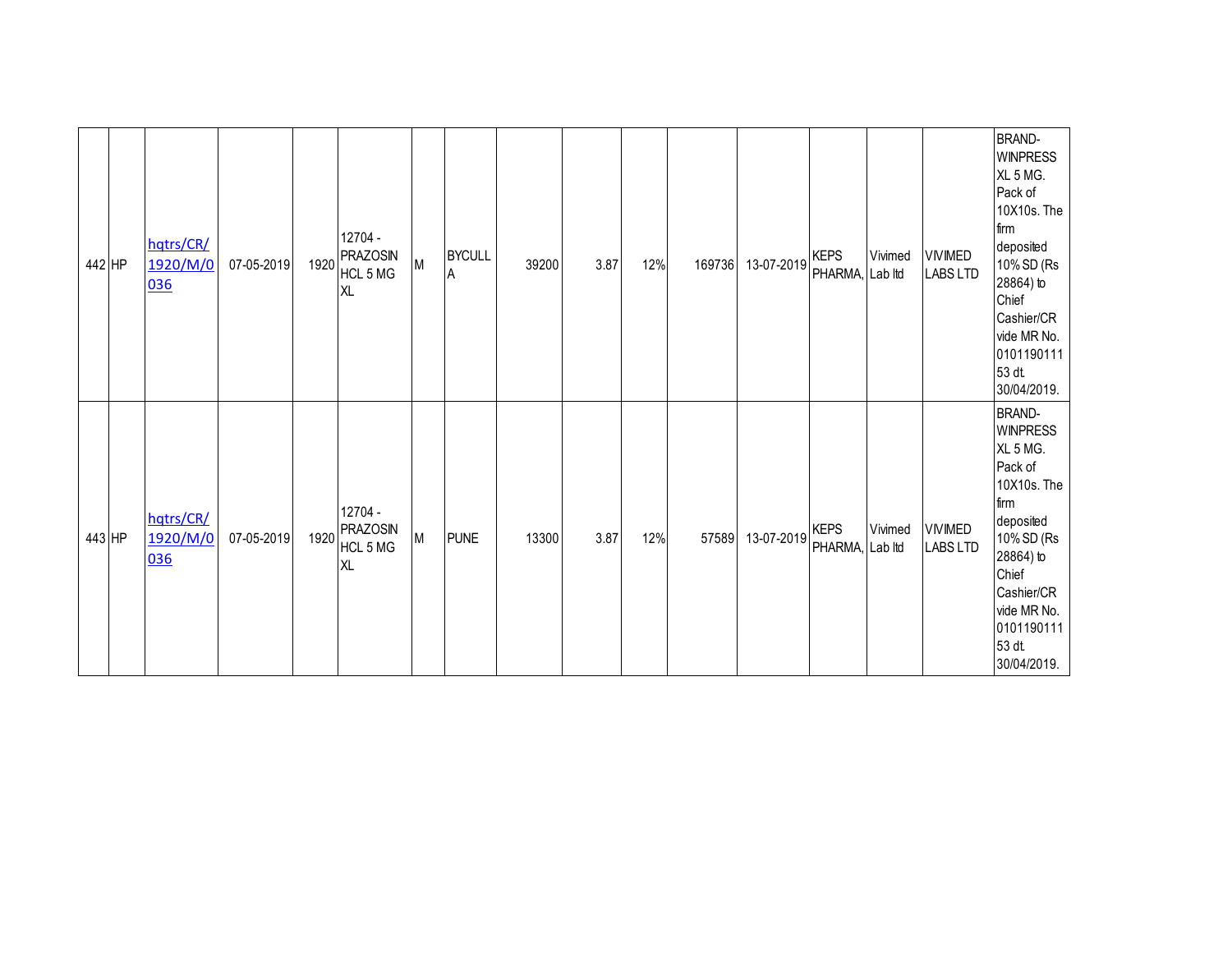| | | | | | | | | | | | | | | | | |
|---|---|---|---|---|---|---|---|---|---|---|---|---|---|---|---|---|
| 442 | HP | hqtrs/CR/1920/M/0036 | 07-05-2019 | 1920 | 12704 - PRAZOSIN HCL 5 MG XL | M | BYCULLA | 39200 | 3.87 | 12% | 169736 | 13-07-2019 | KEPS PHARMA, | Vivimed Lab ltd | VIVIMED LABS LTD | BRAND-WINPRESS XL 5 MG. Pack of 10X10s. The firm deposited 10% SD (Rs 28864) to Chief Cashier/CR vide MR No. 010119011153 dt. 30/04/2019. |
| 443 | HP | hqtrs/CR/1920/M/0036 | 07-05-2019 | 1920 | 12704 - PRAZOSIN HCL 5 MG XL | M | PUNE | 13300 | 3.87 | 12% | 57589 | 13-07-2019 | KEPS PHARMA, | Vivimed Lab ltd | VIVIMED LABS LTD | BRAND-WINPRESS XL 5 MG. Pack of 10X10s. The firm deposited 10% SD (Rs 28864) to Chief Cashier/CR vide MR No. 010119011153 dt. 30/04/2019. |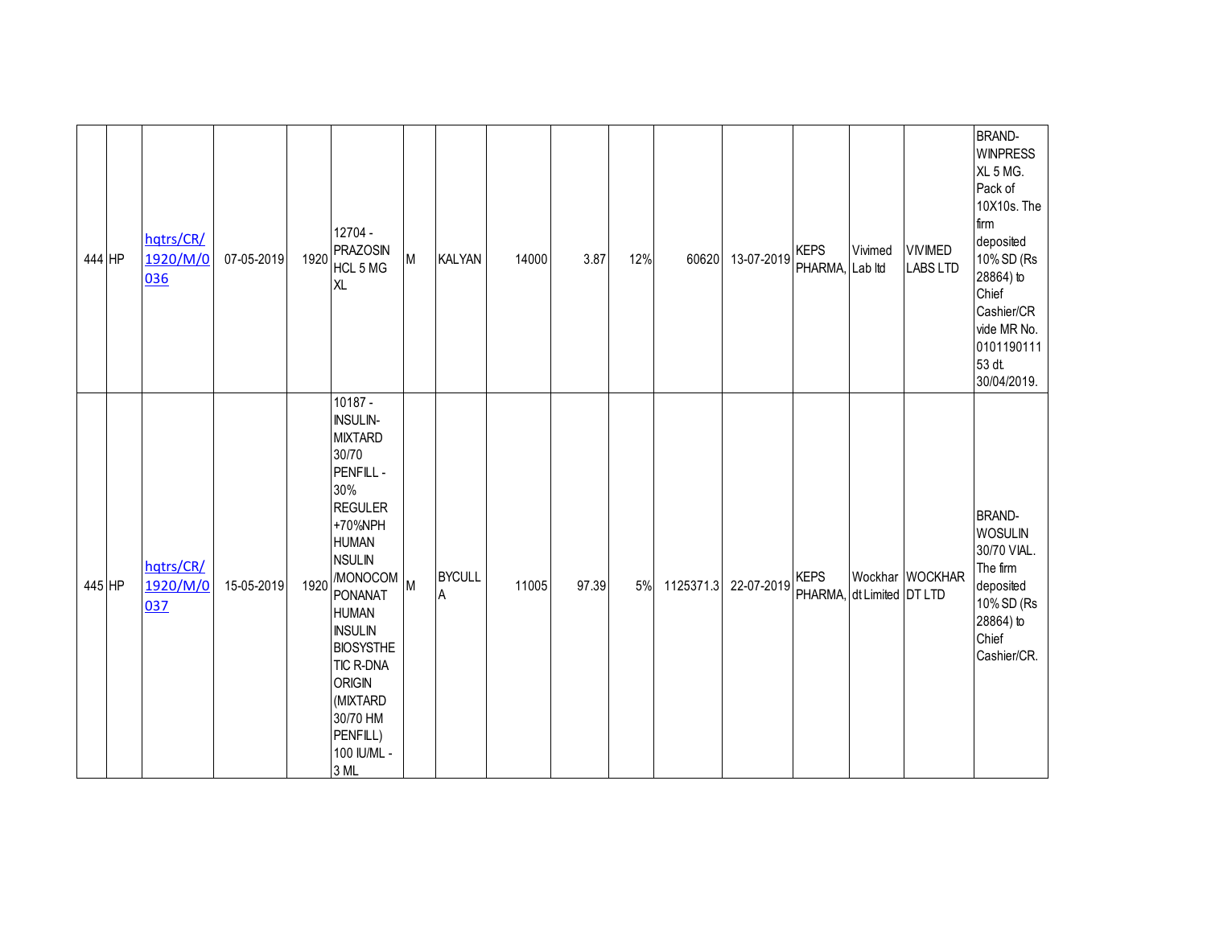| 444 | HP | hqtrs/CR/1920/M/0036 | 07-05-2019 | 1920 | 12704 - PRAZOSIN HCL 5 MG XL | M | KALYAN | 14000 | 3.87 | 12% | 60620 | 13-07-2019 | KEPS PHARMA, | Vivimed Lab ltd | VIVIMED LABS LTD | BRAND- WINPRESS XL 5 MG. Pack of 10X10s. The firm deposited 10% SD (Rs 28864) to Chief Cashier/CR vide MR No. 010119011153 dt. 30/04/2019. |
|---|---|---|---|---|---|---|---|---|---|---|---|---|---|---|---|---|
| 445 | HP | hqtrs/CR/1920/M/0037 | 15-05-2019 | 1920 | 10187 - INSULIN- MIXTARD 30/70 PENFILL - 30% REGULER +70%NPH HUMAN NSULIN /MONOCOMPONANAT HUMAN INSULIN BIOSYSTHETIC R-DNA ORIGIN (MIXTARD 30/70 HM PENFILL) 100 IU/ML - 3 ML | M | BYCULLA | 11005 | 97.39 | 5% | 1125371.3 | 22-07-2019 | KEPS PHARMA, | Wockhardt Limited | WOCKHARDT LTD | BRAND- WOSULIN 30/70 VIAL. The firm deposited 10% SD (Rs 28864) to Chief Cashier/CR. |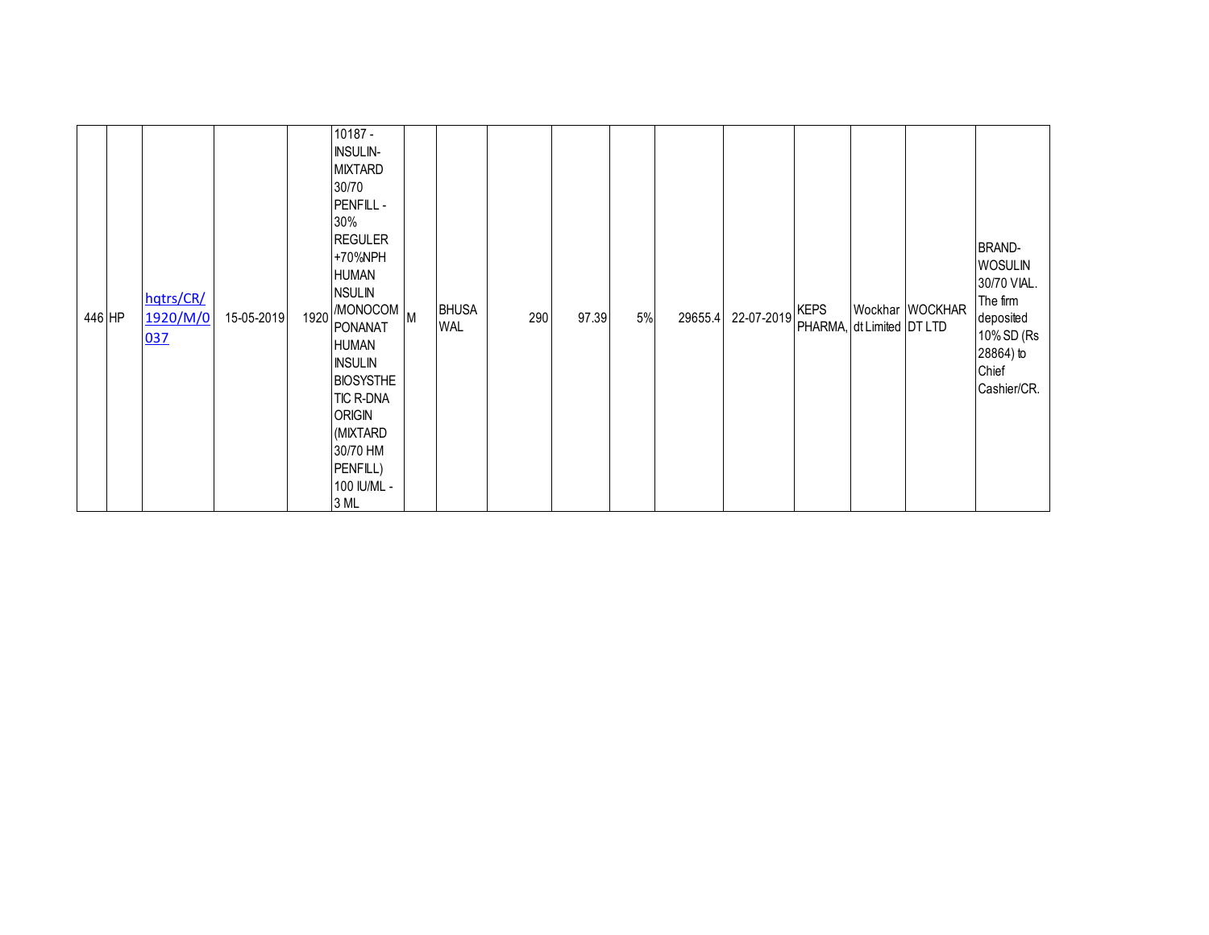| 446 | HP | hqtrs/CR/1920/M/0037 | 15-05-2019 | 1920 | 10187 - INSULIN-MIXTARD 30/70 PENFILL - 30% REGULER +70%NPH HUMAN NSULIN /MONOCOMPONANAT HUMAN INSULIN BIOSYSTHETIC R-DNA ORIGIN (MIXTARD 30/70 HM PENFILL) 100 IU/ML - 3 ML | M | BHUSAWAL | 290 | 97.39 | 5% | 29655.4 | 22-07-2019 | KEPS PHARMA, | Wockhardt Limited | WOCKHARDT LTD | BRAND-WOSULIN 30/70 VIAL. The firm deposited 10% SD (Rs 28864) to Chief Cashier/CR. |
|---|---|---|---|---|---|---|---|---|---|---|---|---|---|---|---|---|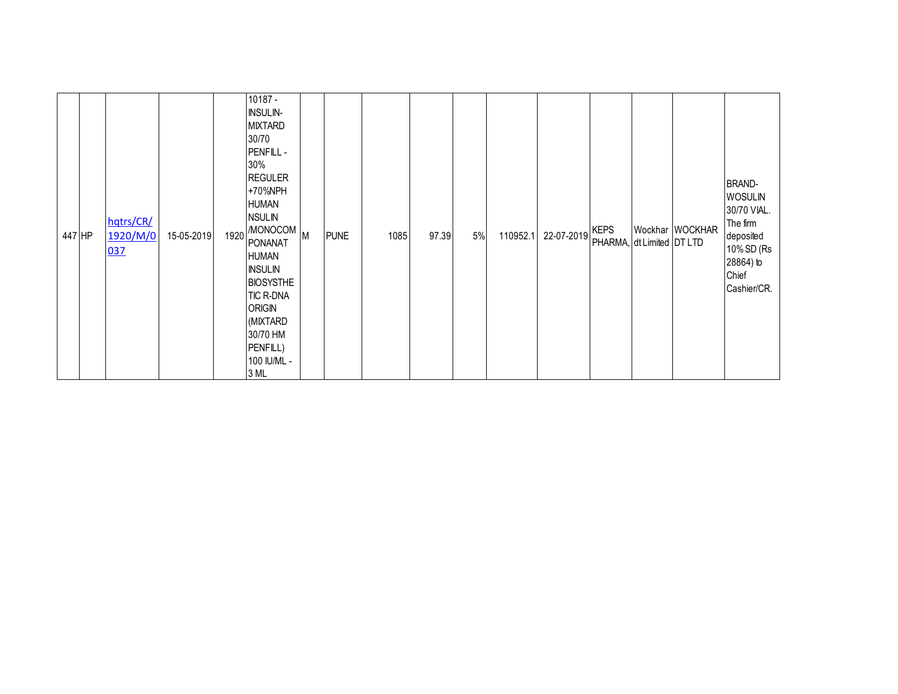| 447 | HP | hqtrs/CR/1920/M/0037 | 15-05-2019 | 1920 | 10187 - INSULIN-MIXTARD 30/70 PENFILL - 30% REGULER +70%NPH HUMAN NSULIN /MONOCOM PONANAT HUMAN INSULIN BIOSYSTHE TIC R-DNA ORIGIN (MIXTARD 30/70 HM PENFILL) 100 IU/ML - 3 ML | M | PUNE | 1085 | 97.39 | 5% | 110952.1 | 22-07-2019 | KEPS PHARMA, | Wockhardt Limited | WOCKHARDT LTD | BRAND-WOSULIN 30/70 VIAL. The firm deposited 10% SD (Rs 28864) to Chief Cashier/CR. |
|---|---|---|---|---|---|---|---|---|---|---|---|---|---|---|---|---|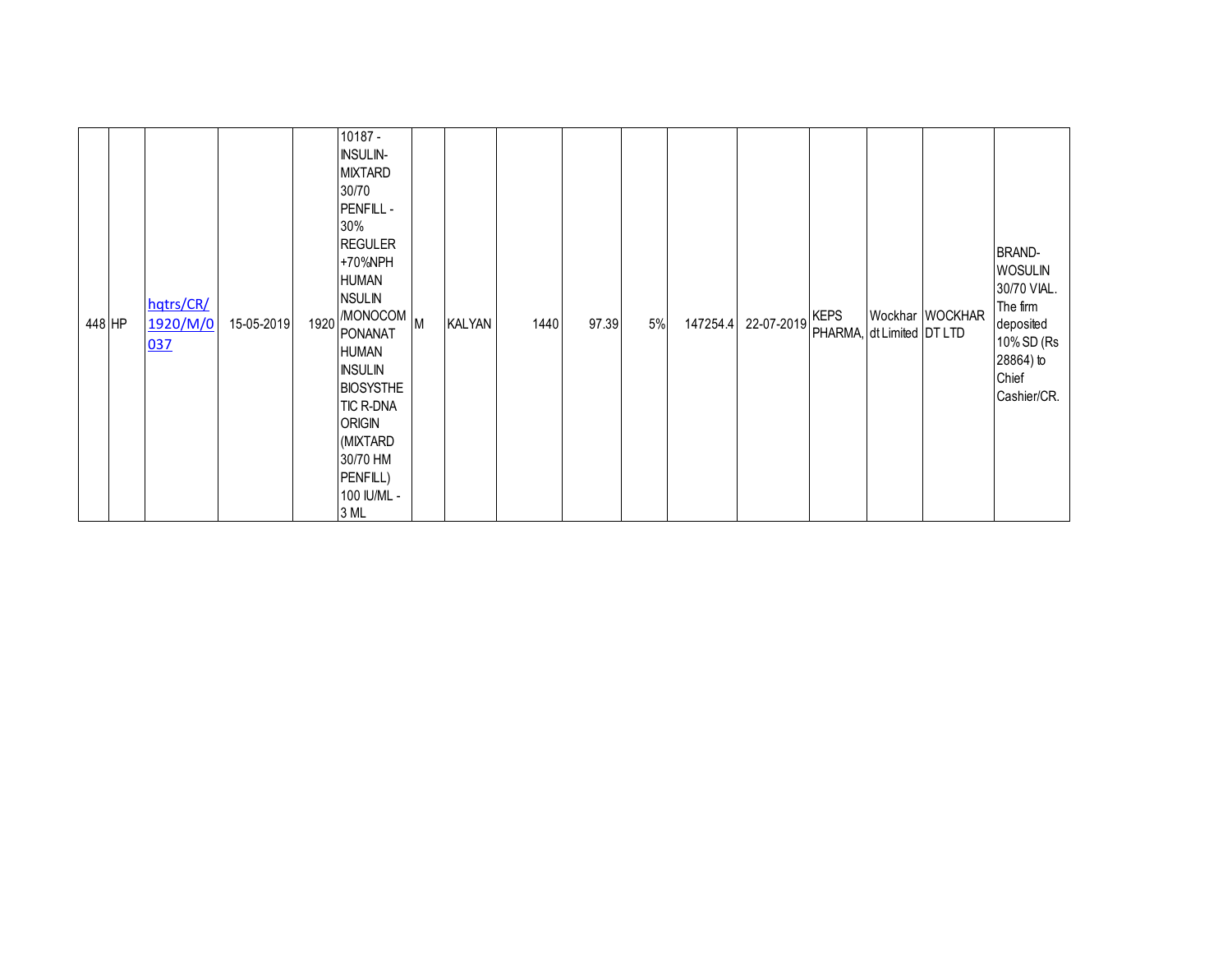| | | | | | | | | | | | | | | | | |
|---|---|---|---|---|---|---|---|---|---|---|---|---|---|---|---|---|
| 448 | HP | hqtrs/CR/1920/M/0037 | 15-05-2019 | 1920 | 10187 - INSULIN-MIXTARD 30/70 PENFILL - 30% REGULER +70%NPH HUMAN NSULIN /MONOCOMPONANT HUMAN INSULIN BIOSYSTHETIC R-DNA ORIGIN (MIXTARD 30/70 HM PENFILL) 100 IU/ML - 3 ML | M | KALYAN | 1440 | 97.39 | 5% | 147254.4 | 22-07-2019 | KEPS PHARMA, | Wockhardt Limited | WOCKHARDT LTD | BRAND- WOSULIN 30/70 VIAL. The firm deposited 10% SD (Rs 28864) to Chief Cashier/CR. |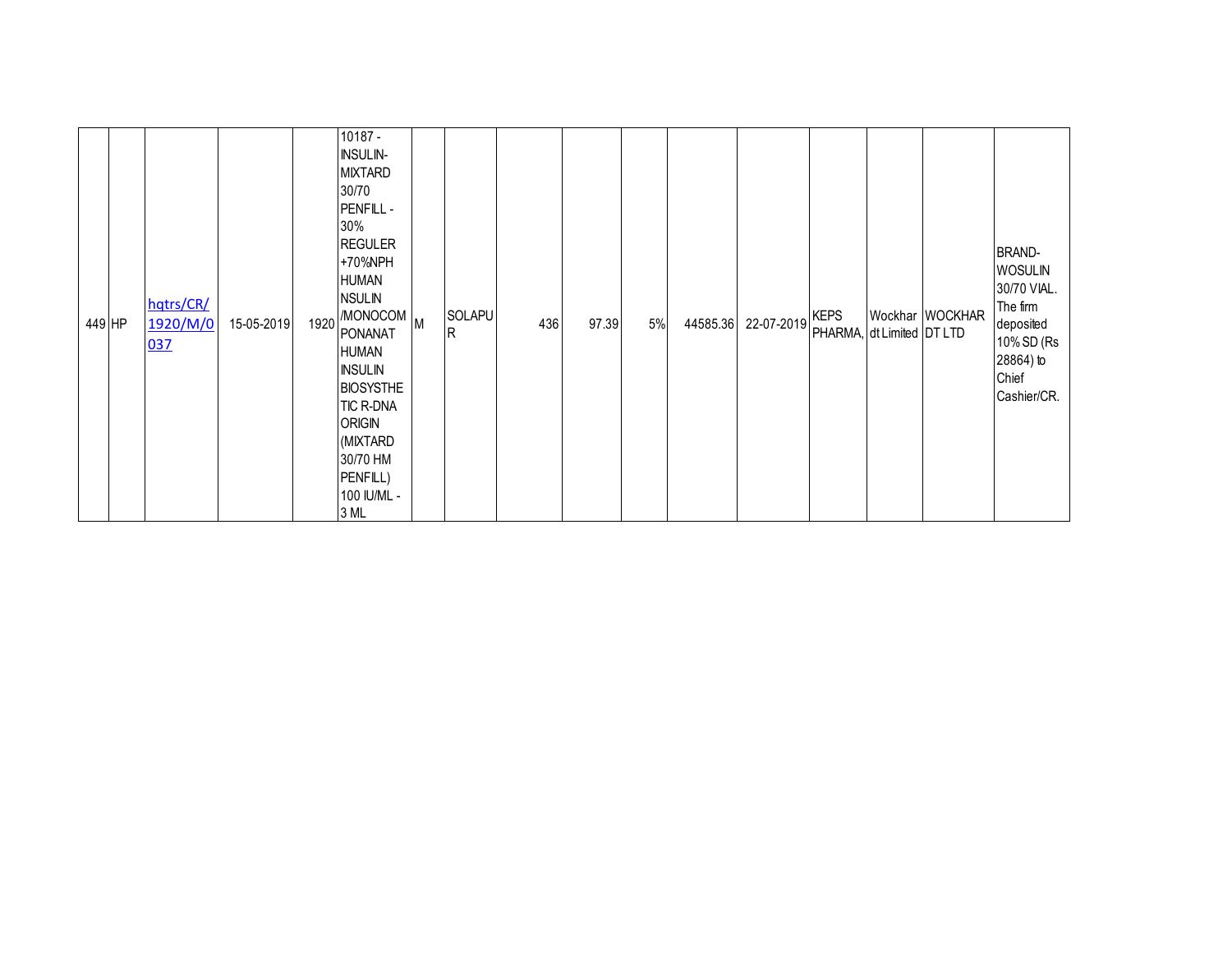| | | | | | | | | | | | | | | | | |
|---|---|---|---|---|---|---|---|---|---|---|---|---|---|---|---|---|
| 449 | HP | hqtrs/CR/1920/M/0037 | 15-05-2019 | 1920 | 10187 - INSULIN-MIXTARD 30/70 PENFILL - 30% REGULER +70%NPH HUMAN NSULIN /MONOCOMPONANAT HUMAN INSULIN BIOSYSTHETIC R-DNA ORIGIN (MIXTARD 30/70 HM PENFILL) 100 IU/ML - 3 ML | M | SOLAPUR | 436 | 97.39 | 5% | 44585.36 | 22-07-2019 | KEPS PHARMA, | Wockhardt Limited | WOCKHARDT LTD | BRAND- WOSULIN 30/70 VIAL. The firm deposited 10% SD (Rs 28864) to Chief Cashier/CR. |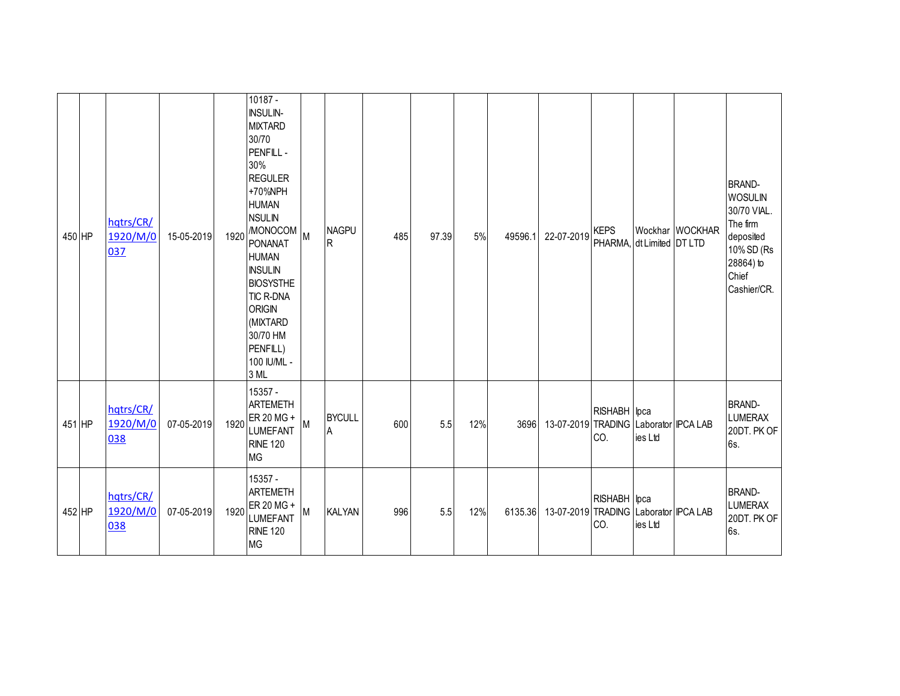| 450 | HP | hqtrs/CR/1920/M/0037 | 15-05-2019 | 1920 | 10187 - INSULIN-MIXTARD 30/70 PENFILL - 30% REGULER +70%NPH HUMAN NSULIN /MONOCOM PONANAT HUMAN INSULIN BIOSYSTHE TIC R-DNA ORIGIN (MIXTARD 30/70 HM PENFILL) 100 IU/ML - 3 ML | M | NAGPUR | 485 | 97.39 | 5% | 49596.1 | 22-07-2019 | KEPS PHARMA, | Wockhardt Limited | WOCKHARDT LTD | BRAND- WOSULIN 30/70 VIAL. The firm deposited 10% SD (Rs 28864) to Chief Cashier/CR. |
|---|---|---|---|---|---|---|---|---|---|---|---|---|---|---|---|---|
| 451 | HP | hqtrs/CR/1920/M/0038 | 07-05-2019 | 1920 | 15357 - ARTEMETHER 20 MG + LUMEFANTRINE 120 MG | M | BYCULLA | 600 | 5.5 | 12% | 3696 | 13-07-2019 | RISHABH TRADING CO. | Ipca Laboratories Ltd | IPCA LAB | BRAND- LUMERAX 20DT. PK OF 6s. |
| 452 | HP | hqtrs/CR/1920/M/0038 | 07-05-2019 | 1920 | 15357 - ARTEMETHER 20 MG + LUMEFANTRINE 120 MG | M | KALYAN | 996 | 5.5 | 12% | 6135.36 | 13-07-2019 | RISHABH TRADING CO. | Ipca Laboratories Ltd | IPCA LAB | BRAND- LUMERAX 20DT. PK OF 6s. |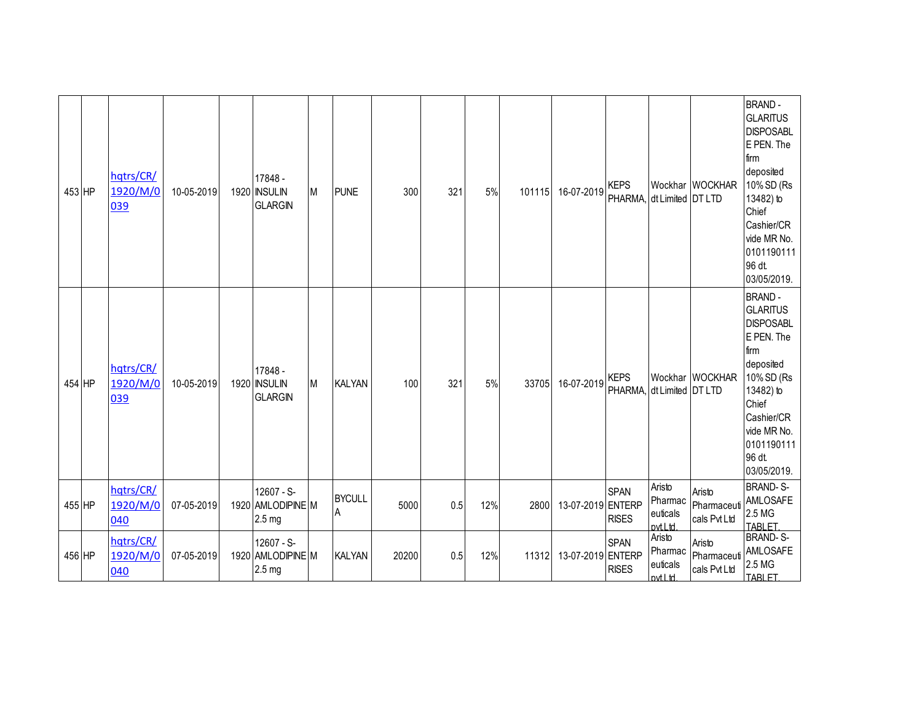| 453 | HP | hqtrs/CR/1920/M/0039 | 10-05-2019 | 1920 | 17848 - INSULIN GLARGIN | M | PUNE | 300 | 321 | 5% | 101115 | 16-07-2019 | KEPS PHARMA, | Wockhardt Limited | WOCKHARDT LTD | BRAND - GLARITUS DISPOSABLE PEN. The firm deposited 10% SD (Rs 13482) to Chief Cashier/CR vide MR No. 010119011196 dt. 03/05/2019. |
|---|---|---|---|---|---|---|---|---|---|---|---|---|---|---|---|---|
| 454 | HP | hqtrs/CR/1920/M/0039 | 10-05-2019 | 1920 | 17848 - INSULIN GLARGIN | M | KALYAN | 100 | 321 | 5% | 33705 | 16-07-2019 | KEPS PHARMA, | Wockhardt Limited | WOCKHARDT LTD | BRAND - GLARITUS DISPOSABLE PEN. The firm deposited 10% SD (Rs 13482) to Chief Cashier/CR vide MR No. 010119011196 dt. 03/05/2019. |
| 455 | HP | hqtrs/CR/1920/M/0040 | 07-05-2019 | 1920 | 12607 - S-AMLODIPINE 2.5 mg | M | BYCULLA | 5000 | 0.5 | 12% | 2800 | 13-07-2019 | SPAN ENTERPRISES | Aristo Pharmaceuticals pvt.Ltd. | Aristo Pharmaceuticals Pvt Ltd | BRAND- S-AMLOSAFE 2.5 MG TABLET. |
| 456 | HP | hqtrs/CR/1920/M/0040 | 07-05-2019 | 1920 | 12607 - S-AMLODIPINE 2.5 mg | M | KALYAN | 20200 | 0.5 | 12% | 11312 | 13-07-2019 | SPAN ENTERPRISES | Aristo Pharmaceuticals pvt.Ltd. | Aristo Pharmaceuticals Pvt Ltd | BRAND- S-AMLOSAFE 2.5 MG TABLET. |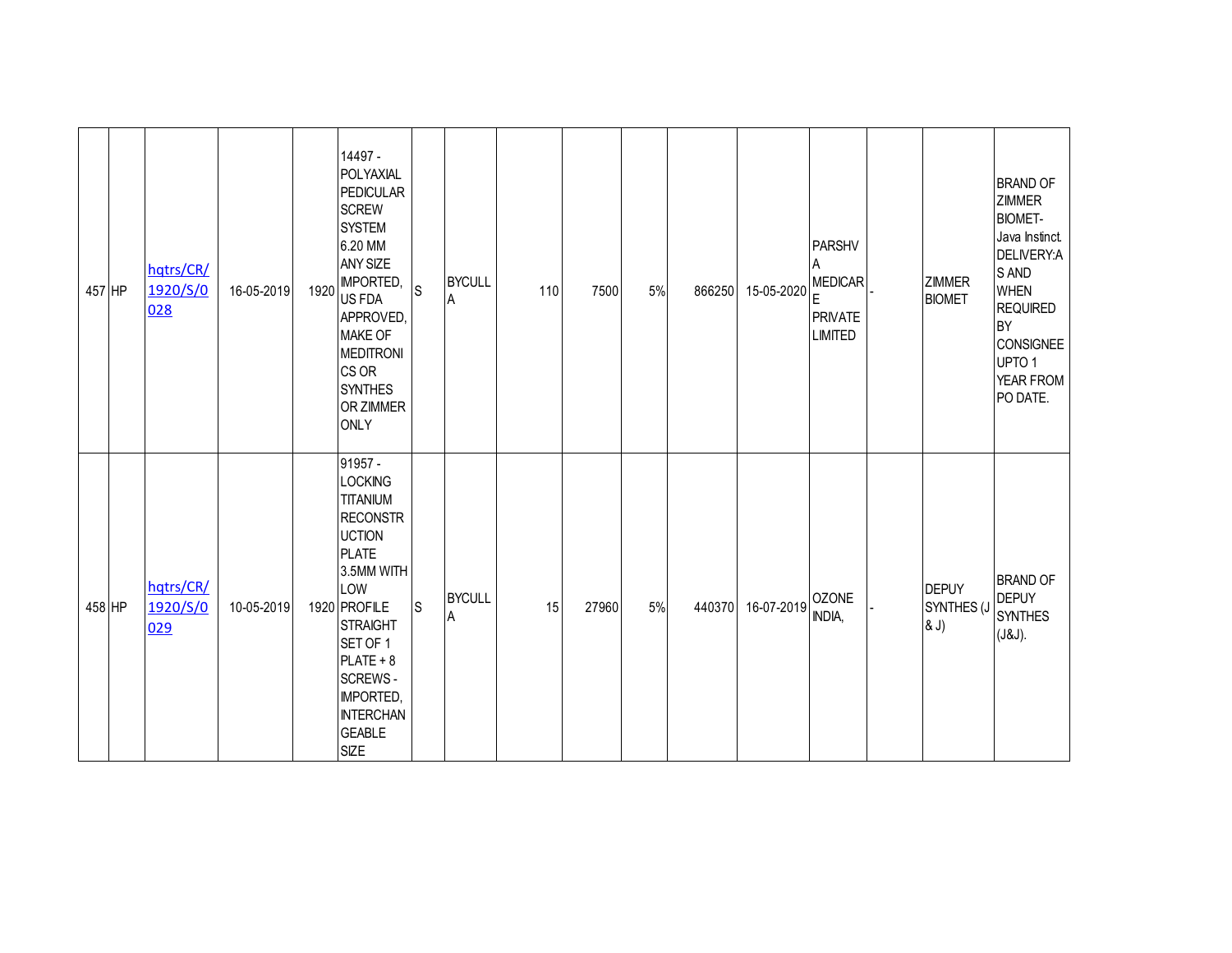| | | | | | | | | | | | | | | | | |
|---|---|---|---|---|---|---|---|---|---|---|---|---|---|---|---|---|
| 457 | HP | hqtrs/CR/1920/S/0028 | 16-05-2019 | 1920 | 14497 - POLYAXIAL PEDICULAR SCREW SYSTEM 6.20 MM ANY SIZE IMPORTED, US FDA APPROVED, MAKE OF MEDITRONICS OR SYNTHES OR ZIMMER ONLY | S | BYCULLA | 110 | 7500 | 5% | 866250 | 15-05-2020 | PARSHVA MEDICARE PRIVATE LIMITED | - | ZIMMER BIOMET | BRAND OF ZIMMER BIOMET- Java Instinct. DELIVERY:AS AND WHEN REQUIRED BY CONSIGNEE UPTO 1 YEAR FROM PO DATE. |
| 458 | HP | hqtrs/CR/1920/S/0029 | 10-05-2019 | 1920 | 91957 - LOCKING TITANIUM RECONSTRUCTION PLATE 3.5MM WITH LOW PROFILE STRAIGHT SET OF 1 PLATE + 8 SCREWS - IMPORTED, INTERCHANGEABLE SIZE | S | BYCULLA | 15 | 27960 | 5% | 440370 | 16-07-2019 | OZONE INDIA, | - | DEPUY SYNTHES (J & J) | BRAND OF DEPUY SYNTHES (J&J). |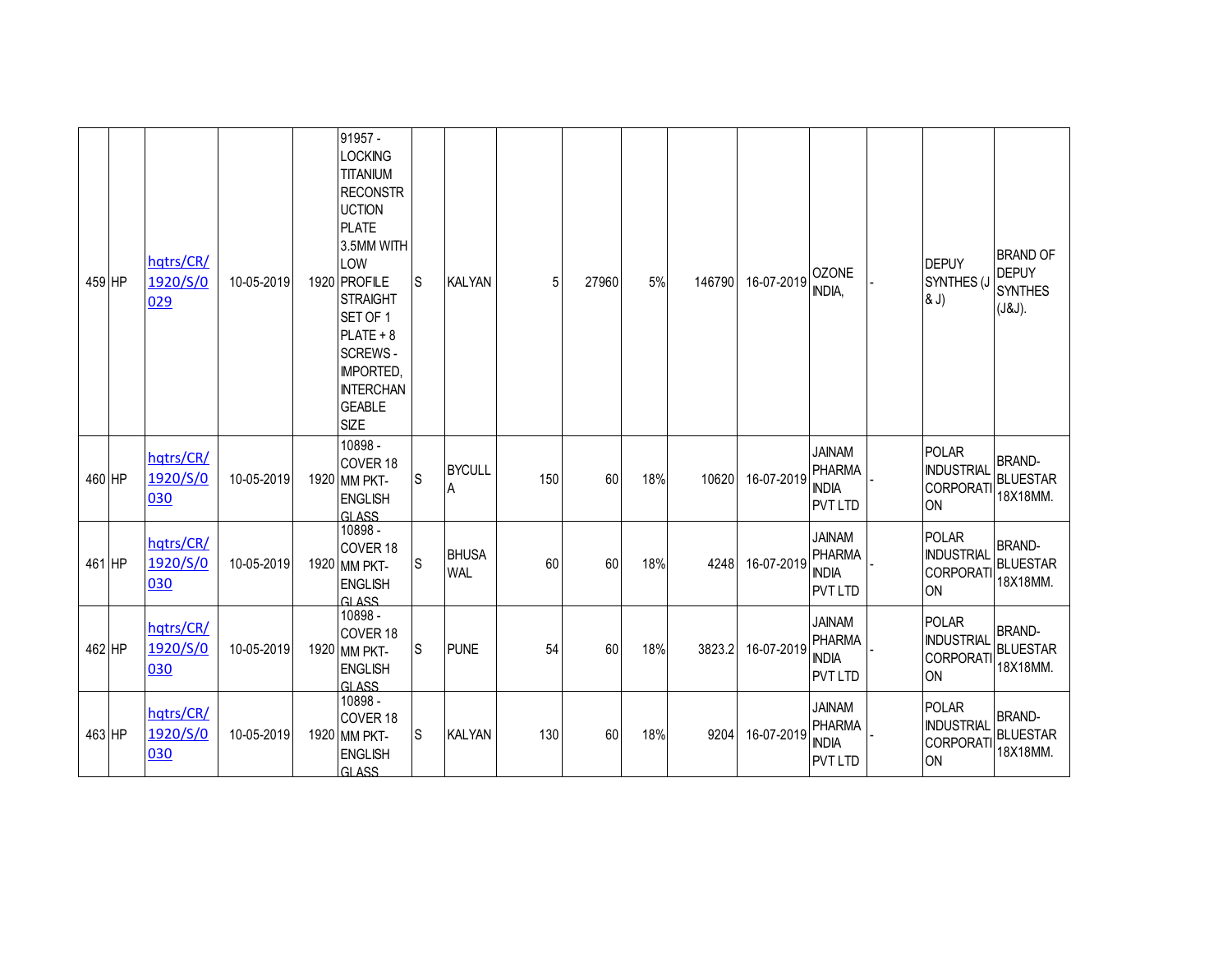| 459 | HP | hqtrs/CR/1920/S/0029 | 10-05-2019 | 1920 | 91957 - LOCKING TITANIUM RECONSTRUCTION PLATE 3.5MM WITH LOW PROFILE STRAIGHT SET OF 1 PLATE + 8 SCREWS - IMPORTED, INTERCHANGEABLE SIZE | S | KALYAN | 5 | 27960 | 5% | 146790 | 16-07-2019 | OZONE INDIA, | - | DEPUY SYNTHES (J & J) | BRAND OF DEPUY SYNTHES (J&J). |
|---|---|---|---|---|---|---|---|---|---|---|---|---|---|---|---|---|
| 460 | HP | hqtrs/CR/1920/S/0030 | 10-05-2019 | 1920 | 10898 - COVER 18 MM PKT- ENGLISH GLASS | S | BYCULLA | 150 | 60 | 18% | 10620 | 16-07-2019 | JAINAM PHARMA INDIA PVT LTD | - | POLAR INDUSTRIAL CORPORATION | BRAND- BLUESTAR 18X18MM. |
| 461 | HP | hqtrs/CR/1920/S/0030 | 10-05-2019 | 1920 | 10898 - COVER 18 MM PKT- ENGLISH GLASS | S | BHUSAWAL | 60 | 60 | 18% | 4248 | 16-07-2019 | JAINAM PHARMA INDIA PVT LTD | - | POLAR INDUSTRIAL CORPORATION | BRAND- BLUESTAR 18X18MM. |
| 462 | HP | hqtrs/CR/1920/S/0030 | 10-05-2019 | 1920 | 10898 - COVER 18 MM PKT- ENGLISH GLASS | S | PUNE | 54 | 60 | 18% | 3823.2 | 16-07-2019 | JAINAM PHARMA INDIA PVT LTD | - | POLAR INDUSTRIAL CORPORATION | BRAND- BLUESTAR 18X18MM. |
| 463 | HP | hqtrs/CR/1920/S/0030 | 10-05-2019 | 1920 | 10898 - COVER 18 MM PKT- ENGLISH GLASS | S | KALYAN | 130 | 60 | 18% | 9204 | 16-07-2019 | JAINAM PHARMA INDIA PVT LTD | - | POLAR INDUSTRIAL CORPORATION | BRAND- BLUESTAR 18X18MM. |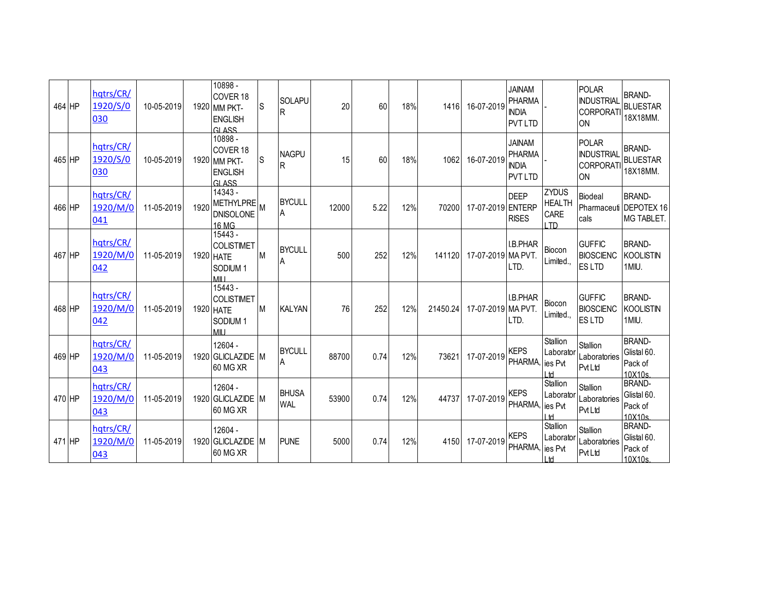| 464 | HP | hqtrs/CR/1920/S/0030 | 10-05-2019 | 1920 | 10898 - COVER 18 MM PKT-ENGLISH GLASS | S | SOLAPUR | 20 | 60 | 18% | 1416 | 16-07-2019 | JAINAM PHARMA INDIA PVT LTD | - | POLAR INDUSTRIAL CORPORATION | BRAND-BLUESTAR 18X18MM. |
|---|---|---|---|---|---|---|---|---|---|---|---|---|---|---|---|---|
| 465 | HP | hqtrs/CR/1920/S/0030 | 10-05-2019 | 1920 | 10898 - COVER 18 MM PKT-ENGLISH GLASS | S | NAGPUR | 15 | 60 | 18% | 1062 | 16-07-2019 | JAINAM PHARMA INDIA PVT LTD | - | POLAR INDUSTRIAL CORPORATION | BRAND-BLUESTAR 18X18MM. |
| 466 | HP | hqtrs/CR/1920/M/0041 | 11-05-2019 | 1920 | 14343 - METHYLPREDNISOLONE 16 MG | M | BYCULLA | 12000 | 5.22 | 12% | 70200 | 17-07-2019 | DEEP ENTERPRISES | ZYDUS HEALTH CARE LTD | Biodeal Pharmaceuticals | BRAND-DEPOTEX 16 MG TABLET. |
| 467 | HP | hqtrs/CR/1920/M/0042 | 11-05-2019 | 1920 | 15443 - COLISTIMETHATE SODIUM 1 MIU | M | BYCULLA | 500 | 252 | 12% | 141120 | 17-07-2019 | I.B.PHARMA PVT. LTD. | Biocon Limited., | GUFFIC BIOSCIENCES LTD | BRAND-KOOLISTIN 1MIU. |
| 468 | HP | hqtrs/CR/1920/M/0042 | 11-05-2019 | 1920 | 15443 - COLISTIMETHATE SODIUM 1 MIU | M | KALYAN | 76 | 252 | 12% | 21450.24 | 17-07-2019 | I.B.PHARMA PVT. LTD. | Biocon Limited., | GUFFIC BIOSCIENCES LTD | BRAND-KOOLISTIN 1MIU. |
| 469 | HP | hqtrs/CR/1920/M/0043 | 11-05-2019 | 1920 | 12604 - GLICLAZIDE 60 MG XR | M | BYCULLA | 88700 | 0.74 | 12% | 73621 | 17-07-2019 | KEPS PHARMA, | Stallion Laboratories Pvt Ltd | Stallion Laboratories Pvt Ltd | BRAND-Glistal 60. Pack of 10X10s. |
| 470 | HP | hqtrs/CR/1920/M/0043 | 11-05-2019 | 1920 | 12604 - GLICLAZIDE 60 MG XR | M | BHUSAWAL | 53900 | 0.74 | 12% | 44737 | 17-07-2019 | KEPS PHARMA, | Stallion Laboratories Pvt Ltd | Stallion Laboratories Pvt Ltd | BRAND-Glistal 60. Pack of 10X10s. |
| 471 | HP | hqtrs/CR/1920/M/0043 | 11-05-2019 | 1920 | 12604 - GLICLAZIDE 60 MG XR | M | PUNE | 5000 | 0.74 | 12% | 4150 | 17-07-2019 | KEPS PHARMA, | Stallion Laboratories Pvt Ltd | Stallion Laboratories Pvt Ltd | BRAND-Glistal 60. Pack of 10X10s. |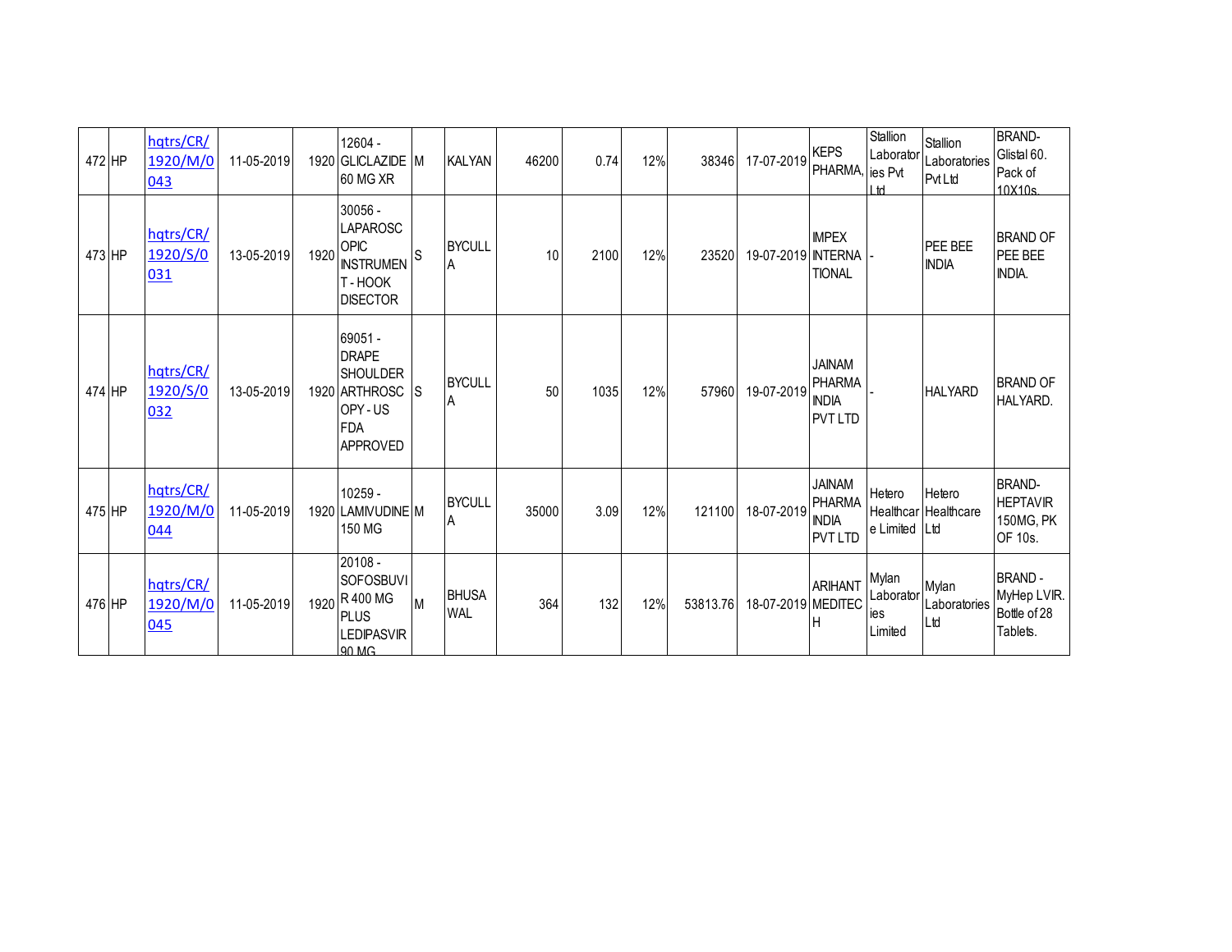| 472 | HP | hqtrs/CR/1920/M/0043 | 11-05-2019 | 1920 | 12604 - GLICLAZIDE 60 MG XR | M | KALYAN | 46200 | 0.74 | 12% | 38346 | 17-07-2019 | KEPS PHARMA, | Stallion Laboratories Pvt Ltd | Stallion Laboratories Pvt Ltd | BRAND- Glistal 60. Pack of 10X10s. |
|---|---|---|---|---|---|---|---|---|---|---|---|---|---|---|---|---|
| 473 | HP | hqtrs/CR/1920/S/0031 | 13-05-2019 | 1920 | 30056 - LAPAROSCOPIC INSTRUMENT - HOOK DISECTOR | S | BYCULLA | 10 | 2100 | 12% | 23520 | 19-07-2019 | IMPEX INTERNATIONAL | - | PEE BEE INDIA | BRAND OF PEE BEE INDIA. |
| 474 | HP | hqtrs/CR/1920/S/0032 | 13-05-2019 | 1920 | 69051 - DRAPE SHOULDER ARTHROSCOPY - US FDA APPROVED | S | BYCULLA | 50 | 1035 | 12% | 57960 | 19-07-2019 | JAINAM PHARMA INDIA PVT LTD | - | HALYARD | BRAND OF HALYARD. |
| 475 | HP | hqtrs/CR/1920/M/0044 | 11-05-2019 | 1920 | 10259 - LAMIVUDINE 150 MG | M | BYCULLA | 35000 | 3.09 | 12% | 121100 | 18-07-2019 | JAINAM PHARMA INDIA PVT LTD | Hetero Healthcare Limited | Hetero Healthcare Ltd | BRAND- HEPTAVIR 150MG, PK OF 10s. |
| 476 | HP | hqtrs/CR/1920/M/0045 | 11-05-2019 | 1920 | 20108 - SOFOSBUVIR 400 MG PLUS LEDIPASVIR 90 MG | M | BHUSAWAL | 364 | 132 | 12% | 53813.76 | 18-07-2019 | ARIHANT MEDITECH | Mylan Laboratories Limited | Mylan Laboratories Ltd | BRAND - MyHep LVIR. Bottle of 28 Tablets. |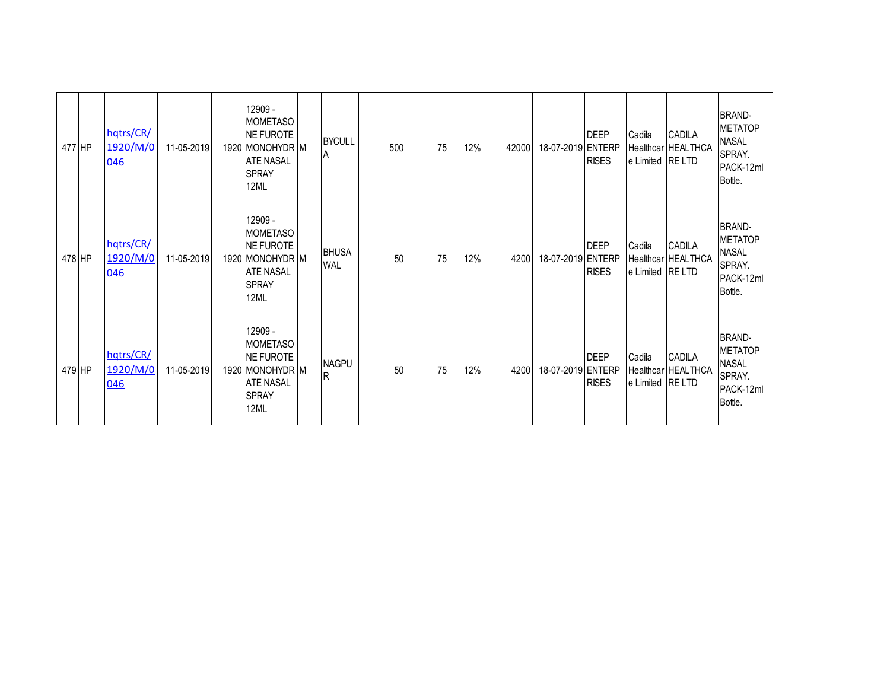| | | | | | | | | | | | | | | | | |
|---|---|---|---|---|---|---|---|---|---|---|---|---|---|---|---|---|
| 477 | HP | hqtrs/CR/1920/M/0046 | 11-05-2019 | 1920 | 12909 - MOMETASONE FUROTE MONOHYDRATE NASAL SPRAY 12ML | M | BYCULLA | 500 | 75 | 12% | 42000 | 18-07-2019 | DEEP ENTERPRISES | Cadila Healthcare Limited | CADILA HEALTHCARE LTD | BRAND-METATOP NASAL SPRAY. PACK-12ml Bottle. |
| 478 | HP | hqtrs/CR/1920/M/0046 | 11-05-2019 | 1920 | 12909 - MOMETASONE FUROTE MONOHYDRATE NASAL SPRAY 12ML | M | BHUSAWAL | 50 | 75 | 12% | 4200 | 18-07-2019 | DEEP ENTERPRISES | Cadila Healthcare Limited | CADILA HEALTHCARE LTD | BRAND-METATOP NASAL SPRAY. PACK-12ml Bottle. |
| 479 | HP | hqtrs/CR/1920/M/0046 | 11-05-2019 | 1920 | 12909 - MOMETASONE FUROTE MONOHYDRATE NASAL SPRAY 12ML | M | NAGPUR | 50 | 75 | 12% | 4200 | 18-07-2019 | DEEP ENTERPRISES | Cadila Healthcare Limited | CADILA HEALTHCARE LTD | BRAND-METATOP NASAL SPRAY. PACK-12ml Bottle. |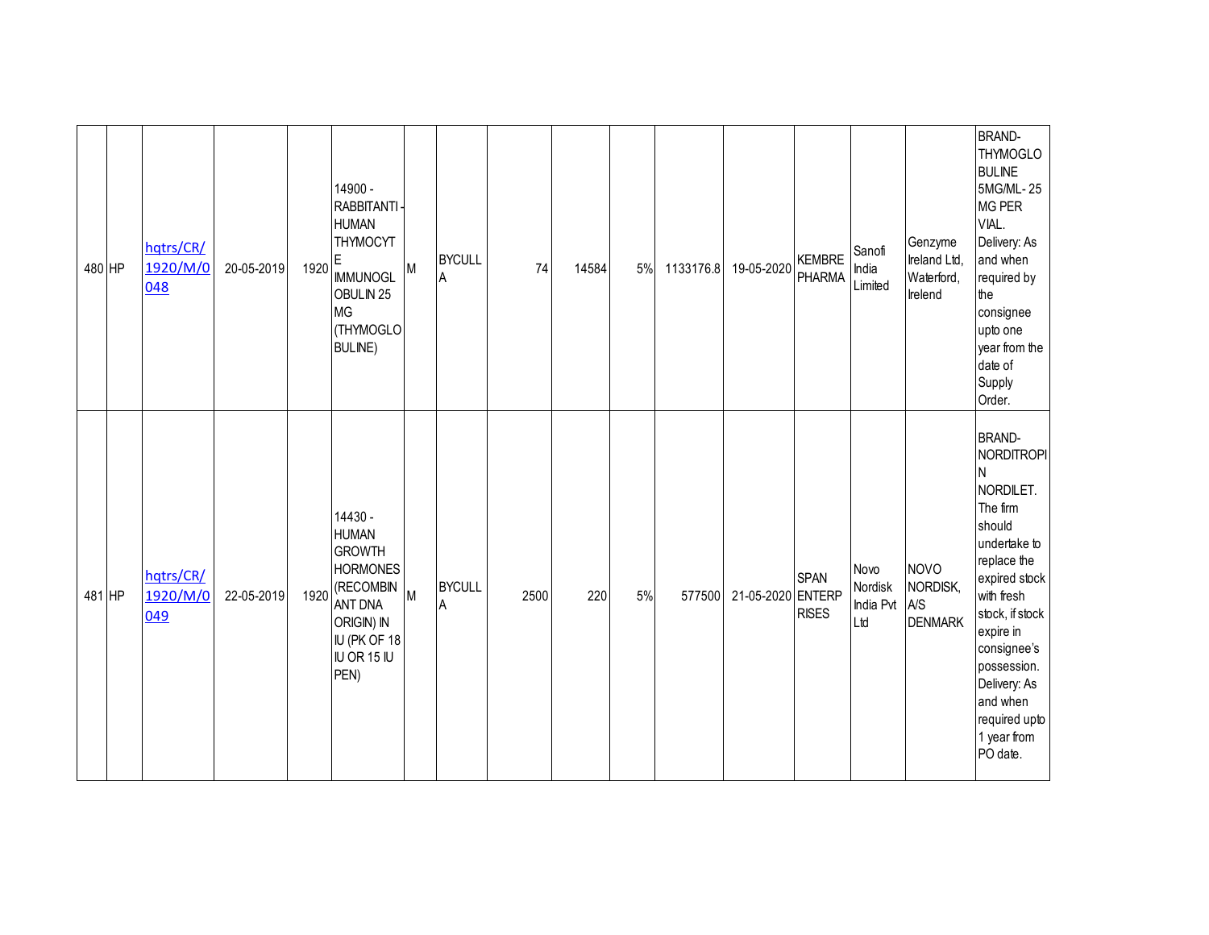| | | | | | | | | | | | | | | | | |
|---|---|---|---|---|---|---|---|---|---|---|---|---|---|---|---|---|
| 480 | HP | hqtrs/CR/1920/M/0048 | 20-05-2019 | 1920 | 14900 - RABBITANTI-HUMAN THYMOCYTE IMMUNOGLOBULIN 25 MG (THYMOGLOBULINE) | M | BYCULLA | 74 | 14584 | 5% | 1133176.8 | 19-05-2020 | KEMBRE PHARMA | Sanofi India Limited | Genzyme Ireland Ltd, Waterford, Irelend | BRAND- THYMOGLOBULINE 5MG/ML- 25 MG PER VIAL. Delivery: As and when required by the consignee upto one year from the date of Supply Order. |
| 481 | HP | hqtrs/CR/1920/M/0049 | 22-05-2019 | 1920 | 14430 - HUMAN GROWTH HORMONES (RECOMBINANT DNA ORIGIN) IN IU (PK OF 18 IU OR 15 IU PEN) | M | BYCULLA | 2500 | 220 | 5% | 577500 | 21-05-2020 | SPAN ENTERPRISES | Novo Nordisk India Pvt Ltd | NOVO NORDISK, A/S DENMARK | BRAND- NORDITROPIN NORDILET. The firm should undertake to replace the expired stock with fresh stock, if stock expire in consignee's possession. Delivery: As and when required upto 1 year from PO date. |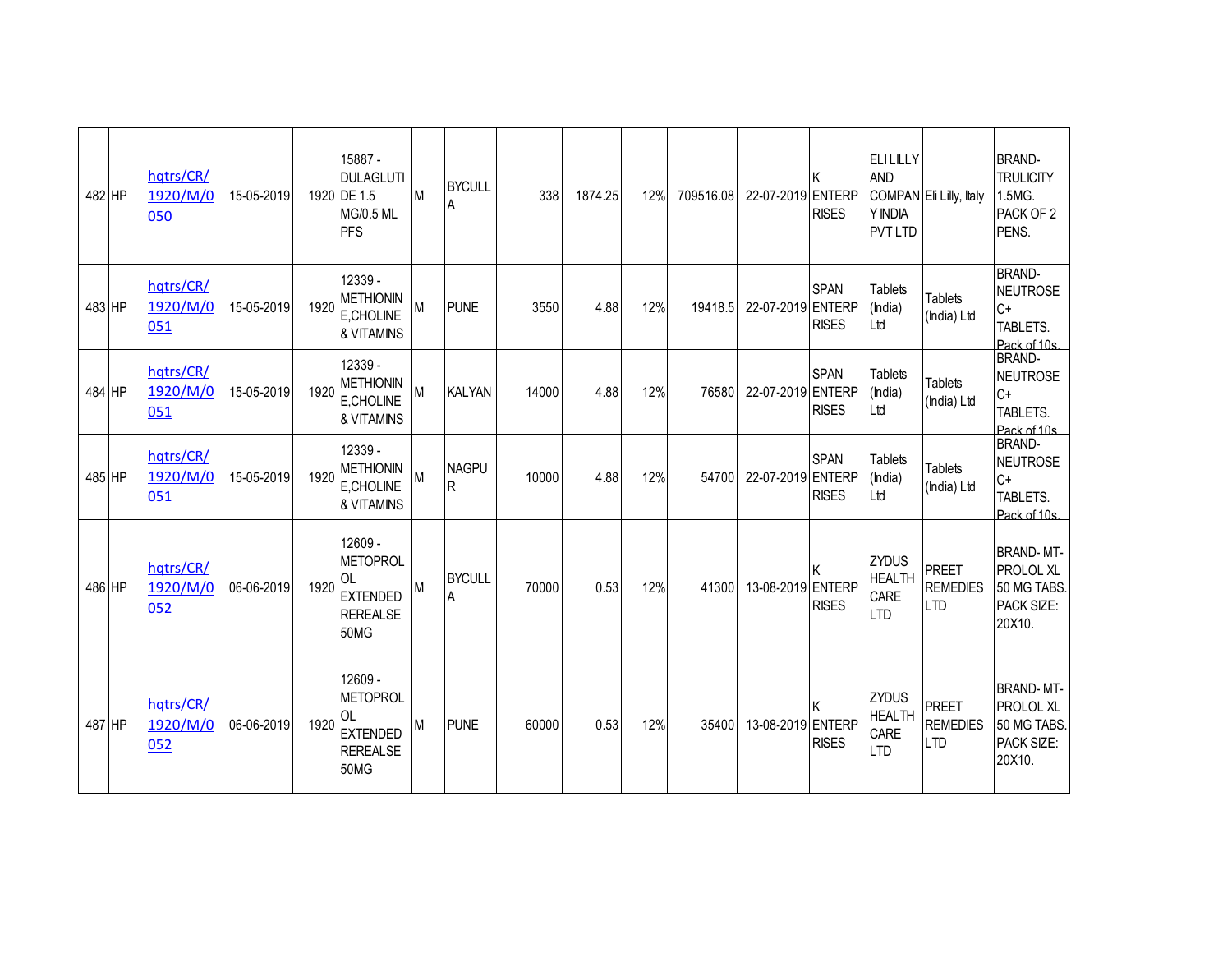| 482 | HP | hqtrs/CR/1920/M/0050 | 15-05-2019 | 1920 | 15887 - DULAGLUTIDE 1.5 MG/0.5 ML PFS | M | BYCULLA | 338 | 1874.25 | 12% | 709516.08 | 22-07-2019 | K ENTERPRISES | ELI LILLY AND COMPANY INDIA PVT LTD | Eli Lilly, Italy | BRAND- TRULICITY 1.5MG. PACK OF 2 PENS. |
|---|---|---|---|---|---|---|---|---|---|---|---|---|---|---|---|---|
| 483 | HP | hqtrs/CR/1920/M/0051 | 15-05-2019 | 1920 | 12339 - METHIONINE,CHOLINE & VITAMINS | M | PUNE | 3550 | 4.88 | 12% | 19418.5 | 22-07-2019 | SPAN ENTERPRISES | Tablets (India) Ltd | Tablets (India) Ltd | BRAND- NEUTROSE C+ TABLETS. Pack of 10s. |
| 484 | HP | hqtrs/CR/1920/M/0051 | 15-05-2019 | 1920 | 12339 - METHIONINE,CHOLINE & VITAMINS | M | KALYAN | 14000 | 4.88 | 12% | 76580 | 22-07-2019 | SPAN ENTERPRISES | Tablets (India) Ltd | Tablets (India) Ltd | BRAND- NEUTROSE C+ TABLETS. Pack of 10s. |
| 485 | HP | hqtrs/CR/1920/M/0051 | 15-05-2019 | 1920 | 12339 - METHIONINE,CHOLINE & VITAMINS | M | NAGPUR | 10000 | 4.88 | 12% | 54700 | 22-07-2019 | SPAN ENTERPRISES | Tablets (India) Ltd | Tablets (India) Ltd | BRAND- NEUTROSE C+ TABLETS. Pack of 10s. |
| 486 | HP | hqtrs/CR/1920/M/0052 | 06-06-2019 | 1920 | 12609 - METOPROLOL EXTENDED REREALSE 50MG | M | BYCULLA | 70000 | 0.53 | 12% | 41300 | 13-08-2019 | K ENTERPRISES | ZYDUS HEALTH CARE LTD | PREET REMEDIES LTD | BRAND- MT-PROLOL XL 50 MG TABS. PACK SIZE: 20X10. |
| 487 | HP | hqtrs/CR/1920/M/0052 | 06-06-2019 | 1920 | 12609 - METOPROLOL EXTENDED REREALSE 50MG | M | PUNE | 60000 | 0.53 | 12% | 35400 | 13-08-2019 | K ENTERPRISES | ZYDUS HEALTH CARE LTD | PREET REMEDIES LTD | BRAND- MT-PROLOL XL 50 MG TABS. PACK SIZE: 20X10. |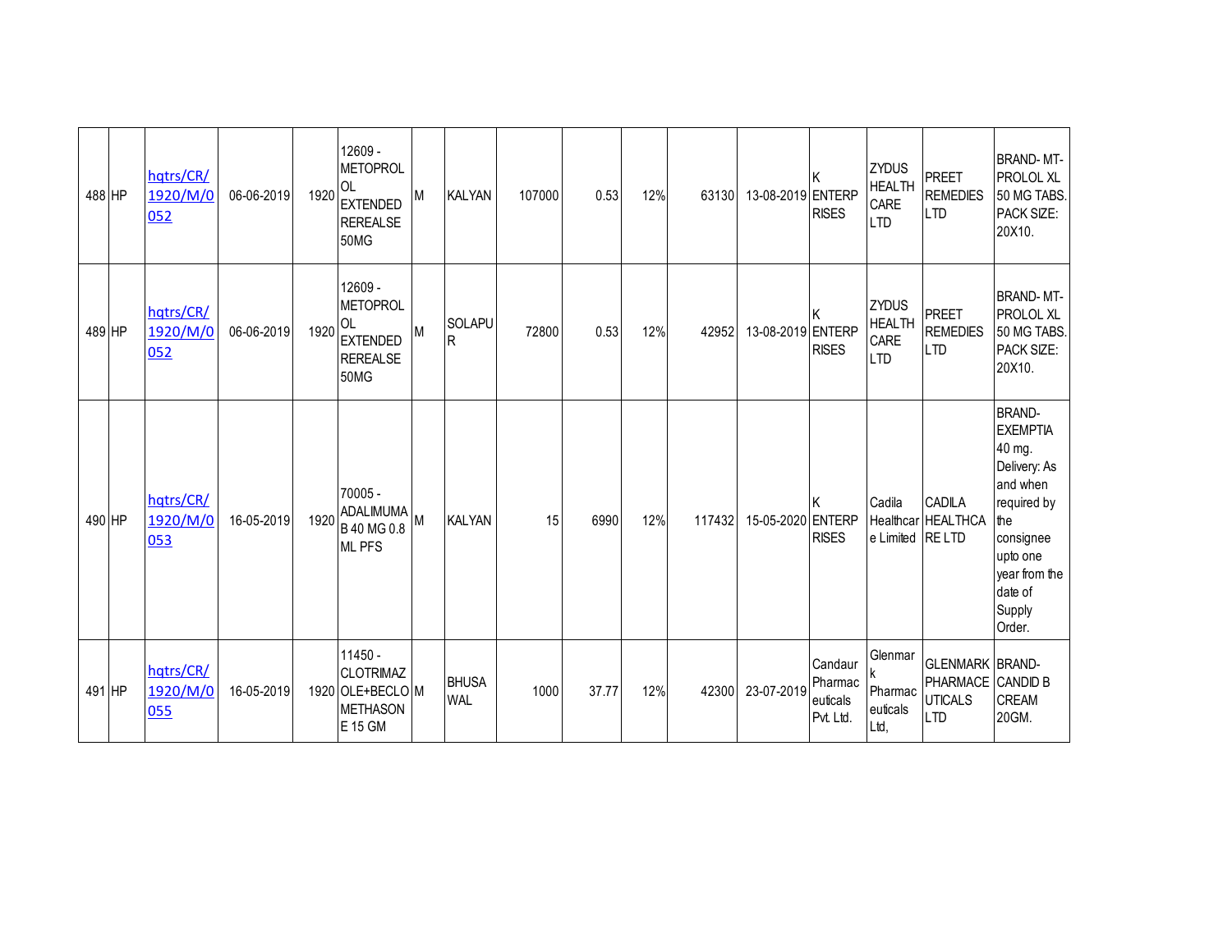| 488 | HP | hqtrs/CR/1920/M/0052 | 06-06-2019 | 1920 | 12609 - METOPROLOL EXTENDED REREALSE 50MG | M | KALYAN | 107000 | 0.53 | 12% | 63130 | 13-08-2019 | K ENTERPRISES | ZYDUS HEALTH CARE LTD | PREET REMEDIES LTD | BRAND- MT-PROLOL XL 50 MG TABS. PACK SIZE: 20X10. |
|---|---|---|---|---|---|---|---|---|---|---|---|---|---|---|---|---|
| 489 | HP | hqtrs/CR/1920/M/0052 | 06-06-2019 | 1920 | 12609 - METOPROLOL EXTENDED REREALSE 50MG | M | SOLAPUR | 72800 | 0.53 | 12% | 42952 | 13-08-2019 | K ENTERPRISES | ZYDUS HEALTH CARE LTD | PREET REMEDIES LTD | BRAND- MT-PROLOL XL 50 MG TABS. PACK SIZE: 20X10. |
| 490 | HP | hqtrs/CR/1920/M/0053 | 16-05-2019 | 1920 | 70005 - ADALIMUMAB 40 MG 0.8 ML PFS | M | KALYAN | 15 | 6990 | 12% | 117432 | 15-05-2020 | K ENTERPRISES | Cadila Healthcare Limited | CADILA HEALTHCARE LTD | BRAND- EXEMPTIA 40 mg. Delivery: As and when required by the consignee upto one year from the date of Supply Order. |
| 491 | HP | hqtrs/CR/1920/M/0055 | 16-05-2019 | 1920 | 11450 - CLOTRIMAZOLE+BECLOMETHASONE 15 GM | M | BHUSAWAL | 1000 | 37.77 | 12% | 42300 | 23-07-2019 | Candaur Pharmaceuticals Pvt. Ltd. | Glenmark Pharmaceuticals Ltd, | GLENMARK PHARMACEUTICALS LTD | BRAND- CANDID B CREAM 20GM. |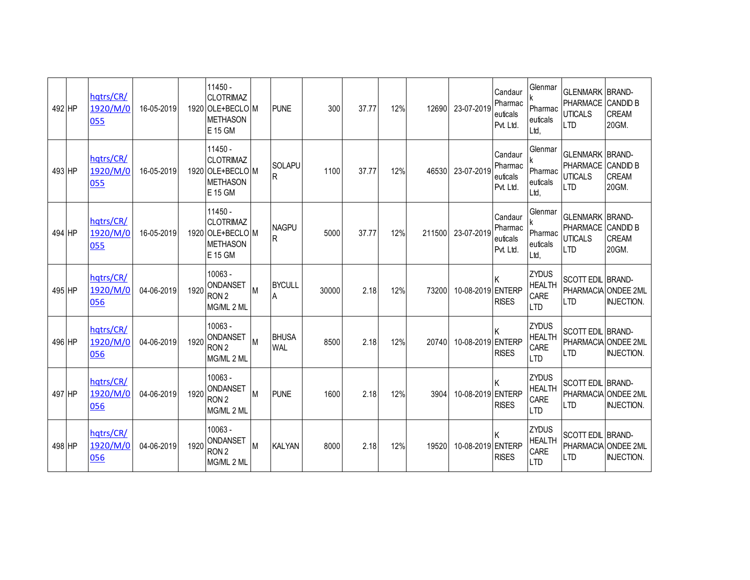| 492 | HP | hqtrs/CR/1920/M/0055 | 16-05-2019 | 1920 | 11450 - CLOTRIMAZOLE+BECLOMETHASONE 15 GM | M | PUNE | 300 | 37.77 | 12% | 12690 | 23-07-2019 | Candaur Pharmaceuticals Pvt. Ltd. | Glenmark Pharmaceuticals Ltd, | GLENMARK PHARMACEUTICALS LTD | BRAND-CANDID B CREAM 20GM. |
|---|---|---|---|---|---|---|---|---|---|---|---|---|---|---|---|---|
| 493 | HP | hqtrs/CR/1920/M/0055 | 16-05-2019 | 1920 | 11450 - CLOTRIMAZOLE+BECLOMETHASONE 15 GM | M | SOLAPUR | 1100 | 37.77 | 12% | 46530 | 23-07-2019 | Candaur Pharmaceuticals Pvt. Ltd. | Glenmark Pharmaceuticals Ltd, | GLENMARK PHARMACEUTICALS LTD | BRAND-CANDID B CREAM 20GM. |
| 494 | HP | hqtrs/CR/1920/M/0055 | 16-05-2019 | 1920 | 11450 - CLOTRIMAZOLE+BECLOMETHASONE 15 GM | M | NAGPUR | 5000 | 37.77 | 12% | 211500 | 23-07-2019 | Candaur Pharmaceuticals Pvt. Ltd. | Glenmark Pharmaceuticals Ltd, | GLENMARK PHARMACEUTICALS LTD | BRAND-CANDID B CREAM 20GM. |
| 495 | HP | hqtrs/CR/1920/M/0056 | 04-06-2019 | 1920 | 10063 - ONDANSETRON 2 MG/ML 2 ML | M | BYCULLA | 30000 | 2.18 | 12% | 73200 | 10-08-2019 | K ENTERPRISES | ZYDUS HEALTH CARE LTD | SCOTT EDIL PHARMACIA LTD | BRAND-ONDEE 2ML INJECTION. |
| 496 | HP | hqtrs/CR/1920/M/0056 | 04-06-2019 | 1920 | 10063 - ONDANSETRON 2 MG/ML 2 ML | M | BHUSAWAL | 8500 | 2.18 | 12% | 20740 | 10-08-2019 | K ENTERPRISES | ZYDUS HEALTH CARE LTD | SCOTT EDIL PHARMACIA LTD | BRAND-ONDEE 2ML INJECTION. |
| 497 | HP | hqtrs/CR/1920/M/0056 | 04-06-2019 | 1920 | 10063 - ONDANSETRON 2 MG/ML 2 ML | M | PUNE | 1600 | 2.18 | 12% | 3904 | 10-08-2019 | K ENTERPRISES | ZYDUS HEALTH CARE LTD | SCOTT EDIL PHARMACIA LTD | BRAND-ONDEE 2ML INJECTION. |
| 498 | HP | hqtrs/CR/1920/M/0056 | 04-06-2019 | 1920 | 10063 - ONDANSETRON 2 MG/ML 2 ML | M | KALYAN | 8000 | 2.18 | 12% | 19520 | 10-08-2019 | K ENTERPRISES | ZYDUS HEALTH CARE LTD | SCOTT EDIL PHARMACIA LTD | BRAND-ONDEE 2ML INJECTION. |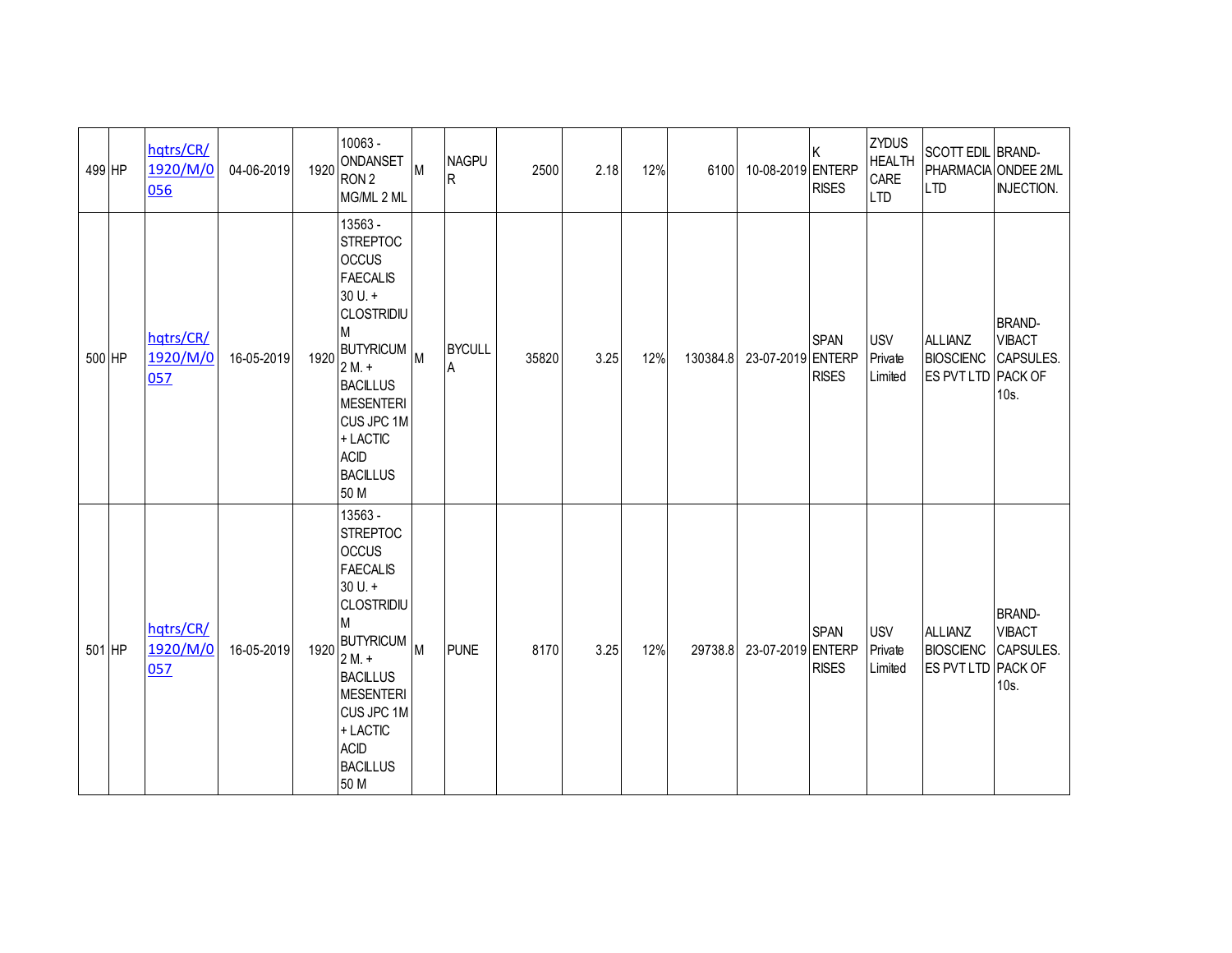| | | | | | | | | | | | | | | | | |
|---|---|---|---|---|---|---|---|---|---|---|---|---|---|---|---|---|
| 499 | HP | hqtrs/CR/1920/M/0056 | 04-06-2019 | 1920 | 10063 - ONDANSETRON 2 MG/ML 2 ML | M | NAGPUR | 2500 | 2.18 | 12% | 6100 | 10-08-2019 | K ENTERPRISES | ZYDUS HEALTH CARE LTD | SCOTT EDIL PHARMACIA LTD | BRAND- ONDEE 2ML INJECTION. |
| 500 | HP | hqtrs/CR/1920/M/0057 | 16-05-2019 | 1920 | 13563 - STREPTOCOCCUS FAECALIS 30 U. + CLOSTRIDIUM BUTYRICUM 2 M. + BACILLUS MESENTERICUS JPC 1M + LACTIC ACID BACILLUS 50 M | M | BYCULLA | 35820 | 3.25 | 12% | 130384.8 | 23-07-2019 | SPAN ENTERPRISES | USV Private Limited | ALLIANZ BIOSCIENCES PVT LTD | BRAND- VIBACT CAPSULES. PACK OF 10s. |
| 501 | HP | hqtrs/CR/1920/M/0057 | 16-05-2019 | 1920 | 13563 - STREPTOCOCCUS FAECALIS 30 U. + CLOSTRIDIUM BUTYRICUM 2 M. + BACILLUS MESENTERICUS JPC 1M + LACTIC ACID BACILLUS 50 M | M | PUNE | 8170 | 3.25 | 12% | 29738.8 | 23-07-2019 | SPAN ENTERPRISES | USV Private Limited | ALLIANZ BIOSCIENCES PVT LTD | BRAND- VIBACT CAPSULES. PACK OF 10s. |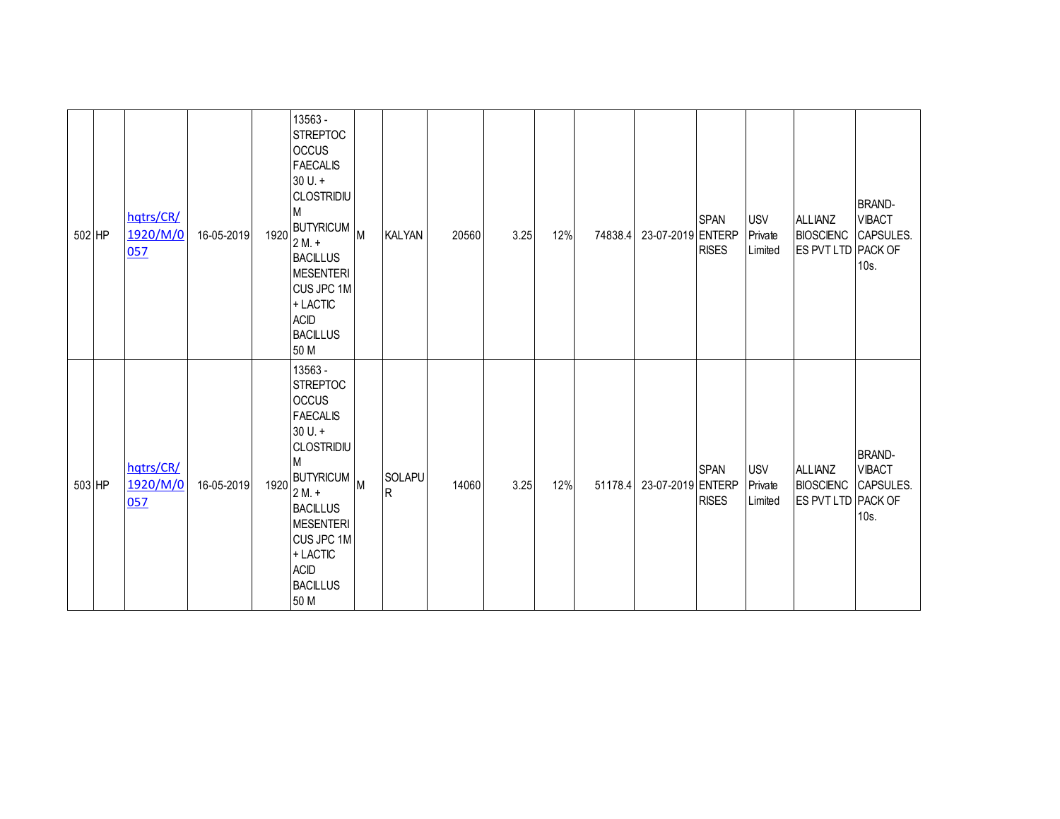| | | | | | | | | | | | | | | | |
|---|---|---|---|---|---|---|---|---|---|---|---|---|---|---|---|
| 502 | HP | hqtrs/CR/1920/M/0057 | 16-05-2019 | 1920 | 13563 - STREPTOCOCCUS FAECALIS 30 U. + CLOSTRIDIUM BUTYRICUM 2 M. + BACILLUS MESENTERICUS JPC 1M + LACTIC ACID BACILLUS 50 M | M | KALYAN | 20560 | 3.25 | 12% | 74838.4 | 23-07-2019 | SPAN ENTERPRISES | USV Private Limited | ALLIANZ BIOSCIENCES PVT LTD | BRAND- VIBACT CAPSULES. PACK OF 10s. |
| 503 | HP | hqtrs/CR/1920/M/0057 | 16-05-2019 | 1920 | 13563 - STREPTOCOCCUS FAECALIS 30 U. + CLOSTRIDIUM BUTYRICUM 2 M. + BACILLUS MESENTERICUS JPC 1M + LACTIC ACID BACILLUS 50 M | M | SOLAPUR | 14060 | 3.25 | 12% | 51178.4 | 23-07-2019 | SPAN ENTERPRISES | USV Private Limited | ALLIANZ BIOSCIENCES PVT LTD | BRAND- VIBACT CAPSULES. PACK OF 10s. |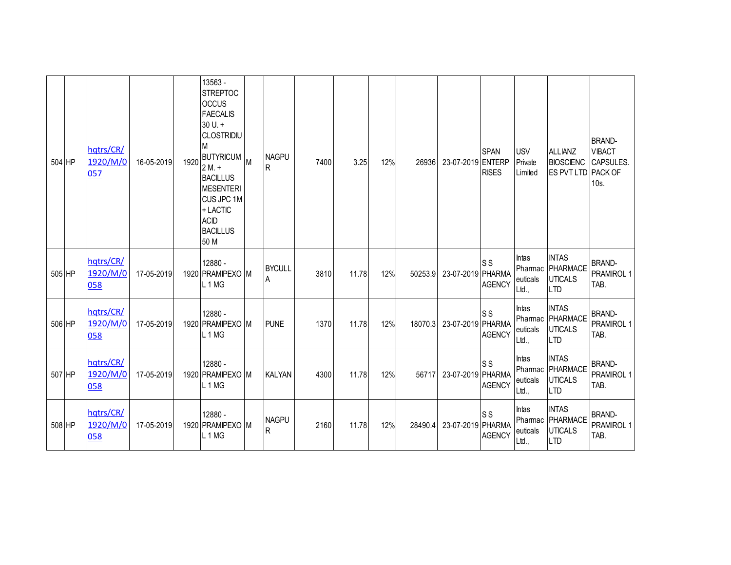| 504 | HP | hqtrs/CR/1920/M/0057 | 16-05-2019 | 1920 | 13563 - STREPTOCOCCUS FAECALIS 30 U. + CLOSTRIDIUM BUTYRICUM 2 M. + BACILLUS MESENTERICUS JPC 1M + LACTIC ACID BACILLUS 50 M | M | NAGPUR | 7400 | 3.25 | 12% | 26936 | 23-07-2019 | SPAN ENTERPRISES | USV Private Limited | ALLIANZ BIOSCIENCES PVT LTD | BRAND- VIBACT CAPSULES. PACK OF 10s. |
|---|---|---|---|---|---|---|---|---|---|---|---|---|---|---|---|---|
| 505 | HP | hqtrs/CR/1920/M/0058 | 17-05-2019 | 1920 | 12880 - PRAMIPEXOL 1 MG | M | BYCULLA | 3810 | 11.78 | 12% | 50253.9 | 23-07-2019 | S S PHARMA AGENCY | Intas Pharmaceuticals Ltd., | INTAS PHARMACEUTICALS LTD | BRAND- PRAMIROL 1 TAB. |
| 506 | HP | hqtrs/CR/1920/M/0058 | 17-05-2019 | 1920 | 12880 - PRAMIPEXOL 1 MG | M | PUNE | 1370 | 11.78 | 12% | 18070.3 | 23-07-2019 | S S PHARMA AGENCY | Intas Pharmaceuticals Ltd., | INTAS PHARMACEUTICALS LTD | BRAND- PRAMIROL 1 TAB. |
| 507 | HP | hqtrs/CR/1920/M/0058 | 17-05-2019 | 1920 | 12880 - PRAMIPEXOL 1 MG | M | KALYAN | 4300 | 11.78 | 12% | 56717 | 23-07-2019 | S S PHARMA AGENCY | Intas Pharmaceuticals Ltd., | INTAS PHARMACEUTICALS LTD | BRAND- PRAMIROL 1 TAB. |
| 508 | HP | hqtrs/CR/1920/M/0058 | 17-05-2019 | 1920 | 12880 - PRAMIPEXOL 1 MG | M | NAGPUR | 2160 | 11.78 | 12% | 28490.4 | 23-07-2019 | S S PHARMA AGENCY | Intas Pharmaceuticals Ltd., | INTAS PHARMACEUTICALS LTD | BRAND- PRAMIROL 1 TAB. |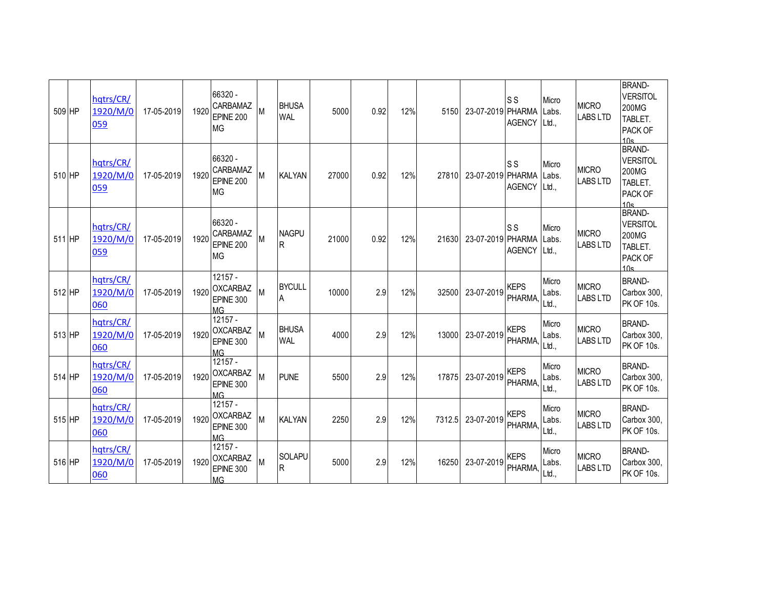| | | | | | | | | | | | | | | | | |
|---|---|---|---|---|---|---|---|---|---|---|---|---|---|---|---|---|
| 509 | HP | hqtrs/CR/1920/M/0059 | 17-05-2019 | 1920 | 66320 - CARBAMAZEPINE 200 MG | M | BHUSAWAL | 5000 | 0.92 | 12% | 5150 | 23-07-2019 | S S PHARMA AGENCY | Micro Labs. Ltd., | MICRO LABS LTD | BRAND-VERSITOL 200MG TABLET. PACK OF 10s |
| 510 | HP | hqtrs/CR/1920/M/0059 | 17-05-2019 | 1920 | 66320 - CARBAMAZEPINE 200 MG | M | KALYAN | 27000 | 0.92 | 12% | 27810 | 23-07-2019 | S S PHARMA AGENCY | Micro Labs. Ltd., | MICRO LABS LTD | BRAND-VERSITOL 200MG TABLET. PACK OF 10s |
| 511 | HP | hqtrs/CR/1920/M/0059 | 17-05-2019 | 1920 | 66320 - CARBAMAZEPINE 200 MG | M | NAGPUR | 21000 | 0.92 | 12% | 21630 | 23-07-2019 | S S PHARMA AGENCY | Micro Labs. Ltd., | MICRO LABS LTD | BRAND-VERSITOL 200MG TABLET. PACK OF 10s |
| 512 | HP | hqtrs/CR/1920/M/0060 | 17-05-2019 | 1920 | 12157 - OXCARBAZEPINE 300 MG | M | BYCULLA | 10000 | 2.9 | 12% | 32500 | 23-07-2019 | KEPS PHARMA, | Micro Labs. Ltd., | MICRO LABS LTD | BRAND-Carbox 300, PK OF 10s. |
| 513 | HP | hqtrs/CR/1920/M/0060 | 17-05-2019 | 1920 | 12157 - OXCARBAZEPINE 300 MG | M | BHUSAWAL | 4000 | 2.9 | 12% | 13000 | 23-07-2019 | KEPS PHARMA, | Micro Labs. Ltd., | MICRO LABS LTD | BRAND-Carbox 300, PK OF 10s. |
| 514 | HP | hqtrs/CR/1920/M/0060 | 17-05-2019 | 1920 | 12157 - OXCARBAZEPINE 300 MG | M | PUNE | 5500 | 2.9 | 12% | 17875 | 23-07-2019 | KEPS PHARMA, | Micro Labs. Ltd., | MICRO LABS LTD | BRAND-Carbox 300, PK OF 10s. |
| 515 | HP | hqtrs/CR/1920/M/0060 | 17-05-2019 | 1920 | 12157 - OXCARBAZEPINE 300 MG | M | KALYAN | 2250 | 2.9 | 12% | 7312.5 | 23-07-2019 | KEPS PHARMA, | Micro Labs. Ltd., | MICRO LABS LTD | BRAND-Carbox 300, PK OF 10s. |
| 516 | HP | hqtrs/CR/1920/M/0060 | 17-05-2019 | 1920 | 12157 - OXCARBAZEPINE 300 MG | M | SOLAPUR | 5000 | 2.9 | 12% | 16250 | 23-07-2019 | KEPS PHARMA, | Micro Labs. Ltd., | MICRO LABS LTD | BRAND-Carbox 300, PK OF 10s. |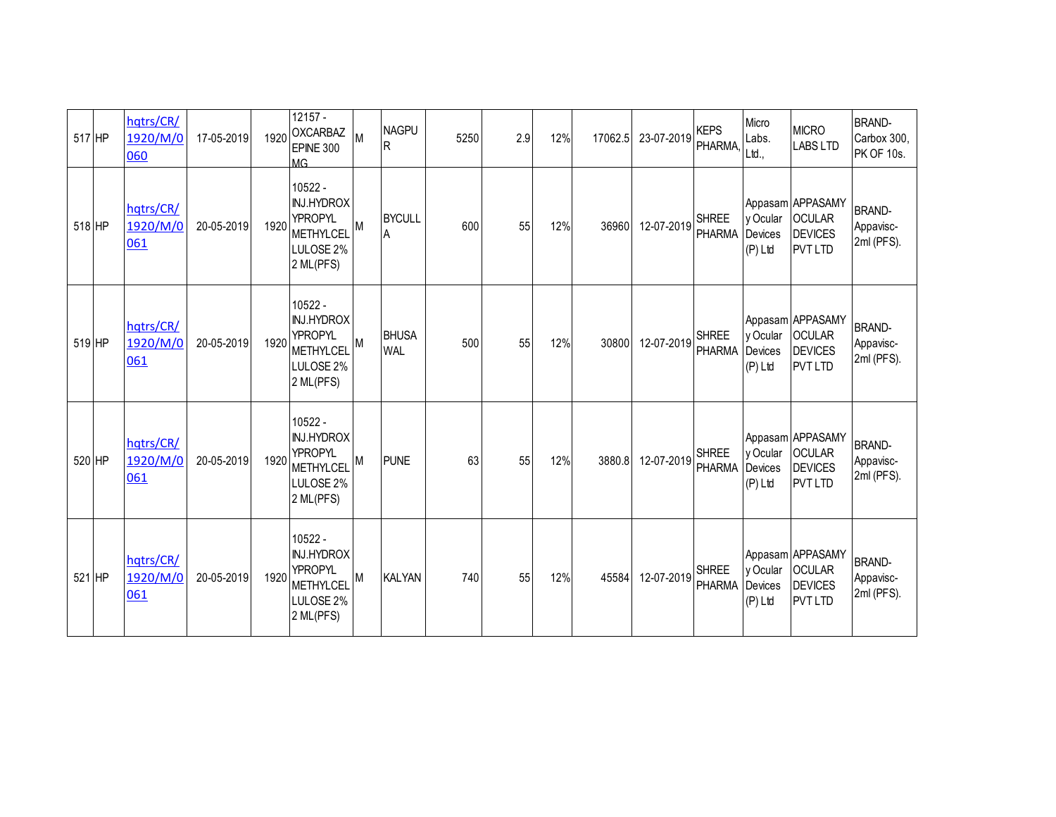| 517 | HP | hqtrs/CR/1920/M/0060 | 17-05-2019 | 1920 | 12157 - OXCARBAZEPINE 300 MG | M | NAGPUR | 5250 | 2.9 | 12% | 17062.5 | 23-07-2019 | KEPS PHARMA, | Micro Labs. Ltd., | MICRO LABS LTD | BRAND- Carbox 300, PK OF 10s. |
|---|---|---|---|---|---|---|---|---|---|---|---|---|---|---|---|---|
| 518 | HP | hqtrs/CR/1920/M/0061 | 20-05-2019 | 1920 | 10522 - INJ.HYDROXYPROPYL METHYLCELLULOSE 2% 2 ML(PFS) | M | BYCULLA | 600 | 55 | 12% | 36960 | 12-07-2019 | SHREE PHARMA | Appasamy Ocular Devices (P) Ltd | APPASAMY OCULAR DEVICES PVT LTD | BRAND- Appavisc- 2ml (PFS). |
| 519 | HP | hqtrs/CR/1920/M/0061 | 20-05-2019 | 1920 | 10522 - INJ.HYDROXYPROPYL METHYLCELLULOSE 2% 2 ML(PFS) | M | BHUSAWAL | 500 | 55 | 12% | 30800 | 12-07-2019 | SHREE PHARMA | Appasamy Ocular Devices (P) Ltd | APPASAMY OCULAR DEVICES PVT LTD | BRAND- Appavisc- 2ml (PFS). |
| 520 | HP | hqtrs/CR/1920/M/0061 | 20-05-2019 | 1920 | 10522 - INJ.HYDROXYPROPYL METHYLCELLULOSE 2% 2 ML(PFS) | M | PUNE | 63 | 55 | 12% | 3880.8 | 12-07-2019 | SHREE PHARMA | Appasamy Ocular Devices (P) Ltd | APPASAMY OCULAR DEVICES PVT LTD | BRAND- Appavisc- 2ml (PFS). |
| 521 | HP | hqtrs/CR/1920/M/0061 | 20-05-2019 | 1920 | 10522 - INJ.HYDROXYPROPYL METHYLCELLULOSE 2% 2 ML(PFS) | M | KALYAN | 740 | 55 | 12% | 45584 | 12-07-2019 | SHREE PHARMA | Appasamy Ocular Devices (P) Ltd | APPASAMY OCULAR DEVICES PVT LTD | BRAND- Appavisc- 2ml (PFS). |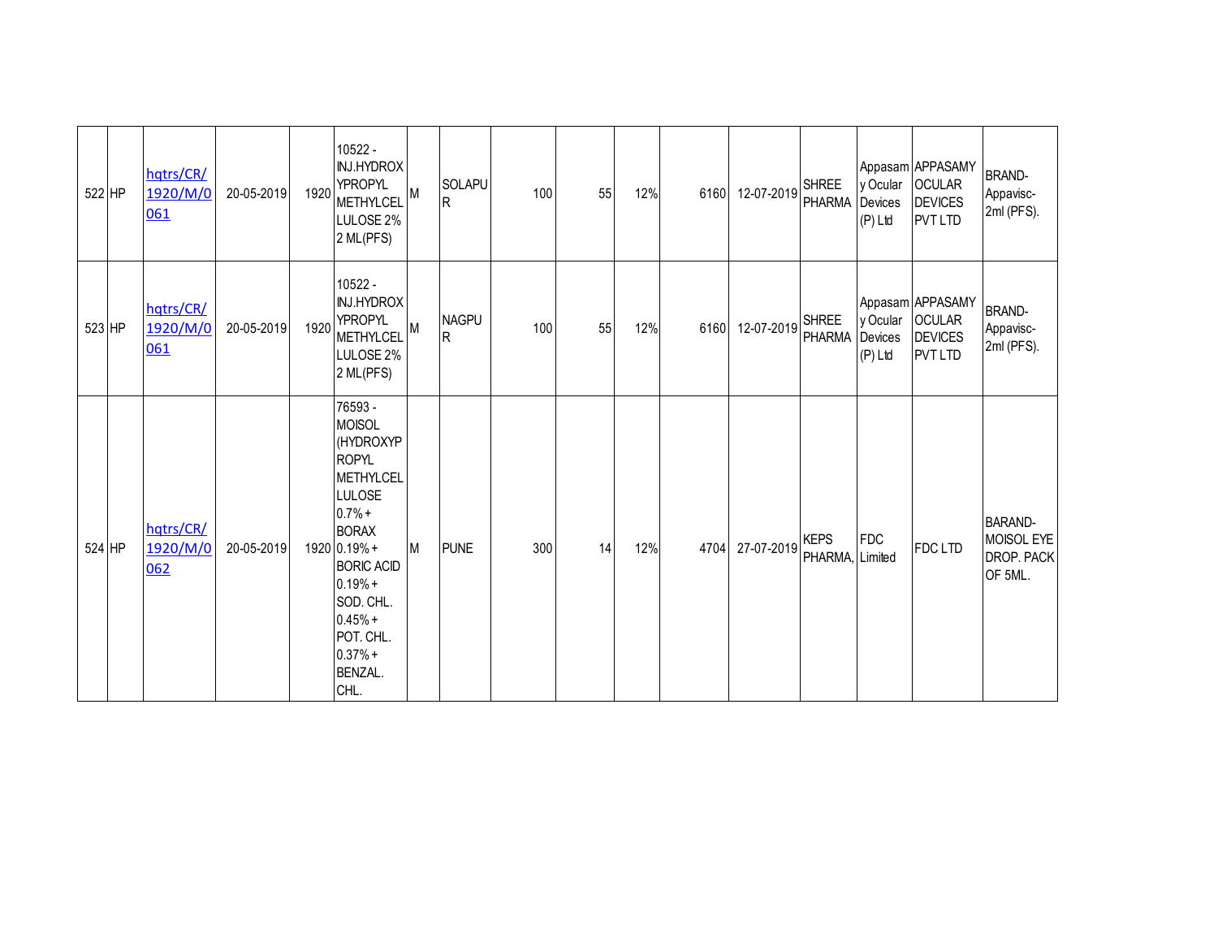| 522 | HP | hqtrs/CR/1920/M/0061 | 20-05-2019 | 1920 | 10522 - INJ.HYDROXYPROPYL METHYLCELLULOSE 2% 2 ML(PFS) | M | SOLAPUR | 100 | 55 | 12% | 6160 | 12-07-2019 | SHREE PHARMA | Appasamy Ocular Devices (P) Ltd | APPASAMY OCULAR DEVICES PVT LTD | BRAND- Appavisc- 2ml (PFS). |
|---|---|---|---|---|---|---|---|---|---|---|---|---|---|---|---|---|
| 523 | HP | hqtrs/CR/1920/M/0061 | 20-05-2019 | 1920 | 10522 - INJ.HYDROXYPROPYL METHYLCELLULOSE 2% 2 ML(PFS) | M | NAGPUR | 100 | 55 | 12% | 6160 | 12-07-2019 | SHREE PHARMA | Appasamy Ocular Devices (P) Ltd | APPASAMY OCULAR DEVICES PVT LTD | BRAND- Appavisc- 2ml (PFS). |
| 524 | HP | hqtrs/CR/1920/M/0062 | 20-05-2019 | 1920 | 76593 - MOISOL (HYDROXYPROPYL METHYLCELLULOSE 0.7% + BORAX 0.19% + BORIC ACID 0.19% + SOD. CHL. 0.45% + POT. CHL. 0.37% + BENZAL. CHL. | M | PUNE | 300 | 14 | 12% | 4704 | 27-07-2019 | KEPS PHARMA, | FDC Limited | FDC LTD | BARAND- MOISOL EYE DROP. PACK OF 5ML. |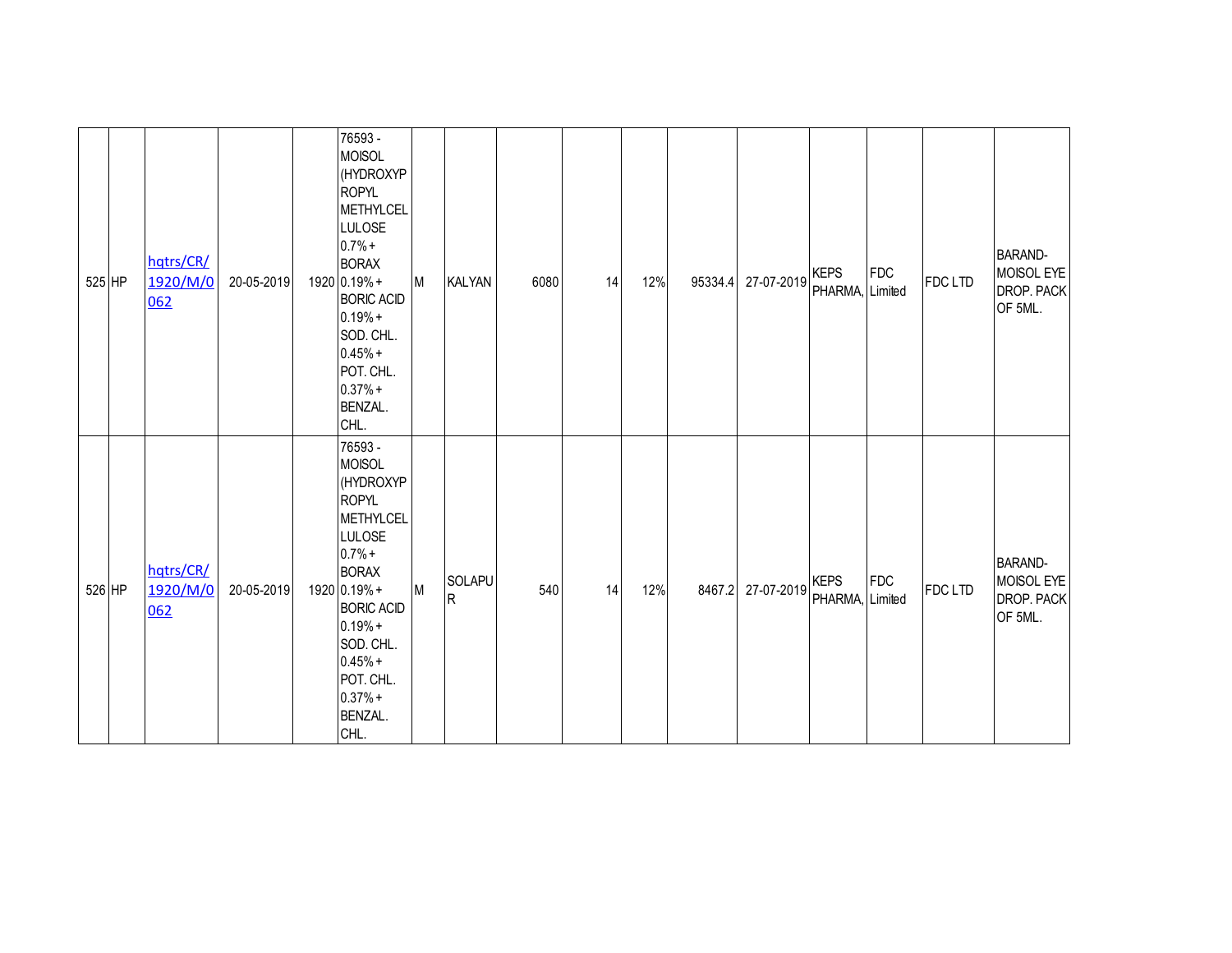| 525 | HP | hqtrs/CR/1920/M/0062 | 20-05-2019 | 1920 | 76593 - MOISOL (HYDROXYPROPYL METHYLCELLULOSE 0.7% + BORAX 0.19% + BORIC ACID 0.19% + SOD. CHL. 0.45% + POT. CHL. 0.37% + BENZAL. CHL. | M | KALYAN | 6080 | 14 | 12% | 95334.4 | 27-07-2019 | KEPS PHARMA, | FDC Limited | FDC LTD | BARAND- MOISOL EYE DROP. PACK OF 5ML. |
|---|---|---|---|---|---|---|---|---|---|---|---|---|---|---|---|---|
| 526 | HP | hqtrs/CR/1920/M/0062 | 20-05-2019 | 1920 | 76593 - MOISOL (HYDROXYPROPYL METHYLCELLULOSE 0.7% + BORAX 0.19% + BORIC ACID 0.19% + SOD. CHL. 0.45% + POT. CHL. 0.37% + BENZAL. CHL. | M | SOLAPUR | 540 | 14 | 12% | 8467.2 | 27-07-2019 | KEPS PHARMA, | FDC Limited | FDC LTD | BARAND- MOISOL EYE DROP. PACK OF 5ML. |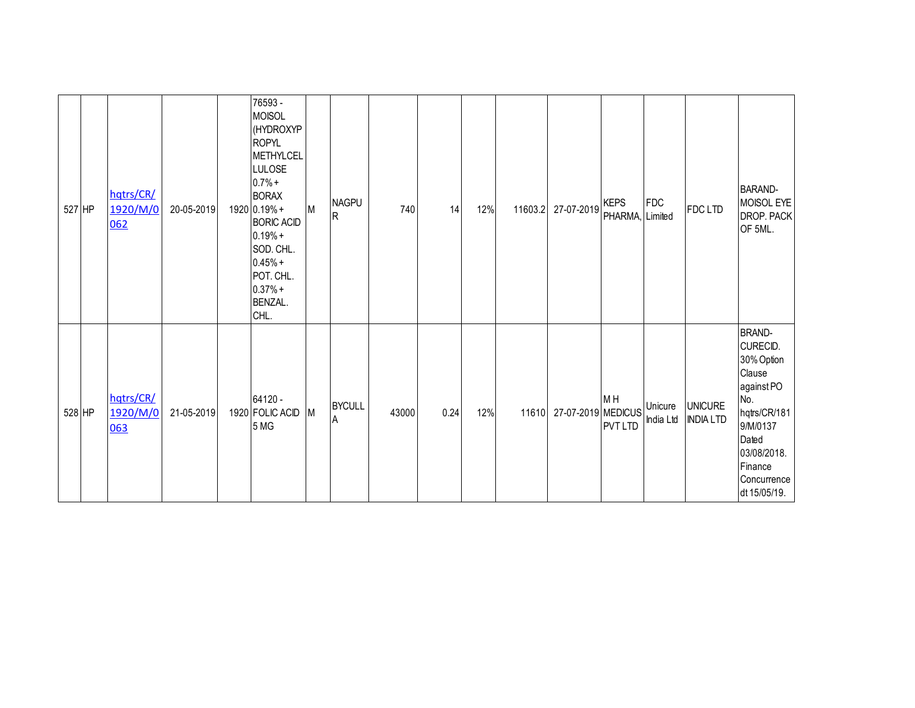| | | | | | | | | | | | | | | | |
|---|---|---|---|---|---|---|---|---|---|---|---|---|---|---|---|
| 527 | HP | hqtrs/CR/1920/M/0062 | 20-05-2019 | 1920 | 76593 - MOISOL (HYDROXYPROPYL METHYLCELLULOSE 0.7% + BORAX 0.19% + BORIC ACID 0.19% + SOD. CHL. 0.45% + POT. CHL. 0.37% + BENZAL. CHL. | M | NAGPUR | 740 | 14 | 12% | 11603.2 | 27-07-2019 | KEPS PHARMA, | FDC Limited | FDC LTD | BARAND- MOISOL EYE DROP. PACK OF 5ML. |
| 528 | HP | hqtrs/CR/1920/M/0063 | 21-05-2019 | 1920 | 64120 - FOLIC ACID 5 MG | M | BYCULLA | 43000 | 0.24 | 12% | 11610 | 27-07-2019 | M H MEDICUS PVT LTD | Unicure India Ltd | UNICURE INDIA LTD | BRAND- CURECID. 30% Option Clause against PO No. hqtrs/CR/1819/M/0137 Dated 03/08/2018. Finance Concurrence dt 15/05/19. |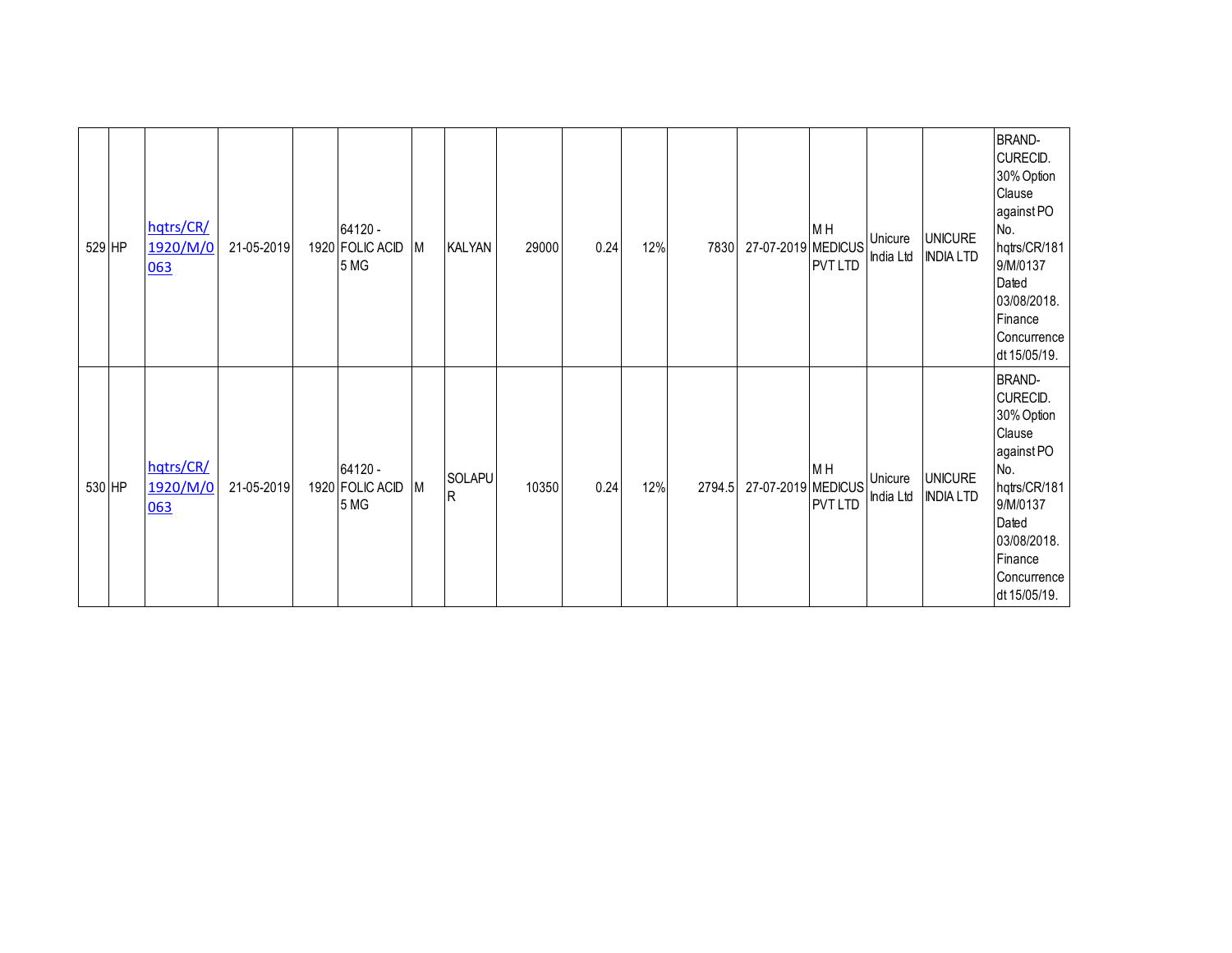| | | | | | | | | | | | | | | | | |
|---|---|---|---|---|---|---|---|---|---|---|---|---|---|---|---|---|
| 529 | HP | hqtrs/CR/1920/M/0063 | 21-05-2019 | 1920 | 64120 - FOLIC ACID 5 MG | M | KALYAN | 29000 | 0.24 | 12% | 7830 | 27-07-2019 | M H MEDICUS PVT LTD | Unicure India Ltd | UNICURE INDIA LTD | BRAND- CURECID. 30% Option Clause against PO No. hqtrs/CR/1819/M/0137 Dated 03/08/2018. Finance Concurrence dt 15/05/19. |
| 530 | HP | hqtrs/CR/1920/M/0063 | 21-05-2019 | 1920 | 64120 - FOLIC ACID 5 MG | M | SOLAPUR | 10350 | 0.24 | 12% | 2794.5 | 27-07-2019 | M H MEDICUS PVT LTD | Unicure India Ltd | UNICURE INDIA LTD | BRAND- CURECID. 30% Option Clause against PO No. hqtrs/CR/1819/M/0137 Dated 03/08/2018. Finance Concurrence dt 15/05/19. |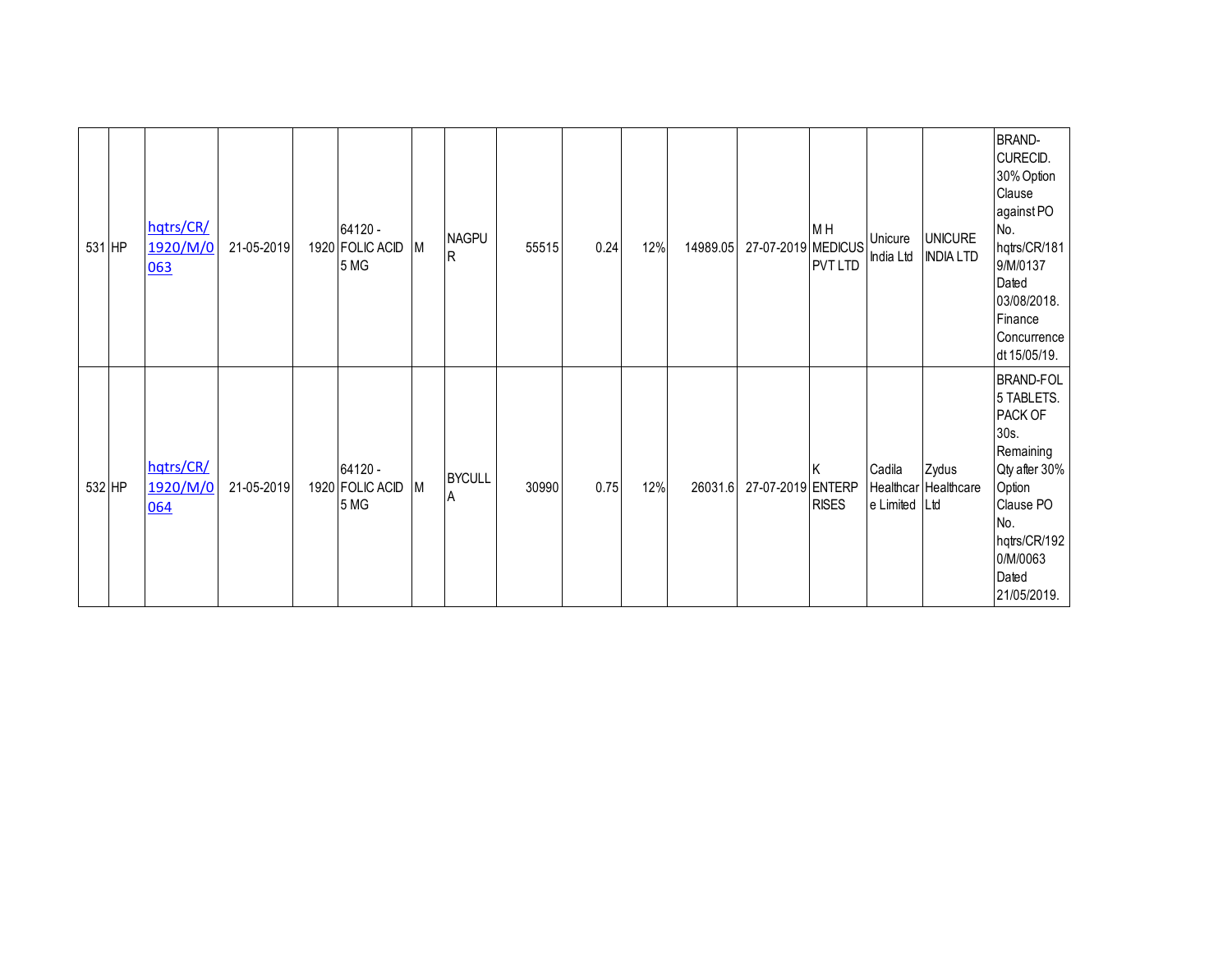| | | | | | | | | | | | | | | | | |
|---|---|---|---|---|---|---|---|---|---|---|---|---|---|---|---|---|
| 531 | HP | hqtrs/CR/1920/M/0063 | 21-05-2019 | 1920 | 64120 - FOLIC ACID 5 MG | M | NAGPUR | 55515 | 0.24 | 12% | 14989.05 | 27-07-2019 | M H MEDICUS PVT LTD | Unicure India Ltd | UNICURE INDIA LTD | BRAND-CURECID. 30% Option Clause against PO No. hqtrs/CR/1819/M/0137 Dated 03/08/2018. Finance Concurrence dt 15/05/19. |
| 532 | HP | hqtrs/CR/1920/M/0064 | 21-05-2019 | 1920 | 64120 - FOLIC ACID 5 MG | M | BYCULLA | 30990 | 0.75 | 12% | 26031.6 | 27-07-2019 | K ENTERPRISES | Cadila Healthcare Limited | Zydus Healthcare Ltd | BRAND-FOL 5 TABLETS. PACK OF 30s. Remaining Qty after 30% Option Clause PO No. hqtrs/CR/1920/M/0063 Dated 21/05/2019. |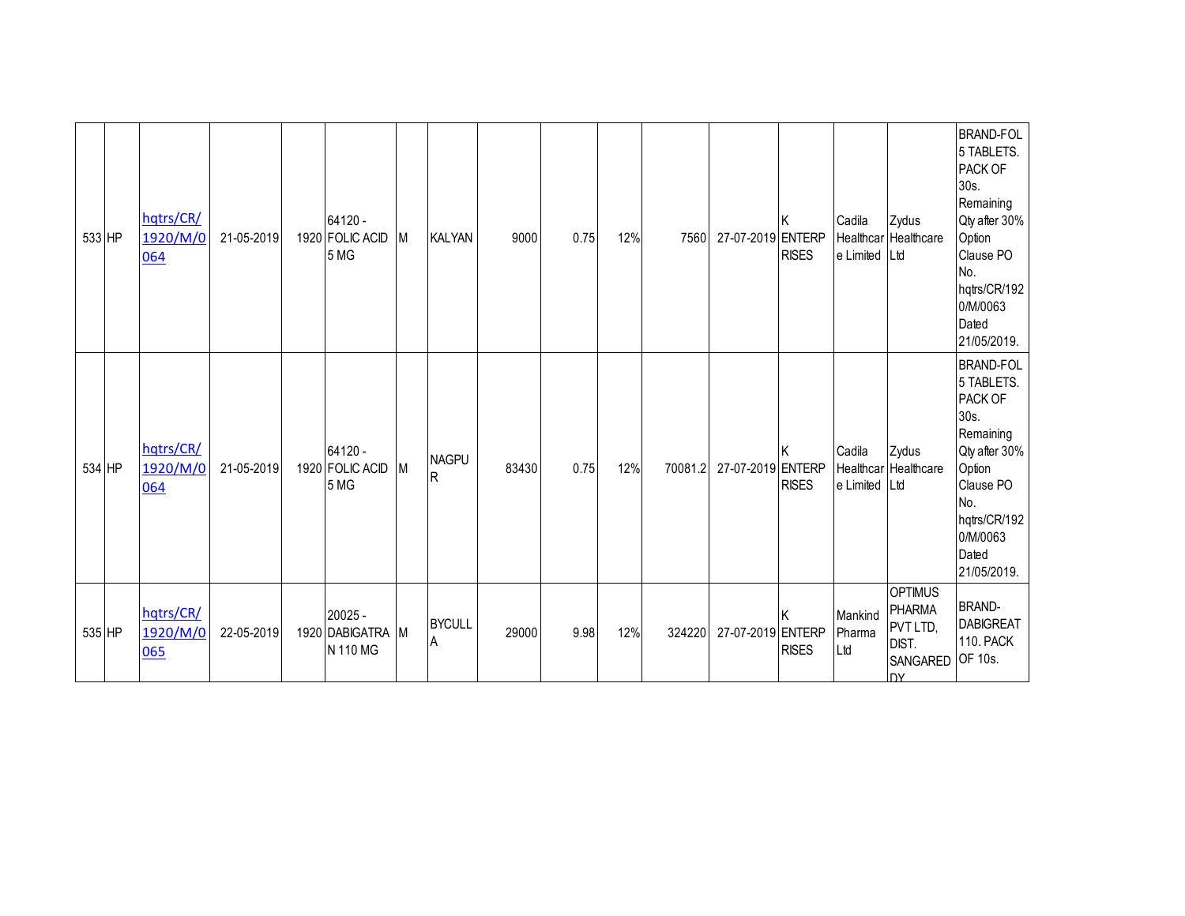| 533 | HP | hqtrs/CR/1920/M/0064 | 21-05-2019 | 1920 | 64120 - FOLIC ACID 5 MG | M | KALYAN | 9000 | 0.75 | 12% | 7560 | 27-07-2019 | K ENTERPRISES | Cadila Healthcare Limited | Zydus Healthcare Ltd | BRAND-FOL 5 TABLETS. PACK OF 30s. Remaining Qty after 30% Option Clause PO No. hqtrs/CR/1920/M/0063 Dated 21/05/2019. |
|---|---|---|---|---|---|---|---|---|---|---|---|---|---|---|---|---|
| 534 | HP | hqtrs/CR/1920/M/0064 | 21-05-2019 | 1920 | 64120 - FOLIC ACID 5 MG | M | NAGPUR | 83430 | 0.75 | 12% | 70081.2 | 27-07-2019 | K ENTERPRISES | Cadila Healthcare Limited | Zydus Healthcare Ltd | BRAND-FOL 5 TABLETS. PACK OF 30s. Remaining Qty after 30% Option Clause PO No. hqtrs/CR/1920/M/0063 Dated 21/05/2019. |
| 535 | HP | hqtrs/CR/1920/M/0065 | 22-05-2019 | 1920 | 20025 - DABIGATRAN 110 MG | M | BYCULLA | 29000 | 9.98 | 12% | 324220 | 27-07-2019 | K ENTERPRISES | Mankind Pharma Ltd | OPTIMUS PHARMA PVT LTD, DIST. SANGAREDDY | BRAND-DABIGREAT 110. PACK OF 10s. |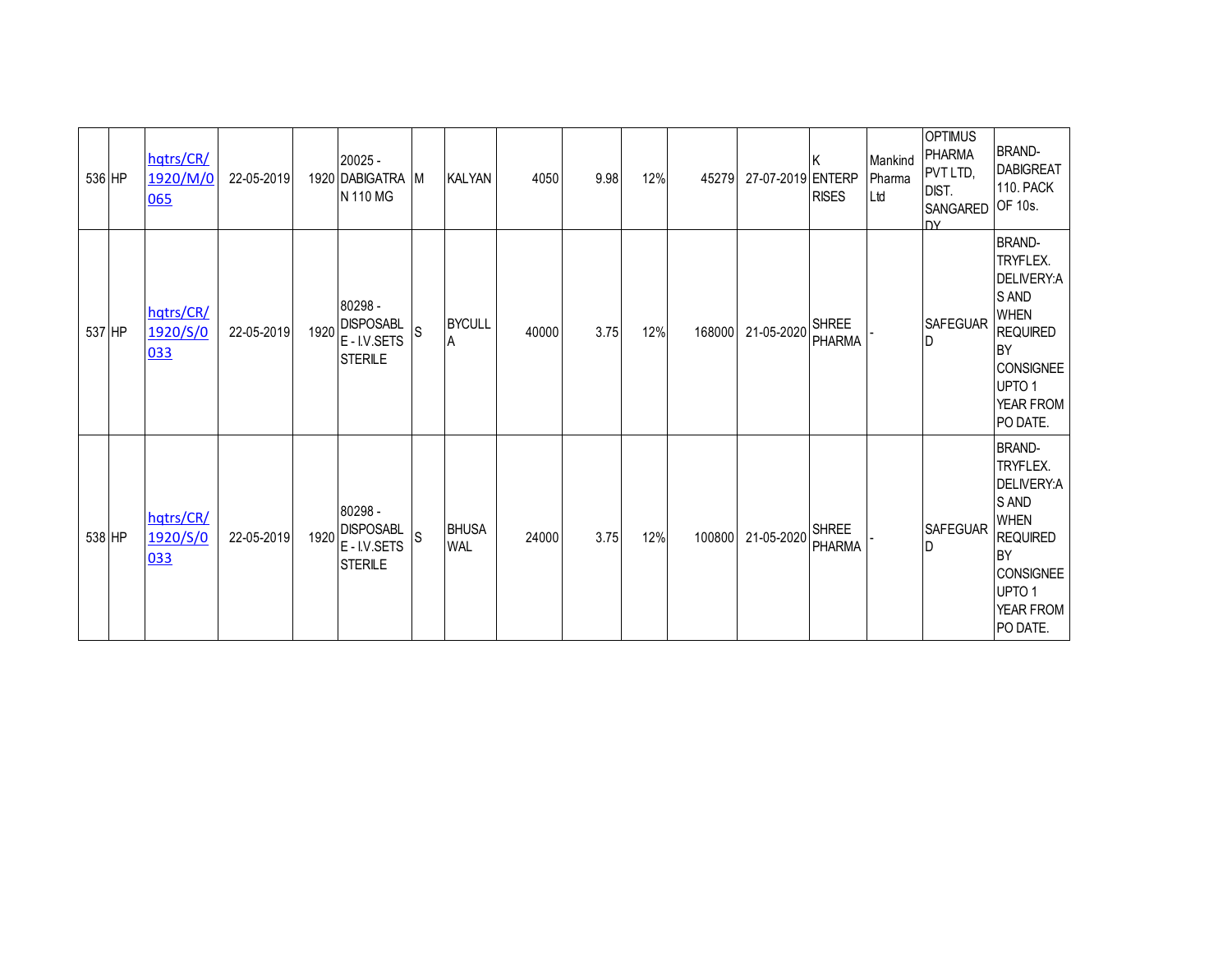| 536 | HP | hqtrs/CR/1920/M/0065 | 22-05-2019 | 1920 | 20025 - DABIGATRAN 110 MG | M | KALYAN | 4050 | 9.98 | 12% | 45279 | 27-07-2019 | K ENTERPRISES | Mankind Pharma Ltd | OPTIMUS PHARMA PVT LTD, DIST. SANGAREDDY | BRAND-DABIGREAT 110. PACK OF 10s. |
|---|---|---|---|---|---|---|---|---|---|---|---|---|---|---|---|---|
| 537 | HP | hqtrs/CR/1920/S/0033 | 22-05-2019 | 1920 | 80298 - DISPOSABLE - I.V.SETS STERILE | S | BYCULLA | 40000 | 3.75 | 12% | 168000 | 21-05-2020 | SHREE PHARMA | - | SAFEGUARD | BRAND-TRYFLEX. DELIVERY:AS AND WHEN REQUIRED BY CONSIGNEE UPTO 1 YEAR FROM PO DATE. |
| 538 | HP | hqtrs/CR/1920/S/0033 | 22-05-2019 | 1920 | 80298 - DISPOSABLE - I.V.SETS STERILE | S | BHUSAWAL | 24000 | 3.75 | 12% | 100800 | 21-05-2020 | SHREE PHARMA | - | SAFEGUARD | BRAND-TRYFLEX. DELIVERY:AS AND WHEN REQUIRED BY CONSIGNEE UPTO 1 YEAR FROM PO DATE. |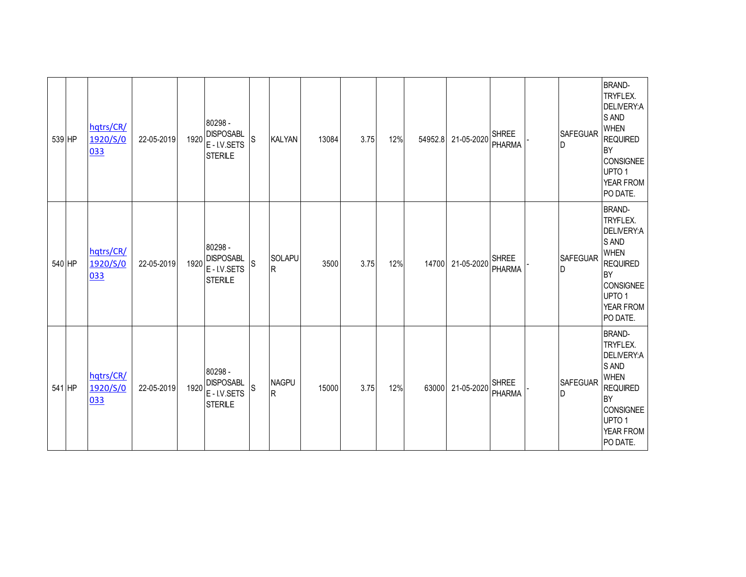| | | | | | | | | | | | | | | | | |
|---|---|---|---|---|---|---|---|---|---|---|---|---|---|---|---|---|
| 539 | HP | hqtrs/CR/1920/S/0033 | 22-05-2019 | 1920 | 80298 - DISPOSABLE - I.V.SETS STERILE | S | KALYAN | 13084 | 3.75 | 12% | 54952.8 | 21-05-2020 | SHREE PHARMA | - | SAFEGUARD | BRAND-TRYFLEX. DELIVERY:AS AND WHEN REQUIRED BY CONSIGNEE UPTO 1 YEAR FROM PO DATE. |
| 540 | HP | hqtrs/CR/1920/S/0033 | 22-05-2019 | 1920 | 80298 - DISPOSABLE - I.V.SETS STERILE | S | SOLAPUR | 3500 | 3.75 | 12% | 14700 | 21-05-2020 | SHREE PHARMA | - | SAFEGUARD | BRAND-TRYFLEX. DELIVERY:AS AND WHEN REQUIRED BY CONSIGNEE UPTO 1 YEAR FROM PO DATE. |
| 541 | HP | hqtrs/CR/1920/S/0033 | 22-05-2019 | 1920 | 80298 - DISPOSABLE - I.V.SETS STERILE | S | NAGPUR | 15000 | 3.75 | 12% | 63000 | 21-05-2020 | SHREE PHARMA | - | SAFEGUARD | BRAND-TRYFLEX. DELIVERY:AS AND WHEN REQUIRED BY CONSIGNEE UPTO 1 YEAR FROM PO DATE. |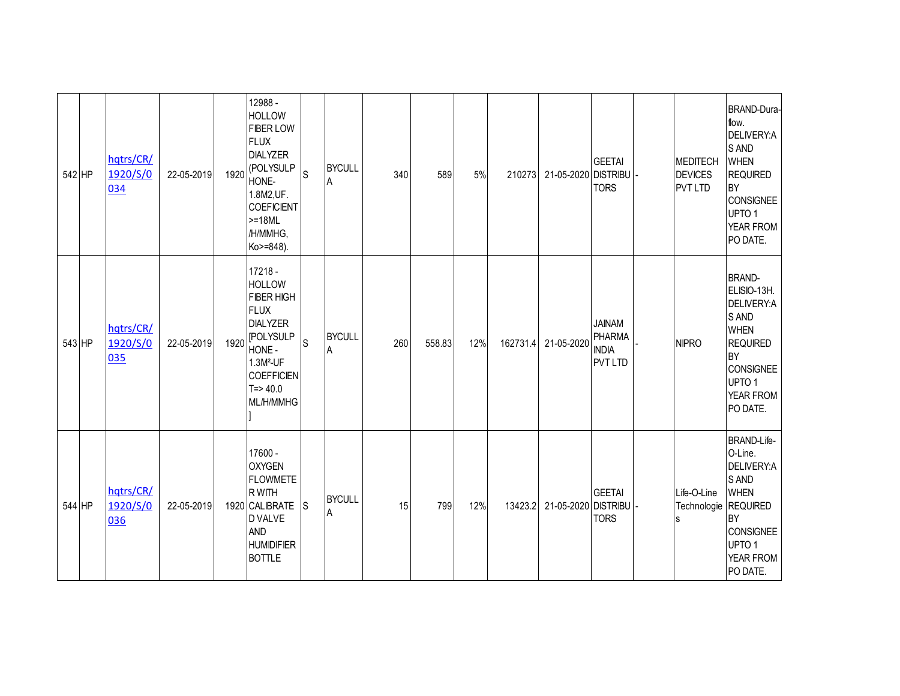| 542 | HP | hqtrs/CR/1920/S/0034 | 22-05-2019 | 1920 | 12988 - HOLLOW FIBER LOW FLUX DIALYZER (POLYSULPHONE-1.8M2,UF. COEFICIENT >=18ML /H/MMHG, Ko>=848). | S | BYCULLA | 340 | 589 | 5% | 210273 | 21-05-2020 | GEETAI DISTRIBUTORS | - | MEDITECH DEVICES PVT LTD | BRAND-Dura-flow. DELIVERY:AS AND WHEN REQUIRED BY CONSIGNEE UPTO 1 YEAR FROM PO DATE. |
|---|---|---|---|---|---|---|---|---|---|---|---|---|---|---|---|---|
| 543 | HP | hqtrs/CR/1920/S/0035 | 22-05-2019 | 1920 | 17218 - HOLLOW FIBER HIGH FLUX DIALYZER [POLYSULPHONE - 1.3M²-UF COEFFICIENT=> 40.0 ML/H/MMHG] | S | BYCULLA | 260 | 558.83 | 12% | 162731.4 | 21-05-2020 | JAINAM PHARMA INDIA PVT LTD | - | NIPRO | BRAND-ELISIO-13H. DELIVERY:AS AND WHEN REQUIRED BY CONSIGNEE UPTO 1 YEAR FROM PO DATE. |
| 544 | HP | hqtrs/CR/1920/S/0036 | 22-05-2019 | 1920 | 17600 - OXYGEN FLOWMETER WITH CALIBRATED VALVE AND HUMIDIFIER BOTTLE | S | BYCULLA | 15 | 799 | 12% | 13423.2 | 21-05-2020 | GEETAI DISTRIBUTORS | - | Life-O-Line Technologies | BRAND-Life-O-Line. DELIVERY:AS AND WHEN REQUIRED BY CONSIGNEE UPTO 1 YEAR FROM PO DATE. |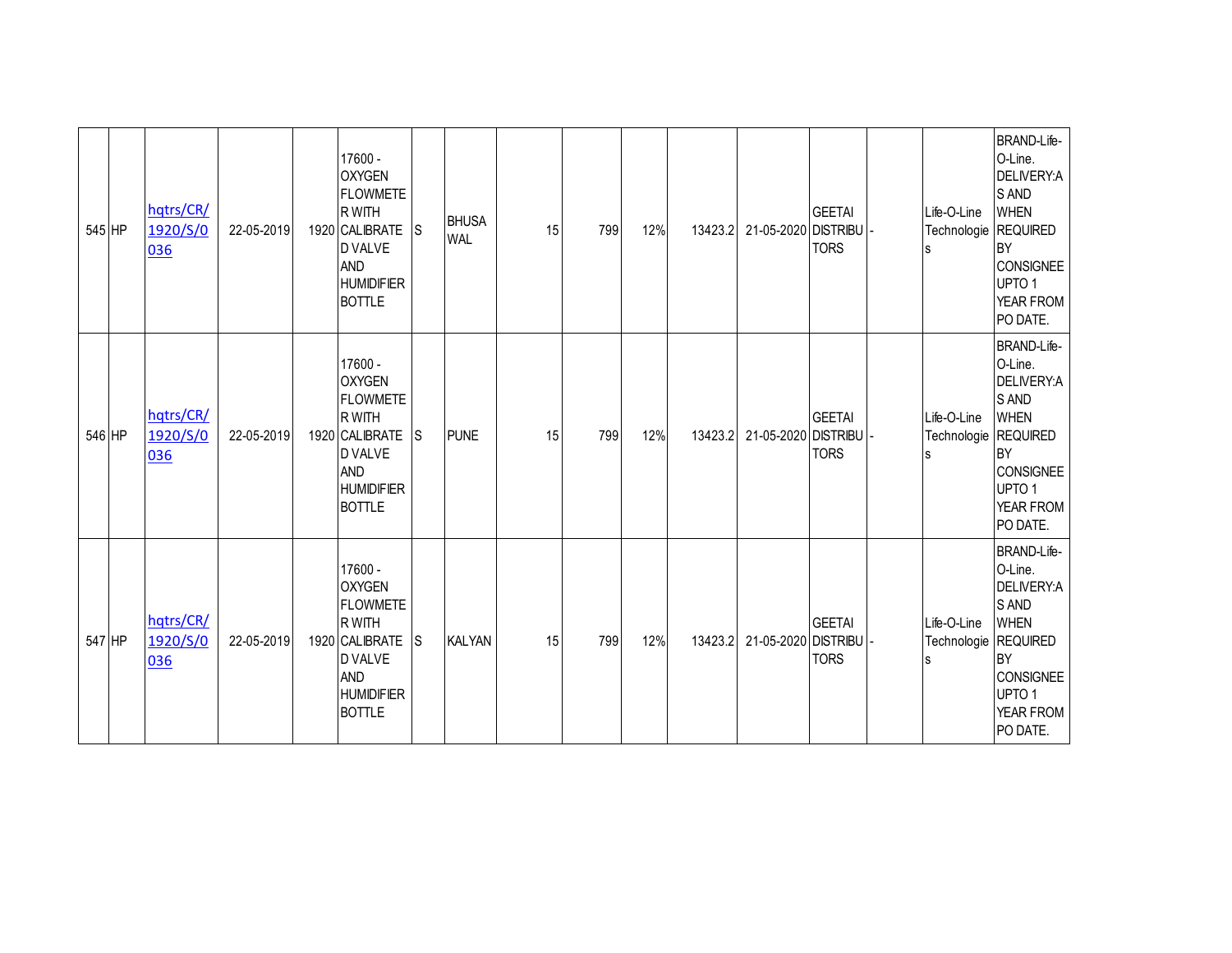| 545 | HP | hqtrs/CR/1920/S/0036 | 22-05-2019 | 1920 | 17600 - OXYGEN FLOWMETER WITH CALIBRATED VALVE AND HUMIDIFIER BOTTLE | S | BHUSAWAL | 15 | 799 | 12% | 13423.2 | 21-05-2020 | GEETAI DISTRIBUTORS | - | Life-O-Line Technologies | BRAND-Life-O-Line. DELIVERY:AS AND WHEN REQUIRED BY CONSIGNEE UPTO 1 YEAR FROM PO DATE. |
|---|---|---|---|---|---|---|---|---|---|---|---|---|---|---|---|---|
| 546 | HP | hqtrs/CR/1920/S/0036 | 22-05-2019 | 1920 | 17600 - OXYGEN FLOWMETER WITH CALIBRATED VALVE AND HUMIDIFIER BOTTLE | S | PUNE | 15 | 799 | 12% | 13423.2 | 21-05-2020 | GEETAI DISTRIBUTORS | - | Life-O-Line Technologies | BRAND-Life-O-Line. DELIVERY:AS AND WHEN REQUIRED BY CONSIGNEE UPTO 1 YEAR FROM PO DATE. |
| 547 | HP | hqtrs/CR/1920/S/0036 | 22-05-2019 | 1920 | 17600 - OXYGEN FLOWMETER WITH CALIBRATED VALVE AND HUMIDIFIER BOTTLE | S | KALYAN | 15 | 799 | 12% | 13423.2 | 21-05-2020 | GEETAI DISTRIBUTORS | - | Life-O-Line Technologies | BRAND-Life-O-Line. DELIVERY:AS AND WHEN REQUIRED BY CONSIGNEE UPTO 1 YEAR FROM PO DATE. |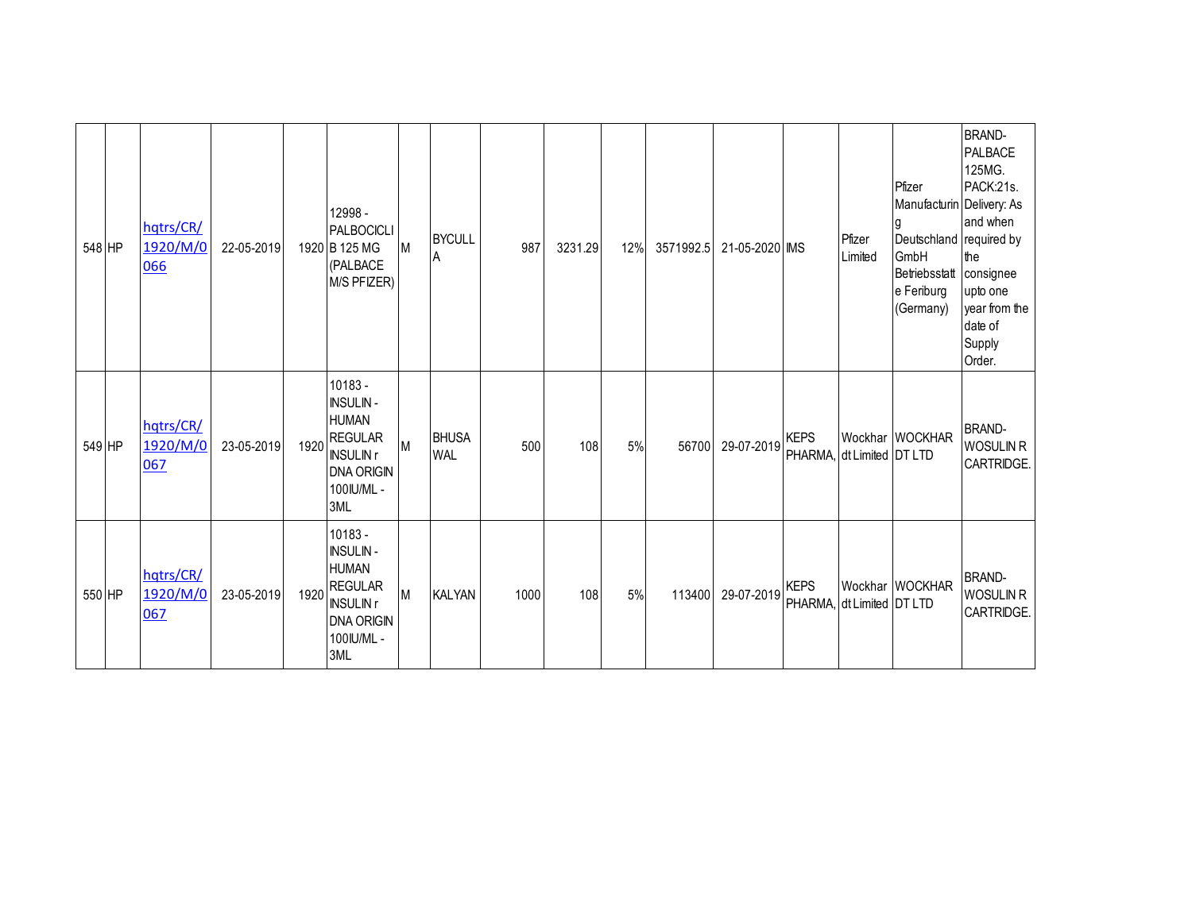| | | | | | | | | | | | | | | | | |
|---|---|---|---|---|---|---|---|---|---|---|---|---|---|---|---|---|
| 548 | HP | hqtrs/CR/1920/M/0066 | 22-05-2019 | 1920 | 12998 - PALBOCICLIB 125 MG (PALBACE M/S PFIZER) | M | BYCULLA | 987 | 3231.29 | 12% | 3571992.5 | 21-05-2020 | IMS | Pfizer Limited | Pfizer Manufacturing Deutschland GmbH Betriebsstatte Feriburg (Germany) | BRAND- PALBACE 125MG. PACK:21s. Delivery: As and when required by the consignee upto one year from the date of Supply Order. |
| 549 | HP | hqtrs/CR/1920/M/0067 | 23-05-2019 | 1920 | 10183 - INSULIN - HUMAN REGULAR INSULIN r DNA ORIGIN 100IU/ML - 3ML | M | BHUSAWAL | 500 | 108 | 5% | 56700 | 29-07-2019 | KEPS PHARMA, | Wockhardt Limited | WOCKHARDT LTD | BRAND- WOSULIN R CARTRIDGE. |
| 550 | HP | hqtrs/CR/1920/M/0067 | 23-05-2019 | 1920 | 10183 - INSULIN - HUMAN REGULAR INSULIN r DNA ORIGIN 100IU/ML - 3ML | M | KALYAN | 1000 | 108 | 5% | 113400 | 29-07-2019 | KEPS PHARMA, | Wockhardt Limited | WOCKHARDT LTD | BRAND- WOSULIN R CARTRIDGE. |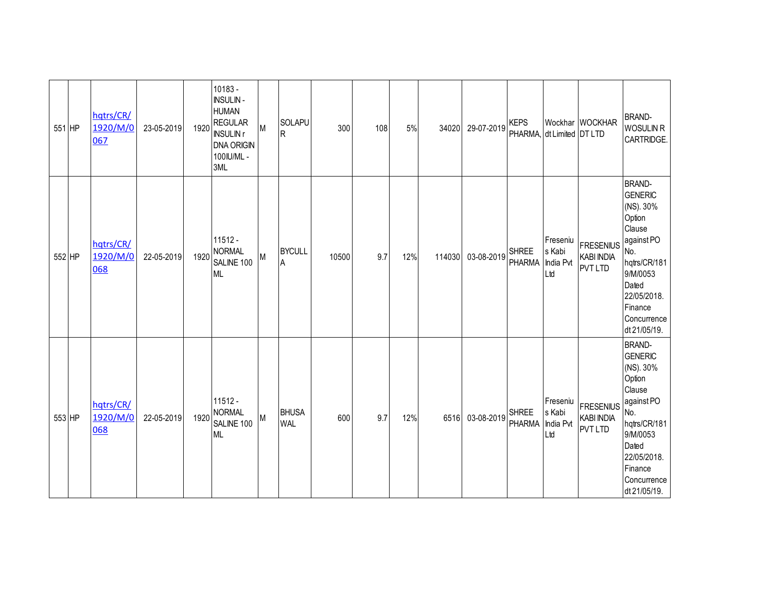| 551 | HP | hqtrs/CR/1920/M/0067 | 23-05-2019 | 1920 | 10183 - INSULIN - HUMAN REGULAR INSULIN r DNA ORIGIN 100IU/ML - 3ML | M | SOLAPUR | 300 | 108 | 5% | 34020 | 29-07-2019 | KEPS PHARMA, | Wockhardt Limited | WOCKHARDT LTD | BRAND- WOSULIN R CARTRIDGE. |
|---|---|---|---|---|---|---|---|---|---|---|---|---|---|---|---|---|
| 552 | HP | hqtrs/CR/1920/M/0068 | 22-05-2019 | 1920 | 11512 - NORMAL SALINE 100 ML | M | BYCULLA | 10500 | 9.7 | 12% | 114030 | 03-08-2019 | SHREE PHARMA | Fresenius Kabi India Pvt Ltd | FRESENIUS KABI INDIA PVT LTD | BRAND- GENERIC (NS). 30% Option Clause against PO No. hqtrs/CR/1819/M/0053 Dated 22/05/2018. Finance Concurrence dt 21/05/19. |
| 553 | HP | hqtrs/CR/1920/M/0068 | 22-05-2019 | 1920 | 11512 - NORMAL SALINE 100 ML | M | BHUSAWAL | 600 | 9.7 | 12% | 6516 | 03-08-2019 | SHREE PHARMA | Fresenius Kabi India Pvt Ltd | FRESENIUS KABI INDIA PVT LTD | BRAND- GENERIC (NS). 30% Option Clause against PO No. hqtrs/CR/1819/M/0053 Dated 22/05/2018. Finance Concurrence dt 21/05/19. |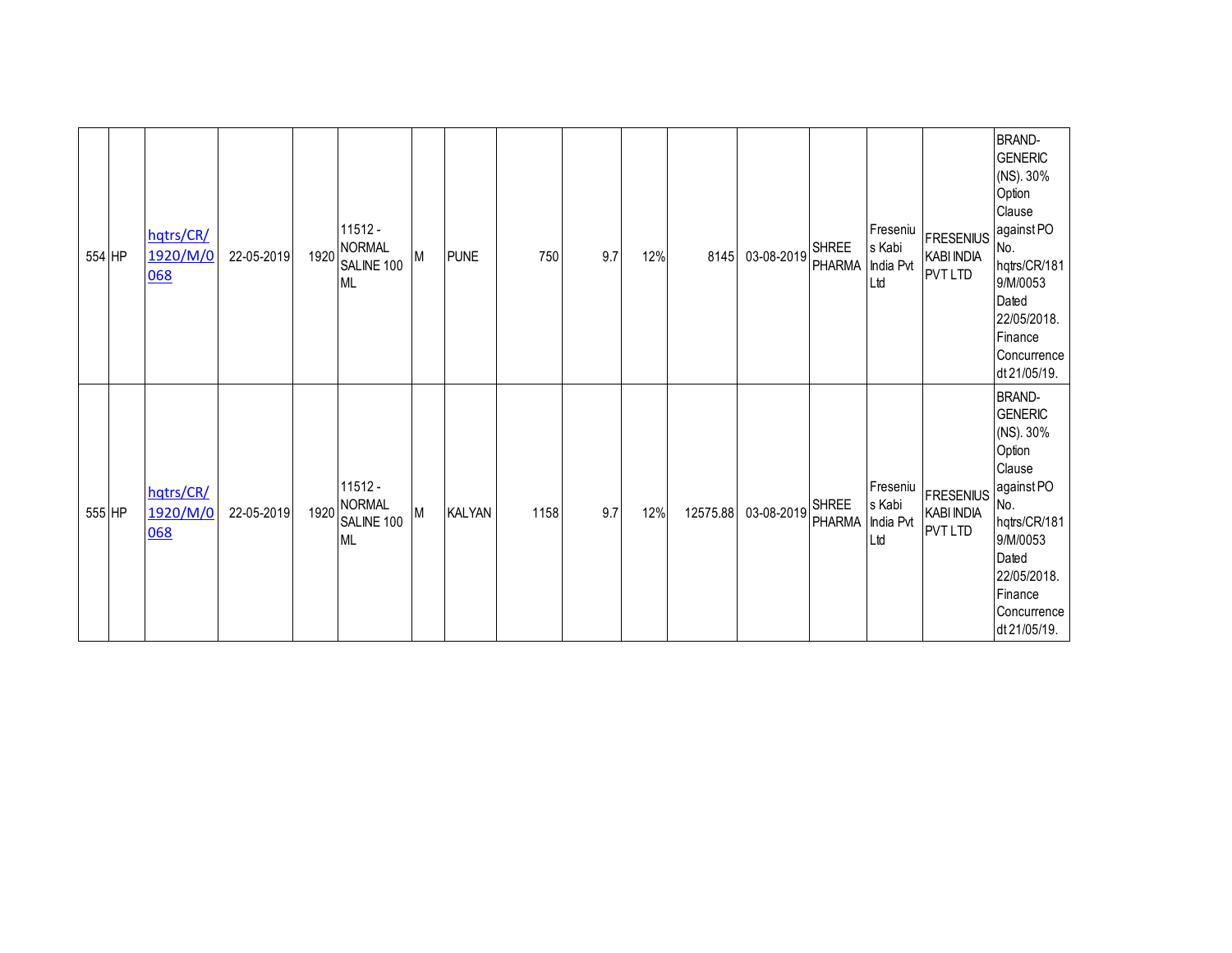| | | | | | | | | | | | | | | | | |
|---|---|---|---|---|---|---|---|---|---|---|---|---|---|---|---|---|
| 554 | HP | hqtrs/CR/1920/M/0068 | 22-05-2019 | 1920 | 11512 - NORMAL SALINE 100 ML | M | PUNE | 750 | 9.7 | 12% | 8145 | 03-08-2019 | SHREE PHARMA | Fresenius Kabi India Pvt Ltd | FRESENIUS KABI INDIA PVT LTD | BRAND-GENERIC (NS). 30% Option Clause against PO No. hqtrs/CR/1819/M/0053 Dated 22/05/2018. Finance Concurrence dt 21/05/19. |
| 555 | HP | hqtrs/CR/1920/M/0068 | 22-05-2019 | 1920 | 11512 - NORMAL SALINE 100 ML | M | KALYAN | 1158 | 9.7 | 12% | 12575.88 | 03-08-2019 | SHREE PHARMA | Fresenius Kabi India Pvt Ltd | FRESENIUS KABI INDIA PVT LTD | BRAND-GENERIC (NS). 30% Option Clause against PO No. hqtrs/CR/1819/M/0053 Dated 22/05/2018. Finance Concurrence dt 21/05/19. |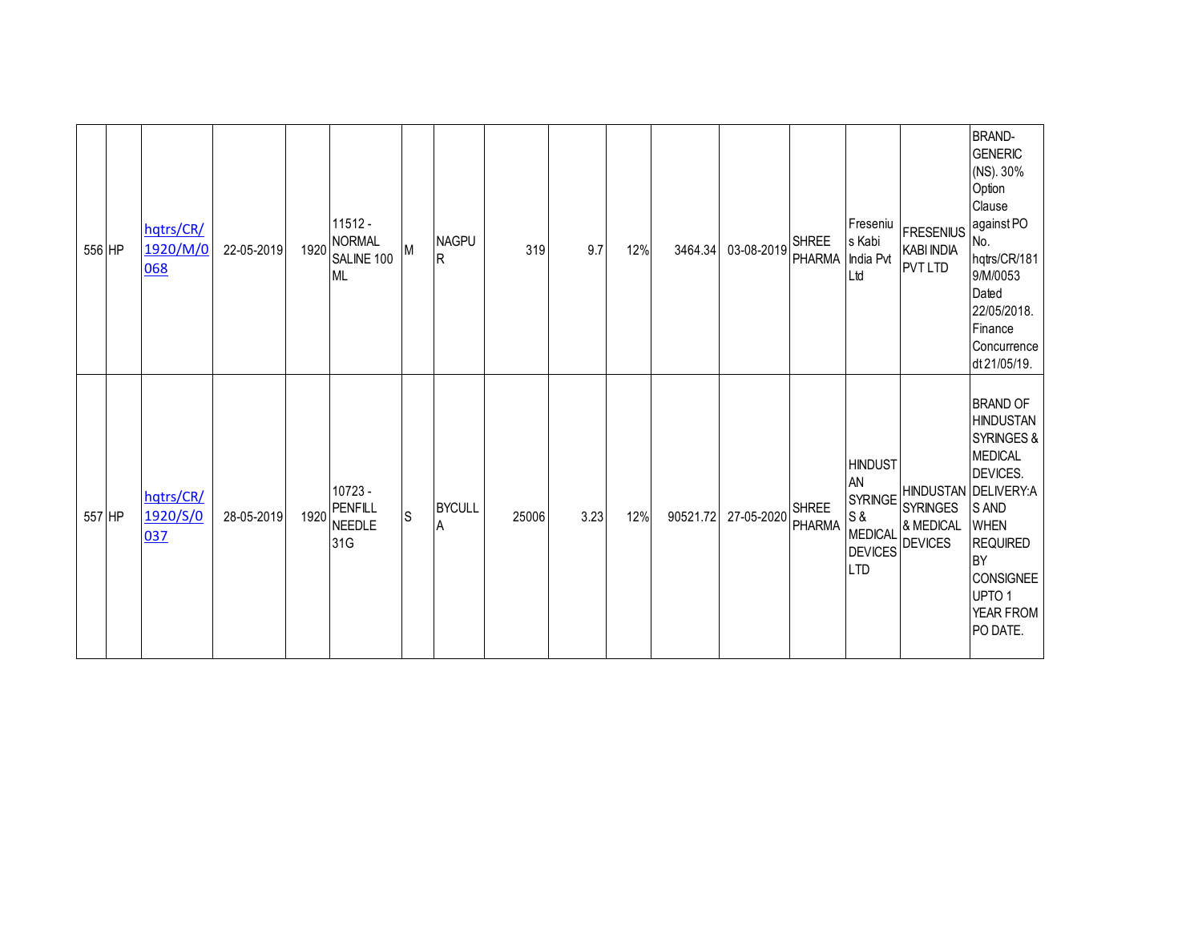| 556 | HP | hqtrs/CR/1920/M/0068 | 22-05-2019 | 1920 | 11512 - NORMAL SALINE 100 ML | M | NAGPUR | 319 | 9.7 | 12% | 3464.34 | 03-08-2019 | SHREE PHARMA | Fresenius Kabi India Pvt Ltd | FRESENIUS KABI INDIA PVT LTD | BRAND-GENERIC (NS). 30% Option Clause against PO No. hqtrs/CR/1819/M/0053 Dated 22/05/2018. Finance Concurrence dt 21/05/19. |
|---|---|---|---|---|---|---|---|---|---|---|---|---|---|---|---|---|
| 557 | HP | hqtrs/CR/1920/S/0037 | 28-05-2019 | 1920 | 10723 - PENFILL NEEDLE 31G | S | BYCULLA | 25006 | 3.23 | 12% | 90521.72 | 27-05-2020 | SHREE PHARMA | HINDUSTAN SYRINGES & MEDICAL DEVICES LTD | HINDUSTAN SYRINGES & MEDICAL DEVICES | BRAND OF HINDUSTAN SYRINGES & MEDICAL DEVICES. DELIVERY:AS AND WHEN REQUIRED BY CONSIGNEE UPTO 1 YEAR FROM PO DATE. |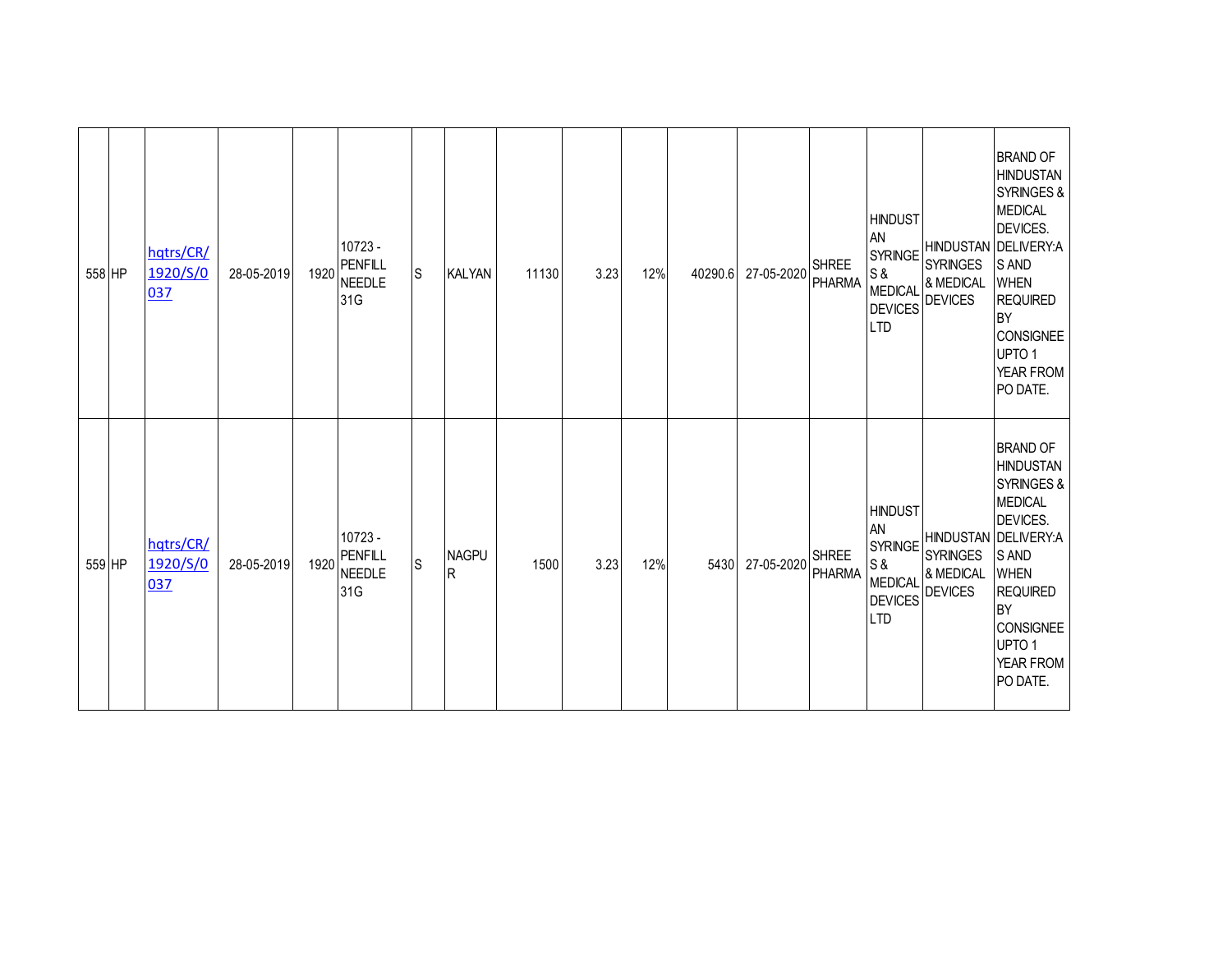| | | | | | | | | | | | | | | | | |
|---|---|---|---|---|---|---|---|---|---|---|---|---|---|---|---|---|
| 558 | HP | hqtrs/CR/1920/S/0037 | 28-05-2019 | 1920 | 10723 - PENFILL NEEDLE 31G | S | KALYAN | 11130 | 3.23 | 12% | 40290.6 | 27-05-2020 | SHREE PHARMA | HINDUSTAN SYRINGES & MEDICAL DEVICES LTD | HINDUSTAN SYRINGES & MEDICAL DEVICES | BRAND OF HINDUSTAN SYRINGES & MEDICAL DEVICES. DELIVERY:AS AND WHEN REQUIRED BY CONSIGNEE UPTO 1 YEAR FROM PO DATE. |
| 559 | HP | hqtrs/CR/1920/S/0037 | 28-05-2019 | 1920 | 10723 - PENFILL NEEDLE 31G | S | NAGPUR | 1500 | 3.23 | 12% | 5430 | 27-05-2020 | SHREE PHARMA | HINDUSTAN SYRINGES & MEDICAL DEVICES LTD | HINDUSTAN SYRINGES & MEDICAL DEVICES | BRAND OF HINDUSTAN SYRINGES & MEDICAL DEVICES. DELIVERY:AS AND WHEN REQUIRED BY CONSIGNEE UPTO 1 YEAR FROM PO DATE. |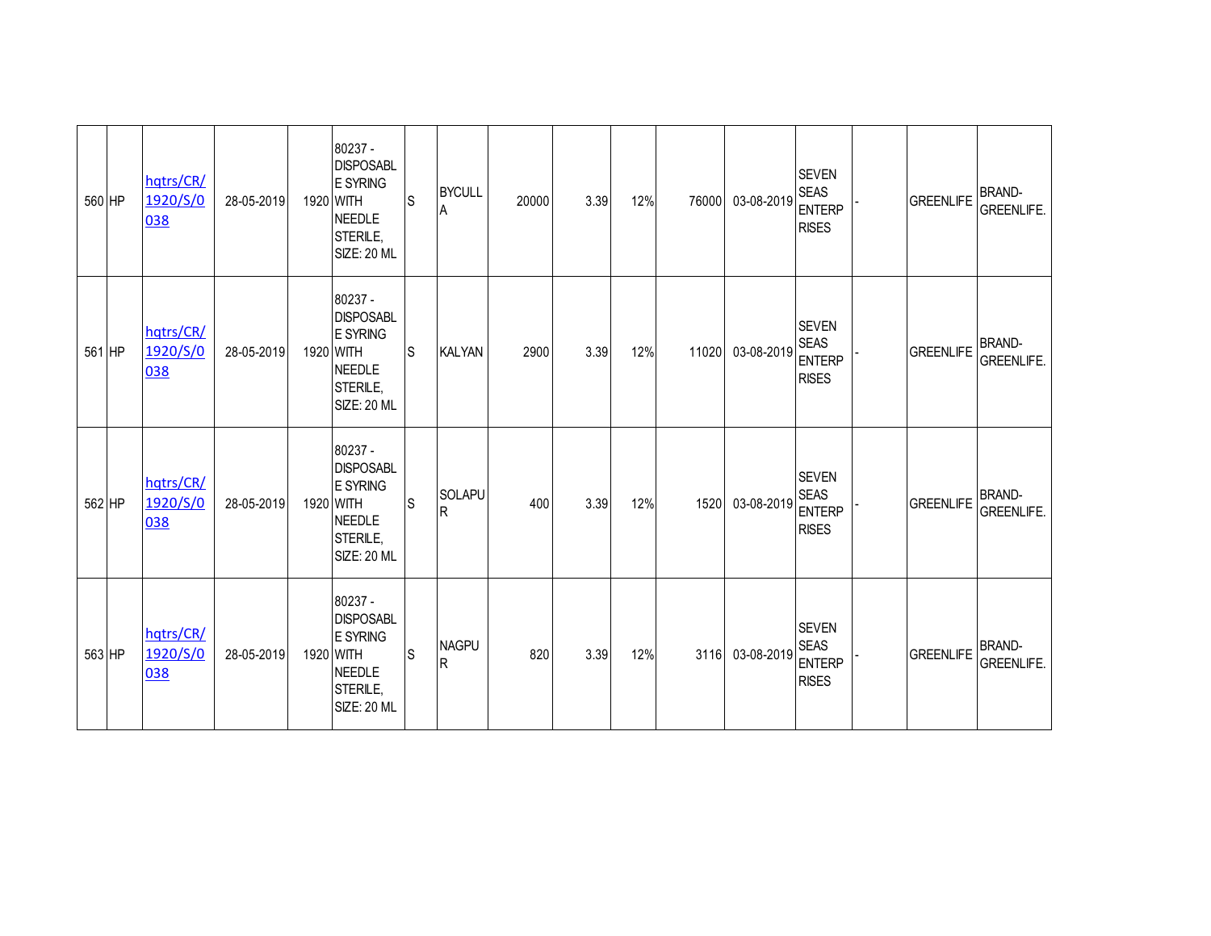| | | | | | | | | | | | | | | | | |
|---|---|---|---|---|---|---|---|---|---|---|---|---|---|---|---|---|
| 560 | HP | hqtrs/CR/1920/S/0038 | 28-05-2019 | 1920 | 80237 - DISPOSABLE SYRING WITH NEEDLE STERILE, SIZE: 20 ML | S | BYCULLA | 20000 | 3.39 | 12% | 76000 | 03-08-2019 | SEVEN SEAS ENTERPRISES | - | GREENLIFE | BRAND-GREENLIFE. |
| 561 | HP | hqtrs/CR/1920/S/0038 | 28-05-2019 | 1920 | 80237 - DISPOSABLE SYRING WITH NEEDLE STERILE, SIZE: 20 ML | S | KALYAN | 2900 | 3.39 | 12% | 11020 | 03-08-2019 | SEVEN SEAS ENTERPRISES | - | GREENLIFE | BRAND-GREENLIFE. |
| 562 | HP | hqtrs/CR/1920/S/0038 | 28-05-2019 | 1920 | 80237 - DISPOSABLE SYRING WITH NEEDLE STERILE, SIZE: 20 ML | S | SOLAPUR | 400 | 3.39 | 12% | 1520 | 03-08-2019 | SEVEN SEAS ENTERPRISES | - | GREENLIFE | BRAND-GREENLIFE. |
| 563 | HP | hqtrs/CR/1920/S/0038 | 28-05-2019 | 1920 | 80237 - DISPOSABLE SYRING WITH NEEDLE STERILE, SIZE: 20 ML | S | NAGPUR | 820 | 3.39 | 12% | 3116 | 03-08-2019 | SEVEN SEAS ENTERPRISES | - | GREENLIFE | BRAND-GREENLIFE. |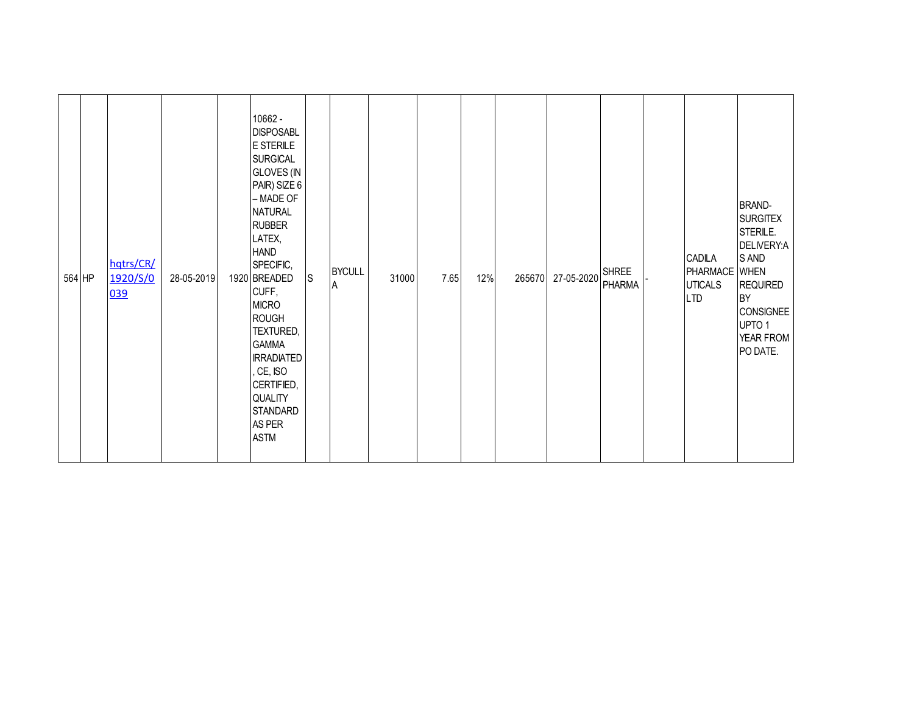| | | | | | | | | | | | | | | | | |
|---|---|---|---|---|---|---|---|---|---|---|---|---|---|---|---|---|
| 564 | HP | hqtrs/CR/1920/S/0039 | 28-05-2019 | 1920 | 10662 - DISPOSABLE STERILE SURGICAL GLOVES (IN PAIR) SIZE 6 – MADE OF NATURAL RUBBER LATEX, HAND SPECIFIC, BREADED CUFF, MICRO ROUGH TEXTURED, GAMMA IRRADIATED, CE, ISO CERTIFIED, QUALITY STANDARD AS PER ASTM | S | BYCULLA | 31000 | 7.65 | 12% | 265670 | 27-05-2020 | SHREE PHARMA | - | CADILA PHARMACEUTICALS LTD | BRAND- SURGITEX STERILE. DELIVERY:AS AND WHEN REQUIRED BY CONSIGNEE UPTO 1 YEAR FROM PO DATE. |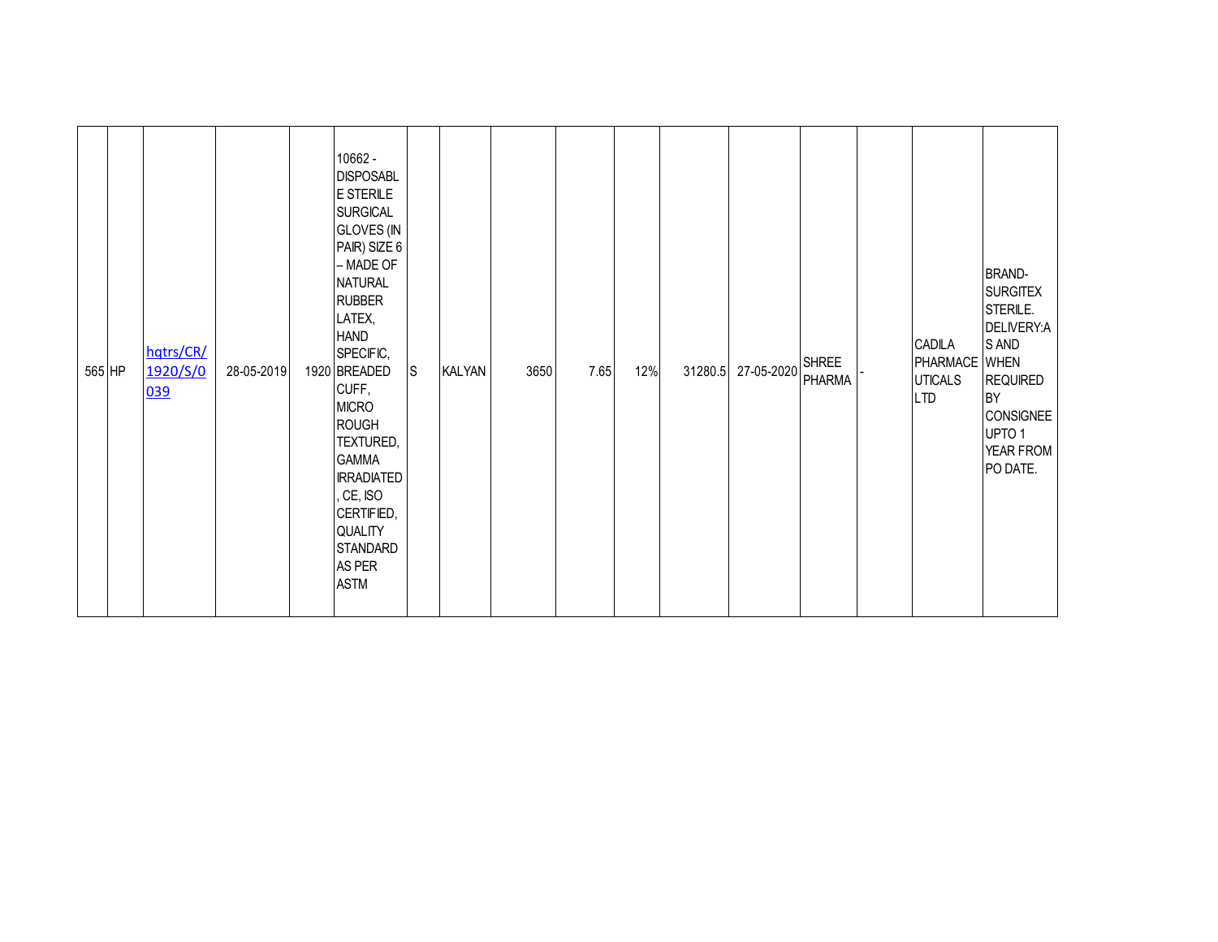| 565 | HP | hqtrs/CR/1920/S/0039 | 28-05-2019 | 1920 | 10662 - DISPOSABLE STERILE SURGICAL GLOVES (IN PAIR) SIZE 6 – MADE OF NATURAL RUBBER LATEX, HAND SPECIFIC, BREADED CUFF, MICRO ROUGH TEXTURED, GAMMA IRRADIATED, CE, ISO CERTIFIED, QUALITY STANDARD AS PER ASTM | S | KALYAN | 3650 | 7.65 | 12% | 31280.5 | 27-05-2020 | SHREE PHARMA | - | | CADILA PHARMACEUTICALS LTD | BRAND-SURGITEX STERILE. DELIVERY:AS AND WHEN REQUIRED BY CONSIGNEE UPTO 1 YEAR FROM PO DATE. |
|---|---|---|---|---|---|---|---|---|---|---|---|---|---|---|---|---|---|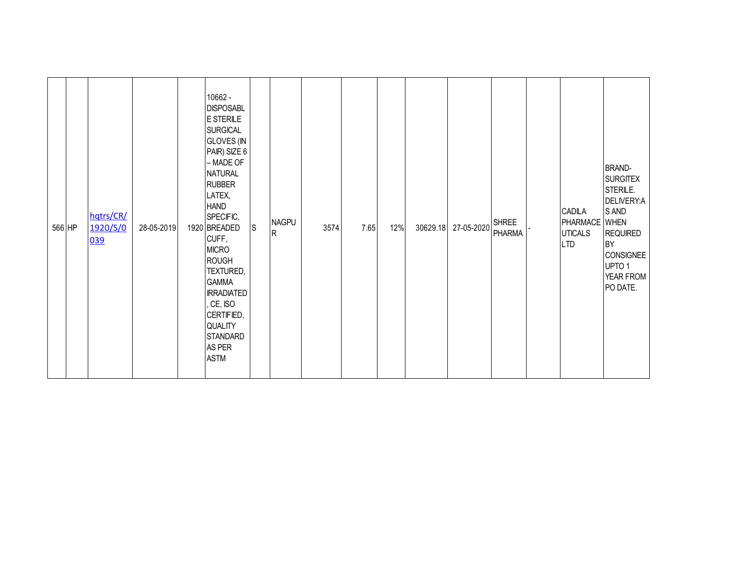| | | | | | | | | | | | | | | | | | |
|---|---|---|---|---|---|---|---|---|---|---|---|---|---|---|---|---|---|
| 566 | HP | hqtrs/CR/1920/S/0039 | 28-05-2019 | 1920 | 10662 - DISPOSABLE STERILE SURGICAL GLOVES (IN PAIR) SIZE 6 – MADE OF NATURAL RUBBER LATEX, HAND SPECIFIC, BREADED CUFF, MICRO ROUGH TEXTURED, GAMMA IRRADIATED, CE, ISO CERTIFIED, QUALITY STANDARD AS PER ASTM | S | NAGPUR | 3574 | 7.65 | 12% | 30629.18 | 27-05-2020 | SHREE PHARMA | - | | CADILA PHARMACEUTICALS LTD | BRAND-SURGITEX STERILE. DELIVERY:AS AND WHEN REQUIRED BY CONSIGNEE UPTO 1 YEAR FROM PO DATE. |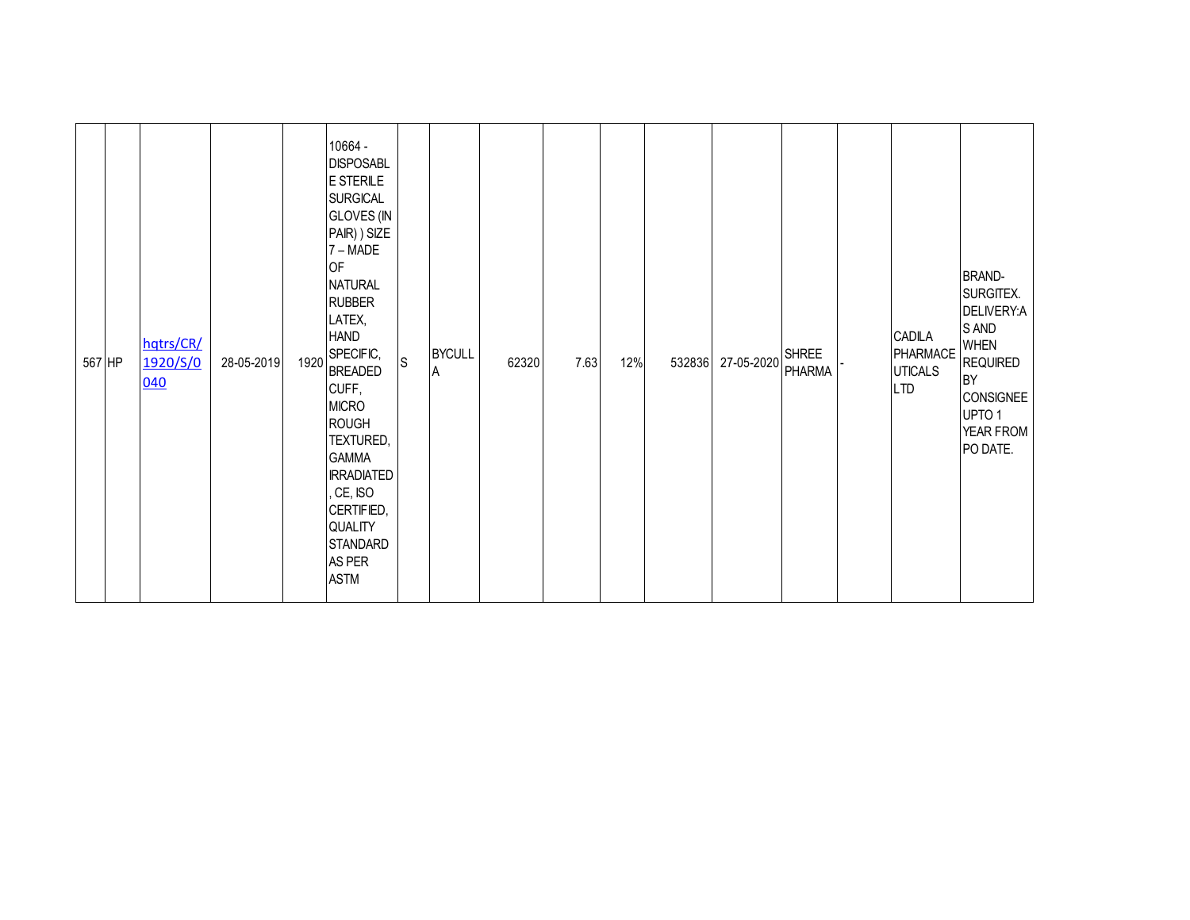| 567 | HP | hqtrs/CR/1920/S/0040 | 28-05-2019 | 1920 | 10664 - DISPOSABLE STERILE SURGICAL GLOVES (IN PAIR) ) SIZE 7 – MADE OF NATURAL RUBBER LATEX, HAND SPECIFIC, BREADED CUFF, MICRO ROUGH TEXTURED, GAMMA IRRADIATED, CE, ISO CERTIFIED, QUALITY STANDARD AS PER ASTM | S | BYCULLA | 62320 | 7.63 | 12% | 532836 | 27-05-2020 | SHREE PHARMA | - | CADILA PHARMACEUTICALS LTD | BRAND-SURGITEX. DELIVERY:AS AND WHEN REQUIRED BY CONSIGNEE UPTO 1 YEAR FROM PO DATE. |
|---|---|---|---|---|---|---|---|---|---|---|---|---|---|---|---|---|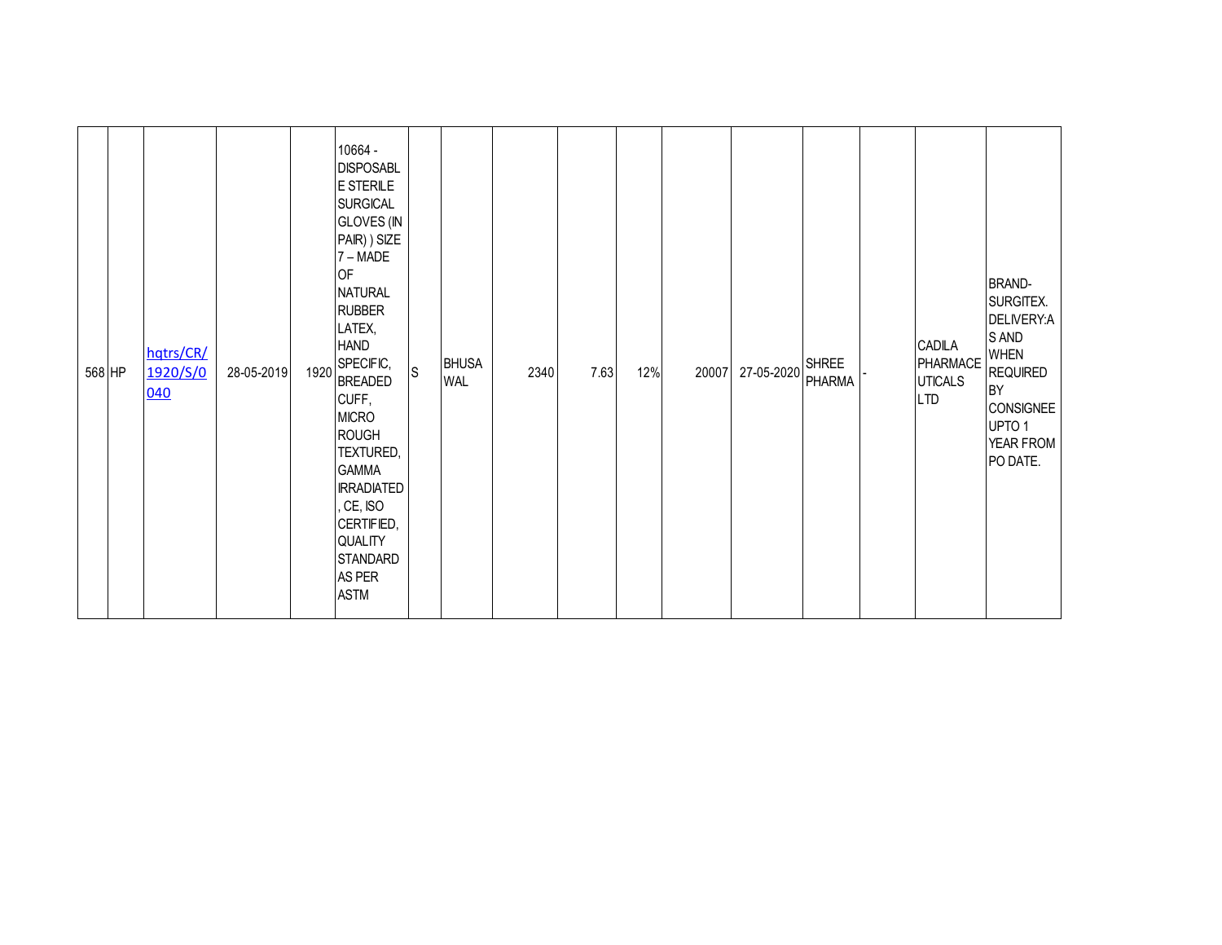| 568 | HP | hqtrs/CR/1920/S/0040 | 28-05-2019 | 1920 | 10664 - DISPOSABLE STERILE SURGICAL GLOVES (IN PAIR) ) SIZE 7 – MADE OF NATURAL RUBBER LATEX, HAND SPECIFIC, BREADED CUFF, MICRO ROUGH TEXTURED, GAMMA IRRADIATED, CE, ISO CERTIFIED, QUALITY STANDARD AS PER ASTM | S | BHUSAWAL | 2340 | 7.63 | 12% | 20007 | 27-05-2020 | SHREE PHARMA | - | CADILA PHARMACEUTICALS LTD | BRAND-SURGITEX. DELIVERY:AS AND WHEN REQUIRED BY CONSIGNEE UPTO 1 YEAR FROM PO DATE. |
|---|---|---|---|---|---|---|---|---|---|---|---|---|---|---|---|---|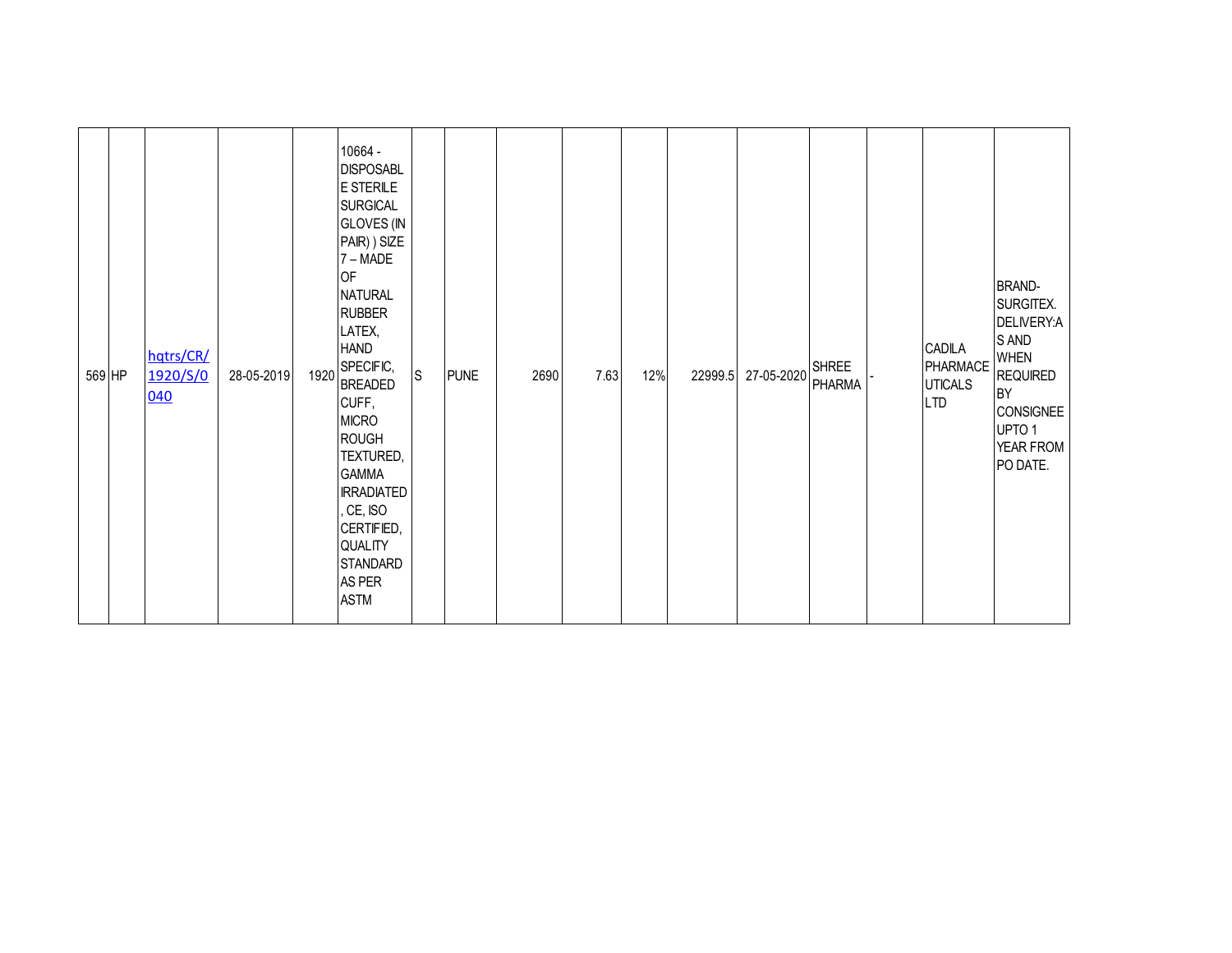| 569 | HP | hqtrs/CR/1920/S/0040 | 28-05-2019 | 1920 | 10664 - DISPOSABLE STERILE SURGICAL GLOVES (IN PAIR) ) SIZE 7 – MADE OF NATURAL RUBBER LATEX, HAND SPECIFIC, BREADED CUFF, MICRO ROUGH TEXTURED, GAMMA IRRADIATED, CE, ISO CERTIFIED, QUALITY STANDARD AS PER ASTM | S | PUNE | 2690 | 7.63 | 12% | 22999.5 | 27-05-2020 | SHREE PHARMA | - | CADILA PHARMACEUTICALS LTD | BRAND-SURGITEX. DELIVERY:AS AND WHEN REQUIRED BY CONSIGNEE UPTO 1 YEAR FROM PO DATE. |
|---|---|---|---|---|---|---|---|---|---|---|---|---|---|---|---|---|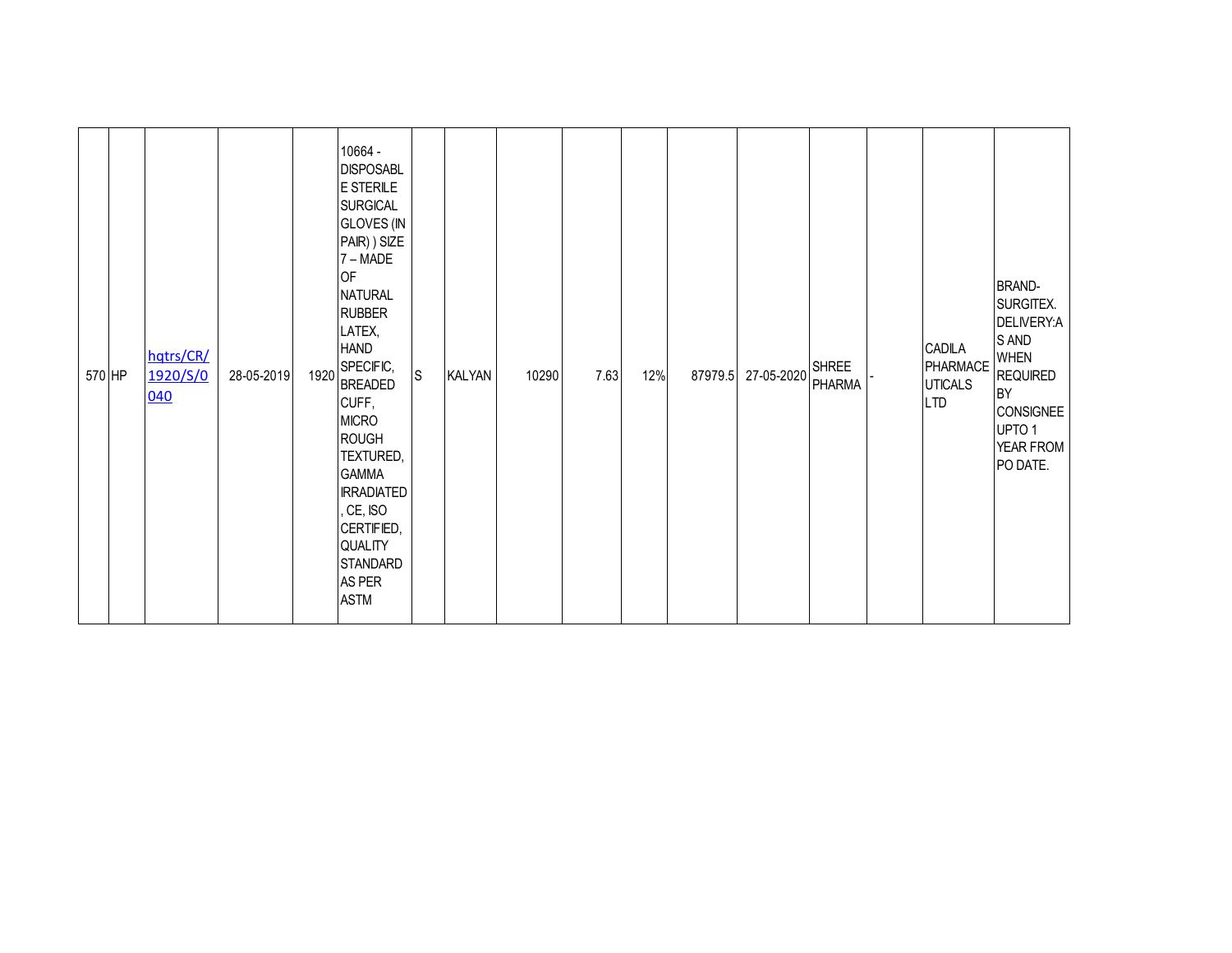| | | | | | | | | | | | | | | | | |
|---|---|---|---|---|---|---|---|---|---|---|---|---|---|---|---|---|
| 570 | HP | hqtrs/CR/1920/S/0040 | 28-05-2019 | 1920 | 10664 - DISPOSABLE STERILE SURGICAL GLOVES (IN PAIR) ) SIZE 7 – MADE OF NATURAL RUBBER LATEX, HAND SPECIFIC, BREADED CUFF, MICRO ROUGH TEXTURED, GAMMA IRRADIATED, CE, ISO CERTIFIED, QUALITY STANDARD AS PER ASTM | S | KALYAN | 10290 | 7.63 | 12% | 87979.5 | 27-05-2020 | SHREE PHARMA | - | CADILA PHARMACEUTICALS LTD | BRAND-SURGITEX. DELIVERY:AS AND WHEN REQUIRED BY CONSIGNEE UPTO 1 YEAR FROM PO DATE. |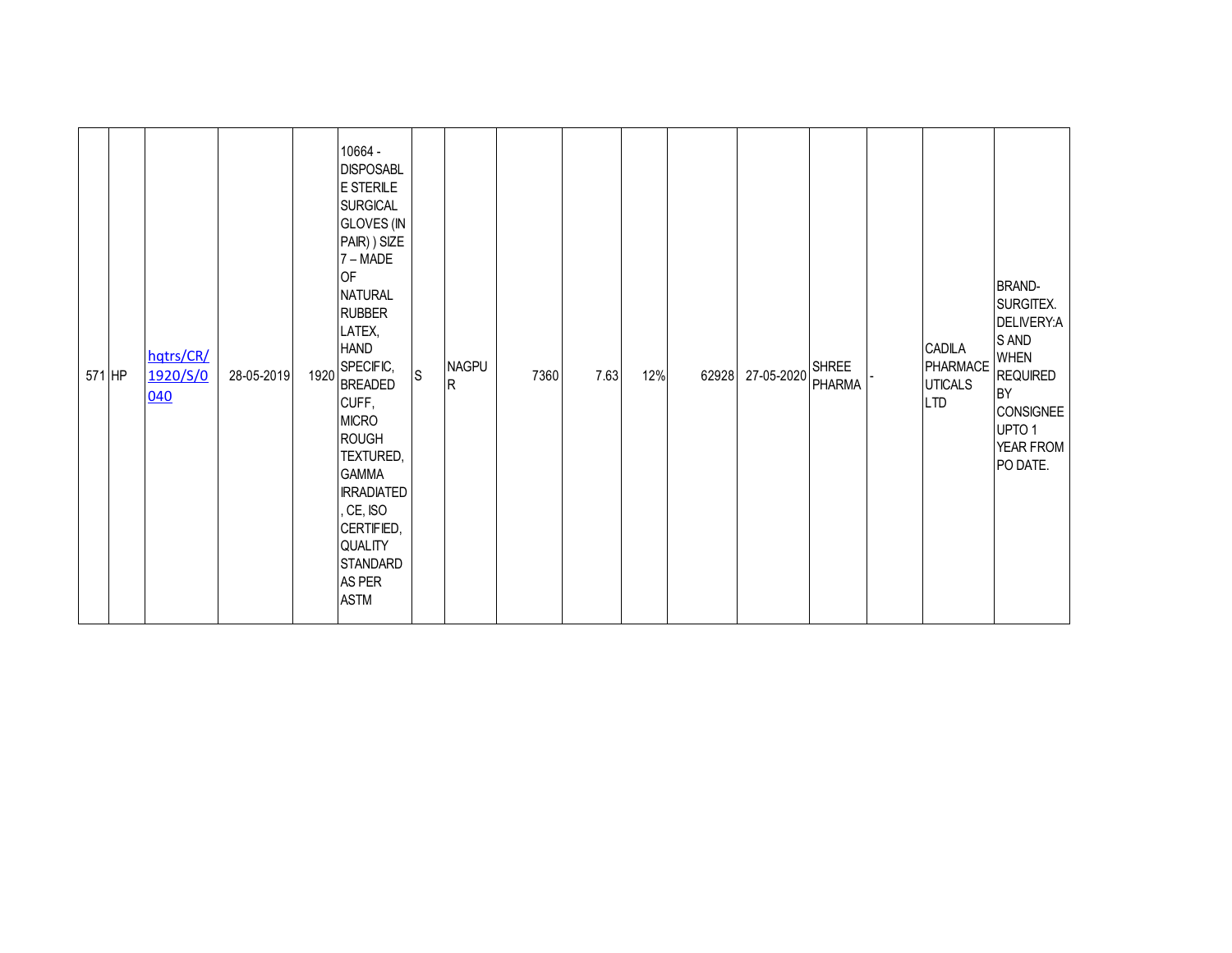| 571 | HP | hqtrs/CR/1920/S/0040 | 28-05-2019 | 1920 | 10664 - DISPOSABLE STERILE SURGICAL GLOVES (IN PAIR) ) SIZE 7 – MADE OF NATURAL RUBBER LATEX, HAND SPECIFIC, BREADED CUFF, MICRO ROUGH TEXTURED, GAMMA IRRADIATED, CE, ISO CERTIFIED, QUALITY STANDARD AS PER ASTM | S | NAGPUR | 7360 | 7.63 | 12% | 62928 | 27-05-2020 | SHREE PHARMA | - | CADILA PHARMACEUTICALS LTD | BRAND- SURGITEX. DELIVERY:AS AND WHEN REQUIRED BY CONSIGNEE UPTO 1 YEAR FROM PO DATE. |
|---|---|---|---|---|---|---|---|---|---|---|---|---|---|---|---|---|---|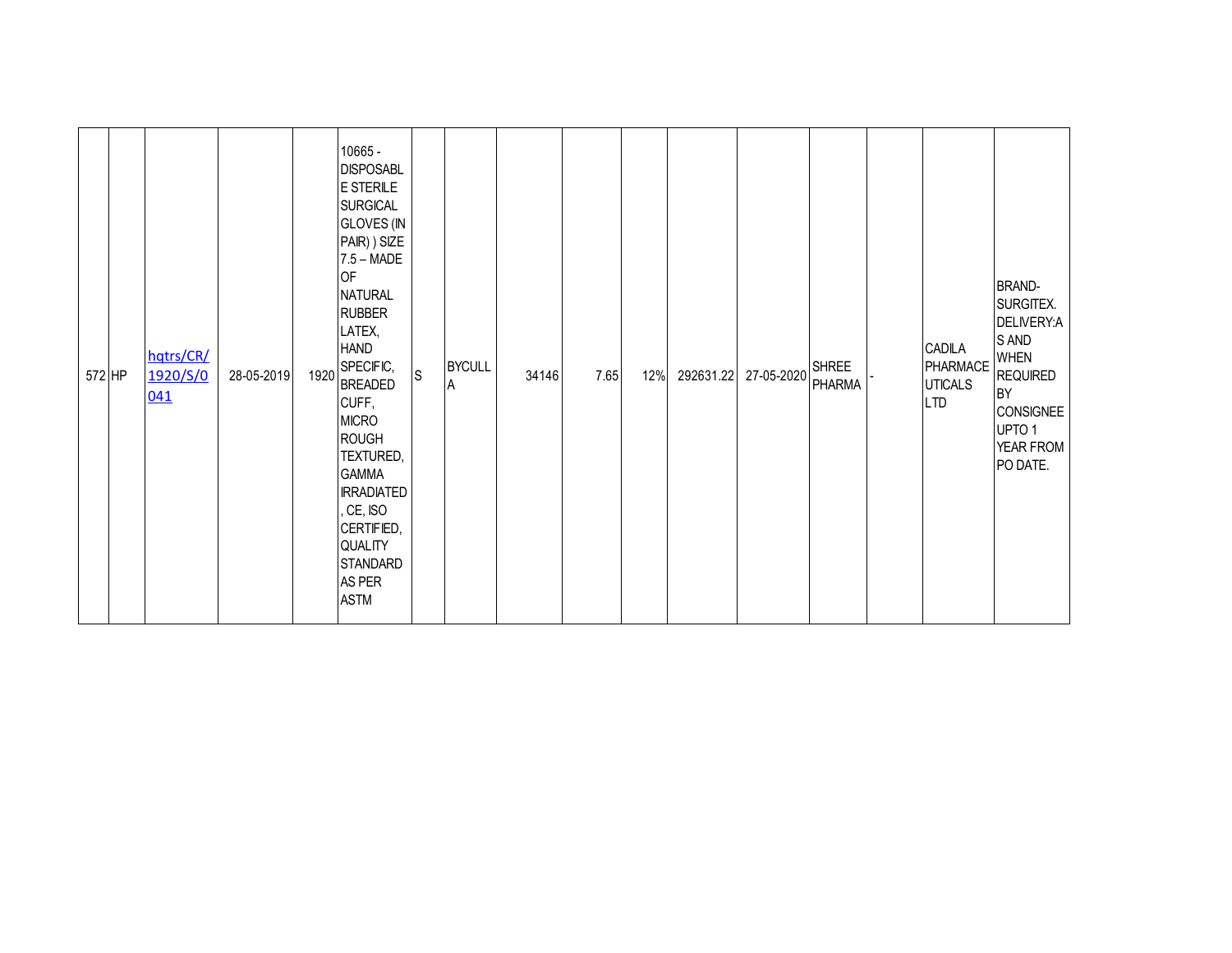| | | | | | | | | | | | | | | | | | |
|---|---|---|---|---|---|---|---|---|---|---|---|---|---|---|---|---|---|
| 572 | HP | hqtrs/CR/1920/S/0041 | 28-05-2019 | 1920 | 10665 - DISPOSABLE STERILE SURGICAL GLOVES (IN PAIR) ) SIZE 7.5 – MADE OF NATURAL RUBBER LATEX, HAND SPECIFIC, BREADED CUFF, MICRO ROUGH TEXTURED, GAMMA IRRADIATED, CE, ISO CERTIFIED, QUALITY STANDARD AS PER ASTM | S | BYCULLA | 34146 | 7.65 | 12% | 292631.22 | 27-05-2020 | SHREE PHARMA | - | | CADILA PHARMACEUTICALS LTD | BRAND-SURGITEX. DELIVERY:AS AND WHEN REQUIRED BY CONSIGNEE UPTO 1 YEAR FROM PO DATE. |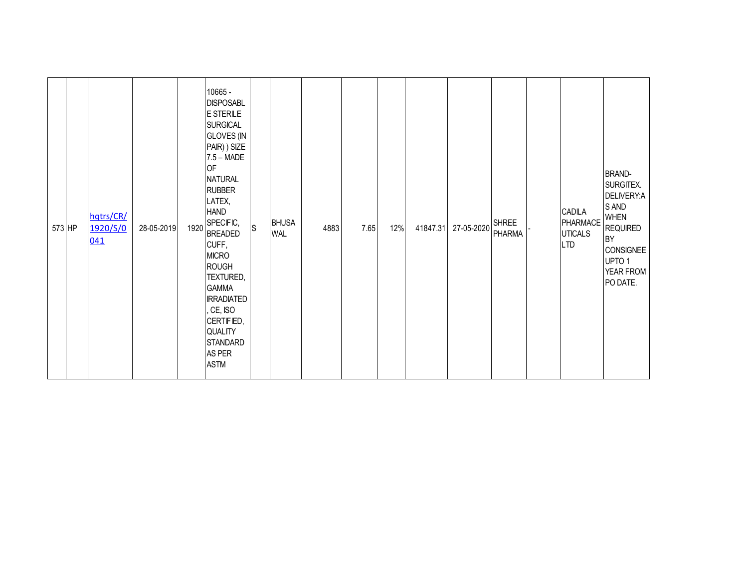| | | | | | | | | | | | | | | | | |
|---|---|---|---|---|---|---|---|---|---|---|---|---|---|---|---|---|
| 573 | HP | hqtrs/CR/1920/S/0041 | 28-05-2019 | 1920 | 10665 - DISPOSABLE STERILE SURGICAL GLOVES (IN PAIR) ) SIZE 7.5 – MADE OF NATURAL RUBBER LATEX, HAND SPECIFIC, BREADED CUFF, MICRO ROUGH TEXTURED, GAMMA IRRADIATED, CE, ISO CERTIFIED, QUALITY STANDARD AS PER ASTM | S | BHUSAWAL | 4883 | 7.65 | 12% | 41847.31 | 27-05-2020 | SHREE PHARMA | - | CADILA PHARMACEUTICALS LTD | BRAND-SURGITEX. DELIVERY:AS AND WHEN REQUIRED BY CONSIGNEE UPTO 1 YEAR FROM PO DATE. |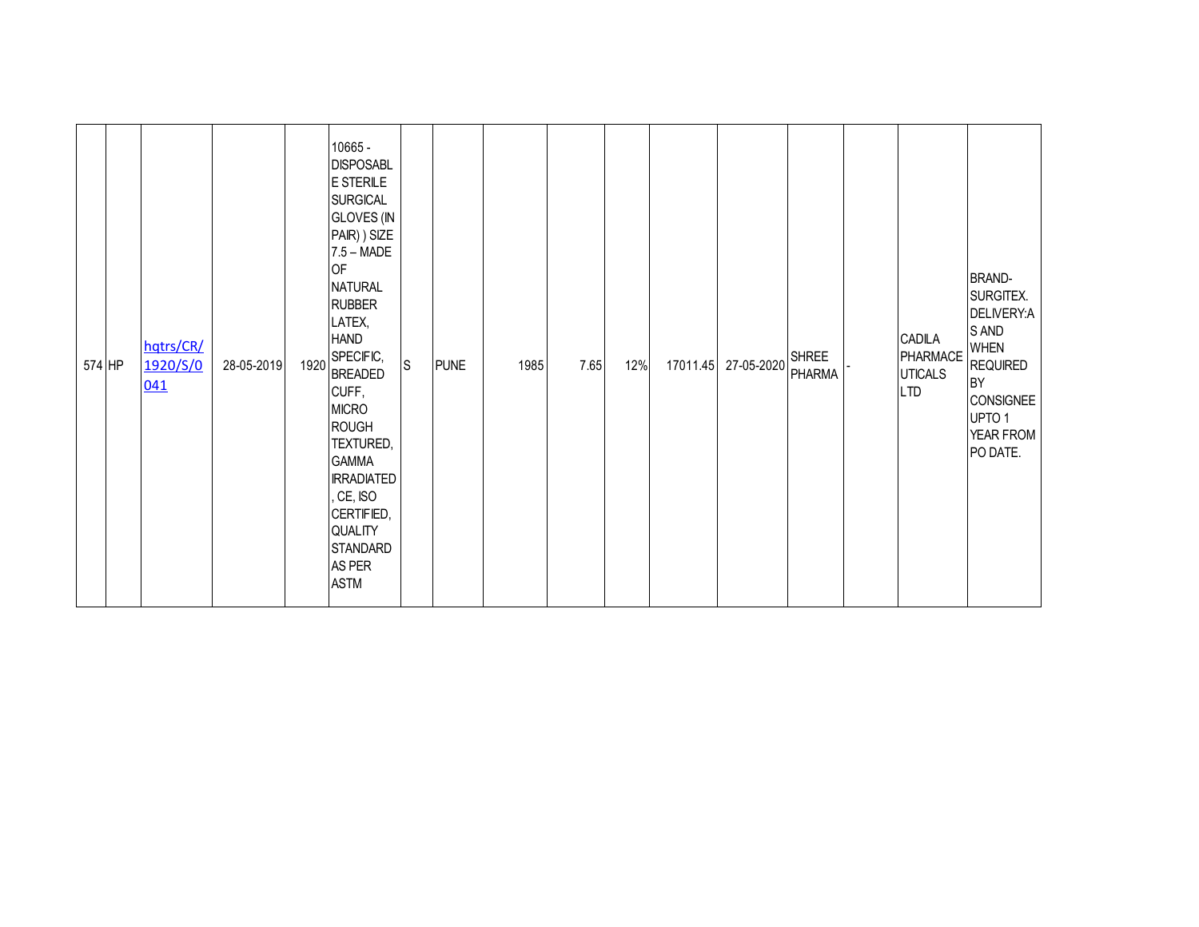| | | | | | | | | | | | | | | | | |
|---|---|---|---|---|---|---|---|---|---|---|---|---|---|---|---|---|
| 574 | HP | hqtrs/CR/1920/S/0041 | 28-05-2019 | 1920 | 10665 - DISPOSABLE STERILE SURGICAL GLOVES (IN PAIR) ) SIZE 7.5 – MADE OF NATURAL RUBBER LATEX, HAND SPECIFIC, BREADED CUFF, MICRO ROUGH TEXTURED, GAMMA IRRADIATED, CE, ISO CERTIFIED, QUALITY STANDARD AS PER ASTM | S | PUNE | 1985 | 7.65 | 12% | 17011.45 | 27-05-2020 | SHREE PHARMA | - | CADILA PHARMACEUTICALS LTD | BRAND-SURGITEX. DELIVERY:AS AND WHEN REQUIRED BY CONSIGNEE UPTO 1 YEAR FROM PO DATE. |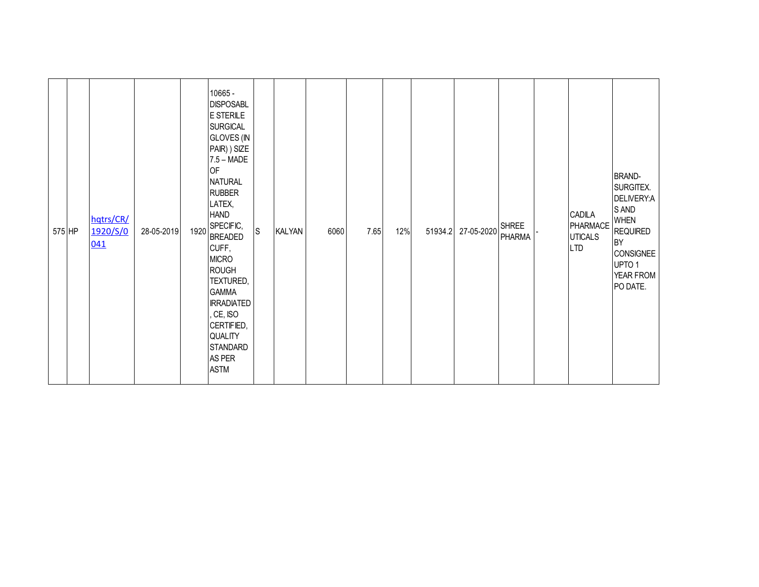| 575 | HP | hqtrs/CR/1920/S/0041 | 28-05-2019 | 1920 | 10665 - DISPOSABLE STERILE SURGICAL GLOVES (IN PAIR) ) SIZE 7.5 – MADE OF NATURAL RUBBER LATEX, HAND SPECIFIC, BREADED CUFF, MICRO ROUGH TEXTURED, GAMMA IRRADIATED, CE, ISO CERTIFIED, QUALITY STANDARD AS PER ASTM | S | KALYAN | 6060 | 7.65 | 12% | 51934.2 | 27-05-2020 | SHREE PHARMA | - | CADILA PHARMACEUTICALS LTD | BRAND-SURGITEX. DELIVERY:AS AND WHEN REQUIRED BY CONSIGNEE UPTO 1 YEAR FROM PO DATE. |
|---|---|---|---|---|---|---|---|---|---|---|---|---|---|---|---|---|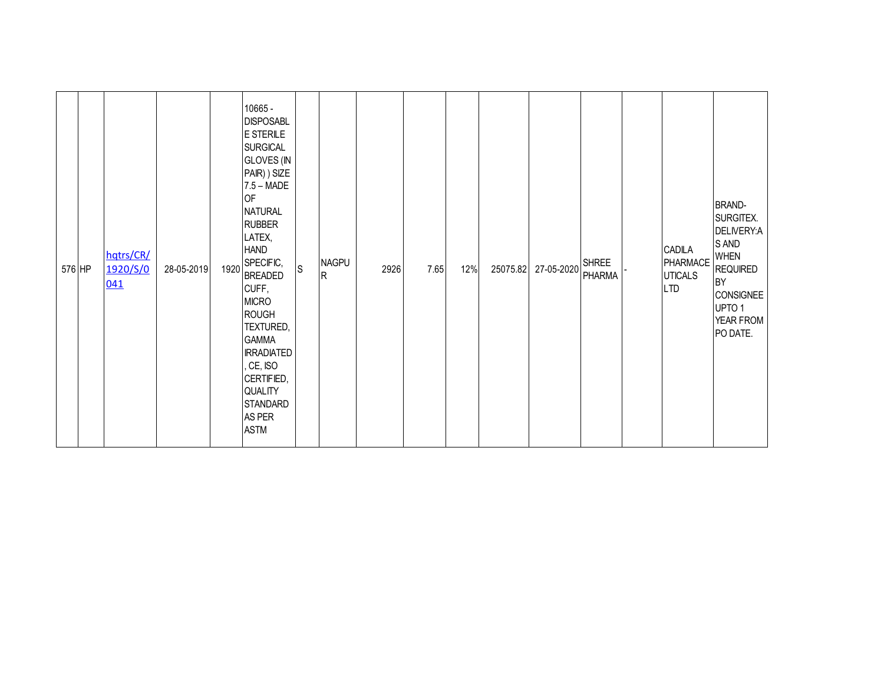| | | | | | | | | | | | | | | | | | |
|---|---|---|---|---|---|---|---|---|---|---|---|---|---|---|---|---|---|
| 576 | HP | hqtrs/CR/1920/S/0041 | 28-05-2019 | 1920 | 10665 - DISPOSABLE STERILE SURGICAL GLOVES (IN PAIR) ) SIZE 7.5 – MADE OF NATURAL RUBBER LATEX, HAND SPECIFIC, BREADED CUFF, MICRO ROUGH TEXTURED, GAMMA IRRADIATED, CE, ISO CERTIFIED, QUALITY STANDARD AS PER ASTM | S | NAGPUR | 2926 | 7.65 | 12% | 25075.82 | 27-05-2020 | SHREE PHARMA | - | | CADILA PHARMACEUTICALS LTD | BRAND- SURGITEX. DELIVERY:AS AND WHEN REQUIRED BY CONSIGNEE UPTO 1 YEAR FROM PO DATE. |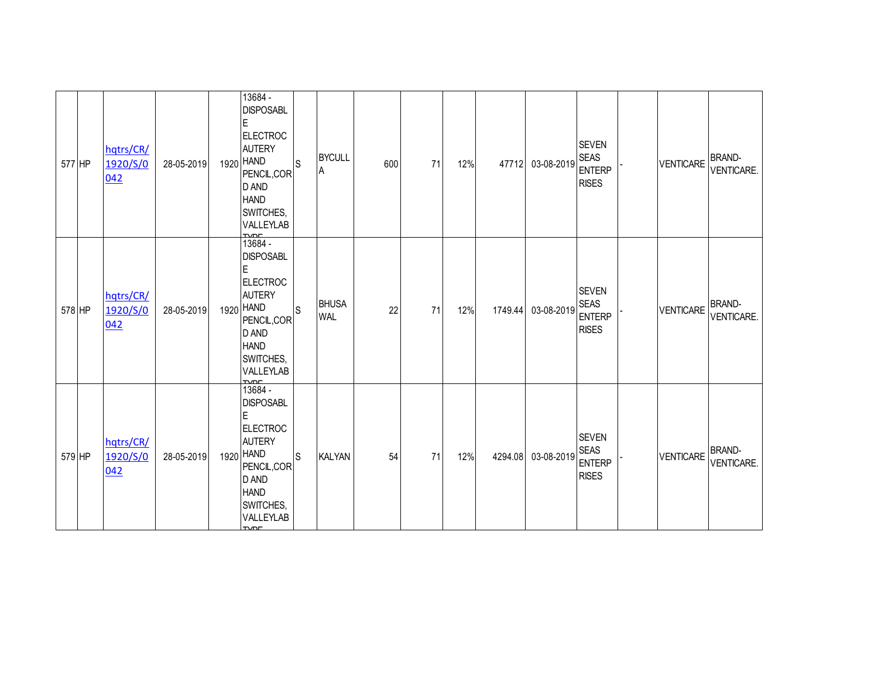| | | | | | | | | | | | | | | | | |
|---|---|---|---|---|---|---|---|---|---|---|---|---|---|---|---|---|
| 577 | HP | hqtrs/CR/1920/S/0042 | 28-05-2019 | 1920 | 13684 - DISPOSABLE ELECTROCAUTERY HAND PENCIL,CORD AND HAND SWITCHES, VALLEYLAB TYPE | S | BYCULLA | 600 | 71 | 12% | 47712 | 03-08-2019 | SEVEN SEAS ENTERPRISES | - | VENTICARE | BRAND-VENTICARE. |
| 578 | HP | hqtrs/CR/1920/S/0042 | 28-05-2019 | 1920 | 13684 - DISPOSABLE ELECTROCAUTERY HAND PENCIL,CORD AND HAND SWITCHES, VALLEYLAB TYPE | S | BHUSAWAL | 22 | 71 | 12% | 1749.44 | 03-08-2019 | SEVEN SEAS ENTERPRISES | - | VENTICARE | BRAND-VENTICARE. |
| 579 | HP | hqtrs/CR/1920/S/0042 | 28-05-2019 | 1920 | 13684 - DISPOSABLE ELECTROCAUTERY HAND PENCIL,CORD AND HAND SWITCHES, VALLEYLAB TYPE | S | KALYAN | 54 | 71 | 12% | 4294.08 | 03-08-2019 | SEVEN SEAS ENTERPRISES | - | VENTICARE | BRAND-VENTICARE. |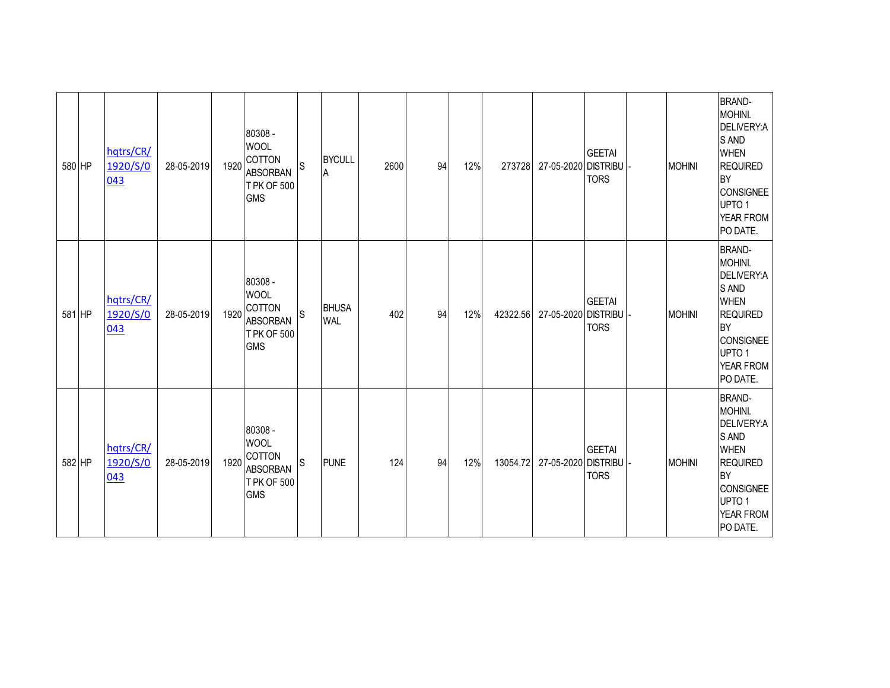| | | | | | | | | | | | | | | | | |
|---|---|---|---|---|---|---|---|---|---|---|---|---|---|---|---|---|
| 580 | HP | hqtrs/CR/1920/S/0043 | 28-05-2019 | 1920 | 80308 - WOOL COTTON ABSORBANT PK OF 500 GMS | S | BYCULLA | 2600 | 94 | 12% | 273728 | 27-05-2020 | GEETAI DISTRIBUTORS | - | MOHINI | BRAND-MOHINI. DELIVERY:AS AND WHEN REQUIRED BY CONSIGNEE UPTO 1 YEAR FROM PO DATE. |
| 581 | HP | hqtrs/CR/1920/S/0043 | 28-05-2019 | 1920 | 80308 - WOOL COTTON ABSORBANT PK OF 500 GMS | S | BHUSAWAL | 402 | 94 | 12% | 42322.56 | 27-05-2020 | GEETAI DISTRIBUTORS | - | MOHINI | BRAND-MOHINI. DELIVERY:AS AND WHEN REQUIRED BY CONSIGNEE UPTO 1 YEAR FROM PO DATE. |
| 582 | HP | hqtrs/CR/1920/S/0043 | 28-05-2019 | 1920 | 80308 - WOOL COTTON ABSORBANT PK OF 500 GMS | S | PUNE | 124 | 94 | 12% | 13054.72 | 27-05-2020 | GEETAI DISTRIBUTORS | - | MOHINI | BRAND-MOHINI. DELIVERY:AS AND WHEN REQUIRED BY CONSIGNEE UPTO 1 YEAR FROM PO DATE. |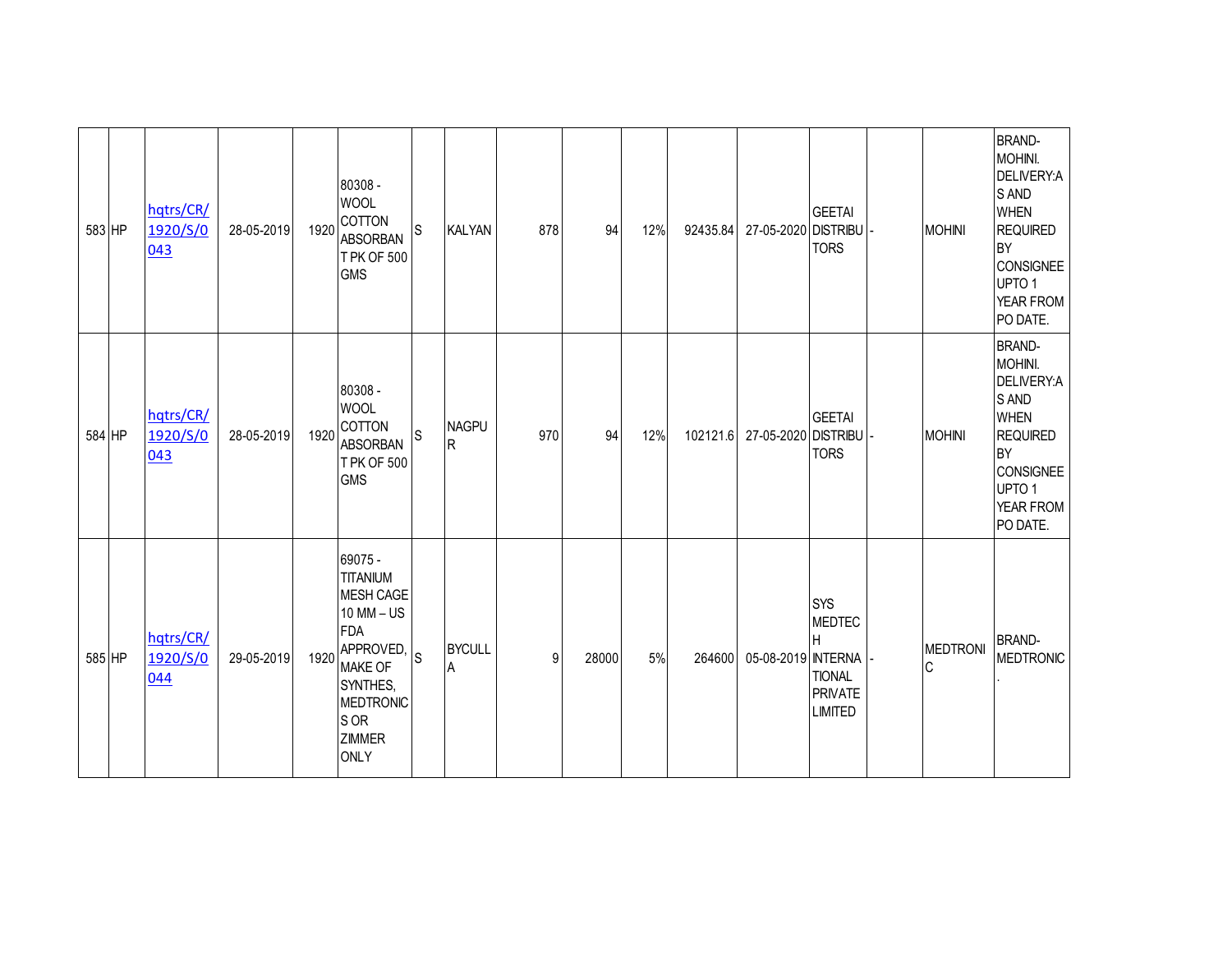| | | | | | | | | | | | | | | | | |
|---|---|---|---|---|---|---|---|---|---|---|---|---|---|---|---|---|
| 583 | HP | hqtrs/CR/1920/S/0043 | 28-05-2019 | 1920 | 80308 - WOOL COTTON ABSORBANT PK OF 500 GMS | S | KALYAN | 878 | 94 | 12% | 92435.84 | 27-05-2020 | GEETAI DISTRIBUTORS | - | MOHINI | BRAND-MOHINI. DELIVERY:AS AND WHEN REQUIRED BY CONSIGNEE UPTO 1 YEAR FROM PO DATE. |
| 584 | HP | hqtrs/CR/1920/S/0043 | 28-05-2019 | 1920 | 80308 - WOOL COTTON ABSORBANT PK OF 500 GMS | S | NAGPUR | 970 | 94 | 12% | 102121.6 | 27-05-2020 | GEETAI DISTRIBUTORS | - | MOHINI | BRAND-MOHINI. DELIVERY:AS AND WHEN REQUIRED BY CONSIGNEE UPTO 1 YEAR FROM PO DATE. |
| 585 | HP | hqtrs/CR/1920/S/0044 | 29-05-2019 | 1920 | 69075 - TITANIUM MESH CAGE 10 MM – US FDA APPROVED, MAKE OF SYNTHES, MEDTRONICS OR ZIMMER ONLY | S | BYCULLA | 9 | 28000 | 5% | 264600 | 05-08-2019 | SYS MEDTECH INTERNATIONAL PRIVATE LIMITED | - | MEDTRONIC | BRAND-MEDTRONIC. |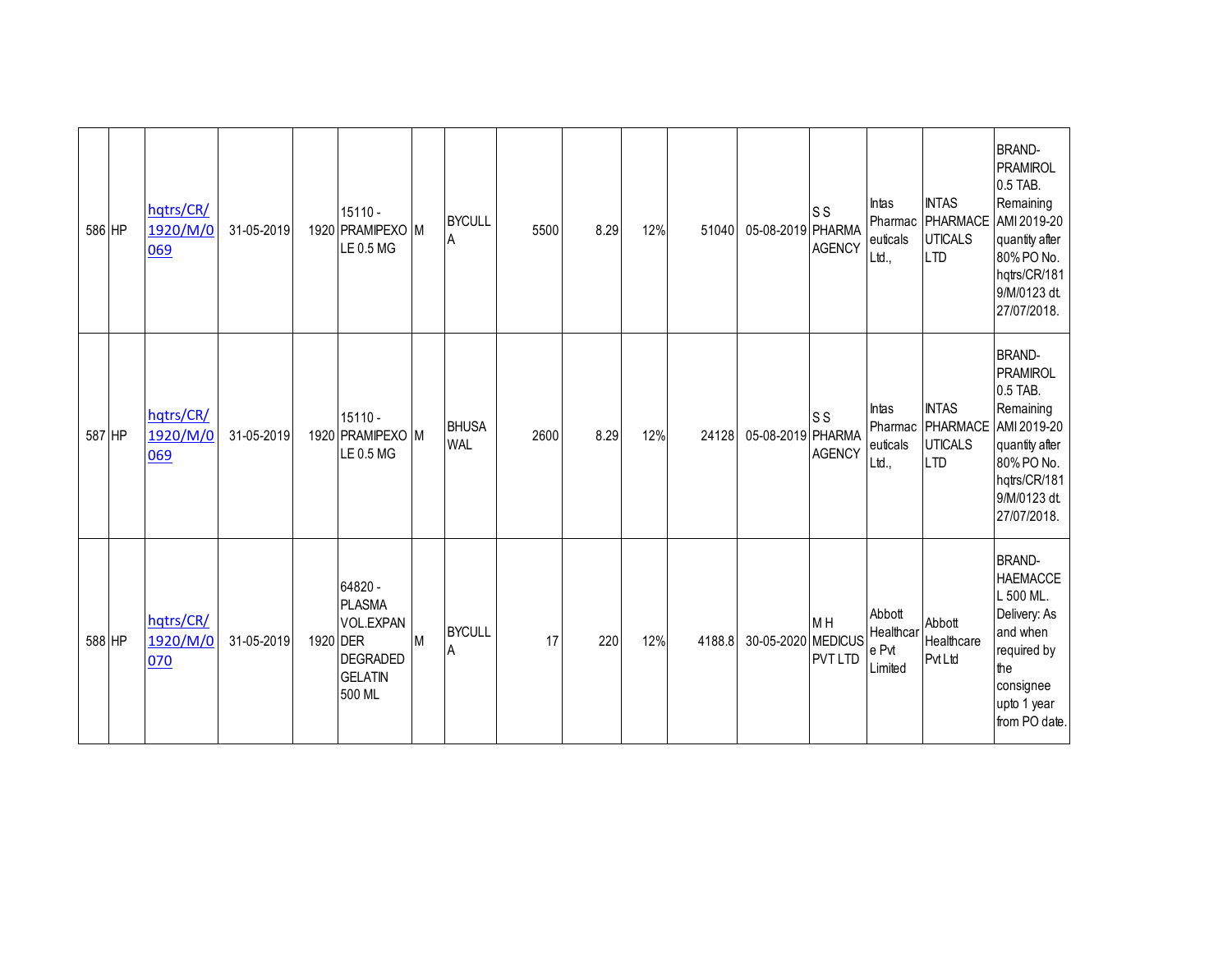| | | | | | | | | | | | | | | | | |
|---|---|---|---|---|---|---|---|---|---|---|---|---|---|---|---|---|
| 586 | HP | hqtrs/CR/1920/M/0069 | 31-05-2019 | 1920 | 15110 - PRAMIPEXOLE 0.5 MG | M | BYCULLA | 5500 | 8.29 | 12% | 51040 | 05-08-2019 | S S PHARMA AGENCY | Intas Pharmaceuticals Ltd., | INTAS PHARMACEUTICALS LTD | BRAND- PRAMIROL 0.5 TAB. Remaining AMI 2019-20 quantity after 80% PO No. hqtrs/CR/1819/M/0123 dt. 27/07/2018. |
| 587 | HP | hqtrs/CR/1920/M/0069 | 31-05-2019 | 1920 | 15110 - PRAMIPEXOLE 0.5 MG | M | BHUSAWAL | 2600 | 8.29 | 12% | 24128 | 05-08-2019 | S S PHARMA AGENCY | Intas Pharmaceuticals Ltd., | INTAS PHARMACEUTICALS LTD | BRAND- PRAMIROL 0.5 TAB. Remaining AMI 2019-20 quantity after 80% PO No. hqtrs/CR/1819/M/0123 dt. 27/07/2018. |
| 588 | HP | hqtrs/CR/1920/M/0070 | 31-05-2019 | 1920 | 64820 - PLASMA VOL.EXPANDER DEGRADED GELATIN 500 ML | M | BYCULLA | 17 | 220 | 12% | 4188.8 | 30-05-2020 | M H MEDICUS PVT LTD | Abbott Healthcare Pvt Limited | Abbott Healthcare Pvt Ltd | BRAND- HAEMACCEL 500 ML. Delivery: As and when required by the consignee upto 1 year from PO date. |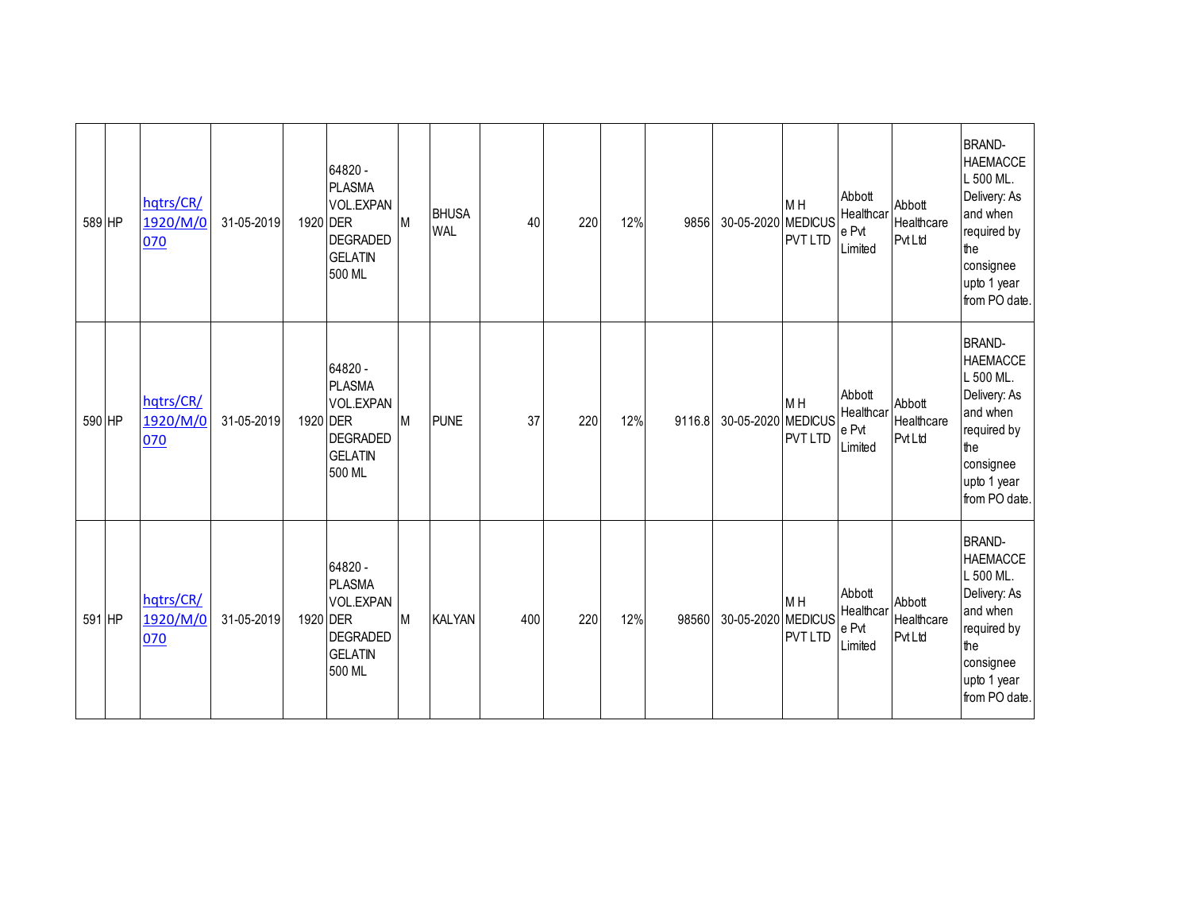| 589 | HP | hqtrs/CR/1920/M/0070 | 31-05-2019 | 1920 | 64820 - PLASMA VOL.EXPANDER DEGRADED GELATIN 500 ML | M | BHUSAWAL | 40 | 220 | 12% | 9856 | 30-05-2020 | M H MEDICUS PVT LTD | Abbott Healthcare Pvt Limited | Abbott Healthcare Pvt Ltd | BRAND- HAEMACCEL 500 ML. Delivery: As and when required by the consignee upto 1 year from PO date. |
|---|---|---|---|---|---|---|---|---|---|---|---|---|---|---|---|---|
| 590 | HP | hqtrs/CR/1920/M/0070 | 31-05-2019 | 1920 | 64820 - PLASMA VOL.EXPANDER DEGRADED GELATIN 500 ML | M | PUNE | 37 | 220 | 12% | 9116.8 | 30-05-2020 | M H MEDICUS PVT LTD | Abbott Healthcare Pvt Limited | Abbott Healthcare Pvt Ltd | BRAND- HAEMACCEL 500 ML. Delivery: As and when required by the consignee upto 1 year from PO date. |
| 591 | HP | hqtrs/CR/1920/M/0070 | 31-05-2019 | 1920 | 64820 - PLASMA VOL.EXPANDER DEGRADED GELATIN 500 ML | M | KALYAN | 400 | 220 | 12% | 98560 | 30-05-2020 | M H MEDICUS PVT LTD | Abbott Healthcare Pvt Limited | Abbott Healthcare Pvt Ltd | BRAND- HAEMACCEL 500 ML. Delivery: As and when required by the consignee upto 1 year from PO date. |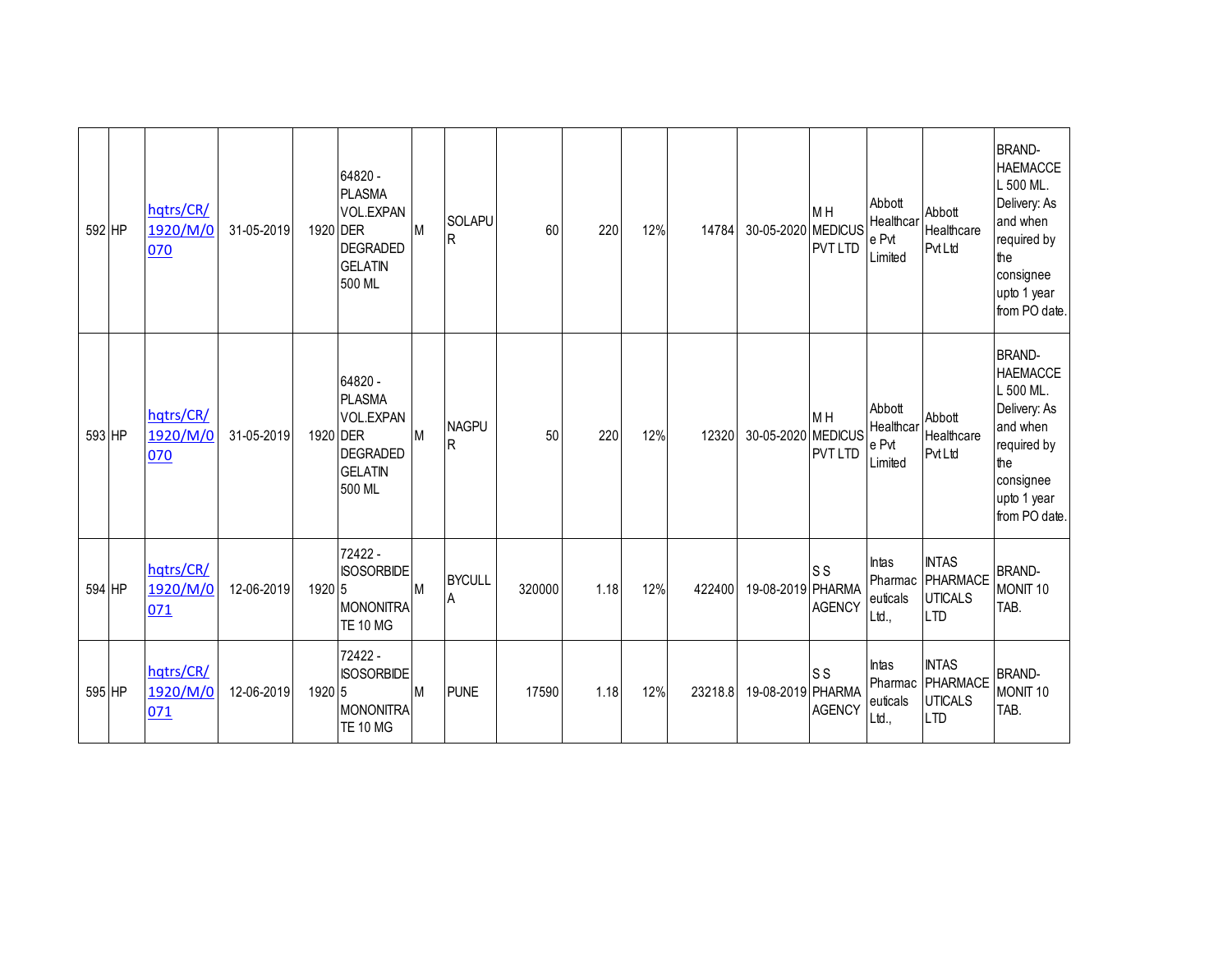| | | | | | | | | | | | | | | | | |
|---|---|---|---|---|---|---|---|---|---|---|---|---|---|---|---|---|
| 592 | HP | hqtrs/CR/1920/M/0070 | 31-05-2019 | 1920 | 64820 - PLASMA VOL.EXPANDER DEGRADED GELATIN 500 ML | M | SOLAPUR | 60 | 220 | 12% | 14784 | 30-05-2020 | M H MEDICUS PVT LTD | Abbott Healthcare Pvt Limited | Abbott Healthcare Pvt Ltd | BRAND-HAEMACCEL 500 ML. Delivery: As and when required by the consignee upto 1 year from PO date. |
| 593 | HP | hqtrs/CR/1920/M/0070 | 31-05-2019 | 1920 | 64820 - PLASMA VOL.EXPANDER DEGRADED GELATIN 500 ML | M | NAGPUR | 50 | 220 | 12% | 12320 | 30-05-2020 | M H MEDICUS PVT LTD | Abbott Healthcare Pvt Limited | Abbott Healthcare Pvt Ltd | BRAND-HAEMACCEL 500 ML. Delivery: As and when required by the consignee upto 1 year from PO date. |
| 594 | HP | hqtrs/CR/1920/M/0071 | 12-06-2019 | 1920 | 72422 - ISOSORBIDE 5 MONONITRATE 10 MG | M | BYCULLA | 320000 | 1.18 | 12% | 422400 | 19-08-2019 | S S PHARMA AGENCY | Intas Pharmaceuticals Ltd., | INTAS PHARMACEUTICALS LTD | BRAND-MONIT 10 TAB. |
| 595 | HP | hqtrs/CR/1920/M/0071 | 12-06-2019 | 1920 | 72422 - ISOSORBIDE 5 MONONITRATE 10 MG | M | PUNE | 17590 | 1.18 | 12% | 23218.8 | 19-08-2019 | S S PHARMA AGENCY | Intas Pharmaceuticals Ltd., | INTAS PHARMACEUTICALS LTD | BRAND-MONIT 10 TAB. |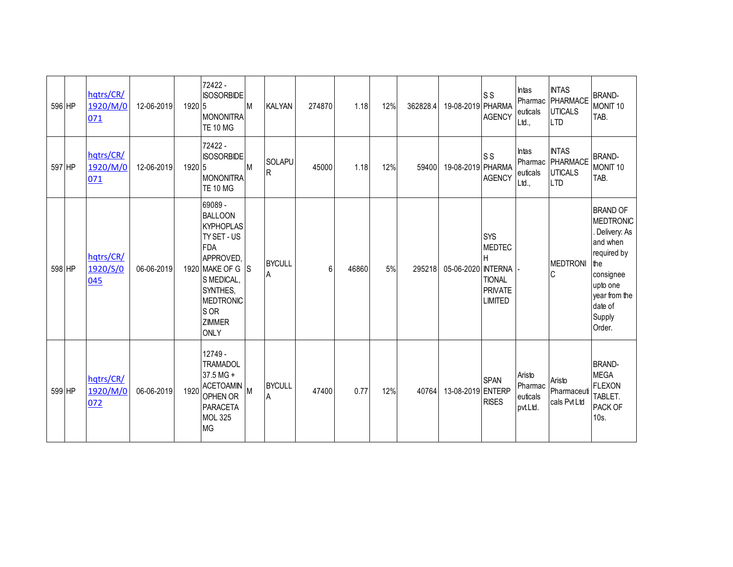| | | | | | | | | | | | | | | | | |
|---|---|---|---|---|---|---|---|---|---|---|---|---|---|---|---|---|
| 596 | HP | hqtrs/CR/1920/M/0071 | 12-06-2019 | 1920 | 72422 - ISOSORBIDE 5 MONONITRATE 10 MG | M | KALYAN | 274870 | 1.18 | 12% | 362828.4 | 19-08-2019 | S S PHARMA AGENCY | Intas Pharmaceuticals Ltd., | INTAS PHARMACEUTICALS LTD | BRAND- MONIT 10 TAB. |
| 597 | HP | hqtrs/CR/1920/M/0071 | 12-06-2019 | 1920 | 72422 - ISOSORBIDE 5 MONONITRATE 10 MG | M | SOLAPUR | 45000 | 1.18 | 12% | 59400 | 19-08-2019 | S S PHARMA AGENCY | Intas Pharmaceuticals Ltd., | INTAS PHARMACEUTICALS LTD | BRAND- MONIT 10 TAB. |
| 598 | HP | hqtrs/CR/1920/S/0045 | 06-06-2019 | 1920 | 69089 - BALLOON KYPHOPLASTY SET - US FDA APPROVED, MAKE OF G S MEDICAL, SYNTHES, MEDTRONICS OR ZIMMER ONLY | S | BYCULLA | 6 | 46860 | 5% | 295218 | 05-06-2020 | SYS MEDTECH INTERNATIONAL PRIVATE LIMITED | - | MEDTRONIC | BRAND OF MEDTRONIC. Delivery: As and when required by the consignee upto one year from the date of Supply Order. |
| 599 | HP | hqtrs/CR/1920/M/0072 | 06-06-2019 | 1920 | 12749 - TRAMADOL 37.5 MG + ACETOAMINOPHEN OR PARACETAMOL 325 MG | M | BYCULLA | 47400 | 0.77 | 12% | 40764 | 13-08-2019 | SPAN ENTERPRISES | Aristo Pharmaceuticals pvt.Ltd. | Aristo Pharmaceuticals Pvt Ltd | BRAND- MEGA FLEXON TABLET. PACK OF 10s. |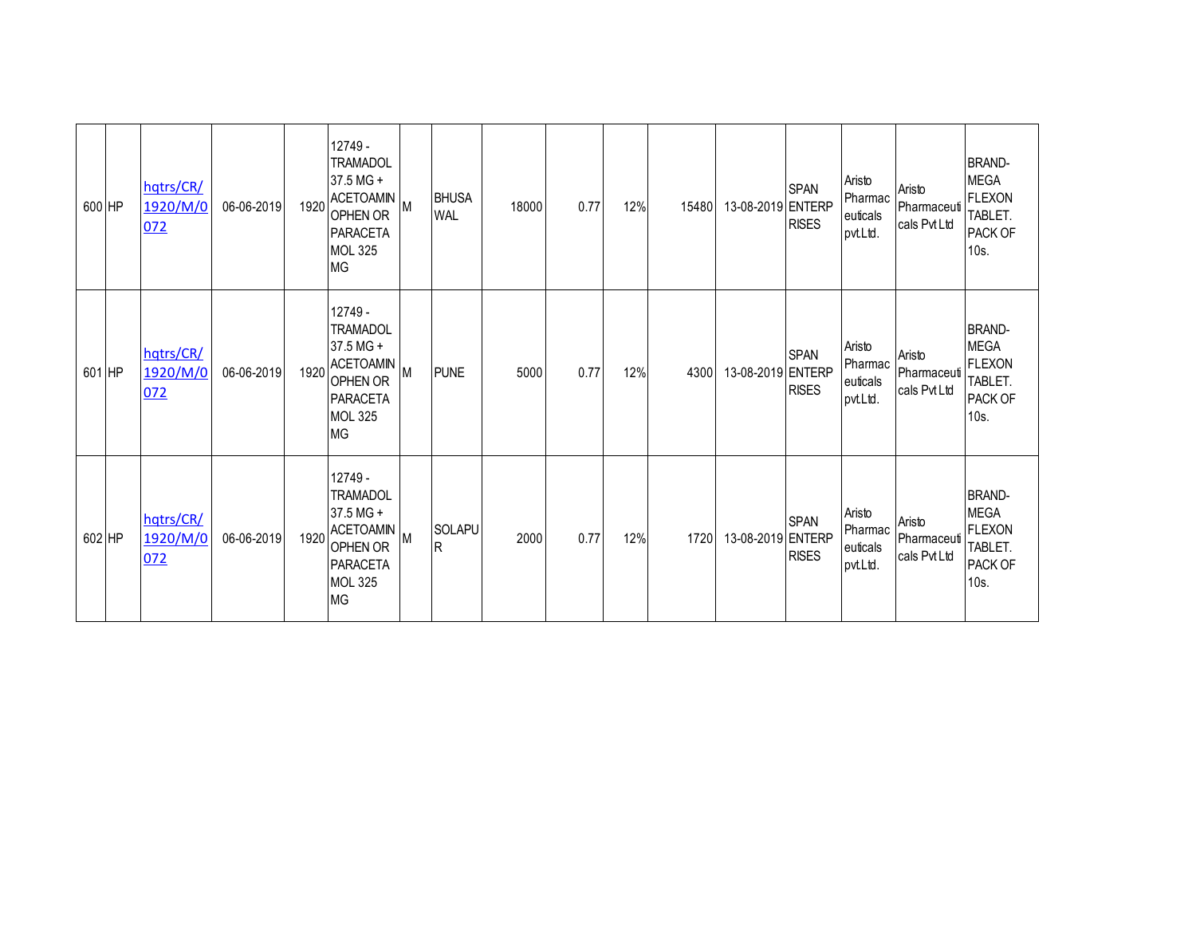| | | | | | | | | | | | | | | | |
|---|---|---|---|---|---|---|---|---|---|---|---|---|---|---|---|
| 600 | HP | hqtrs/CR/1920/M/0072 | 06-06-2019 | 1920 | 12749 - TRAMADOL 37.5 MG + ACETOAMINOPHEN OR PARACETAMOL 325 MG | M | BHUSAWAL | 18000 | 0.77 | 12% | 15480 | 13-08-2019 | SPAN ENTERPRISES | Aristo Pharmaceuticals pvt.Ltd. | Aristo Pharmaceuticals Pvt Ltd | BRAND- MEGA FLEXON TABLET. PACK OF 10s. |
| 601 | HP | hqtrs/CR/1920/M/0072 | 06-06-2019 | 1920 | 12749 - TRAMADOL 37.5 MG + ACETOAMINOPHEN OR PARACETAMOL 325 MG | M | PUNE | 5000 | 0.77 | 12% | 4300 | 13-08-2019 | SPAN ENTERPRISES | Aristo Pharmaceuticals pvt.Ltd. | Aristo Pharmaceuticals Pvt Ltd | BRAND- MEGA FLEXON TABLET. PACK OF 10s. |
| 602 | HP | hqtrs/CR/1920/M/0072 | 06-06-2019 | 1920 | 12749 - TRAMADOL 37.5 MG + ACETOAMINOPHEN OR PARACETAMOL 325 MG | M | SOLAPUR | 2000 | 0.77 | 12% | 1720 | 13-08-2019 | SPAN ENTERPRISES | Aristo Pharmaceuticals pvt.Ltd. | Aristo Pharmaceuticals Pvt Ltd | BRAND- MEGA FLEXON TABLET. PACK OF 10s. |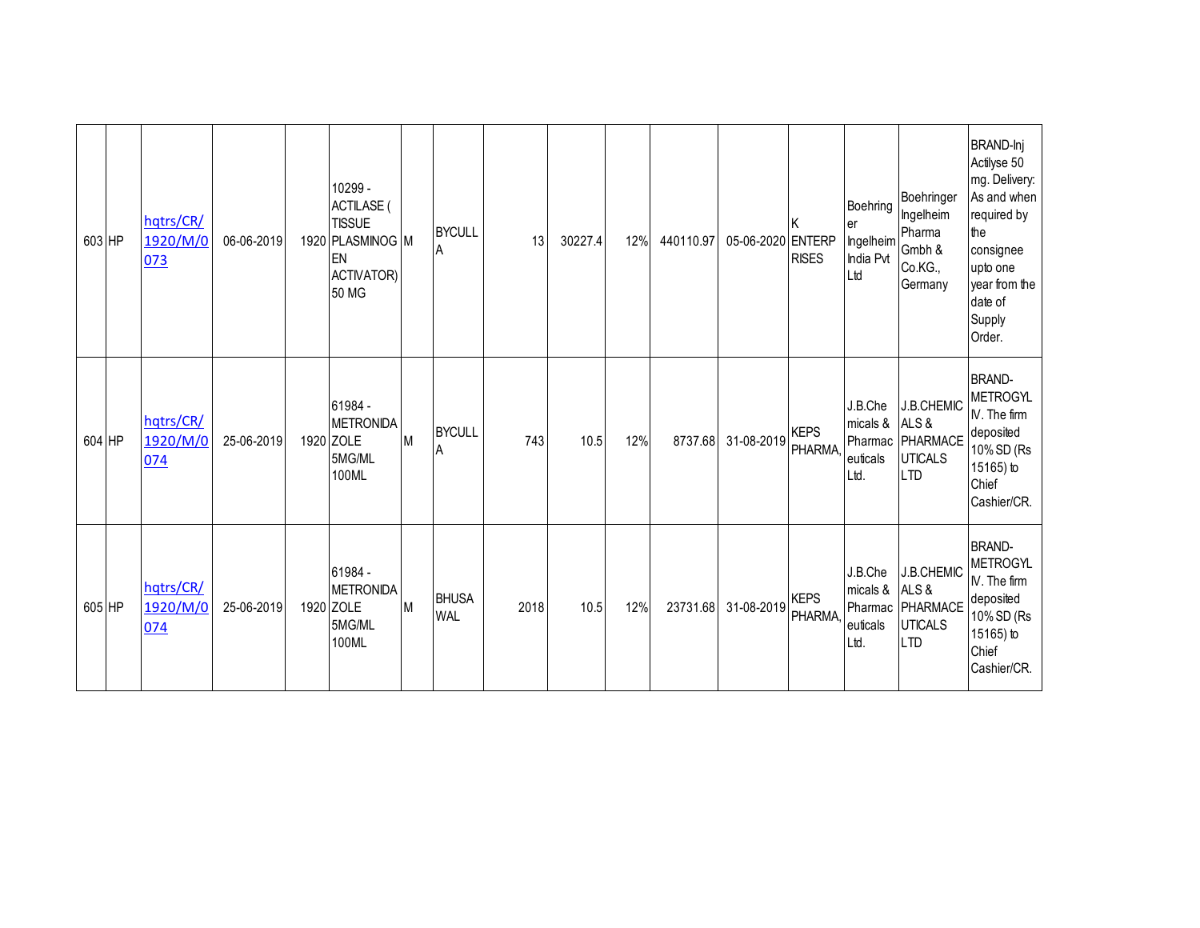| 603 | HP | hqtrs/CR/1920/M/0073 | 06-06-2019 | 1920 | 10299 - ACTILASE ( TISSUE PLASMINOGEN ACTIVATOR) 50 MG | M | BYCULLA | 13 | 30227.4 | 12% | 440110.97 | 05-06-2020 | K ENTERPRISES | Boehringer Ingelheim India Pvt Ltd | Boehringer Ingelheim Pharma Gmbh & Co.KG., Germany | BRAND-Inj Actilyse 50 mg. Delivery: As and when required by the consignee upto one year from the date of Supply Order. |
|---|---|---|---|---|---|---|---|---|---|---|---|---|---|---|---|---|
| 604 | HP | hqtrs/CR/1920/M/0074 | 25-06-2019 | 1920 | 61984 - METRONIDAZOLE 5MG/ML 100ML | M | BYCULLA | 743 | 10.5 | 12% | 8737.68 | 31-08-2019 | KEPS PHARMA, | J.B.Chemicals & Pharmaceuticals Ltd. | J.B.CHEMICALS & PHARMACEUTICALS LTD | BRAND-METROGYL IV. The firm deposited 10% SD (Rs 15165) to Chief Cashier/CR. |
| 605 | HP | hqtrs/CR/1920/M/0074 | 25-06-2019 | 1920 | 61984 - METRONIDAZOLE 5MG/ML 100ML | M | BHUSAWAL | 2018 | 10.5 | 12% | 23731.68 | 31-08-2019 | KEPS PHARMA, | J.B.Chemicals & Pharmaceuticals Ltd. | J.B.CHEMICALS & PHARMACEUTICALS LTD | BRAND-METROGYL IV. The firm deposited 10% SD (Rs 15165) to Chief Cashier/CR. |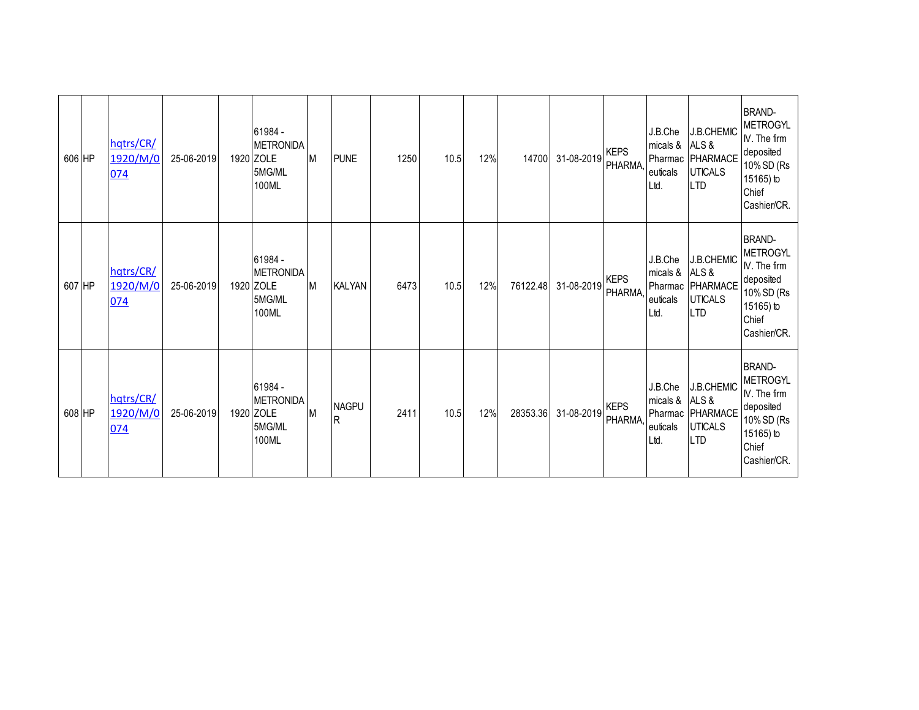| | | | | | | | | | | | | | | | | |
|---|---|---|---|---|---|---|---|---|---|---|---|---|---|---|---|---|
| 606 | HP | hqtrs/CR/1920/M/0074 | 25-06-2019 | 1920 | 61984 - METRONIDAZOLE 5MG/ML 100ML | M | PUNE | 1250 | 10.5 | 12% | 14700 | 31-08-2019 | KEPS PHARMA, | J.B.Chemicals & Pharmaceuticals Ltd. | J.B.CHEMICALS & PHARMACEUTICALS LTD | BRAND-METROGYL IV. The firm deposited 10% SD (Rs 15165) to Chief Cashier/CR. |
| 607 | HP | hqtrs/CR/1920/M/0074 | 25-06-2019 | 1920 | 61984 - METRONIDAZOLE 5MG/ML 100ML | M | KALYAN | 6473 | 10.5 | 12% | 76122.48 | 31-08-2019 | KEPS PHARMA, | J.B.Chemicals & Pharmaceuticals Ltd. | J.B.CHEMICALS & PHARMACEUTICALS LTD | BRAND-METROGYL IV. The firm deposited 10% SD (Rs 15165) to Chief Cashier/CR. |
| 608 | HP | hqtrs/CR/1920/M/0074 | 25-06-2019 | 1920 | 61984 - METRONIDAZOLE 5MG/ML 100ML | M | NAGPUR | 2411 | 10.5 | 12% | 28353.36 | 31-08-2019 | KEPS PHARMA, | J.B.Chemicals & Pharmaceuticals Ltd. | J.B.CHEMICALS & PHARMACEUTICALS LTD | BRAND-METROGYL IV. The firm deposited 10% SD (Rs 15165) to Chief Cashier/CR. |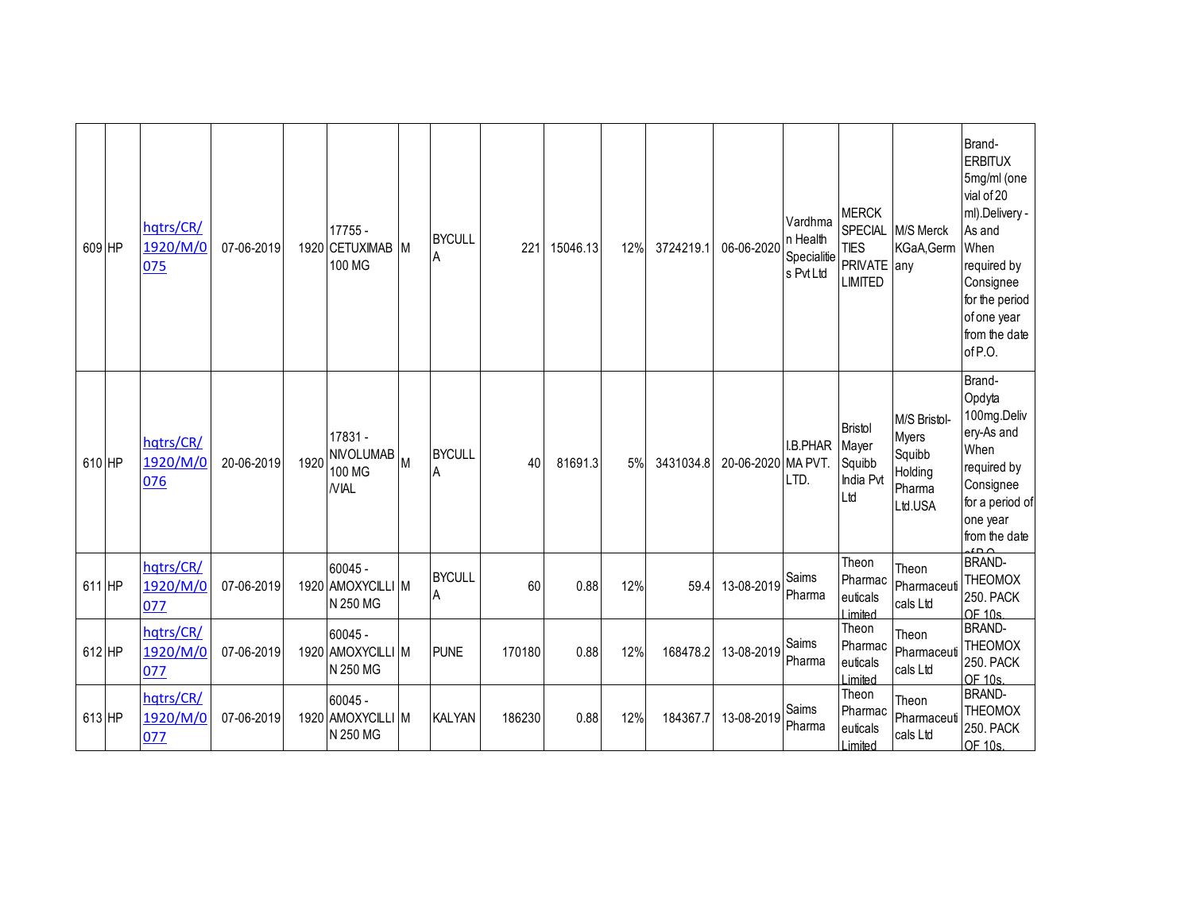| | | | | | | | | | | | | | | | | |
|---|---|---|---|---|---|---|---|---|---|---|---|---|---|---|---|---|
| 609 | HP | hqtrs/CR/1920/M/0075 | 07-06-2019 | 1920 | 17755 - CETUXIMAB 100 MG | M | BYCULLA | 221 | 15046.13 | 12% | 3724219.1 | 06-06-2020 | Vardhman Health Specialities Pvt Ltd | MERCK SPECIALTIES PRIVATE LIMITED | M/S Merck KGaA,Germany | Brand-ERBITUX 5mg/ml (one vial of 20 ml).Delivery - As and When required by Consignee for the period of one year from the date of P.O. |
| 610 | HP | hqtrs/CR/1920/M/0076 | 20-06-2019 | 1920 | 17831 - NIVOLUMAB 100 MG /VIAL | M | BYCULLA | 40 | 81691.3 | 5% | 3431034.8 | 20-06-2020 | I.B.PHARMA PVT. LTD. | Bristol Mayer Squibb India Pvt Ltd | M/S Bristol-Myers Squibb Holding Pharma Ltd.USA | Brand-Opdyta 100mg.Delivery-As and When required by Consignee for a period of one year from the date of P.O. |
| 611 | HP | hqtrs/CR/1920/M/0077 | 07-06-2019 | 1920 | 60045 - AMOXYCILLIN 250 MG | M | BYCULLA | 60 | 0.88 | 12% | 59.4 | 13-08-2019 | Saims Pharma | Theon Pharmaceuticals Limited | Theon Pharmaceuticals Ltd | BRAND-THEOMOX 250. PACK OF 10s. |
| 612 | HP | hqtrs/CR/1920/M/0077 | 07-06-2019 | 1920 | 60045 - AMOXYCILLIN 250 MG | M | PUNE | 170180 | 0.88 | 12% | 168478.2 | 13-08-2019 | Saims Pharma | Theon Pharmaceuticals Limited | Theon Pharmaceuticals Ltd | BRAND-THEOMOX 250. PACK OF 10s. |
| 613 | HP | hqtrs/CR/1920/M/0077 | 07-06-2019 | 1920 | 60045 - AMOXYCILLIN 250 MG | M | KALYAN | 186230 | 0.88 | 12% | 184367.7 | 13-08-2019 | Saims Pharma | Theon Pharmaceuticals Limited | Theon Pharmaceuticals Ltd | BRAND-THEOMOX 250. PACK OF 10s. |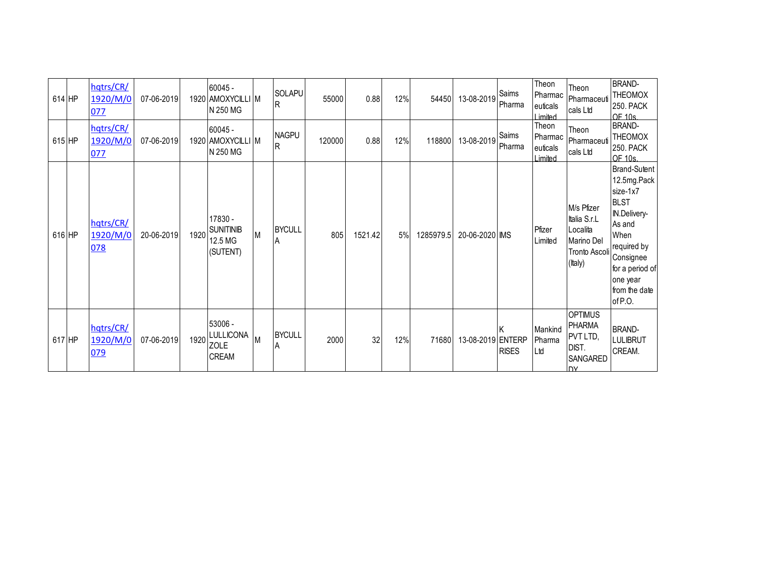| 614 | HP | hqtrs/CR/1920/M/0077 | 07-06-2019 | 1920 | 60045 - AMOXYCILLIN 250 MG | M | SOLAPUR | 55000 | 0.88 | 12% | 54450 | 13-08-2019 | Saims Pharma | Theon Pharmaceuticals Limited | Theon Pharmaceuticals Ltd | BRAND- THEOMOX 250. PACK OF 10s. |
|---|---|---|---|---|---|---|---|---|---|---|---|---|---|---|---|---|
| 615 | HP | hqtrs/CR/1920/M/0077 | 07-06-2019 | 1920 | 60045 - AMOXYCILLIN 250 MG | M | NAGPUR | 120000 | 0.88 | 12% | 118800 | 13-08-2019 | Saims Pharma | Theon Pharmaceuticals Limited | Theon Pharmaceuticals Ltd | BRAND- THEOMOX 250. PACK OF 10s. |
| 616 | HP | hqtrs/CR/1920/M/0078 | 20-06-2019 | 1920 | 17830 - SUNITINIB 12.5 MG (SUTENT) | M | BYCULLA | 805 | 1521.42 | 5% | 1285979.5 | 20-06-2020 | IMS | Pfizer Limited | M/s Pfizer Italia S.r.L Localita Marino Del Tronto Ascoli (Italy) | Brand-Sutent 12.5mg.Pack size-1x7 BLST IN.Delivery- As and When required by Consignee for a period of one year from the date of P.O. |
| 617 | HP | hqtrs/CR/1920/M/0079 | 07-06-2019 | 1920 | 53006 - LULLICONAZOLE CREAM | M | BYCULLA | 2000 | 32 | 12% | 71680 | 13-08-2019 | K ENTERPRISES | Mankind Pharma Ltd | OPTIMUS PHARMA PVT LTD, DIST. SANGAREDDY | BRAND- LULIBRUT CREAM. |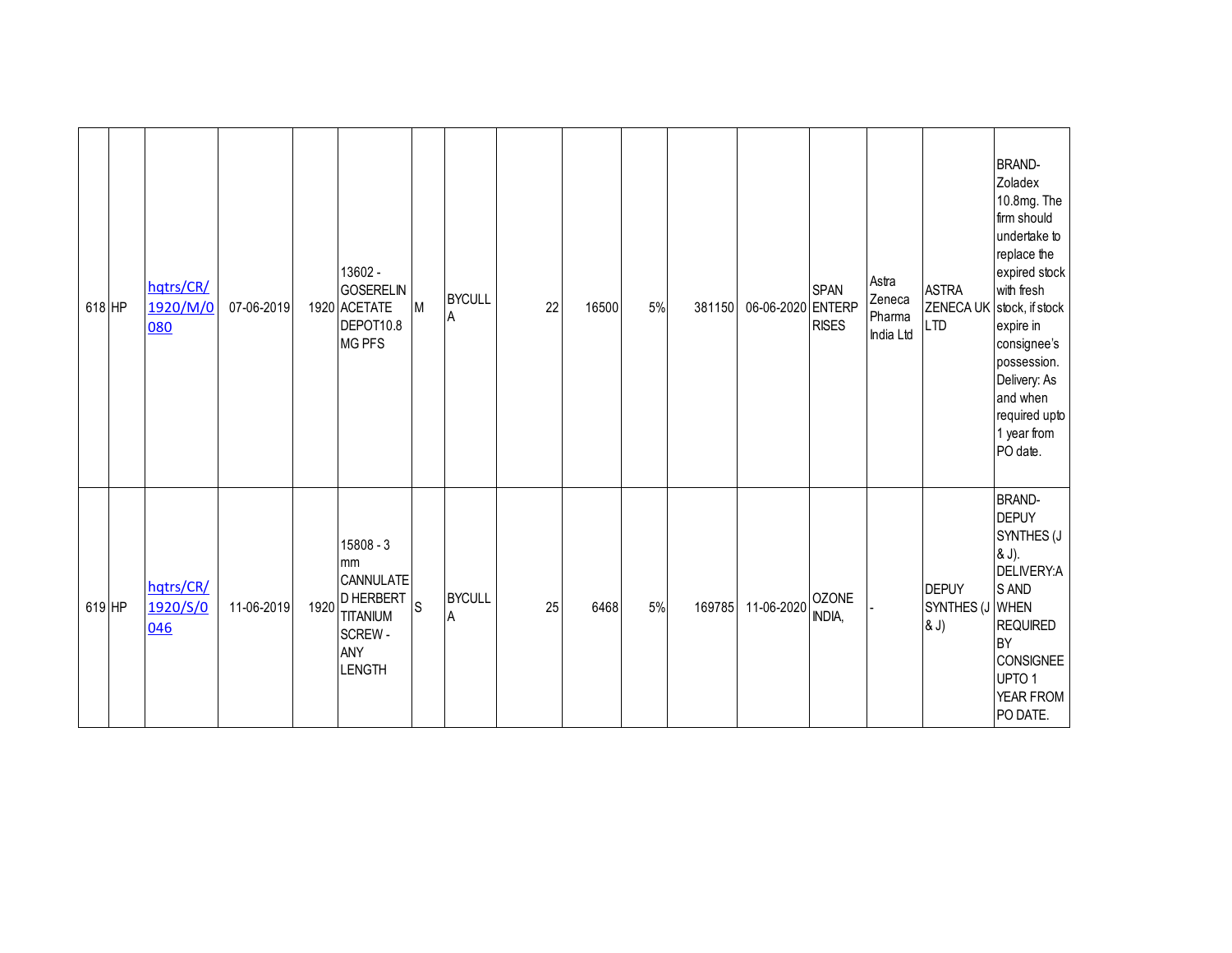| | | | | | | | | | | | | | | | | |
|---|---|---|---|---|---|---|---|---|---|---|---|---|---|---|---|---|
| 618 | HP | hqtrs/CR/1920/M/0080 | 07-06-2019 | 1920 | 13602 - GOSERELIN ACETATE DEPOT10.8 MG PFS | M | BYCULLA | | 22 | 16500 | 5% | 381150 | 06-06-2020 | SPAN ENTERPRISES | Astra Zeneca Pharma India Ltd | ASTRA ZENECA UK LTD | BRAND- Zoladex 10.8mg. The firm should undertake to replace the expired stock with fresh stock, if stock expire in consignee's possession. Delivery: As and when required upto 1 year from PO date. |
| 619 | HP | hqtrs/CR/1920/S/0046 | 11-06-2019 | 1920 | 15808 - 3 mm CANNULATED HERBERT TITANIUM SCREW - ANY LENGTH | S | BYCULLA | | 25 | 6468 | 5% | 169785 | 11-06-2020 | OZONE INDIA, | - | DEPUY SYNTHES (J & J) | BRAND- DEPUY SYNTHES (J & J). DELIVERY:AS AND WHEN REQUIRED BY CONSIGNEE UPTO 1 YEAR FROM PO DATE. |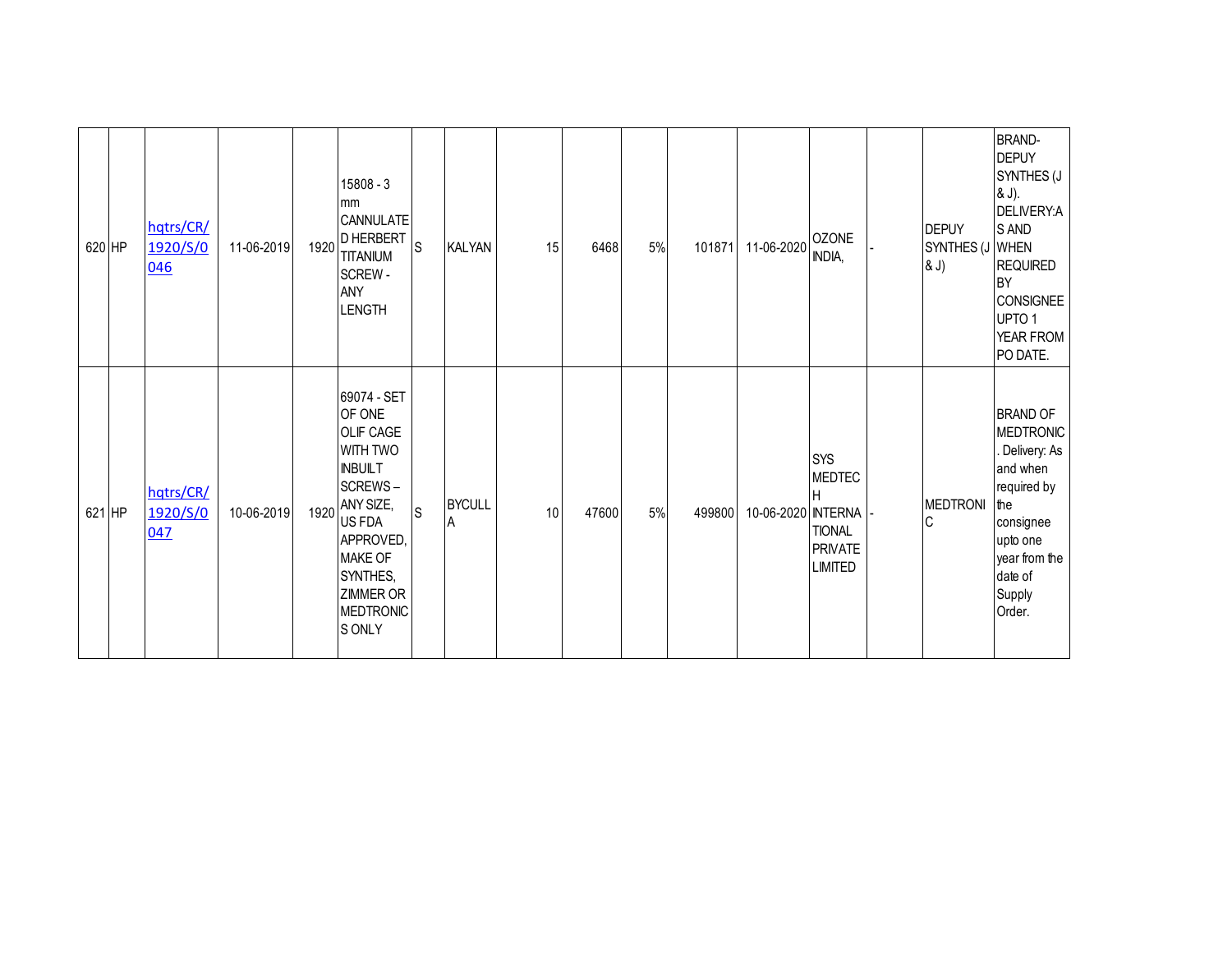| 620 | HP | hqtrs/CR/1920/S/0046 | 11-06-2019 | 1920 | 15808 - 3 mm CANNULATED HERBERT TITANIUM SCREW - ANY LENGTH | S | KALYAN | 15 | 6468 | 5% | 101871 | 11-06-2020 | OZONE INDIA, | - | DEPUY SYNTHES (J & J) | BRAND- DEPUY SYNTHES (J & J). DELIVERY:AS AND WHEN REQUIRED BY CONSIGNEE UPTO 1 YEAR FROM PO DATE. |
|---|---|---|---|---|---|---|---|---|---|---|---|---|---|---|---|---|
| 621 | HP | hqtrs/CR/1920/S/0047 | 10-06-2019 | 1920 | 69074 - SET OF ONE OLIF CAGE WITH TWO INBUILT SCREWS – ANY SIZE, US FDA APPROVED, MAKE OF SYNTHES, ZIMMER OR MEDTRONICS ONLY | S | BYCULLA | 10 | 47600 | 5% | 499800 | 10-06-2020 | SYS MEDTECH INTERNATIONAL PRIVATE LIMITED | - | MEDTRONIC | BRAND OF MEDTRONIC. Delivery: As and when required by the consignee upto one year from the date of Supply Order. |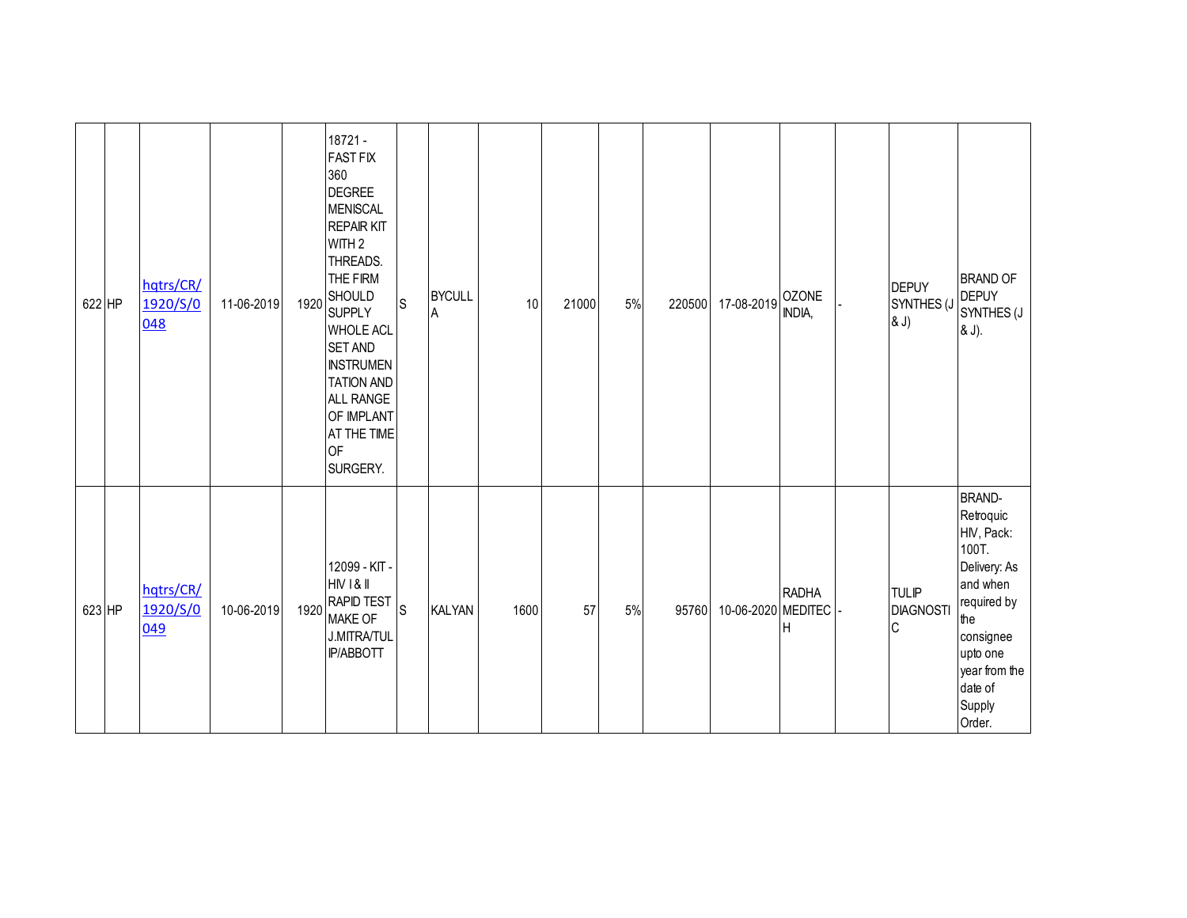| | | | | | | | | | | | | | | | | |
|---|---|---|---|---|---|---|---|---|---|---|---|---|---|---|---|---|
| 622 | HP | hqtrs/CR/1920/S/0048 | 11-06-2019 | 1920 | 18721 - FAST FIX 360 DEGREE MENISCAL REPAIR KIT WITH 2 THREADS. THE FIRM SHOULD SUPPLY WHOLE ACL SET AND INSTRUMENTATION AND ALL RANGE OF IMPLANT AT THE TIME OF SURGERY. | S | BYCULLA | 10 | 21000 | 5% | 220500 | 17-08-2019 | OZONE INDIA, | - | DEPUY SYNTHES (J & J) | BRAND OF DEPUY SYNTHES (J & J). |
| 623 | HP | hqtrs/CR/1920/S/0049 | 10-06-2019 | 1920 | 12099 - KIT - HIV I & II RAPID TEST MAKE OF J.MITRA/TULIP/ABBOTT | S | KALYAN | 1600 | 57 | 5% | 95760 | 10-06-2020 | RADHA MEDITECH | - | TULIP DIAGNOSTIC | BRAND- Retroquic HIV, Pack: 100T. Delivery: As and when required by the consignee upto one year from the date of Supply Order. |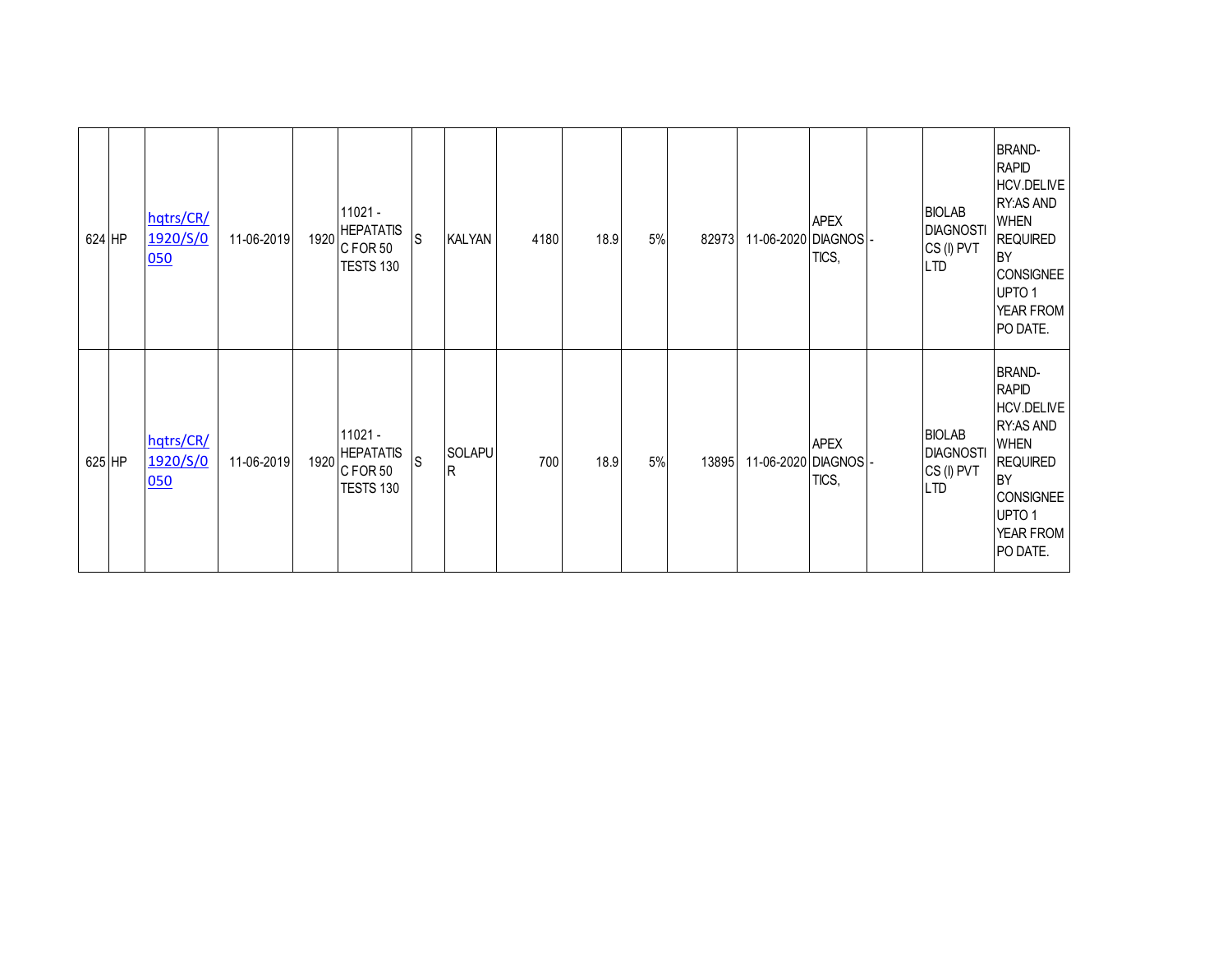| | | | | | | | | | | | | | | | | |
|---|---|---|---|---|---|---|---|---|---|---|---|---|---|---|---|---|
| 624 | HP | hqtrs/CR/1920/S/0050 | 11-06-2019 | 1920 | 11021 - HEPATATIS C FOR 50 TESTS 130 | S | KALYAN | 4180 | 18.9 | 5% | 82973 | 11-06-2020 | APEX DIAGNOSTICS, | - | BIOLAB DIAGNOSTICS (I) PVT LTD | BRAND- RAPID HCV.DELIVERY:AS AND WHEN REQUIRED BY CONSIGNEE UPTO 1 YEAR FROM PO DATE. |
| 625 | HP | hqtrs/CR/1920/S/0050 | 11-06-2019 | 1920 | 11021 - HEPATATIS C FOR 50 TESTS 130 | S | SOLAPUR | 700 | 18.9 | 5% | 13895 | 11-06-2020 | APEX DIAGNOSTICS, | - | BIOLAB DIAGNOSTICS (I) PVT LTD | BRAND- RAPID HCV.DELIVERY:AS AND WHEN REQUIRED BY CONSIGNEE UPTO 1 YEAR FROM PO DATE. |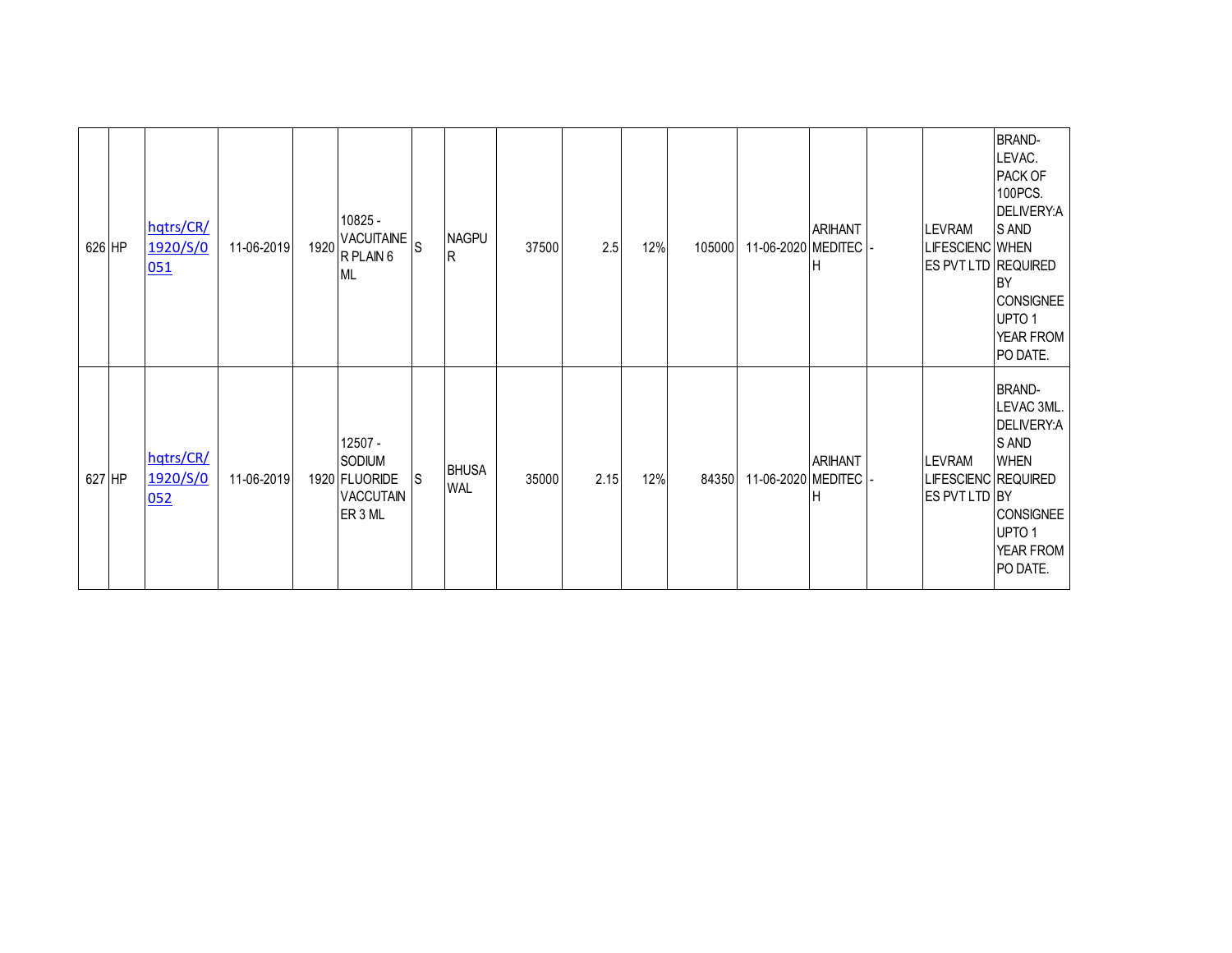| | | | | | | | | | | | | | | | | |
|---|---|---|---|---|---|---|---|---|---|---|---|---|---|---|---|---|
| 626 | HP | hqtrs/CR/1920/S/0051 | 11-06-2019 | 1920 | 10825 - VACUITAINER PLAIN 6 ML | S | NAGPUR | 37500 | 2.5 | 12% | 105000 | 11-06-2020 | ARIHANT MEDITECH | - | LEVRAM LIFESCIENCES PVT LTD | BRAND-LEVAC. PACK OF 100PCS. DELIVERY:AS AND WHEN REQUIRED BY CONSIGNEE UPTO 1 YEAR FROM PO DATE. |
| 627 | HP | hqtrs/CR/1920/S/0052 | 11-06-2019 | 1920 | 12507 - SODIUM FLUORIDE VACCUTAINER 3 ML | S | BHUSAWAL | 35000 | 2.15 | 12% | 84350 | 11-06-2020 | ARIHANT MEDITECH | - | LEVRAM LIFESCIENCES PVT LTD | BRAND-LEVAC 3ML. DELIVERY:AS AND WHEN REQUIRED BY CONSIGNEE UPTO 1 YEAR FROM PO DATE. |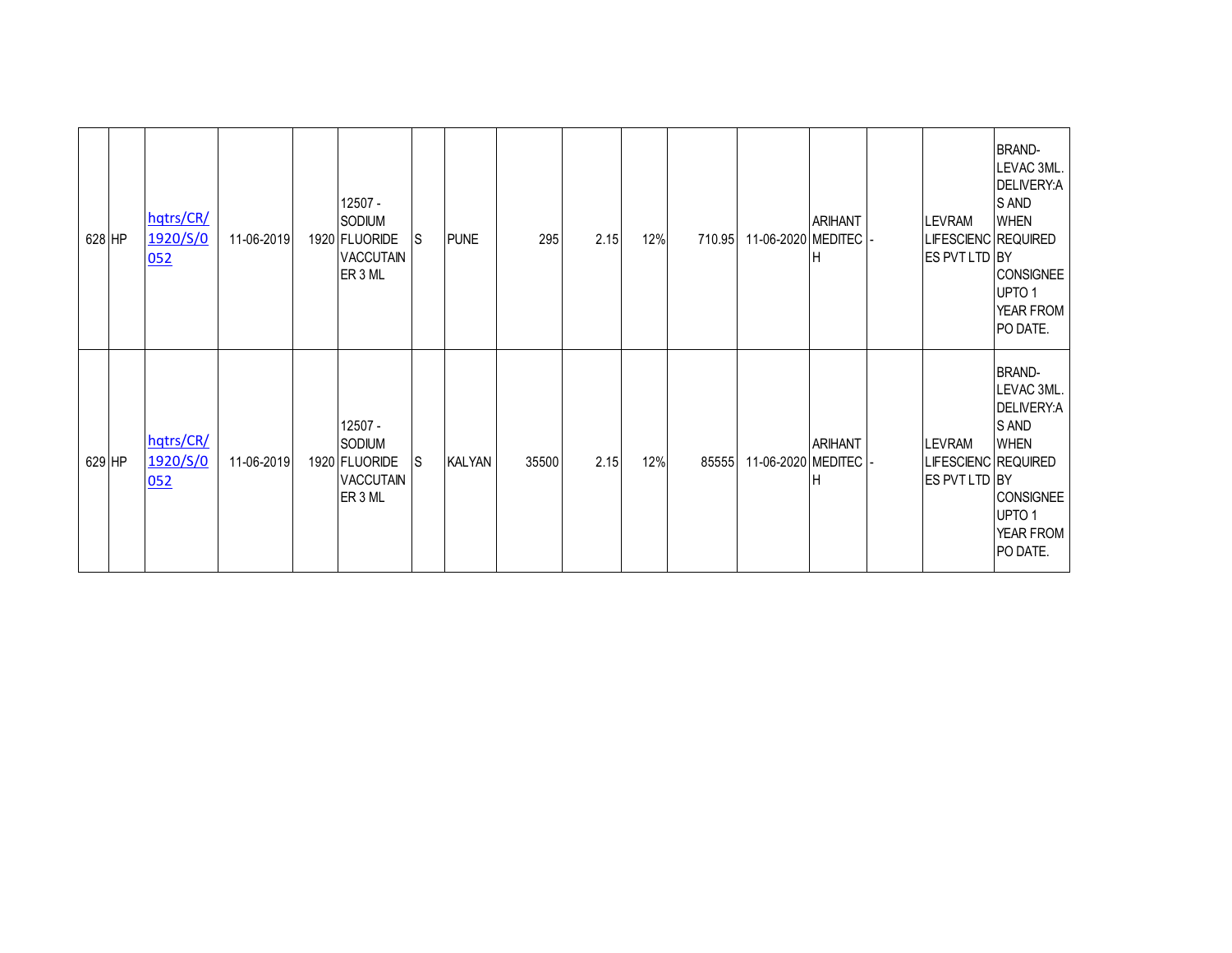| | | | | | | | | | | | | | | | | |
|---|---|---|---|---|---|---|---|---|---|---|---|---|---|---|---|---|
| 628 | HP | hqtrs/CR/1920/S/0052 | 11-06-2019 | 1920 | 12507 - SODIUM FLUORIDE VACCUTAINER 3 ML | S | PUNE | 295 | 2.15 | 12% | 710.95 | 11-06-2020 | ARIHANT MEDITECH | - | LEVRAM LIFESCIENCES PVT LTD | BRAND- LEVAC 3ML. DELIVERY:AS AND WHEN REQUIRED BY CONSIGNEE UPTO 1 YEAR FROM PO DATE. |
| 629 | HP | hqtrs/CR/1920/S/0052 | 11-06-2019 | 1920 | 12507 - SODIUM FLUORIDE VACCUTAINER 3 ML | S | KALYAN | 35500 | 2.15 | 12% | 85555 | 11-06-2020 | ARIHANT MEDITECH | - | LEVRAM LIFESCIENCES PVT LTD | BRAND- LEVAC 3ML. DELIVERY:AS AND WHEN REQUIRED BY CONSIGNEE UPTO 1 YEAR FROM PO DATE. |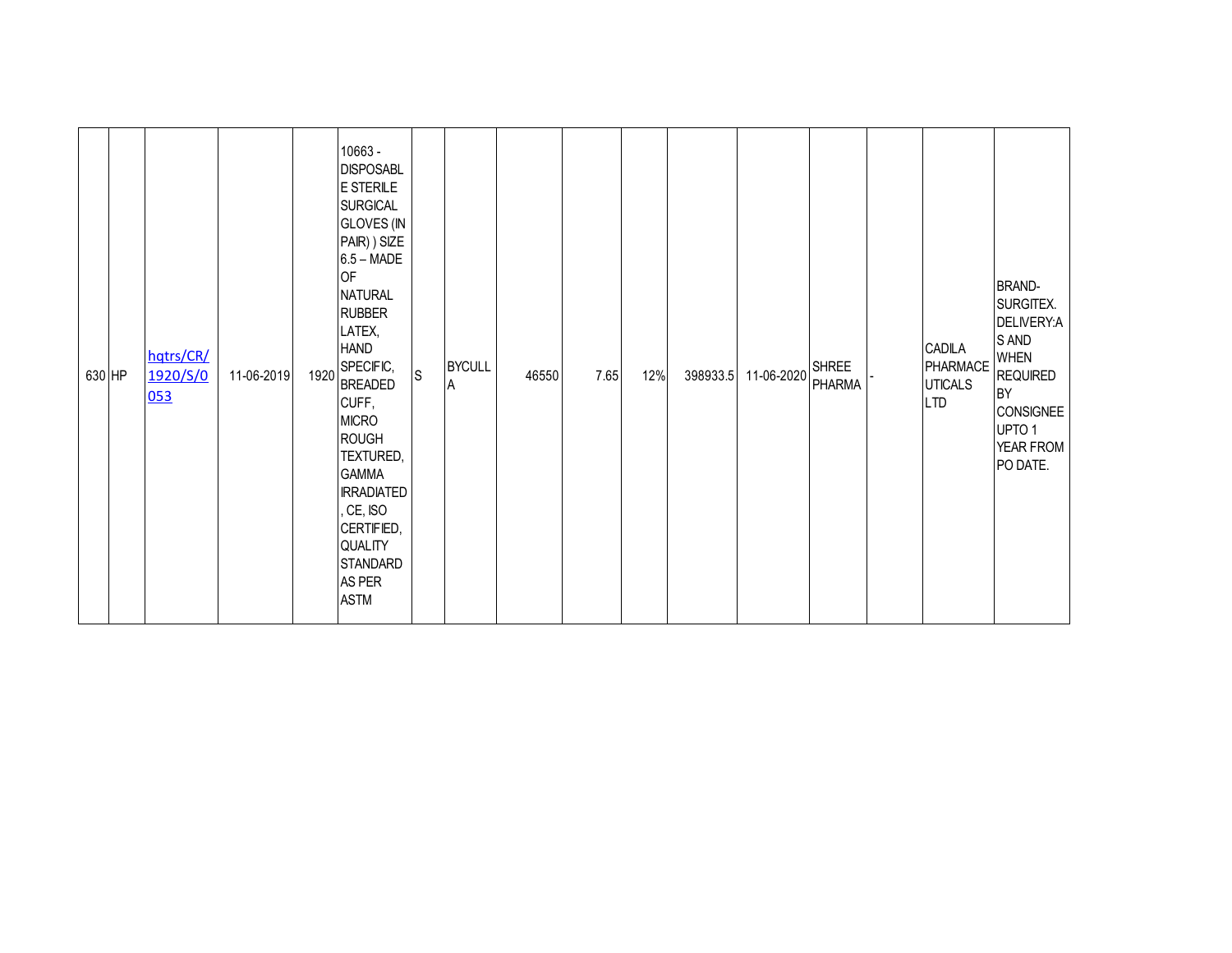| | | | | | | | | | | | | | | | | | |
|---|---|---|---|---|---|---|---|---|---|---|---|---|---|---|---|---|---|
| 630 | HP | hqtrs/CR/1920/S/0053 | 11-06-2019 | 1920 | 10663 - DISPOSABLE STERILE SURGICAL GLOVES (IN PAIR) ) SIZE 6.5 – MADE OF NATURAL RUBBER LATEX, HAND SPECIFIC, BREADED CUFF, MICRO ROUGH TEXTURED, GAMMA IRRADIATED, CE, ISO CERTIFIED, QUALITY STANDARD AS PER ASTM | S | BYCULLA | 46550 | 7.65 | 12% | 398933.5 | 11-06-2020 | SHREE PHARMA | - | | CADILA PHARMACEUTICALS LTD | BRAND-SURGITEX. DELIVERY:AS AND WHEN REQUIRED BY CONSIGNEE UPTO 1 YEAR FROM PO DATE. |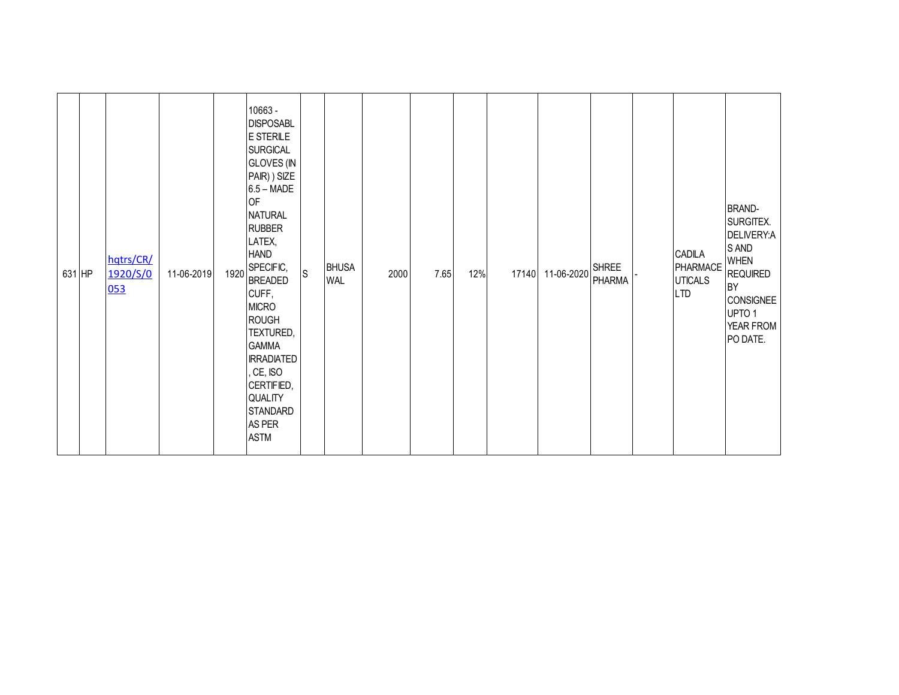| 631 | HP | hqtrs/CR/1920/S/0053 | 11-06-2019 | 1920 | 10663 - DISPOSABLE STERILE SURGICAL GLOVES (IN PAIR) ) SIZE 6.5 – MADE OF NATURAL RUBBER LATEX, HAND SPECIFIC, BREADED CUFF, MICRO ROUGH TEXTURED, GAMMA IRRADIATED, CE, ISO CERTIFIED, QUALITY STANDARD AS PER ASTM | S | BHUSAWAL | 2000 | 7.65 | 12% | 17140 | 11-06-2020 | SHREE PHARMA | - | CADILA PHARMACEUTICALS LTD | BRAND-SURGITEX. DELIVERY:AS AND WHEN REQUIRED BY CONSIGNEE UPTO 1 YEAR FROM PO DATE. |
|---|---|---|---|---|---|---|---|---|---|---|---|---|---|---|---|---|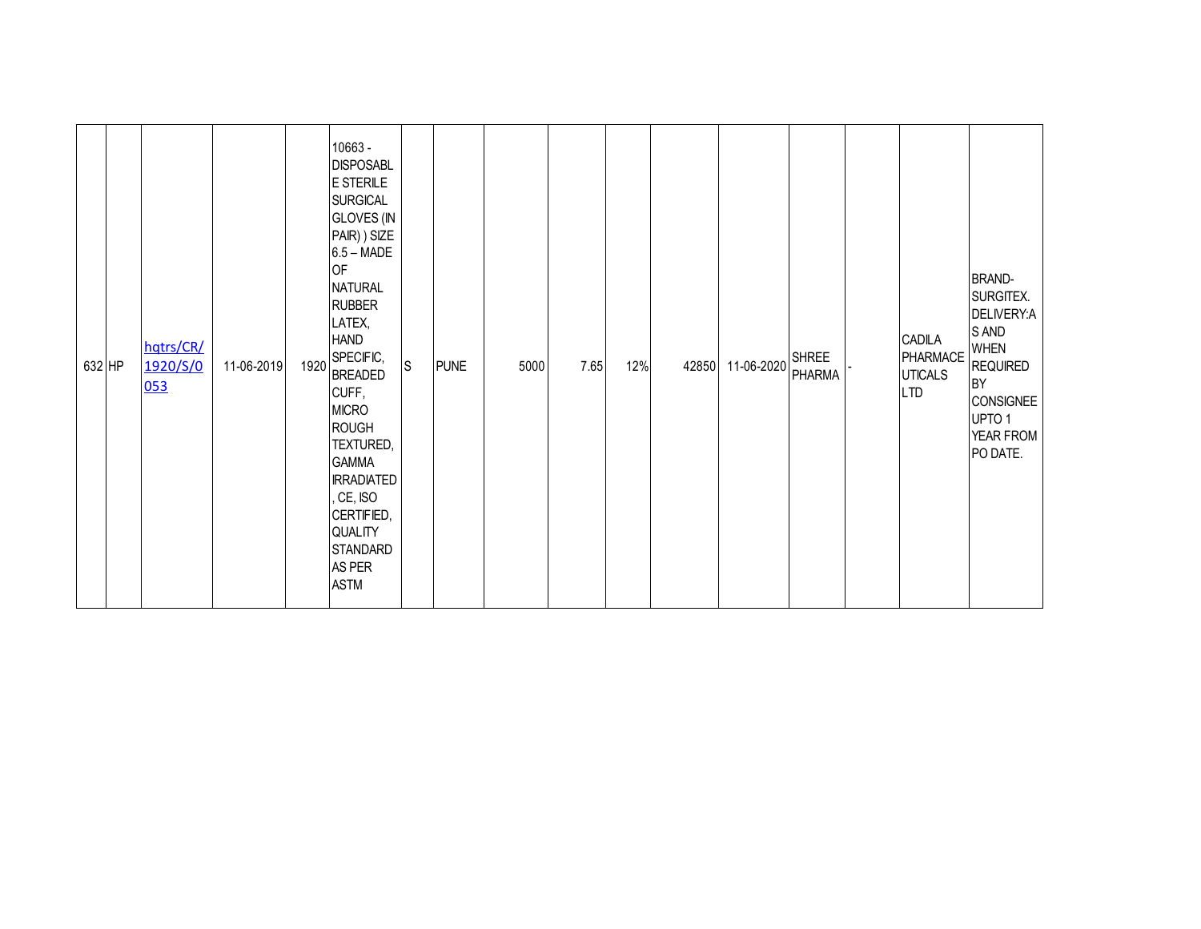| | | | | | | | | | | | | | | | | | |
|---|---|---|---|---|---|---|---|---|---|---|---|---|---|---|---|---|---|
| 632 | HP | hqtrs/CR/1920/S/0053 | 11-06-2019 | 1920 | 10663 - DISPOSABLE STERILE SURGICAL GLOVES (IN PAIR) ) SIZE 6.5 – MADE OF NATURAL RUBBER LATEX, HAND SPECIFIC, BREADED CUFF, MICRO ROUGH TEXTURED, GAMMA IRRADIATED, CE, ISO CERTIFIED, QUALITY STANDARD AS PER ASTM | S | PUNE | 5000 | 7.65 | 12% | 42850 | 11-06-2020 | SHREE PHARMA | - | | CADILA PHARMACEUTICALS LTD | BRAND-SURGITEX. DELIVERY:AS AND WHEN REQUIRED BY CONSIGNEE UPTO 1 YEAR FROM PO DATE. |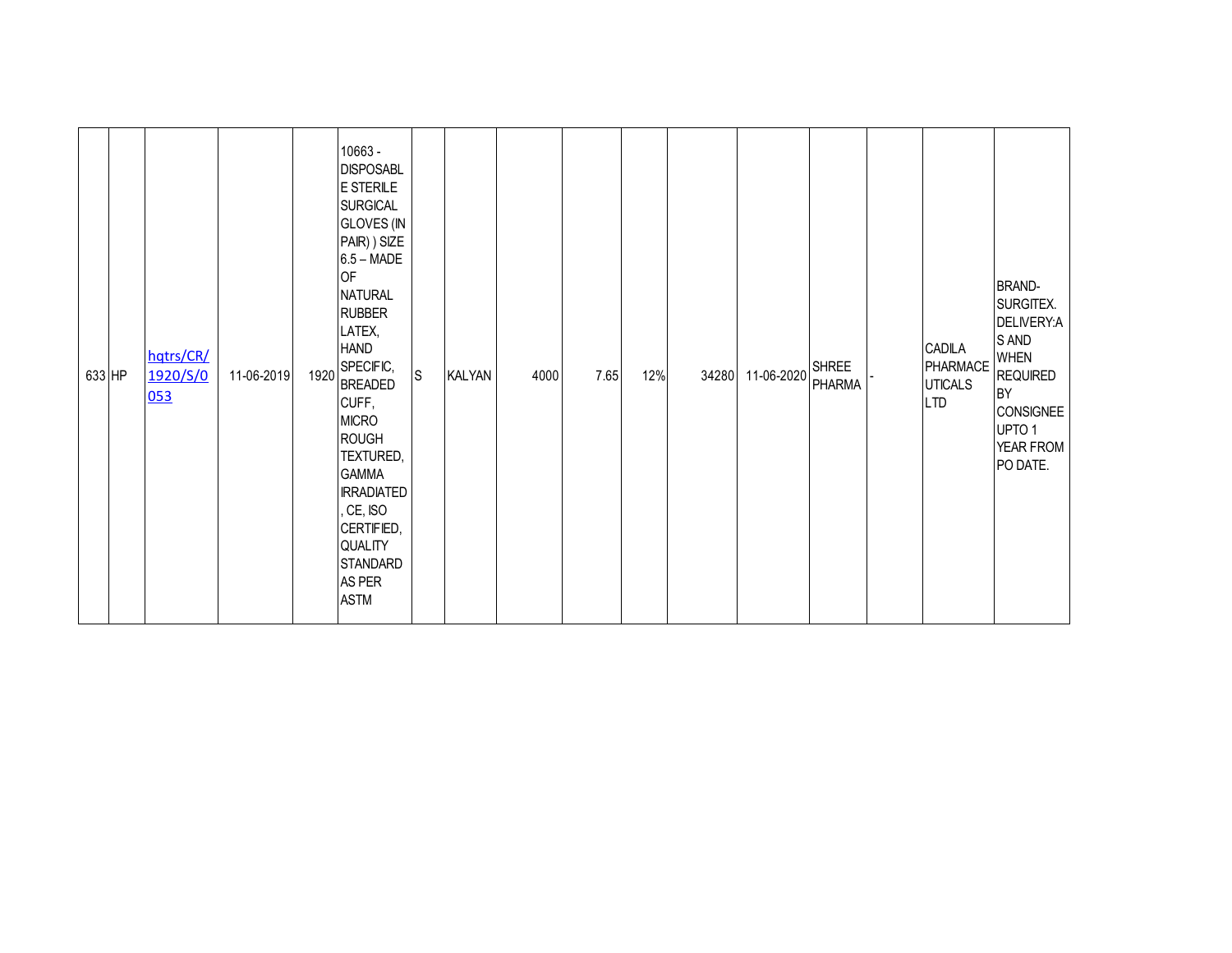| | | | | | | | | | | | | | | | | | |
|---|---|---|---|---|---|---|---|---|---|---|---|---|---|---|---|---|---|
| 633 | HP | hqtrs/CR/1920/S/0053 | 11-06-2019 | 1920 | 10663 - DISPOSABLE STERILE SURGICAL GLOVES (IN PAIR) ) SIZE 6.5 – MADE OF NATURAL RUBBER LATEX, HAND SPECIFIC, BREADED CUFF, MICRO ROUGH TEXTURED, GAMMA IRRADIATED, CE, ISO CERTIFIED, QUALITY STANDARD AS PER ASTM | S | KALYAN | 4000 | 7.65 | 12% | 34280 | 11-06-2020 | SHREE PHARMA | - | | CADILA PHARMACEUTICALS LTD | BRAND-SURGITEX. DELIVERY:AS AND WHEN REQUIRED BY CONSIGNEE UPTO 1 YEAR FROM PO DATE. |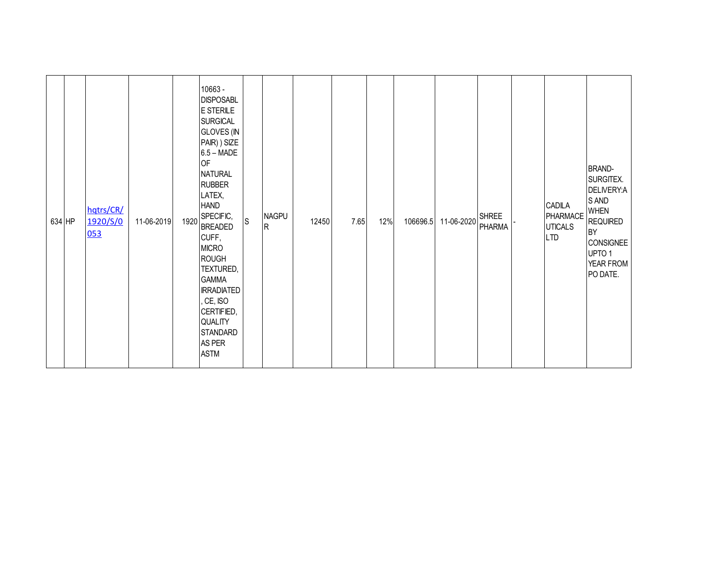| 634 | HP | hqtrs/CR/1920/S/0053 | 11-06-2019 | 1920 | 10663 - DISPOSABLE STERILE SURGICAL GLOVES (IN PAIR) ) SIZE 6.5 – MADE OF NATURAL RUBBER LATEX, HAND SPECIFIC, BREADED CUFF, MICRO ROUGH TEXTURED, GAMMA IRRADIATED, CE, ISO CERTIFIED, QUALITY STANDARD AS PER ASTM | S | NAGPUR | 12450 | 7.65 | 12% | 106696.5 | 11-06-2020 | SHREE PHARMA | - | CADILA PHARMACEUTICALS LTD | BRAND-SURGITEX. DELIVERY:AS AND WHEN REQUIRED BY CONSIGNEE UPTO 1 YEAR FROM PO DATE. |
|---|---|---|---|---|---|---|---|---|---|---|---|---|---|---|---|---|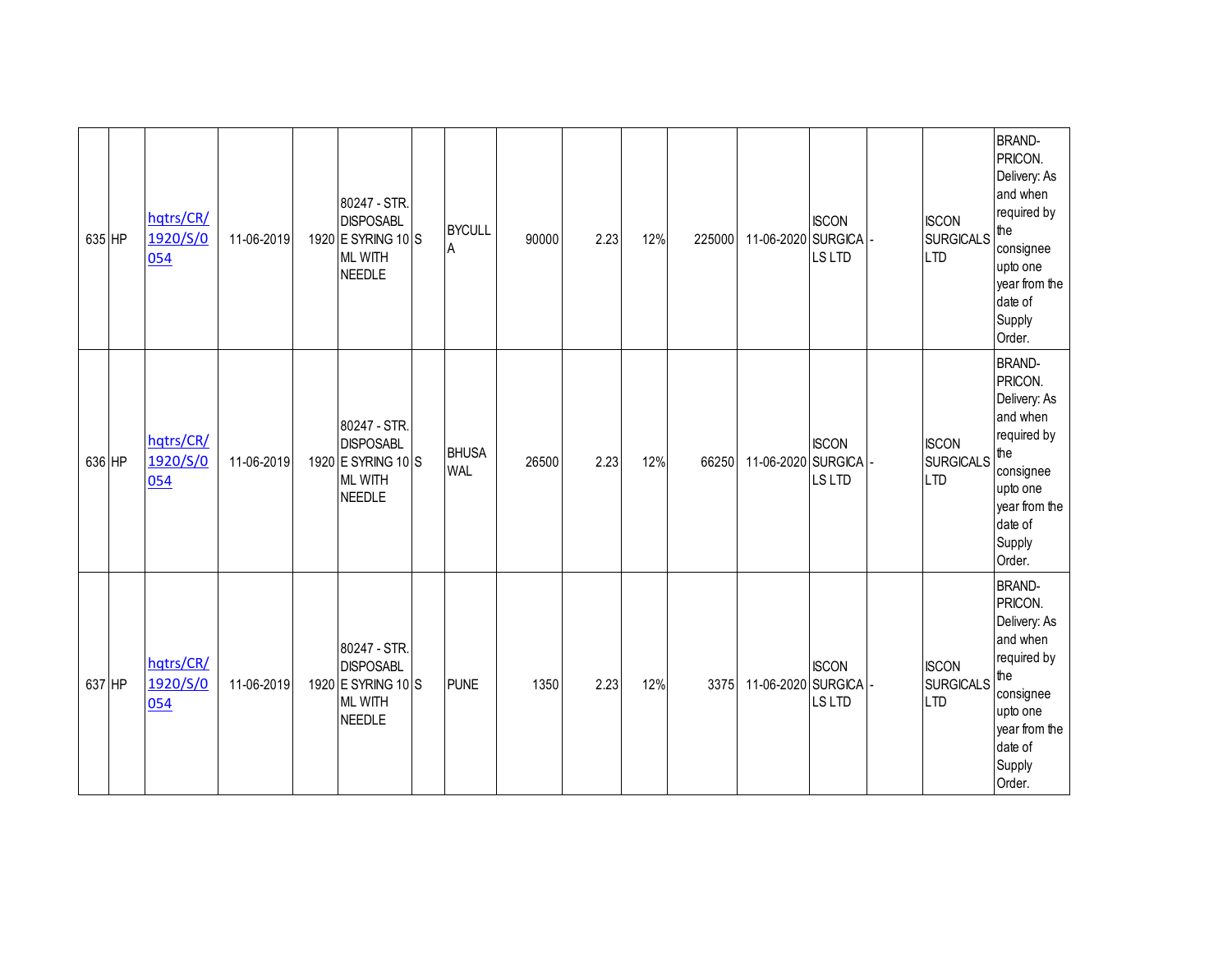| | | | | | | | | | | | | | | | | |
|---|---|---|---|---|---|---|---|---|---|---|---|---|---|---|---|---|
| 635 | HP | hqtrs/CR/1920/S/0054 | 11-06-2019 | 1920 | 80247 - STR. DISPOSABLE SYRING 10 ML WITH NEEDLE | S | BYCULLA | 90000 | 2.23 | 12% | 225000 | 11-06-2020 | ISCON SURGICALS LTD | - | ISCON SURGICALS LTD | BRAND- PRICON. Delivery: As and when required by the consignee upto one year from the date of Supply Order. |
| 636 | HP | hqtrs/CR/1920/S/0054 | 11-06-2019 | 1920 | 80247 - STR. DISPOSABLE SYRING 10 ML WITH NEEDLE | S | BHUSAWAL | 26500 | 2.23 | 12% | 66250 | 11-06-2020 | ISCON SURGICALS LTD | - | ISCON SURGICALS LTD | BRAND- PRICON. Delivery: As and when required by the consignee upto one year from the date of Supply Order. |
| 637 | HP | hqtrs/CR/1920/S/0054 | 11-06-2019 | 1920 | 80247 - STR. DISPOSABLE SYRING 10 ML WITH NEEDLE | S | PUNE | 1350 | 2.23 | 12% | 3375 | 11-06-2020 | ISCON SURGICALS LTD | - | ISCON SURGICALS LTD | BRAND- PRICON. Delivery: As and when required by the consignee upto one year from the date of Supply Order. |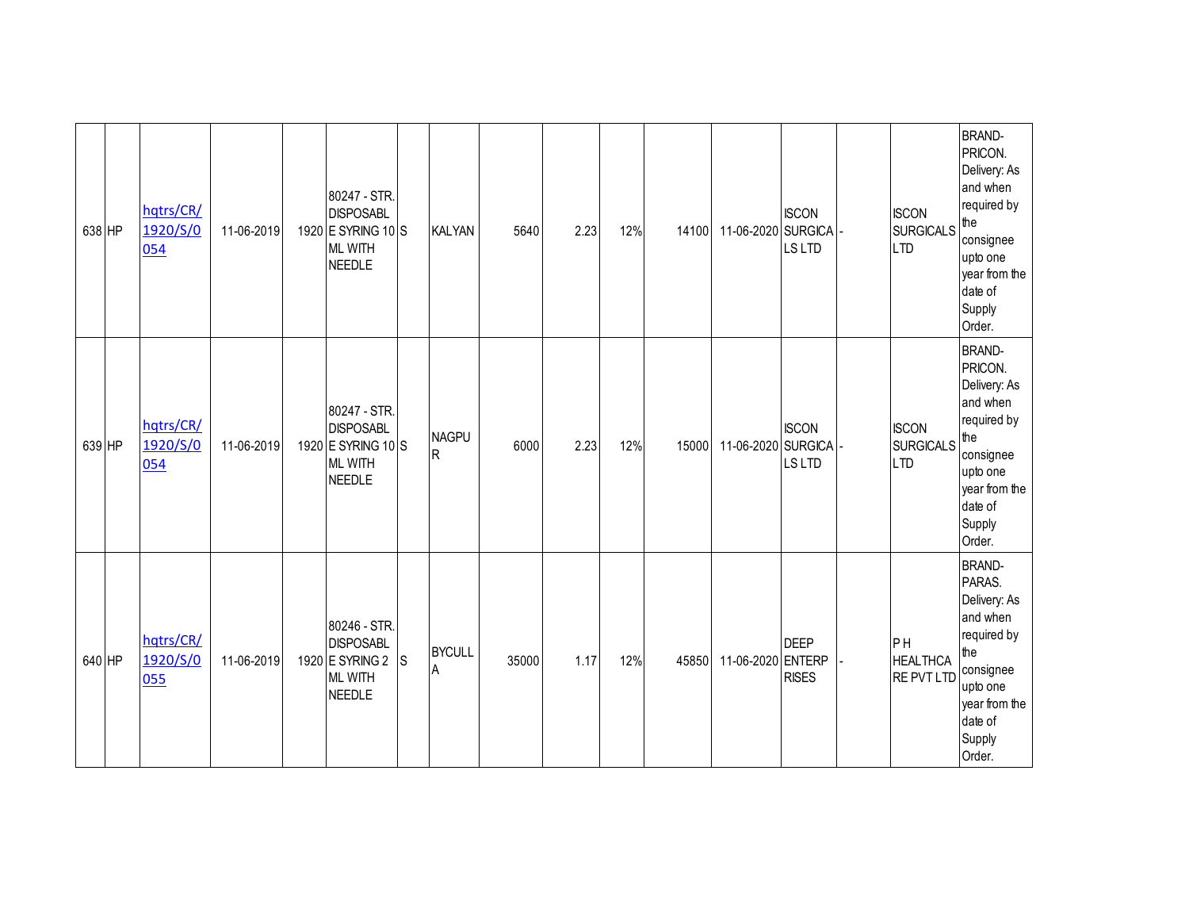| | | | | | | | | | | | | | | | | |
|---|---|---|---|---|---|---|---|---|---|---|---|---|---|---|---|---|
| 638 | HP | hqtrs/CR/1920/S/0054 | 11-06-2019 | 1920 | 80247 - STR. DISPOSABLE SYRING 10 ML WITH NEEDLE | S | KALYAN | 5640 | 2.23 | 12% | 14100 | 11-06-2020 | ISCON SURGICALS LTD | - | ISCON SURGICALS LTD | BRAND-PRICON. Delivery: As and when required by the consignee upto one year from the date of Supply Order. |
| 639 | HP | hqtrs/CR/1920/S/0054 | 11-06-2019 | 1920 | 80247 - STR. DISPOSABLE SYRING 10 ML WITH NEEDLE | S | NAGPUR | 6000 | 2.23 | 12% | 15000 | 11-06-2020 | ISCON SURGICALS LTD | - | ISCON SURGICALS LTD | BRAND-PRICON. Delivery: As and when required by the consignee upto one year from the date of Supply Order. |
| 640 | HP | hqtrs/CR/1920/S/0055 | 11-06-2019 | 1920 | 80246 - STR. DISPOSABLE SYRING 2 ML WITH NEEDLE | S | BYCULLA | 35000 | 1.17 | 12% | 45850 | 11-06-2020 | DEEP ENTERPRISES | - | P H HEALTHCARE PVT LTD | BRAND-PARAS. Delivery: As and when required by the consignee upto one year from the date of Supply Order. |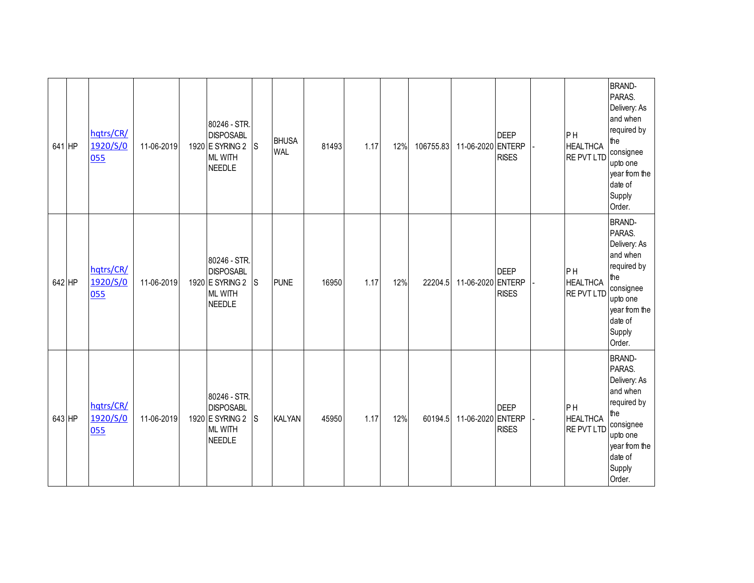| | | | | | | | | | | | | | | | | |
|---|---|---|---|---|---|---|---|---|---|---|---|---|---|---|---|---|
| 641 | HP | hqtrs/CR/1920/S/0055 | 11-06-2019 | 1920 | 80246 - STR. DISPOSABLE SYRING 2 ML WITH NEEDLE | S | BHUSAWAL | 81493 | 1.17 | 12% | 106755.83 | 11-06-2020 | DEEP ENTERPRISES | - | P H HEALTHCARE PVT LTD | BRAND-PARAS. Delivery: As and when required by the consignee upto one year from the date of Supply Order. |
| 642 | HP | hqtrs/CR/1920/S/0055 | 11-06-2019 | 1920 | 80246 - STR. DISPOSABLE SYRING 2 ML WITH NEEDLE | S | PUNE | 16950 | 1.17 | 12% | 22204.5 | 11-06-2020 | DEEP ENTERPRISES | - | P H HEALTHCARE PVT LTD | BRAND-PARAS. Delivery: As and when required by the consignee upto one year from the date of Supply Order. |
| 643 | HP | hqtrs/CR/1920/S/0055 | 11-06-2019 | 1920 | 80246 - STR. DISPOSABLE SYRING 2 ML WITH NEEDLE | S | KALYAN | 45950 | 1.17 | 12% | 60194.5 | 11-06-2020 | DEEP ENTERPRISES | - | P H HEALTHCARE PVT LTD | BRAND-PARAS. Delivery: As and when required by the consignee upto one year from the date of Supply Order. |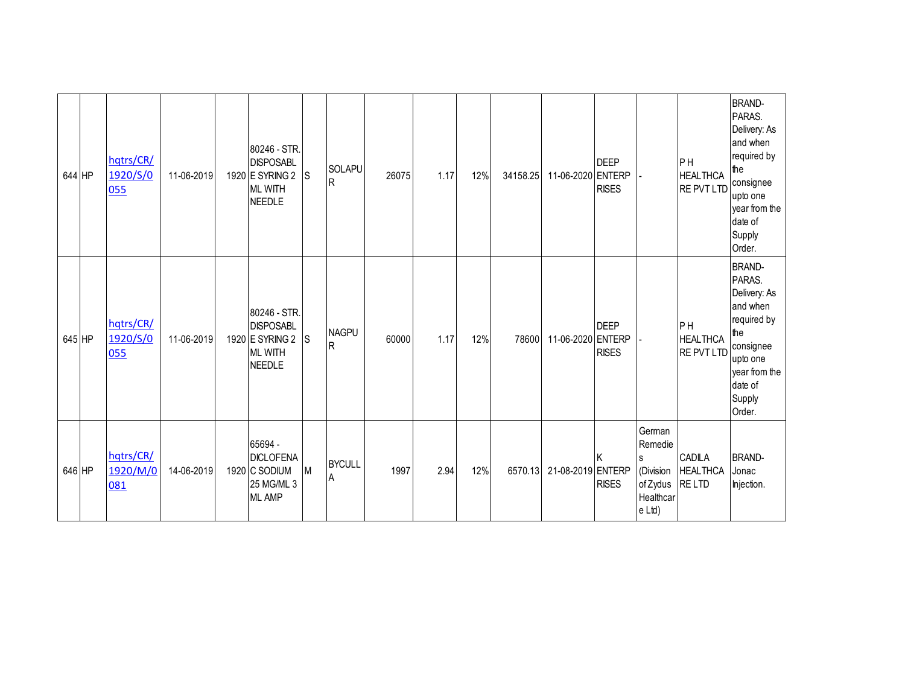| 644 | HP | hqtrs/CR/1920/S/0055 | 11-06-2019 | 1920 | 80246 - STR. DISPOSABLE SYRING 2 ML WITH NEEDLE | S | SOLAPUR | 26075 | 1.17 | 12% | 34158.25 | 11-06-2020 | DEEP ENTERPRISES | - | P H HEALTHCARE PVT LTD | BRAND-PARAS. Delivery: As and when required by the consignee upto one year from the date of Supply Order. |
|---|---|---|---|---|---|---|---|---|---|---|---|---|---|---|---|---|
| 645 | HP | hqtrs/CR/1920/S/0055 | 11-06-2019 | 1920 | 80246 - STR. DISPOSABLE SYRING 2 ML WITH NEEDLE | S | NAGPUR | 60000 | 1.17 | 12% | 78600 | 11-06-2020 | DEEP ENTERPRISES | - | P H HEALTHCARE PVT LTD | BRAND-PARAS. Delivery: As and when required by the consignee upto one year from the date of Supply Order. |
| 646 | HP | hqtrs/CR/1920/M/0081 | 14-06-2019 | 1920 | 65694 - DICLOFENAC SODIUM 25 MG/ML 3 ML AMP | M | BYCULLA | 1997 | 2.94 | 12% | 6570.13 | 21-08-2019 | K ENTERPRISES | German Remedies (Division of Zydus Healthcare Ltd) | CADILA HEALTHCARE LTD | BRAND-Jonac Injection. |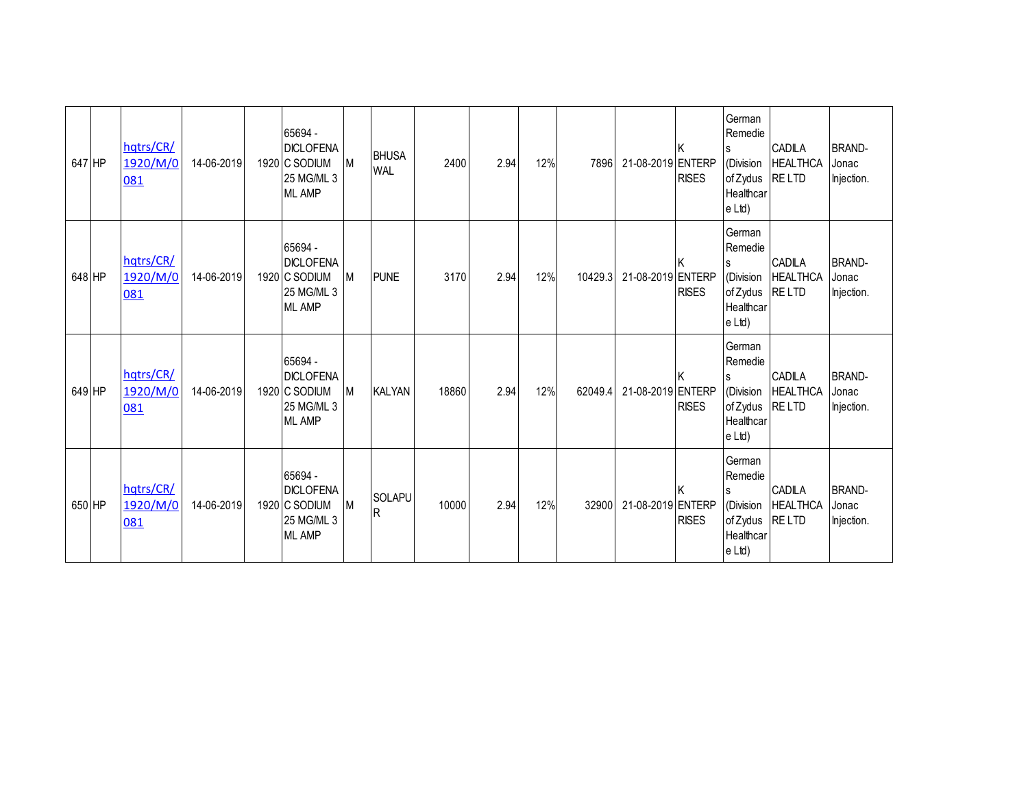| 647 | HP | hqtrs/CR/1920/M/0081 | 14-06-2019 | 1920 | 65694 - DICLOFENAC SODIUM 25 MG/ML 3 ML AMP | M | BHUSAWAL | 2400 | 2.94 | 12% | 7896 | 21-08-2019 | K ENTERPRISES | German Remedies (Division of Zydus Healthcare Ltd) | CADILA HEALTHCARE LTD | BRAND- Jonac Injection. |
|---|---|---|---|---|---|---|---|---|---|---|---|---|---|---|---|---|
| 648 | HP | hqtrs/CR/1920/M/0081 | 14-06-2019 | 1920 | 65694 - DICLOFENAC SODIUM 25 MG/ML 3 ML AMP | M | PUNE | 3170 | 2.94 | 12% | 10429.3 | 21-08-2019 | K ENTERPRISES | German Remedies (Division of Zydus Healthcare Ltd) | CADILA HEALTHCARE LTD | BRAND- Jonac Injection. |
| 649 | HP | hqtrs/CR/1920/M/0081 | 14-06-2019 | 1920 | 65694 - DICLOFENAC SODIUM 25 MG/ML 3 ML AMP | M | KALYAN | 18860 | 2.94 | 12% | 62049.4 | 21-08-2019 | K ENTERPRISES | German Remedies (Division of Zydus Healthcare Ltd) | CADILA HEALTHCARE LTD | BRAND- Jonac Injection. |
| 650 | HP | hqtrs/CR/1920/M/0081 | 14-06-2019 | 1920 | 65694 - DICLOFENAC SODIUM 25 MG/ML 3 ML AMP | M | SOLAPUR | 10000 | 2.94 | 12% | 32900 | 21-08-2019 | K ENTERPRISES | German Remedies (Division of Zydus Healthcare Ltd) | CADILA HEALTHCARE LTD | BRAND- Jonac Injection. |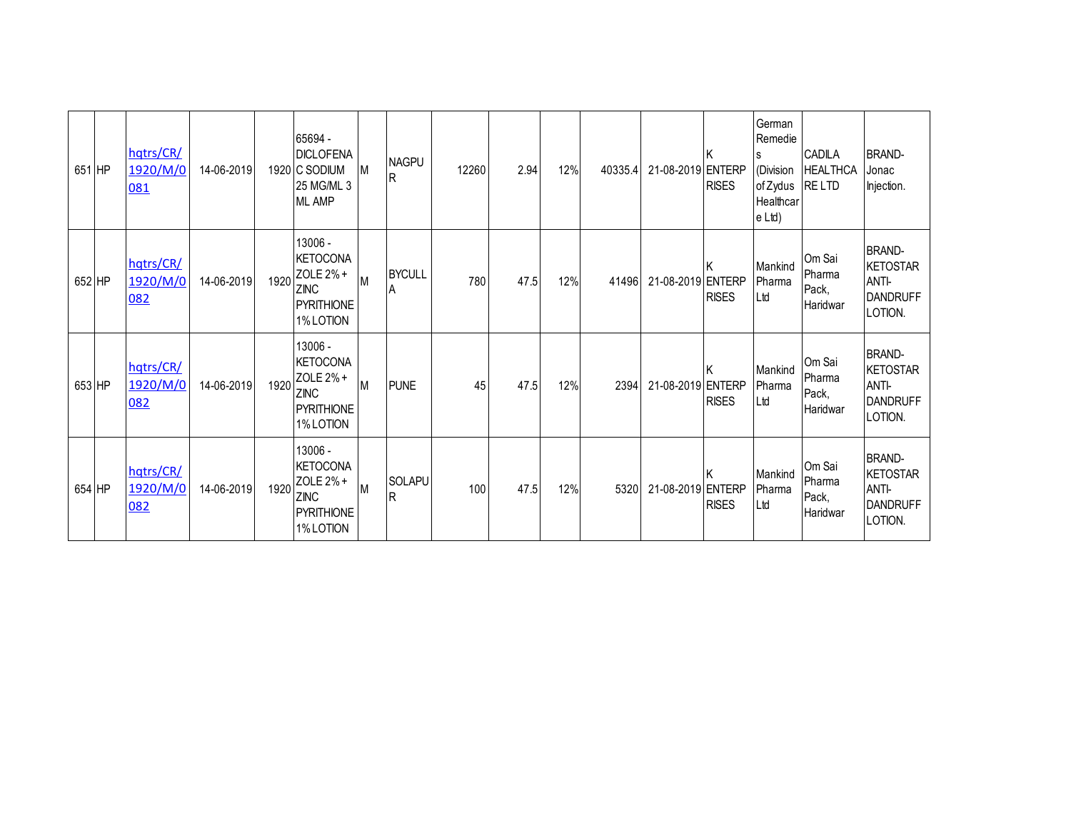| 651 | HP | hqtrs/CR/1920/M/0081 | 14-06-2019 | 1920 | 65694 - DICLOFENAC SODIUM 25 MG/ML 3 ML AMP | M | NAGPUR | 12260 | 2.94 | 12% | 40335.4 | 21-08-2019 | K ENTERPRISES | German Remedies (Division of Zydus Healthcare Ltd) | CADILA HEALTHCARE LTD | BRAND- Jonac Injection. |
|---|---|---|---|---|---|---|---|---|---|---|---|---|---|---|---|---|
| 652 | HP | hqtrs/CR/1920/M/0082 | 14-06-2019 | 1920 | 13006 - KETOCONAZOLE 2% + ZINC PYRITHIONE 1% LOTION | M | BYCULLA | 780 | 47.5 | 12% | 41496 | 21-08-2019 | K ENTERPRISES | Mankind Pharma Ltd | Om Sai Pharma Pack, Haridwar | BRAND- KETOSTAR ANTI-DANDRUFF LOTION. |
| 653 | HP | hqtrs/CR/1920/M/0082 | 14-06-2019 | 1920 | 13006 - KETOCONAZOLE 2% + ZINC PYRITHIONE 1% LOTION | M | PUNE | 45 | 47.5 | 12% | 2394 | 21-08-2019 | K ENTERPRISES | Mankind Pharma Ltd | Om Sai Pharma Pack, Haridwar | BRAND- KETOSTAR ANTI-DANDRUFF LOTION. |
| 654 | HP | hqtrs/CR/1920/M/0082 | 14-06-2019 | 1920 | 13006 - KETOCONAZOLE 2% + ZINC PYRITHIONE 1% LOTION | M | SOLAPUR | 100 | 47.5 | 12% | 5320 | 21-08-2019 | K ENTERPRISES | Mankind Pharma Ltd | Om Sai Pharma Pack, Haridwar | BRAND- KETOSTAR ANTI-DANDRUFF LOTION. |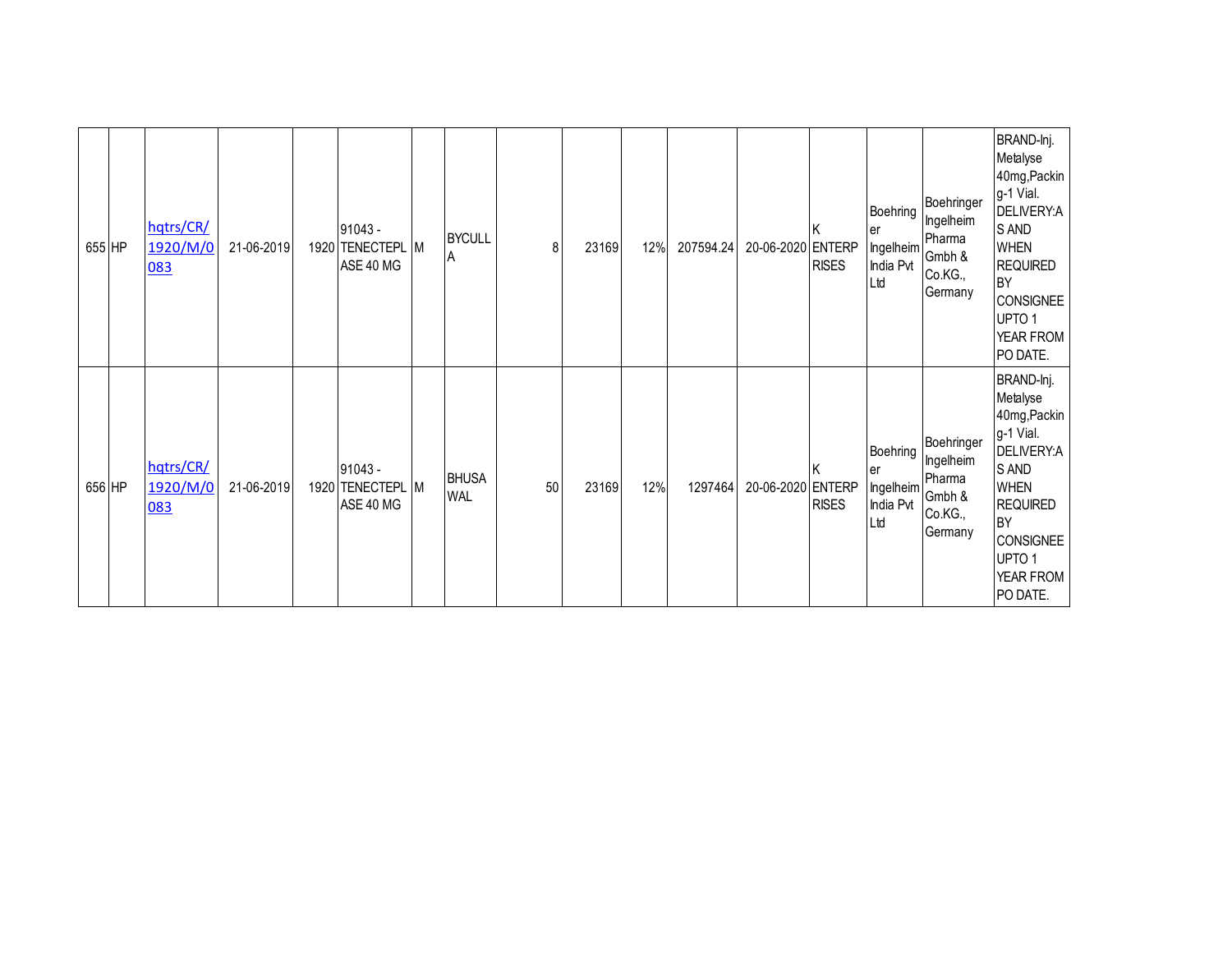| | | | | | | | | | | | | | | | | |
|---|---|---|---|---|---|---|---|---|---|---|---|---|---|---|---|---|
| 655 | HP | hqtrs/CR/1920/M/0083 | 21-06-2019 | 1920 | 91043 - TENECTEPLASE 40 MG | M | BYCULLA | 8 | 23169 | 12% | 207594.24 | 20-06-2020 | K ENTERPRISES | Boehringer Ingelheim India Pvt Ltd | Boehringer Ingelheim Pharma Gmbh & Co.KG., Germany | BRAND-Inj. Metalyse 40mg,Packing-1 Vial. DELIVERY:AS AND WHEN REQUIRED BY CONSIGNEE UPTO 1 YEAR FROM PO DATE. |
| 656 | HP | hqtrs/CR/1920/M/0083 | 21-06-2019 | 1920 | 91043 - TENECTEPLASE 40 MG | M | BHUSAWAL | 50 | 23169 | 12% | 1297464 | 20-06-2020 | K ENTERPRISES | Boehringer Ingelheim India Pvt Ltd | Boehringer Ingelheim Pharma Gmbh & Co.KG., Germany | BRAND-Inj. Metalyse 40mg,Packing-1 Vial. DELIVERY:AS AND WHEN REQUIRED BY CONSIGNEE UPTO 1 YEAR FROM PO DATE. |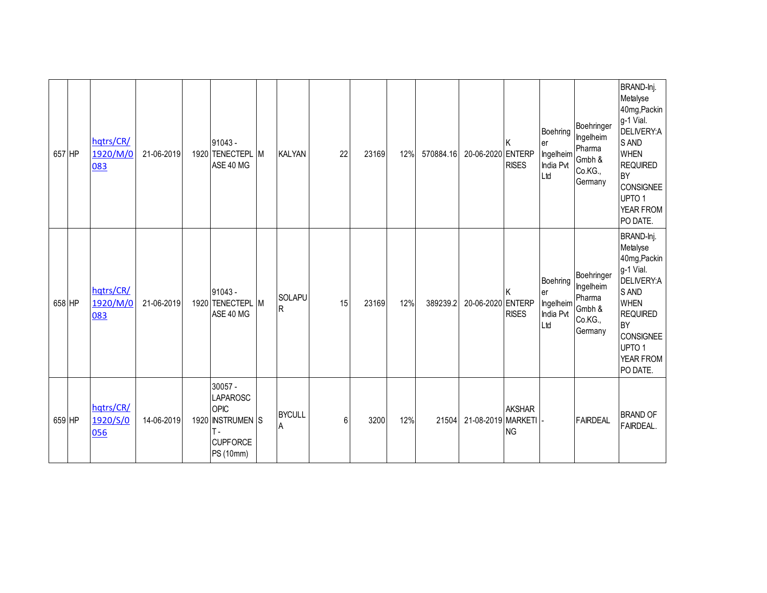| | | | | | | | | | | | | | | | | |
|---|---|---|---|---|---|---|---|---|---|---|---|---|---|---|---|---|
| 657 | HP | hqtrs/CR/1920/M/0083 | 21-06-2019 | 1920 | 91043 - TENECTEPLASE 40 MG | M | KALYAN | 22 | 23169 | 12% | 570884.16 | 20-06-2020 | K ENTERPRISES | Boehringer Ingelheim India Pvt Ltd | Boehringer Ingelheim Pharma Gmbh & Co.KG., Germany | BRAND-Inj. Metalyse 40mg,Packing-1 Vial. DELIVERY:AS AND WHEN REQUIRED BY CONSIGNEE UPTO 1 YEAR FROM PO DATE. |
| 658 | HP | hqtrs/CR/1920/M/0083 | 21-06-2019 | 1920 | 91043 - TENECTEPLASE 40 MG | M | SOLAPUR | 15 | 23169 | 12% | 389239.2 | 20-06-2020 | K ENTERPRISES | Boehringer Ingelheim India Pvt Ltd | Boehringer Ingelheim Pharma Gmbh & Co.KG., Germany | BRAND-Inj. Metalyse 40mg,Packing-1 Vial. DELIVERY:AS AND WHEN REQUIRED BY CONSIGNEE UPTO 1 YEAR FROM PO DATE. |
| 659 | HP | hqtrs/CR/1920/S/0056 | 14-06-2019 | 1920 | 30057 - LAPAROSCOPIC INSTRUMENT - CUPFORCEPS (10mm) | S | BYCULLA | 6 | 3200 | 12% | 21504 | 21-08-2019 | AKSHAR MARKETING | - | FAIRDEAL | BRAND OF FAIRDEAL. |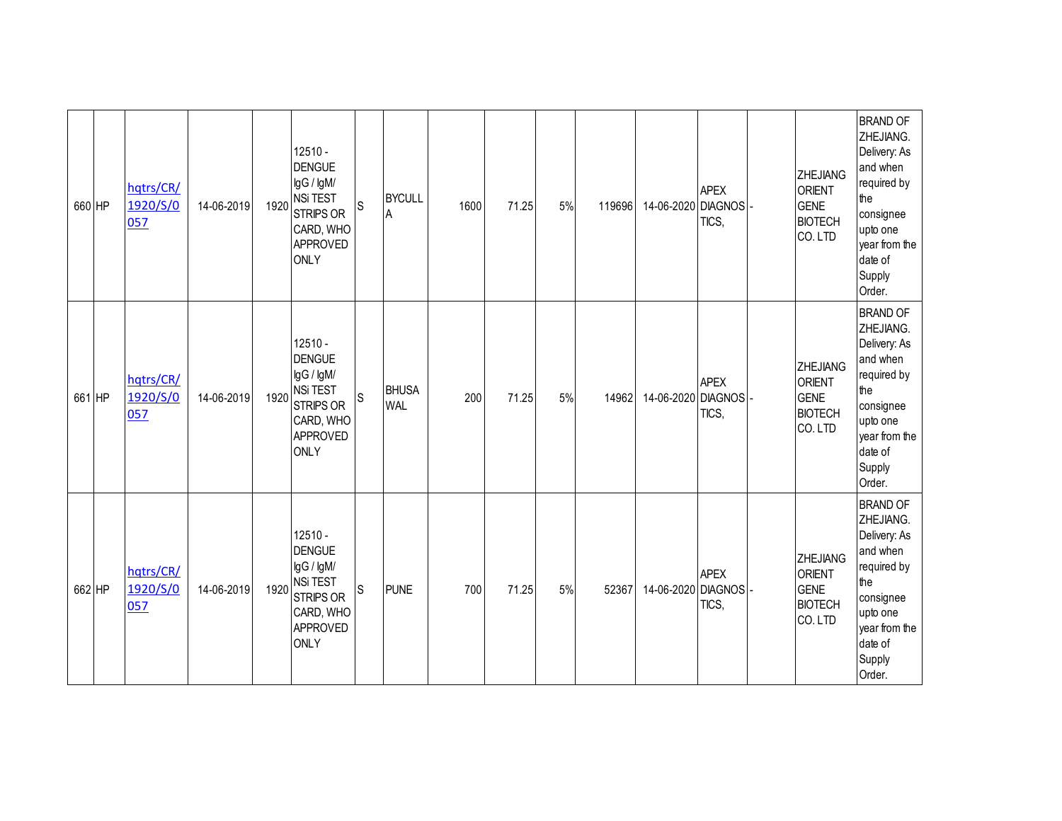| 660 | HP | hqtrs/CR/1920/S/0057 | 14-06-2019 | 1920 | 12510 - DENGUE IgG / IgM/ NSi TEST STRIPS OR CARD, WHO APPROVED ONLY | S | BYCULLA | 1600 | 71.25 | 5% | 119696 | 14-06-2020 | APEX DIAGNOSTICS, | - | ZHEJIANG ORIENT GENE BIOTECH CO. LTD | BRAND OF ZHEJIANG. Delivery: As and when required by the consignee upto one year from the date of Supply Order. |
|---|---|---|---|---|---|---|---|---|---|---|---|---|---|---|---|---|
| 661 | HP | hqtrs/CR/1920/S/0057 | 14-06-2019 | 1920 | 12510 - DENGUE IgG / IgM/ NSi TEST STRIPS OR CARD, WHO APPROVED ONLY | S | BHUSAWAL | 200 | 71.25 | 5% | 14962 | 14-06-2020 | APEX DIAGNOSTICS, | - | ZHEJIANG ORIENT GENE BIOTECH CO. LTD | BRAND OF ZHEJIANG. Delivery: As and when required by the consignee upto one year from the date of Supply Order. |
| 662 | HP | hqtrs/CR/1920/S/0057 | 14-06-2019 | 1920 | 12510 - DENGUE IgG / IgM/ NSi TEST STRIPS OR CARD, WHO APPROVED ONLY | S | PUNE | 700 | 71.25 | 5% | 52367 | 14-06-2020 | APEX DIAGNOSTICS, | - | ZHEJIANG ORIENT GENE BIOTECH CO. LTD | BRAND OF ZHEJIANG. Delivery: As and when required by the consignee upto one year from the date of Supply Order. |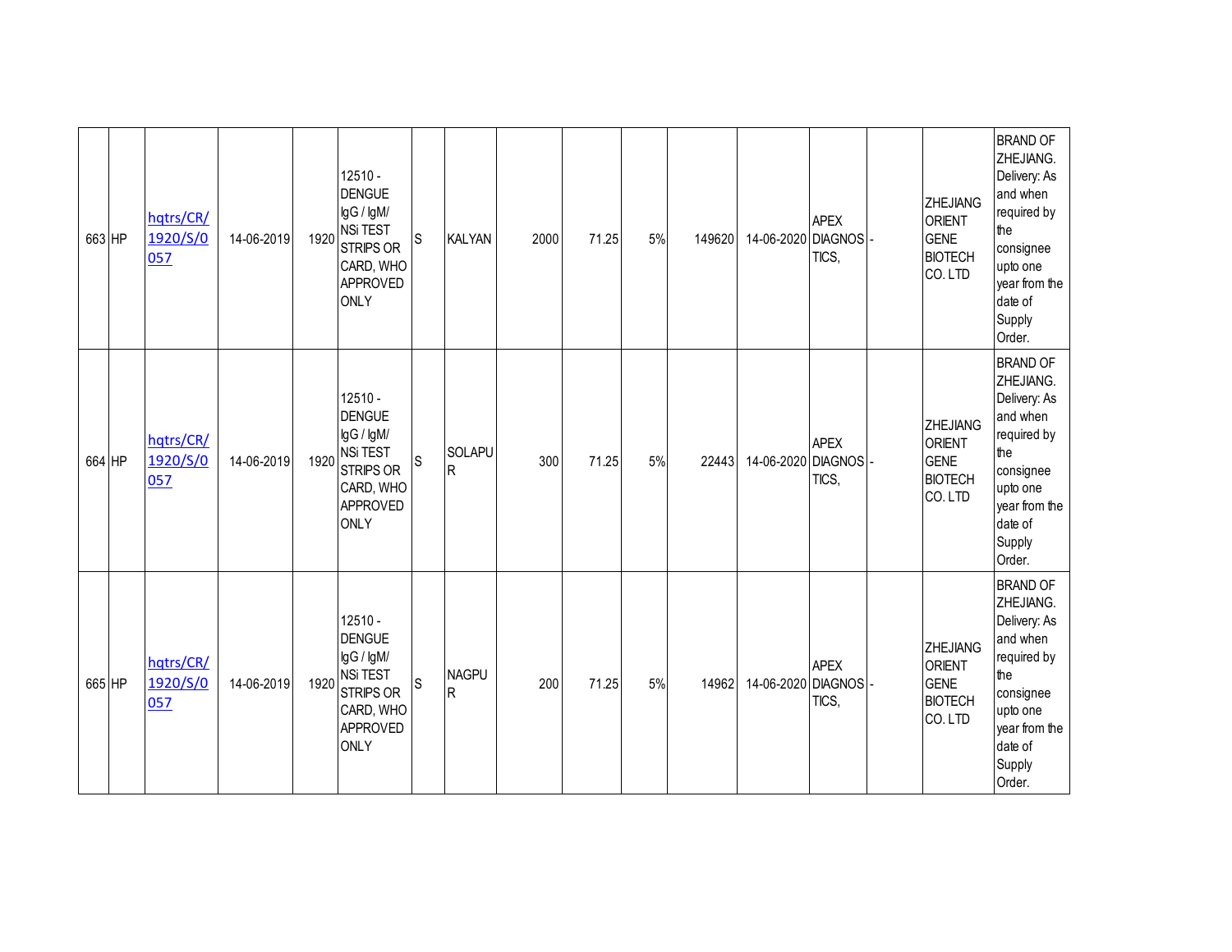| | | | | | | | | | | | | | | | | |
|---|---|---|---|---|---|---|---|---|---|---|---|---|---|---|---|---|
| 663 | HP | hqtrs/CR/1920/S/0057 | 14-06-2019 | 1920 | 12510 - DENGUE IgG / IgM/ NSi TEST STRIPS OR CARD, WHO APPROVED ONLY | S | KALYAN | 2000 | 71.25 | 5% | 149620 | 14-06-2020 | APEX DIAGNOSTICS, | - | ZHEJIANG ORIENT GENE BIOTECH CO. LTD | BRAND OF ZHEJIANG. Delivery: As and when required by the consignee upto one year from the date of Supply Order. |
| 664 | HP | hqtrs/CR/1920/S/0057 | 14-06-2019 | 1920 | 12510 - DENGUE IgG / IgM/ NSi TEST STRIPS OR CARD, WHO APPROVED ONLY | S | SOLAPUR | 300 | 71.25 | 5% | 22443 | 14-06-2020 | APEX DIAGNOSTICS, | - | ZHEJIANG ORIENT GENE BIOTECH CO. LTD | BRAND OF ZHEJIANG. Delivery: As and when required by the consignee upto one year from the date of Supply Order. |
| 665 | HP | hqtrs/CR/1920/S/0057 | 14-06-2019 | 1920 | 12510 - DENGUE IgG / IgM/ NSi TEST STRIPS OR CARD, WHO APPROVED ONLY | S | NAGPUR | 200 | 71.25 | 5% | 14962 | 14-06-2020 | APEX DIAGNOSTICS, | - | ZHEJIANG ORIENT GENE BIOTECH CO. LTD | BRAND OF ZHEJIANG. Delivery: As and when required by the consignee upto one year from the date of Supply Order. |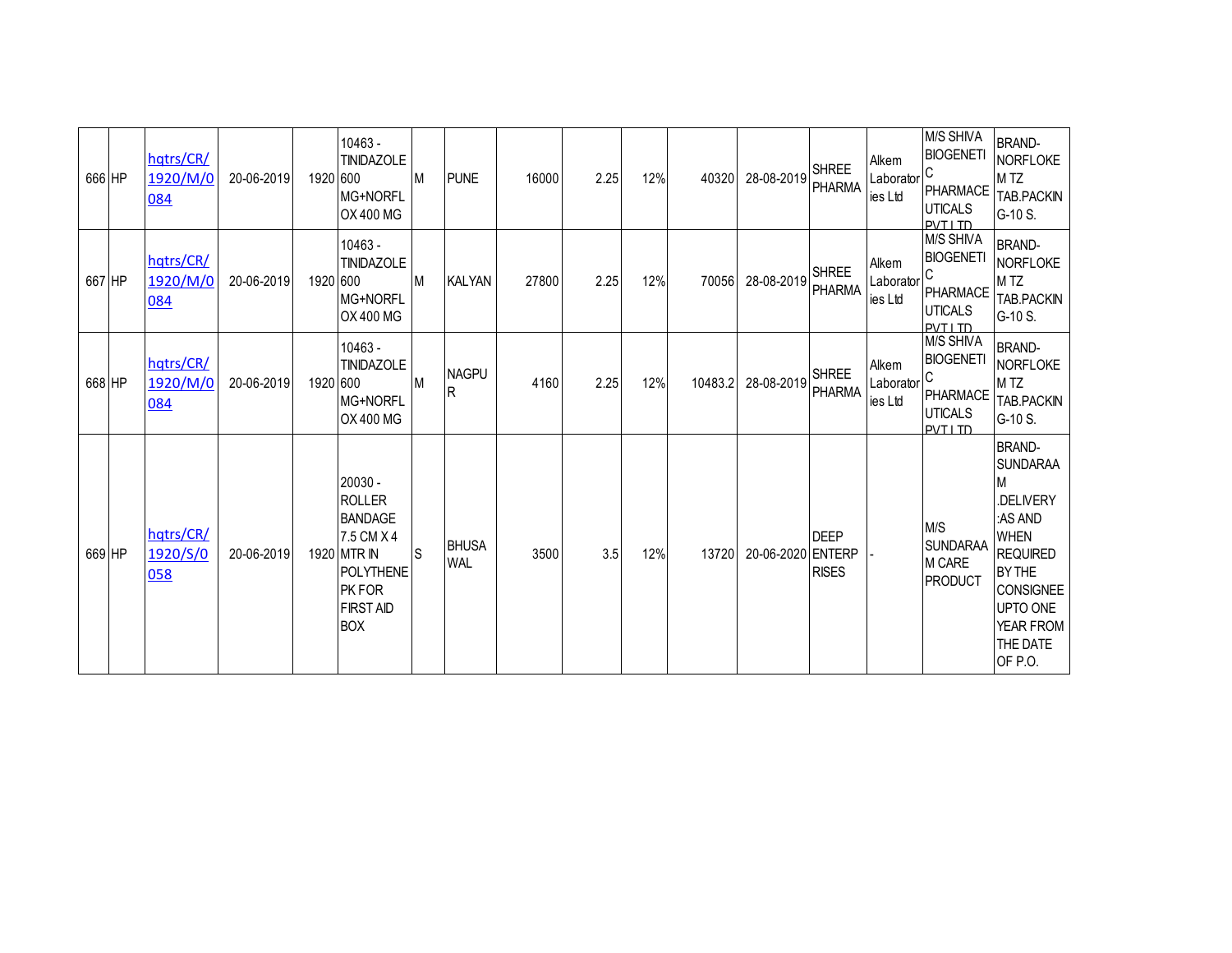| 666 | HP | hqtrs/CR/1920/M/0084 | 20-06-2019 | 1920 | 10463 - TINIDAZOLE 600 MG+NORFLOX 400 MG | M | PUNE | 16000 | 2.25 | 12% | 40320 | 28-08-2019 | SHREE PHARMA | Alkem Laboratories Ltd | M/S SHIVA BIOGENETIC PHARMACEUTICALS PVT LTD | BRAND-NORFLOKEM TZ TAB.PACKING-10 S. |
|---|---|---|---|---|---|---|---|---|---|---|---|---|---|---|---|---|
| 667 | HP | hqtrs/CR/1920/M/0084 | 20-06-2019 | 1920 | 10463 - TINIDAZOLE 600 MG+NORFLOX 400 MG | M | KALYAN | 27800 | 2.25 | 12% | 70056 | 28-08-2019 | SHREE PHARMA | Alkem Laboratories Ltd | M/S SHIVA BIOGENETIC PHARMACEUTICALS PVT LTD | BRAND-NORFLOKEM TZ TAB.PACKING-10 S. |
| 668 | HP | hqtrs/CR/1920/M/0084 | 20-06-2019 | 1920 | 10463 - TINIDAZOLE 600 MG+NORFLOX 400 MG | M | NAGPUR | 4160 | 2.25 | 12% | 10483.2 | 28-08-2019 | SHREE PHARMA | Alkem Laboratories Ltd | M/S SHIVA BIOGENETIC PHARMACEUTICALS PVT LTD | BRAND-NORFLOKEM TZ TAB.PACKING-10 S. |
| 669 | HP | hqtrs/CR/1920/S/0058 | 20-06-2019 | 1920 | 20030 - ROLLER BANDAGE 7.5 CM X 4 MTR IN POLYTHENE PK FOR FIRST AID BOX | S | BHUSAWAL | 3500 | 3.5 | 12% | 13720 | 20-06-2020 | DEEP ENTERPRISES | - | M/S SUNDARAAM CARE PRODUCT | BRAND-SUNDARAAM .DELIVERY :AS AND WHEN REQUIRED BY THE CONSIGNEE UPTO ONE YEAR FROM THE DATE OF P.O. |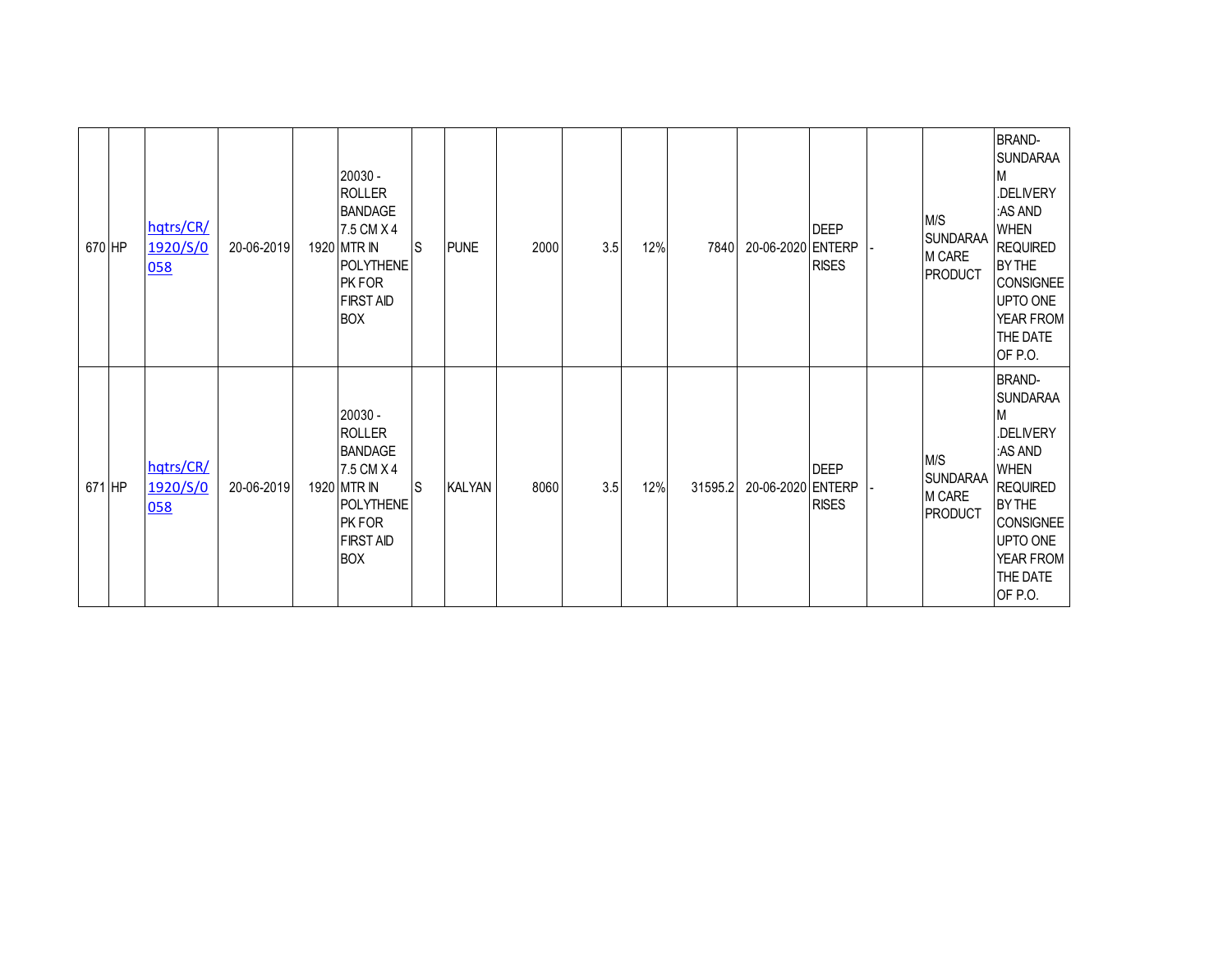| | | | | | | | | | | | | | | | | |
|---|---|---|---|---|---|---|---|---|---|---|---|---|---|---|---|---|
| 670 | HP | hqtrs/CR/1920/S/0058 | 20-06-2019 | 1920 | 20030 - ROLLER BANDAGE 7.5 CM X 4 MTR IN POLYTHENE PK FOR FIRST AID BOX | S | PUNE | 2000 | 3.5 | 12% | 7840 | 20-06-2020 | DEEP ENTERPRISES | - | M/S SUNDARAAM CARE PRODUCT | BRAND-SUNDARAAM .DELIVERY :AS AND WHEN REQUIRED BY THE CONSIGNEE UPTO ONE YEAR FROM THE DATE OF P.O. |
| 671 | HP | hqtrs/CR/1920/S/0058 | 20-06-2019 | 1920 | 20030 - ROLLER BANDAGE 7.5 CM X 4 MTR IN POLYTHENE PK FOR FIRST AID BOX | S | KALYAN | 8060 | 3.5 | 12% | 31595.2 | 20-06-2020 | DEEP ENTERPRISES | - | M/S SUNDARAAM CARE PRODUCT | BRAND-SUNDARAAM .DELIVERY :AS AND WHEN REQUIRED BY THE CONSIGNEE UPTO ONE YEAR FROM THE DATE OF P.O. |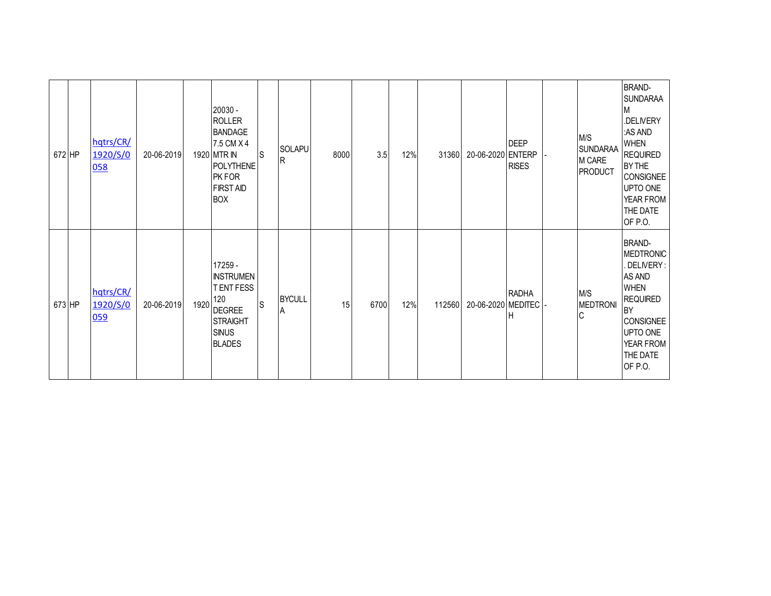| | | | | | | | | | | | | | | | | |
|---|---|---|---|---|---|---|---|---|---|---|---|---|---|---|---|---|
| 672 | HP | hqtrs/CR/1920/S/0058 | 20-06-2019 | 1920 | 20030 - ROLLER BANDAGE 7.5 CM X 4 MTR IN POLYTHENE PK FOR FIRST AID BOX | S | SOLAPUR | 8000 | 3.5 | 12% | 31360 | 20-06-2020 | DEEP ENTERPRISES | - | M/S SUNDARAAM CARE PRODUCT | BRAND-SUNDARAAM .DELIVERY :AS AND WHEN REQUIRED BY THE CONSIGNEE UPTO ONE YEAR FROM THE DATE OF P.O. |
| 673 | HP | hqtrs/CR/1920/S/0059 | 20-06-2019 | 1920 | 17259 - INSTRUMENT ENT FESS 120 DEGREE STRAIGHT SINUS BLADES | S | BYCULLA | 15 | 6700 | 12% | 112560 | 20-06-2020 | RADHA MEDITECH | - | M/S MEDTRONIC | BRAND-MEDTRONIC . DELIVERY : AS AND WHEN REQUIRED BY CONSIGNEE UPTO ONE YEAR FROM THE DATE OF P.O. |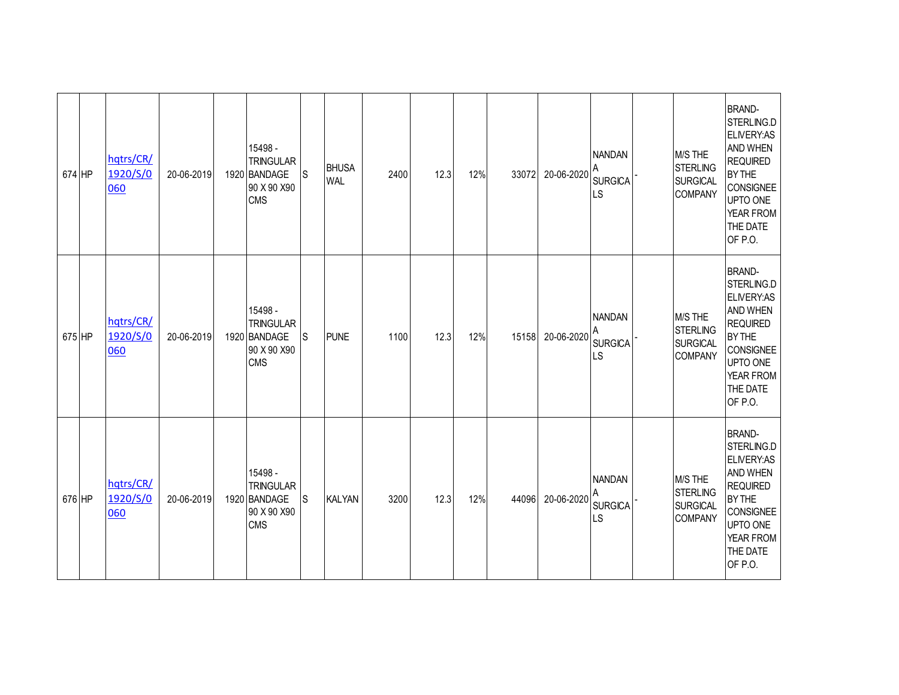| | | | | | | | | | | | | | | | | |
|---|---|---|---|---|---|---|---|---|---|---|---|---|---|---|---|---|
| 674 | HP | hqtrs/CR/1920/S/0060 | 20-06-2019 | 1920 | 15498 - TRINGULAR BANDAGE 90 X 90 X90 CMS | S | BHUSAWAL | 2400 | 12.3 | 12% | 33072 | 20-06-2020 | NANDANA SURGICALS | - | M/S THE STERLING SURGICAL COMPANY | BRAND-STERLING.DELIVERY:AS AND WHEN REQUIRED BY THE CONSIGNEE UPTO ONE YEAR FROM THE DATE OF P.O. |
| 675 | HP | hqtrs/CR/1920/S/0060 | 20-06-2019 | 1920 | 15498 - TRINGULAR BANDAGE 90 X 90 X90 CMS | S | PUNE | 1100 | 12.3 | 12% | 15158 | 20-06-2020 | NANDANA SURGICALS | - | M/S THE STERLING SURGICAL COMPANY | BRAND-STERLING.DELIVERY:AS AND WHEN REQUIRED BY THE CONSIGNEE UPTO ONE YEAR FROM THE DATE OF P.O. |
| 676 | HP | hqtrs/CR/1920/S/0060 | 20-06-2019 | 1920 | 15498 - TRINGULAR BANDAGE 90 X 90 X90 CMS | S | KALYAN | 3200 | 12.3 | 12% | 44096 | 20-06-2020 | NANDANA SURGICALS | - | M/S THE STERLING SURGICAL COMPANY | BRAND-STERLING.DELIVERY:AS AND WHEN REQUIRED BY THE CONSIGNEE UPTO ONE YEAR FROM THE DATE OF P.O. |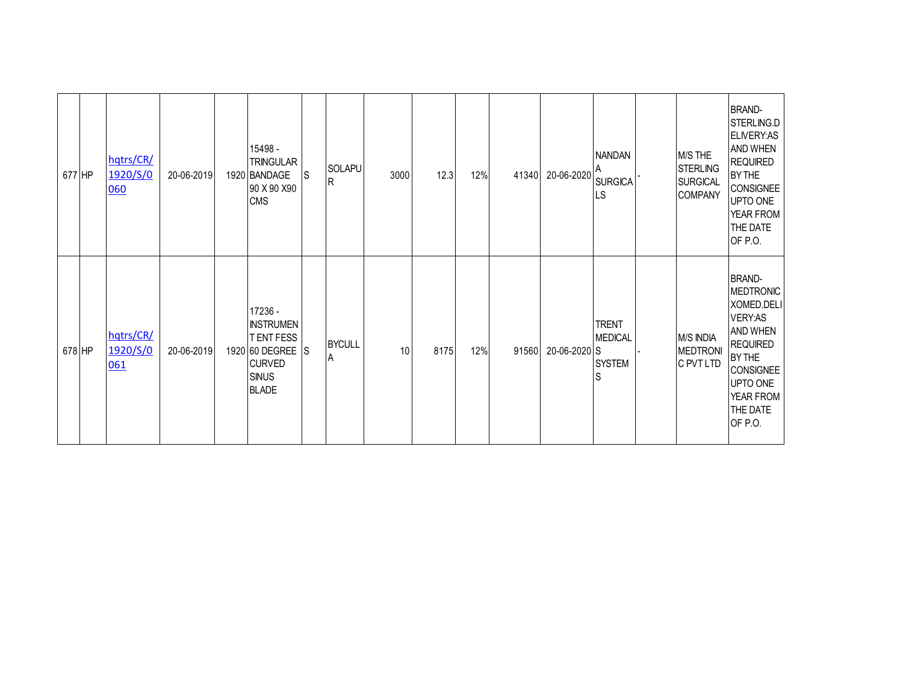| | | | | | | | | | | | | | | | | |
|---|---|---|---|---|---|---|---|---|---|---|---|---|---|---|---|---|
| 677 | HP | hqtrs/CR/1920/S/0060 | 20-06-2019 | 1920 | 15498 - TRINGULAR BANDAGE 90 X 90 X90 CMS | S | SOLAPUR | 3000 | 12.3 | 12% | 41340 | 20-06-2020 | NANDANA SURGICALS | - | M/S THE STERLING SURGICAL COMPANY | BRAND-STERLING.DELIVERY:AS AND WHEN REQUIRED BY THE CONSIGNEE UPTO ONE YEAR FROM THE DATE OF P.O. |
| 678 | HP | hqtrs/CR/1920/S/0061 | 20-06-2019 | 1920 | 17236 - INSTRUMENT ENT FESS 60 DEGREE CURVED SINUS BLADE | S | BYCULLA | 10 | 8175 | 12% | 91560 | 20-06-2020 | TRENT MEDICAL SYSTEMS | - | M/S INDIA MEDTRONIC PVT LTD | BRAND-MEDTRONIC XOMED.DELIVERY:AS AND WHEN REQUIRED BY THE CONSIGNEE UPTO ONE YEAR FROM THE DATE OF P.O. |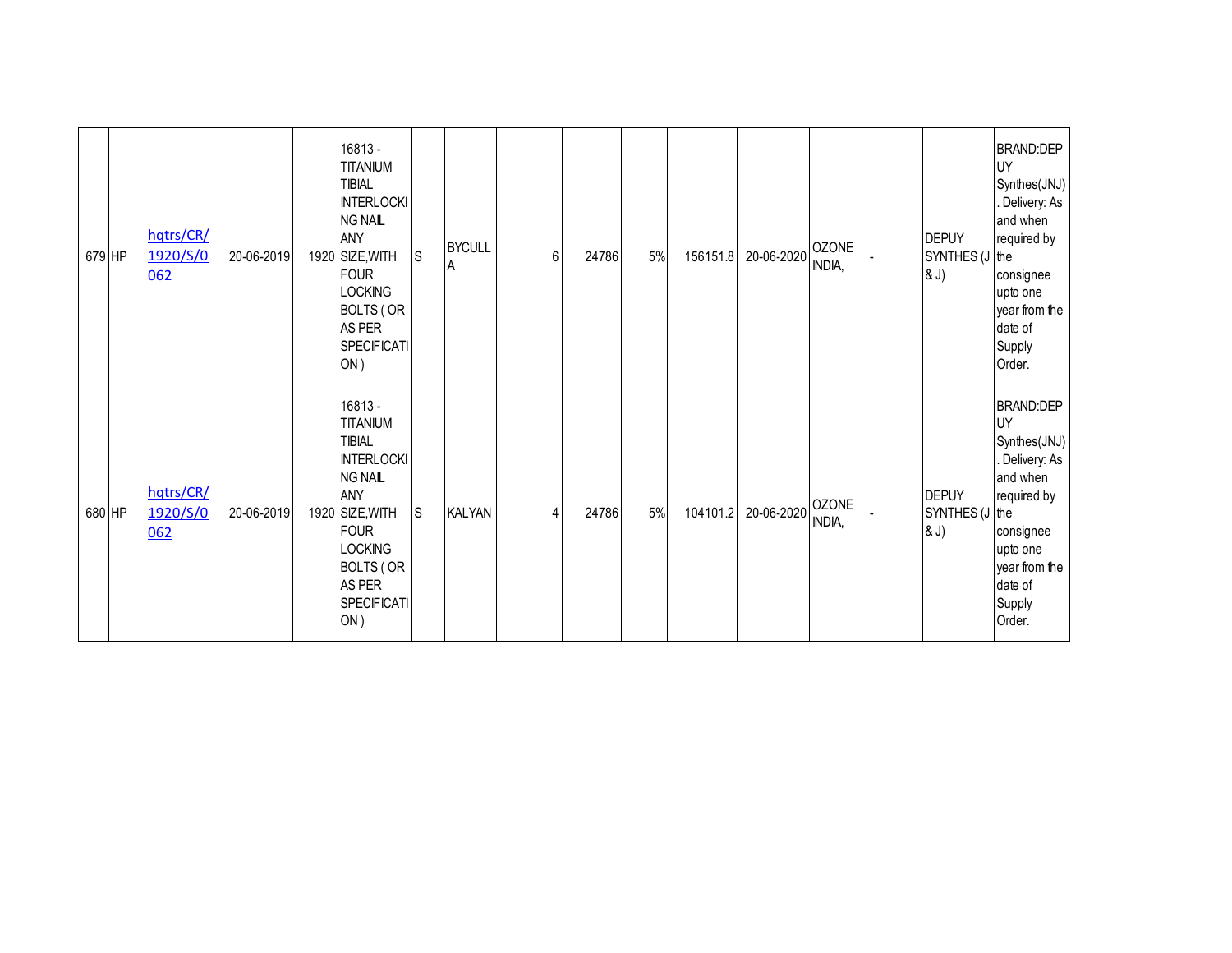| | | | | | | | | | | | | | | | | |
|---|---|---|---|---|---|---|---|---|---|---|---|---|---|---|---|---|
| 679 | HP | hqtrs/CR/1920/S/0062 | 20-06-2019 | 1920 | 16813 - TITANIUM TIBIAL INTERLOCKING NAIL ANY SIZE,WITH FOUR LOCKING BOLTS ( OR AS PER SPECIFICATION ) | S | BYCULLA | | 6 | 24786 | 5% | 156151.8 | 20-06-2020 | OZONE INDIA, | - | DEPUY SYNTHES (J & J) | BRAND:DEPUY Synthes(JNJ). Delivery: As and when required by the consignee upto one year from the date of Supply Order. |
| 680 | HP | hqtrs/CR/1920/S/0062 | 20-06-2019 | 1920 | 16813 - TITANIUM TIBIAL INTERLOCKING NAIL ANY SIZE,WITH FOUR LOCKING BOLTS ( OR AS PER SPECIFICATION ) | S | KALYAN | | 4 | 24786 | 5% | 104101.2 | 20-06-2020 | OZONE INDIA, | - | DEPUY SYNTHES (J & J) | BRAND:DEPUY Synthes(JNJ). Delivery: As and when required by the consignee upto one year from the date of Supply Order. |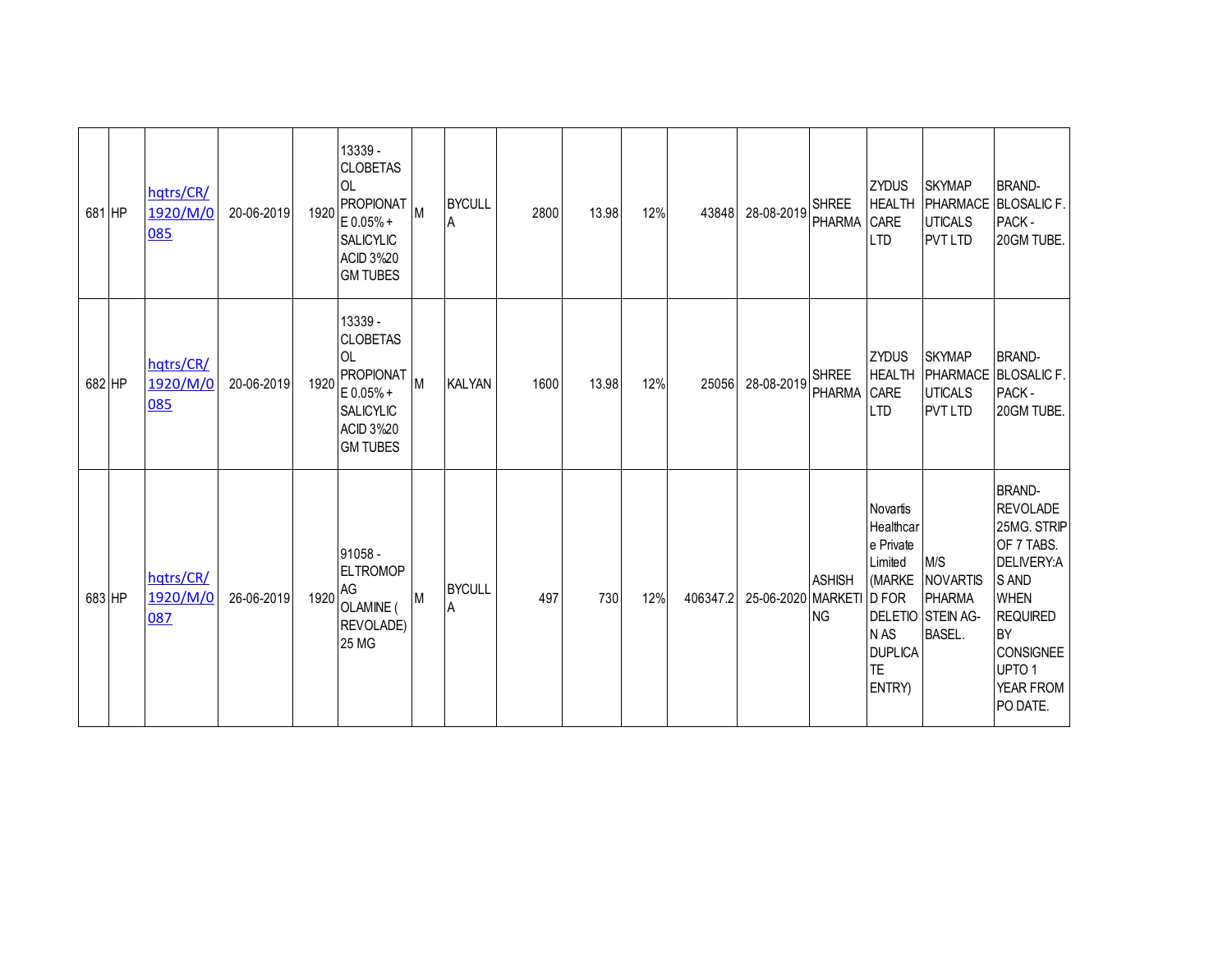| | | | | | | | | | | | | | | | | |
|---|---|---|---|---|---|---|---|---|---|---|---|---|---|---|---|---|
| 681 | HP | hqtrs/CR/1920/M/0085 | 20-06-2019 | 1920 | 13339 - CLOBETASOL PROPIONATE 0.05% + SALICYLIC ACID 3%20 GM TUBES | M | BYCULLA | 2800 | 13.98 | 12% | 43848 | 28-08-2019 | SHREE PHARMA | ZYDUS HEALTH CARE LTD | SKYMAP PHARMACEUTICALS PVT LTD | BRAND- BLOSALIC F. PACK - 20GM TUBE. |
| 682 | HP | hqtrs/CR/1920/M/0085 | 20-06-2019 | 1920 | 13339 - CLOBETASOL PROPIONATE 0.05% + SALICYLIC ACID 3%20 GM TUBES | M | KALYAN | 1600 | 13.98 | 12% | 25056 | 28-08-2019 | SHREE PHARMA | ZYDUS HEALTH CARE LTD | SKYMAP PHARMACEUTICALS PVT LTD | BRAND- BLOSALIC F. PACK - 20GM TUBE. |
| 683 | HP | hqtrs/CR/1920/M/0087 | 26-06-2019 | 1920 | 91058 - ELTROMOPAG OLAMINE ( REVOLADE) 25 MG | M | BYCULLA | 497 | 730 | 12% | 406347.2 | 25-06-2020 | ASHISH MARKETING | Novartis Healthcare Private Limited (MARKED FOR DELETION AS DUPLICATE ENTRY) | M/S NOVARTIS PHARMA STEIN AG- BASEL. | BRAND- REVOLADE 25MG. STRIP OF 7 TABS. DELIVERY:AS AND WHEN REQUIRED BY CONSIGNEE UPTO 1 YEAR FROM PO DATE. |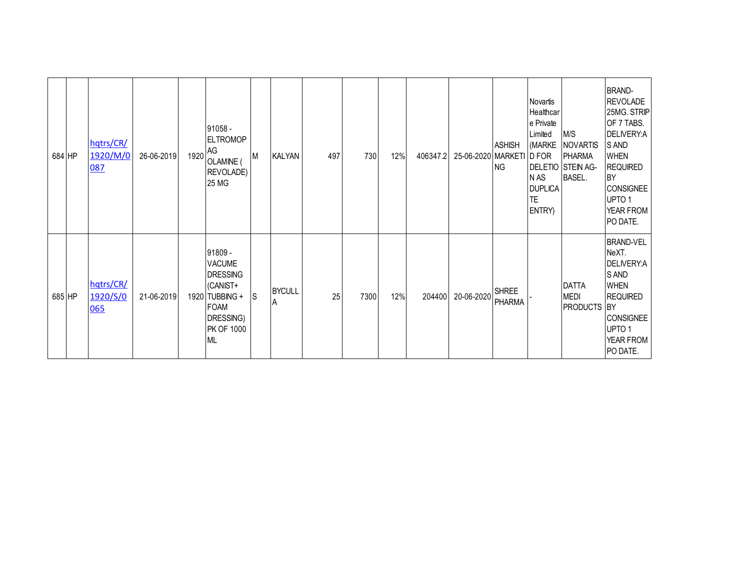| | | | | | | | | | | | | | | | | |
|---|---|---|---|---|---|---|---|---|---|---|---|---|---|---|---|---|
| 684 | HP | hqtrs/CR/1920/M/0087 | 26-06-2019 | 1920 | 91058 - ELTROMOPAG OLAMINE ( REVOLADE) 25 MG | M | KALYAN | 497 | 730 | 12% | 406347.2 | 25-06-2020 | ASHISH MARKETING | Novartis Healthcare Private Limited (MARKED FOR DELETION AS DUPLICATE ENTRY) | M/S NOVARTIS PHARMA STEIN AG-BASEL. | BRAND-REVOLADE 25MG. STRIP OF 7 TABS. DELIVERY:AS AND WHEN REQUIRED BY CONSIGNEE UPTO 1 YEAR FROM PO DATE. |
| 685 | HP | hqtrs/CR/1920/S/0065 | 21-06-2019 | 1920 | 91809 - VACUME DRESSING (CANIST+ TUBBING + FOAM DRESSING) PK OF 1000 ML | S | BYCULLA | 25 | 7300 | 12% | 204400 | 20-06-2020 | SHREE PHARMA | - | DATTA MEDI PRODUCTS | BRAND-VEL NeXT. DELIVERY:AS AND WHEN REQUIRED BY CONSIGNEE UPTO 1 YEAR FROM PO DATE. |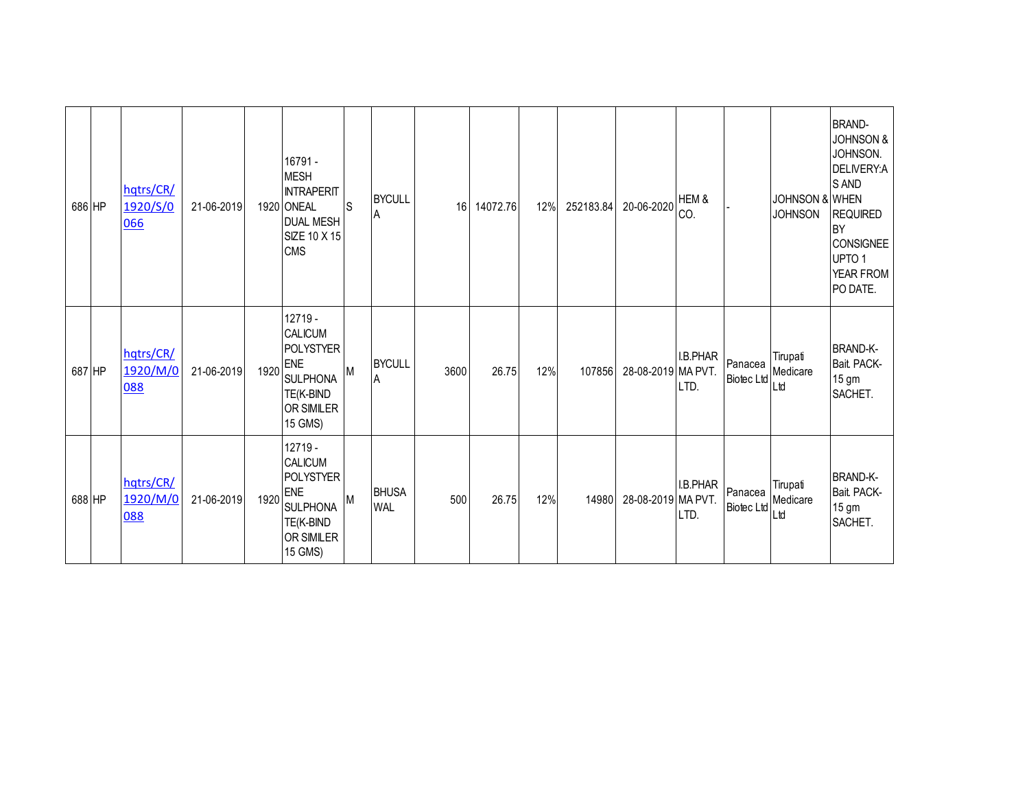| 686 | HP | hqtrs/CR/1920/S/0066 | 21-06-2019 | 1920 | 16791 - MESH INTRAPERITONEAL DUAL MESH SIZE 10 X 15 CMS | S | BYCULLA | 16 | 14072.76 | 12% | 252183.84 | 20-06-2020 | HEM & CO. | - | JOHNSON & JOHNSON | BRAND-JOHNSON & JOHNSON. DELIVERY:AS AND WHEN REQUIRED BY CONSIGNEE UPTO 1 YEAR FROM PO DATE. |
|---|---|---|---|---|---|---|---|---|---|---|---|---|---|---|---|---|
| 687 | HP | hqtrs/CR/1920/M/0088 | 21-06-2019 | 1920 | 12719 - CALICUM POLYSTYERENE SULPHONATE(K-BIND OR SIMILER 15 GMS) | M | BYCULLA | 3600 | 26.75 | 12% | 107856 | 28-08-2019 | I.B.PHARMA PVT. LTD. | Panacea Biotec Ltd | Tirupati Medicare Ltd | BRAND-K-Bait. PACK-15 gm SACHET. |
| 688 | HP | hqtrs/CR/1920/M/0088 | 21-06-2019 | 1920 | 12719 - CALICUM POLYSTYERENE SULPHONATE(K-BIND OR SIMILER 15 GMS) | M | BHUSAWAL | 500 | 26.75 | 12% | 14980 | 28-08-2019 | I.B.PHARMA PVT. LTD. | Panacea Biotec Ltd | Tirupati Medicare Ltd | BRAND-K-Bait. PACK-15 gm SACHET. |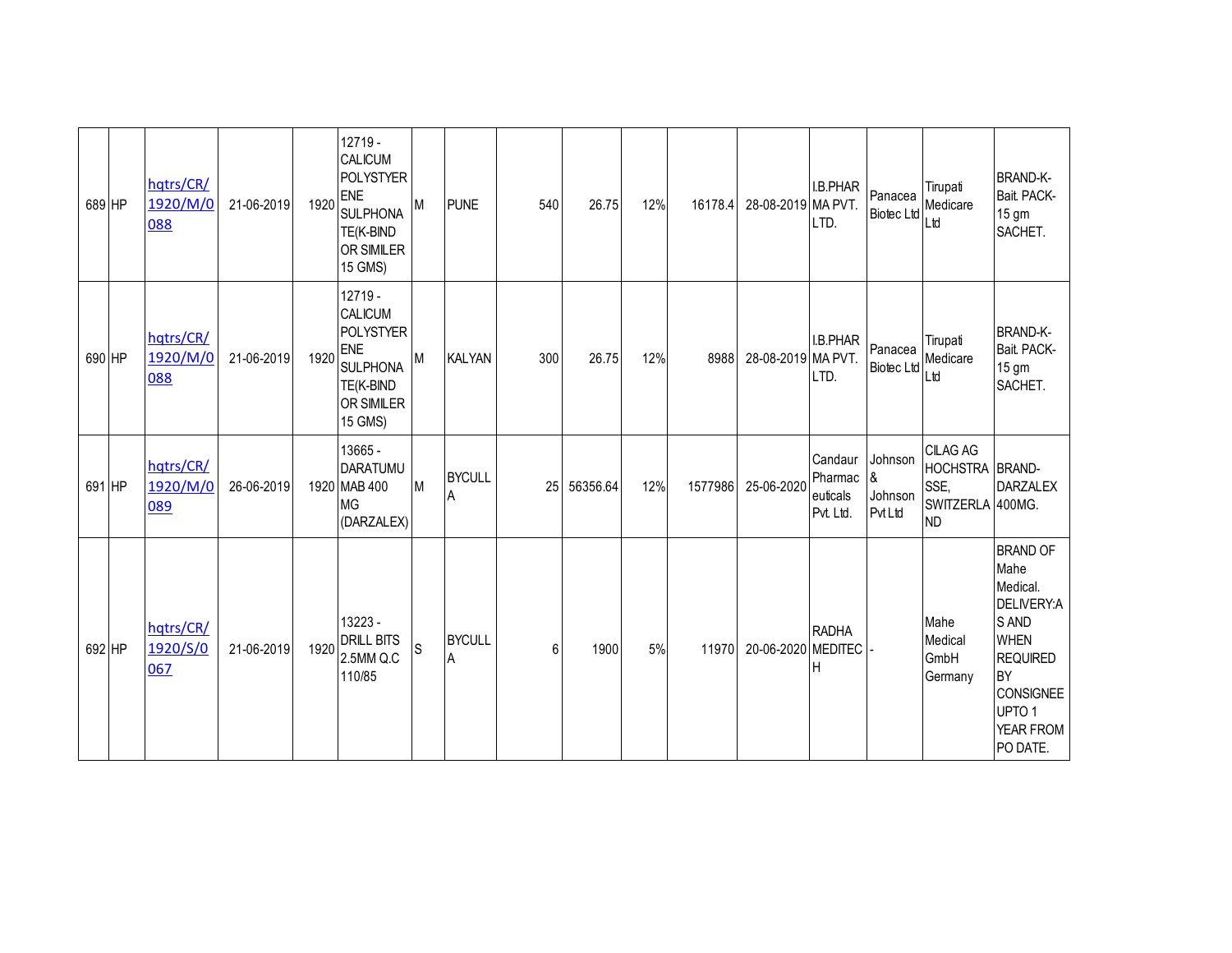| | | | | | | | | | | | | | | | | |
|---|---|---|---|---|---|---|---|---|---|---|---|---|---|---|---|---|
| 689 | HP | hqtrs/CR/1920/M/0088 | 21-06-2019 | 1920 | 12719 - CALICUM POLYSTYRENE SULPHONATE(K-BIND OR SIMILER 15 GMS) | M | PUNE | 540 | 26.75 | 12% | 16178.4 | 28-08-2019 | I.B.PHARMA PVT. LTD. | Panacea Biotec Ltd | Tirupati Medicare Ltd | BRAND-K-Bait. PACK-15 gm SACHET. |
| 690 | HP | hqtrs/CR/1920/M/0088 | 21-06-2019 | 1920 | 12719 - CALICUM POLYSTYRENE SULPHONATE(K-BIND OR SIMILER 15 GMS) | M | KALYAN | 300 | 26.75 | 12% | 8988 | 28-08-2019 | I.B.PHARMA PVT. LTD. | Panacea Biotec Ltd | Tirupati Medicare Ltd | BRAND-K-Bait. PACK-15 gm SACHET. |
| 691 | HP | hqtrs/CR/1920/M/0089 | 26-06-2019 | 1920 | 13665 - DARATUMUMAB 400 MG (DARZALEX) | M | BYCULLA | 25 | 56356.64 | 12% | 1577986 | 25-06-2020 | Candaur Pharmaceuticals Pvt. Ltd. | Johnson & Johnson Pvt Ltd | CILAG AG HOCHSTRASSE, SWITZERLAND | BRAND-DARZALEX 400MG. |
| 692 | HP | hqtrs/CR/1920/S/0067 | 21-06-2019 | 1920 | 13223 - DRILL BITS 2.5MM Q.C 110/85 | S | BYCULLA | 6 | 1900 | 5% | 11970 | 20-06-2020 | RADHA MEDITECH | - | Mahe Medical GmbH Germany | BRAND OF Mahe Medical. DELIVERY:AS AND WHEN REQUIRED BY CONSIGNEE UPTO 1 YEAR FROM PO DATE. |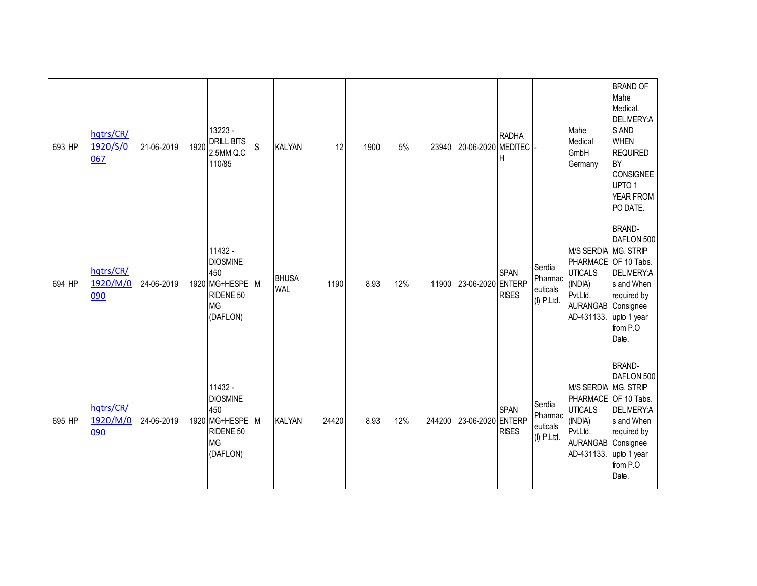| | | | | | | | | | | | | | | | | |
|---|---|---|---|---|---|---|---|---|---|---|---|---|---|---|---|---|
| 693 | HP | hqtrs/CR/1920/S/0067 | 21-06-2019 | 1920 | 13223 - DRILL BITS 2.5MM Q.C 110/85 | S | KALYAN | 12 | 1900 | 5% | 23940 | 20-06-2020 | RADHA MEDITECH | - | Mahe Medical GmbH Germany | BRAND OF Mahe Medical. DELIVERY:AS AND WHEN REQUIRED BY CONSIGNEE UPTO 1 YEAR FROM PO DATE. |
| 694 | HP | hqtrs/CR/1920/M/0090 | 24-06-2019 | 1920 | 11432 - DIOSMINE 450 MG+HESPERIDENE 50 MG (DAFLON) | M | BHUSAWAL | 1190 | 8.93 | 12% | 11900 | 23-06-2020 | SPAN ENTERPRISES | Serdia Pharmaceuticals (I) P.Ltd. | M/S SERDIA PHARMACEUTICALS (INDIA) Pvt.Ltd. AURANGABAD-431133. | BRAND-DAFLON 500 MG. STRIP OF 10 Tabs. DELIVERY:As and When required by Consignee upto 1 year from P.O Date. |
| 695 | HP | hqtrs/CR/1920/M/0090 | 24-06-2019 | 1920 | 11432 - DIOSMINE 450 MG+HESPERIDENE 50 MG (DAFLON) | M | KALYAN | 24420 | 8.93 | 12% | 244200 | 23-06-2020 | SPAN ENTERPRISES | Serdia Pharmaceuticals (I) P.Ltd. | M/S SERDIA PHARMACEUTICALS (INDIA) Pvt.Ltd. AURANGABAD-431133. | BRAND-DAFLON 500 MG. STRIP OF 10 Tabs. DELIVERY:As and When required by Consignee upto 1 year from P.O Date. |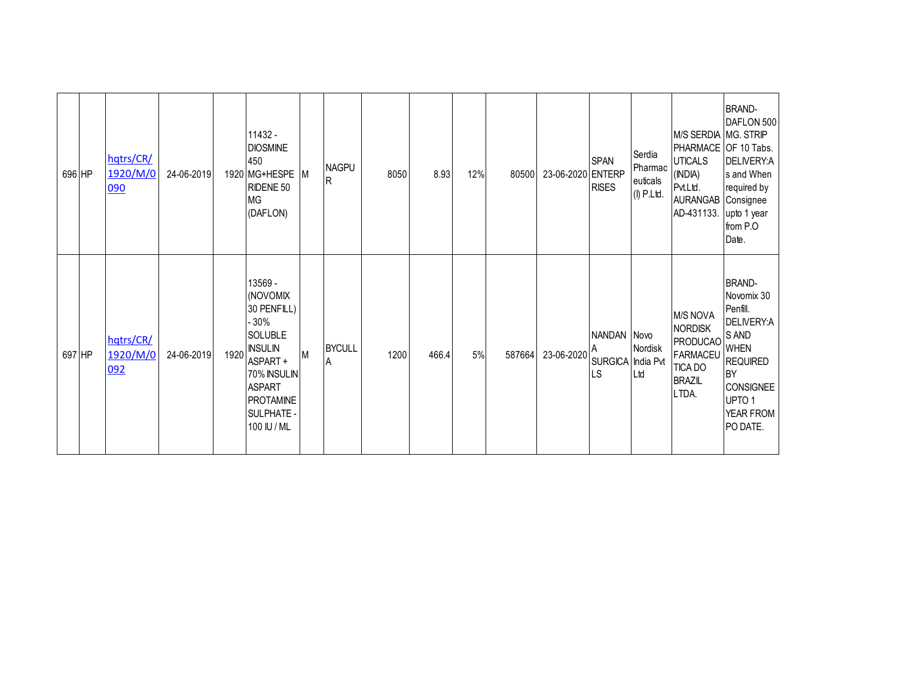| | | | | | | | | | | | | | | | | |
|---|---|---|---|---|---|---|---|---|---|---|---|---|---|---|---|---|
| 696 | HP | hqtrs/CR/1920/M/0090 | 24-06-2019 | 1920 | 11432 - DIOSMINE 450 MG+HESPERIDENE 50 MG (DAFLON) | M | NAGPUR | 8050 | 8.93 | 12% | 80500 | 23-06-2020 | SPAN ENTERPRISES | Serdia Pharmaceuticals (I) P.Ltd. | M/S SERDIA PHARMACEUTICALS (INDIA) Pvt.Ltd. AURANGABAD-431133. | BRAND-DAFLON 500 MG. STRIP OF 10 Tabs. DELIVERY:As and When required by Consignee upto 1 year from P.O Date. |
| 697 | HP | hqtrs/CR/1920/M/0092 | 24-06-2019 | 1920 | 13569 - (NOVOMIX 30 PENFILL) - 30% SOLUBLE INSULIN ASPART + 70% INSULIN ASPART PROTAMINE SULPHATE - 100 IU / ML | M | BYCULLA | 1200 | 466.4 | 5% | 587664 | 23-06-2020 | NANDANA SURGICALS | Novo Nordisk India Pvt Ltd | M/S NOVA NORDISK PRODUCAO FARMACEUTICA DO BRAZIL LTDA. | BRAND-Novomix 30 Penfill. DELIVERY:AS AND WHEN REQUIRED BY CONSIGNEE UPTO 1 YEAR FROM PO DATE. |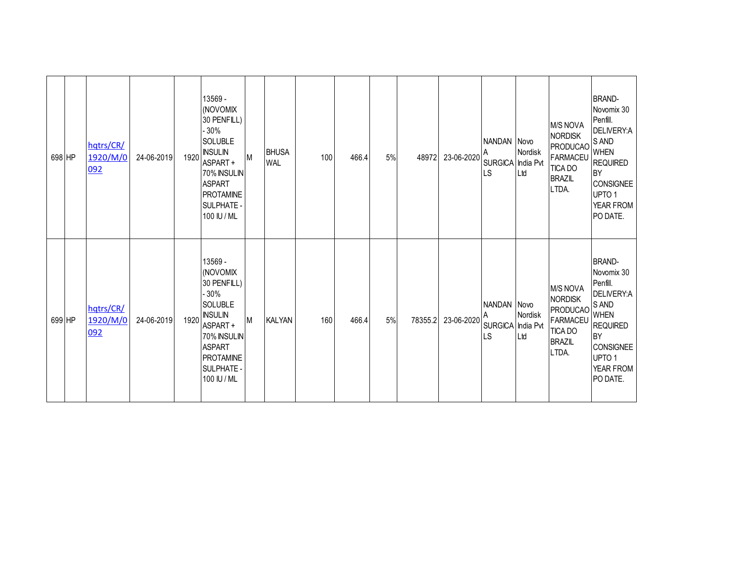| | | | | | | | | | | | | | | | | |
|---|---|---|---|---|---|---|---|---|---|---|---|---|---|---|---|---|
| 698 | HP | hqtrs/CR/1920/M/0092 | 24-06-2019 | 1920 | 13569 - (NOVOMIX 30 PENFILL) - 30% SOLUBLE INSULIN ASPART + 70% INSULIN ASPART PROTAMINE SULPHATE - 100 IU / ML | M | BHUSAWAL | 100 | 466.4 | 5% | 48972 | 23-06-2020 | NANDANA SURGICALS | Novo Nordisk India Pvt Ltd | M/S NOVA NORDISK PRODUCAO FARMACEUTICA DO BRAZIL LTDA. | BRAND-Novomix 30 Penfill. DELIVERY:AS AND WHEN REQUIRED BY CONSIGNEE UPTO 1 YEAR FROM PO DATE. |
| 699 | HP | hqtrs/CR/1920/M/0092 | 24-06-2019 | 1920 | 13569 - (NOVOMIX 30 PENFILL) - 30% SOLUBLE INSULIN ASPART + 70% INSULIN ASPART PROTAMINE SULPHATE - 100 IU / ML | M | KALYAN | 160 | 466.4 | 5% | 78355.2 | 23-06-2020 | NANDANA SURGICALS | Novo Nordisk India Pvt Ltd | M/S NOVA NORDISK PRODUCAO FARMACEUTICA DO BRAZIL LTDA. | BRAND-Novomix 30 Penfill. DELIVERY:AS AND WHEN REQUIRED BY CONSIGNEE UPTO 1 YEAR FROM PO DATE. |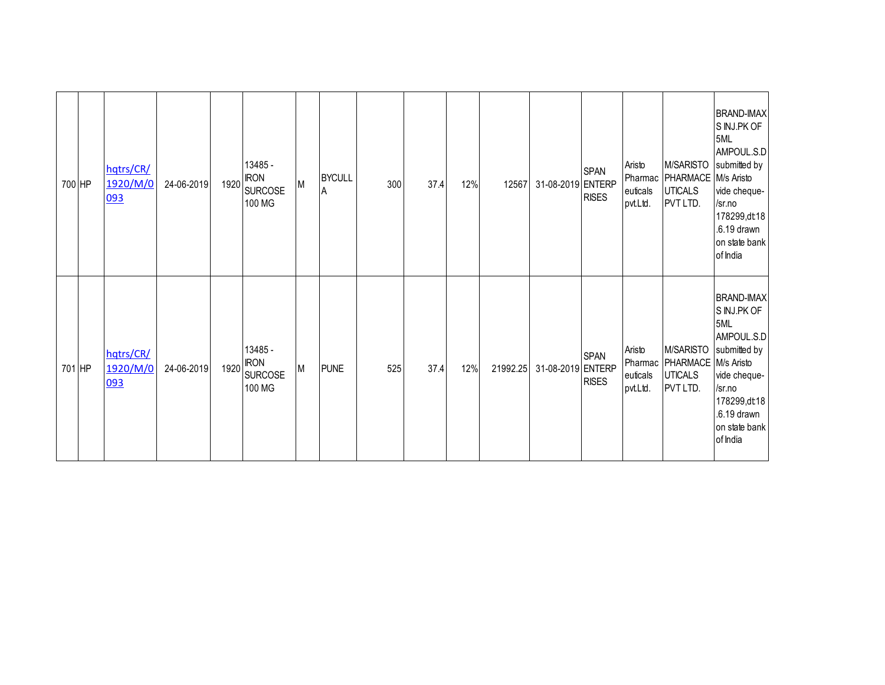| | | | | | | | | | | | | | | | | |
|---|---|---|---|---|---|---|---|---|---|---|---|---|---|---|---|---|
| 700 | HP | hqtrs/CR/1920/M/0093 | 24-06-2019 | 1920 | 13485 - IRON SURCOSE 100 MG | M | BYCULLA | 300 | 37.4 | 12% | 12567 | 31-08-2019 | SPAN ENTERPRISES | Aristo Pharmaceuticals pvt.Ltd. | M/SARISTO PHARMACEUTICALS PVT LTD. | BRAND-IMAXS INJ.PK OF 5ML AMPOUL.S.D submitted by M/s Aristo vide cheque-/sr.no 178299,dt.18.6.19 drawn on state bank of India |
| 701 | HP | hqtrs/CR/1920/M/0093 | 24-06-2019 | 1920 | 13485 - IRON SURCOSE 100 MG | M | PUNE | 525 | 37.4 | 12% | 21992.25 | 31-08-2019 | SPAN ENTERPRISES | Aristo Pharmaceuticals pvt.Ltd. | M/SARISTO PHARMACEUTICALS PVT LTD. | BRAND-IMAXS INJ.PK OF 5ML AMPOUL.S.D submitted by M/s Aristo vide cheque-/sr.no 178299,dt.18.6.19 drawn on state bank of India |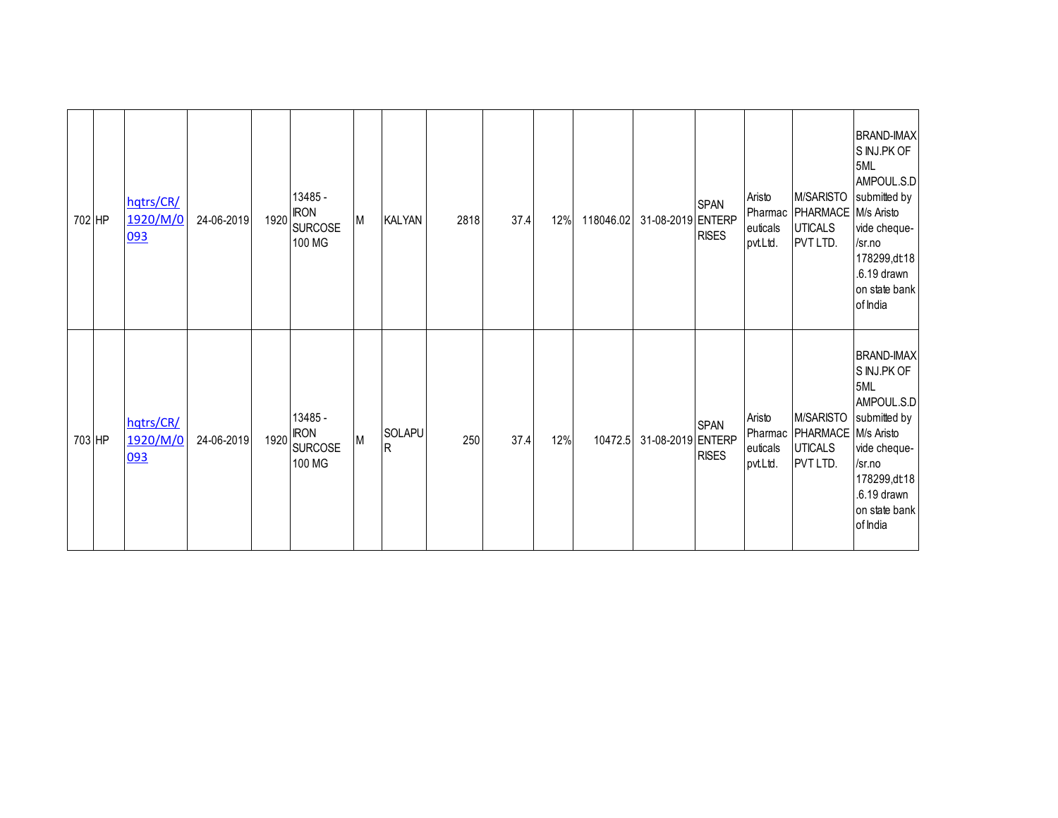| | | | | | | | | | | | | | | | | |
|---|---|---|---|---|---|---|---|---|---|---|---|---|---|---|---|---|
| 702 | HP | hqtrs/CR/1920/M/0093 | 24-06-2019 | 1920 | 13485 - IRON SURCOSE 100 MG | M | KALYAN | 2818 | 37.4 | 12% | 118046.02 | 31-08-2019 | SPAN ENTERPRISES | Aristo Pharmaceuticals pvt.Ltd. | M/SARISTO PHARMACEUTICALS PVT LTD. | BRAND-IMAXS INJ.PK OF 5ML AMPOUL.S.D submitted by M/s Aristo vide cheque-/sr.no 178299,dt.18.6.19 drawn on state bank of India |
| 703 | HP | hqtrs/CR/1920/M/0093 | 24-06-2019 | 1920 | 13485 - IRON SURCOSE 100 MG | M | SOLAPUR | 250 | 37.4 | 12% | 10472.5 | 31-08-2019 | SPAN ENTERPRISES | Aristo Pharmaceuticals pvt.Ltd. | M/SARISTO PHARMACEUTICALS PVT LTD. | BRAND-IMAXS INJ.PK OF 5ML AMPOUL.S.D submitted by M/s Aristo vide cheque-/sr.no 178299,dt.18.6.19 drawn on state bank of India |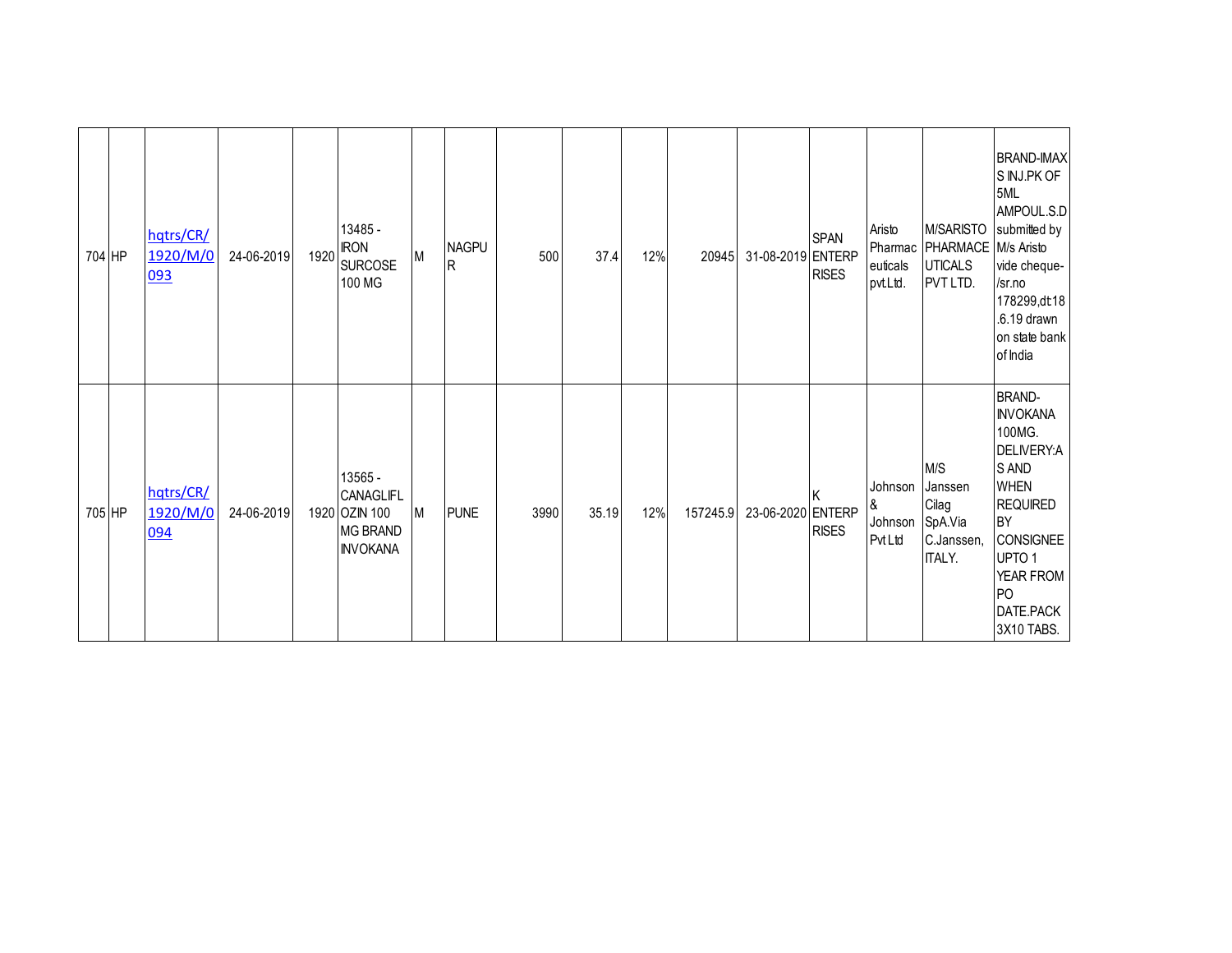| | | | | | | | | | | | | | | | | |
|---|---|---|---|---|---|---|---|---|---|---|---|---|---|---|---|---|
| 704 | HP | hqtrs/CR/1920/M/0093 | 24-06-2019 | 1920 | 13485 - IRON SURCOSE 100 MG | M | NAGPUR | 500 | 37.4 | 12% | 20945 | 31-08-2019 | SPAN ENTERPRISES | Aristo Pharmaceuticals pvt.Ltd. | M/SARISTO PHARMACEUTICALS PVT LTD. | BRAND-IMAXS INJ.PK OF 5ML AMPOUL.S.D submitted by M/s Aristo vide cheque-/sr.no 178299,dt:18.6.19 drawn on state bank of India |
| 705 | HP | hqtrs/CR/1920/M/0094 | 24-06-2019 | 1920 | 13565 - CANAGLIFLOZIN 100 MG BRAND INVOKANA | M | PUNE | 3990 | 35.19 | 12% | 157245.9 | 23-06-2020 | K ENTERPRISES | Johnson & Johnson Pvt Ltd | M/S Janssen Cilag SpA.Via C.Janssen, ITALY. | BRAND-INVOKANA 100MG. DELIVERY:AS AND WHEN REQUIRED BY CONSIGNEE UPTO 1 YEAR FROM PO DATE.PACK 3X10 TABS. |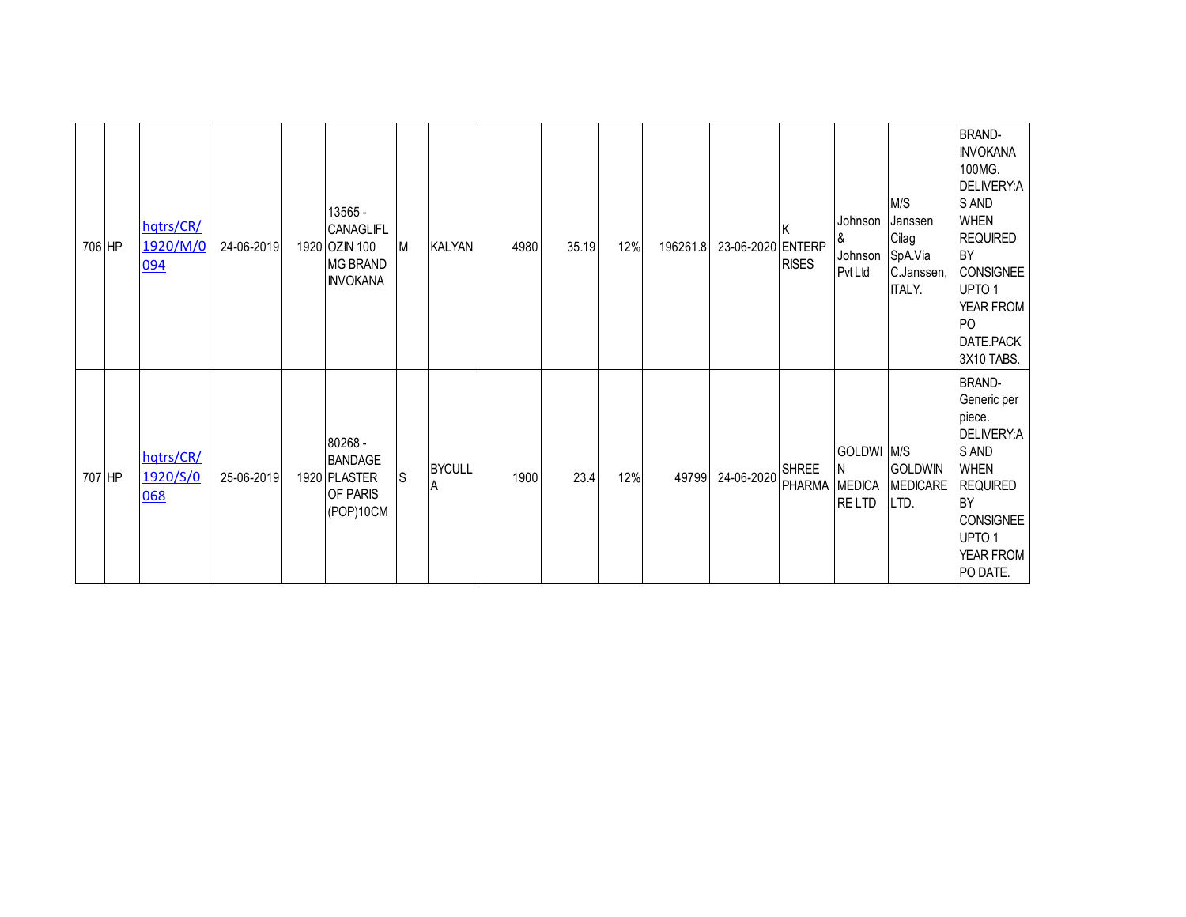| 706 | HP | hqtrs/CR/1920/M/0094 | 24-06-2019 | 1920 | 13565 - CANAGLIFLOZIN 100 MG BRAND INVOKANA | M | KALYAN | 4980 | 35.19 | 12% | 196261.8 | 23-06-2020 | K ENTERPRISES | Johnson & Johnson Pvt Ltd | M/S Janssen Cilag SpA.Via C.Janssen, ITALY. | BRAND-INVOKANA 100MG. DELIVERY:AS AND WHEN REQUIRED BY CONSIGNEE UPTO 1 YEAR FROM PO DATE.PACK 3X10 TABS. |
|---|---|---|---|---|---|---|---|---|---|---|---|---|---|---|---|---|
| 707 | HP | hqtrs/CR/1920/S/0068 | 25-06-2019 | 1920 | 80268 - BANDAGE PLASTER OF PARIS (POP)10CM | S | BYCULLA | 1900 | 23.4 | 12% | 49799 | 24-06-2020 | SHREE PHARMA | GOLDWIN MEDICARE LTD | M/S GOLDWIN MEDICARE LTD. | BRAND-Generic per piece. DELIVERY:AS AND WHEN REQUIRED BY CONSIGNEE UPTO 1 YEAR FROM PO DATE. |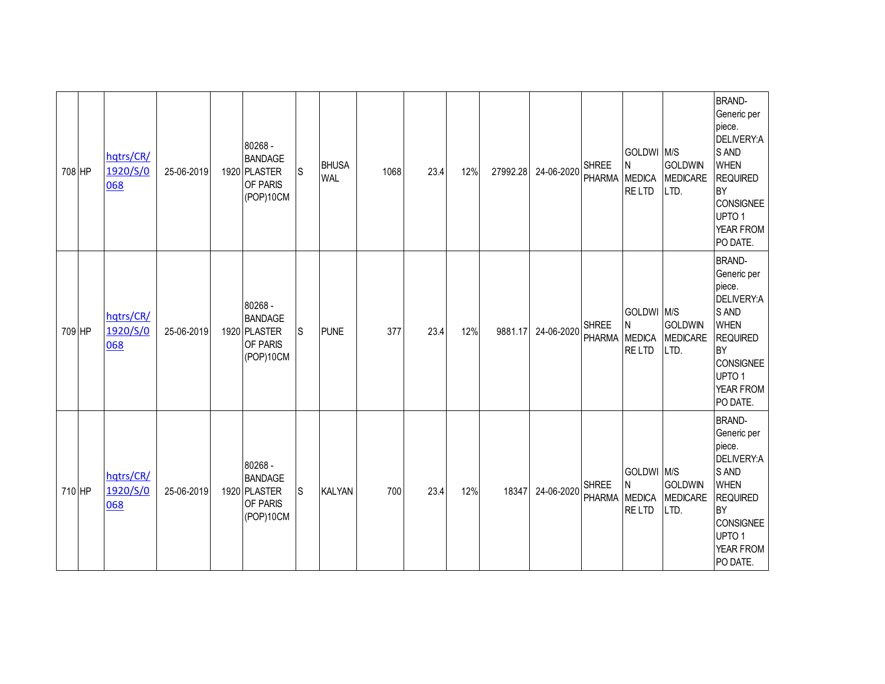| | | | | | | | | | | | | | | | |
|---|---|---|---|---|---|---|---|---|---|---|---|---|---|---|---|
| 708 | HP | hqtrs/CR/1920/S/0068 | 25-06-2019 | 1920 | 80268 - BANDAGE PLASTER OF PARIS (POP)10CM | S | BHUSAWAL | 1068 | 23.4 | 12% | 27992.28 | 24-06-2020 | SHREE PHARMA | GOLDWIN MEDICARE LTD | M/S GOLDWIN MEDICARE LTD. | BRAND- Generic per piece. DELIVERY:AS AND WHEN REQUIRED BY CONSIGNEE UPTO 1 YEAR FROM PO DATE. |
| 709 | HP | hqtrs/CR/1920/S/0068 | 25-06-2019 | 1920 | 80268 - BANDAGE PLASTER OF PARIS (POP)10CM | S | PUNE | 377 | 23.4 | 12% | 9881.17 | 24-06-2020 | SHREE PHARMA | GOLDWIN MEDICARE LTD | M/S GOLDWIN MEDICARE LTD. | BRAND- Generic per piece. DELIVERY:AS AND WHEN REQUIRED BY CONSIGNEE UPTO 1 YEAR FROM PO DATE. |
| 710 | HP | hqtrs/CR/1920/S/0068 | 25-06-2019 | 1920 | 80268 - BANDAGE PLASTER OF PARIS (POP)10CM | S | KALYAN | 700 | 23.4 | 12% | 18347 | 24-06-2020 | SHREE PHARMA | GOLDWIN MEDICARE LTD | M/S GOLDWIN MEDICARE LTD. | BRAND- Generic per piece. DELIVERY:AS AND WHEN REQUIRED BY CONSIGNEE UPTO 1 YEAR FROM PO DATE. |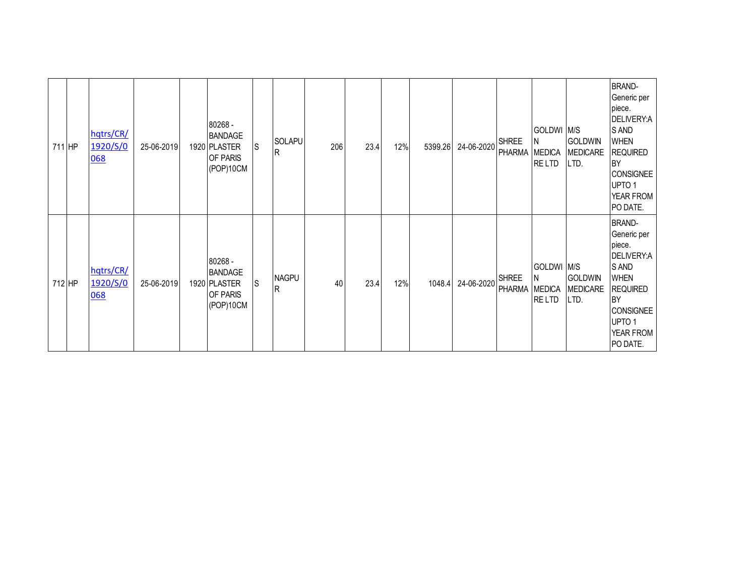| | | | | | | | | | | | | | | | | |
|---|---|---|---|---|---|---|---|---|---|---|---|---|---|---|---|---|
| 711 | HP | hqtrs/CR/1920/S/0068 | 25-06-2019 | 1920 | 80268 - BANDAGE PLASTER OF PARIS (POP)10CM | S | SOLAPUR | 206 | 23.4 | 12% | 5399.26 | 24-06-2020 | SHREE PHARMA | GOLDWIN MEDICARE LTD | M/S GOLDWIN MEDICARE LTD. | BRAND-Generic per piece. DELIVERY:AS AND WHEN REQUIRED BY CONSIGNEE UPTO 1 YEAR FROM PO DATE. |
| 712 | HP | hqtrs/CR/1920/S/0068 | 25-06-2019 | 1920 | 80268 - BANDAGE PLASTER OF PARIS (POP)10CM | S | NAGPUR | 40 | 23.4 | 12% | 1048.4 | 24-06-2020 | SHREE PHARMA | GOLDWIN MEDICARE LTD | M/S GOLDWIN MEDICARE LTD. | BRAND-Generic per piece. DELIVERY:AS AND WHEN REQUIRED BY CONSIGNEE UPTO 1 YEAR FROM PO DATE. |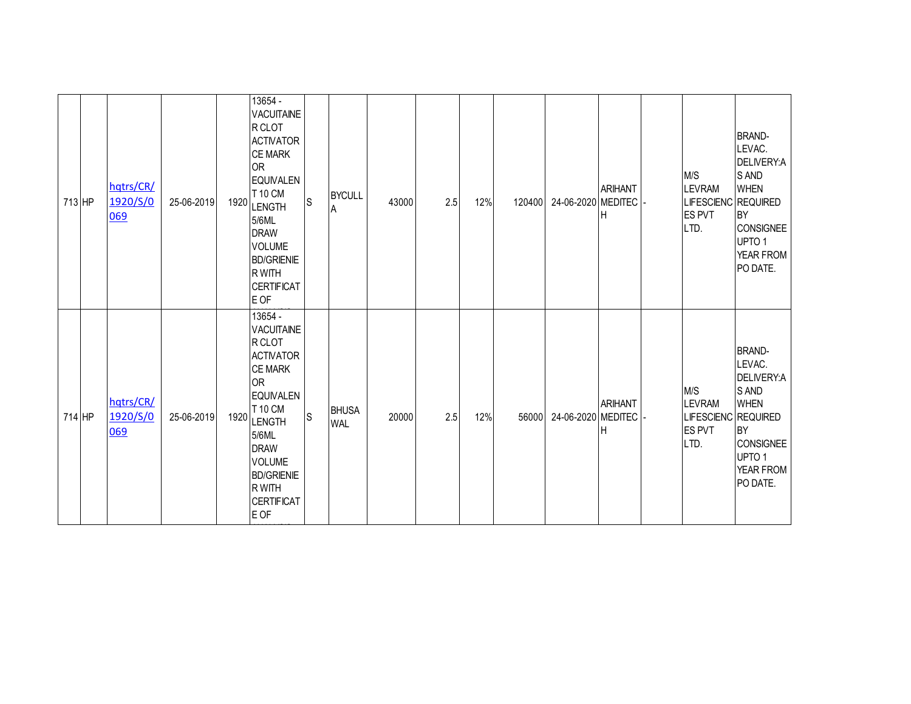| | | | | | | | | | | | | | | | | |
|---|---|---|---|---|---|---|---|---|---|---|---|---|---|---|---|---|
| 713 | HP | hqtrs/CR/1920/S/0069 | 25-06-2019 | 1920 | 13654 - VACUITAINER CLOT ACTIVATOR CE MARK OR EQUIVALENT 10 CM LENGTH 5/6ML DRAW VOLUME BD/GRIENIER WITH CERTIFICATE OF | S | BYCULLA | 43000 | 2.5 | 12% | 120400 | 24-06-2020 | ARIHANT MEDITECH | - | M/S LEVRAM LIFESCIENCES PVT LTD. | BRAND-LEVAC. DELIVERY:AS AND WHEN REQUIRED BY CONSIGNEE UPTO 1 YEAR FROM PO DATE. |
| 714 | HP | hqtrs/CR/1920/S/0069 | 25-06-2019 | 1920 | 13654 - VACUITAINER CLOT ACTIVATOR CE MARK OR EQUIVALENT 10 CM LENGTH 5/6ML DRAW VOLUME BD/GRIENIER WITH CERTIFICATE OF | S | BHUSAWAL | 20000 | 2.5 | 12% | 56000 | 24-06-2020 | ARIHANT MEDITECH | - | M/S LEVRAM LIFESCIENCES PVT LTD. | BRAND-LEVAC. DELIVERY:AS AND WHEN REQUIRED BY CONSIGNEE UPTO 1 YEAR FROM PO DATE. |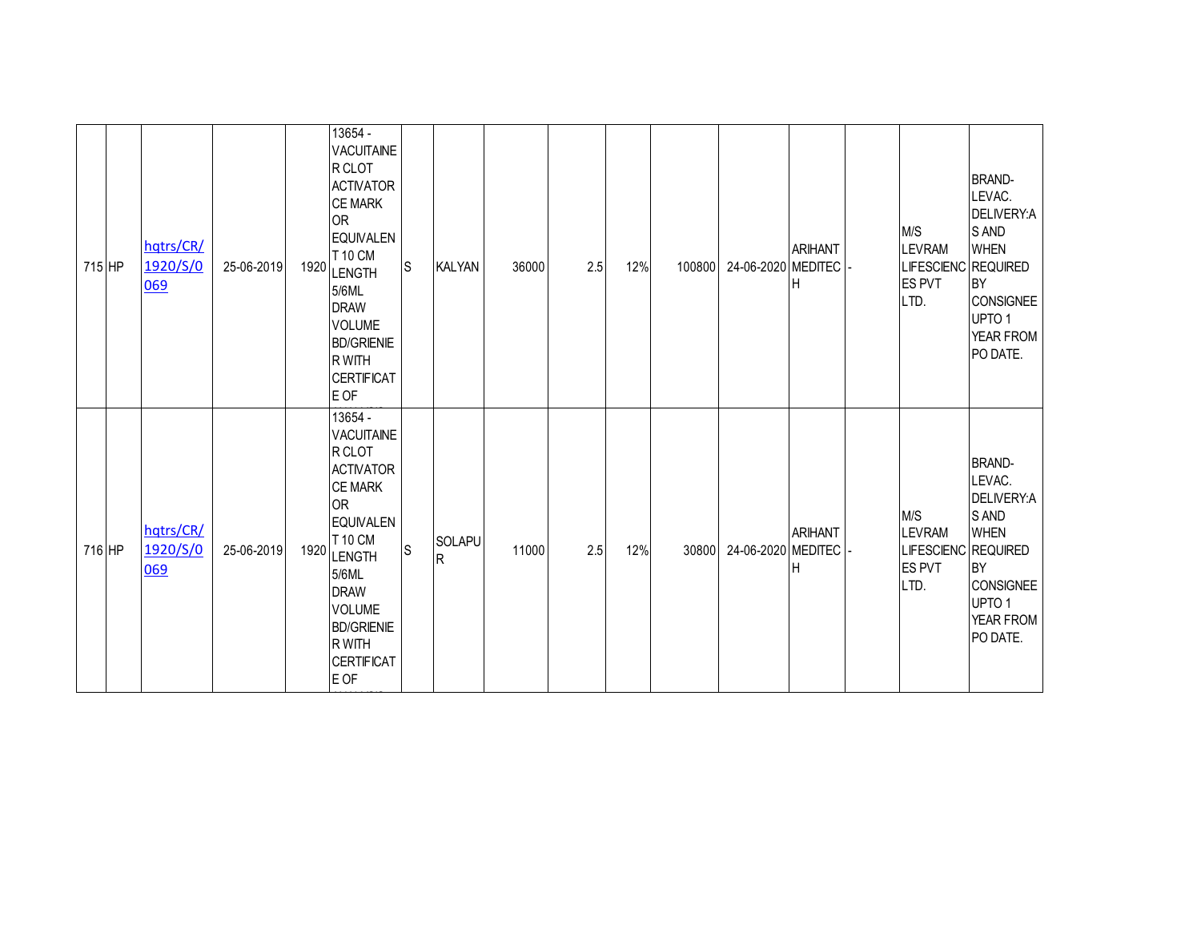| | | | | | | | | | | | | | | | | |
|---|---|---|---|---|---|---|---|---|---|---|---|---|---|---|---|---|
| 715 | HP | hqtrs/CR/1920/S/0069 | 25-06-2019 | 1920 | 13654 - VACUITAINER CLOT ACTIVATOR CE MARK OR EQUIVALENT 10 CM LENGTH 5/6ML DRAW VOLUME BD/GRIENIER WITH CERTIFICATE OF | S | KALYAN | 36000 | 2.5 | 12% | 100800 | 24-06-2020 | ARIHANT MEDITECH | - | M/S LEVRAM LIFESCIENCES PVT LTD. | BRAND- LEVAC. DELIVERY:AS AND WHEN REQUIRED BY CONSIGNEE UPTO 1 YEAR FROM PO DATE. |
| 716 | HP | hqtrs/CR/1920/S/0069 | 25-06-2019 | 1920 | 13654 - VACUITAINER CLOT ACTIVATOR CE MARK OR EQUIVALENT 10 CM LENGTH 5/6ML DRAW VOLUME BD/GRIENIER WITH CERTIFICATE OF | S | SOLAPUR | 11000 | 2.5 | 12% | 30800 | 24-06-2020 | ARIHANT MEDITECH | - | M/S LEVRAM LIFESCIENCES PVT LTD. | BRAND- LEVAC. DELIVERY:AS AND WHEN REQUIRED BY CONSIGNEE UPTO 1 YEAR FROM PO DATE. |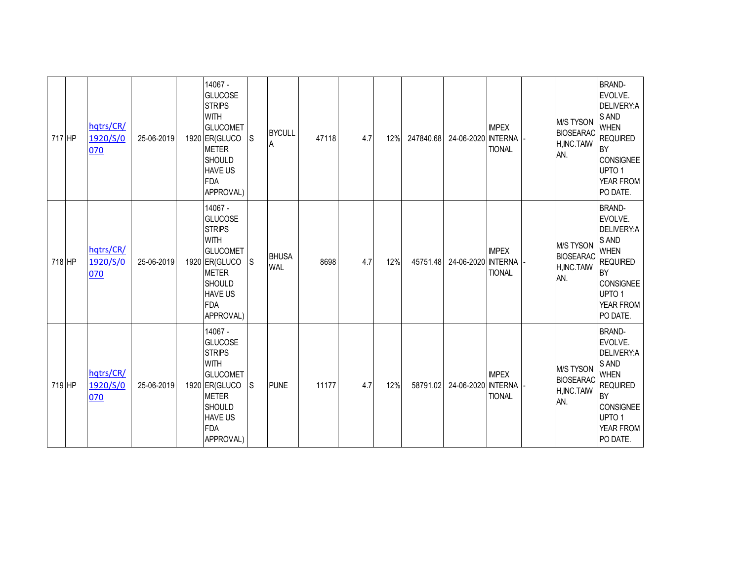| | | | | | | | | | | | | | | | | |
|---|---|---|---|---|---|---|---|---|---|---|---|---|---|---|---|---|
| 717 | HP | hqtrs/CR/1920/S/0070 | 25-06-2019 | 1920 | 14067 - GLUCOSE STRIPS WITH GLUCOMETER(GLUCO METER SHOULD HAVE US FDA APPROVAL) | S | BYCULLA | 47118 | 4.7 | 12% | 247840.68 | 24-06-2020 | IMPEX INTERNATIONAL | - | | M/S TYSON BIOSEARACH,INC.TAIWAN. | BRAND-EVOLVE. DELIVERY:AS AND WHEN REQUIRED BY CONSIGNEE UPTO 1 YEAR FROM PO DATE. |
| 718 | HP | hqtrs/CR/1920/S/0070 | 25-06-2019 | 1920 | 14067 - GLUCOSE STRIPS WITH GLUCOMETER(GLUCO METER SHOULD HAVE US FDA APPROVAL) | S | BHUSAWAL | 8698 | 4.7 | 12% | 45751.48 | 24-06-2020 | IMPEX INTERNATIONAL | - | | M/S TYSON BIOSEARACH,INC.TAIWAN. | BRAND-EVOLVE. DELIVERY:AS AND WHEN REQUIRED BY CONSIGNEE UPTO 1 YEAR FROM PO DATE. |
| 719 | HP | hqtrs/CR/1920/S/0070 | 25-06-2019 | 1920 | 14067 - GLUCOSE STRIPS WITH GLUCOMETER(GLUCO METER SHOULD HAVE US FDA APPROVAL) | S | PUNE | 11177 | 4.7 | 12% | 58791.02 | 24-06-2020 | IMPEX INTERNATIONAL | - | | M/S TYSON BIOSEARACH,INC.TAIWAN. | BRAND-EVOLVE. DELIVERY:AS AND WHEN REQUIRED BY CONSIGNEE UPTO 1 YEAR FROM PO DATE. |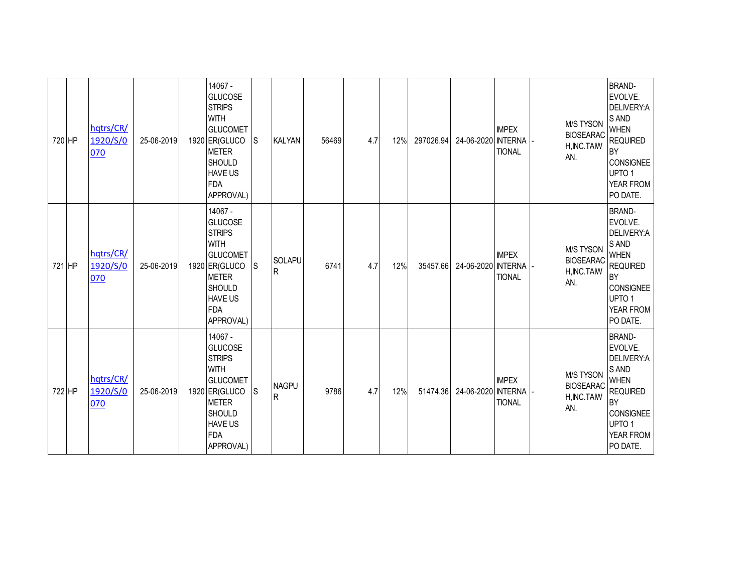| | | | | | | | | | | | | | | | | |
|---|---|---|---|---|---|---|---|---|---|---|---|---|---|---|---|---|
| 720 | HP | hqtrs/CR/1920/S/0070 | 25-06-2019 | 1920 | 14067 - GLUCOSE STRIPS WITH GLUCOMETER(GLUCO METER SHOULD HAVE US FDA APPROVAL) | S | KALYAN | 56469 | 4.7 | 12% | 297026.94 | 24-06-2020 | IMPEX INTERNATIONAL | - | M/S TYSON BIOSEARACH,INC.TAIWAN. | BRAND-EVOLVE. DELIVERY:AS AND WHEN REQUIRED BY CONSIGNEE UPTO 1 YEAR FROM PO DATE. |
| 721 | HP | hqtrs/CR/1920/S/0070 | 25-06-2019 | 1920 | 14067 - GLUCOSE STRIPS WITH GLUCOMETER(GLUCO METER SHOULD HAVE US FDA APPROVAL) | S | SOLAPUR | 6741 | 4.7 | 12% | 35457.66 | 24-06-2020 | IMPEX INTERNATIONAL | - | M/S TYSON BIOSEARACH,INC.TAIWAN. | BRAND-EVOLVE. DELIVERY:AS AND WHEN REQUIRED BY CONSIGNEE UPTO 1 YEAR FROM PO DATE. |
| 722 | HP | hqtrs/CR/1920/S/0070 | 25-06-2019 | 1920 | 14067 - GLUCOSE STRIPS WITH GLUCOMETER(GLUCO METER SHOULD HAVE US FDA APPROVAL) | S | NAGPUR | 9786 | 4.7 | 12% | 51474.36 | 24-06-2020 | IMPEX INTERNATIONAL | - | M/S TYSON BIOSEARACH,INC.TAIWAN. | BRAND-EVOLVE. DELIVERY:AS AND WHEN REQUIRED BY CONSIGNEE UPTO 1 YEAR FROM PO DATE. |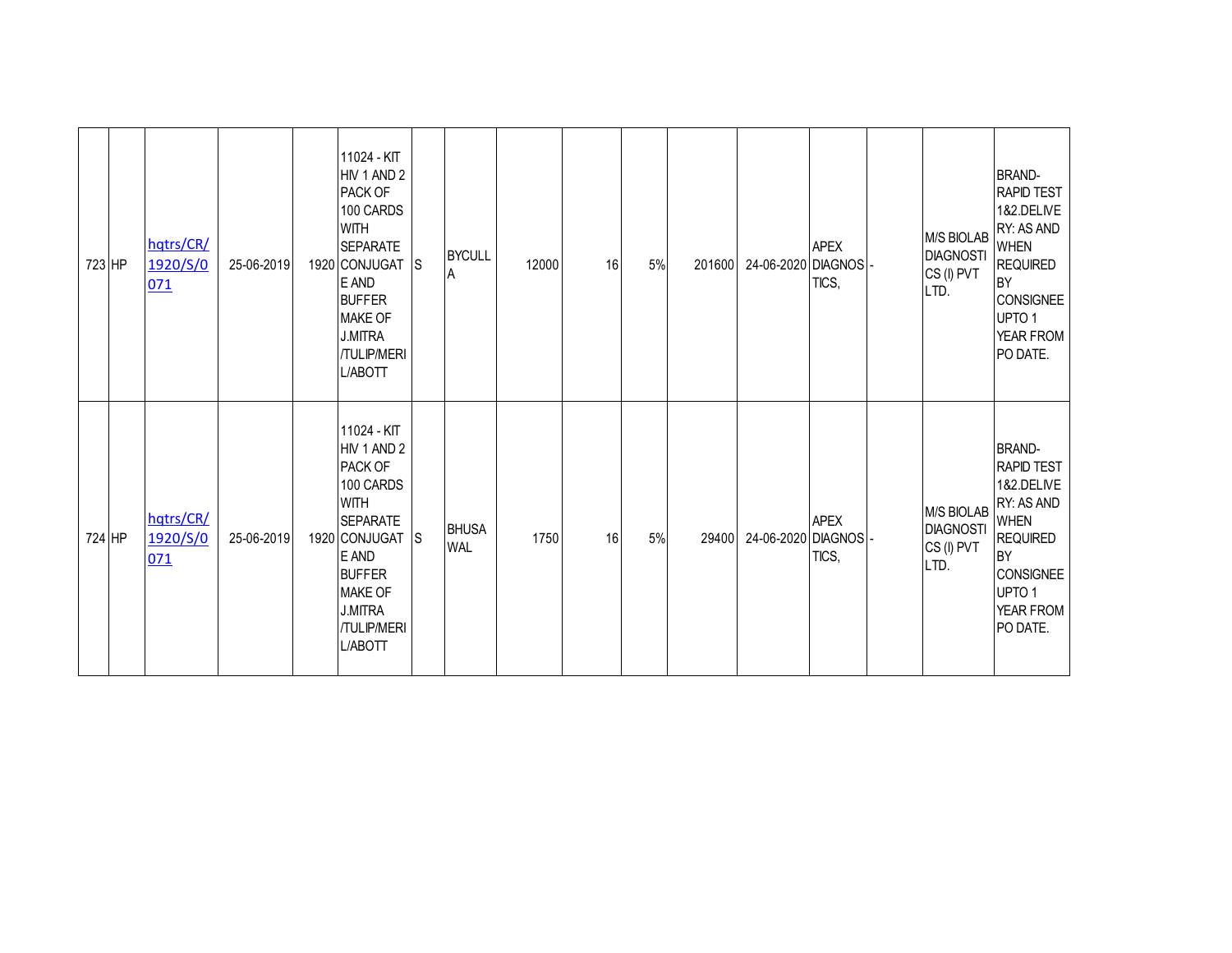| | | | | | | | | | | | | | | | | |
|---|---|---|---|---|---|---|---|---|---|---|---|---|---|---|---|---|
| 723 | HP | hqtrs/CR/1920/S/0071 | 25-06-2019 | 1920 | 11024 - KIT HIV 1 AND 2 PACK OF 100 CARDS WITH SEPARATE CONJUGATE AND BUFFER MAKE OF J.MITRA /TULIP/MERIL/ABOTT | S | BYCULLA | 12000 | 16 | 5% | 201600 | 24-06-2020 | APEX DIAGNOSTICS, | - | M/S BIOLAB DIAGNOSTICS (I) PVT LTD. | BRAND-RAPID TEST 1&2.DELIVERY: AS AND WHEN REQUIRED BY CONSIGNEE UPTO 1 YEAR FROM PO DATE. |
| 724 | HP | hqtrs/CR/1920/S/0071 | 25-06-2019 | 1920 | 11024 - KIT HIV 1 AND 2 PACK OF 100 CARDS WITH SEPARATE CONJUGATE AND BUFFER MAKE OF J.MITRA /TULIP/MERIL/ABOTT | S | BHUSAWAL | 1750 | 16 | 5% | 29400 | 24-06-2020 | APEX DIAGNOSTICS, | - | M/S BIOLAB DIAGNOSTICS (I) PVT LTD. | BRAND-RAPID TEST 1&2.DELIVERY: AS AND WHEN REQUIRED BY CONSIGNEE UPTO 1 YEAR FROM PO DATE. |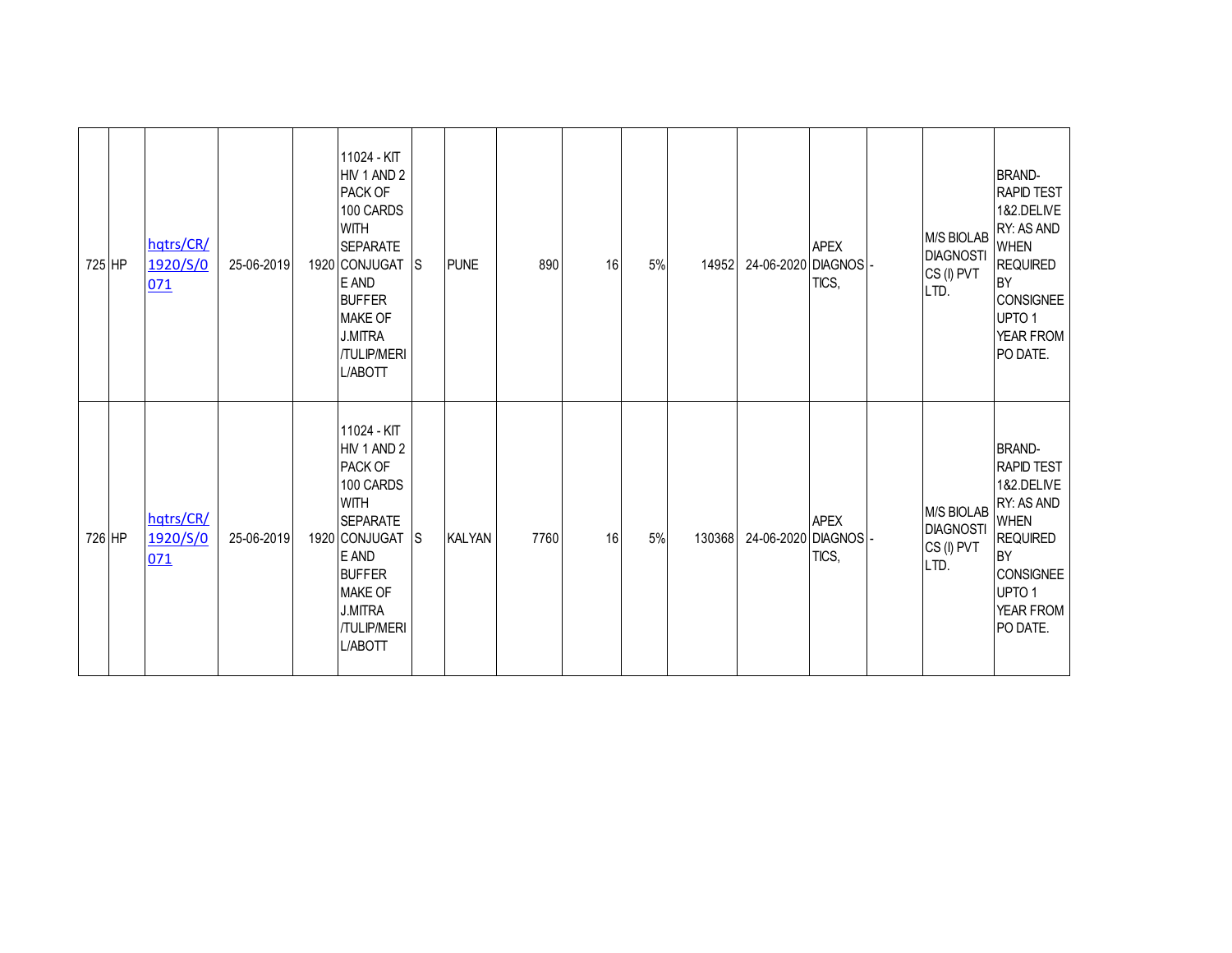| | | | | | | | | | | | | | | | | |
|---|---|---|---|---|---|---|---|---|---|---|---|---|---|---|---|---|
| 725 | HP | hqtrs/CR/1920/S/0071 | 25-06-2019 | 1920 | 11024 - KIT HIV 1 AND 2 PACK OF 100 CARDS WITH SEPARATE CONJUGATE AND BUFFER MAKE OF J.MITRA /TULIP/MERIL/ABOTT | S | PUNE | 890 | 16 | 5% | 14952 | 24-06-2020 | APEX DIAGNOSTICS, | - | M/S BIOLAB DIAGNOSTICS (I) PVT LTD. | BRAND-RAPID TEST 1&2.DELIVERY: AS AND WHEN REQUIRED BY CONSIGNEE UPTO 1 YEAR FROM PO DATE. |
| 726 | HP | hqtrs/CR/1920/S/0071 | 25-06-2019 | 1920 | 11024 - KIT HIV 1 AND 2 PACK OF 100 CARDS WITH SEPARATE CONJUGATE AND BUFFER MAKE OF J.MITRA /TULIP/MERIL/ABOTT | S | KALYAN | 7760 | 16 | 5% | 130368 | 24-06-2020 | APEX DIAGNOSTICS, | - | M/S BIOLAB DIAGNOSTICS (I) PVT LTD. | BRAND-RAPID TEST 1&2.DELIVERY: AS AND WHEN REQUIRED BY CONSIGNEE UPTO 1 YEAR FROM PO DATE. |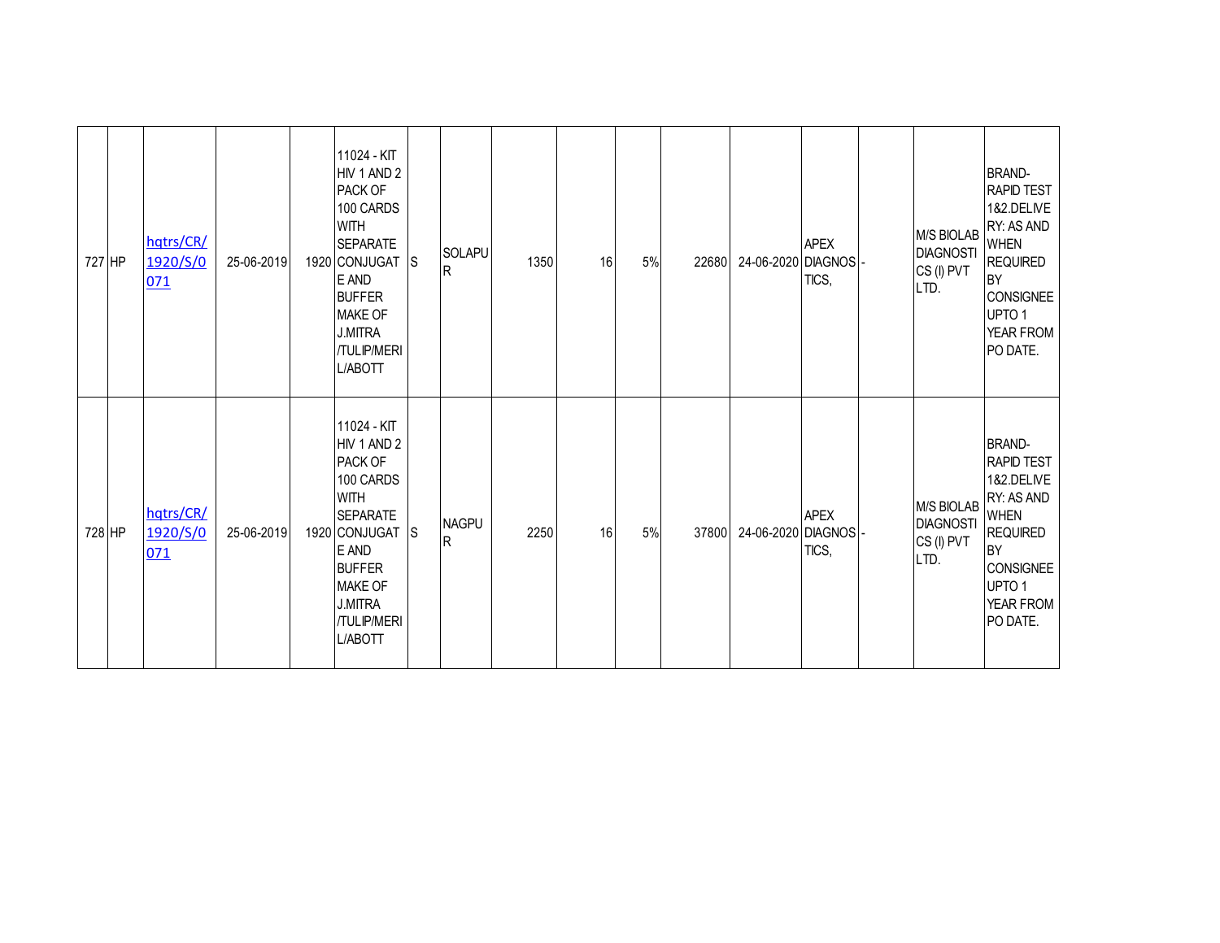| | | | | | | | | | | | | | | | | |
|---|---|---|---|---|---|---|---|---|---|---|---|---|---|---|---|---|
| 727 | HP | hqtrs/CR/1920/S/0071 | 25-06-2019 | 1920 | 11024 - KIT HIV 1 AND 2 PACK OF 100 CARDS WITH SEPARATE CONJUGATE AND BUFFER MAKE OF J.MITRA /TULIP/MERIL/ABOTT | S | SOLAPUR | 1350 | 16 | 5% | 22680 | 24-06-2020 | APEX DIAGNOSTICS, | - | | M/S BIOLAB DIAGNOSTICS (I) PVT LTD. | BRAND- RAPID TEST 1&2.DELIVERY: AS AND WHEN REQUIRED BY CONSIGNEE UPTO 1 YEAR FROM PO DATE. |
| 728 | HP | hqtrs/CR/1920/S/0071 | 25-06-2019 | 1920 | 11024 - KIT HIV 1 AND 2 PACK OF 100 CARDS WITH SEPARATE CONJUGATE AND BUFFER MAKE OF J.MITRA /TULIP/MERIL/ABOTT | S | NAGPUR | 2250 | 16 | 5% | 37800 | 24-06-2020 | APEX DIAGNOSTICS, | - | | M/S BIOLAB DIAGNOSTICS (I) PVT LTD. | BRAND- RAPID TEST 1&2.DELIVERY: AS AND WHEN REQUIRED BY CONSIGNEE UPTO 1 YEAR FROM PO DATE. |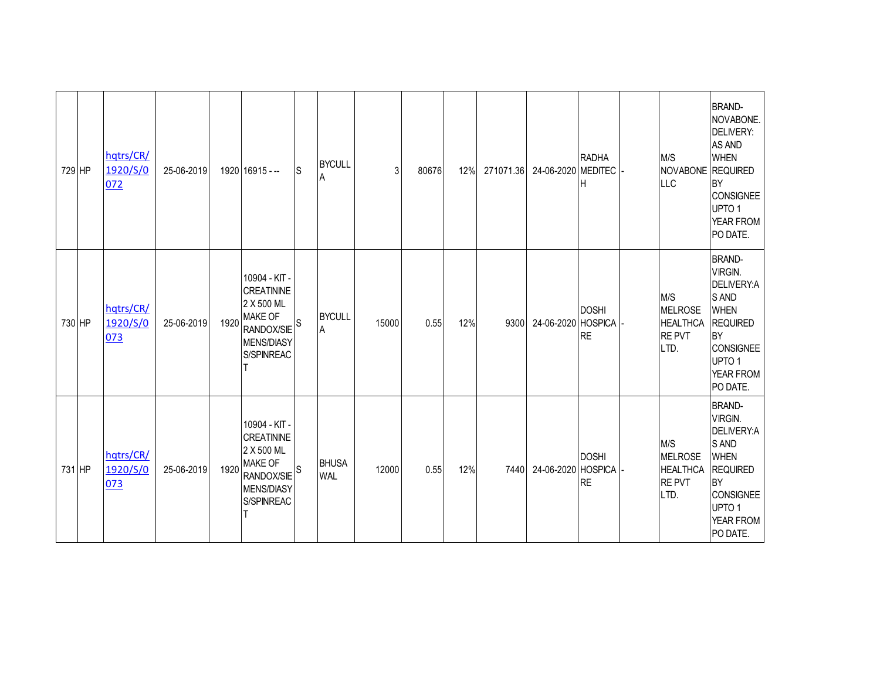| 729 | HP | hqtrs/CR/1920/S/0072 | 25-06-2019 | 1920 | 16915 - -- | S | BYCULLA | 3 | 80676 | 12% | 271071.36 | 24-06-2020 | RADHA MEDITECH | - | M/S NOVABONE LLC | BRAND-NOVABONE. DELIVERY: AS AND WHEN REQUIRED BY CONSIGNEE UPTO 1 YEAR FROM PO DATE. |
|---|---|---|---|---|---|---|---|---|---|---|---|---|---|---|---|---|
| 730 | HP | hqtrs/CR/1920/S/0073 | 25-06-2019 | 1920 | 10904 - KIT - CREATININE 2 X 500 ML MAKE OF RANDOX/SIEMENS/DIASYS/SPINREACT | S | BYCULLA | 15000 | 0.55 | 12% | 9300 | 24-06-2020 | DOSHI HOSPICARE | - | M/S MELROSE HEALTHCARE PVT LTD. | BRAND-VIRGIN. DELIVERY:AS AND WHEN REQUIRED BY CONSIGNEE UPTO 1 YEAR FROM PO DATE. |
| 731 | HP | hqtrs/CR/1920/S/0073 | 25-06-2019 | 1920 | 10904 - KIT - CREATININE 2 X 500 ML MAKE OF RANDOX/SIEMENS/DIASYS/SPINREACT | S | BHUSAWAL | 12000 | 0.55 | 12% | 7440 | 24-06-2020 | DOSHI HOSPICARE | - | M/S MELROSE HEALTHCARE PVT LTD. | BRAND-VIRGIN. DELIVERY:AS AND WHEN REQUIRED BY CONSIGNEE UPTO 1 YEAR FROM PO DATE. |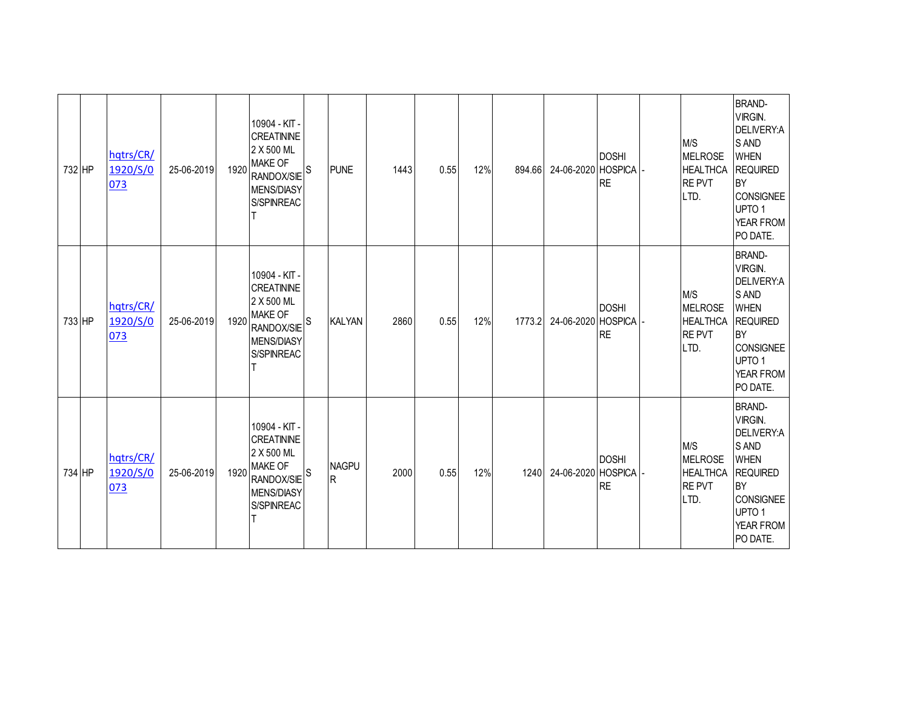| | | | | | | | | | | | | | | | | |
|---|---|---|---|---|---|---|---|---|---|---|---|---|---|---|---|---|
| 732 | HP | hqtrs/CR/1920/S/0073 | 25-06-2019 | 1920 | 10904 - KIT - CREATININE 2 X 500 ML MAKE OF RANDOX/SIEMENS/DIASYS/SPINREACT | S | PUNE | 1443 | 0.55 | 12% | 894.66 | 24-06-2020 | DOSHI HOSPICARE | - | M/S MELROSE HEALTHCARE PVT LTD. | BRAND-VIRGIN. DELIVERY:AS AND WHEN REQUIRED BY CONSIGNEE UPTO 1 YEAR FROM PO DATE. |
| 733 | HP | hqtrs/CR/1920/S/0073 | 25-06-2019 | 1920 | 10904 - KIT - CREATININE 2 X 500 ML MAKE OF RANDOX/SIEMENS/DIASYS/SPINREACT | S | KALYAN | 2860 | 0.55 | 12% | 1773.2 | 24-06-2020 | DOSHI HOSPICARE | - | M/S MELROSE HEALTHCARE PVT LTD. | BRAND-VIRGIN. DELIVERY:AS AND WHEN REQUIRED BY CONSIGNEE UPTO 1 YEAR FROM PO DATE. |
| 734 | HP | hqtrs/CR/1920/S/0073 | 25-06-2019 | 1920 | 10904 - KIT - CREATININE 2 X 500 ML MAKE OF RANDOX/SIEMENS/DIASYS/SPINREACT | S | NAGPUR | 2000 | 0.55 | 12% | 1240 | 24-06-2020 | DOSHI HOSPICARE | - | M/S MELROSE HEALTHCARE PVT LTD. | BRAND-VIRGIN. DELIVERY:AS AND WHEN REQUIRED BY CONSIGNEE UPTO 1 YEAR FROM PO DATE. |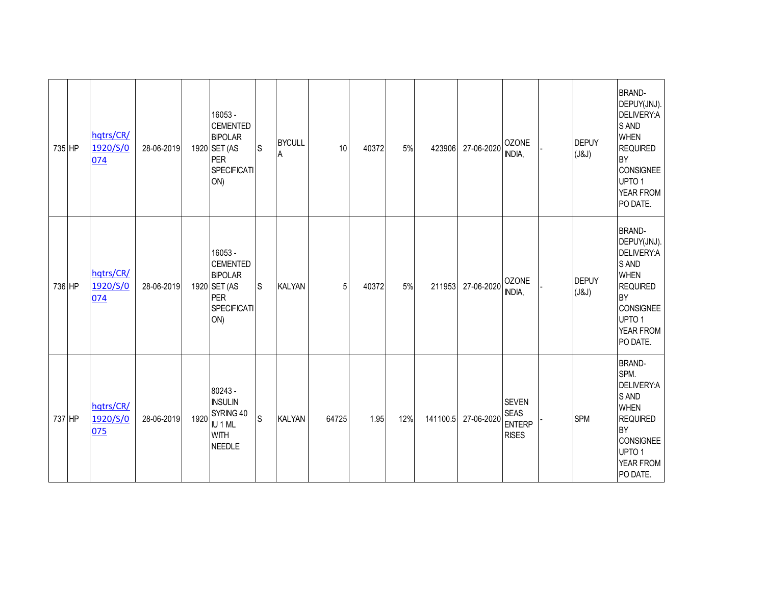| 735 | HP | hqtrs/CR/1920/S/0074 | 28-06-2019 | 1920 | 16053 - CEMENTED BIPOLAR SET (AS PER SPECIFICATION) | S | BYCULLA | 10 | 40372 | 5% | 423906 | 27-06-2020 | OZONE INDIA, | - | DEPUY (J&J) | BRAND-DEPUY(JNJ). DELIVERY:AS AND WHEN REQUIRED BY CONSIGNEE UPTO 1 YEAR FROM PO DATE. |
|---|---|---|---|---|---|---|---|---|---|---|---|---|---|---|---|---|
| 736 | HP | hqtrs/CR/1920/S/0074 | 28-06-2019 | 1920 | 16053 - CEMENTED BIPOLAR SET (AS PER SPECIFICATION) | S | KALYAN | 5 | 40372 | 5% | 211953 | 27-06-2020 | OZONE INDIA, | - | DEPUY (J&J) | BRAND-DEPUY(JNJ). DELIVERY:AS AND WHEN REQUIRED BY CONSIGNEE UPTO 1 YEAR FROM PO DATE. |
| 737 | HP | hqtrs/CR/1920/S/0075 | 28-06-2019 | 1920 | 80243 - INSULIN SYRING 40 IU 1 ML WITH NEEDLE | S | KALYAN | 64725 | 1.95 | 12% | 141100.5 | 27-06-2020 | SEVEN SEAS ENTERPRISES | - | SPM | BRAND-SPM. DELIVERY:AS AND WHEN REQUIRED BY CONSIGNEE UPTO 1 YEAR FROM PO DATE. |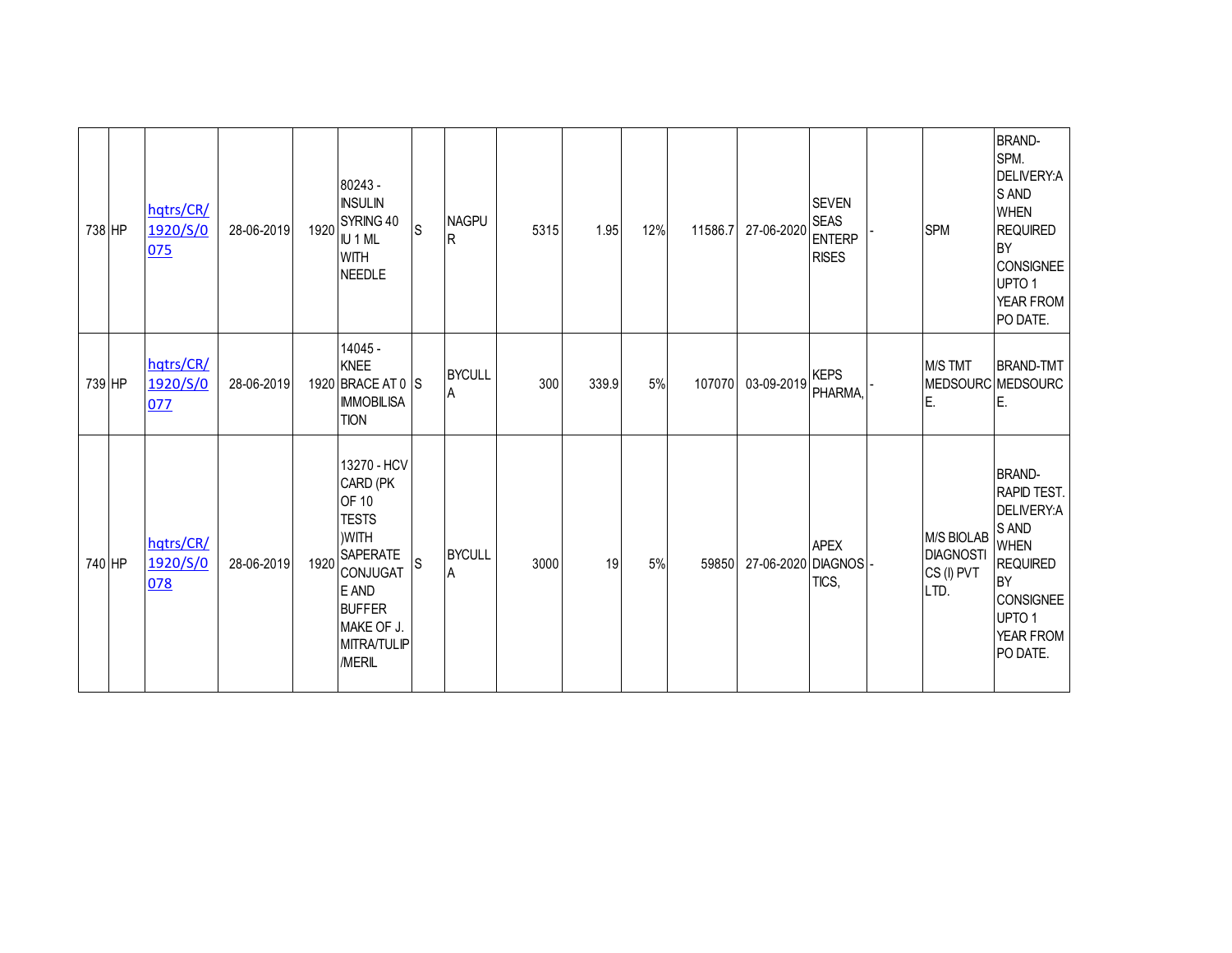| 738 | HP | hqtrs/CR/1920/S/0075 | 28-06-2019 | 1920 | 80243 - INSULIN SYRING 40 IU 1 ML WITH NEEDLE | S | NAGPUR | 5315 | 1.95 | 12% | 11586.7 | 27-06-2020 | SEVEN SEAS ENTERPRISES | - | SPM | BRAND-SPM. DELIVERY:AS AND WHEN REQUIRED BY CONSIGNEE UPTO 1 YEAR FROM PO DATE. |
|---|---|---|---|---|---|---|---|---|---|---|---|---|---|---|---|---|
| 739 | HP | hqtrs/CR/1920/S/0077 | 28-06-2019 | 1920 | 14045 - KNEE BRACE AT 0 IMMOBILISATION | S | BYCULLA | 300 | 339.9 | 5% | 107070 | 03-09-2019 | KEPS PHARMA, | - | M/S TMT MEDSOURCE. | BRAND-TMT MEDSOURCE. |
| 740 | HP | hqtrs/CR/1920/S/0078 | 28-06-2019 | 1920 | 13270 - HCV CARD (PK OF 10 TESTS )WITH SAPERATE CONJUGATE AND BUFFER MAKE OF J. MITRA/TULIP/MERIL | S | BYCULLA | 3000 | 19 | 5% | 59850 | 27-06-2020 | APEX DIAGNOSTICS, | - | M/S BIOLAB DIAGNOSTICS (I) PVT LTD. | BRAND-RAPID TEST. DELIVERY:AS AND WHEN REQUIRED BY CONSIGNEE UPTO 1 YEAR FROM PO DATE. |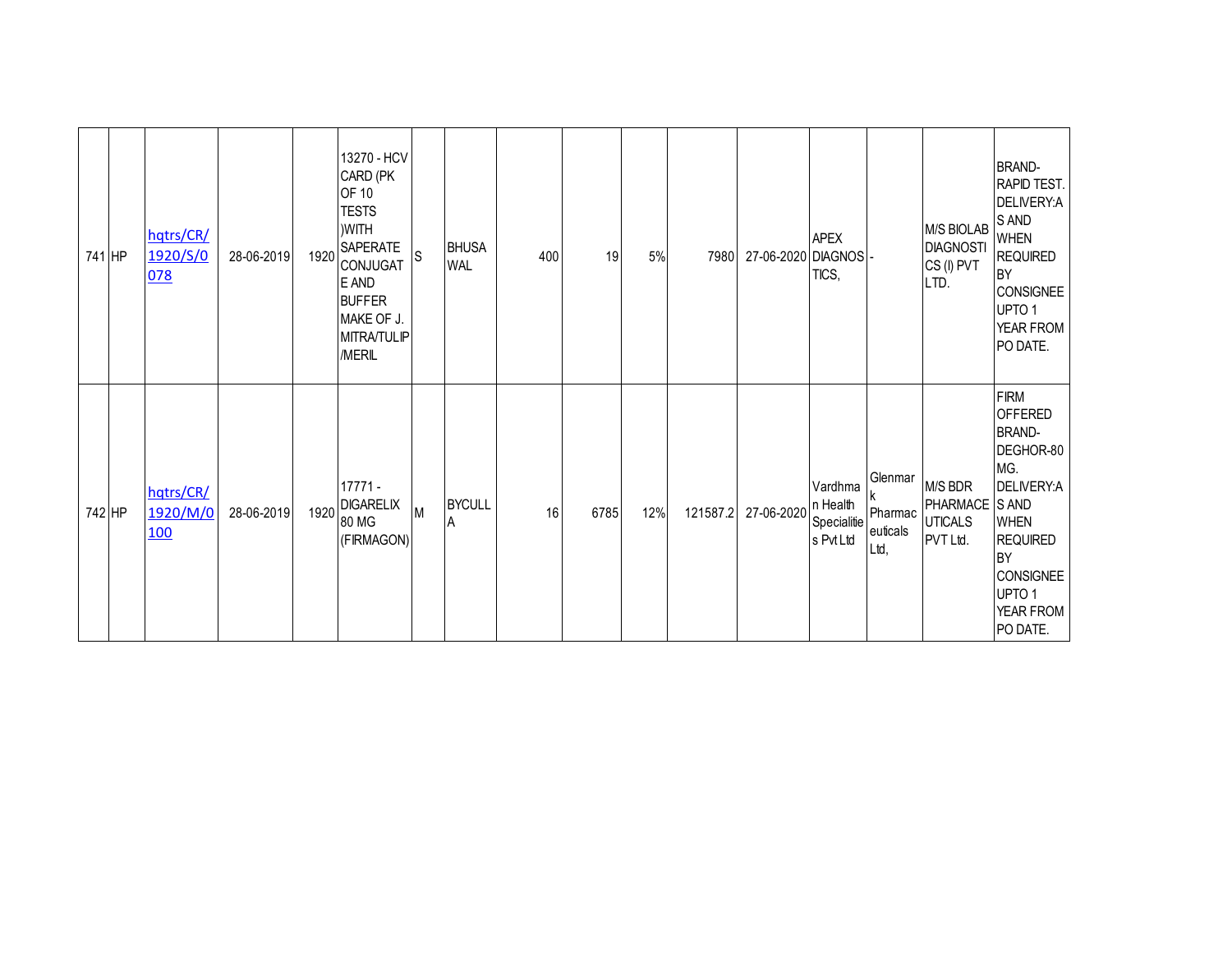| | | | | | | | | | | | | | | | |
|---|---|---|---|---|---|---|---|---|---|---|---|---|---|---|---|
| 741 | HP | hqtrs/CR/1920/S/0078 | 28-06-2019 | 1920 | 13270 - HCV CARD (PK OF 10 TESTS )WITH SAPERATE CONJUGATE AND BUFFER MAKE OF J. MITRA/TULIP /MERIL | S | BHUSAWAL | 400 | 19 | 5% | 7980 | 27-06-2020 | APEX DIAGNOSTICS, | - | M/S BIOLAB DIAGNOSTICS (I) PVT LTD. | BRAND- RAPID TEST. DELIVERY:AS AND WHEN REQUIRED BY CONSIGNEE UPTO 1 YEAR FROM PO DATE. |
| 742 | HP | hqtrs/CR/1920/M/0100 | 28-06-2019 | 1920 | 17771 - DIGARELIX 80 MG (FIRMAGON) | M | BYCULLA | 16 | 6785 | 12% | 121587.2 | 27-06-2020 | Vardhman Health Specialities Pvt Ltd | Glenmark Pharmaceuticals Ltd, | M/S BDR PHARMACEUTICALS PVT Ltd. | FIRM OFFERED BRAND- DEGHOR-80 MG. DELIVERY:AS AND WHEN REQUIRED BY CONSIGNEE UPTO 1 YEAR FROM PO DATE. |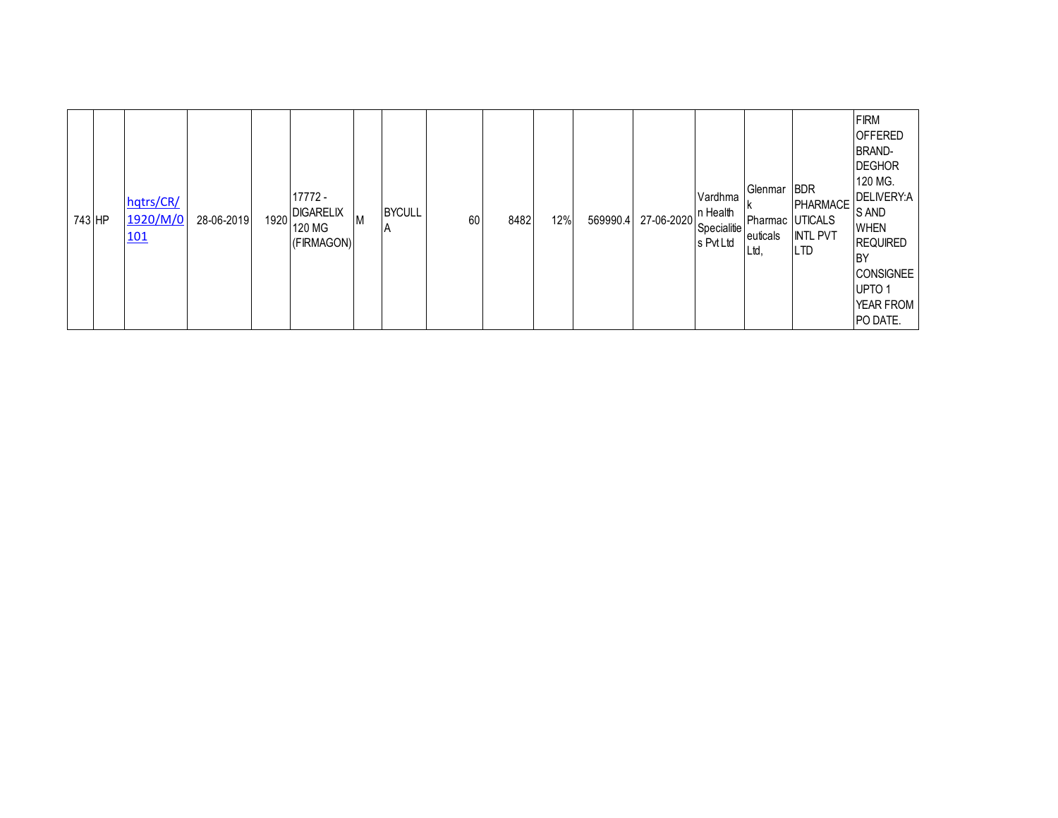| | | | | | | | | | | | | | | | | |
|---|---|---|---|---|---|---|---|---|---|---|---|---|---|---|---|---|
| 743 | HP | hqtrs/CR/1920/M/0101 | 28-06-2019 | 1920 | 17772 - DIGARELIX 120 MG (FIRMAGON) | M | BYCULLA | 60 | 8482 | 12% | 569990.4 | 27-06-2020 | Vardhman Health Specialities Pvt Ltd | Glenmark Pharmaceuticals Ltd, | BDR PHARMACEUTICALS INTL PVT LTD | FIRM OFFERED BRAND-DEGHOR 120 MG. DELIVERY:AS AND WHEN REQUIRED BY CONSIGNEE UPTO 1 YEAR FROM PO DATE. |